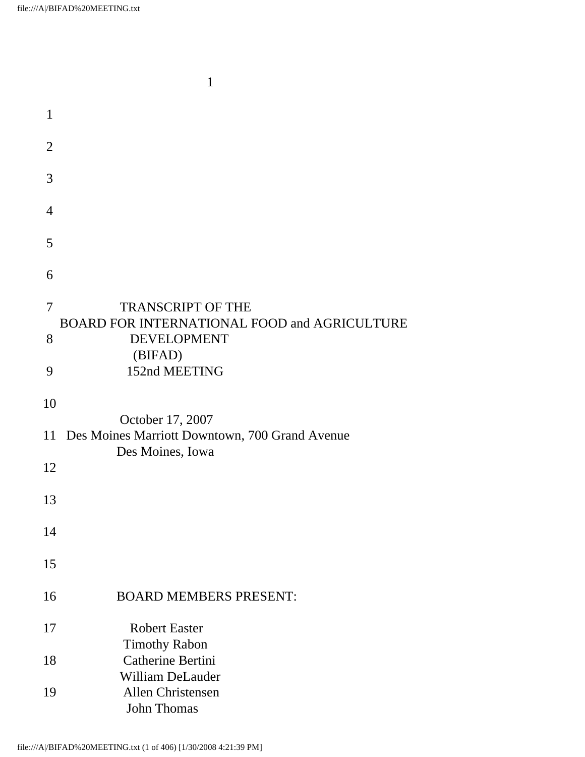TRANSCRIPT OF THE
BOARD FOR INTERNATIONAL FOOD and AGRICULTURE
DEVELOPMENT
(BIFAD)
152nd MEETING

October 17, 2007
Des Moines Marriott Downtown, 700 Grand Avenue
Des Moines, Iowa

BOARD MEMBERS PRESENT:

Robert Easter
Timothy Rabon
Catherine Bertini
William DeLauder
Allen Christensen
John Thomas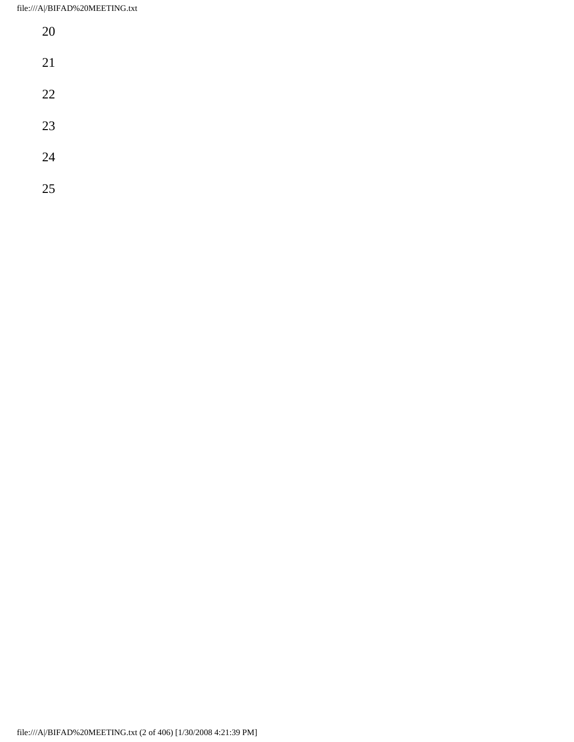20

21

22

23

24

25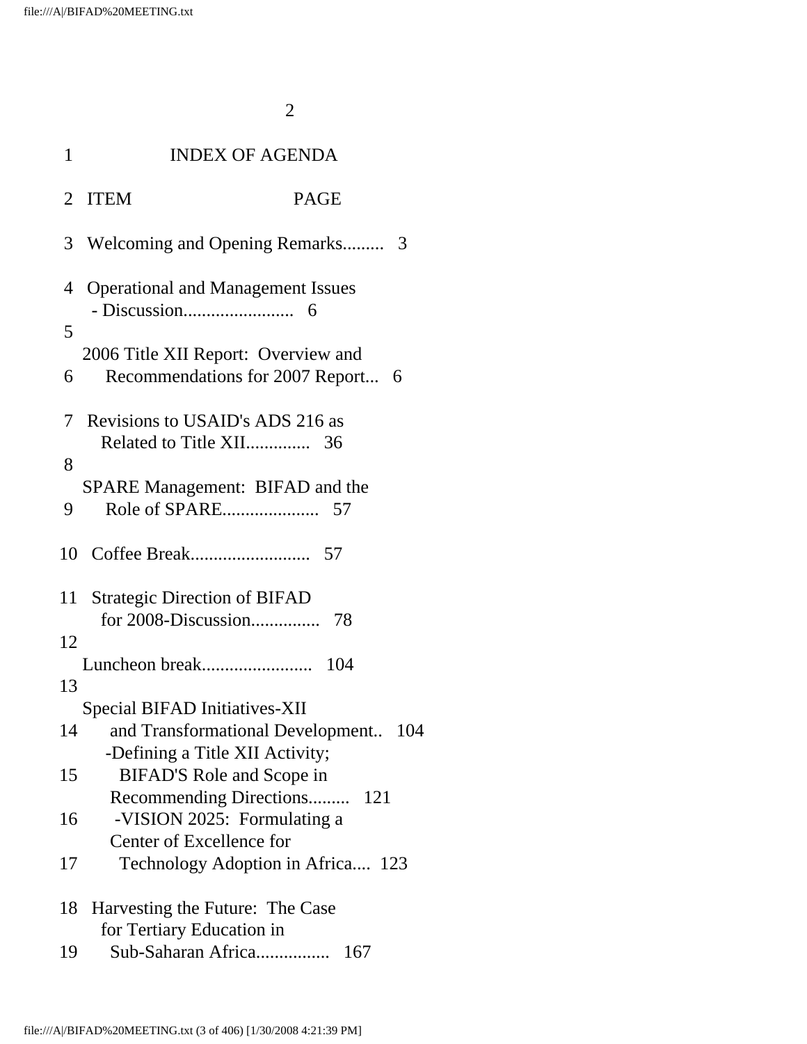# INDEX OF AGENDA

| ITEM | PAGE |
|---|---|
| Welcoming and Opening Remarks......... | 3 |
| Operational and Management Issues - Discussion........................ | 6 |
| 2006 Title XII Report: Overview and Recommendations for 2007 Report... | 6 |
| Revisions to USAID's ADS 216 as Related to Title XII.............. | 36 |
| SPARE Management: BIFAD and the Role of SPARE..................... | 57 |
| Coffee Break.......................... | 57 |
| Strategic Direction of BIFAD for 2008-Discussion............... | 78 |
| Luncheon break........................ | 104 |
| Special BIFAD Initiatives-XII and Transformational Development.. | 104 |
| -Defining a Title XII Activity; BIFAD'S Role and Scope in Recommending Directions......... | 121 |
| -VISION 2025: Formulating a Center of Excellence for Technology Adoption in Africa.... | 123 |
| Harvesting the Future: The Case for Tertiary Education in Sub-Saharan Africa................ | 167 |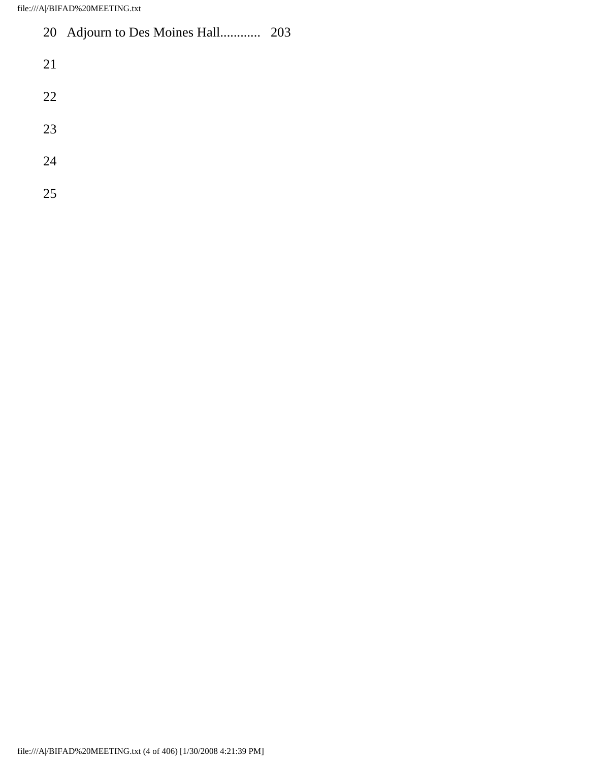20 Adjourn to Des Moines Hall............ 203

21

22

23

24

25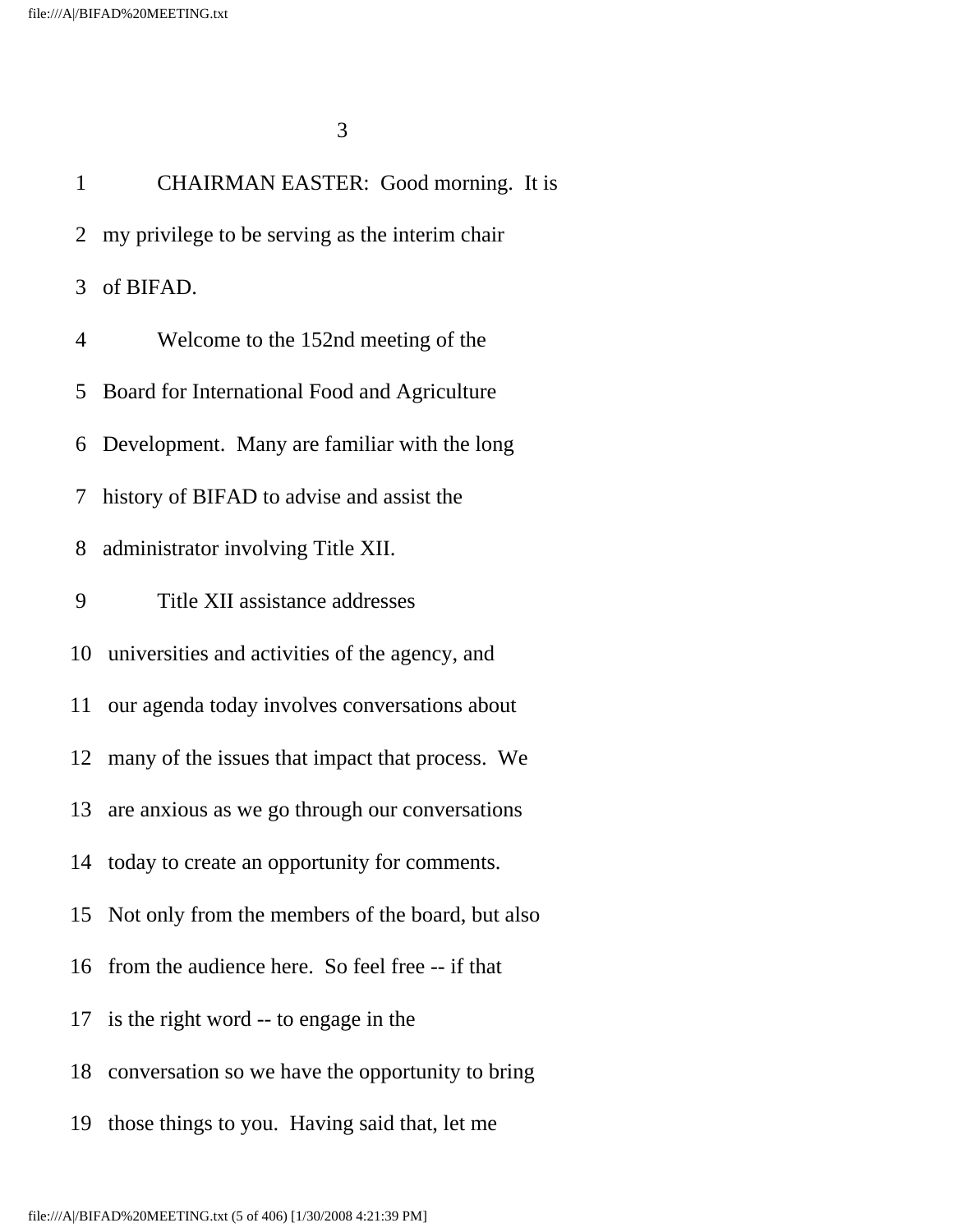1 CHAIRMAN EASTER: Good morning. It is
2 my privilege to be serving as the interim chair
3 of BIFAD.
4 Welcome to the 152nd meeting of the
5 Board for International Food and Agriculture
6 Development. Many are familiar with the long
7 history of BIFAD to advise and assist the
8 administrator involving Title XII.
9 Title XII assistance addresses
10 universities and activities of the agency, and
11 our agenda today involves conversations about
12 many of the issues that impact that process. We
13 are anxious as we go through our conversations
14 today to create an opportunity for comments.
15 Not only from the members of the board, but also
16 from the audience here. So feel free -- if that
17 is the right word -- to engage in the
18 conversation so we have the opportunity to bring
19 those things to you. Having said that, let me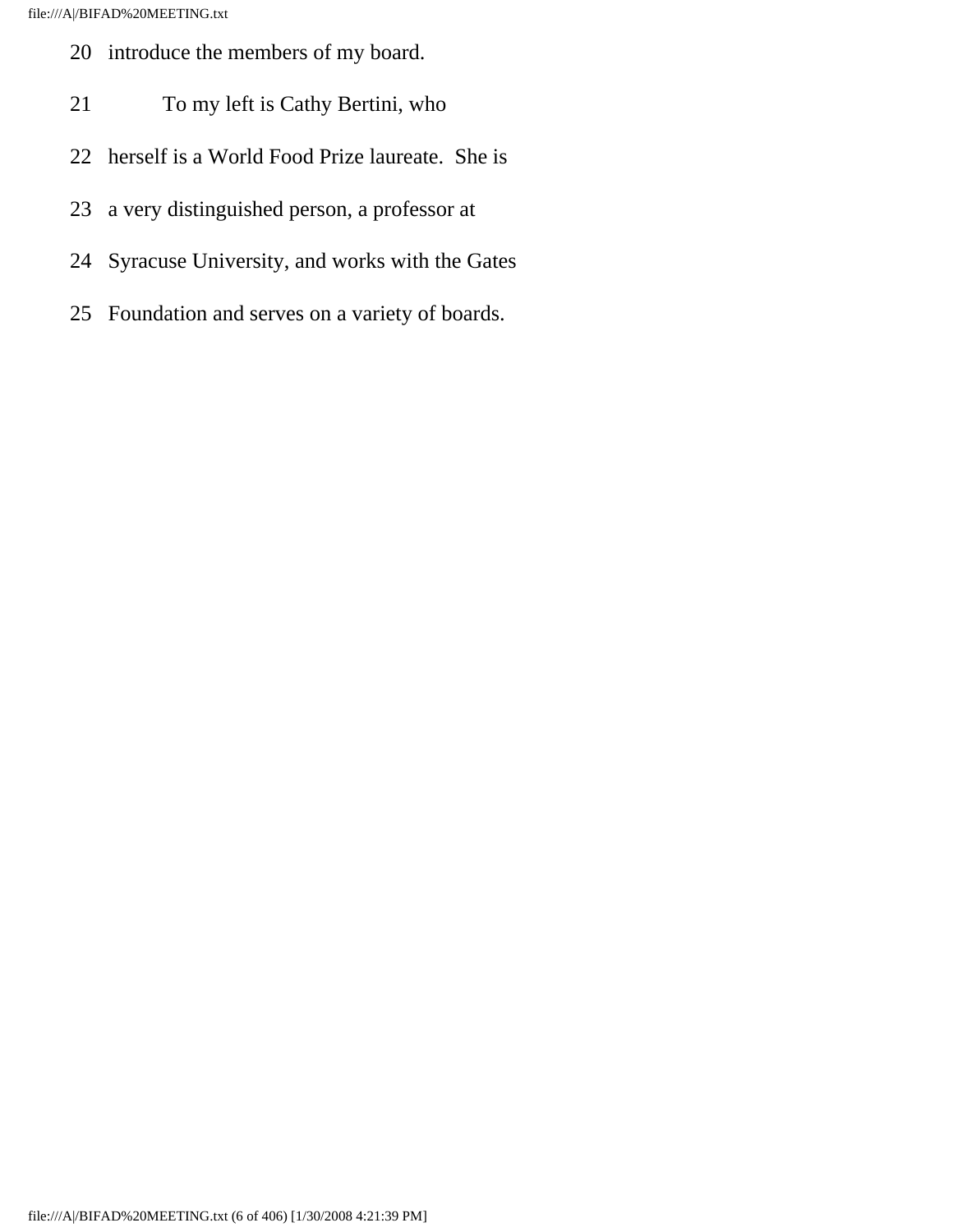20 introduce the members of my board.

21 To my left is Cathy Bertini, who

22 herself is a World Food Prize laureate. She is

23 a very distinguished person, a professor at

24 Syracuse University, and works with the Gates

25 Foundation and serves on a variety of boards.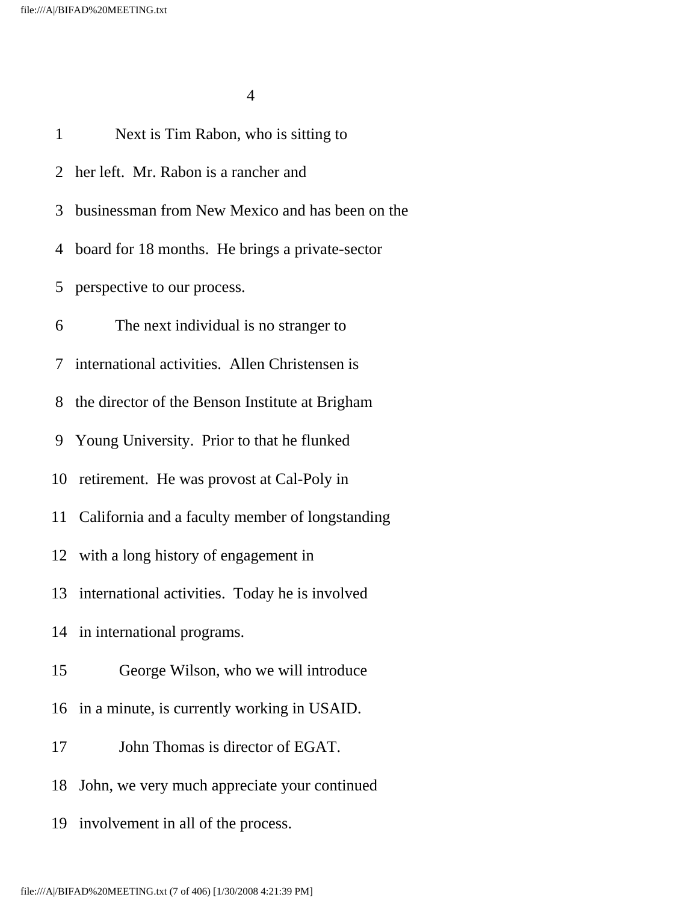1 Next is Tim Rabon, who is sitting to

2 her left. Mr. Rabon is a rancher and

3 businessman from New Mexico and has been on the

4 board for 18 months. He brings a private-sector

5 perspective to our process.

6 The next individual is no stranger to

7 international activities. Allen Christensen is

8 the director of the Benson Institute at Brigham

9 Young University. Prior to that he flunked

10 retirement. He was provost at Cal-Poly in

11 California and a faculty member of longstanding

12 with a long history of engagement in

13 international activities. Today he is involved

14 in international programs.

15 George Wilson, who we will introduce

16 in a minute, is currently working in USAID.

17 John Thomas is director of EGAT.

18 John, we very much appreciate your continued

19 involvement in all of the process.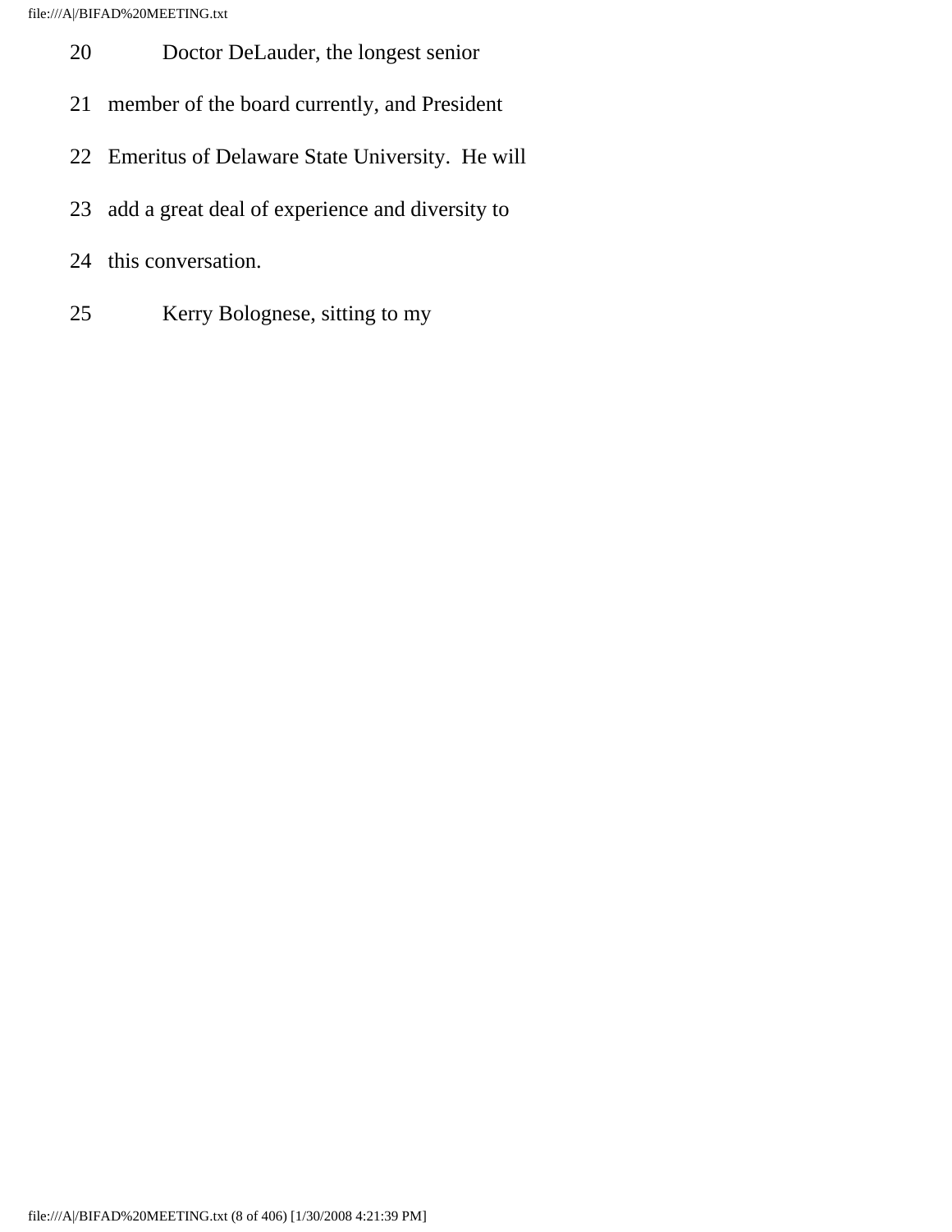20 Doctor DeLauder, the longest senior

21 member of the board currently, and President

22 Emeritus of Delaware State University. He will

23 add a great deal of experience and diversity to

24 this conversation.

25 Kerry Bolognese, sitting to my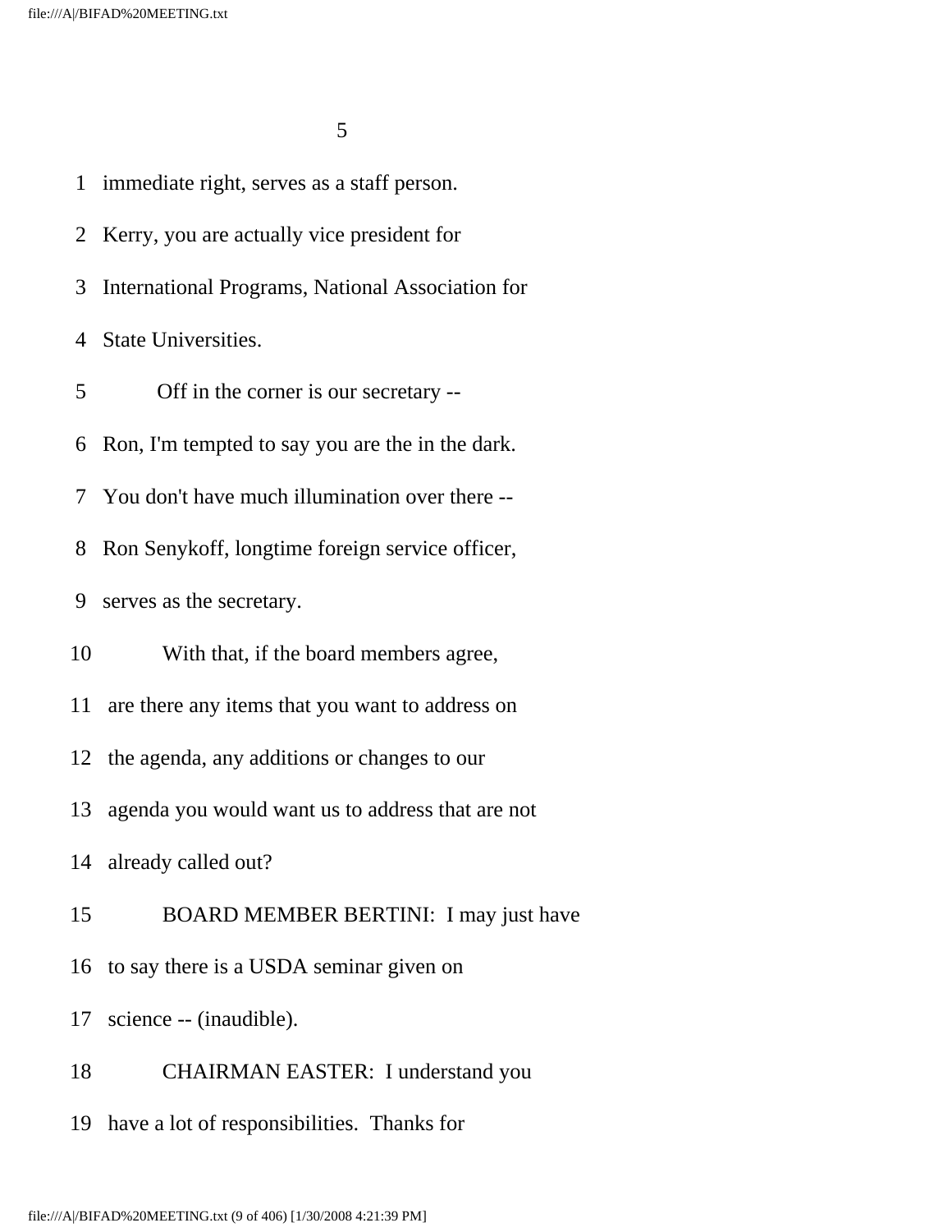1 immediate right, serves as a staff person.

2 Kerry, you are actually vice president for

3 International Programs, National Association for

4 State Universities.

5 Off in the corner is our secretary --

6 Ron, I'm tempted to say you are the in the dark.

7 You don't have much illumination over there --

8 Ron Senykoff, longtime foreign service officer,

9 serves as the secretary.

10 With that, if the board members agree,

11 are there any items that you want to address on

12 the agenda, any additions or changes to our

13 agenda you would want us to address that are not

14 already called out?

15 BOARD MEMBER BERTINI: I may just have

16 to say there is a USDA seminar given on

17 science -- (inaudible).

18 CHAIRMAN EASTER: I understand you

19 have a lot of responsibilities. Thanks for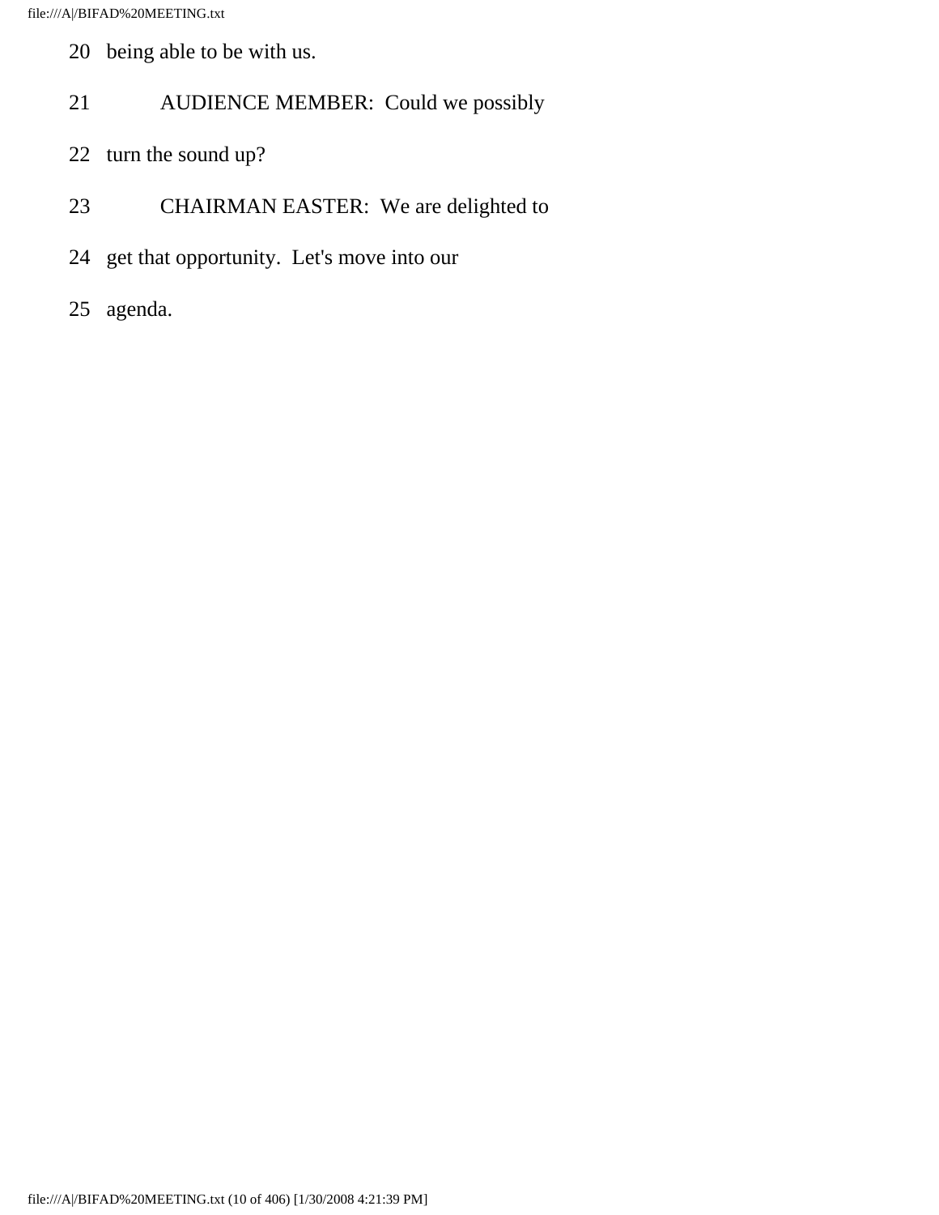20 being able to be with us.

21 AUDIENCE MEMBER: Could we possibly

22 turn the sound up?

23 CHAIRMAN EASTER: We are delighted to

24 get that opportunity. Let's move into our

25 agenda.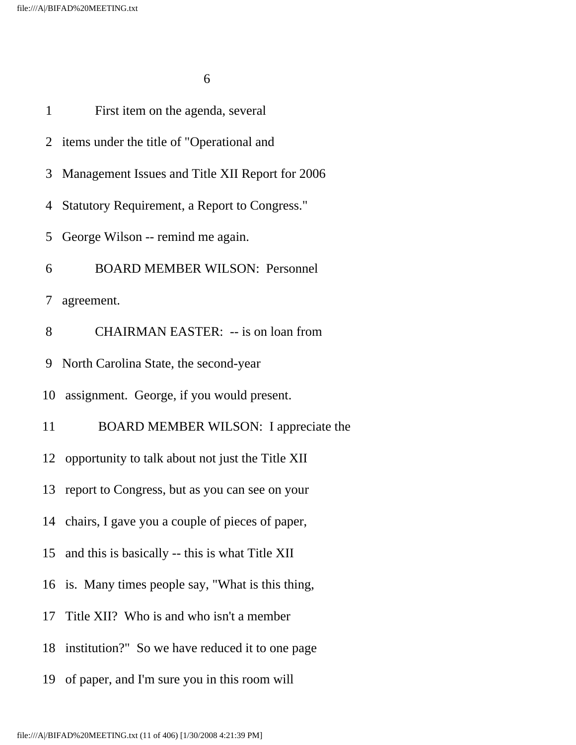1 First item on the agenda, several

2 items under the title of "Operational and

3 Management Issues and Title XII Report for 2006

4 Statutory Requirement, a Report to Congress."

5 George Wilson -- remind me again.

6 BOARD MEMBER WILSON: Personnel

7 agreement.

8 CHAIRMAN EASTER: -- is on loan from

9 North Carolina State, the second-year

10 assignment. George, if you would present.

11 BOARD MEMBER WILSON: I appreciate the

12 opportunity to talk about not just the Title XII

13 report to Congress, but as you can see on your

14 chairs, I gave you a couple of pieces of paper,

15 and this is basically -- this is what Title XII

16 is. Many times people say, "What is this thing,

17 Title XII? Who is and who isn't a member

18 institution?" So we have reduced it to one page

19 of paper, and I'm sure you in this room will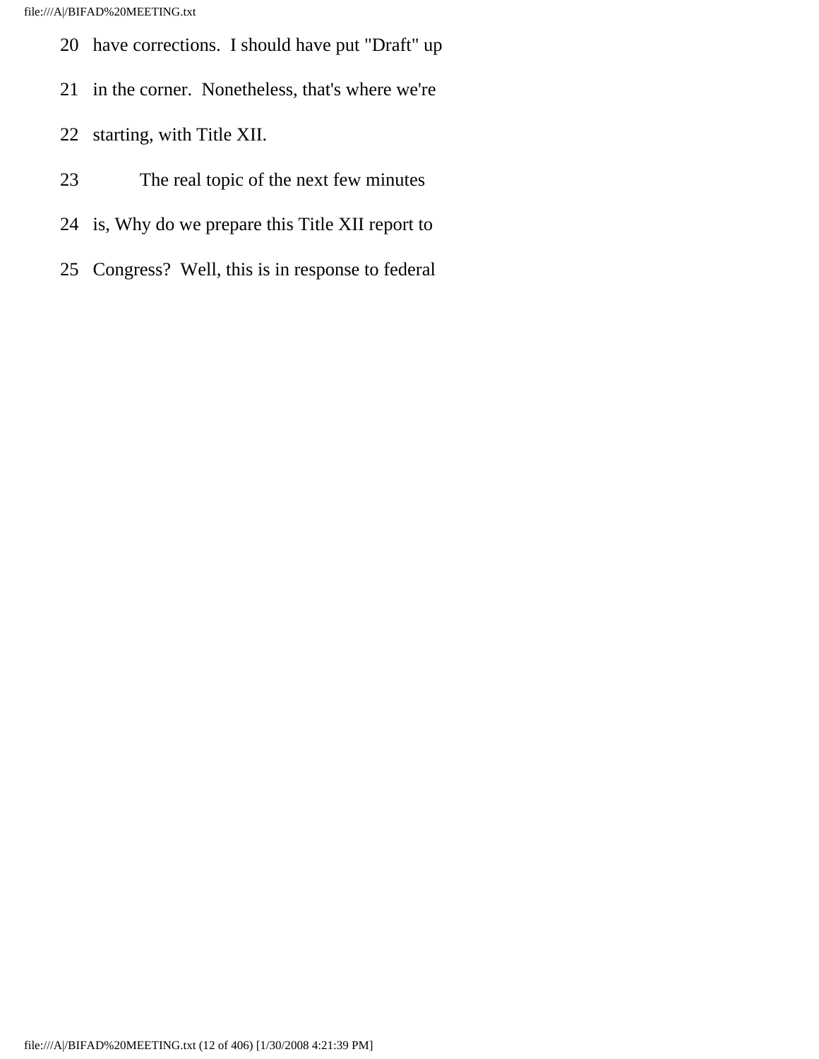20 have corrections. I should have put "Draft" up

21 in the corner. Nonetheless, that's where we're

22 starting, with Title XII.

23 The real topic of the next few minutes

24 is, Why do we prepare this Title XII report to

25 Congress? Well, this is in response to federal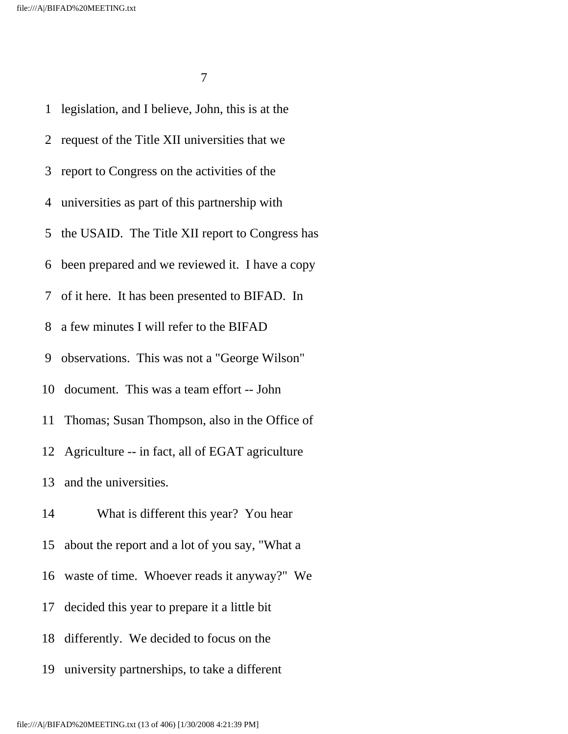legislation, and I believe, John, this is at the request of the Title XII universities that we report to Congress on the activities of the universities as part of this partnership with the USAID. The Title XII report to Congress has been prepared and we reviewed it. I have a copy of it here. It has been presented to BIFAD. In a few minutes I will refer to the BIFAD observations. This was not a "George Wilson" document. This was a team effort -- John Thomas; Susan Thompson, also in the Office of Agriculture -- in fact, all of EGAT agriculture and the universities.

What is different this year? You hear about the report and a lot of you say, "What a waste of time. Whoever reads it anyway?" We decided this year to prepare it a little bit differently. We decided to focus on the university partnerships, to take a different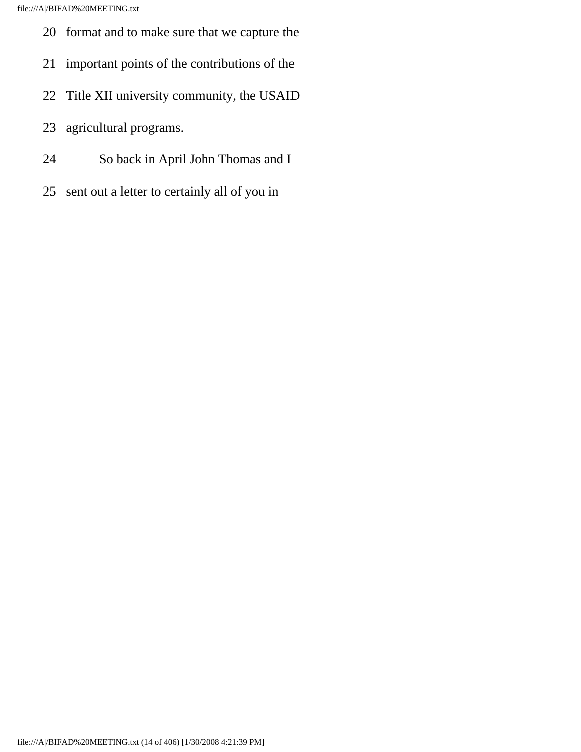20 format and to make sure that we capture the

21 important points of the contributions of the

22 Title XII university community, the USAID

23 agricultural programs.

24 So back in April John Thomas and I

25 sent out a letter to certainly all of you in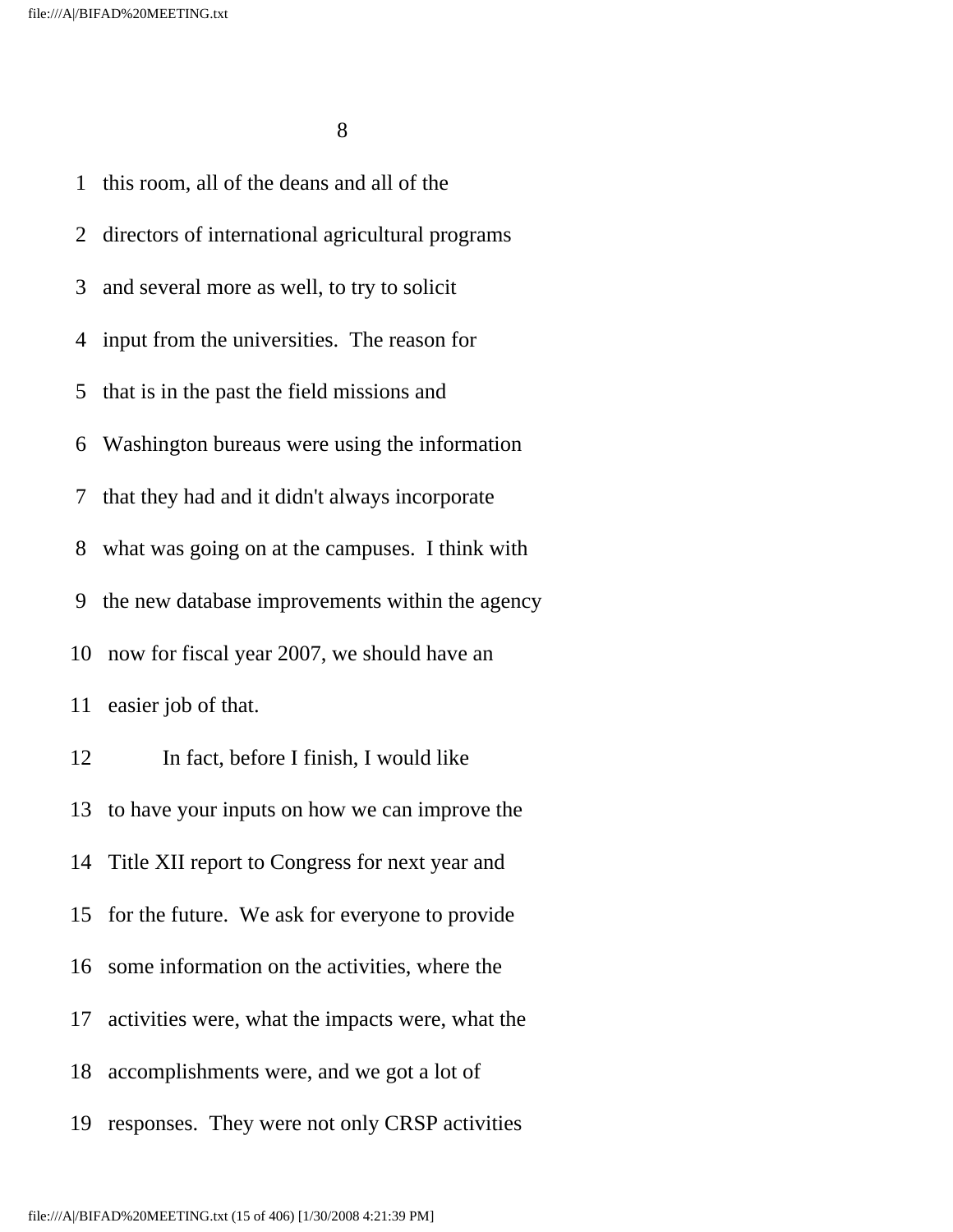1 this room, all of the deans and all of the

2 directors of international agricultural programs

3 and several more as well, to try to solicit

4 input from the universities. The reason for

5 that is in the past the field missions and

6 Washington bureaus were using the information

7 that they had and it didn't always incorporate

8 what was going on at the campuses. I think with

9 the new database improvements within the agency

10 now for fiscal year 2007, we should have an

11 easier job of that.

12 In fact, before I finish, I would like

13 to have your inputs on how we can improve the

14 Title XII report to Congress for next year and

15 for the future. We ask for everyone to provide

16 some information on the activities, where the

17 activities were, what the impacts were, what the

18 accomplishments were, and we got a lot of

19 responses. They were not only CRSP activities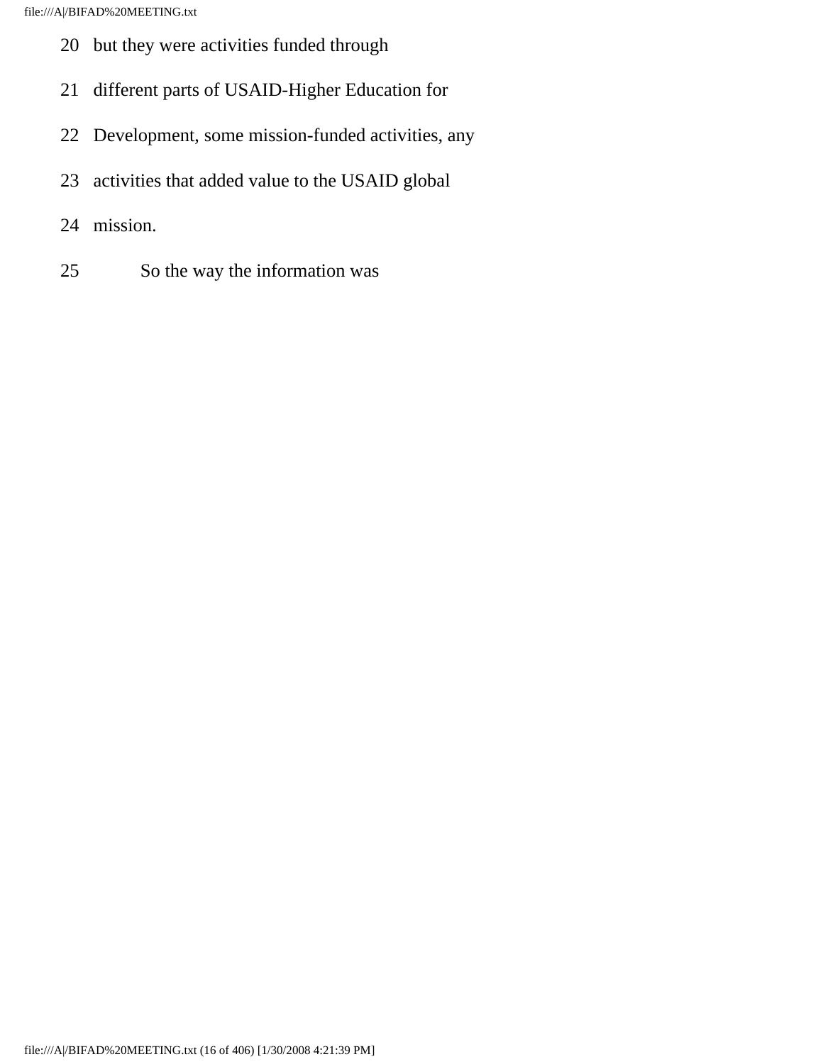20   but they were activities funded through

21   different parts of USAID-Higher Education for

22   Development, some mission-funded activities, any

23   activities that added value to the USAID global

24   mission.

25            So the way the information was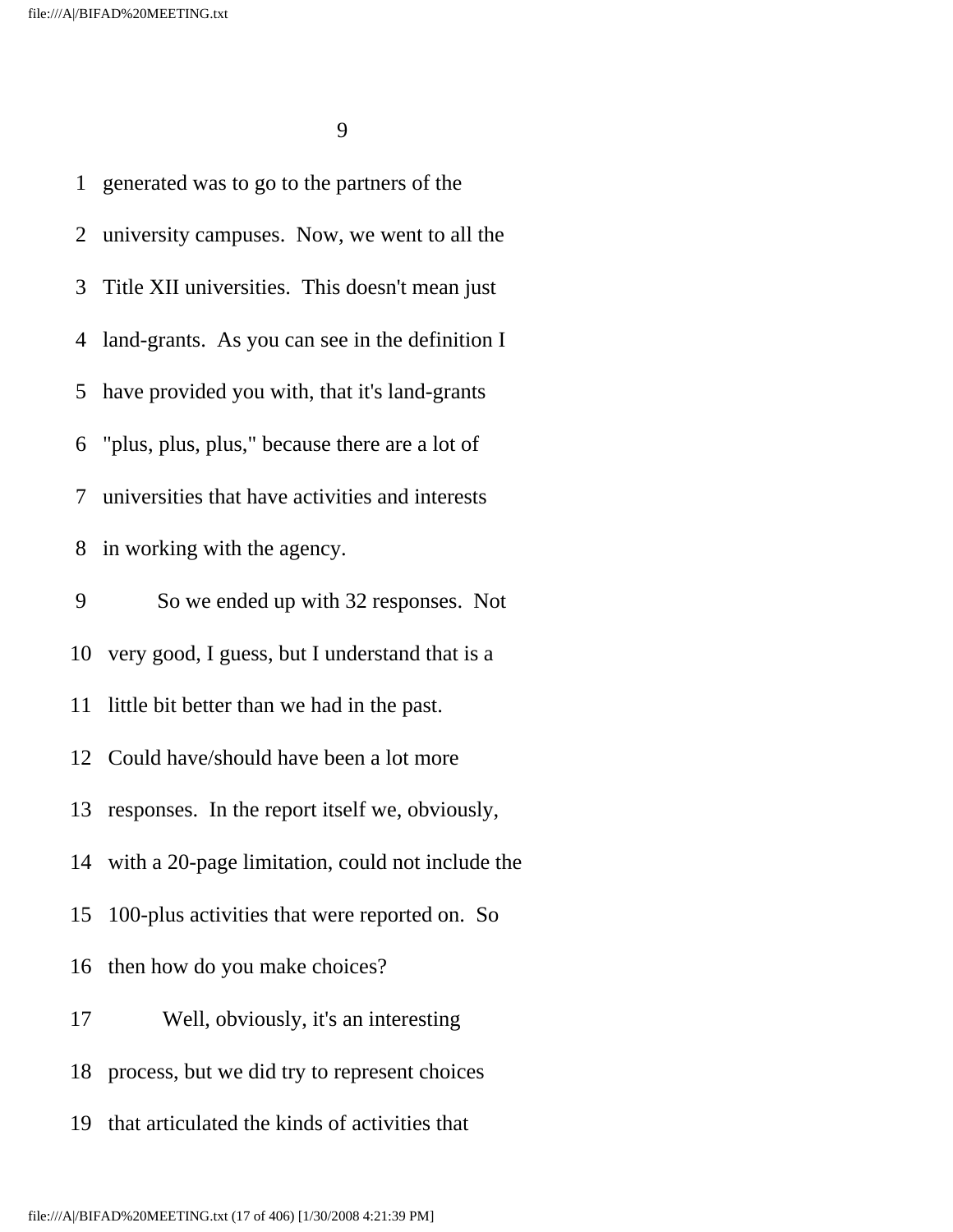generated was to go to the partners of the university campuses. Now, we went to all the Title XII universities. This doesn't mean just land-grants. As you can see in the definition I have provided you with, that it's land-grants "plus, plus, plus," because there are a lot of universities that have activities and interests in working with the agency.

So we ended up with 32 responses. Not very good, I guess, but I understand that is a little bit better than we had in the past. Could have/should have been a lot more responses. In the report itself we, obviously, with a 20-page limitation, could not include the 100-plus activities that were reported on. So then how do you make choices?

Well, obviously, it's an interesting process, but we did try to represent choices that articulated the kinds of activities that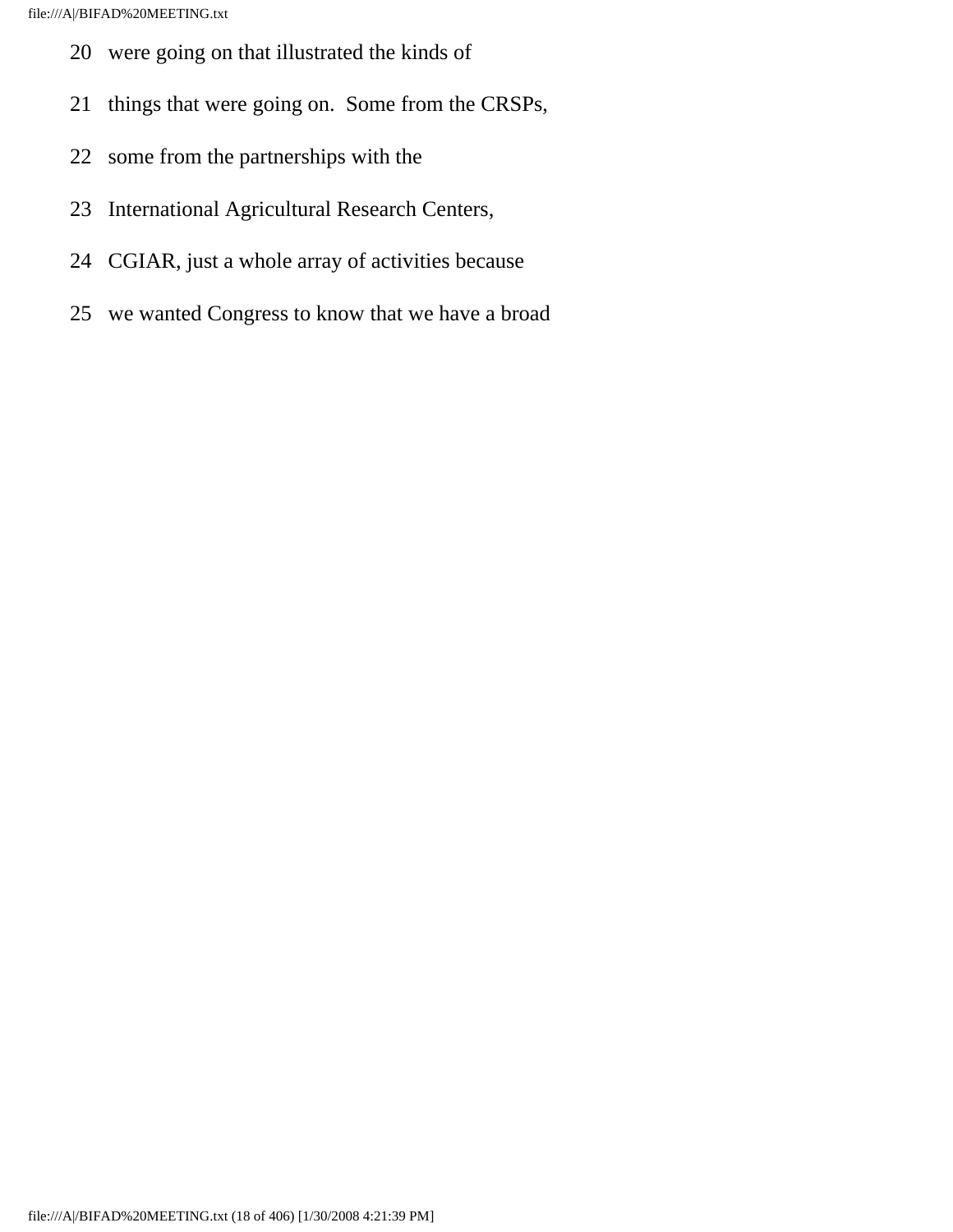20 were going on that illustrated the kinds of

21 things that were going on.  Some from the CRSPs,

22 some from the partnerships with the

23 International Agricultural Research Centers,

24 CGIAR, just a whole array of activities because

25 we wanted Congress to know that we have a broad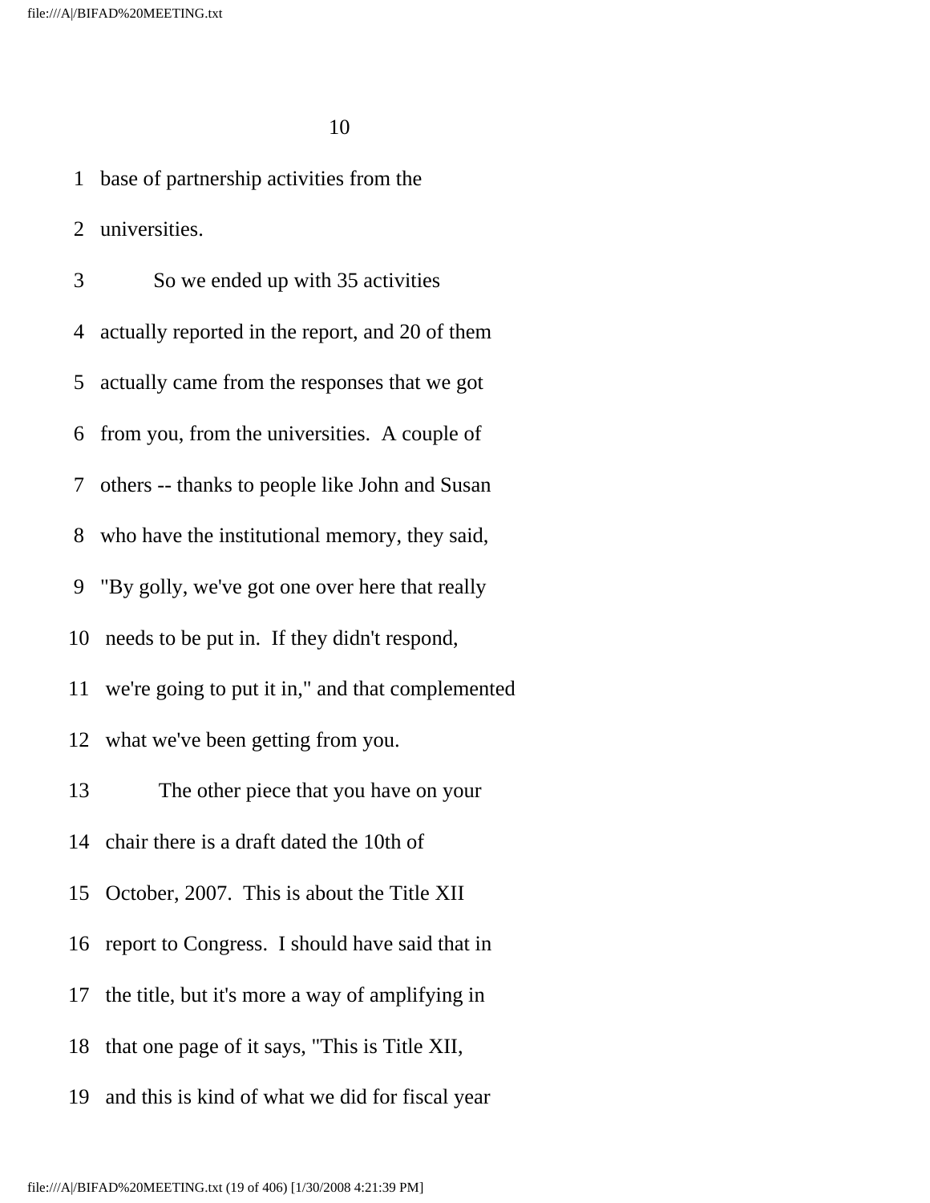1 base of partnership activities from the

2 universities.

3 So we ended up with 35 activities

4 actually reported in the report, and 20 of them

5 actually came from the responses that we got

6 from you, from the universities. A couple of

7 others -- thanks to people like John and Susan

8 who have the institutional memory, they said,

9 "By golly, we've got one over here that really

10 needs to be put in. If they didn't respond,

11 we're going to put it in," and that complemented

12 what we've been getting from you.

13 The other piece that you have on your

14 chair there is a draft dated the 10th of

15 October, 2007. This is about the Title XII

16 report to Congress. I should have said that in

17 the title, but it's more a way of amplifying in

18 that one page of it says, "This is Title XII,

19 and this is kind of what we did for fiscal year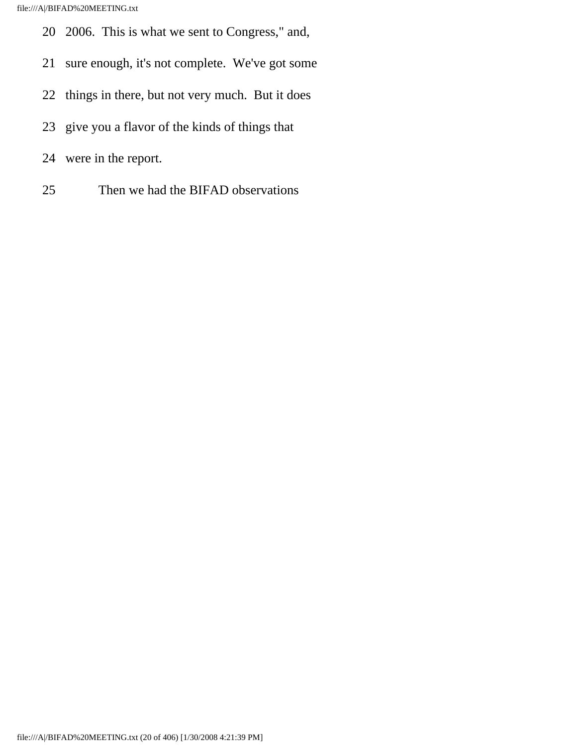20 2006. This is what we sent to Congress," and,

21 sure enough, it's not complete. We've got some

22 things in there, but not very much. But it does

23 give you a flavor of the kinds of things that

24 were in the report.

25 Then we had the BIFAD observations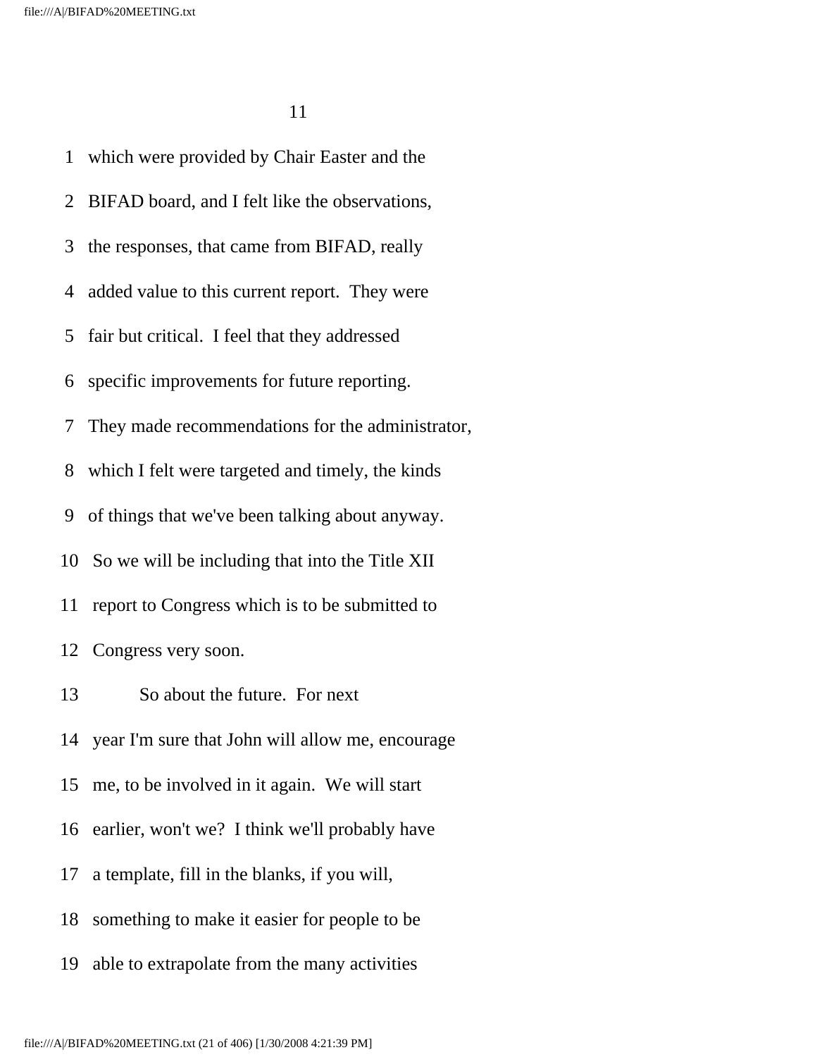1 which were provided by Chair Easter and the

2 BIFAD board, and I felt like the observations,

3 the responses, that came from BIFAD, really

4 added value to this current report. They were

5 fair but critical. I feel that they addressed

6 specific improvements for future reporting.

7 They made recommendations for the administrator,

8 which I felt were targeted and timely, the kinds

9 of things that we've been talking about anyway.

10 So we will be including that into the Title XII

11 report to Congress which is to be submitted to

12 Congress very soon.

13 So about the future. For next

14 year I'm sure that John will allow me, encourage

15 me, to be involved in it again. We will start

16 earlier, won't we? I think we'll probably have

17 a template, fill in the blanks, if you will,

18 something to make it easier for people to be

19 able to extrapolate from the many activities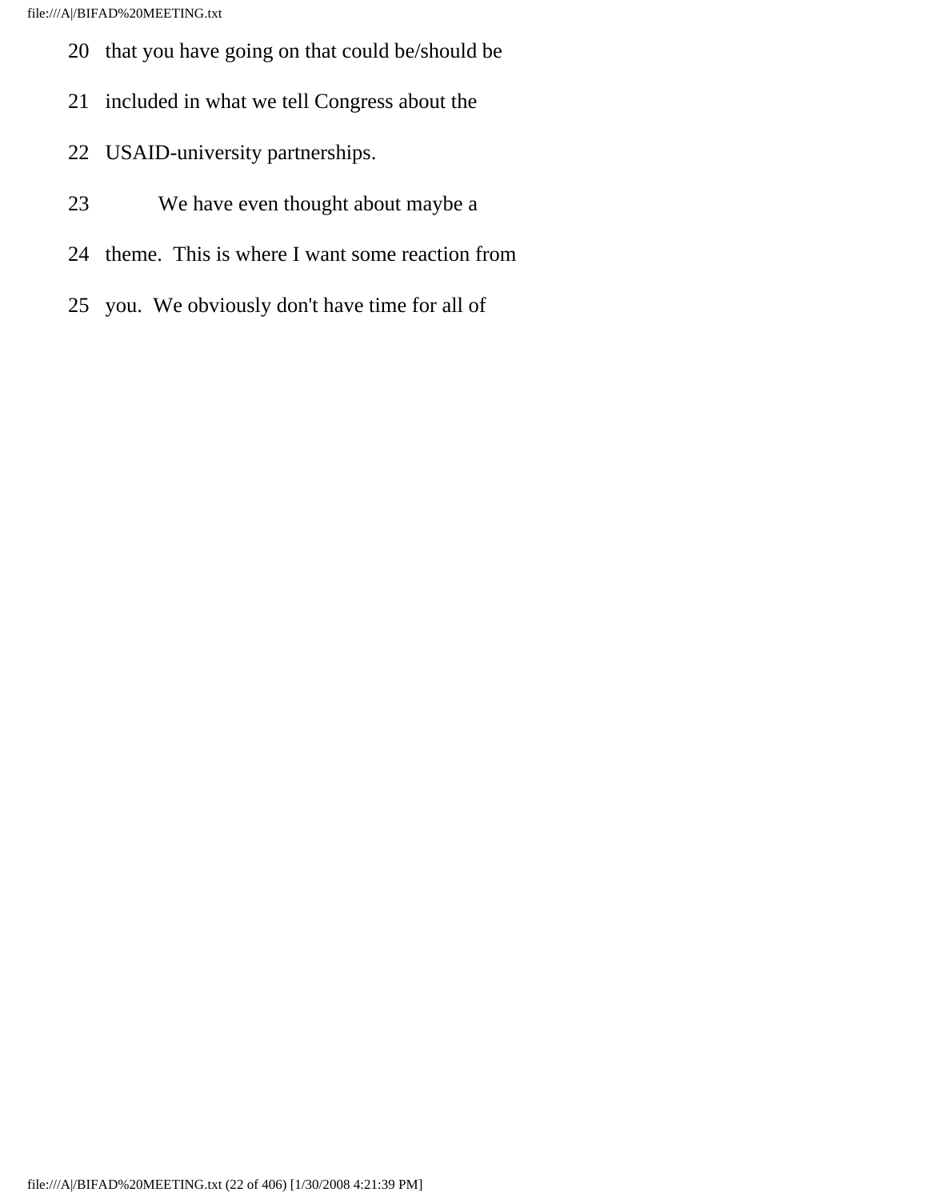20 that you have going on that could be/should be

21 included in what we tell Congress about the

22 USAID-university partnerships.

23 We have even thought about maybe a

24 theme. This is where I want some reaction from

25 you. We obviously don't have time for all of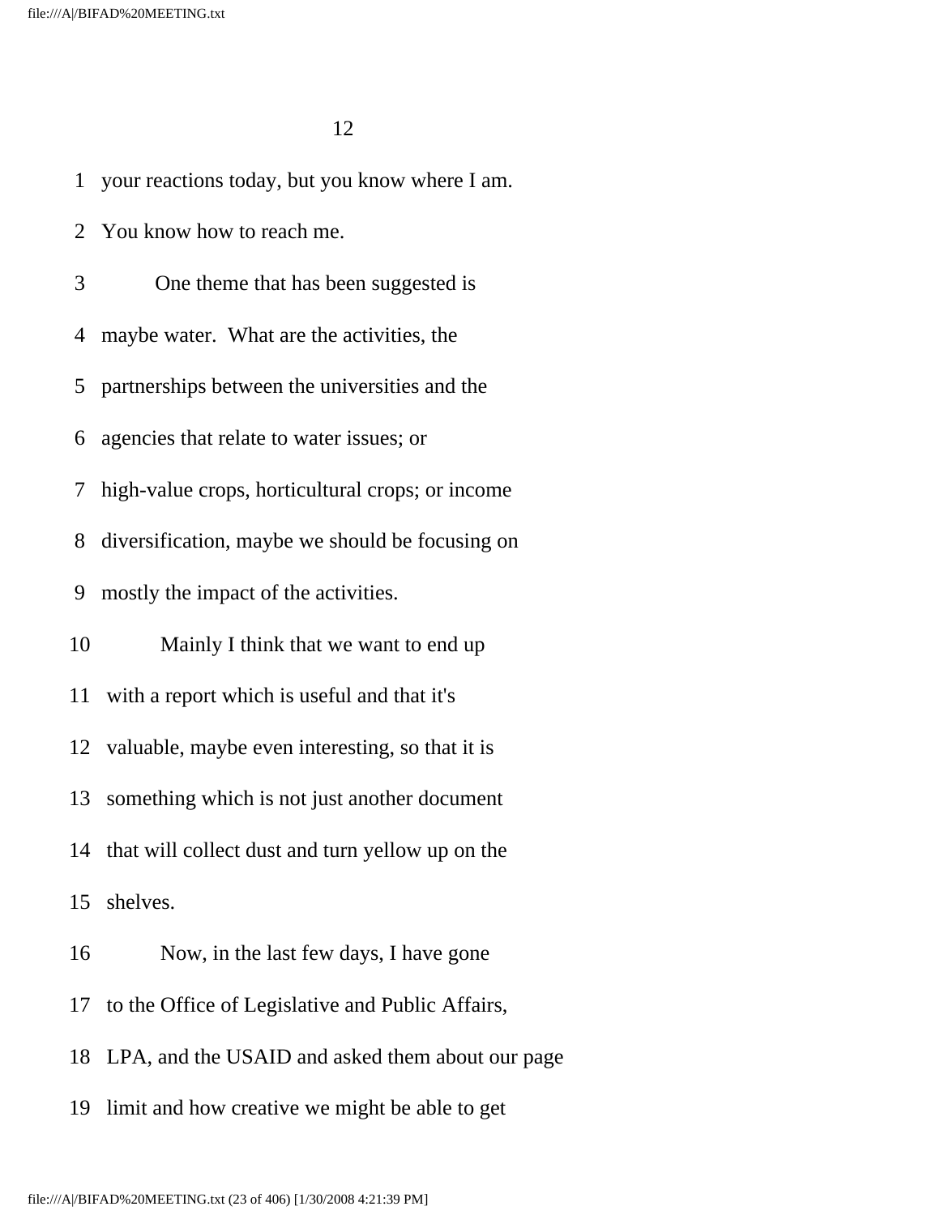your reactions today, but you know where I am. You know how to reach me.

One theme that has been suggested is maybe water. What are the activities, the partnerships between the universities and the agencies that relate to water issues; or high-value crops, horticultural crops; or income diversification, maybe we should be focusing on mostly the impact of the activities.

Mainly I think that we want to end up with a report which is useful and that it's valuable, maybe even interesting, so that it is something which is not just another document that will collect dust and turn yellow up on the shelves.

Now, in the last few days, I have gone to the Office of Legislative and Public Affairs, LPA, and the USAID and asked them about our page limit and how creative we might be able to get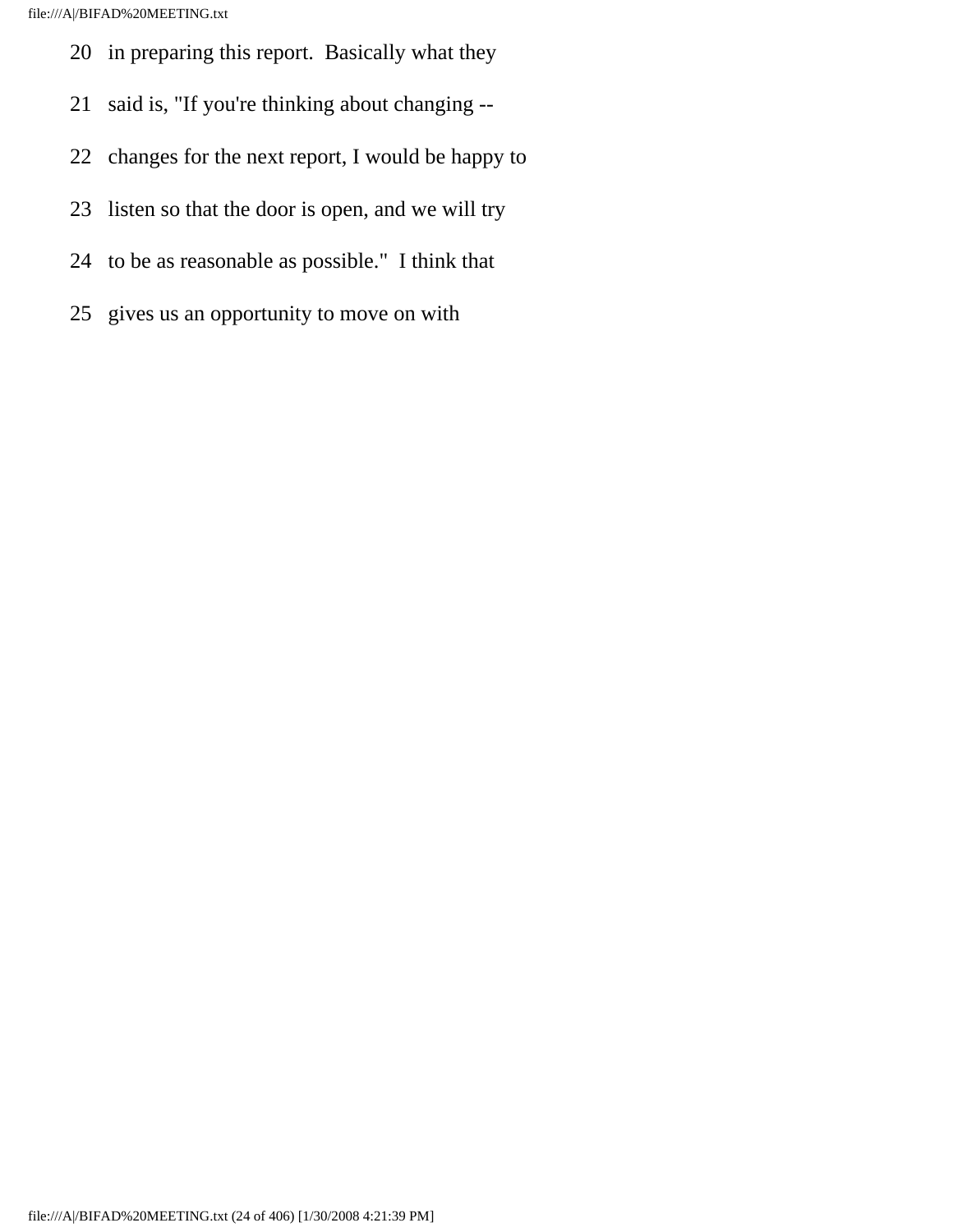20 in preparing this report. Basically what they

21 said is, "If you're thinking about changing --

22 changes for the next report, I would be happy to

23 listen so that the door is open, and we will try

24 to be as reasonable as possible." I think that

25 gives us an opportunity to move on with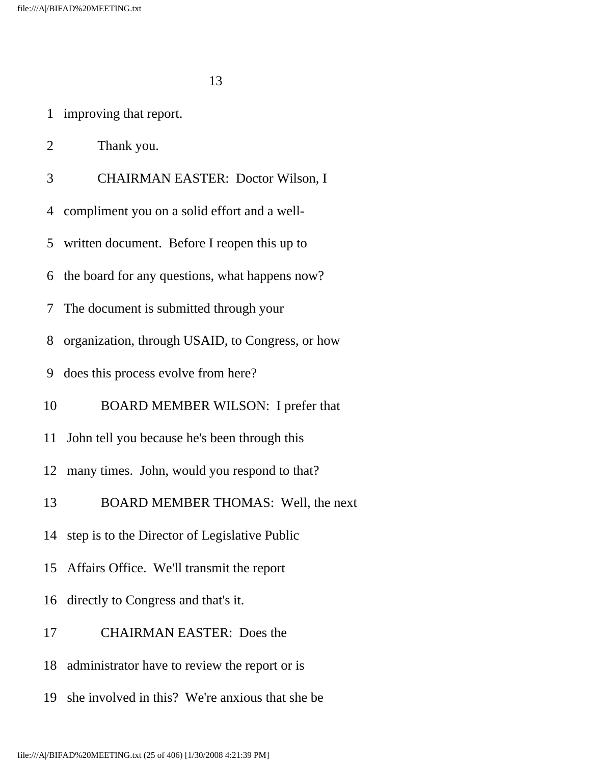improving that report.

Thank you.

CHAIRMAN EASTER: Doctor Wilson, I compliment you on a solid effort and a well-written document. Before I reopen this up to the board for any questions, what happens now? The document is submitted through your organization, through USAID, to Congress, or how does this process evolve from here?

BOARD MEMBER WILSON: I prefer that John tell you because he's been through this many times. John, would you respond to that?

BOARD MEMBER THOMAS: Well, the next step is to the Director of Legislative Public Affairs Office. We'll transmit the report directly to Congress and that's it.

CHAIRMAN EASTER: Does the administrator have to review the report or is she involved in this? We're anxious that she be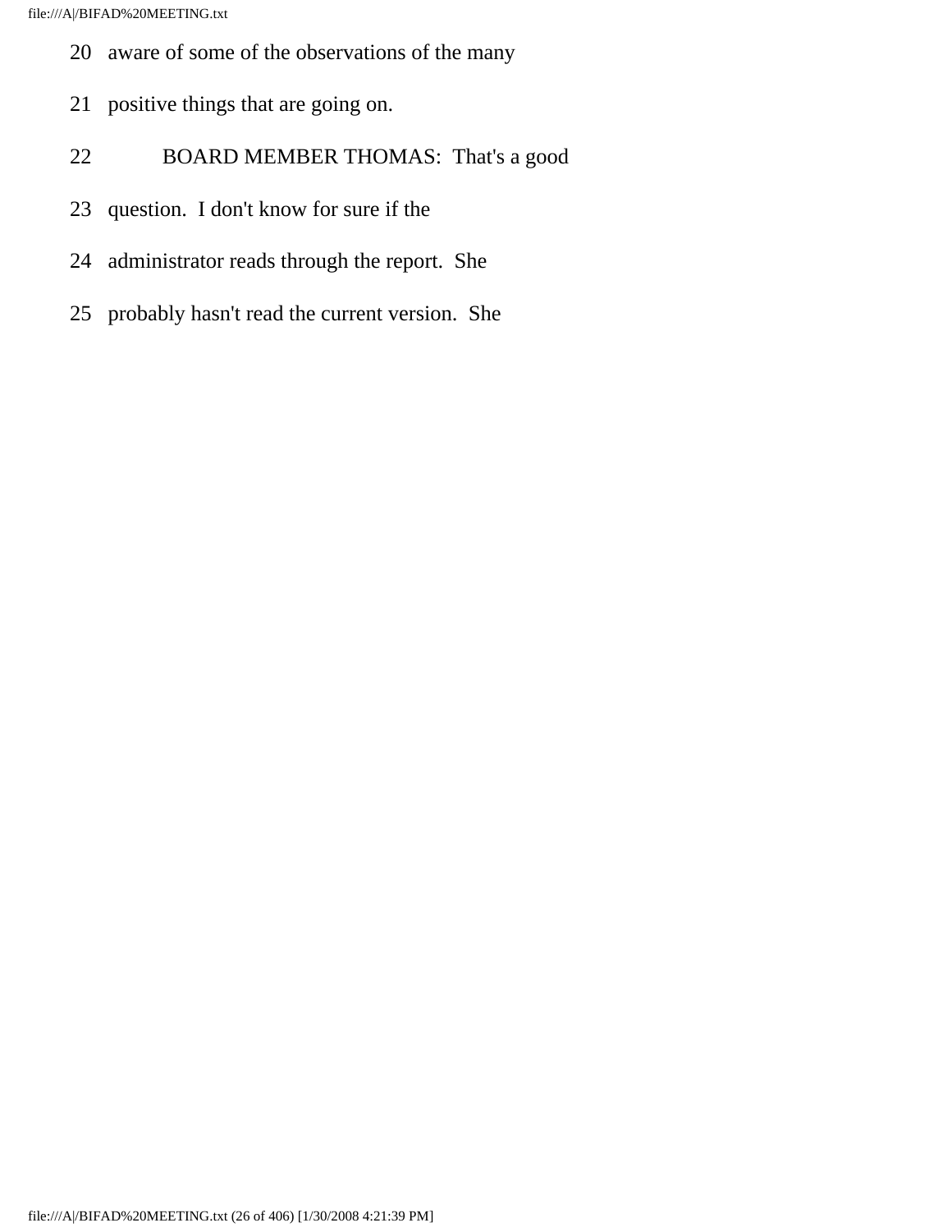20 aware of some of the observations of the many

21 positive things that are going on.

22 BOARD MEMBER THOMAS: That's a good

23 question. I don't know for sure if the

24 administrator reads through the report. She

25 probably hasn't read the current version. She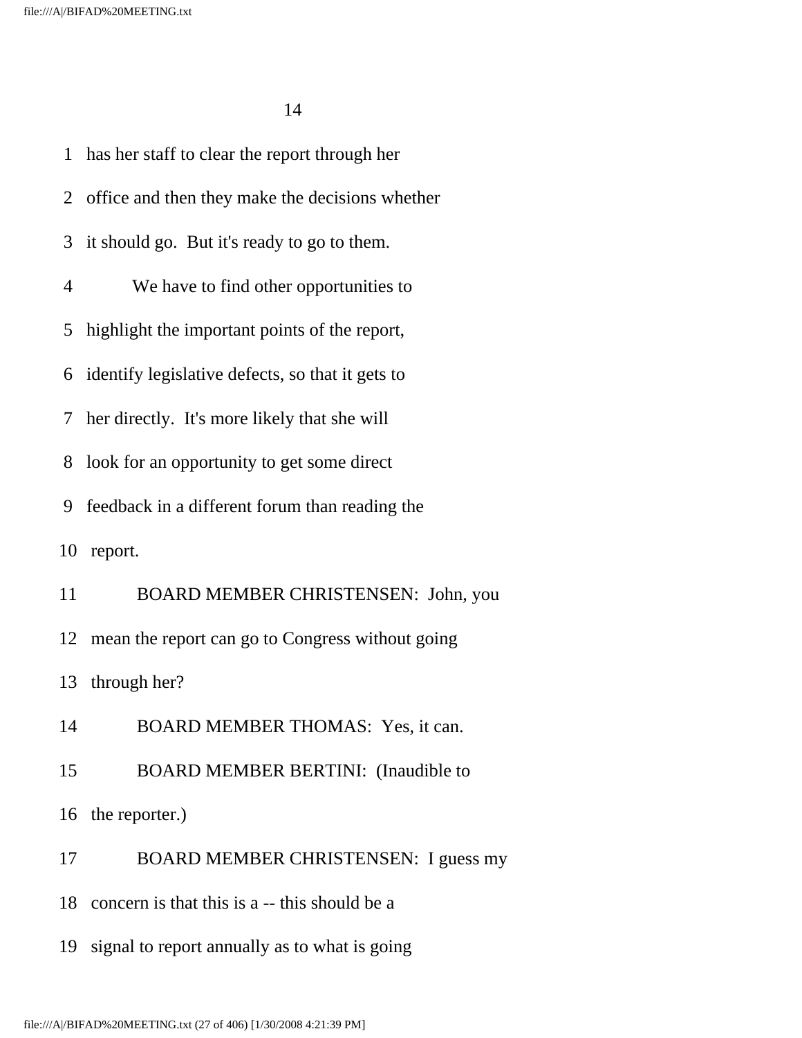1 has her staff to clear the report through her

2 office and then they make the decisions whether

3 it should go. But it's ready to go to them.

4 We have to find other opportunities to

5 highlight the important points of the report,

6 identify legislative defects, so that it gets to

7 her directly. It's more likely that she will

8 look for an opportunity to get some direct

9 feedback in a different forum than reading the

10 report.

11 BOARD MEMBER CHRISTENSEN: John, you

12 mean the report can go to Congress without going

13 through her?

14 BOARD MEMBER THOMAS: Yes, it can.

15 BOARD MEMBER BERTINI: (Inaudible to

16 the reporter.)

17 BOARD MEMBER CHRISTENSEN: I guess my

18 concern is that this is a -- this should be a

19 signal to report annually as to what is going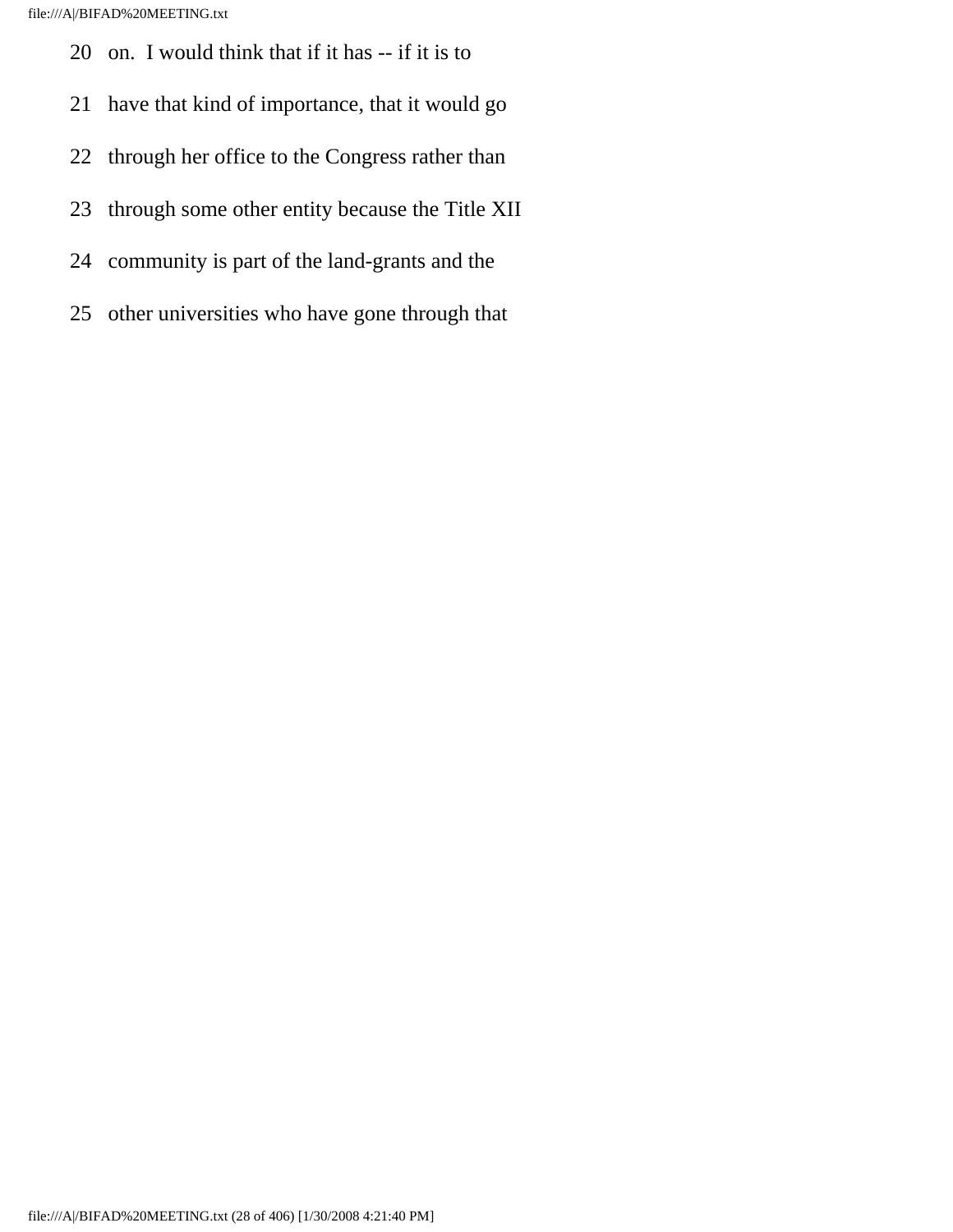20 on. I would think that if it has -- if it is to

21 have that kind of importance, that it would go

22 through her office to the Congress rather than

23 through some other entity because the Title XII

24 community is part of the land-grants and the

25 other universities who have gone through that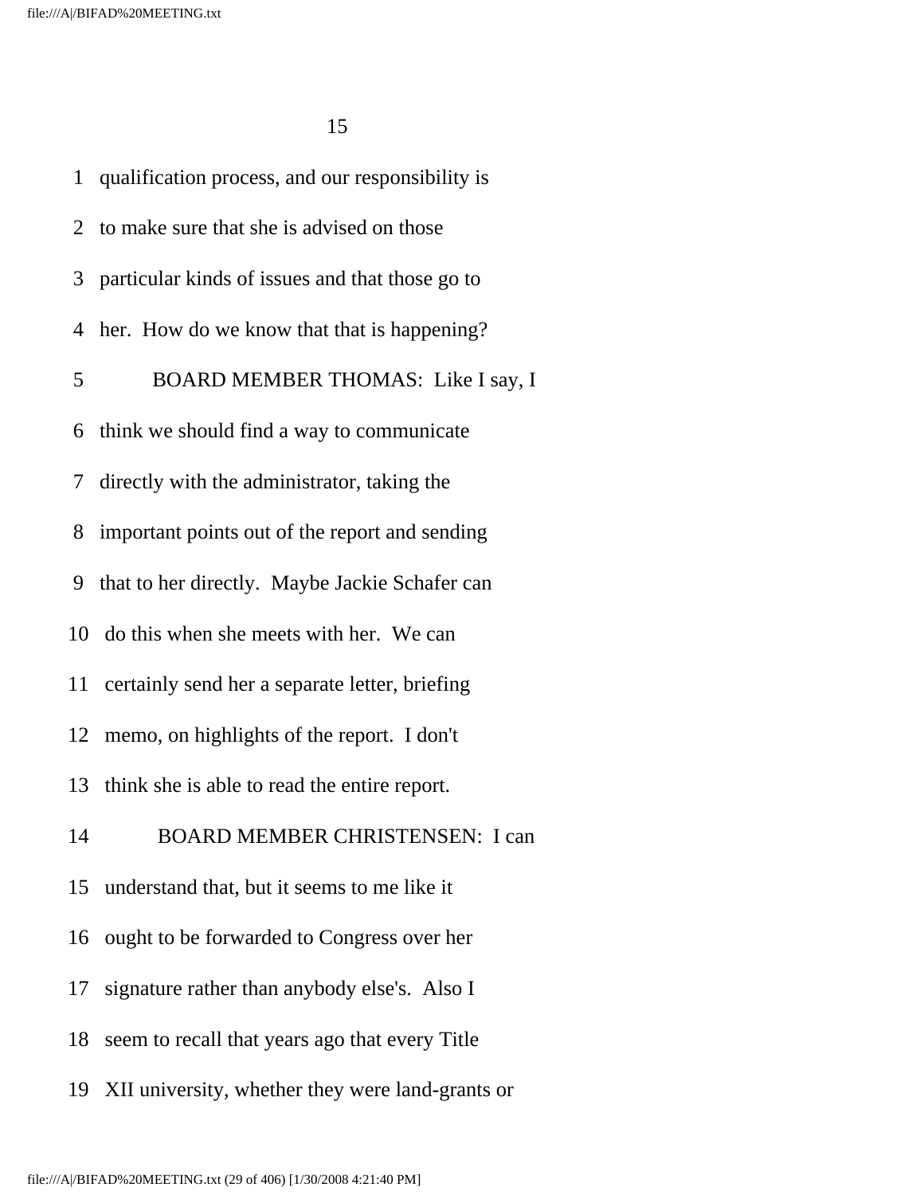1 qualification process, and our responsibility is

2 to make sure that she is advised on those

3 particular kinds of issues and that those go to

4 her. How do we know that that is happening?

5 BOARD MEMBER THOMAS: Like I say, I

6 think we should find a way to communicate

7 directly with the administrator, taking the

8 important points out of the report and sending

9 that to her directly. Maybe Jackie Schafer can

10 do this when she meets with her. We can

11 certainly send her a separate letter, briefing

12 memo, on highlights of the report. I don't

13 think she is able to read the entire report.

14 BOARD MEMBER CHRISTENSEN: I can

15 understand that, but it seems to me like it

16 ought to be forwarded to Congress over her

17 signature rather than anybody else's. Also I

18 seem to recall that years ago that every Title

19 XII university, whether they were land-grants or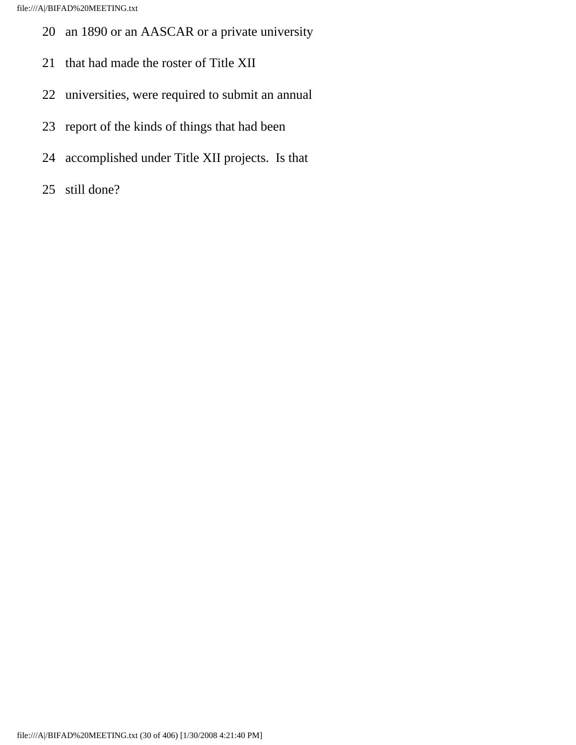20 an 1890 or an AASCAR or a private university

21 that had made the roster of Title XII

22 universities, were required to submit an annual

23 report of the kinds of things that had been

24 accomplished under Title XII projects. Is that

25 still done?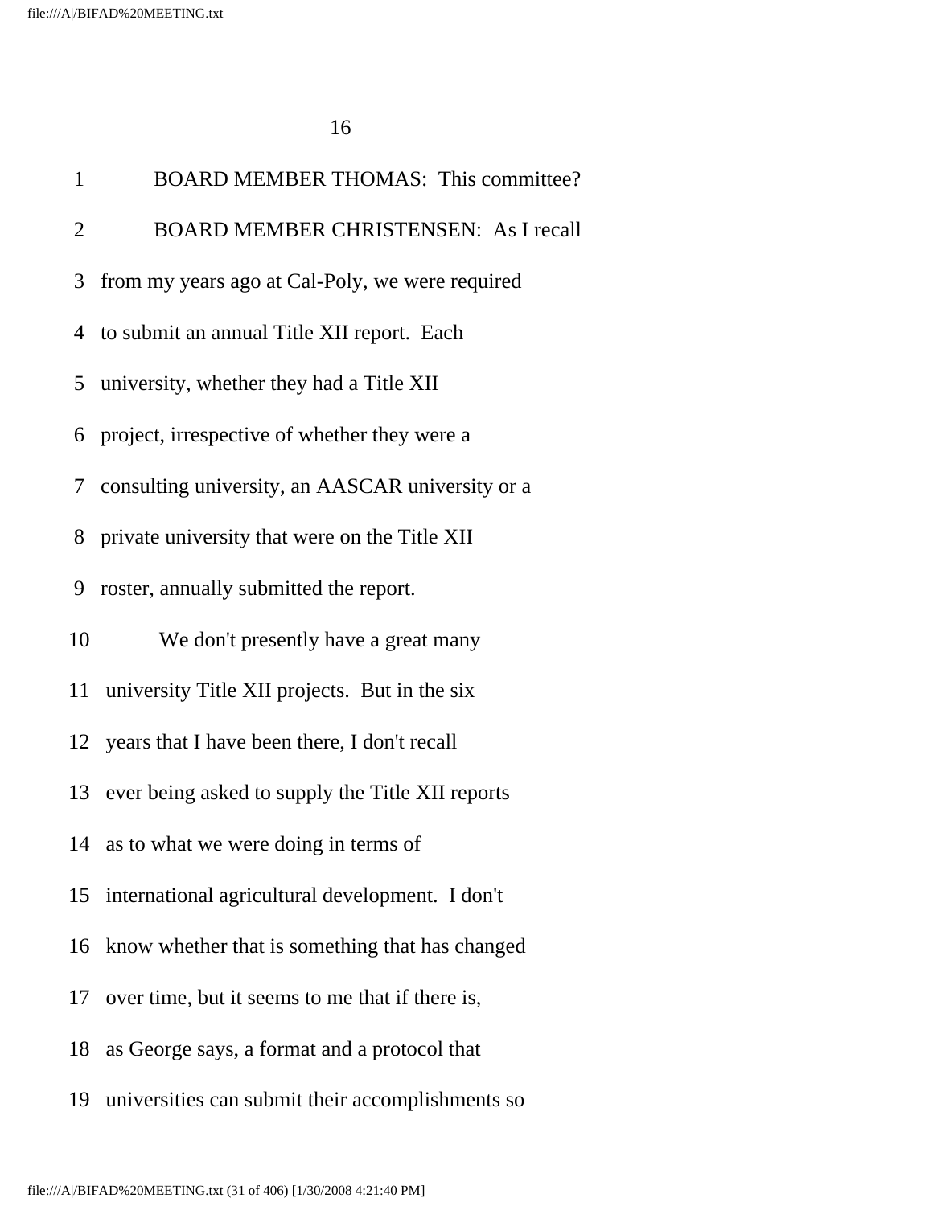BOARD MEMBER THOMAS: This committee?

BOARD MEMBER CHRISTENSEN: As I recall from my years ago at Cal-Poly, we were required to submit an annual Title XII report. Each university, whether they had a Title XII project, irrespective of whether they were a consulting university, an AASCAR university or a private university that were on the Title XII roster, annually submitted the report.

We don't presently have a great many university Title XII projects. But in the six years that I have been there, I don't recall ever being asked to supply the Title XII reports as to what we were doing in terms of international agricultural development. I don't know whether that is something that has changed over time, but it seems to me that if there is, as George says, a format and a protocol that universities can submit their accomplishments so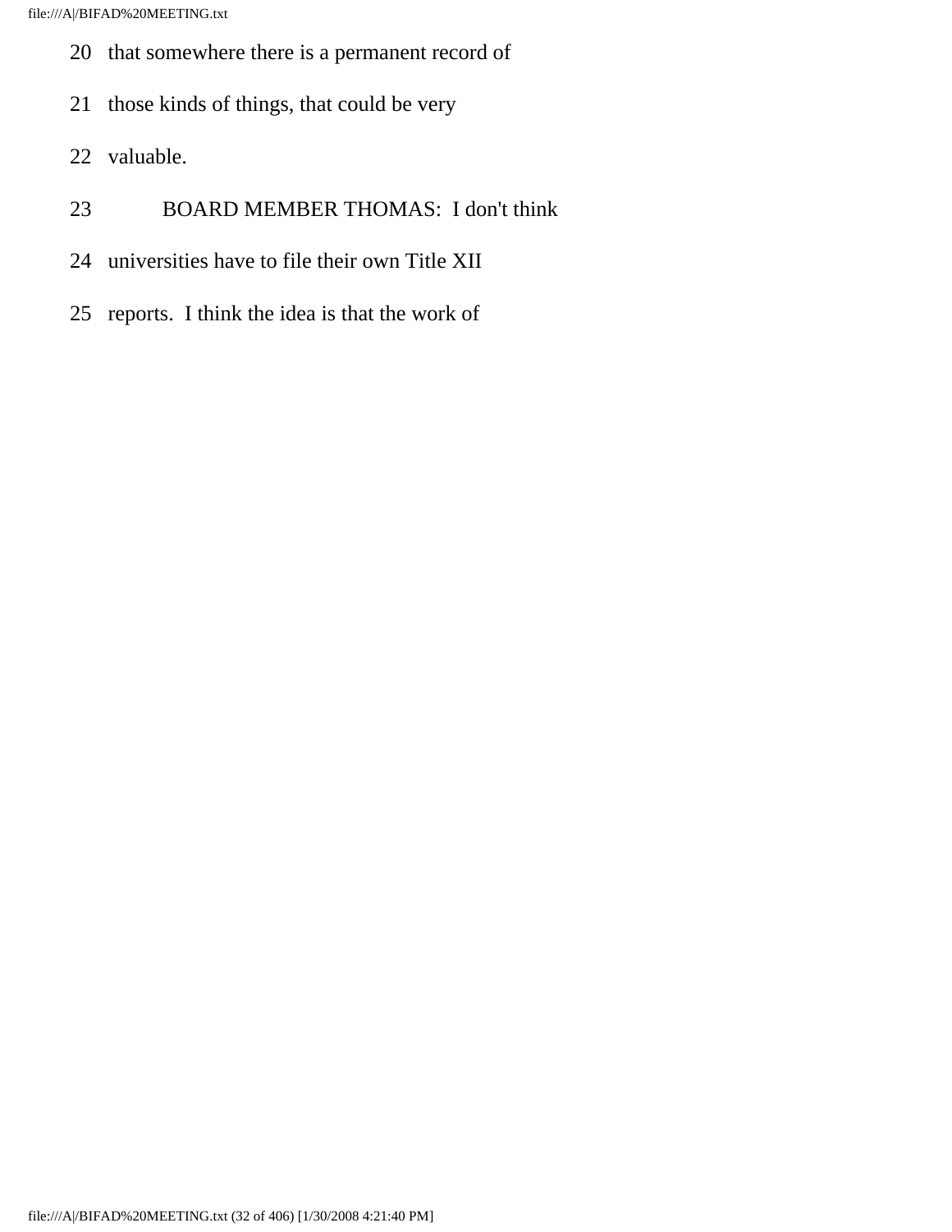20 that somewhere there is a permanent record of

21 those kinds of things, that could be very

22 valuable.

23 BOARD MEMBER THOMAS: I don't think

24 universities have to file their own Title XII

25 reports. I think the idea is that the work of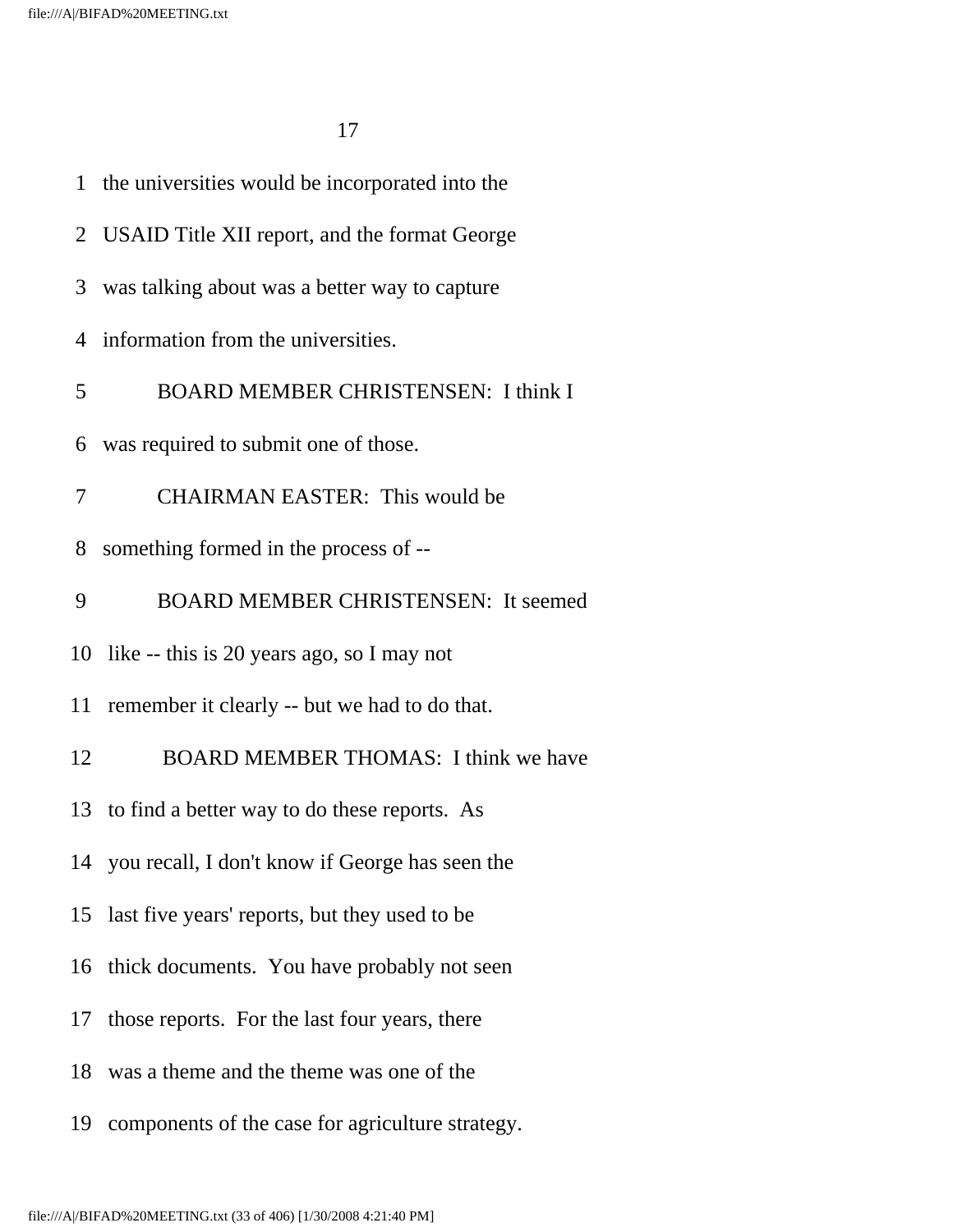1 the universities would be incorporated into the

2 USAID Title XII report, and the format George

3 was talking about was a better way to capture

4 information from the universities.

5 BOARD MEMBER CHRISTENSEN: I think I

6 was required to submit one of those.

7 CHAIRMAN EASTER: This would be

8 something formed in the process of --

9 BOARD MEMBER CHRISTENSEN: It seemed

10 like -- this is 20 years ago, so I may not

11 remember it clearly -- but we had to do that.

12 BOARD MEMBER THOMAS: I think we have

13 to find a better way to do these reports. As

14 you recall, I don't know if George has seen the

15 last five years' reports, but they used to be

16 thick documents. You have probably not seen

17 those reports. For the last four years, there

18 was a theme and the theme was one of the

19 components of the case for agriculture strategy.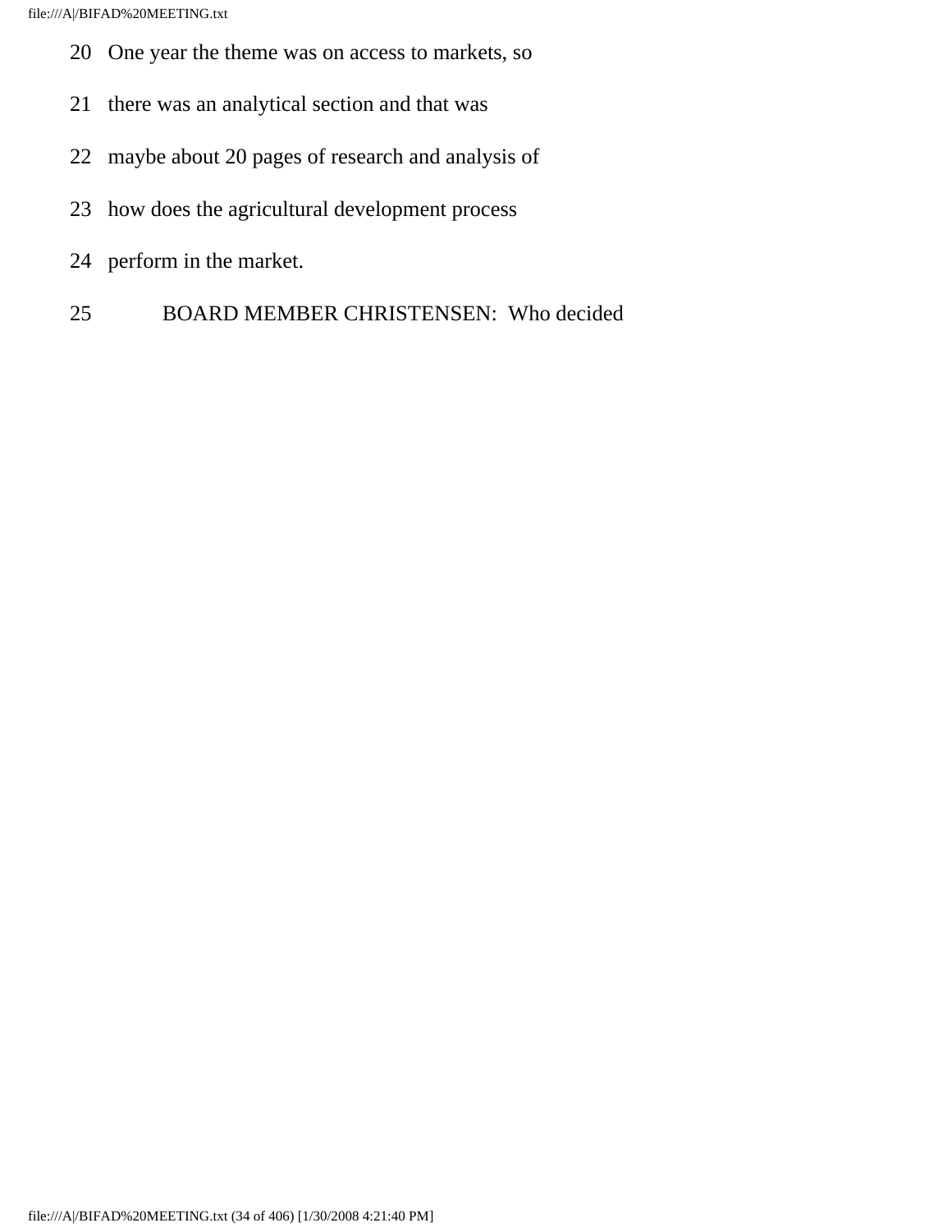20 One year the theme was on access to markets, so

21 there was an analytical section and that was

22 maybe about 20 pages of research and analysis of

23 how does the agricultural development process

24 perform in the market.

25 BOARD MEMBER CHRISTENSEN: Who decided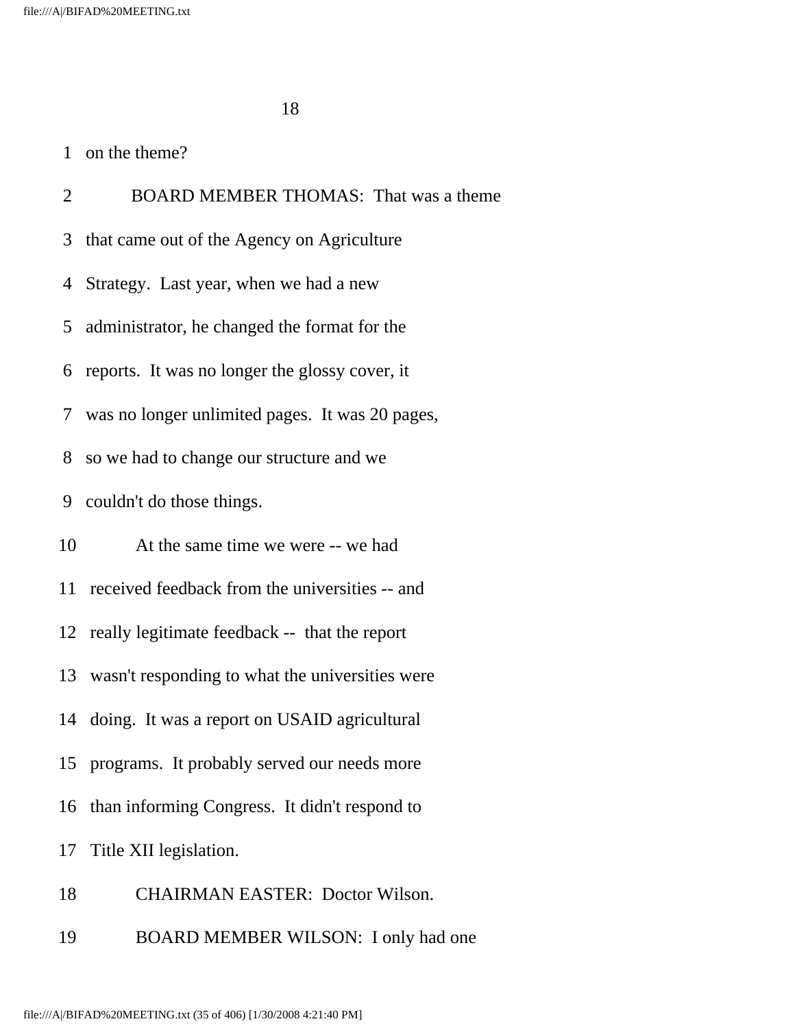1 on the theme?

2 BOARD MEMBER THOMAS: That was a theme

3 that came out of the Agency on Agriculture

4 Strategy. Last year, when we had a new

5 administrator, he changed the format for the

6 reports. It was no longer the glossy cover, it

7 was no longer unlimited pages. It was 20 pages,

8 so we had to change our structure and we

9 couldn't do those things.

10 At the same time we were -- we had

11 received feedback from the universities -- and

12 really legitimate feedback -- that the report

13 wasn't responding to what the universities were

14 doing. It was a report on USAID agricultural

15 programs. It probably served our needs more

16 than informing Congress. It didn't respond to

17 Title XII legislation.

18 CHAIRMAN EASTER: Doctor Wilson.

19 BOARD MEMBER WILSON: I only had one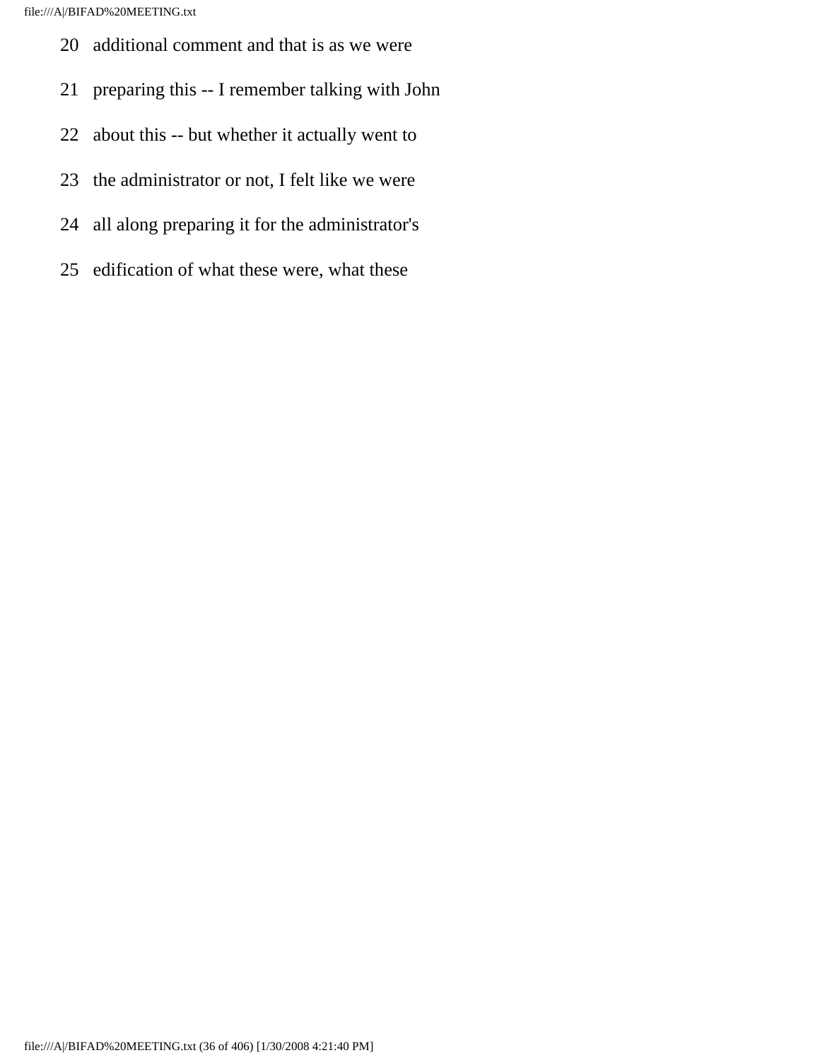20 additional comment and that is as we were

21 preparing this -- I remember talking with John

22 about this -- but whether it actually went to

23 the administrator or not, I felt like we were

24 all along preparing it for the administrator's

25 edification of what these were, what these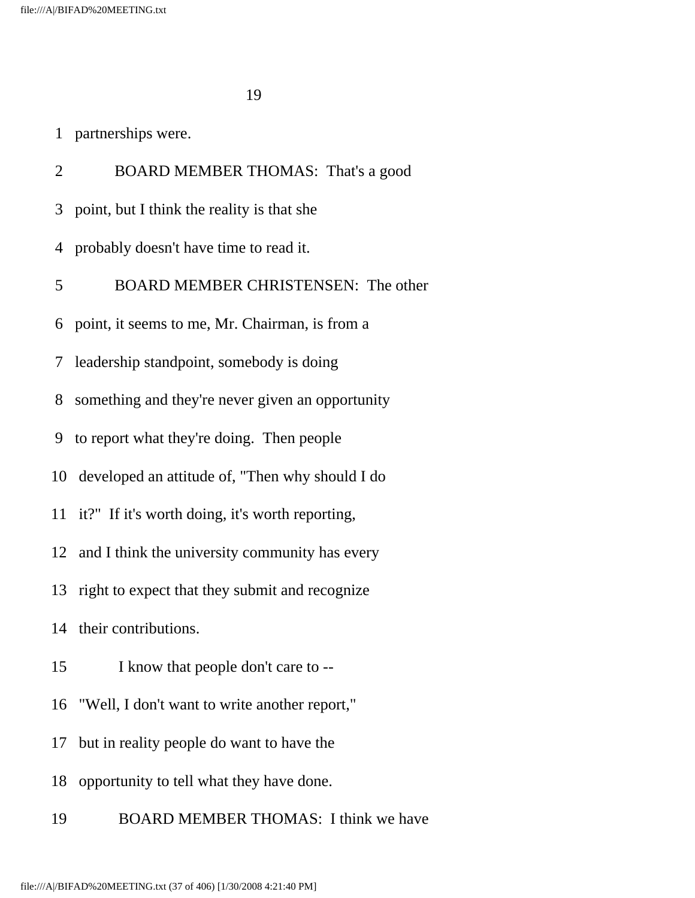partnerships were.

BOARD MEMBER THOMAS: That's a good point, but I think the reality is that she probably doesn't have time to read it.

BOARD MEMBER CHRISTENSEN: The other point, it seems to me, Mr. Chairman, is from a leadership standpoint, somebody is doing something and they're never given an opportunity to report what they're doing. Then people developed an attitude of, "Then why should I do it?" If it's worth doing, it's worth reporting, and I think the university community has every right to expect that they submit and recognize their contributions.

I know that people don't care to -- "Well, I don't want to write another report," but in reality people do want to have the opportunity to tell what they have done.

BOARD MEMBER THOMAS: I think we have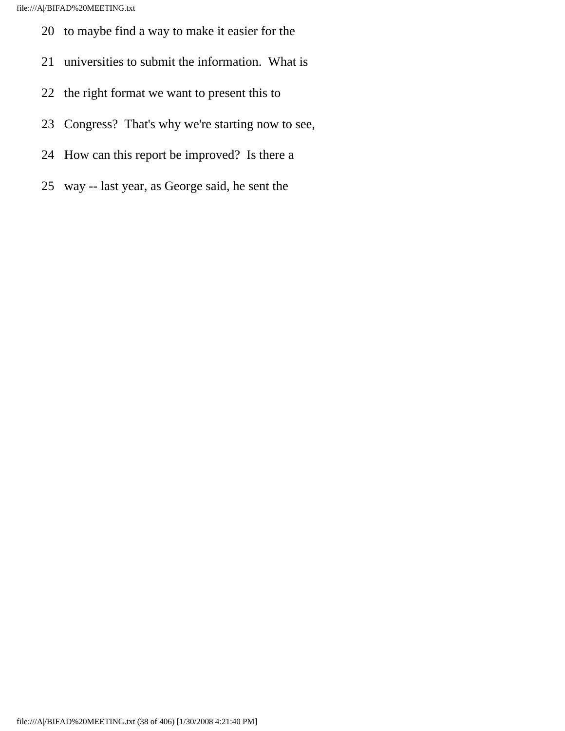20 to maybe find a way to make it easier for the

21 universities to submit the information. What is

22 the right format we want to present this to

23 Congress? That's why we're starting now to see,

24 How can this report be improved? Is there a

25 way -- last year, as George said, he sent the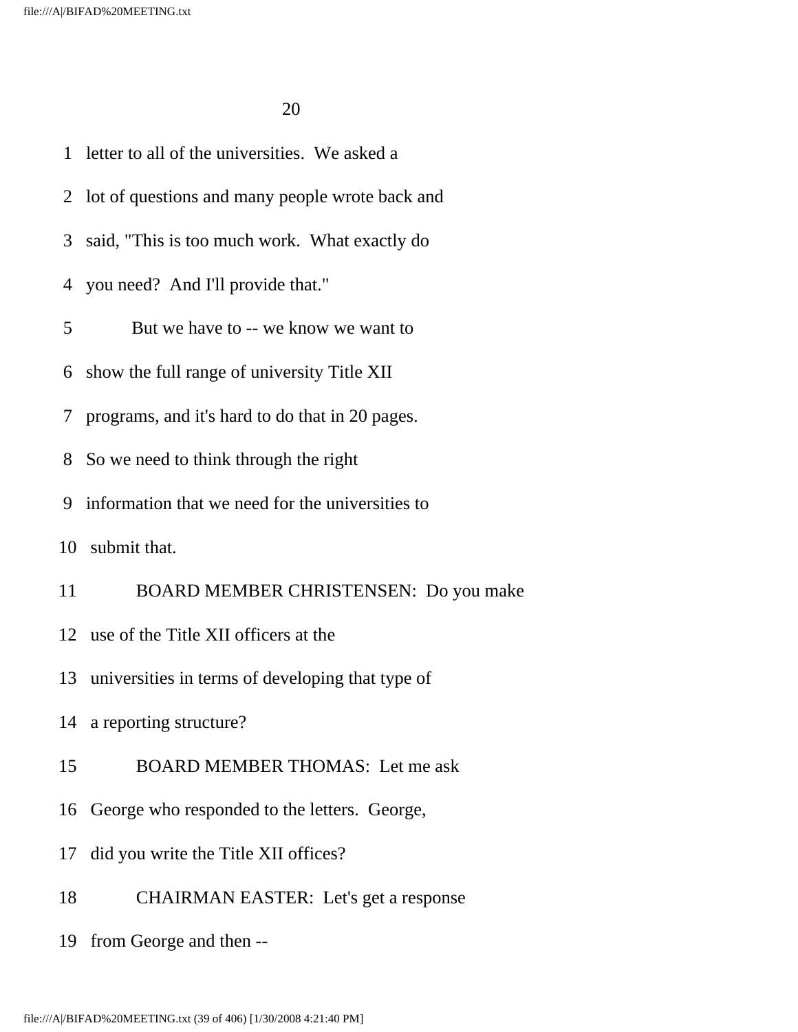letter to all of the universities. We asked a lot of questions and many people wrote back and said, "This is too much work. What exactly do you need? And I'll provide that."

But we have to -- we know we want to show the full range of university Title XII programs, and it's hard to do that in 20 pages. So we need to think through the right information that we need for the universities to submit that.

BOARD MEMBER CHRISTENSEN: Do you make use of the Title XII officers at the universities in terms of developing that type of a reporting structure?

BOARD MEMBER THOMAS: Let me ask George who responded to the letters. George, did you write the Title XII offices?

CHAIRMAN EASTER: Let's get a response from George and then --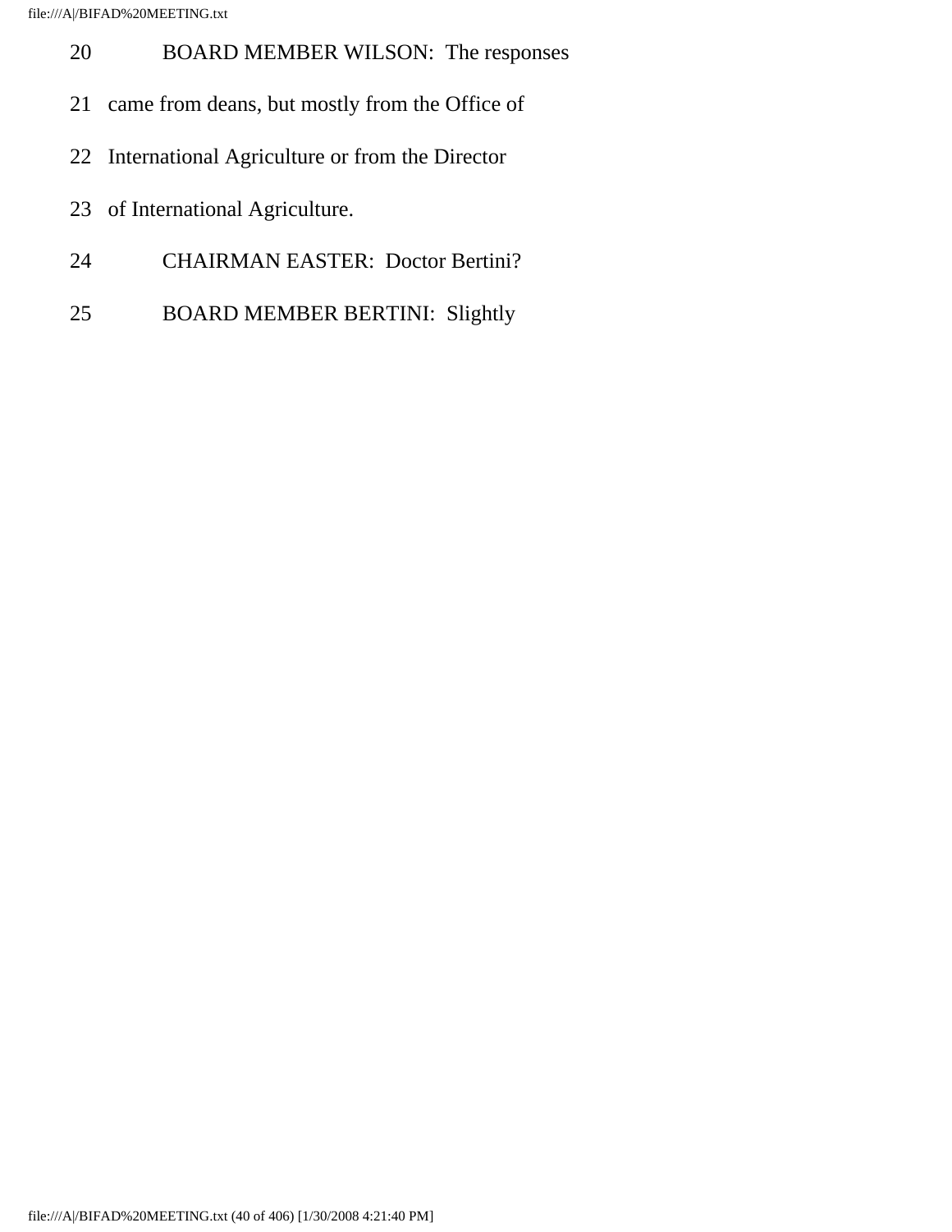20 BOARD MEMBER WILSON: The responses

21 came from deans, but mostly from the Office of

22 International Agriculture or from the Director

23 of International Agriculture.

24 CHAIRMAN EASTER: Doctor Bertini?

25 BOARD MEMBER BERTINI: Slightly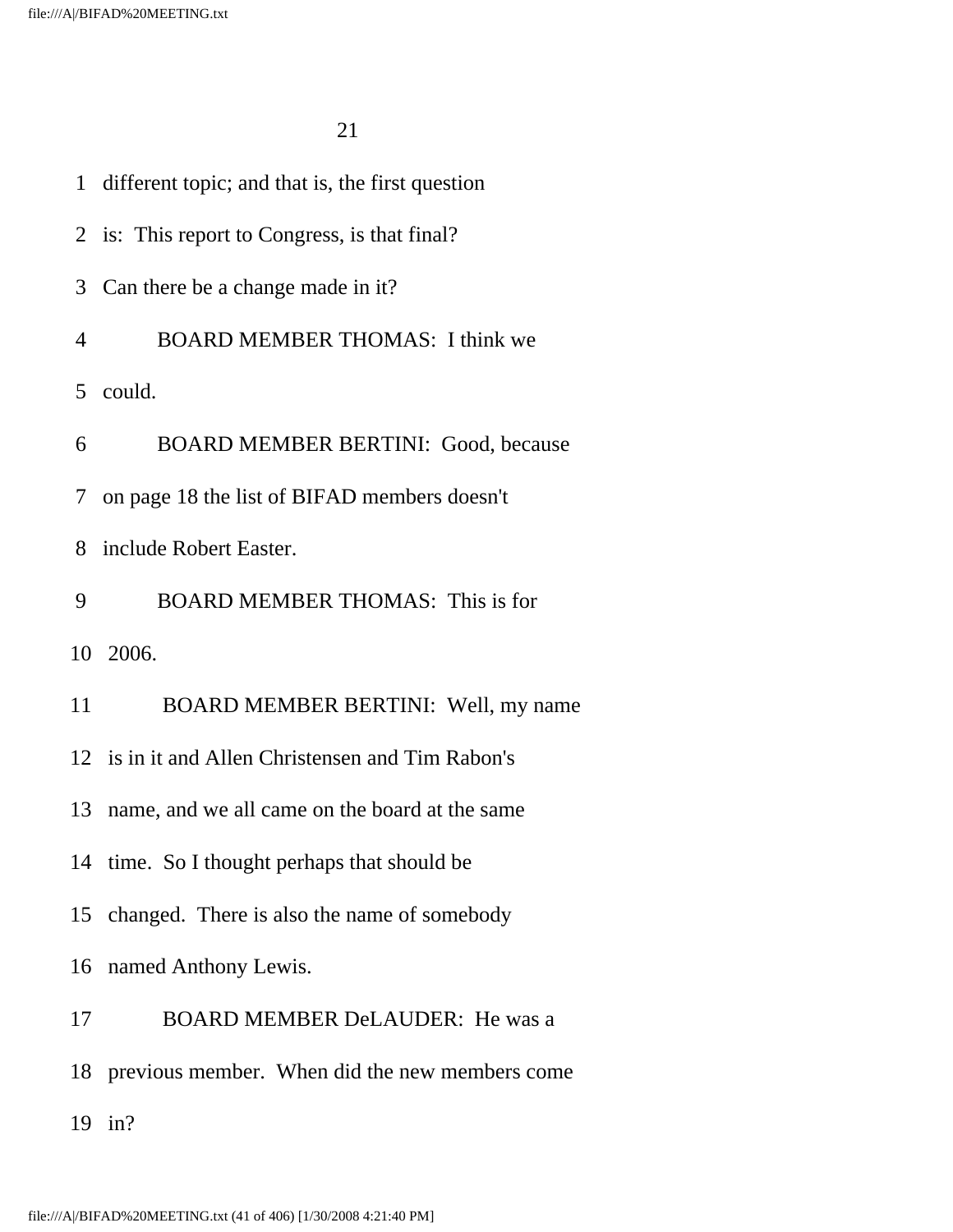1 different topic; and that is, the first question

2 is: This report to Congress, is that final?

3 Can there be a change made in it?

4 BOARD MEMBER THOMAS: I think we

5 could.

6 BOARD MEMBER BERTINI: Good, because

7 on page 18 the list of BIFAD members doesn't

8 include Robert Easter.

9 BOARD MEMBER THOMAS: This is for

10 2006.

11 BOARD MEMBER BERTINI: Well, my name

12 is in it and Allen Christensen and Tim Rabon's

13 name, and we all came on the board at the same

14 time. So I thought perhaps that should be

15 changed. There is also the name of somebody

16 named Anthony Lewis.

17 BOARD MEMBER DeLAUDER: He was a

18 previous member. When did the new members come

19 in?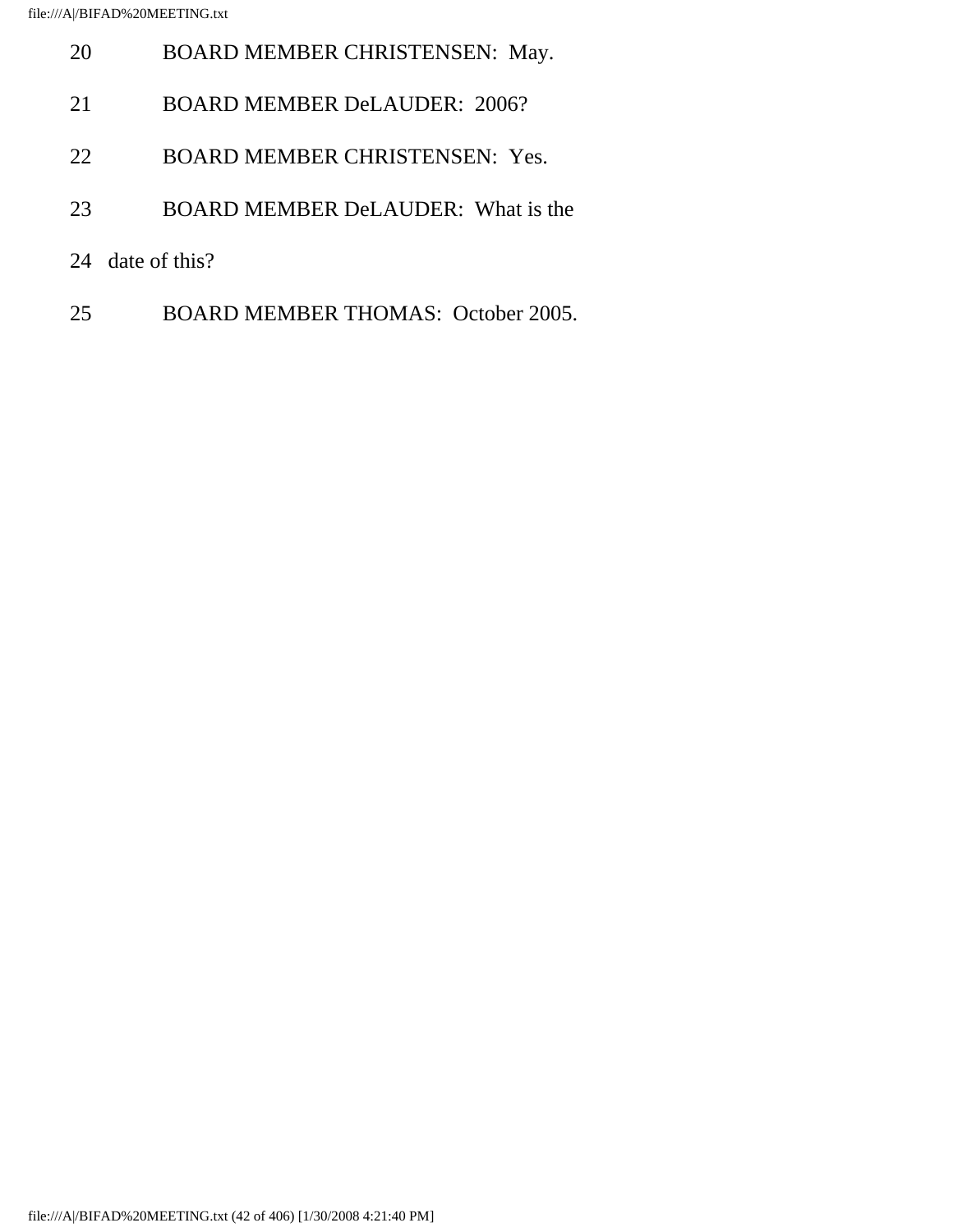20 BOARD MEMBER CHRISTENSEN: May.

21 BOARD MEMBER DeLAUDER: 2006?

22 BOARD MEMBER CHRISTENSEN: Yes.

23 BOARD MEMBER DeLAUDER: What is the

24 date of this?

25 BOARD MEMBER THOMAS: October 2005.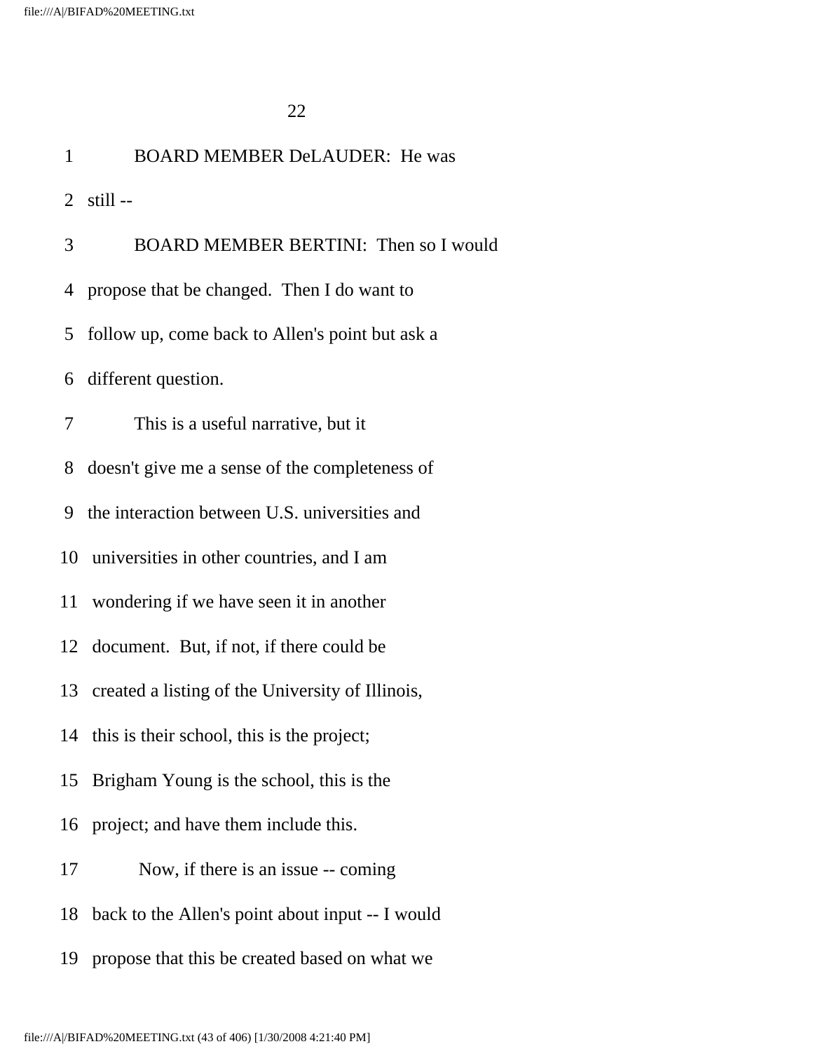1 BOARD MEMBER DeLAUDER: He was

2 still --

3 BOARD MEMBER BERTINI: Then so I would

4 propose that be changed. Then I do want to

5 follow up, come back to Allen's point but ask a

6 different question.

7 This is a useful narrative, but it

8 doesn't give me a sense of the completeness of

9 the interaction between U.S. universities and

10 universities in other countries, and I am

11 wondering if we have seen it in another

12 document. But, if not, if there could be

13 created a listing of the University of Illinois,

14 this is their school, this is the project;

15 Brigham Young is the school, this is the

16 project; and have them include this.

17 Now, if there is an issue -- coming

18 back to the Allen's point about input -- I would

19 propose that this be created based on what we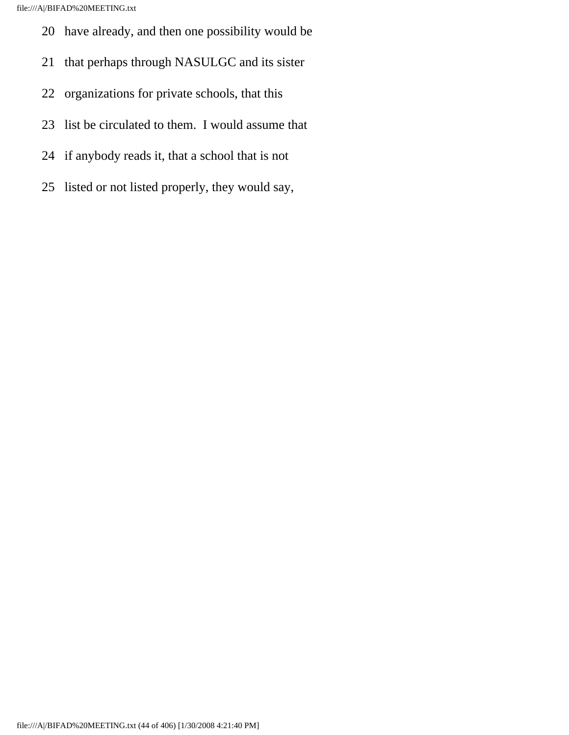20 have already, and then one possibility would be

21 that perhaps through NASULGC and its sister

22 organizations for private schools, that this

23 list be circulated to them. I would assume that

24 if anybody reads it, that a school that is not

25 listed or not listed properly, they would say,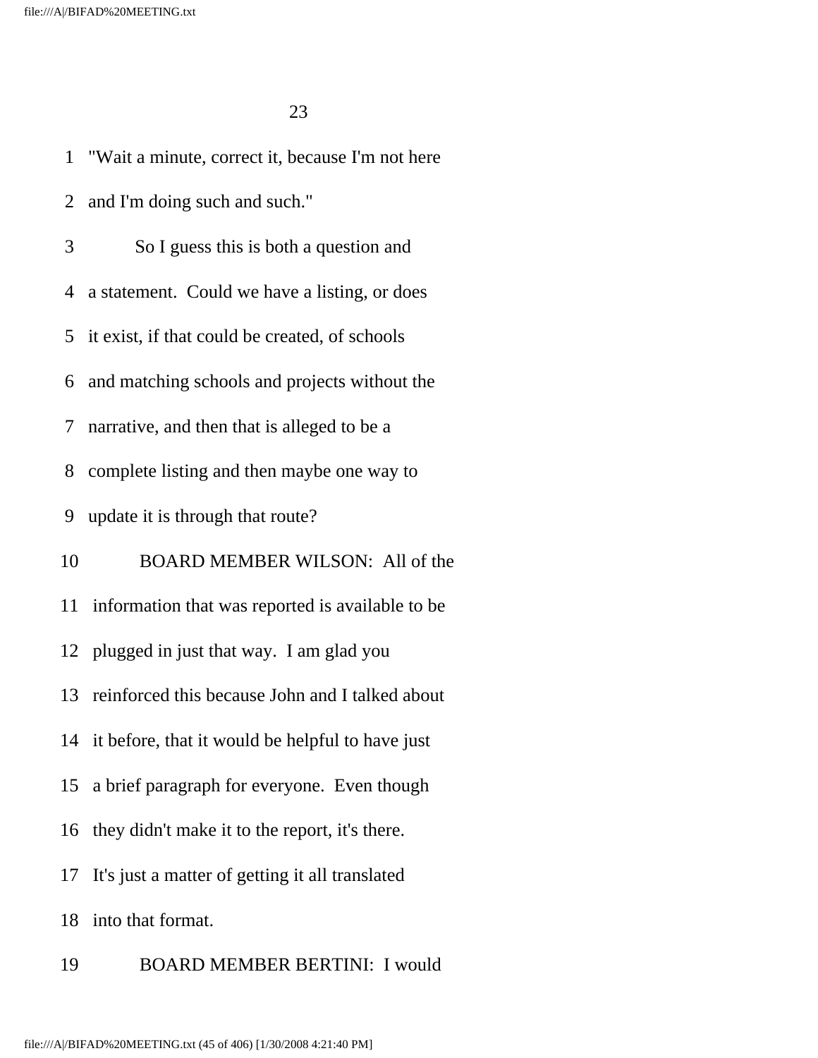"Wait a minute, correct it, because I'm not here and I'm doing such and such."

So I guess this is both a question and a statement. Could we have a listing, or does it exist, if that could be created, of schools and matching schools and projects without the narrative, and then that is alleged to be a complete listing and then maybe one way to update it is through that route?

BOARD MEMBER WILSON: All of the information that was reported is available to be plugged in just that way. I am glad you reinforced this because John and I talked about it before, that it would be helpful to have just a brief paragraph for everyone. Even though they didn't make it to the report, it's there. It's just a matter of getting it all translated into that format.

BOARD MEMBER BERTINI: I would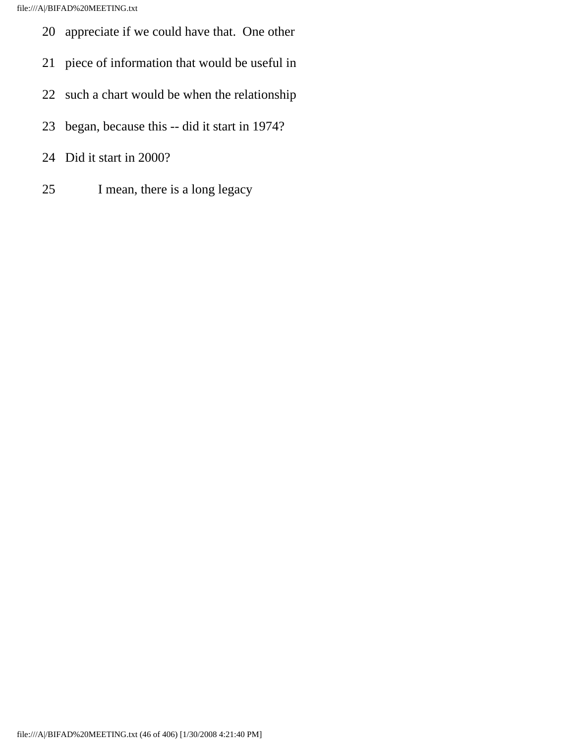20 appreciate if we could have that. One other

21 piece of information that would be useful in

22 such a chart would be when the relationship

23 began, because this -- did it start in 1974?

24 Did it start in 2000?

25 I mean, there is a long legacy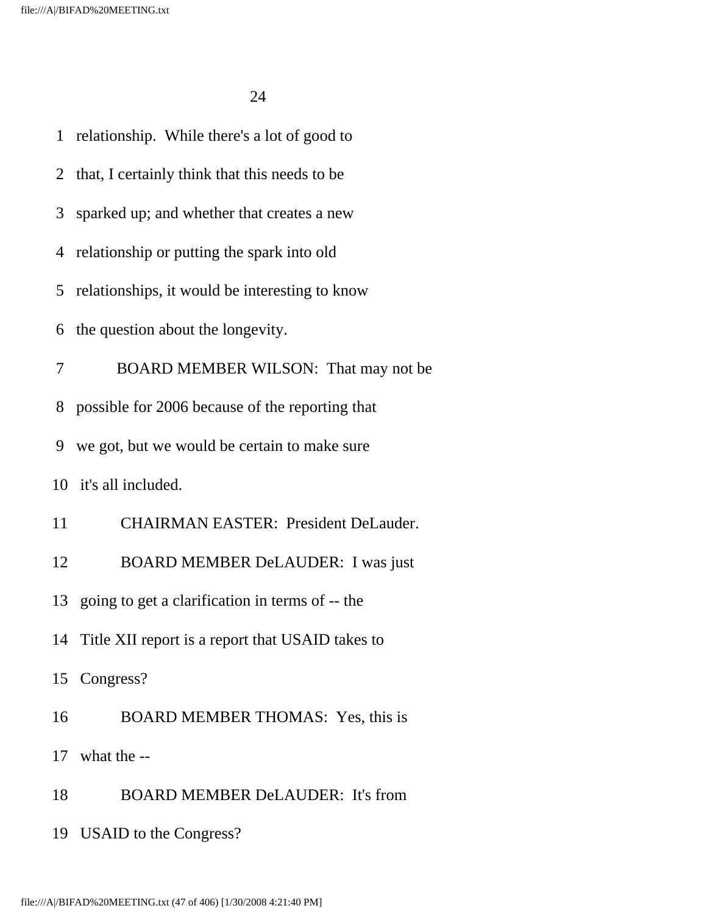1 relationship. While there's a lot of good to

2 that, I certainly think that this needs to be

3 sparked up; and whether that creates a new

4 relationship or putting the spark into old

5 relationships, it would be interesting to know

6 the question about the longevity.

7 BOARD MEMBER WILSON: That may not be

8 possible for 2006 because of the reporting that

9 we got, but we would be certain to make sure

10 it's all included.

11 CHAIRMAN EASTER: President DeLauder.

12 BOARD MEMBER DeLAUDER: I was just

13 going to get a clarification in terms of -- the

14 Title XII report is a report that USAID takes to

15 Congress?

16 BOARD MEMBER THOMAS: Yes, this is

17 what the --

18 BOARD MEMBER DeLAUDER: It's from

19 USAID to the Congress?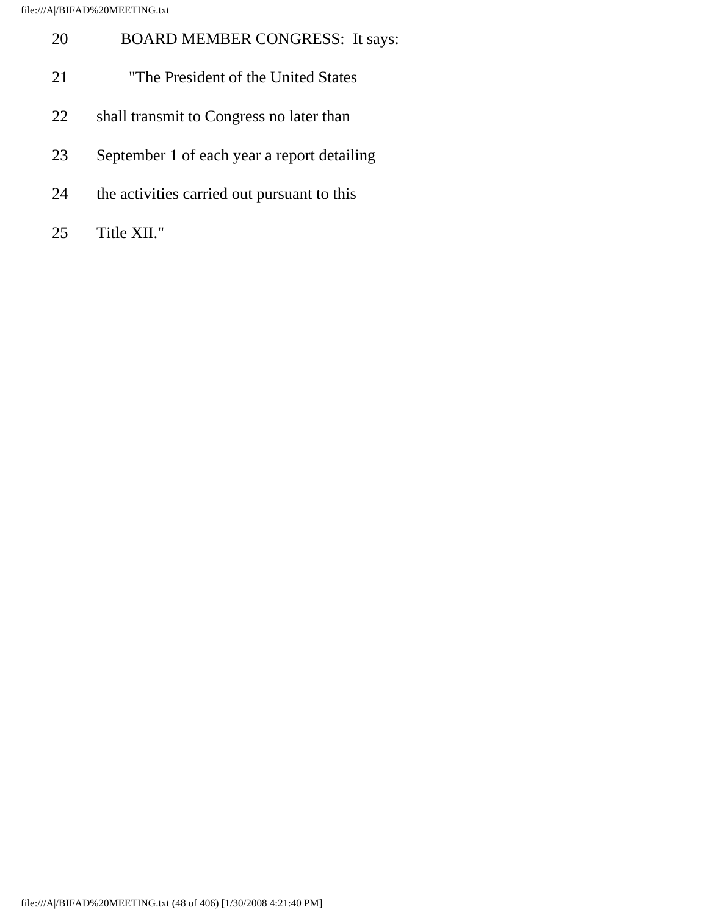20 BOARD MEMBER CONGRESS: It says:

21 "The President of the United States

22 shall transmit to Congress no later than

23 September 1 of each year a report detailing

24 the activities carried out pursuant to this

25 Title XII."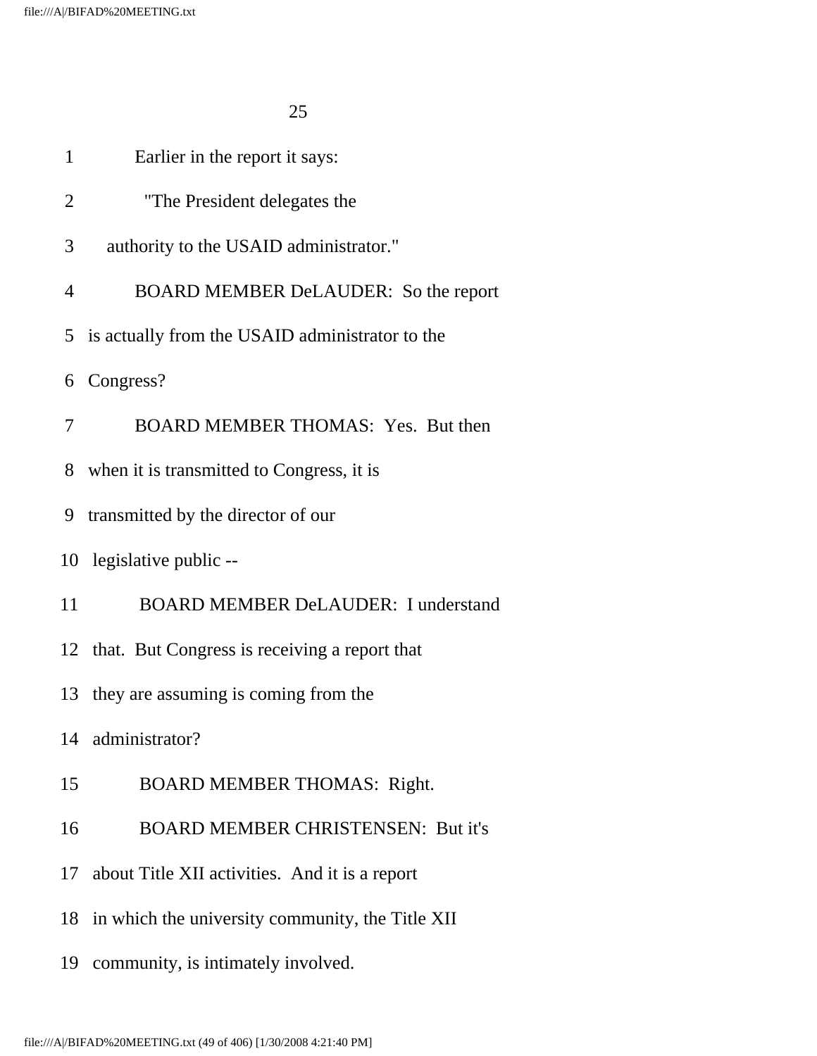1 Earlier in the report it says:

2 "The President delegates the

3 authority to the USAID administrator."

4 BOARD MEMBER DeLAUDER: So the report

5 is actually from the USAID administrator to the

6 Congress?

7 BOARD MEMBER THOMAS: Yes. But then

8 when it is transmitted to Congress, it is

9 transmitted by the director of our

10 legislative public --

11 BOARD MEMBER DeLAUDER: I understand

12 that. But Congress is receiving a report that

13 they are assuming is coming from the

14 administrator?

15 BOARD MEMBER THOMAS: Right.

16 BOARD MEMBER CHRISTENSEN: But it's

17 about Title XII activities. And it is a report

18 in which the university community, the Title XII

19 community, is intimately involved.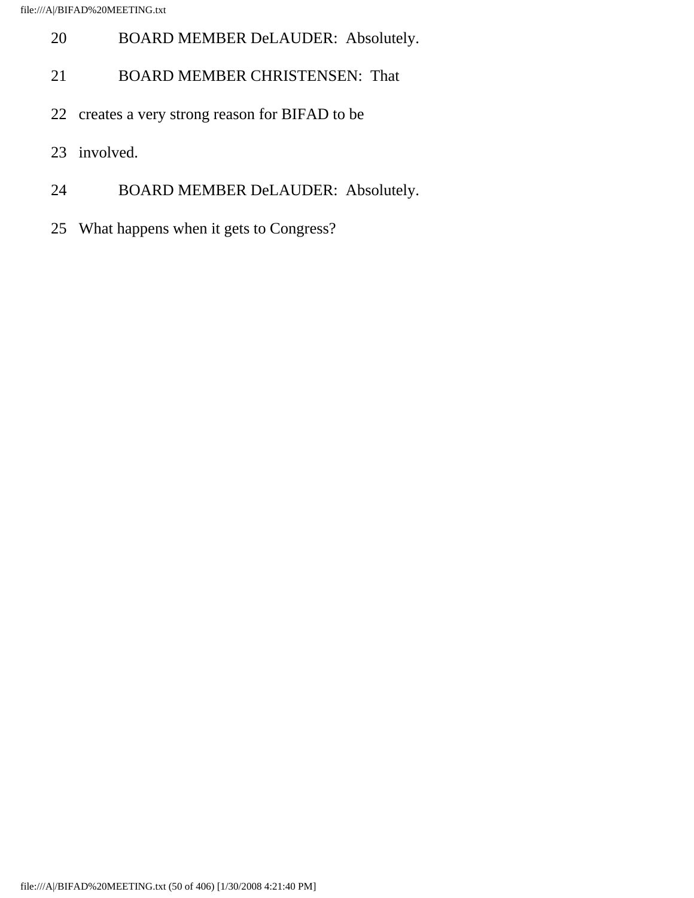20 BOARD MEMBER DeLAUDER: Absolutely.

21 BOARD MEMBER CHRISTENSEN: That

22 creates a very strong reason for BIFAD to be

23 involved.

24 BOARD MEMBER DeLAUDER: Absolutely.

25 What happens when it gets to Congress?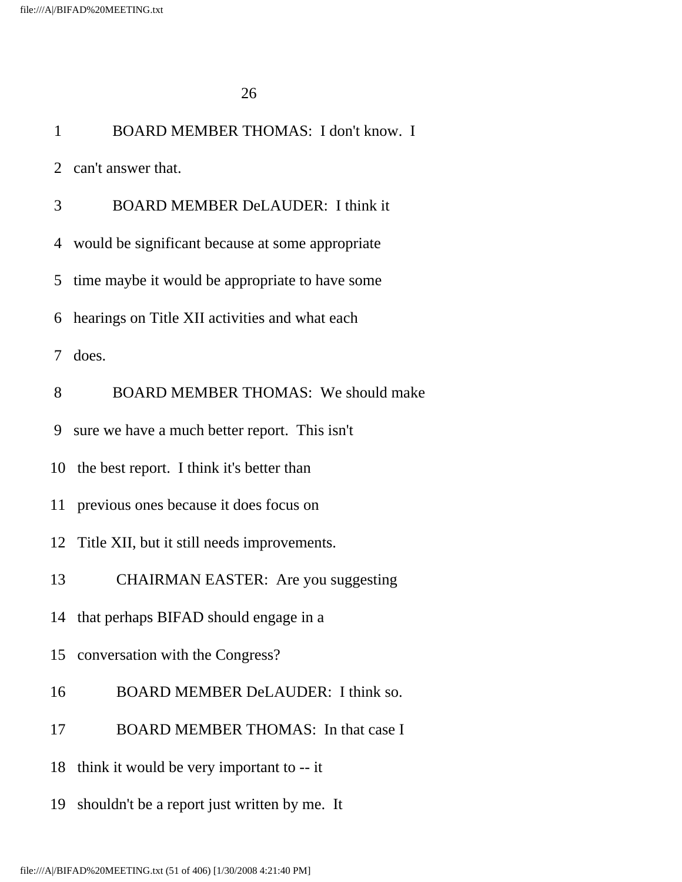1 BOARD MEMBER THOMAS: I don't know. I

2 can't answer that.

3 BOARD MEMBER DeLAUDER: I think it

4 would be significant because at some appropriate

5 time maybe it would be appropriate to have some

6 hearings on Title XII activities and what each

7 does.

8 BOARD MEMBER THOMAS: We should make

9 sure we have a much better report. This isn't

10 the best report. I think it's better than

11 previous ones because it does focus on

12 Title XII, but it still needs improvements.

13 CHAIRMAN EASTER: Are you suggesting

14 that perhaps BIFAD should engage in a

15 conversation with the Congress?

16 BOARD MEMBER DeLAUDER: I think so.

17 BOARD MEMBER THOMAS: In that case I

18 think it would be very important to -- it

19 shouldn't be a report just written by me. It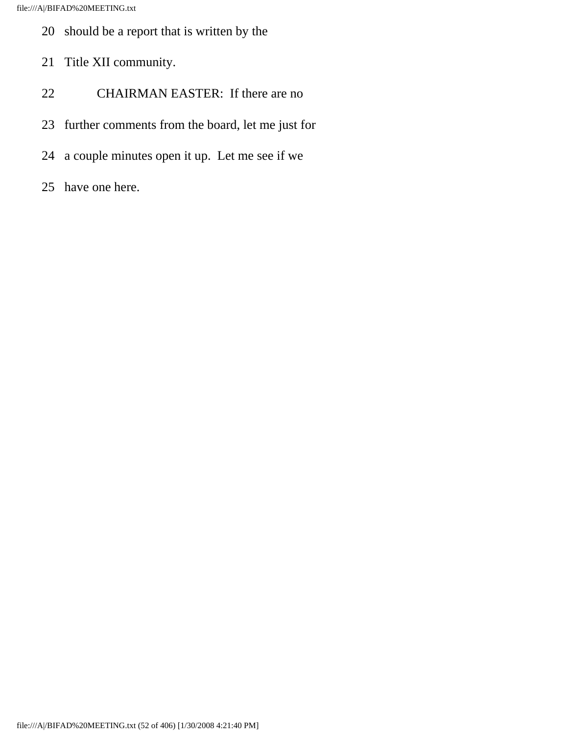20 should be a report that is written by the

21 Title XII community.

22 CHAIRMAN EASTER: If there are no

23 further comments from the board, let me just for

24 a couple minutes open it up. Let me see if we

25 have one here.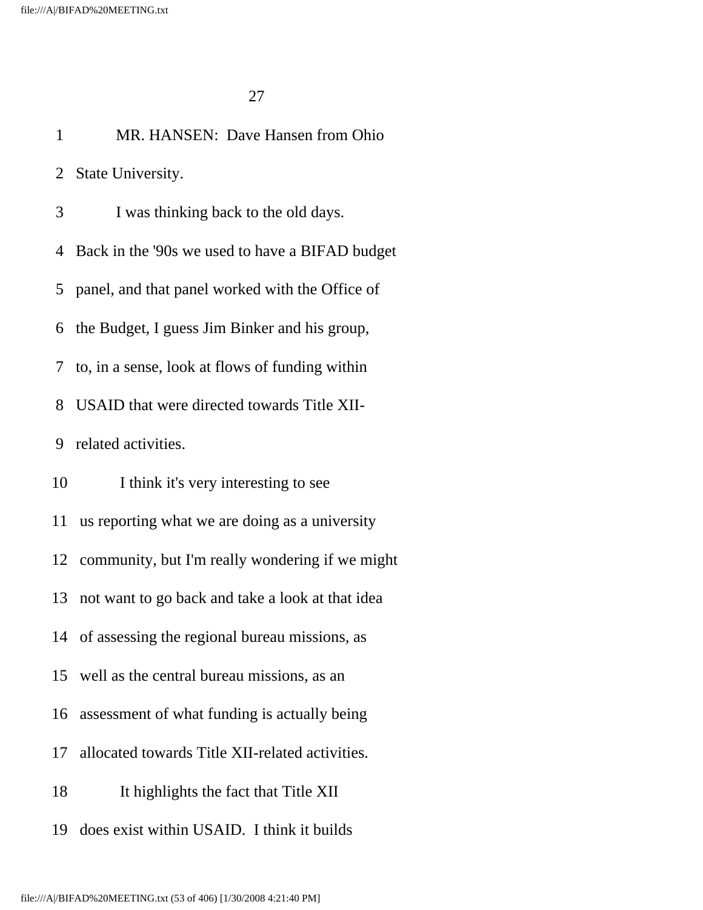MR. HANSEN: Dave Hansen from Ohio State University.

I was thinking back to the old days. Back in the '90s we used to have a BIFAD budget panel, and that panel worked with the Office of the Budget, I guess Jim Binker and his group, to, in a sense, look at flows of funding within USAID that were directed towards Title XII-related activities.

I think it's very interesting to see us reporting what we are doing as a university community, but I'm really wondering if we might not want to go back and take a look at that idea of assessing the regional bureau missions, as well as the central bureau missions, as an assessment of what funding is actually being allocated towards Title XII-related activities.

It highlights the fact that Title XII does exist within USAID. I think it builds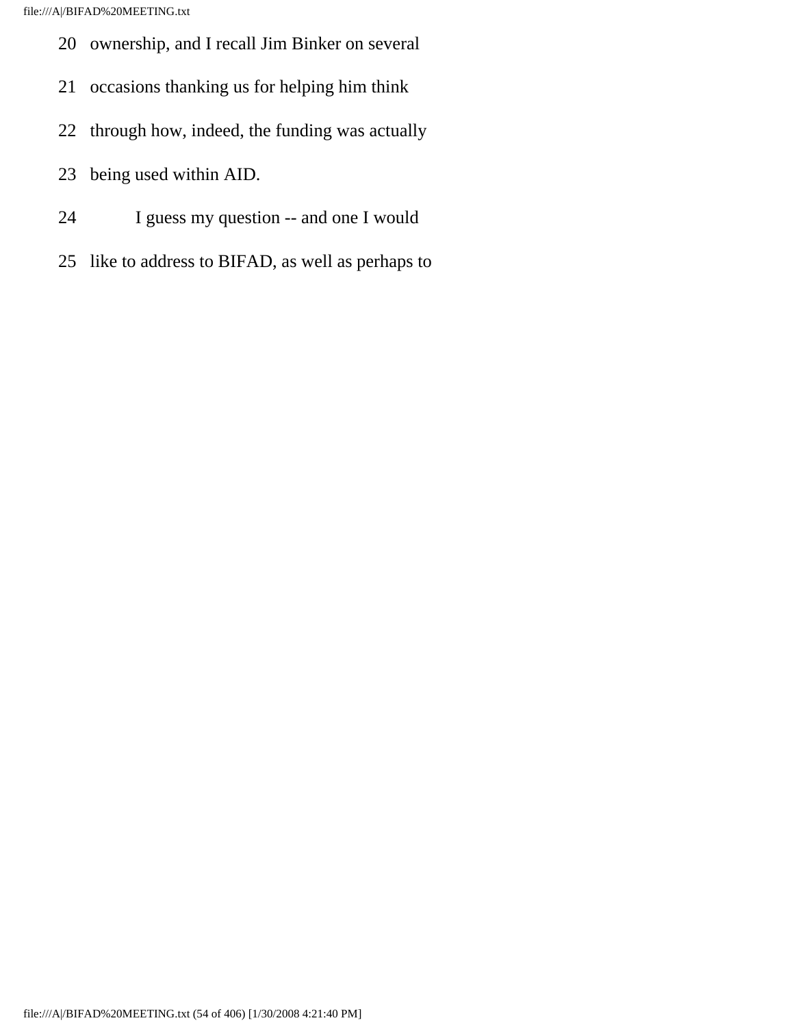20 ownership, and I recall Jim Binker on several

21 occasions thanking us for helping him think

22 through how, indeed, the funding was actually

23 being used within AID.

24 I guess my question -- and one I would

25 like to address to BIFAD, as well as perhaps to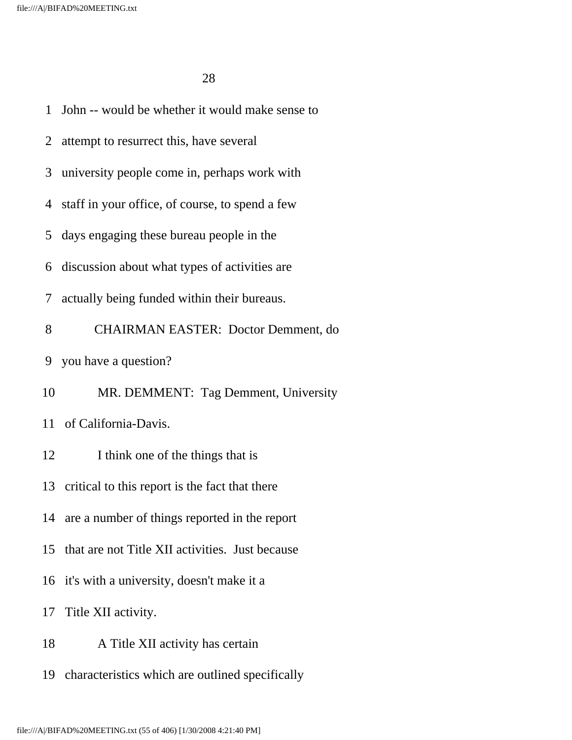1 John -- would be whether it would make sense to

2 attempt to resurrect this, have several

3 university people come in, perhaps work with

4 staff in your office, of course, to spend a few

5 days engaging these bureau people in the

6 discussion about what types of activities are

7 actually being funded within their bureaus.

8 CHAIRMAN EASTER: Doctor Demment, do

9 you have a question?

10 MR. DEMMENT: Tag Demment, University

11 of California-Davis.

12 I think one of the things that is

13 critical to this report is the fact that there

14 are a number of things reported in the report

15 that are not Title XII activities. Just because

16 it's with a university, doesn't make it a

17 Title XII activity.

18 A Title XII activity has certain

19 characteristics which are outlined specifically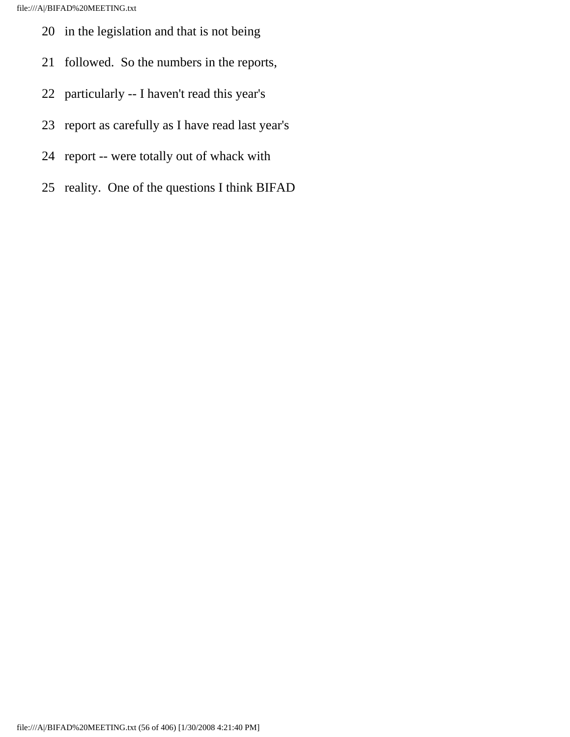20 in the legislation and that is not being

21 followed. So the numbers in the reports,

22 particularly -- I haven't read this year's

23 report as carefully as I have read last year's

24 report -- were totally out of whack with

25 reality. One of the questions I think BIFAD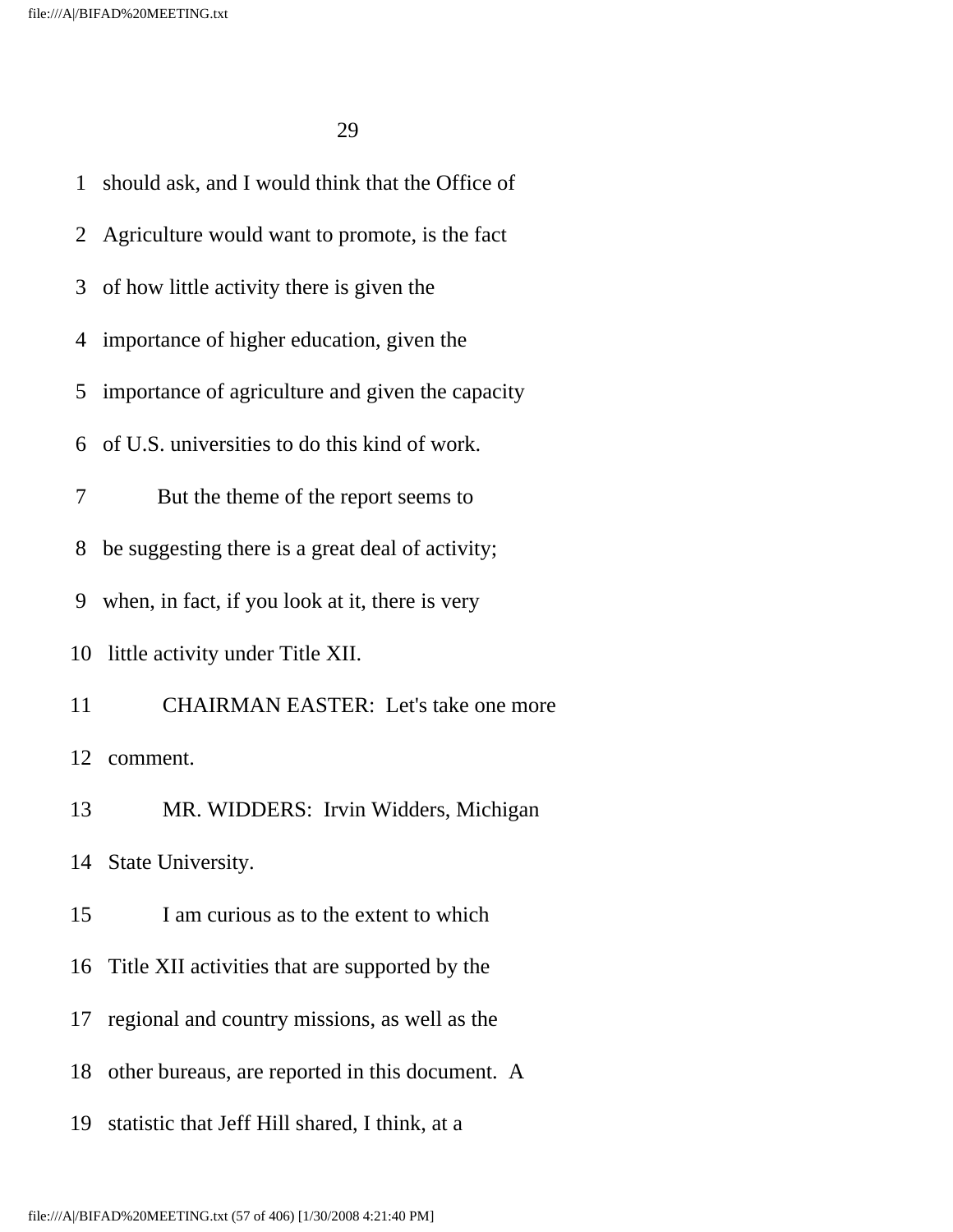should ask, and I would think that the Office of Agriculture would want to promote, is the fact of how little activity there is given the importance of higher education, given the importance of agriculture and given the capacity of U.S. universities to do this kind of work.

But the theme of the report seems to be suggesting there is a great deal of activity; when, in fact, if you look at it, there is very little activity under Title XII.

CHAIRMAN EASTER: Let's take one more comment.

MR. WIDDERS: Irvin Widders, Michigan State University.

I am curious as to the extent to which Title XII activities that are supported by the regional and country missions, as well as the other bureaus, are reported in this document. A statistic that Jeff Hill shared, I think, at a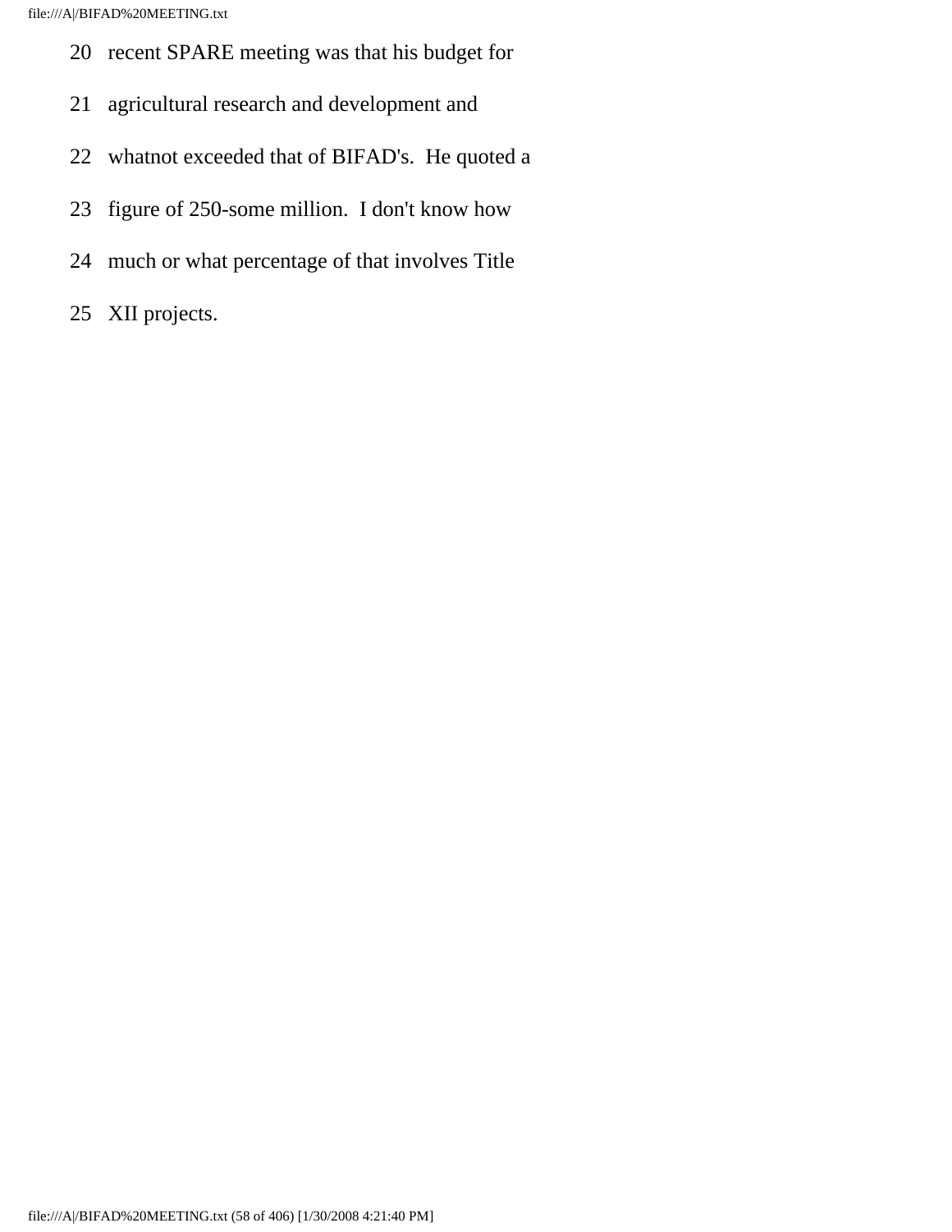20 recent SPARE meeting was that his budget for

21 agricultural research and development and

22 whatnot exceeded that of BIFAD's. He quoted a

23 figure of 250-some million. I don't know how

24 much or what percentage of that involves Title

25 XII projects.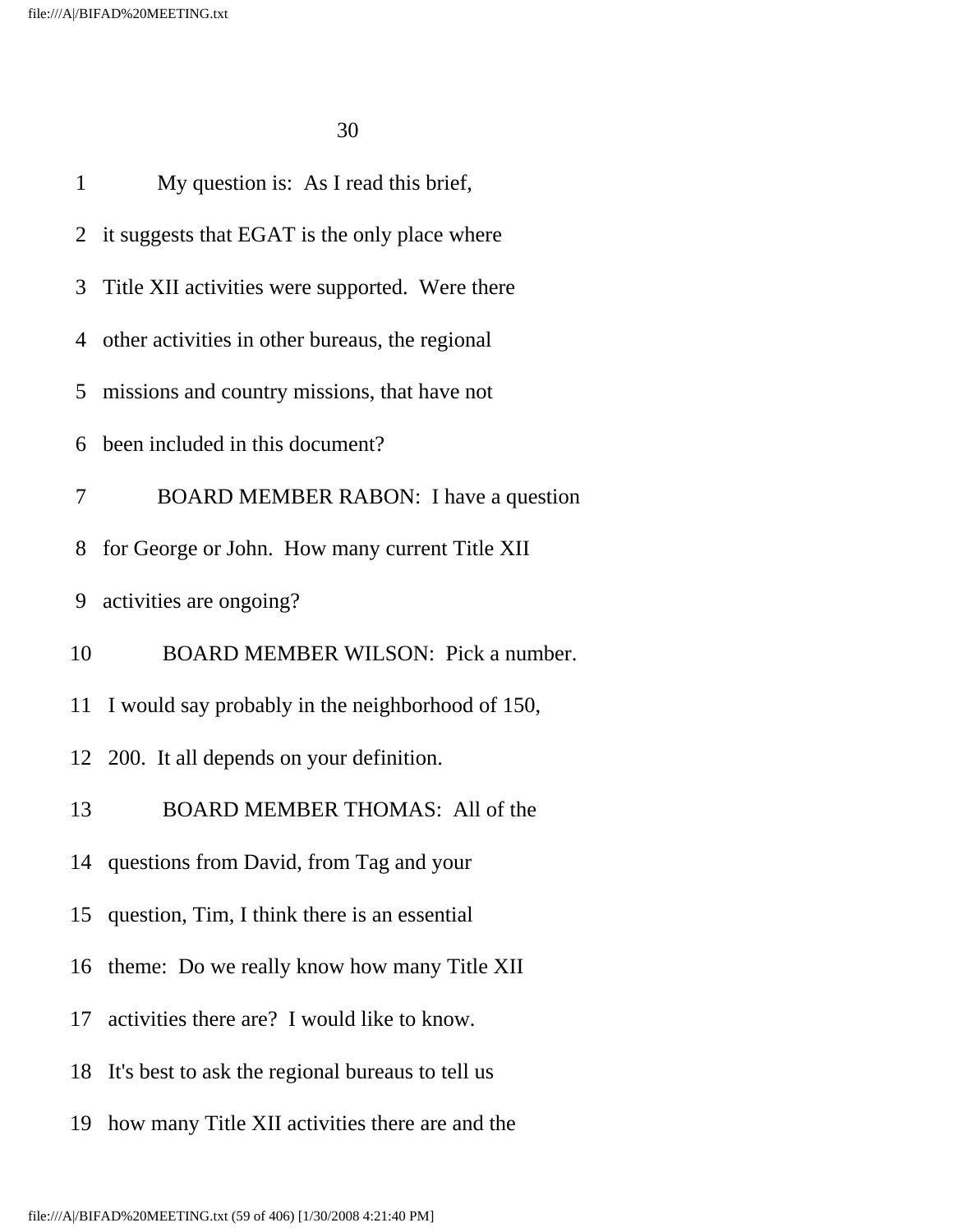1 My question is: As I read this brief,

2 it suggests that EGAT is the only place where

3 Title XII activities were supported. Were there

4 other activities in other bureaus, the regional

5 missions and country missions, that have not

6 been included in this document?

7 BOARD MEMBER RABON: I have a question

8 for George or John. How many current Title XII

9 activities are ongoing?

10 BOARD MEMBER WILSON: Pick a number.

11 I would say probably in the neighborhood of 150,

12 200. It all depends on your definition.

13 BOARD MEMBER THOMAS: All of the

14 questions from David, from Tag and your

15 question, Tim, I think there is an essential

16 theme: Do we really know how many Title XII

17 activities there are? I would like to know.

18 It's best to ask the regional bureaus to tell us

19 how many Title XII activities there are and the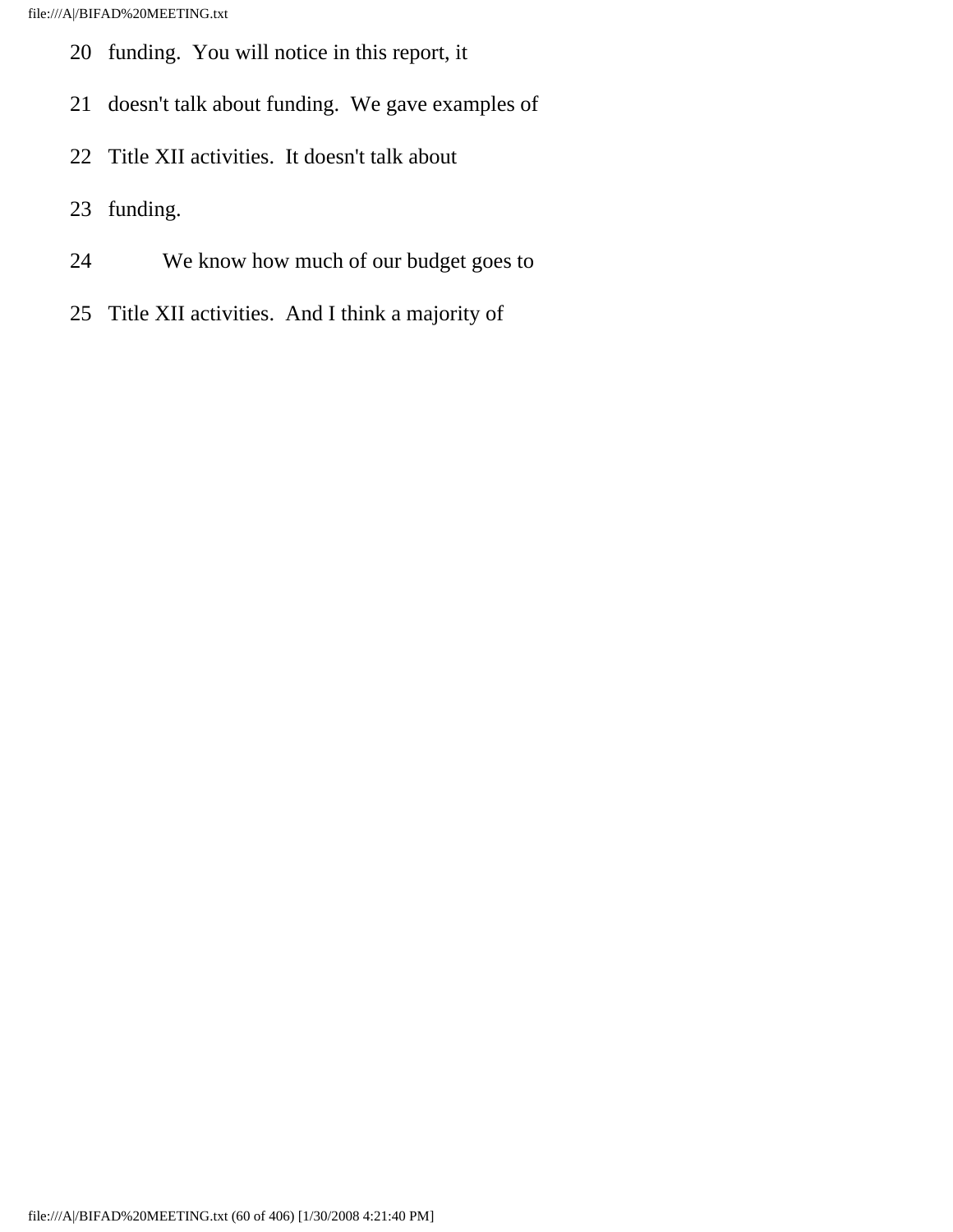20 funding. You will notice in this report, it

21 doesn't talk about funding. We gave examples of

22 Title XII activities. It doesn't talk about

23 funding.

24 We know how much of our budget goes to

25 Title XII activities. And I think a majority of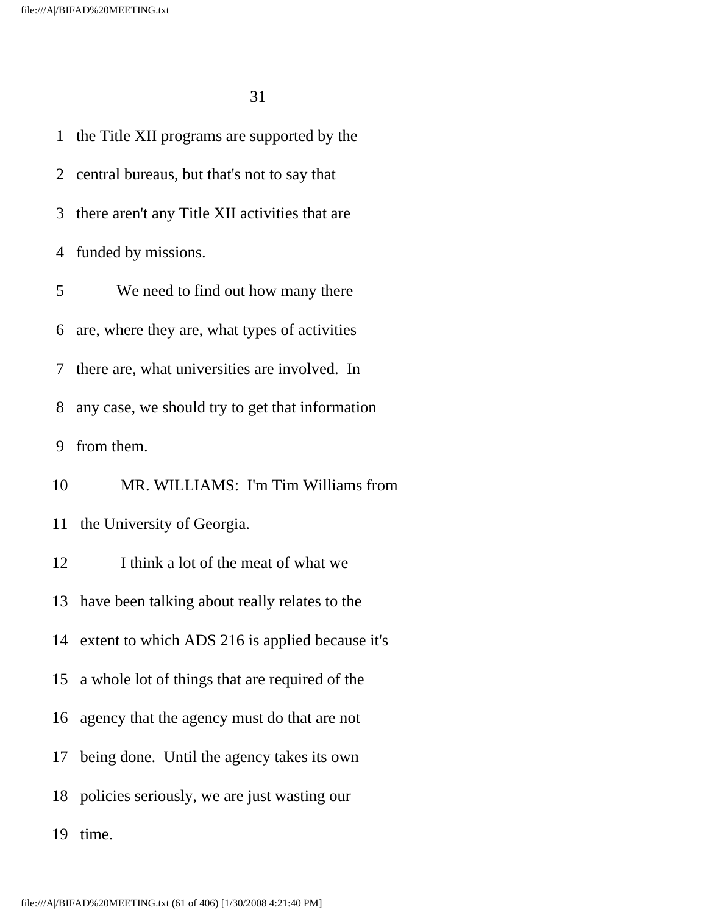1 the Title XII programs are supported by the

2 central bureaus, but that's not to say that

3 there aren't any Title XII activities that are

4 funded by missions.

5 We need to find out how many there

6 are, where they are, what types of activities

7 there are, what universities are involved. In

8 any case, we should try to get that information

9 from them.

10 MR. WILLIAMS: I'm Tim Williams from

11 the University of Georgia.

12 I think a lot of the meat of what we

13 have been talking about really relates to the

14 extent to which ADS 216 is applied because it's

15 a whole lot of things that are required of the

16 agency that the agency must do that are not

17 being done. Until the agency takes its own

18 policies seriously, we are just wasting our

19 time.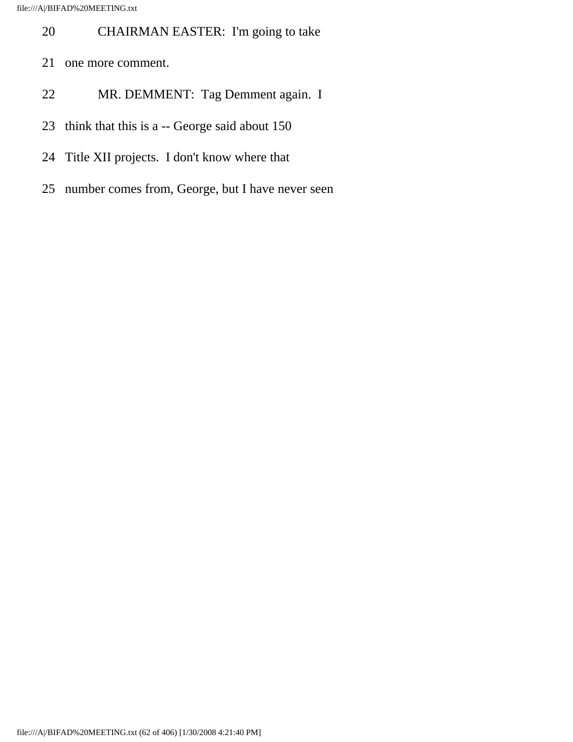20 CHAIRMAN EASTER: I'm going to take

21 one more comment.

22 MR. DEMMENT: Tag Demment again. I

23 think that this is a -- George said about 150

24 Title XII projects. I don't know where that

25 number comes from, George, but I have never seen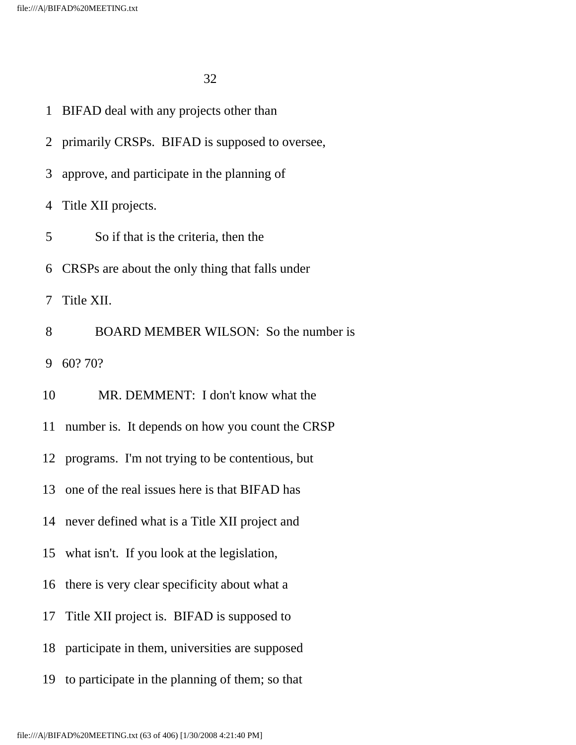1 BIFAD deal with any projects other than

2 primarily CRSPs. BIFAD is supposed to oversee,

3 approve, and participate in the planning of

4 Title XII projects.

5 So if that is the criteria, then the

6 CRSPs are about the only thing that falls under

7 Title XII.

8 BOARD MEMBER WILSON: So the number is

9 60? 70?

10 MR. DEMMENT: I don't know what the

11 number is. It depends on how you count the CRSP

12 programs. I'm not trying to be contentious, but

13 one of the real issues here is that BIFAD has

14 never defined what is a Title XII project and

15 what isn't. If you look at the legislation,

16 there is very clear specificity about what a

17 Title XII project is. BIFAD is supposed to

18 participate in them, universities are supposed

19 to participate in the planning of them; so that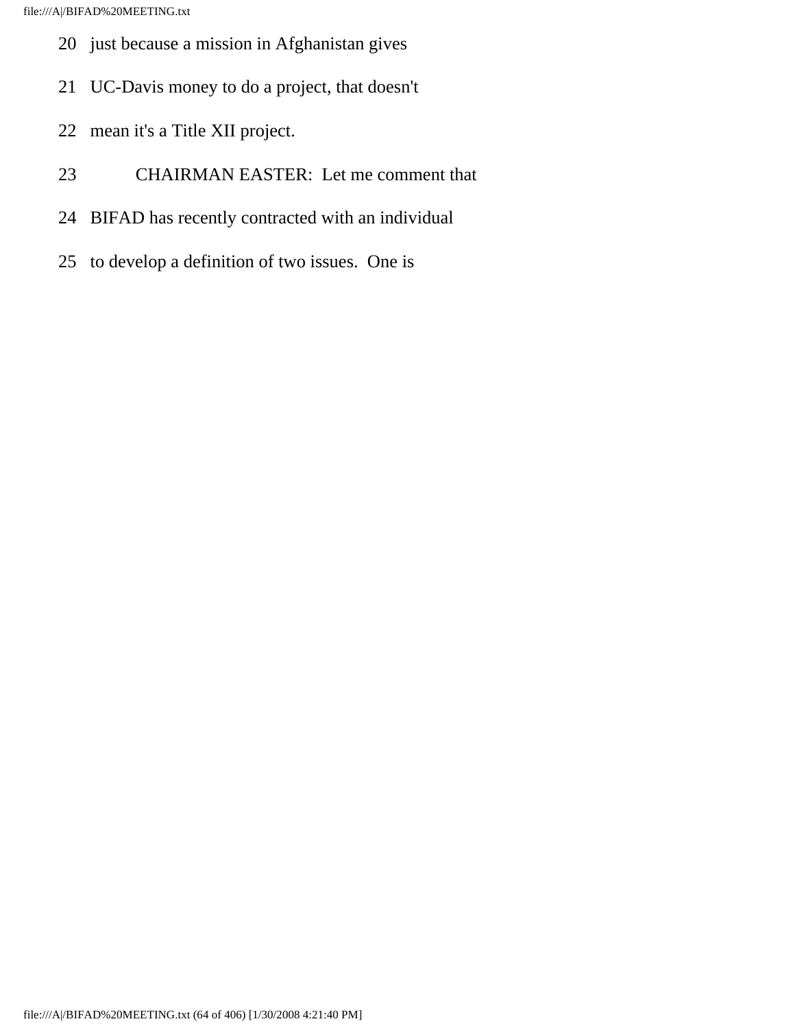20 just because a mission in Afghanistan gives

21 UC-Davis money to do a project, that doesn't

22 mean it's a Title XII project.

23 CHAIRMAN EASTER: Let me comment that

24 BIFAD has recently contracted with an individual

25 to develop a definition of two issues. One is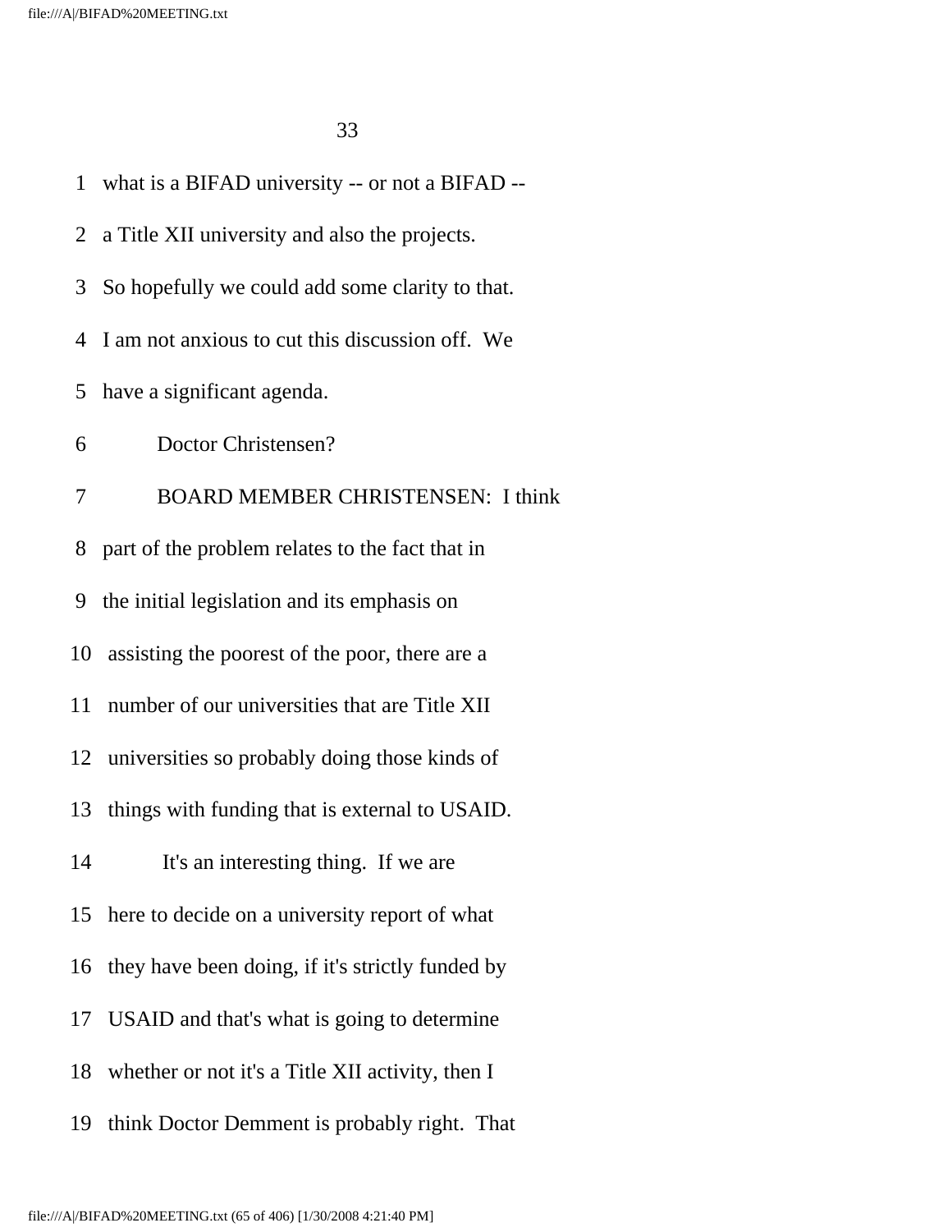what is a BIFAD university -- or not a BIFAD -- a Title XII university and also the projects. So hopefully we could add some clarity to that. I am not anxious to cut this discussion off. We have a significant agenda.

Doctor Christensen?

BOARD MEMBER CHRISTENSEN: I think part of the problem relates to the fact that in the initial legislation and its emphasis on assisting the poorest of the poor, there are a number of our universities that are Title XII universities so probably doing those kinds of things with funding that is external to USAID.

It's an interesting thing. If we are here to decide on a university report of what they have been doing, if it's strictly funded by USAID and that's what is going to determine whether or not it's a Title XII activity, then I think Doctor Demment is probably right. That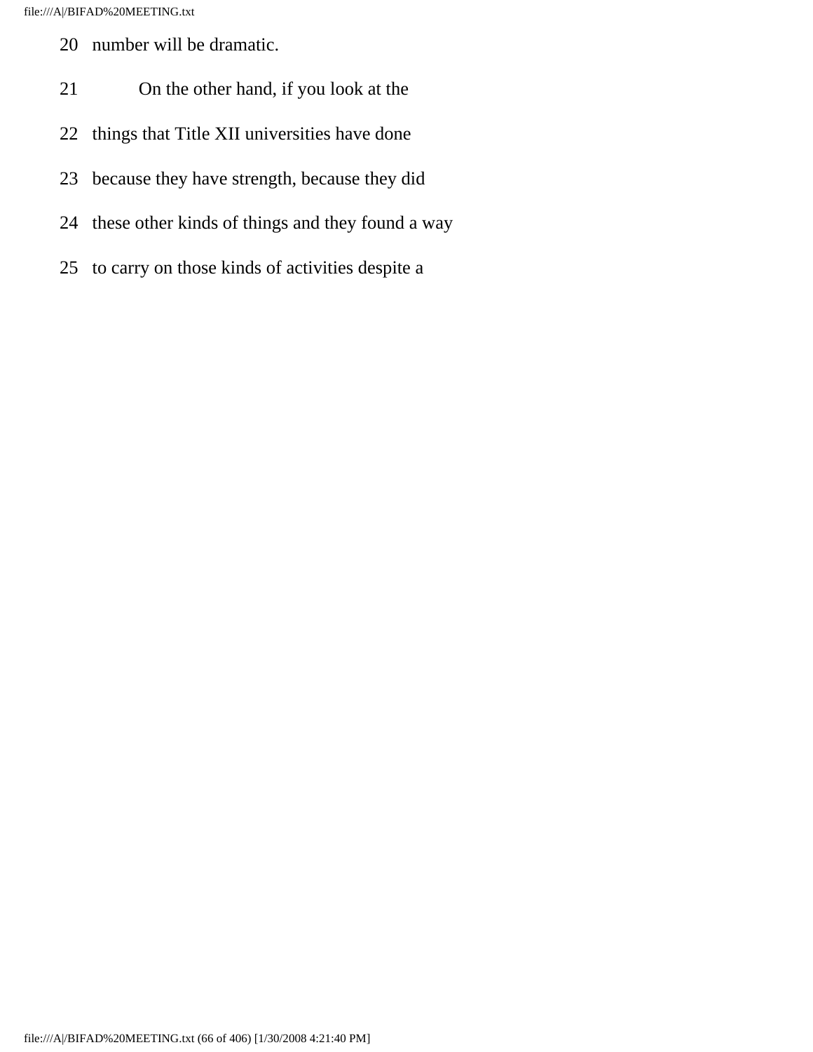20 number will be dramatic.

21 On the other hand, if you look at the

22 things that Title XII universities have done

23 because they have strength, because they did

24 these other kinds of things and they found a way

25 to carry on those kinds of activities despite a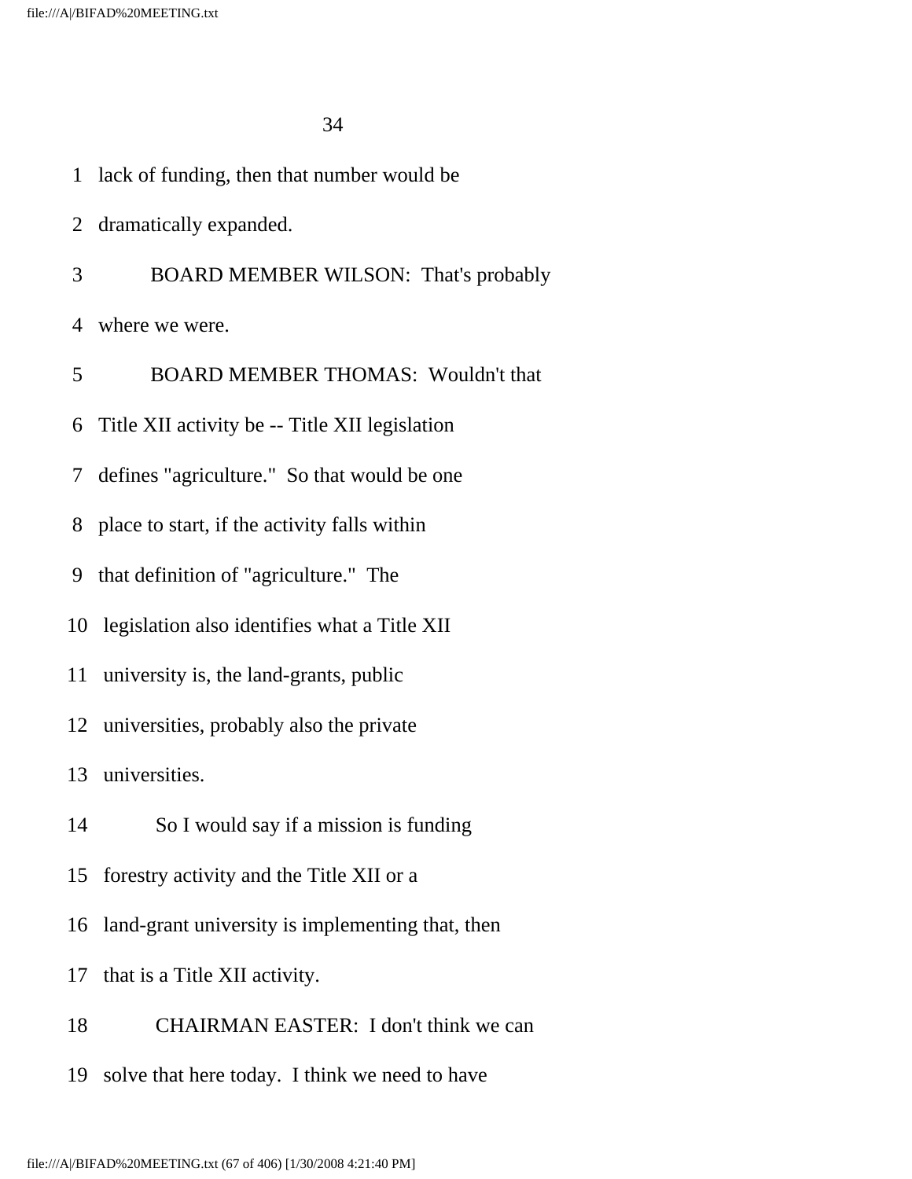1 lack of funding, then that number would be

2 dramatically expanded.

3 BOARD MEMBER WILSON: That's probably

4 where we were.

5 BOARD MEMBER THOMAS: Wouldn't that

6 Title XII activity be -- Title XII legislation

7 defines "agriculture." So that would be one

8 place to start, if the activity falls within

9 that definition of "agriculture." The

10 legislation also identifies what a Title XII

11 university is, the land-grants, public

12 universities, probably also the private

13 universities.

14 So I would say if a mission is funding

15 forestry activity and the Title XII or a

16 land-grant university is implementing that, then

17 that is a Title XII activity.

18 CHAIRMAN EASTER: I don't think we can

19 solve that here today. I think we need to have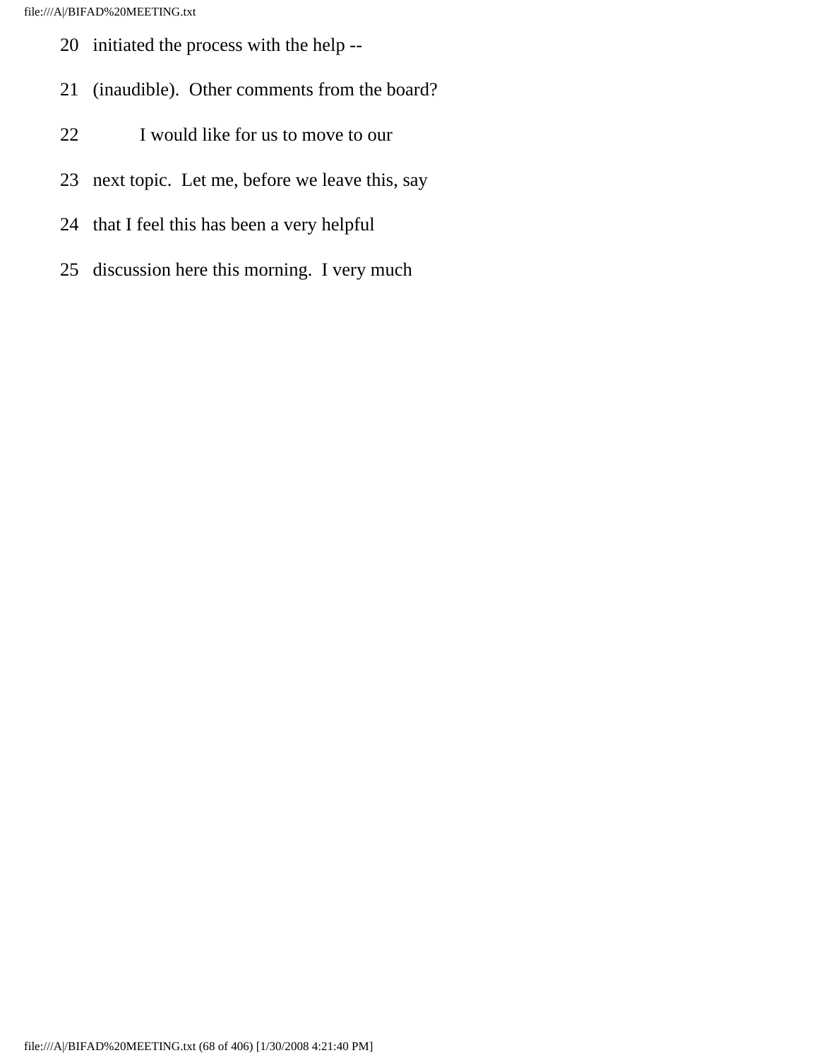20 initiated the process with the help --

21 (inaudible). Other comments from the board?

22 I would like for us to move to our

23 next topic. Let me, before we leave this, say

24 that I feel this has been a very helpful

25 discussion here this morning. I very much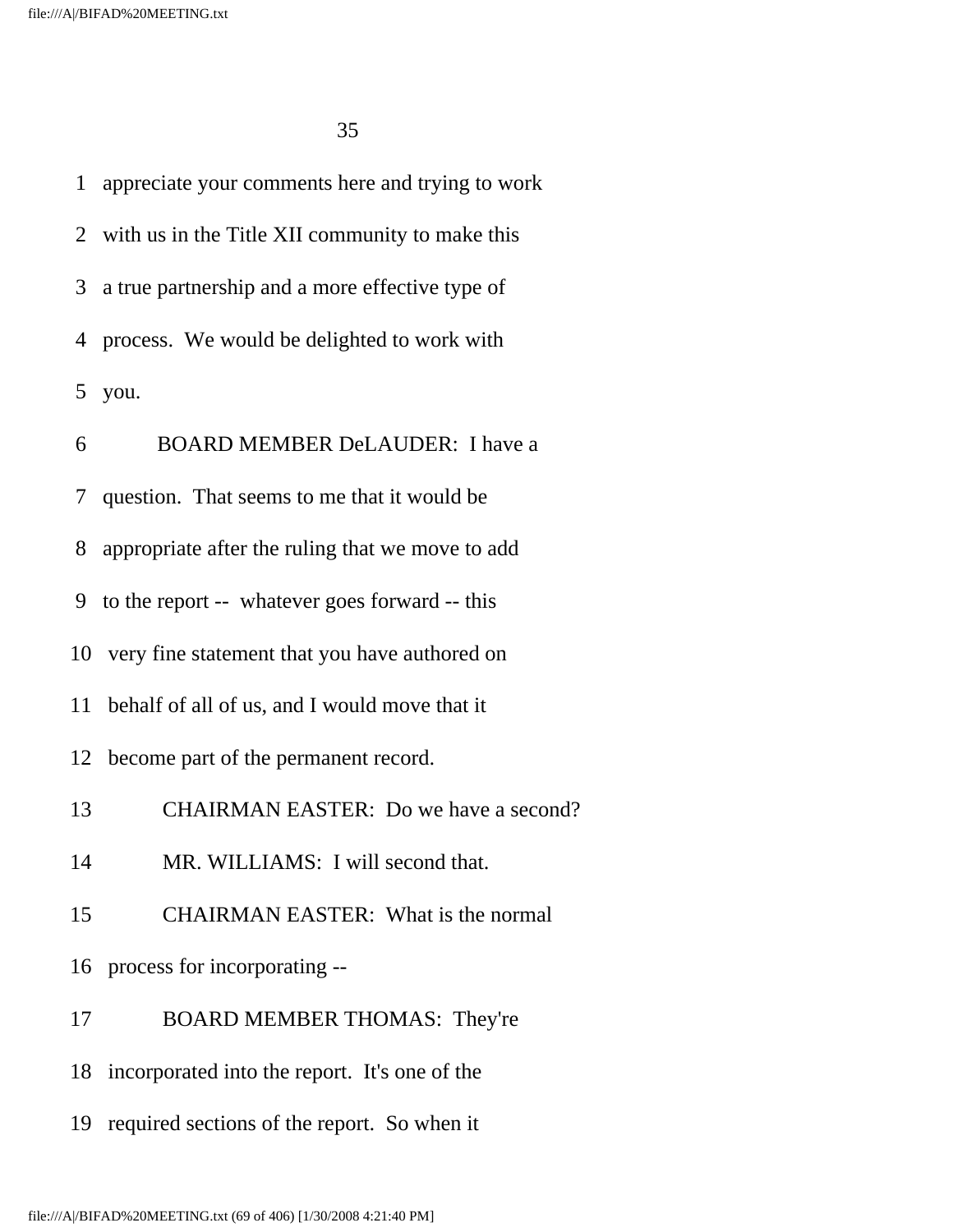1 appreciate your comments here and trying to work

2 with us in the Title XII community to make this

3 a true partnership and a more effective type of

4 process. We would be delighted to work with

5 you.

6 BOARD MEMBER DeLAUDER: I have a

7 question. That seems to me that it would be

8 appropriate after the ruling that we move to add

9 to the report -- whatever goes forward -- this

10 very fine statement that you have authored on

11 behalf of all of us, and I would move that it

12 become part of the permanent record.

13 CHAIRMAN EASTER: Do we have a second?

14 MR. WILLIAMS: I will second that.

15 CHAIRMAN EASTER: What is the normal

16 process for incorporating --

17 BOARD MEMBER THOMAS: They're

18 incorporated into the report. It's one of the

19 required sections of the report. So when it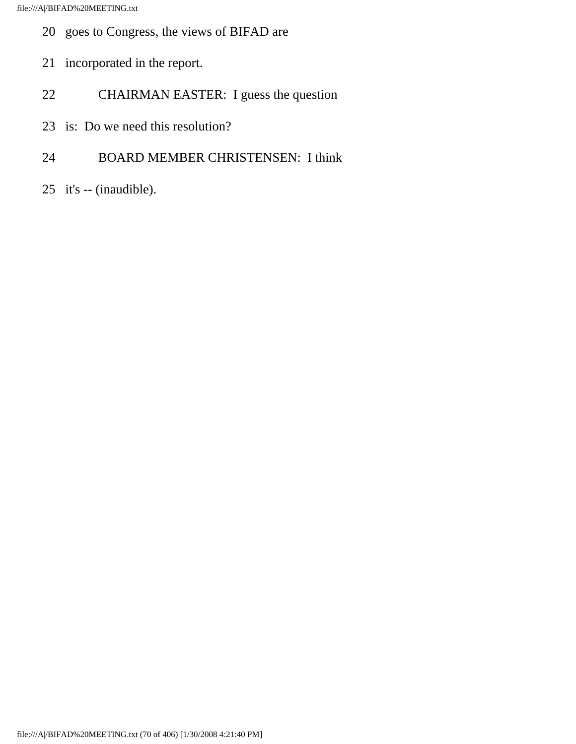20 goes to Congress, the views of BIFAD are

21 incorporated in the report.

22 CHAIRMAN EASTER: I guess the question

23 is: Do we need this resolution?

24 BOARD MEMBER CHRISTENSEN: I think

25 it's -- (inaudible).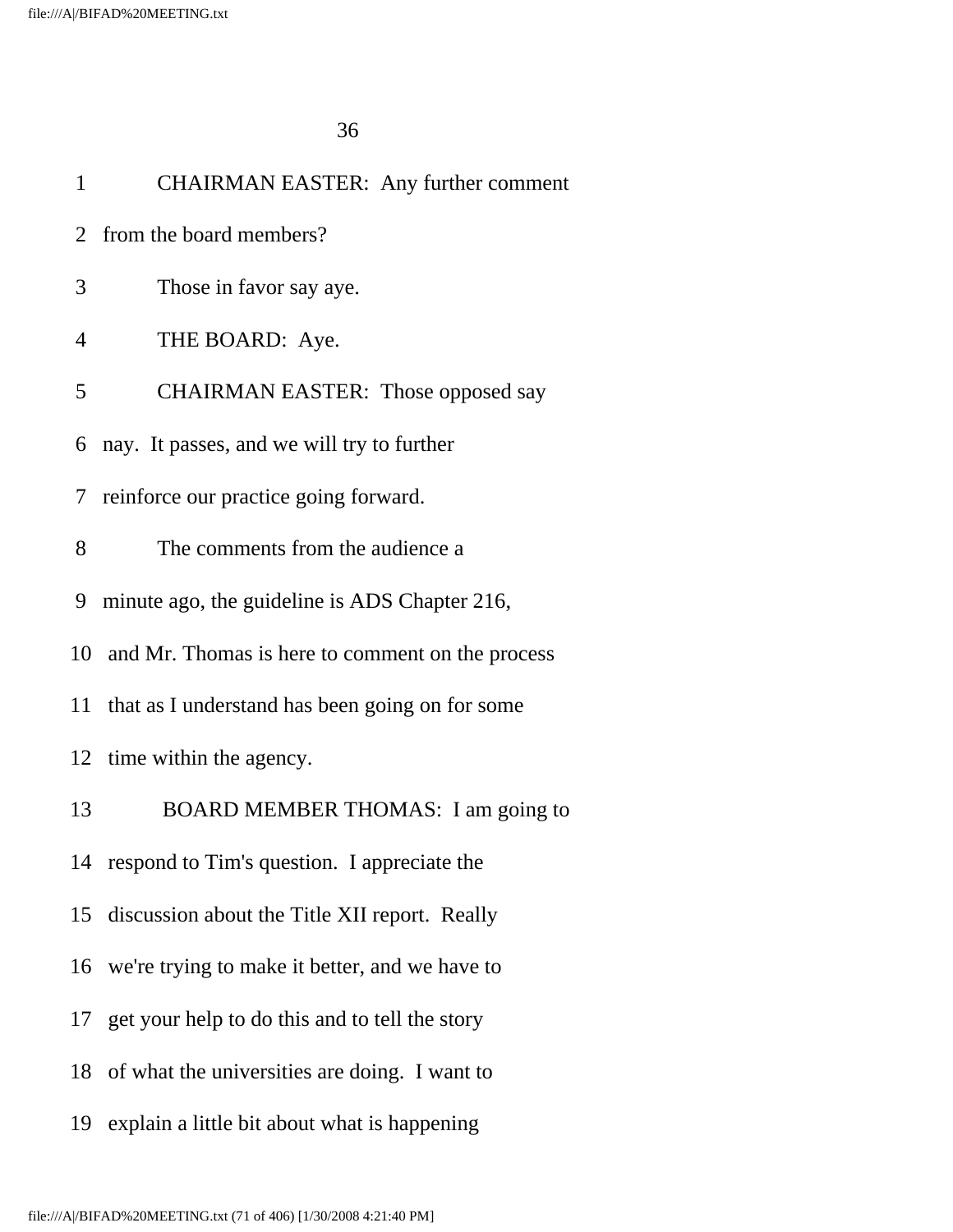1 CHAIRMAN EASTER: Any further comment

2 from the board members?

3 Those in favor say aye.

4 THE BOARD: Aye.

5 CHAIRMAN EASTER: Those opposed say

6 nay. It passes, and we will try to further

7 reinforce our practice going forward.

8 The comments from the audience a

9 minute ago, the guideline is ADS Chapter 216,

10 and Mr. Thomas is here to comment on the process

11 that as I understand has been going on for some

12 time within the agency.

13 BOARD MEMBER THOMAS: I am going to

14 respond to Tim's question. I appreciate the

15 discussion about the Title XII report. Really

16 we're trying to make it better, and we have to

17 get your help to do this and to tell the story

18 of what the universities are doing. I want to

19 explain a little bit about what is happening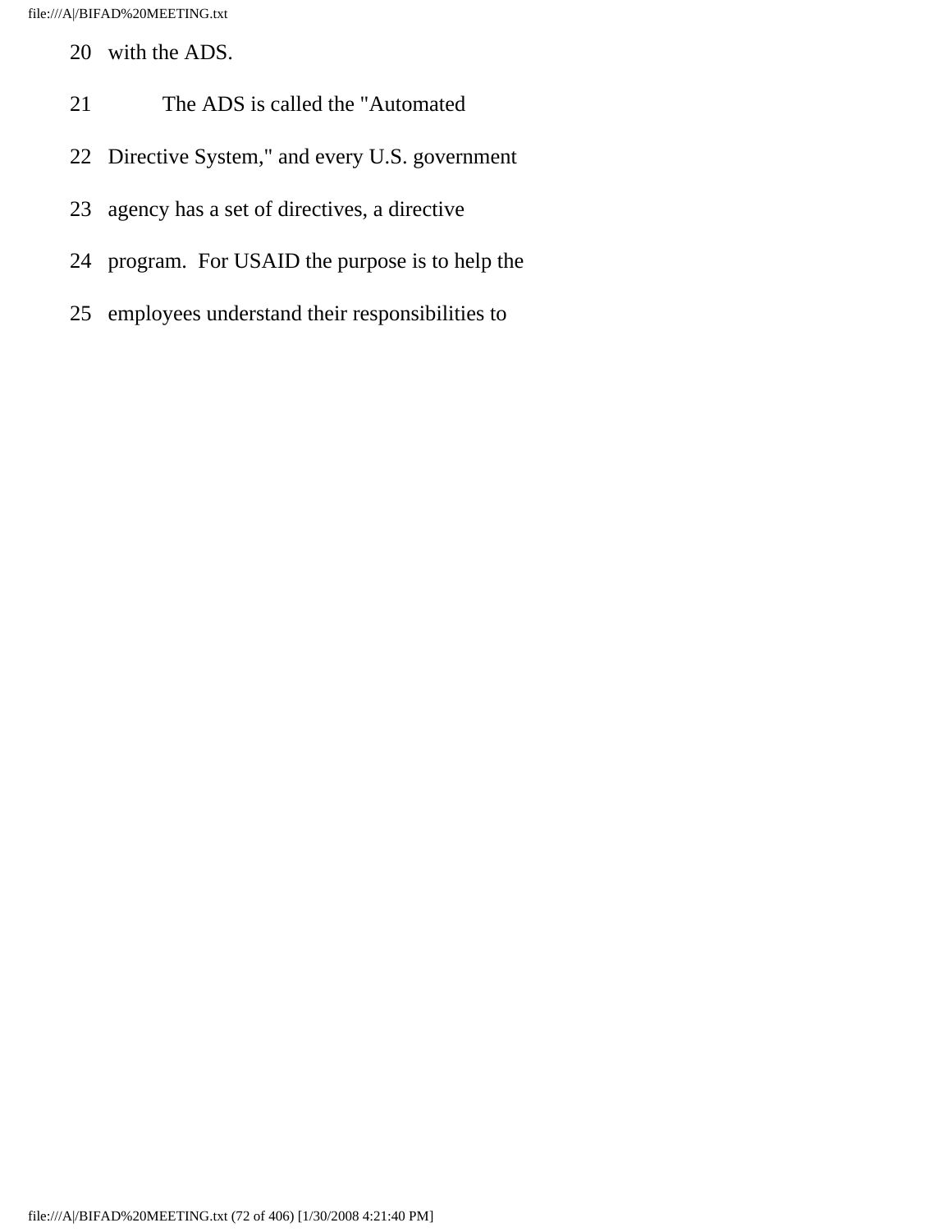20 with the ADS.

21 The ADS is called the "Automated

22 Directive System," and every U.S. government

23 agency has a set of directives, a directive

24 program. For USAID the purpose is to help the

25 employees understand their responsibilities to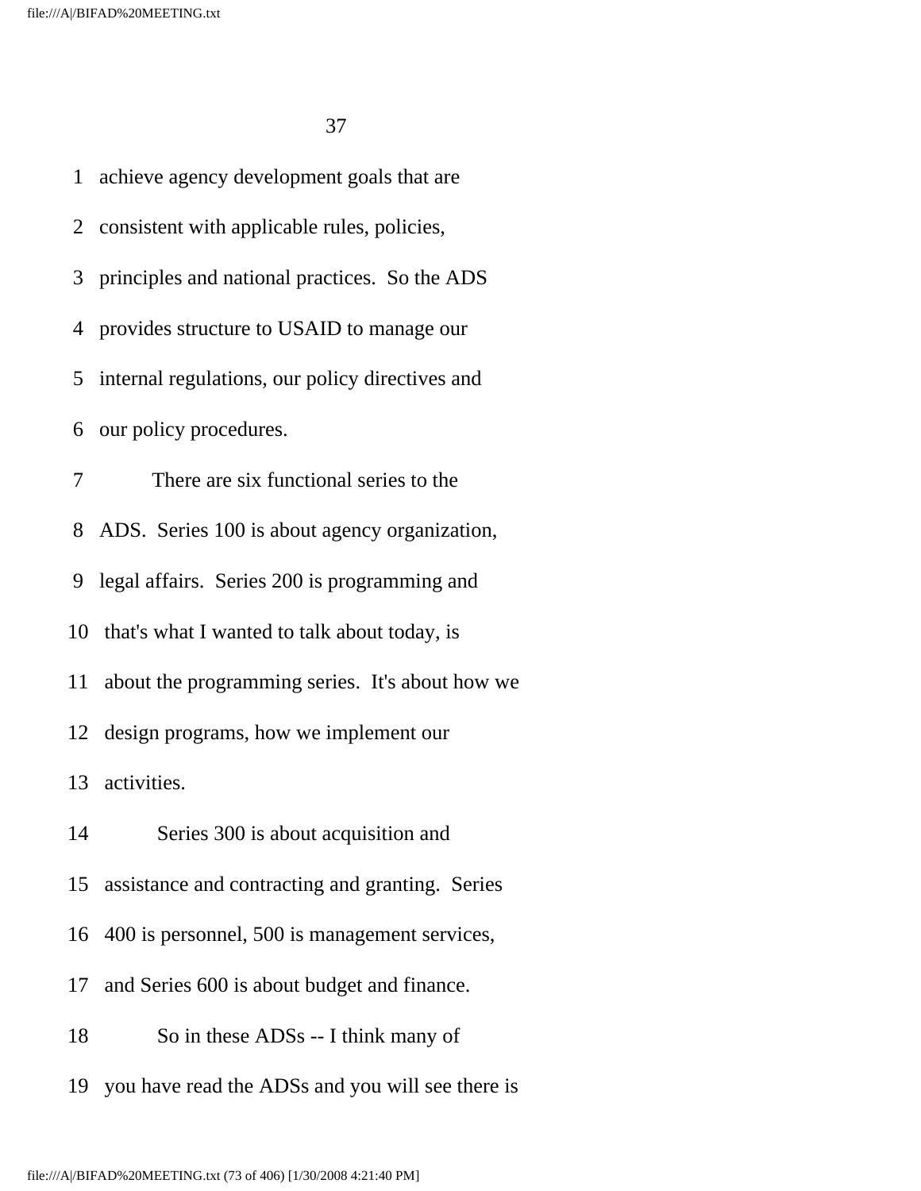achieve agency development goals that are consistent with applicable rules, policies, principles and national practices. So the ADS provides structure to USAID to manage our internal regulations, our policy directives and our policy procedures.

There are six functional series to the ADS. Series 100 is about agency organization, legal affairs. Series 200 is programming and that's what I wanted to talk about today, is about the programming series. It's about how we design programs, how we implement our activities.

Series 300 is about acquisition and assistance and contracting and granting. Series 400 is personnel, 500 is management services, and Series 600 is about budget and finance.

So in these ADSs -- I think many of you have read the ADSs and you will see there is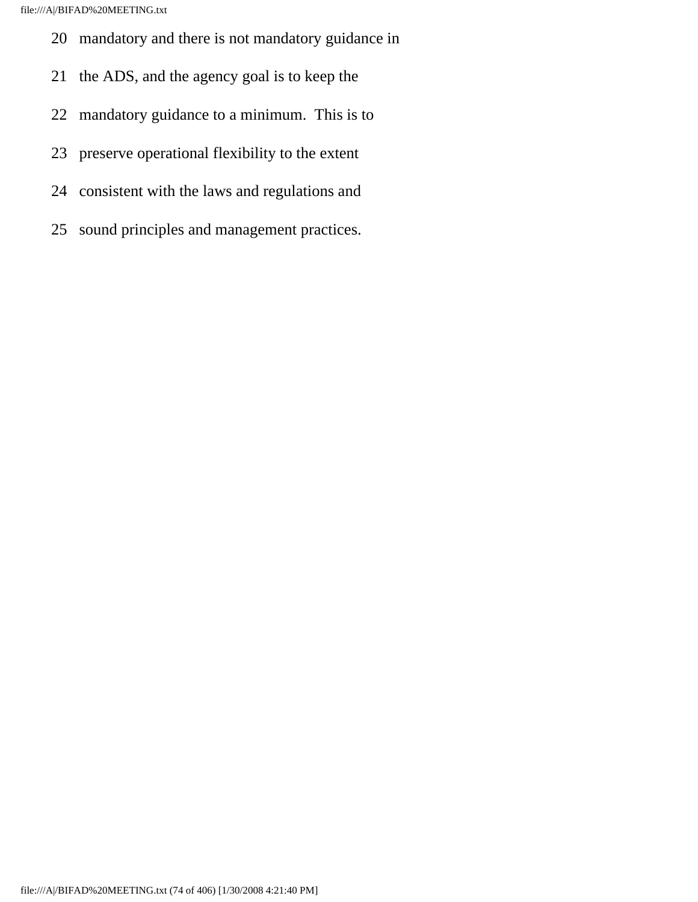20 mandatory and there is not mandatory guidance in

21 the ADS, and the agency goal is to keep the

22 mandatory guidance to a minimum. This is to

23 preserve operational flexibility to the extent

24 consistent with the laws and regulations and

25 sound principles and management practices.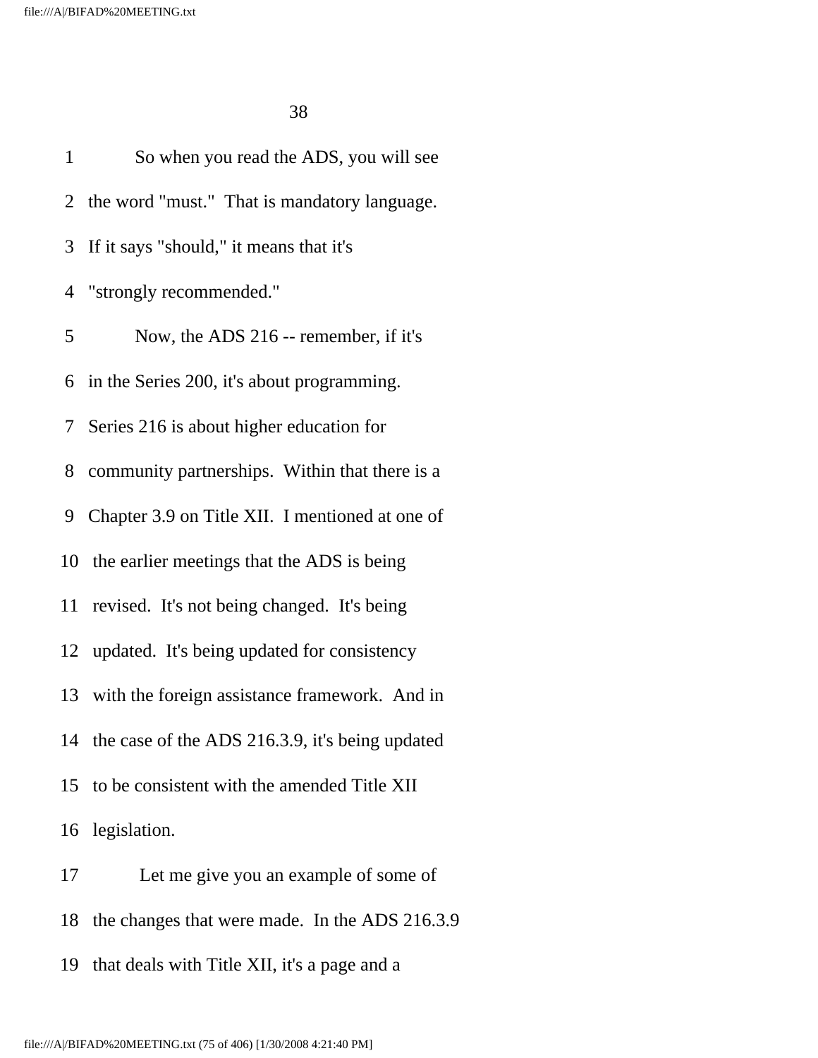1 So when you read the ADS, you will see
2 the word "must." That is mandatory language.
3 If it says "should," it means that it's
4 "strongly recommended."
5 Now, the ADS 216 -- remember, if it's
6 in the Series 200, it's about programming.
7 Series 216 is about higher education for
8 community partnerships. Within that there is a
9 Chapter 3.9 on Title XII. I mentioned at one of
10 the earlier meetings that the ADS is being
11 revised. It's not being changed. It's being
12 updated. It's being updated for consistency
13 with the foreign assistance framework. And in
14 the case of the ADS 216.3.9, it's being updated
15 to be consistent with the amended Title XII
16 legislation.
17 Let me give you an example of some of
18 the changes that were made. In the ADS 216.3.9
19 that deals with Title XII, it's a page and a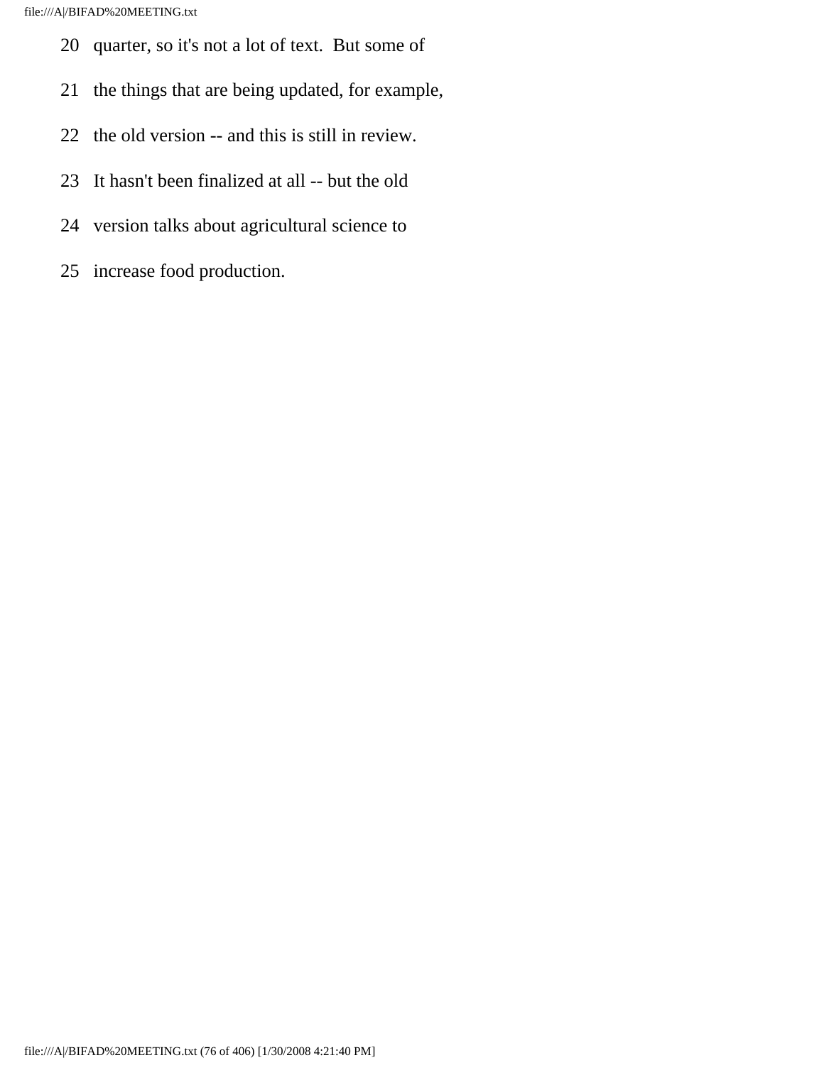20 quarter, so it's not a lot of text. But some of

21 the things that are being updated, for example,

22 the old version -- and this is still in review.

23 It hasn't been finalized at all -- but the old

24 version talks about agricultural science to

25 increase food production.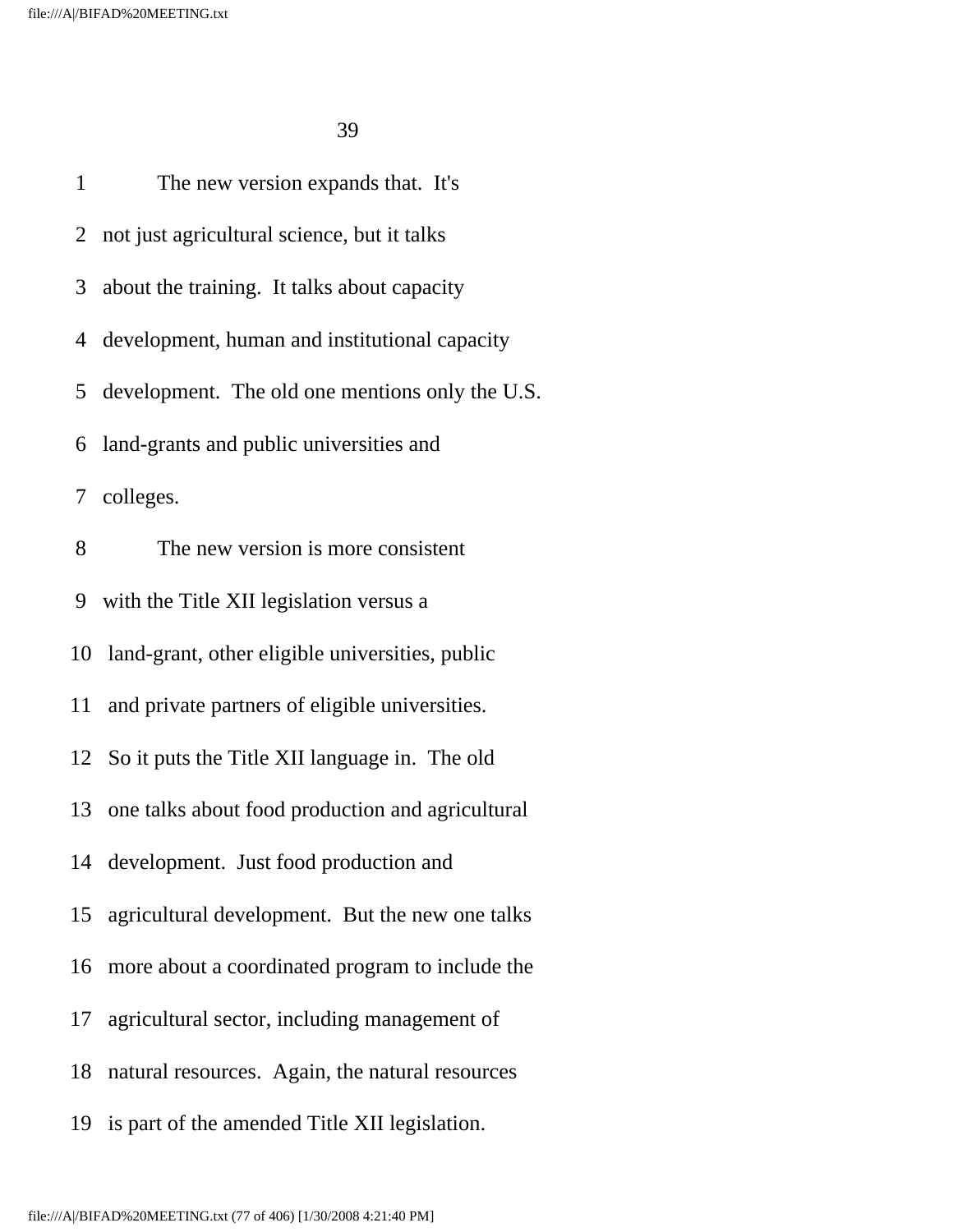The new version expands that. It's not just agricultural science, but it talks about the training. It talks about capacity development, human and institutional capacity development. The old one mentions only the U.S. land-grants and public universities and colleges.

The new version is more consistent with the Title XII legislation versus a land-grant, other eligible universities, public and private partners of eligible universities. So it puts the Title XII language in. The old one talks about food production and agricultural development. Just food production and agricultural development. But the new one talks more about a coordinated program to include the agricultural sector, including management of natural resources. Again, the natural resources is part of the amended Title XII legislation.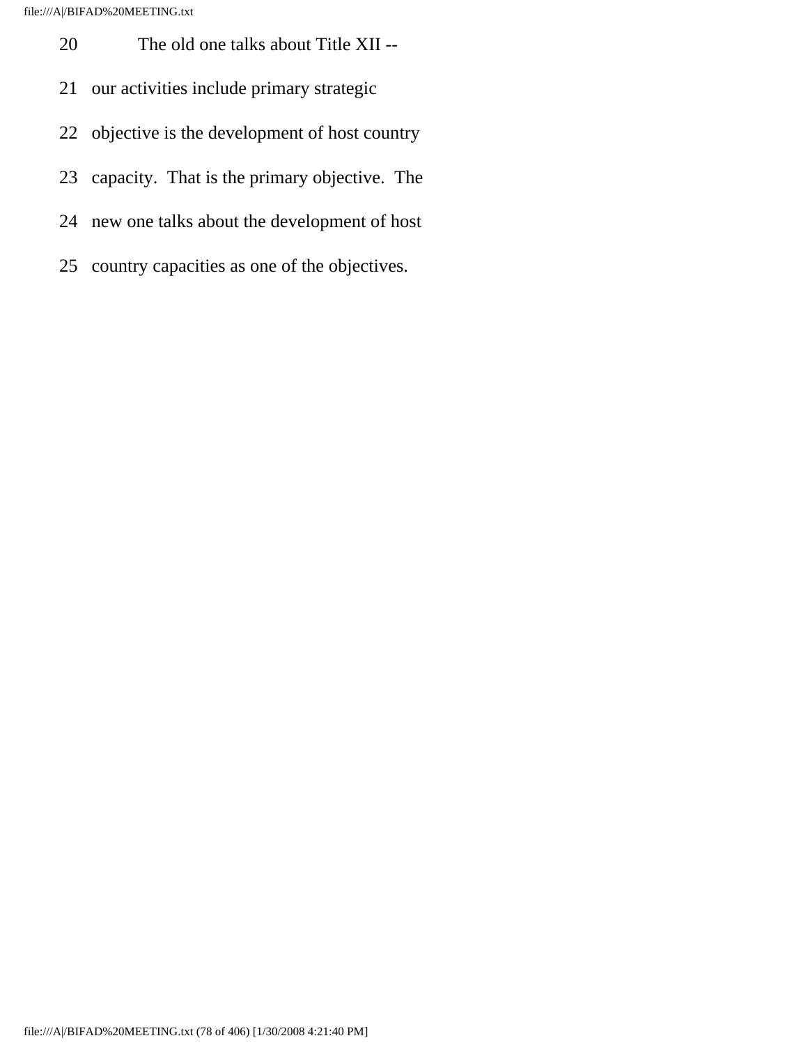20 The old one talks about Title XII --

21 our activities include primary strategic

22 objective is the development of host country

23 capacity. That is the primary objective. The

24 new one talks about the development of host

25 country capacities as one of the objectives.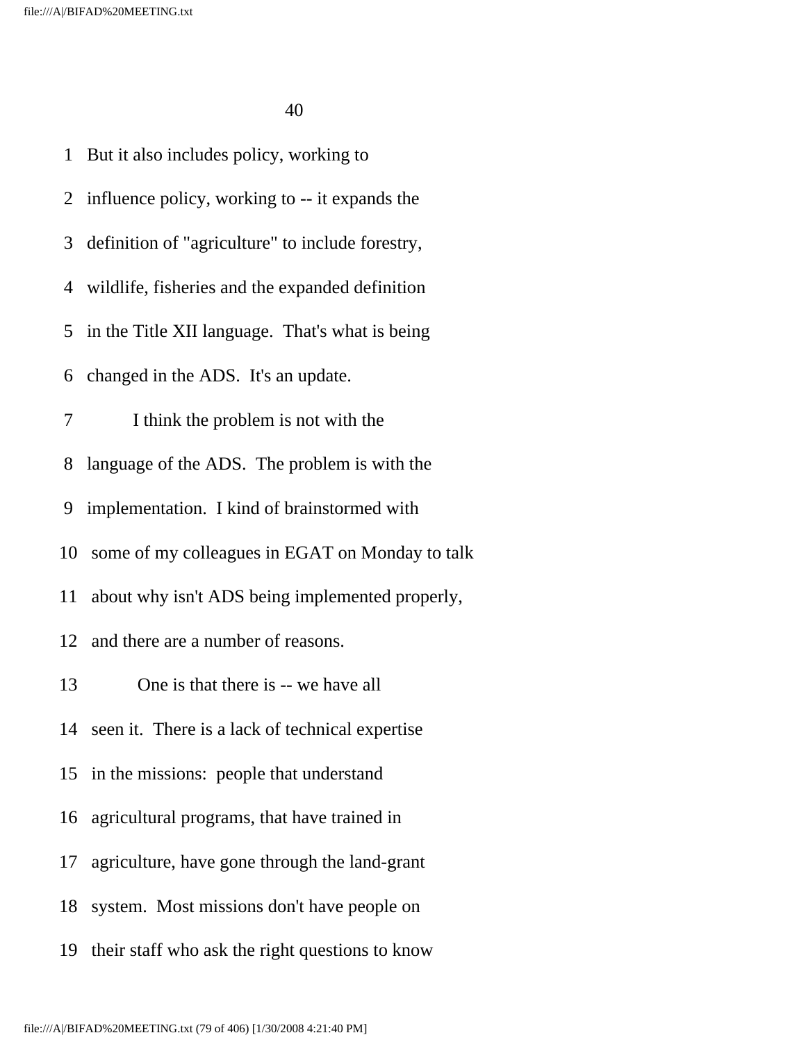But it also includes policy, working to influence policy, working to -- it expands the definition of "agriculture" to include forestry, wildlife, fisheries and the expanded definition in the Title XII language. That's what is being changed in the ADS. It's an update.

I think the problem is not with the language of the ADS. The problem is with the implementation. I kind of brainstormed with some of my colleagues in EGAT on Monday to talk about why isn't ADS being implemented properly, and there are a number of reasons.

One is that there is -- we have all seen it. There is a lack of technical expertise in the missions: people that understand agricultural programs, that have trained in agriculture, have gone through the land-grant system. Most missions don't have people on their staff who ask the right questions to know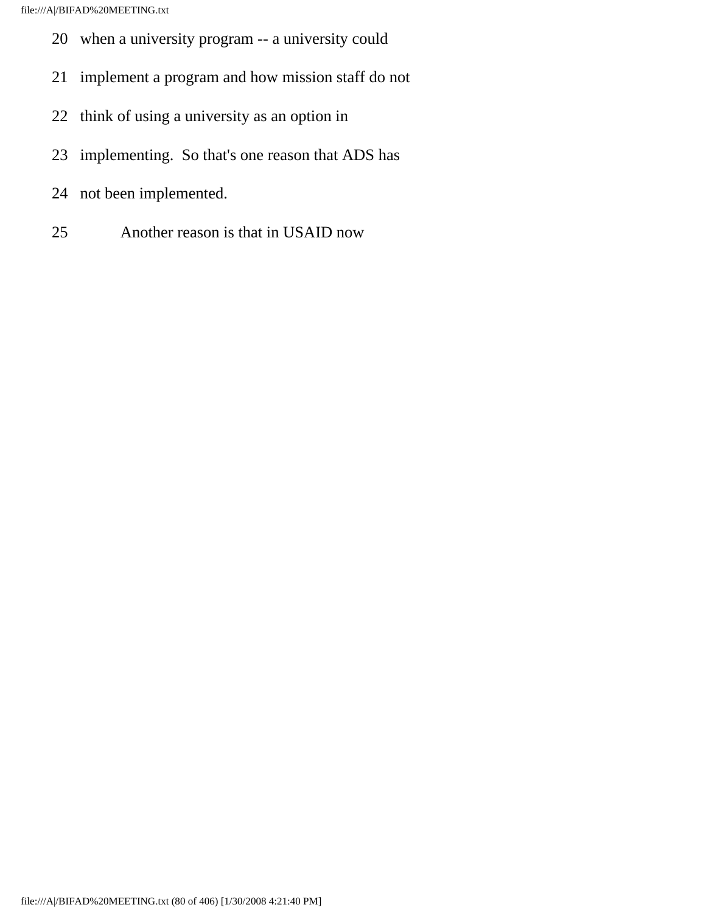20 when a university program -- a university could

21 implement a program and how mission staff do not

22 think of using a university as an option in

23 implementing. So that's one reason that ADS has

24 not been implemented.

25 Another reason is that in USAID now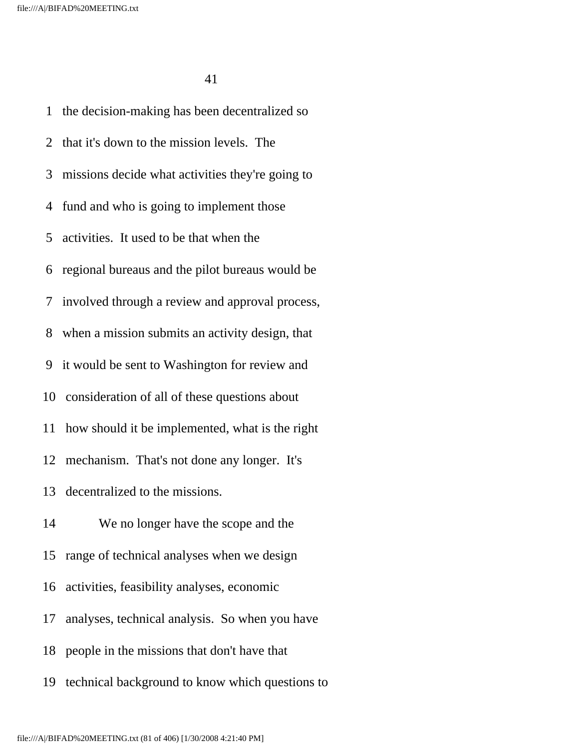1 the decision-making has been decentralized so

2 that it's down to the mission levels. The

3 missions decide what activities they're going to

4 fund and who is going to implement those

5 activities. It used to be that when the

6 regional bureaus and the pilot bureaus would be

7 involved through a review and approval process,

8 when a mission submits an activity design, that

9 it would be sent to Washington for review and

10 consideration of all of these questions about

11 how should it be implemented, what is the right

12 mechanism. That's not done any longer. It's

13 decentralized to the missions.

14 We no longer have the scope and the

15 range of technical analyses when we design

16 activities, feasibility analyses, economic

17 analyses, technical analysis. So when you have

18 people in the missions that don't have that

19 technical background to know which questions to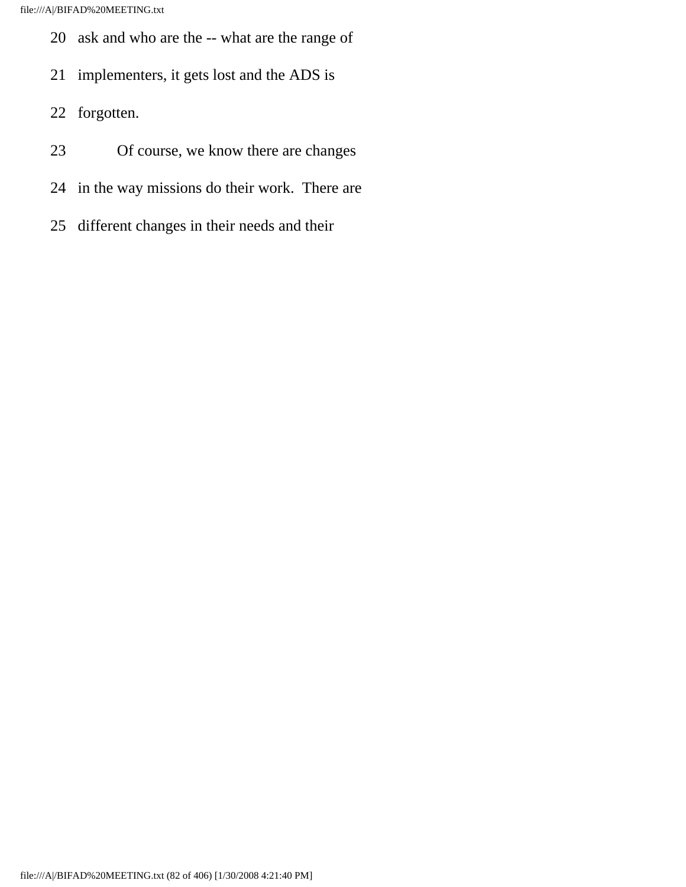20 ask and who are the -- what are the range of

21 implementers, it gets lost and the ADS is

22 forgotten.

23 Of course, we know there are changes

24 in the way missions do their work. There are

25 different changes in their needs and their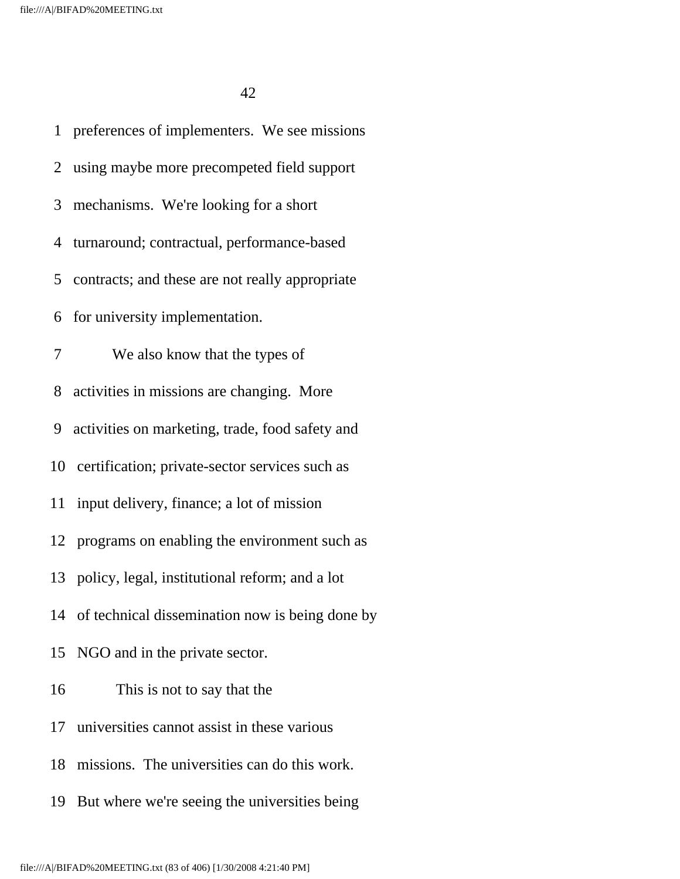preferences of implementers. We see missions using maybe more precompeted field support mechanisms. We're looking for a short turnaround; contractual, performance-based contracts; and these are not really appropriate for university implementation.

We also know that the types of activities in missions are changing. More activities on marketing, trade, food safety and certification; private-sector services such as input delivery, finance; a lot of mission programs on enabling the environment such as policy, legal, institutional reform; and a lot of technical dissemination now is being done by NGO and in the private sector.

This is not to say that the universities cannot assist in these various missions. The universities can do this work. But where we're seeing the universities being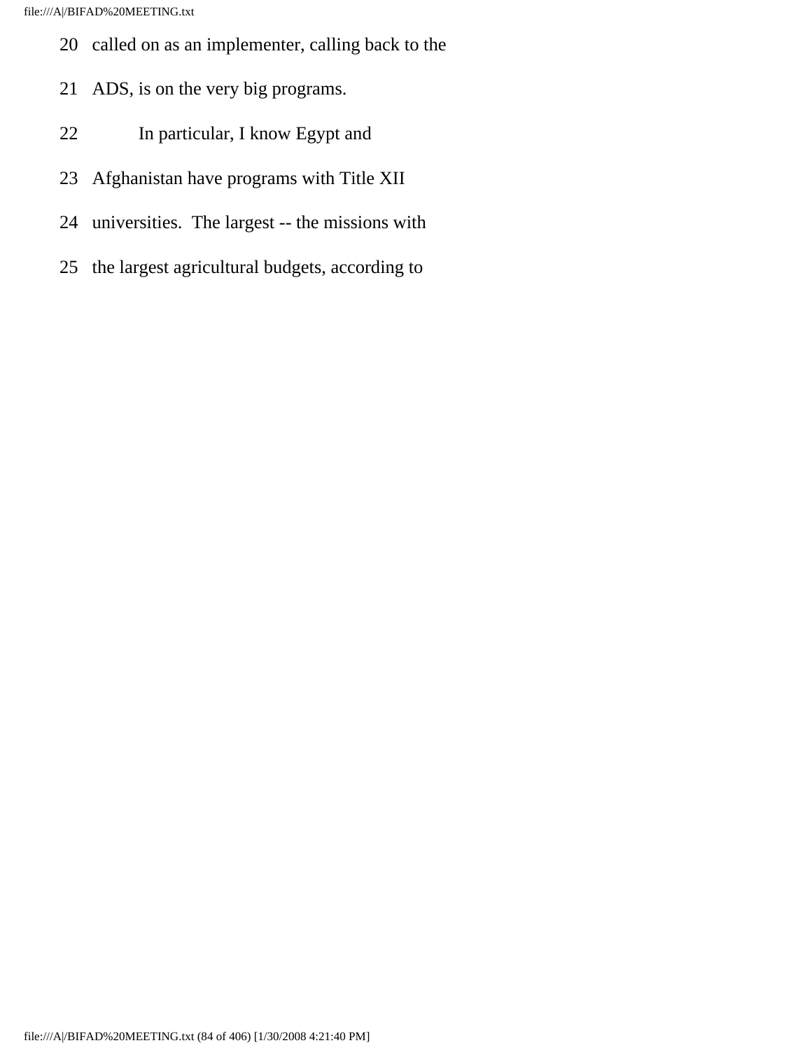20 called on as an implementer, calling back to the

21 ADS, is on the very big programs.

22 In particular, I know Egypt and

23 Afghanistan have programs with Title XII

24 universities. The largest -- the missions with

25 the largest agricultural budgets, according to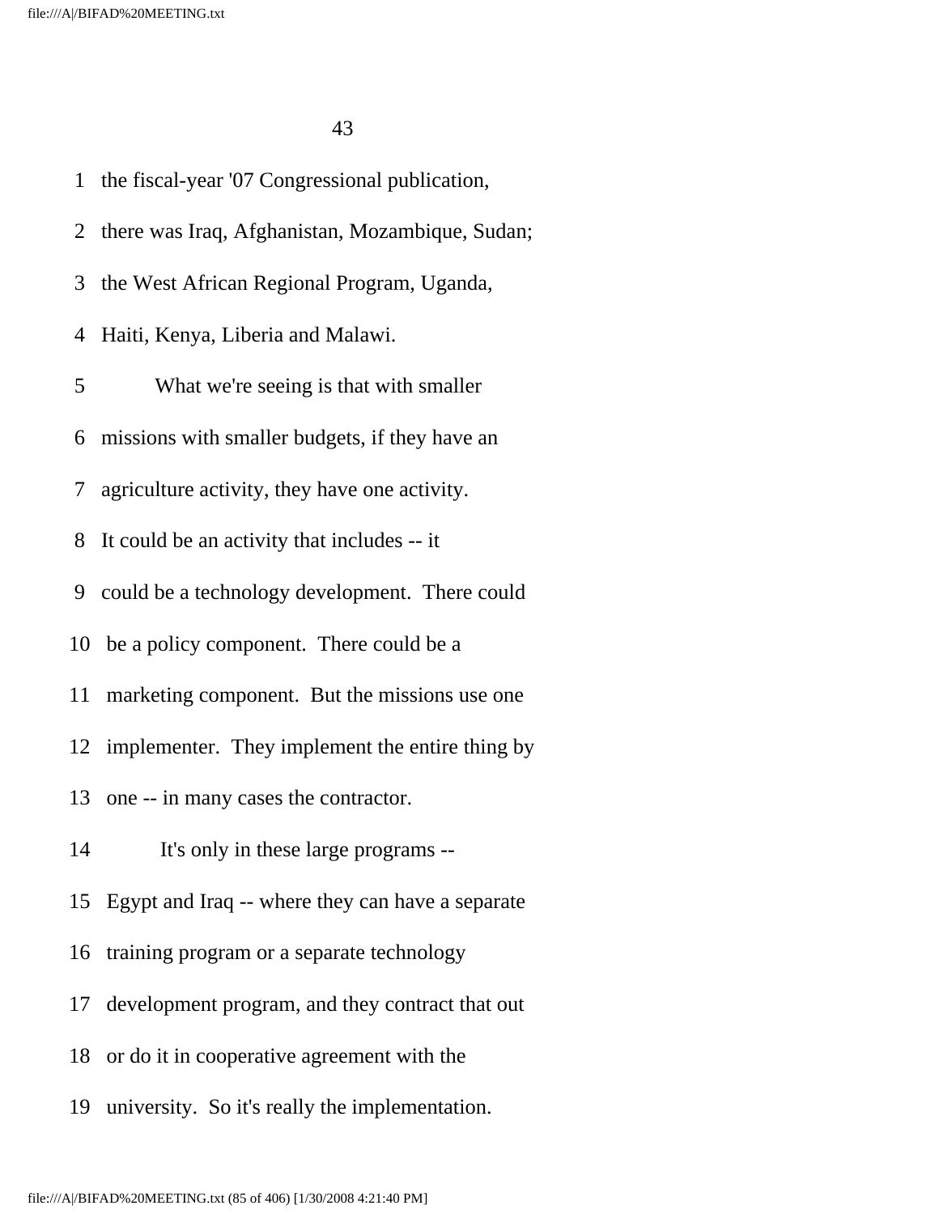1 the fiscal-year '07 Congressional publication,

2 there was Iraq, Afghanistan, Mozambique, Sudan;

3 the West African Regional Program, Uganda,

4 Haiti, Kenya, Liberia and Malawi.

5 What we're seeing is that with smaller

6 missions with smaller budgets, if they have an

7 agriculture activity, they have one activity.

8 It could be an activity that includes -- it

9 could be a technology development. There could

10 be a policy component. There could be a

11 marketing component. But the missions use one

12 implementer. They implement the entire thing by

13 one -- in many cases the contractor.

14 It's only in these large programs --

15 Egypt and Iraq -- where they can have a separate

16 training program or a separate technology

17 development program, and they contract that out

18 or do it in cooperative agreement with the

19 university. So it's really the implementation.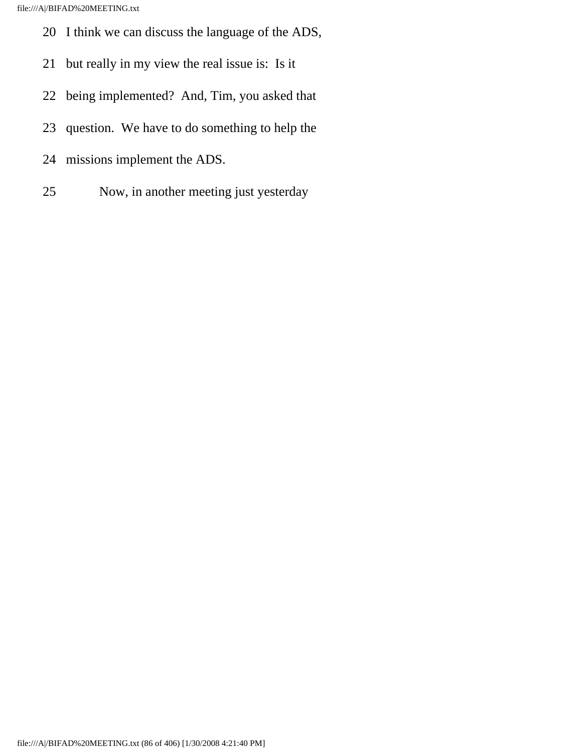20 I think we can discuss the language of the ADS,

21 but really in my view the real issue is: Is it

22 being implemented? And, Tim, you asked that

23 question. We have to do something to help the

24 missions implement the ADS.

25 Now, in another meeting just yesterday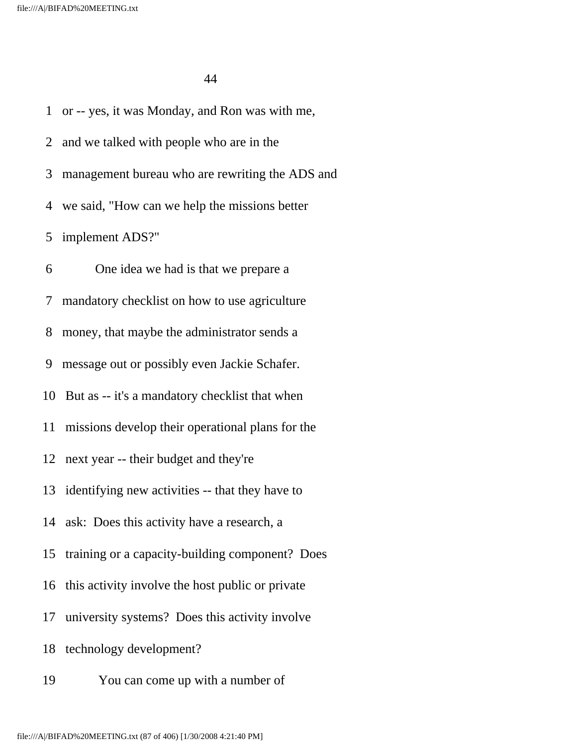1 or -- yes, it was Monday, and Ron was with me,

2 and we talked with people who are in the

3 management bureau who are rewriting the ADS and

4 we said, "How can we help the missions better

5 implement ADS?"

6 One idea we had is that we prepare a

7 mandatory checklist on how to use agriculture

8 money, that maybe the administrator sends a

9 message out or possibly even Jackie Schafer.

10 But as -- it's a mandatory checklist that when

11 missions develop their operational plans for the

12 next year -- their budget and they're

13 identifying new activities -- that they have to

14 ask: Does this activity have a research, a

15 training or a capacity-building component? Does

16 this activity involve the host public or private

17 university systems? Does this activity involve

18 technology development?

19 You can come up with a number of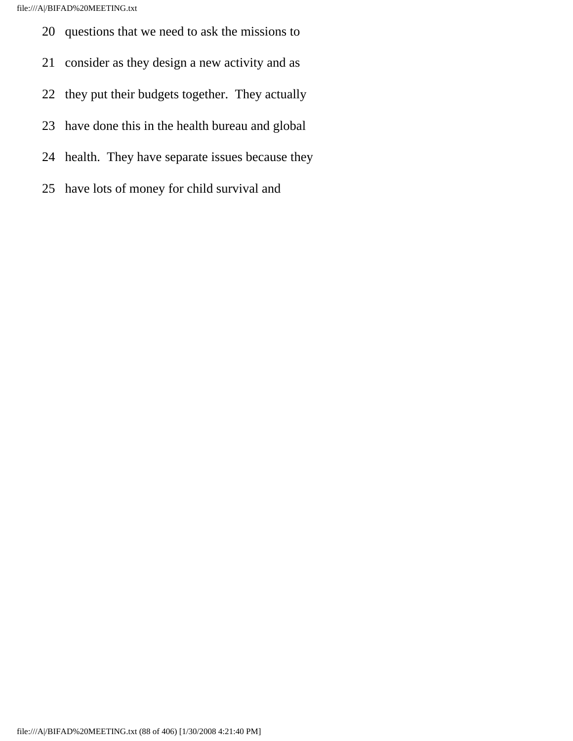20 questions that we need to ask the missions to

21 consider as they design a new activity and as

22 they put their budgets together. They actually

23 have done this in the health bureau and global

24 health. They have separate issues because they

25 have lots of money for child survival and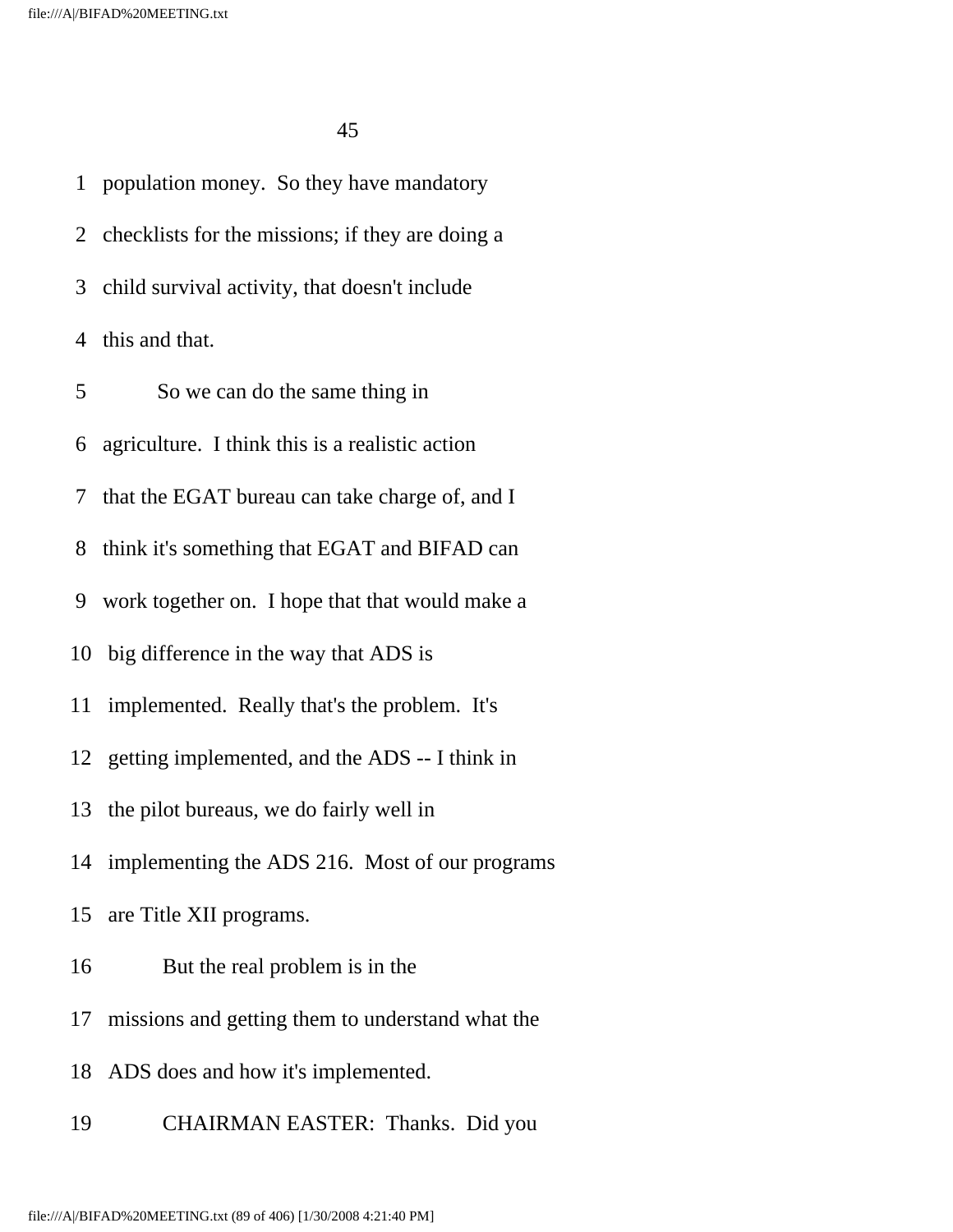population money. So they have mandatory checklists for the missions; if they are doing a child survival activity, that doesn't include this and that.

So we can do the same thing in agriculture. I think this is a realistic action that the EGAT bureau can take charge of, and I think it's something that EGAT and BIFAD can work together on. I hope that that would make a big difference in the way that ADS is implemented. Really that's the problem. It's getting implemented, and the ADS -- I think in the pilot bureaus, we do fairly well in implementing the ADS 216. Most of our programs are Title XII programs.

But the real problem is in the missions and getting them to understand what the ADS does and how it's implemented.

CHAIRMAN EASTER: Thanks. Did you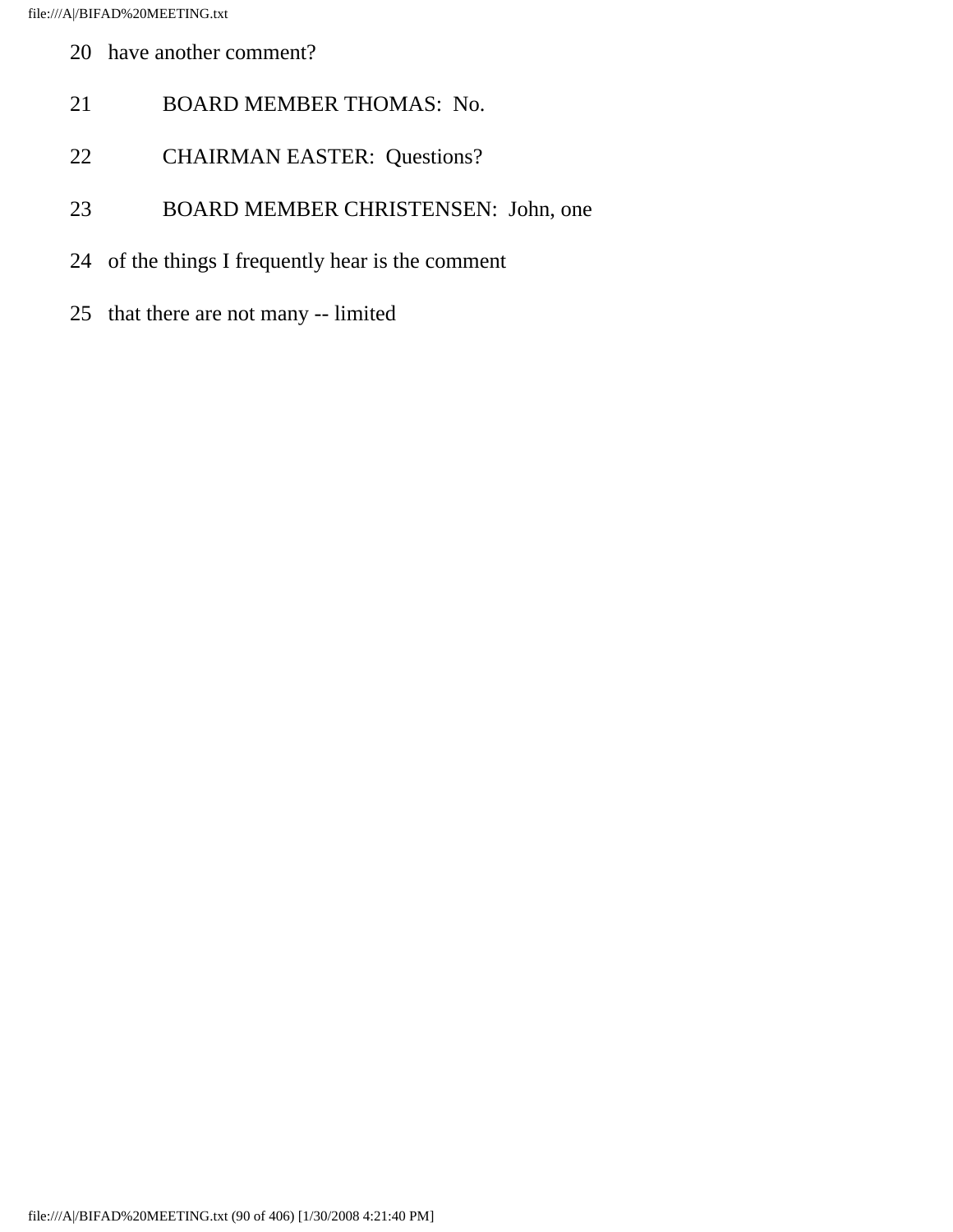20 have another comment?

21 BOARD MEMBER THOMAS: No.

22 CHAIRMAN EASTER: Questions?

23 BOARD MEMBER CHRISTENSEN: John, one

24 of the things I frequently hear is the comment

25 that there are not many -- limited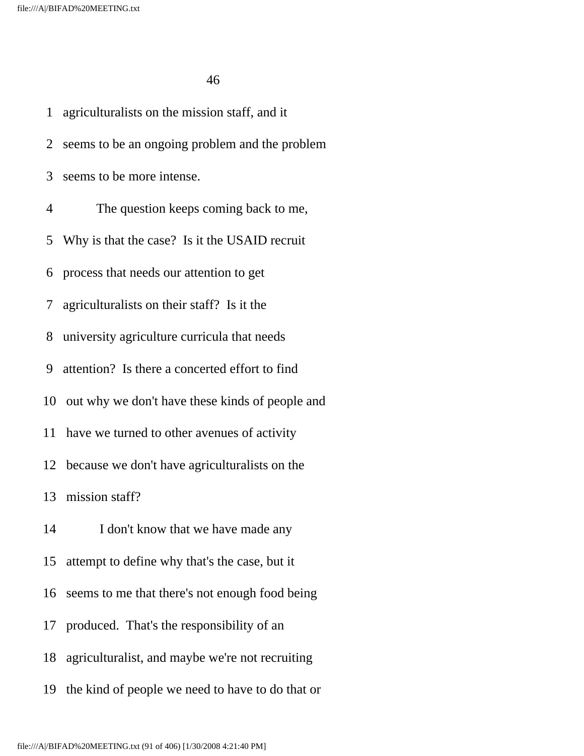agriculturalists on the mission staff, and it seems to be an ongoing problem and the problem seems to be more intense.

The question keeps coming back to me, Why is that the case? Is it the USAID recruit process that needs our attention to get agriculturalists on their staff? Is it the university agriculture curricula that needs attention? Is there a concerted effort to find out why we don't have these kinds of people and have we turned to other avenues of activity because we don't have agriculturalists on the mission staff?

I don't know that we have made any attempt to define why that's the case, but it seems to me that there's not enough food being produced. That's the responsibility of an agriculturalist, and maybe we're not recruiting the kind of people we need to have to do that or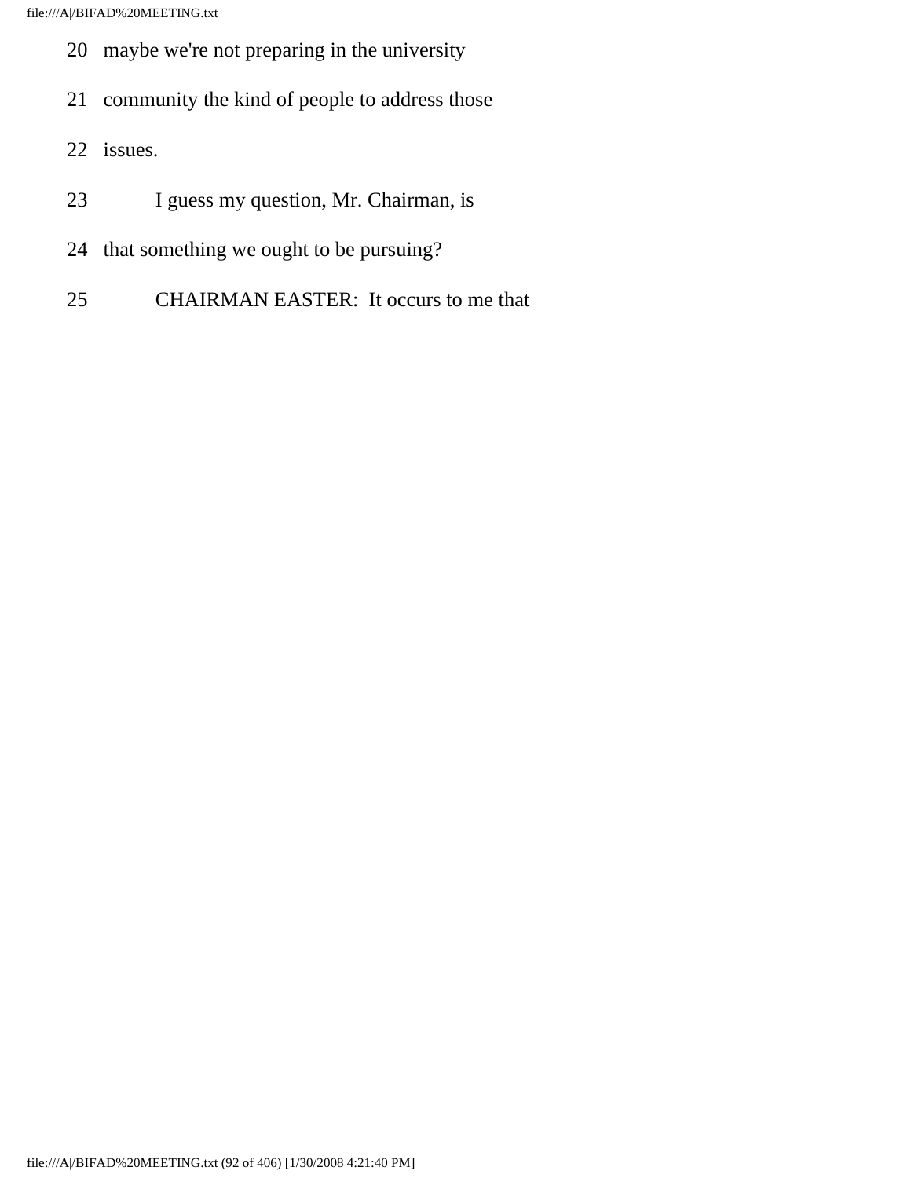20 maybe we're not preparing in the university

21 community the kind of people to address those

22 issues.

23 I guess my question, Mr. Chairman, is

24 that something we ought to be pursuing?

25 CHAIRMAN EASTER: It occurs to me that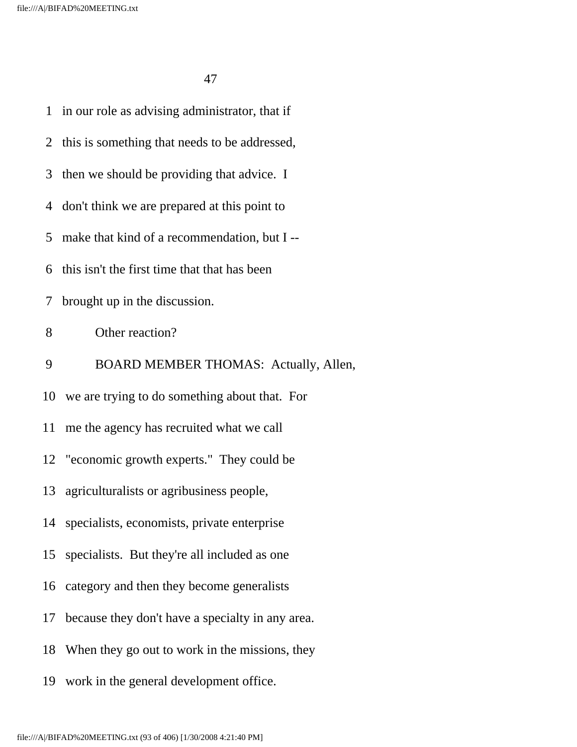1 in our role as advising administrator, that if

2 this is something that needs to be addressed,

3 then we should be providing that advice. I

4 don't think we are prepared at this point to

5 make that kind of a recommendation, but I --

6 this isn't the first time that that has been

7 brought up in the discussion.

8 Other reaction?

9 BOARD MEMBER THOMAS: Actually, Allen,

10 we are trying to do something about that. For

11 me the agency has recruited what we call

12 "economic growth experts." They could be

13 agriculturalists or agribusiness people,

14 specialists, economists, private enterprise

15 specialists. But they're all included as one

16 category and then they become generalists

17 because they don't have a specialty in any area.

18 When they go out to work in the missions, they

19 work in the general development office.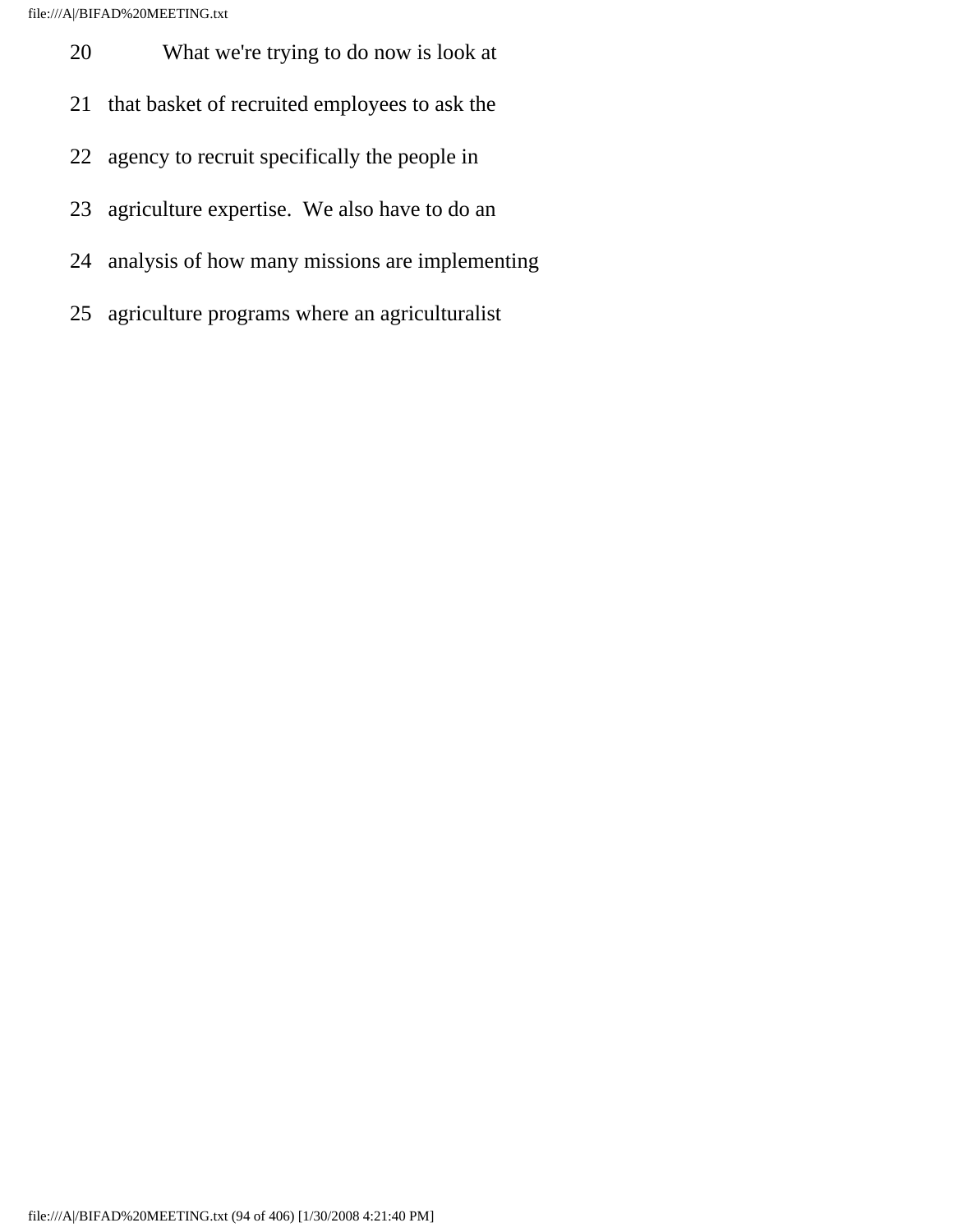20 What we're trying to do now is look at

21 that basket of recruited employees to ask the

22 agency to recruit specifically the people in

23 agriculture expertise. We also have to do an

24 analysis of how many missions are implementing

25 agriculture programs where an agriculturalist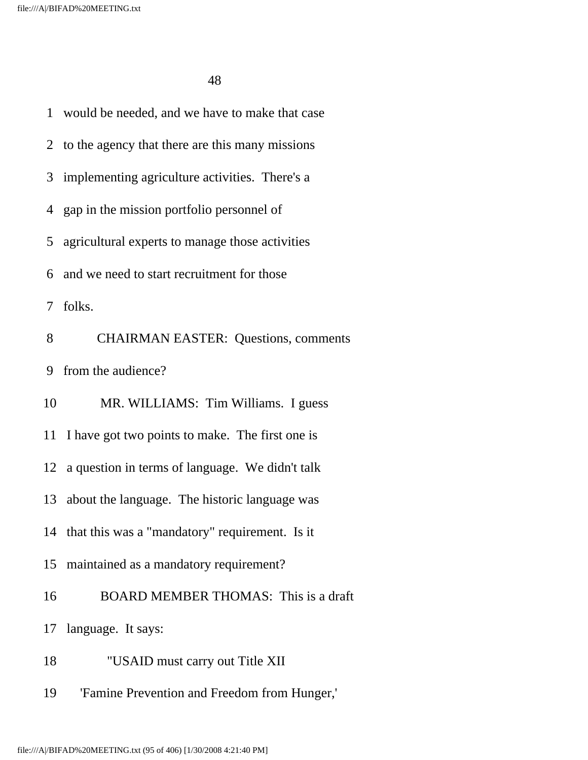1 would be needed, and we have to make that case

2 to the agency that there are this many missions

3 implementing agriculture activities. There's a

4 gap in the mission portfolio personnel of

5 agricultural experts to manage those activities

6 and we need to start recruitment for those

7 folks.

8 CHAIRMAN EASTER: Questions, comments

9 from the audience?

10 MR. WILLIAMS: Tim Williams. I guess

11 I have got two points to make. The first one is

12 a question in terms of language. We didn't talk

13 about the language. The historic language was

14 that this was a "mandatory" requirement. Is it

15 maintained as a mandatory requirement?

16 BOARD MEMBER THOMAS: This is a draft

17 language. It says:

18 "USAID must carry out Title XII

19 'Famine Prevention and Freedom from Hunger,'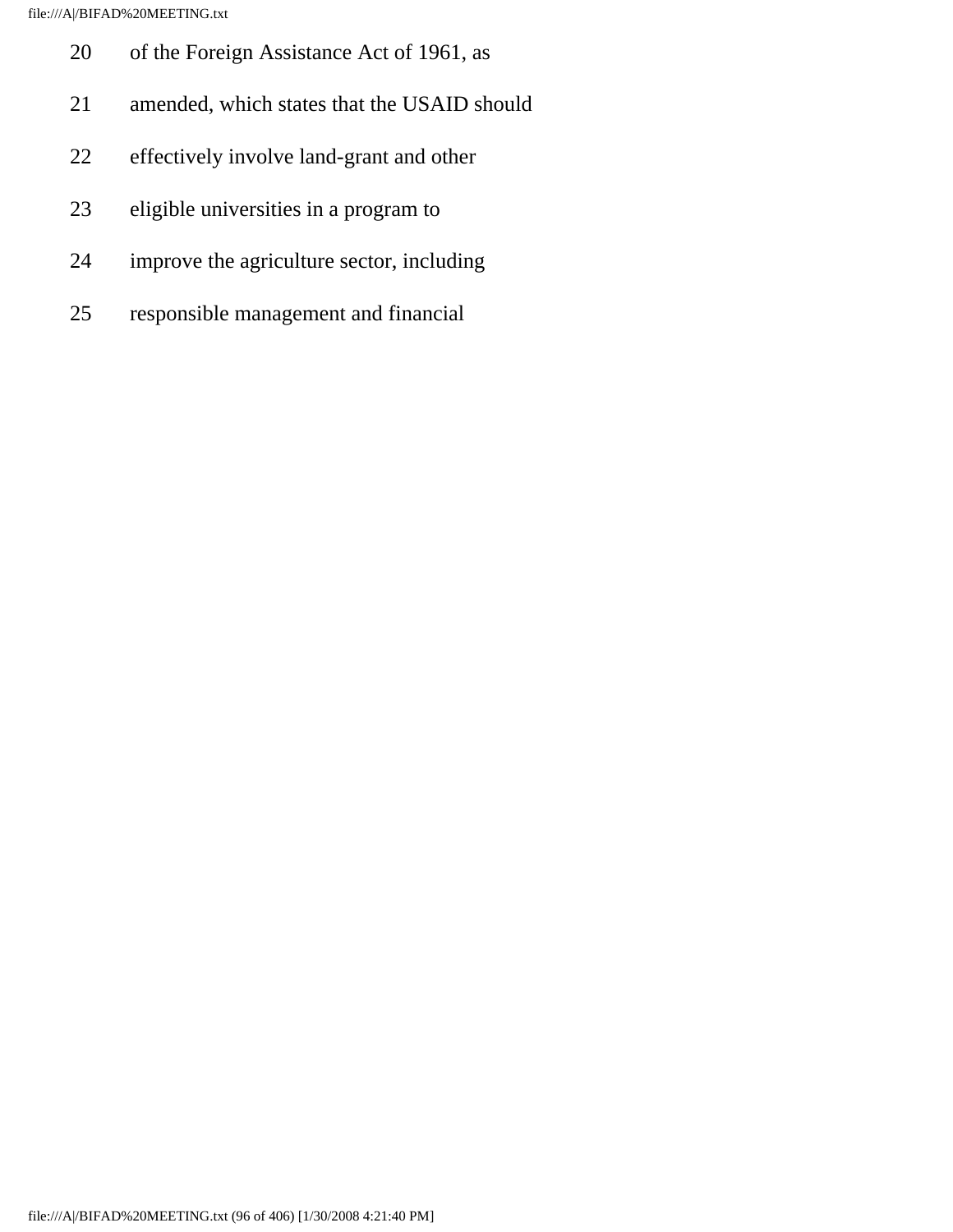20 of the Foreign Assistance Act of 1961, as

21 amended, which states that the USAID should

22 effectively involve land-grant and other

23 eligible universities in a program to

24 improve the agriculture sector, including

25 responsible management and financial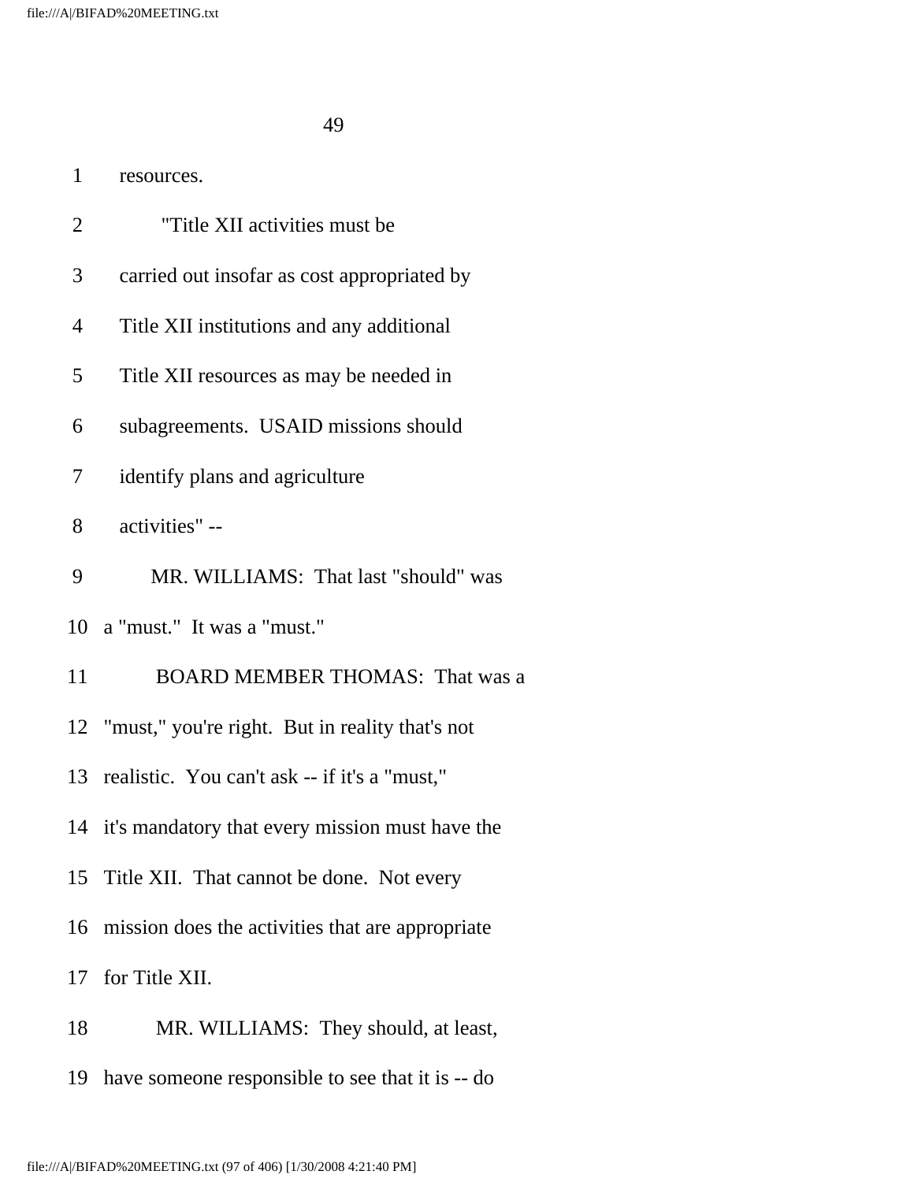resources.

"Title XII activities must be carried out insofar as cost appropriated by Title XII institutions and any additional Title XII resources as may be needed in subagreements. USAID missions should identify plans and agriculture activities" --

MR. WILLIAMS: That last "should" was a "must." It was a "must."

BOARD MEMBER THOMAS: That was a "must," you're right. But in reality that's not realistic. You can't ask -- if it's a "must," it's mandatory that every mission must have the Title XII. That cannot be done. Not every mission does the activities that are appropriate for Title XII.

MR. WILLIAMS: They should, at least, have someone responsible to see that it is -- do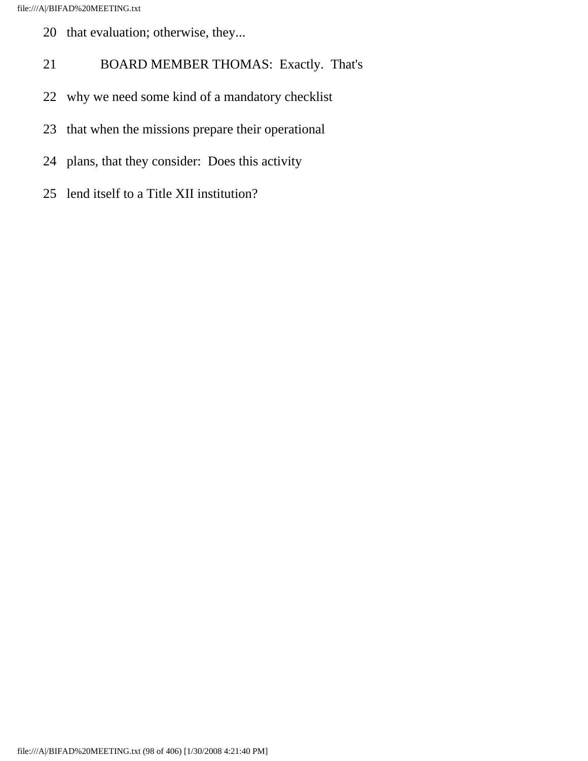20 that evaluation; otherwise, they...

21 BOARD MEMBER THOMAS: Exactly. That's

22 why we need some kind of a mandatory checklist

23 that when the missions prepare their operational

24 plans, that they consider: Does this activity

25 lend itself to a Title XII institution?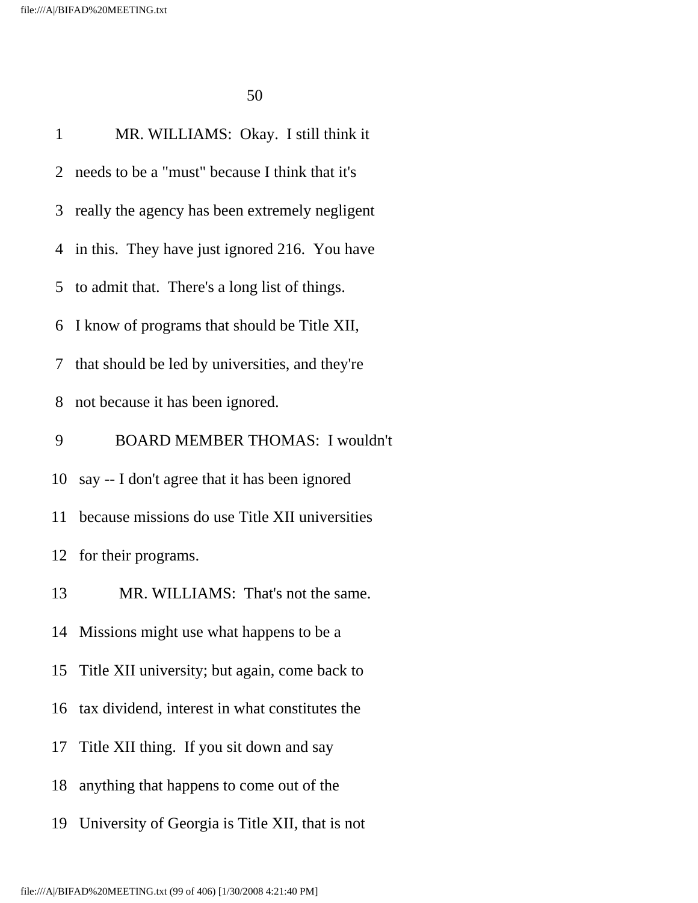1 MR. WILLIAMS: Okay. I still think it
2 needs to be a "must" because I think that it's
3 really the agency has been extremely negligent
4 in this. They have just ignored 216. You have
5 to admit that. There's a long list of things.
6 I know of programs that should be Title XII,
7 that should be led by universities, and they're
8 not because it has been ignored.
9 BOARD MEMBER THOMAS: I wouldn't
10 say -- I don't agree that it has been ignored
11 because missions do use Title XII universities
12 for their programs.
13 MR. WILLIAMS: That's not the same.
14 Missions might use what happens to be a
15 Title XII university; but again, come back to
16 tax dividend, interest in what constitutes the
17 Title XII thing. If you sit down and say
18 anything that happens to come out of the
19 University of Georgia is Title XII, that is not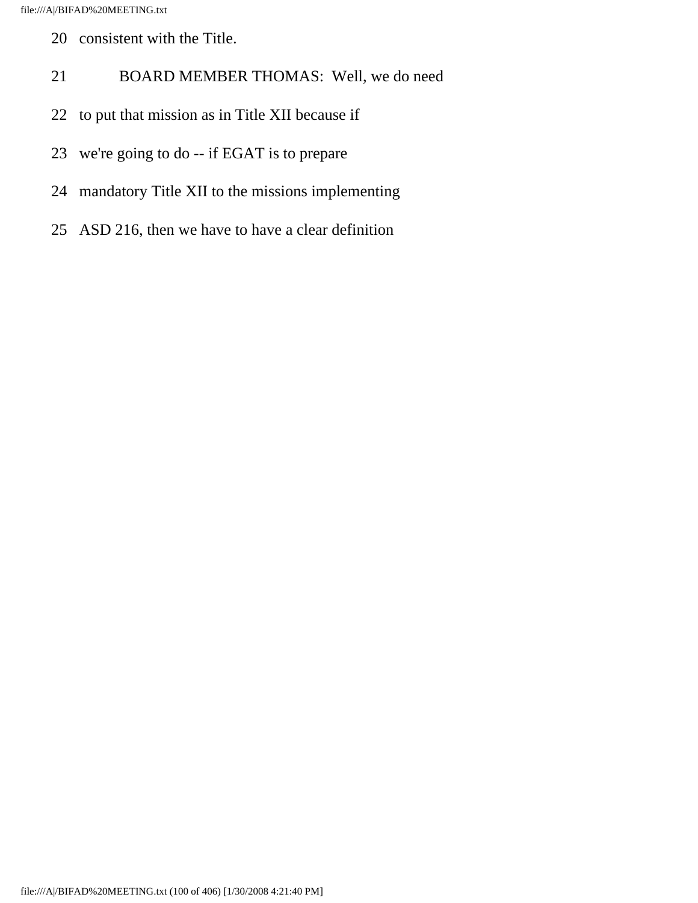20 consistent with the Title.

21 BOARD MEMBER THOMAS: Well, we do need

22 to put that mission as in Title XII because if

23 we're going to do -- if EGAT is to prepare

24 mandatory Title XII to the missions implementing

25 ASD 216, then we have to have a clear definition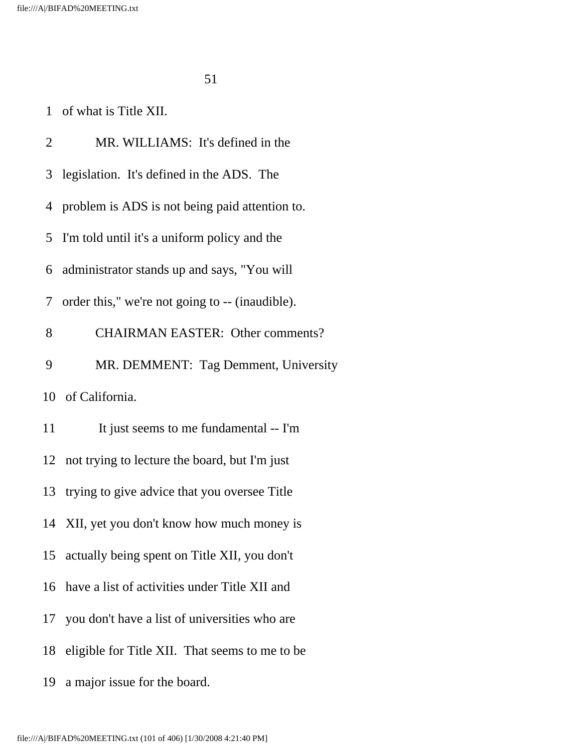of what is Title XII.

MR. WILLIAMS: It's defined in the legislation. It's defined in the ADS. The problem is ADS is not being paid attention to. I'm told until it's a uniform policy and the administrator stands up and says, "You will order this," we're not going to -- (inaudible).

CHAIRMAN EASTER: Other comments?

MR. DEMMENT: Tag Demment, University of California.

It just seems to me fundamental -- I'm not trying to lecture the board, but I'm just trying to give advice that you oversee Title XII, yet you don't know how much money is actually being spent on Title XII, you don't have a list of activities under Title XII and you don't have a list of universities who are eligible for Title XII. That seems to me to be a major issue for the board.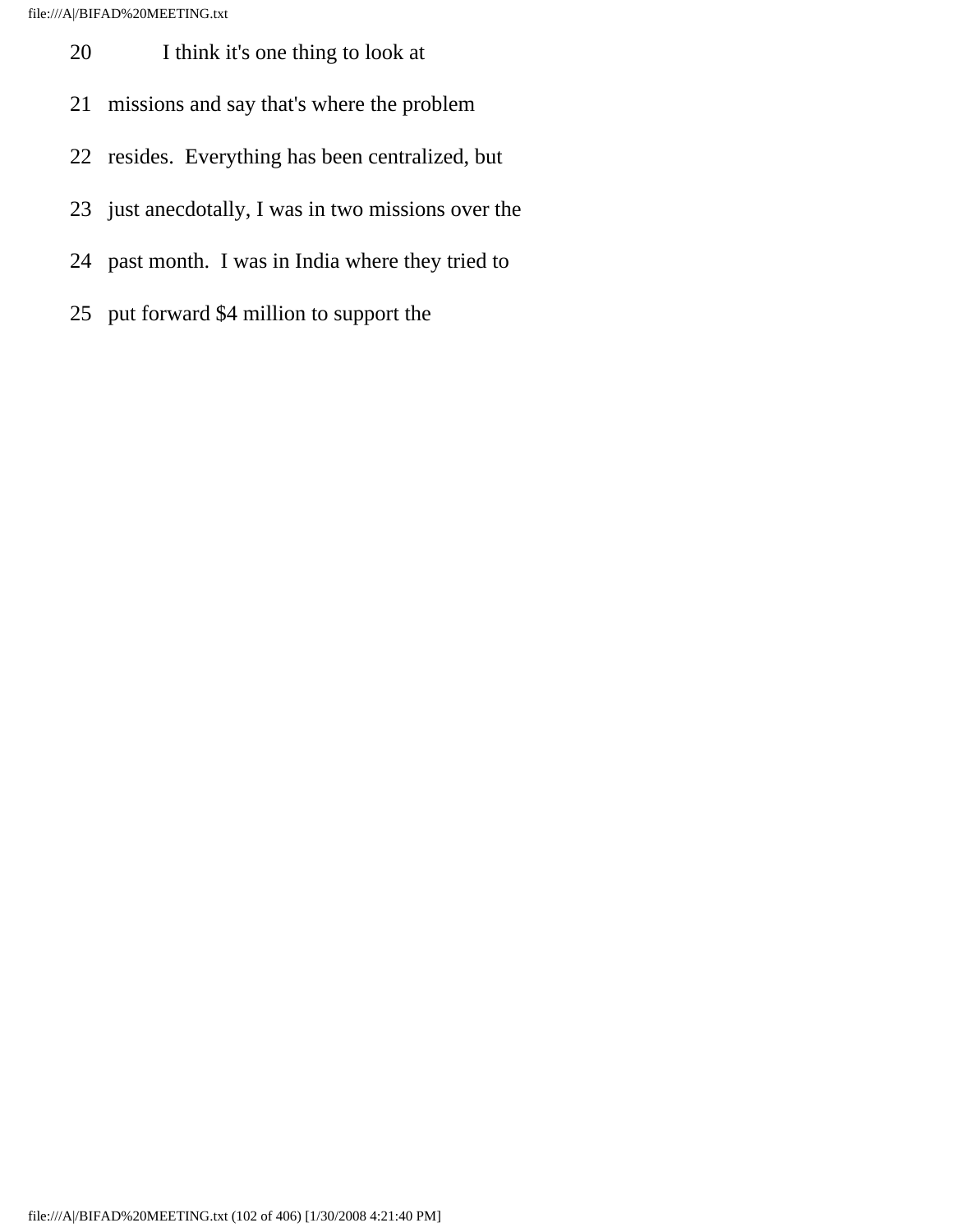20 I think it's one thing to look at

21 missions and say that's where the problem

22 resides. Everything has been centralized, but

23 just anecdotally, I was in two missions over the

24 past month. I was in India where they tried to

25 put forward $4 million to support the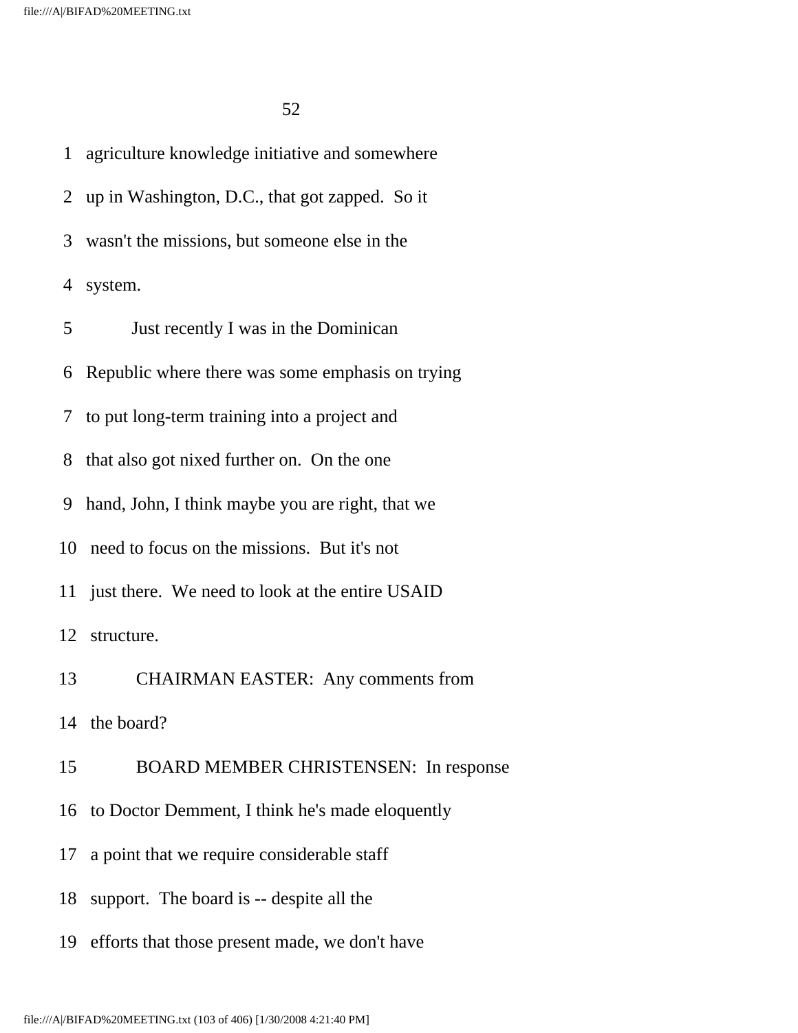1 agriculture knowledge initiative and somewhere

2 up in Washington, D.C., that got zapped. So it

3 wasn't the missions, but someone else in the

4 system.

5 Just recently I was in the Dominican

6 Republic where there was some emphasis on trying

7 to put long-term training into a project and

8 that also got nixed further on. On the one

9 hand, John, I think maybe you are right, that we

10 need to focus on the missions. But it's not

11 just there. We need to look at the entire USAID

12 structure.

13 CHAIRMAN EASTER: Any comments from

14 the board?

15 BOARD MEMBER CHRISTENSEN: In response

16 to Doctor Demment, I think he's made eloquently

17 a point that we require considerable staff

18 support. The board is -- despite all the

19 efforts that those present made, we don't have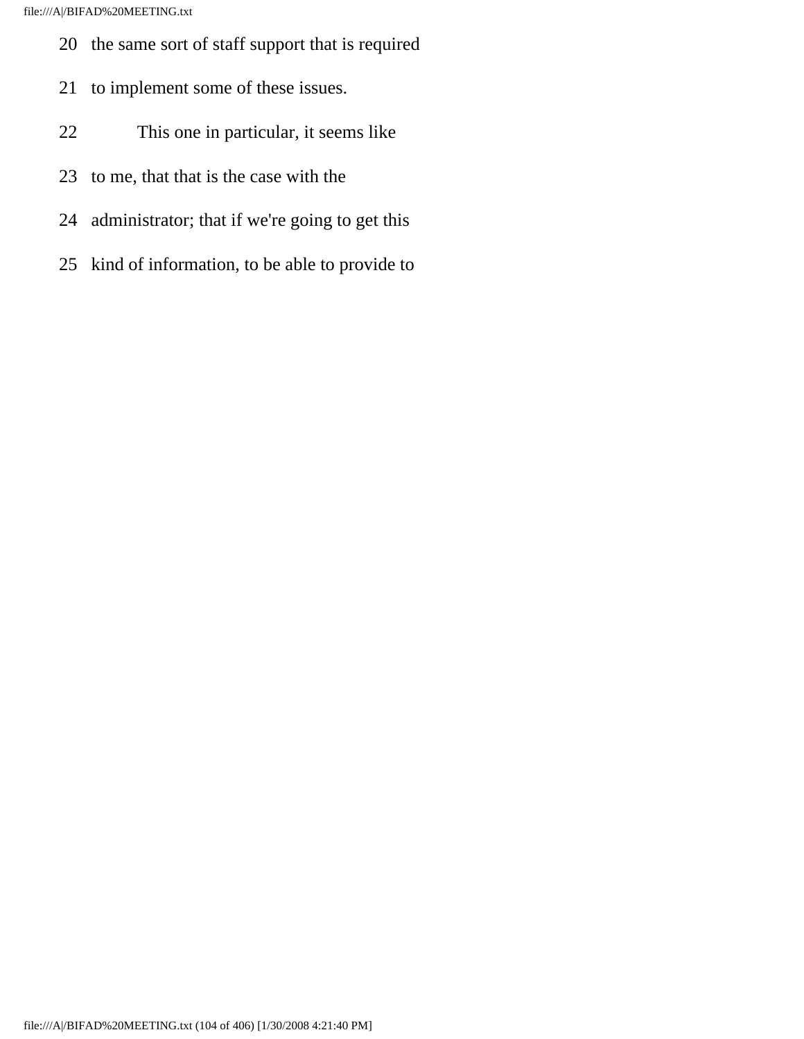20 the same sort of staff support that is required

21 to implement some of these issues.

22 This one in particular, it seems like

23 to me, that that is the case with the

24 administrator; that if we're going to get this

25 kind of information, to be able to provide to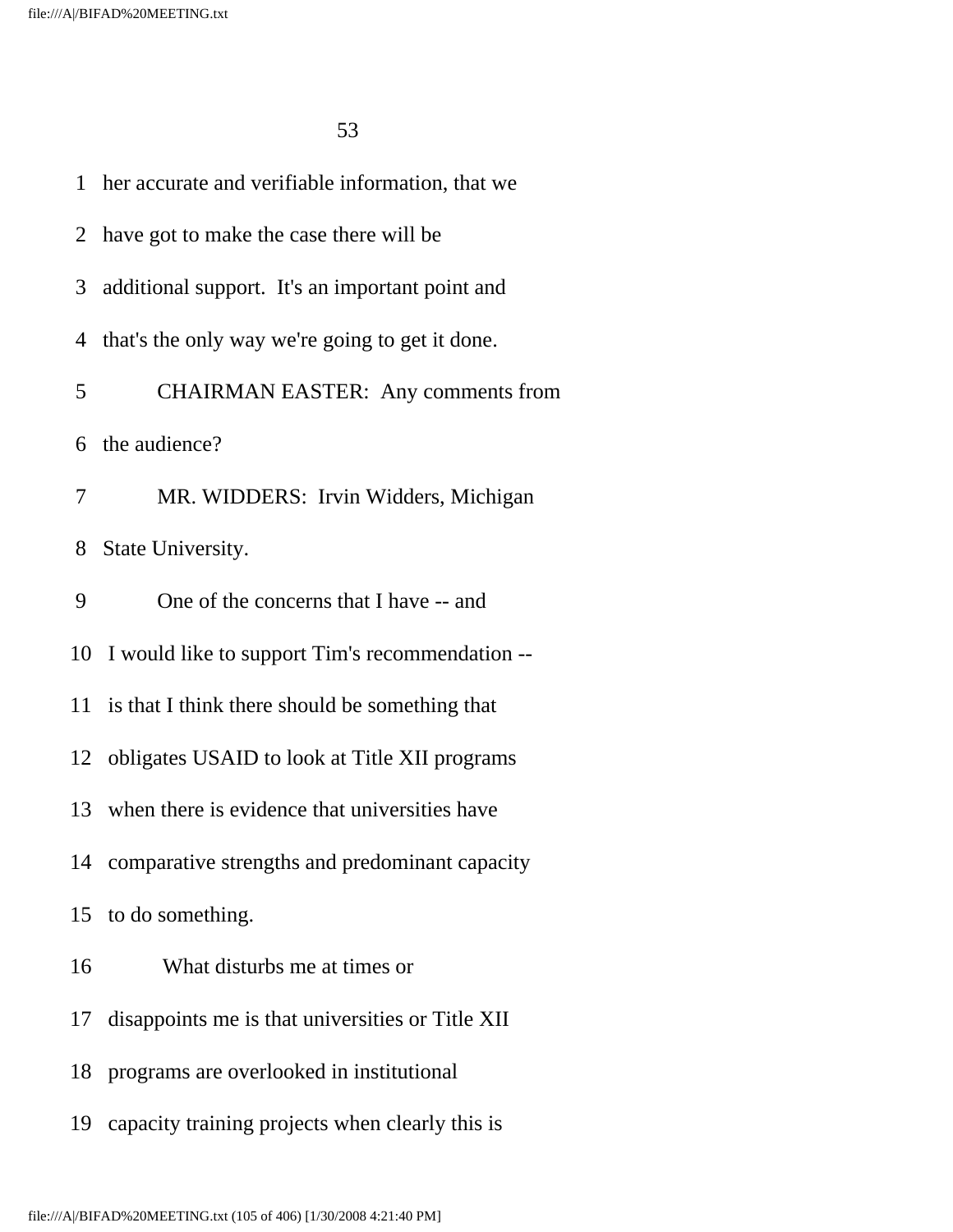1 her accurate and verifiable information, that we

2 have got to make the case there will be

3 additional support. It's an important point and

4 that's the only way we're going to get it done.

5 CHAIRMAN EASTER: Any comments from

6 the audience?

7 MR. WIDDERS: Irvin Widders, Michigan

8 State University.

9 One of the concerns that I have -- and

10 I would like to support Tim's recommendation --

11 is that I think there should be something that

12 obligates USAID to look at Title XII programs

13 when there is evidence that universities have

14 comparative strengths and predominant capacity

15 to do something.

16 What disturbs me at times or

17 disappoints me is that universities or Title XII

18 programs are overlooked in institutional

19 capacity training projects when clearly this is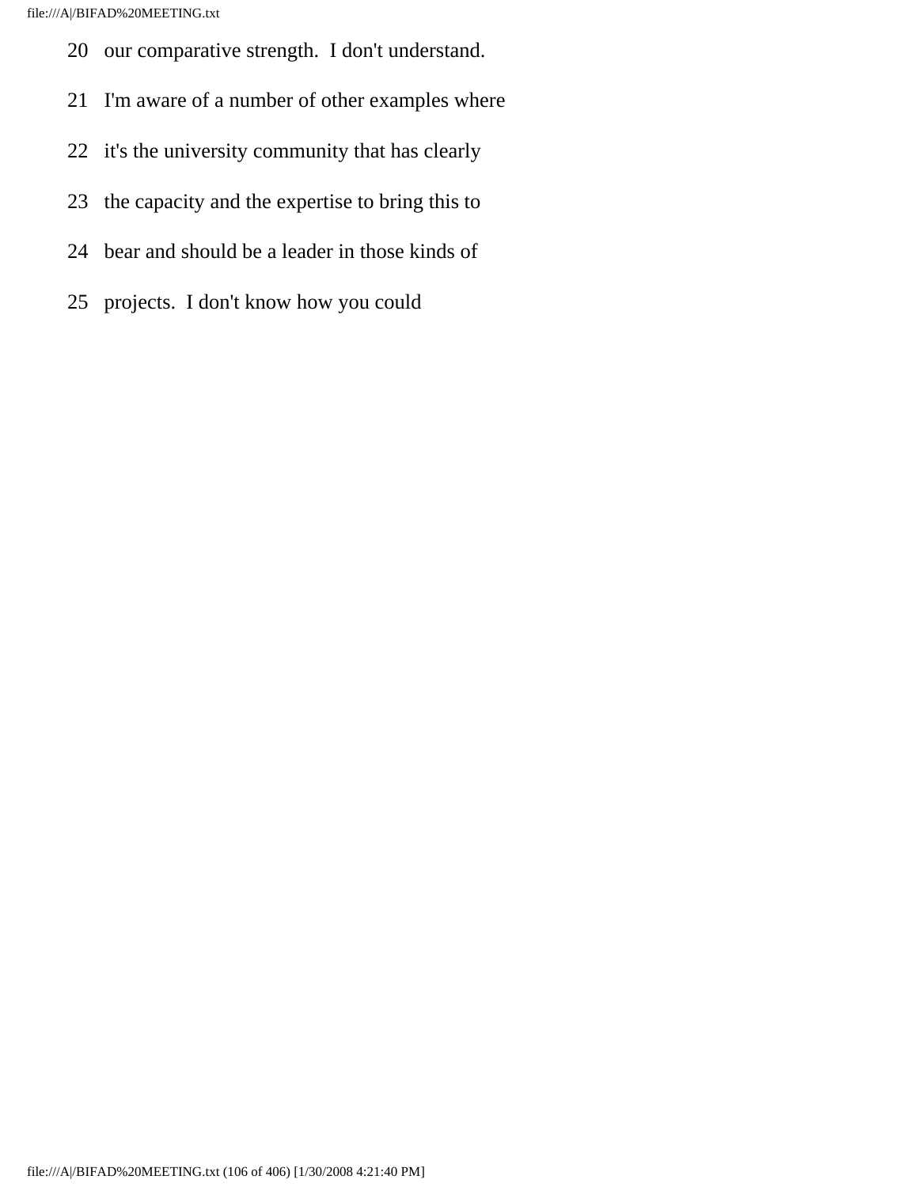20 our comparative strength. I don't understand.

21 I'm aware of a number of other examples where

22 it's the university community that has clearly

23 the capacity and the expertise to bring this to

24 bear and should be a leader in those kinds of

25 projects. I don't know how you could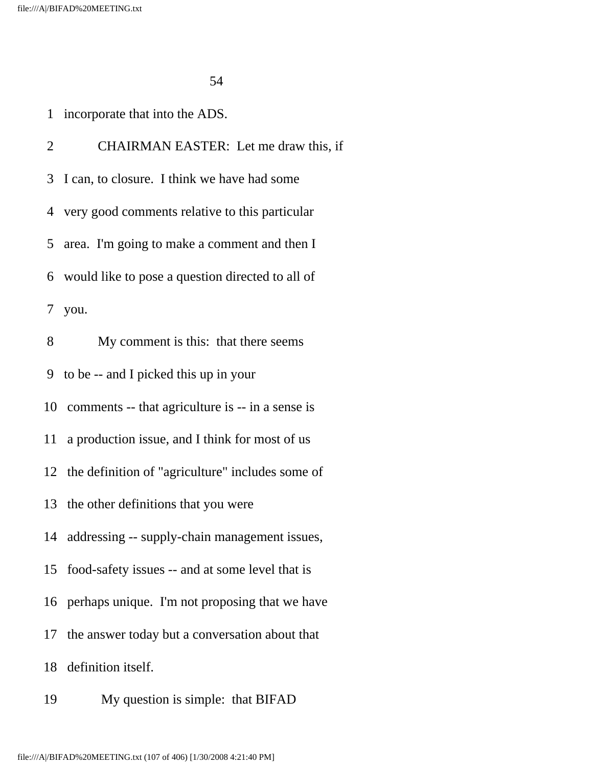1 incorporate that into the ADS.

2 CHAIRMAN EASTER: Let me draw this, if

3 I can, to closure. I think we have had some

4 very good comments relative to this particular

5 area. I'm going to make a comment and then I

6 would like to pose a question directed to all of

7 you.

8 My comment is this: that there seems

9 to be -- and I picked this up in your

10 comments -- that agriculture is -- in a sense is

11 a production issue, and I think for most of us

12 the definition of "agriculture" includes some of

13 the other definitions that you were

14 addressing -- supply-chain management issues,

15 food-safety issues -- and at some level that is

16 perhaps unique. I'm not proposing that we have

17 the answer today but a conversation about that

18 definition itself.

19 My question is simple: that BIFAD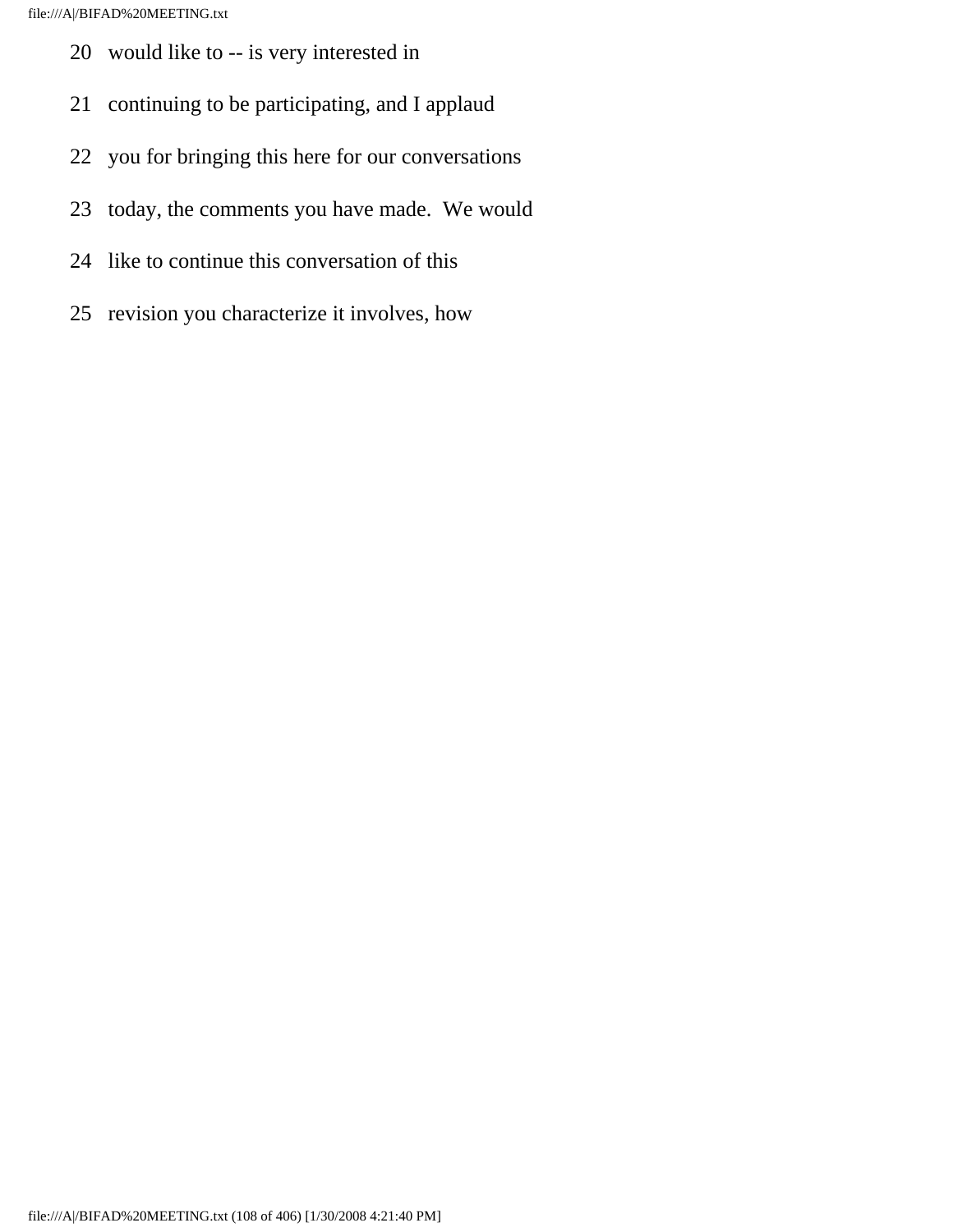20 would like to -- is very interested in

21 continuing to be participating, and I applaud

22 you for bringing this here for our conversations

23 today, the comments you have made.  We would

24 like to continue this conversation of this

25 revision you characterize it involves, how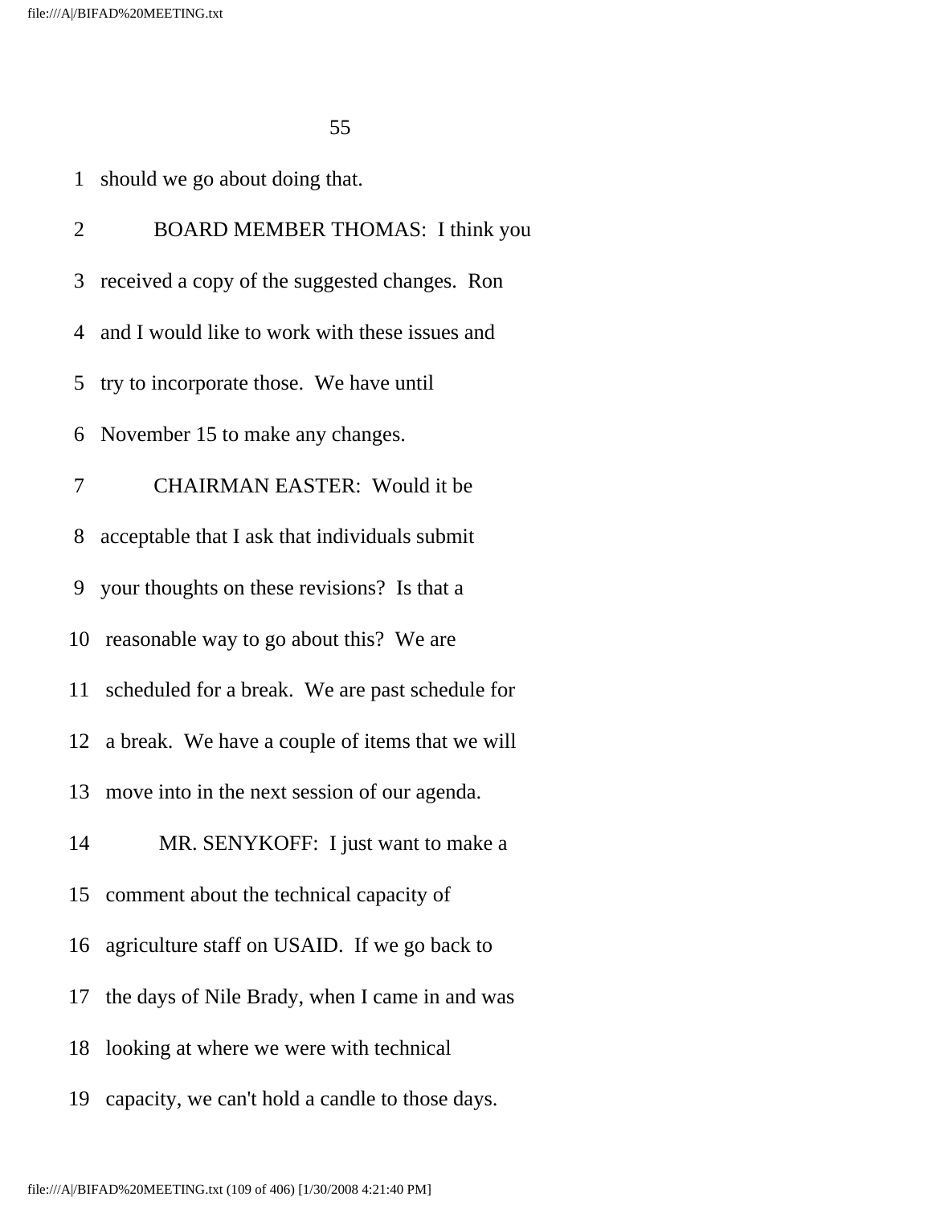1 should we go about doing that.

2 BOARD MEMBER THOMAS: I think you

3 received a copy of the suggested changes. Ron

4 and I would like to work with these issues and

5 try to incorporate those. We have until

6 November 15 to make any changes.

7 CHAIRMAN EASTER: Would it be

8 acceptable that I ask that individuals submit

9 your thoughts on these revisions? Is that a

10 reasonable way to go about this? We are

11 scheduled for a break. We are past schedule for

12 a break. We have a couple of items that we will

13 move into in the next session of our agenda.

14 MR. SENYKOFF: I just want to make a

15 comment about the technical capacity of

16 agriculture staff on USAID. If we go back to

17 the days of Nile Brady, when I came in and was

18 looking at where we were with technical

19 capacity, we can't hold a candle to those days.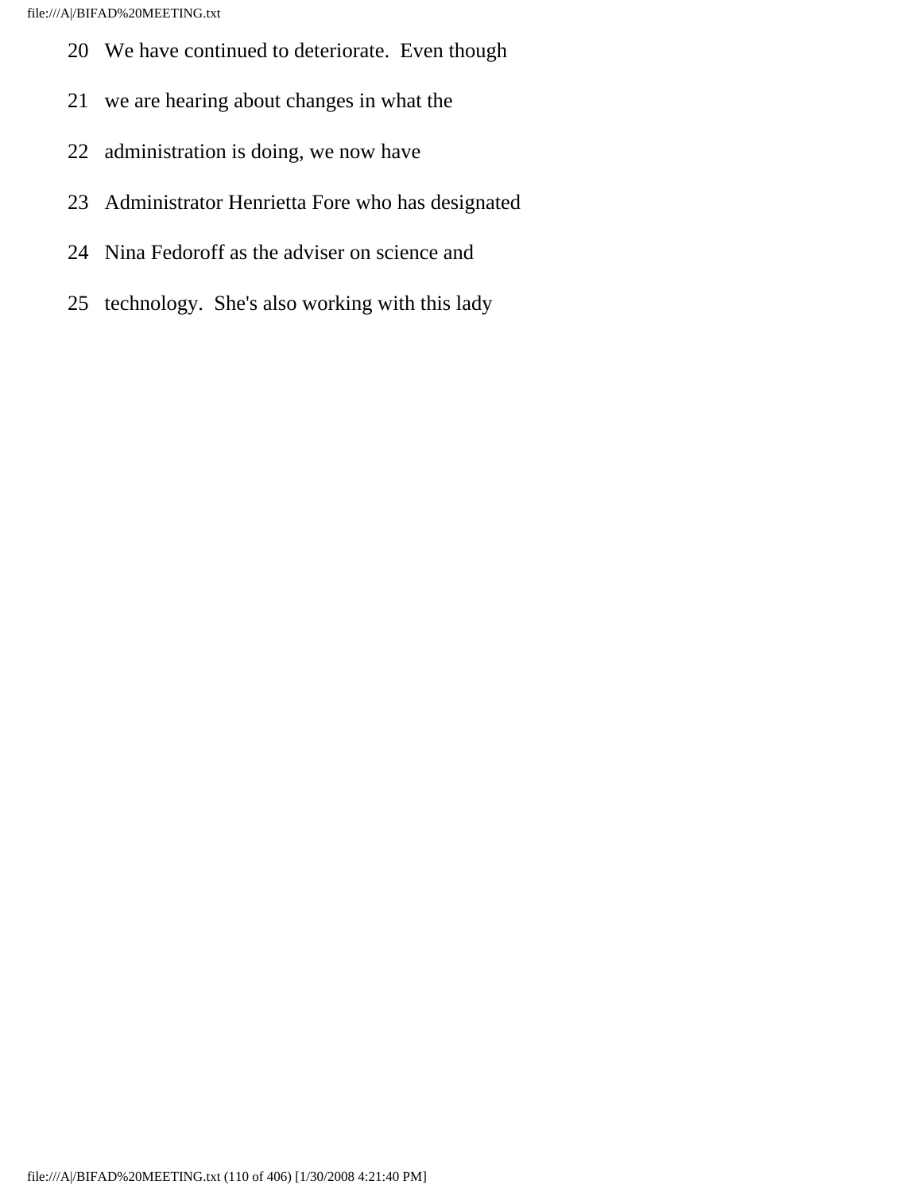20 We have continued to deteriorate. Even though

21 we are hearing about changes in what the

22 administration is doing, we now have

23 Administrator Henrietta Fore who has designated

24 Nina Fedoroff as the adviser on science and

25 technology. She's also working with this lady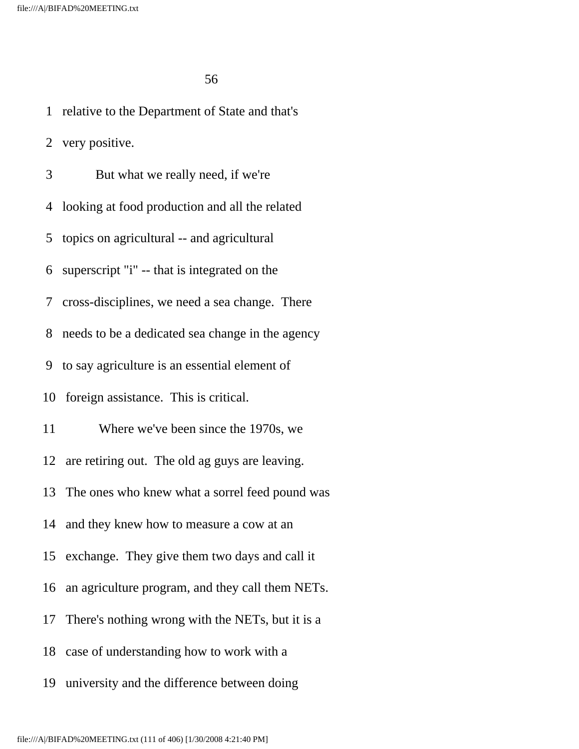1 relative to the Department of State and that's

2 very positive.

3 But what we really need, if we're

4 looking at food production and all the related

5 topics on agricultural -- and agricultural

6 superscript "i" -- that is integrated on the

7 cross-disciplines, we need a sea change. There

8 needs to be a dedicated sea change in the agency

9 to say agriculture is an essential element of

10 foreign assistance. This is critical.

11 Where we've been since the 1970s, we

12 are retiring out. The old ag guys are leaving.

13 The ones who knew what a sorrel feed pound was

14 and they knew how to measure a cow at an

15 exchange. They give them two days and call it

16 an agriculture program, and they call them NETs.

17 There's nothing wrong with the NETs, but it is a

18 case of understanding how to work with a

19 university and the difference between doing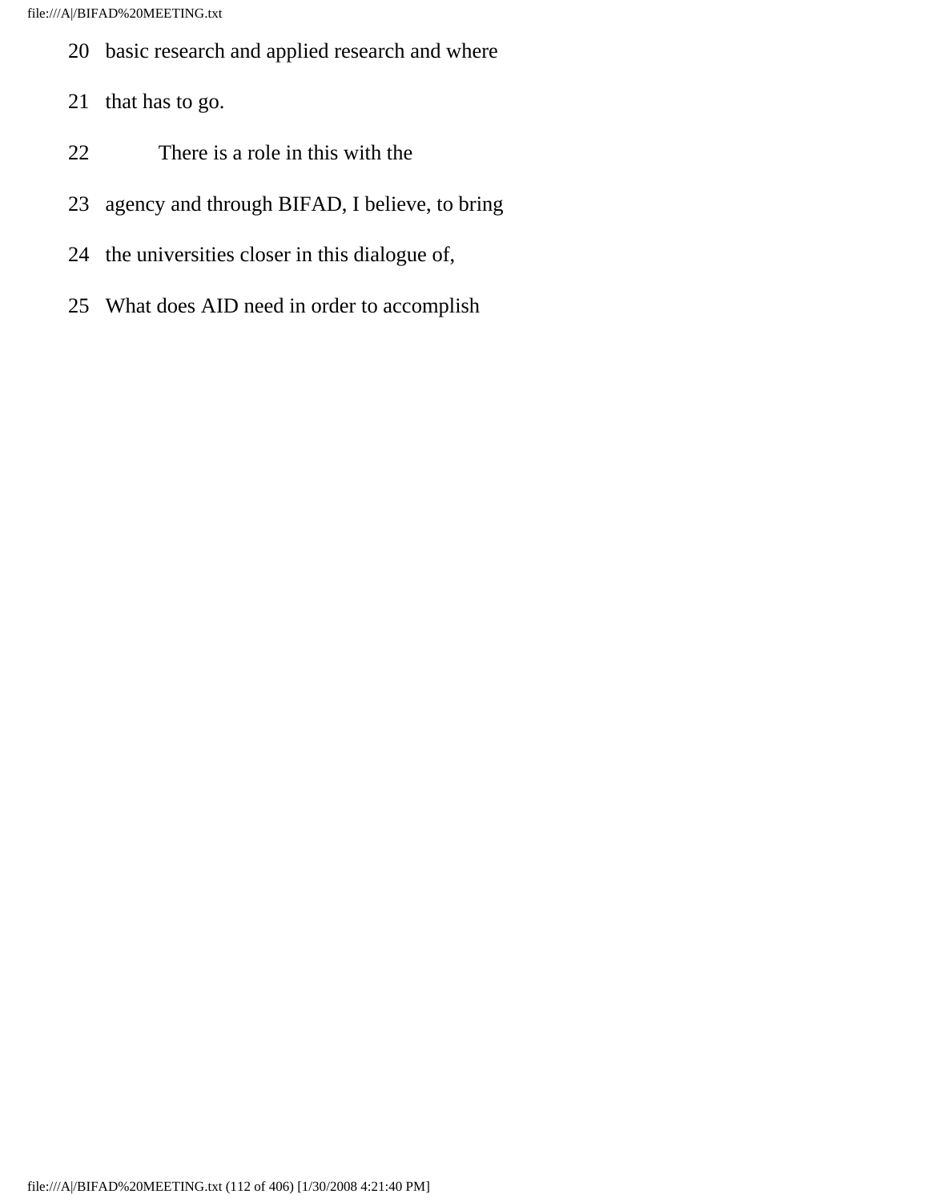20 basic research and applied research and where

21 that has to go.

22 There is a role in this with the

23 agency and through BIFAD, I believe, to bring

24 the universities closer in this dialogue of,

25 What does AID need in order to accomplish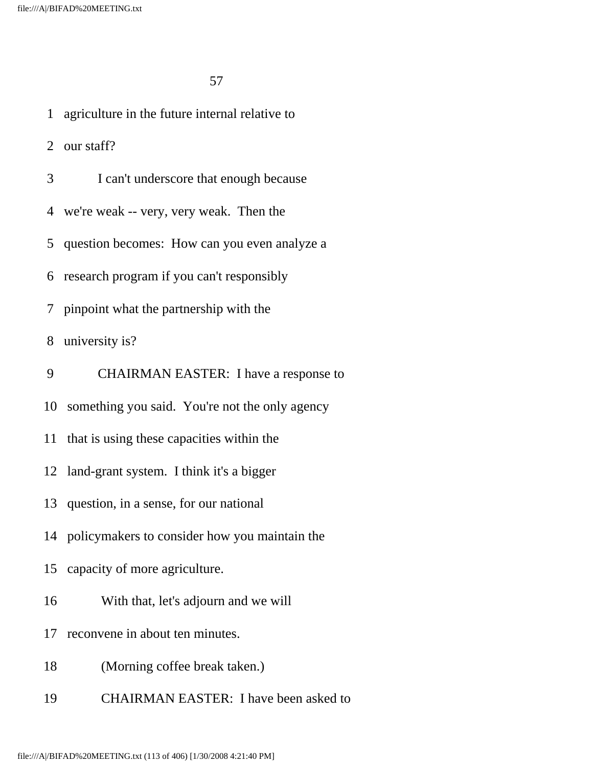1 agriculture in the future internal relative to

2 our staff?

3 I can't underscore that enough because

4 we're weak -- very, very weak. Then the

5 question becomes: How can you even analyze a

6 research program if you can't responsibly

7 pinpoint what the partnership with the

8 university is?

9 CHAIRMAN EASTER: I have a response to

10 something you said. You're not the only agency

11 that is using these capacities within the

12 land-grant system. I think it's a bigger

13 question, in a sense, for our national

14 policymakers to consider how you maintain the

15 capacity of more agriculture.

16 With that, let's adjourn and we will

17 reconvene in about ten minutes.

18 (Morning coffee break taken.)

19 CHAIRMAN EASTER: I have been asked to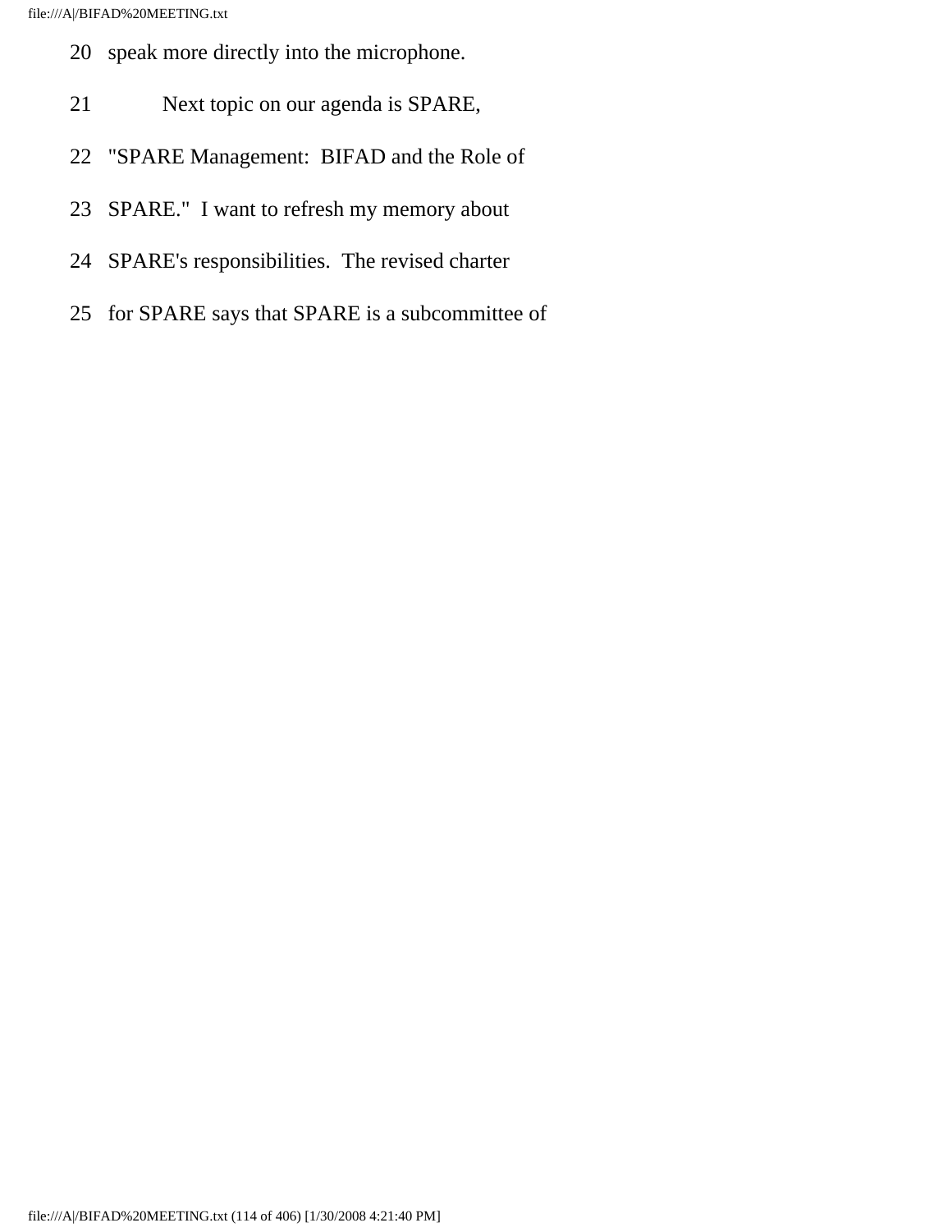20 speak more directly into the microphone.

21 Next topic on our agenda is SPARE,

22 "SPARE Management: BIFAD and the Role of

23 SPARE." I want to refresh my memory about

24 SPARE's responsibilities. The revised charter

25 for SPARE says that SPARE is a subcommittee of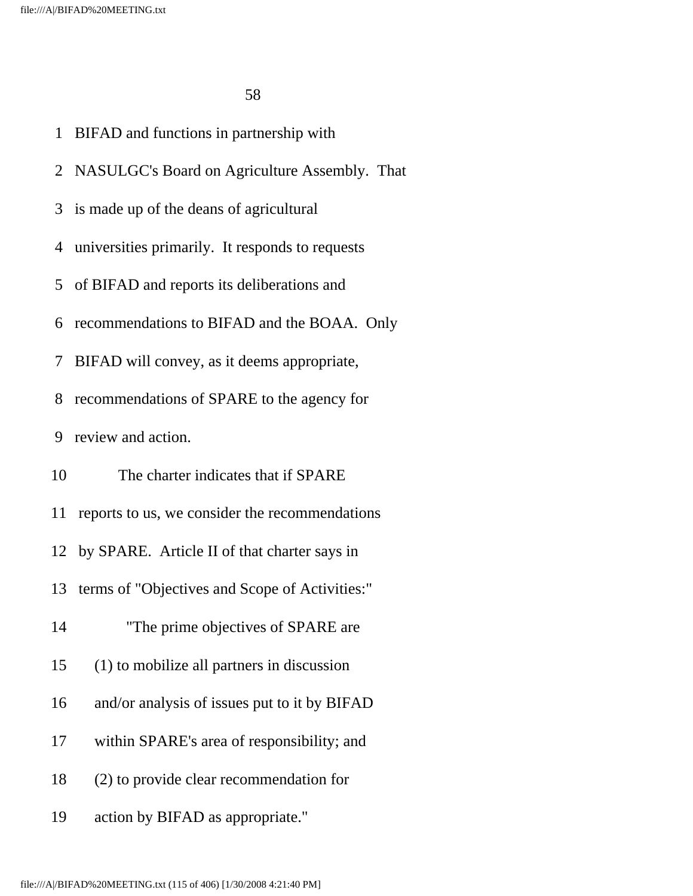BIFAD and functions in partnership with NASULGC's Board on Agriculture Assembly. That is made up of the deans of agricultural universities primarily. It responds to requests of BIFAD and reports its deliberations and recommendations to BIFAD and the BOAA. Only BIFAD will convey, as it deems appropriate, recommendations of SPARE to the agency for review and action.

The charter indicates that if SPARE reports to us, we consider the recommendations by SPARE. Article II of that charter says in terms of "Objectives and Scope of Activities:"

> "The prime objectives of SPARE are (1) to mobilize all partners in discussion and/or analysis of issues put to it by BIFAD within SPARE's area of responsibility; and (2) to provide clear recommendation for action by BIFAD as appropriate."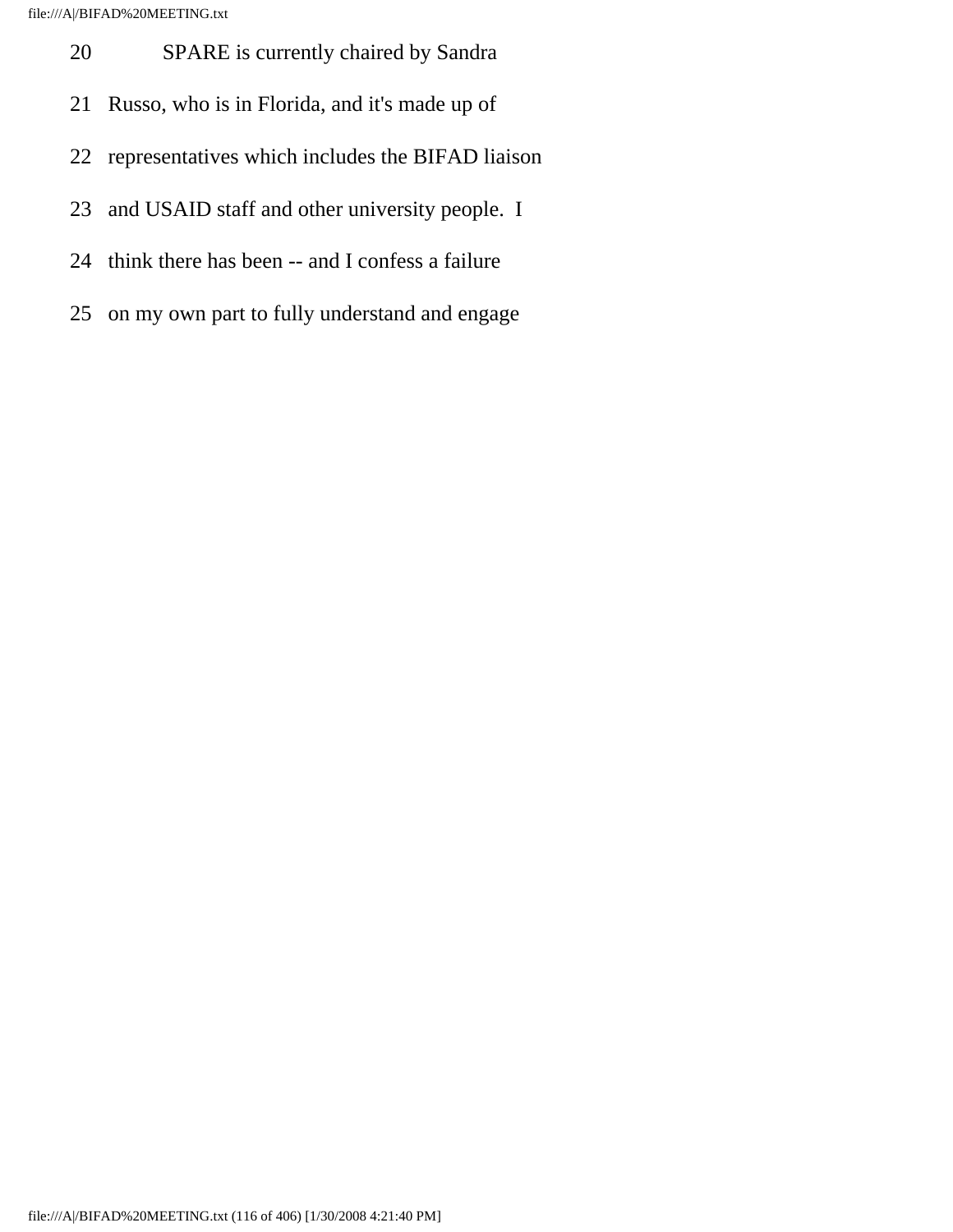20 SPARE is currently chaired by Sandra

21 Russo, who is in Florida, and it's made up of

22 representatives which includes the BIFAD liaison

23 and USAID staff and other university people. I

24 think there has been -- and I confess a failure

25 on my own part to fully understand and engage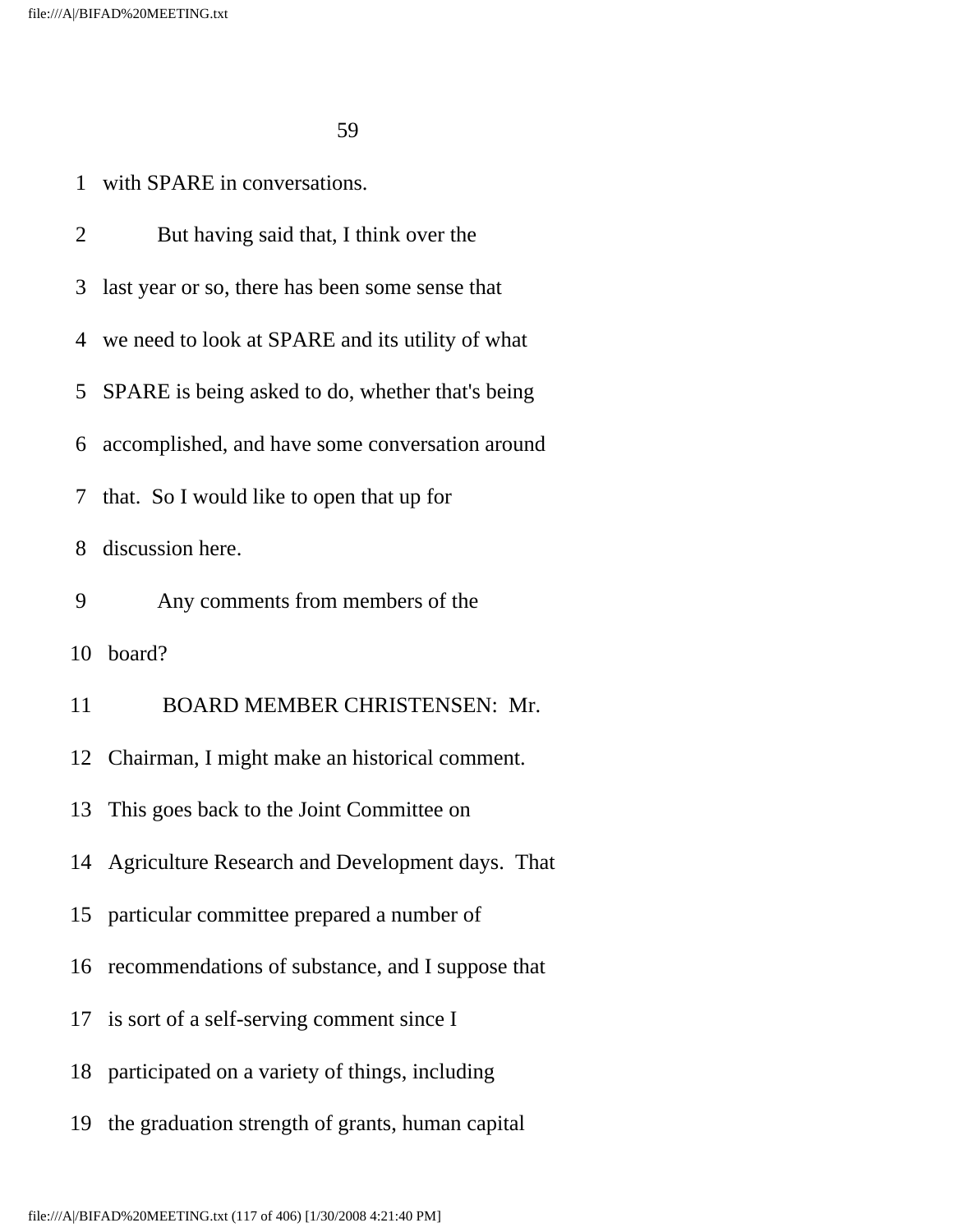1 with SPARE in conversations.

2 But having said that, I think over the

3 last year or so, there has been some sense that

4 we need to look at SPARE and its utility of what

5 SPARE is being asked to do, whether that's being

6 accomplished, and have some conversation around

7 that. So I would like to open that up for

8 discussion here.

9 Any comments from members of the

10 board?

11 BOARD MEMBER CHRISTENSEN: Mr.

12 Chairman, I might make an historical comment.

13 This goes back to the Joint Committee on

14 Agriculture Research and Development days. That

15 particular committee prepared a number of

16 recommendations of substance, and I suppose that

17 is sort of a self-serving comment since I

18 participated on a variety of things, including

19 the graduation strength of grants, human capital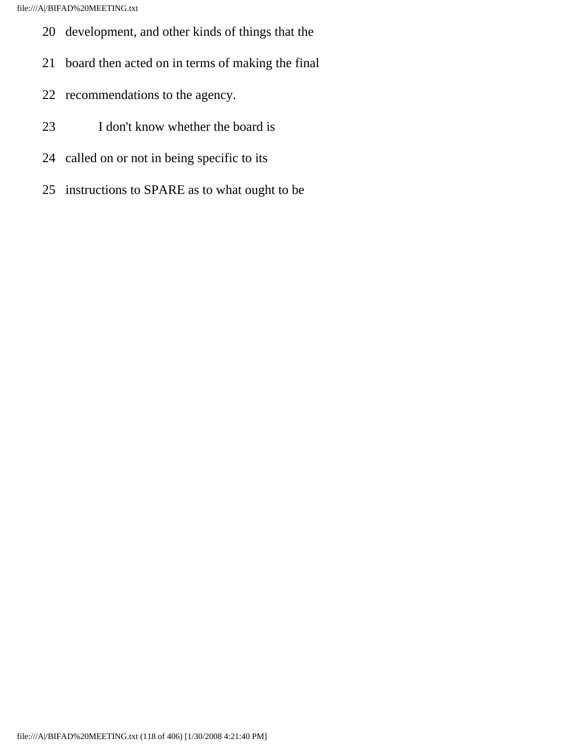20 development, and other kinds of things that the

21 board then acted on in terms of making the final

22 recommendations to the agency.

23 I don't know whether the board is

24 called on or not in being specific to its

25 instructions to SPARE as to what ought to be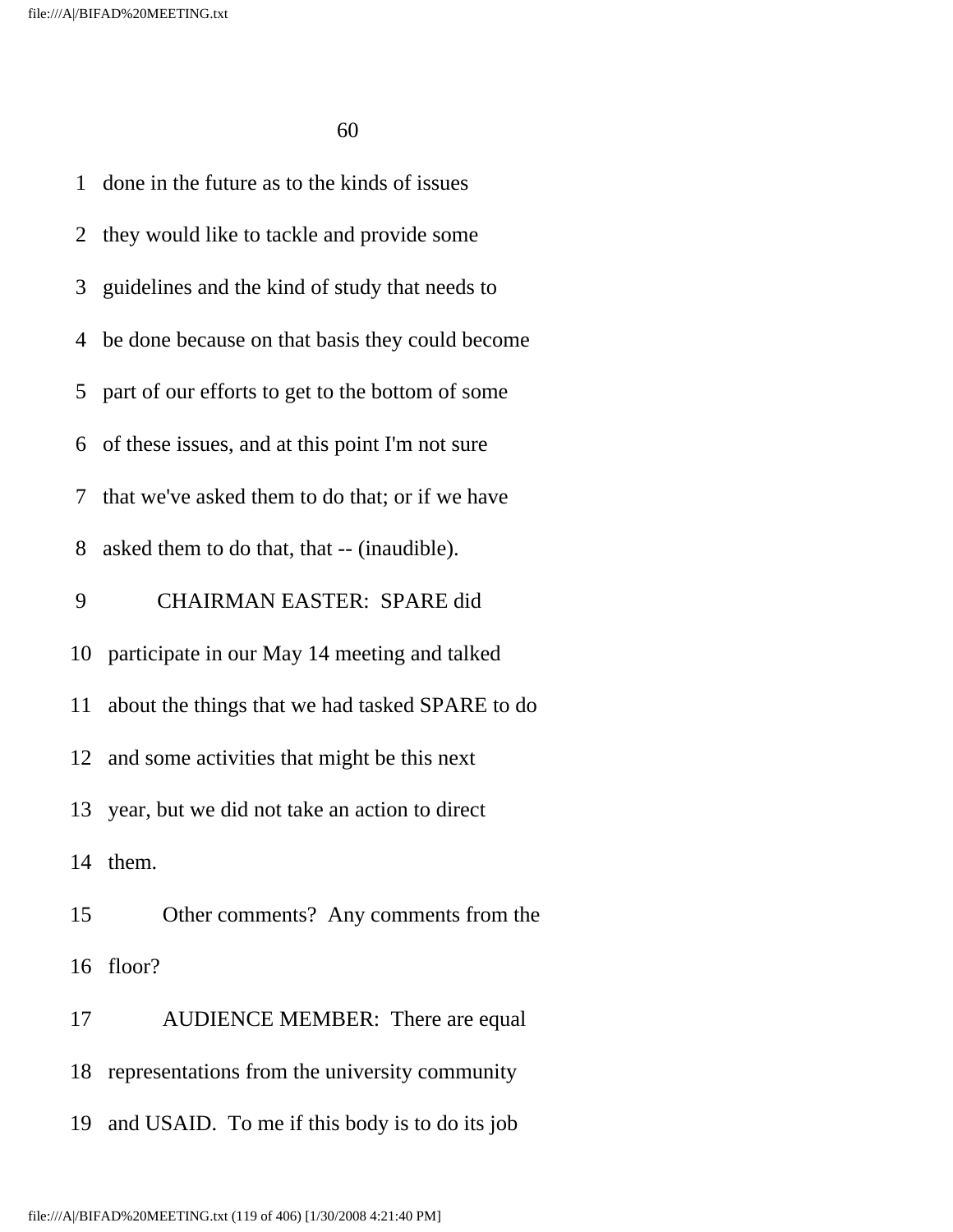1 done in the future as to the kinds of issues

2 they would like to tackle and provide some

3 guidelines and the kind of study that needs to

4 be done because on that basis they could become

5 part of our efforts to get to the bottom of some

6 of these issues, and at this point I'm not sure

7 that we've asked them to do that; or if we have

8 asked them to do that, that -- (inaudible).

9 CHAIRMAN EASTER: SPARE did

10 participate in our May 14 meeting and talked

11 about the things that we had tasked SPARE to do

12 and some activities that might be this next

13 year, but we did not take an action to direct

14 them.

15 Other comments? Any comments from the

16 floor?

17 AUDIENCE MEMBER: There are equal

18 representations from the university community

19 and USAID. To me if this body is to do its job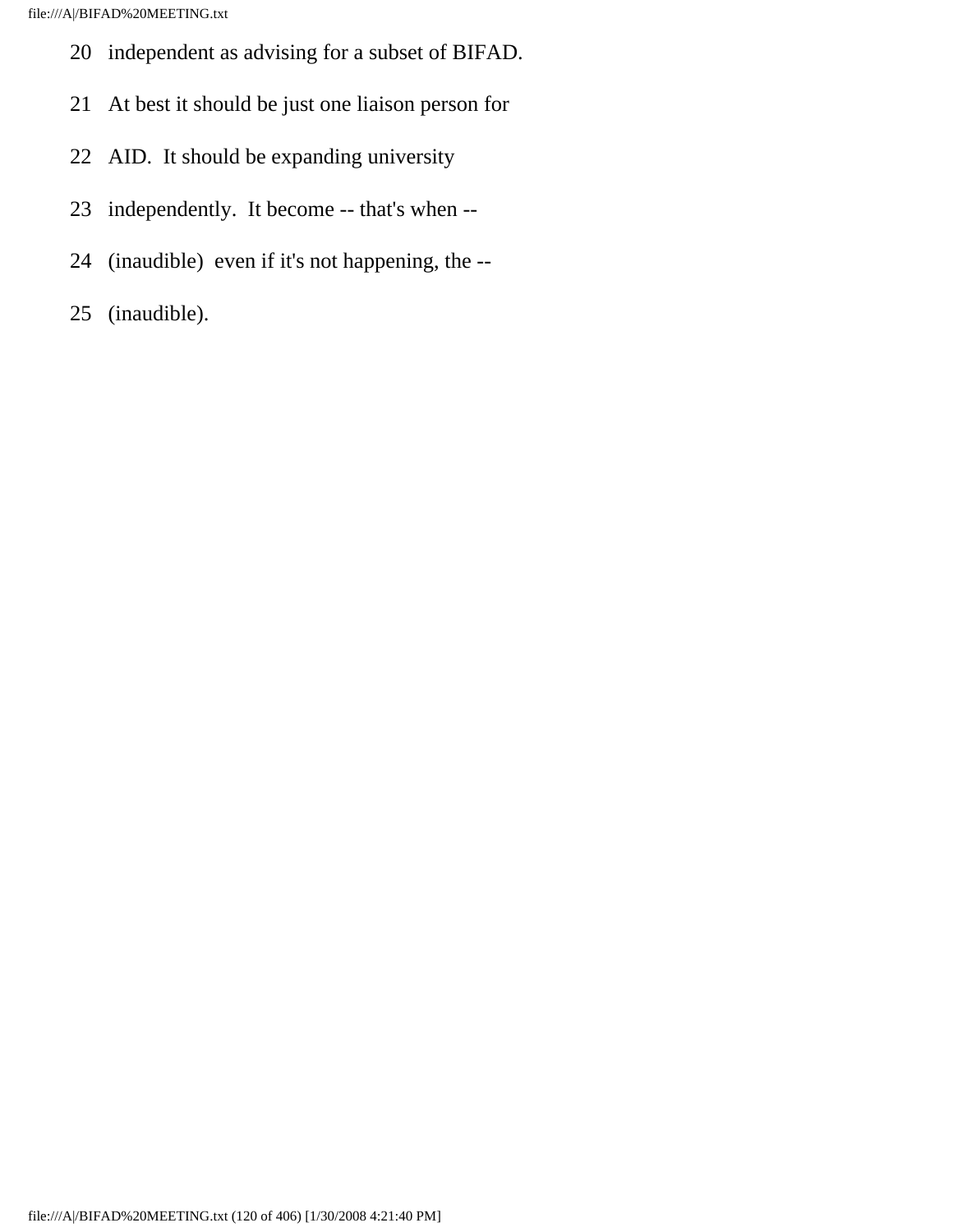20 independent as advising for a subset of BIFAD.

21 At best it should be just one liaison person for

22 AID. It should be expanding university

23 independently. It become -- that's when --

24 (inaudible) even if it's not happening, the --

25 (inaudible).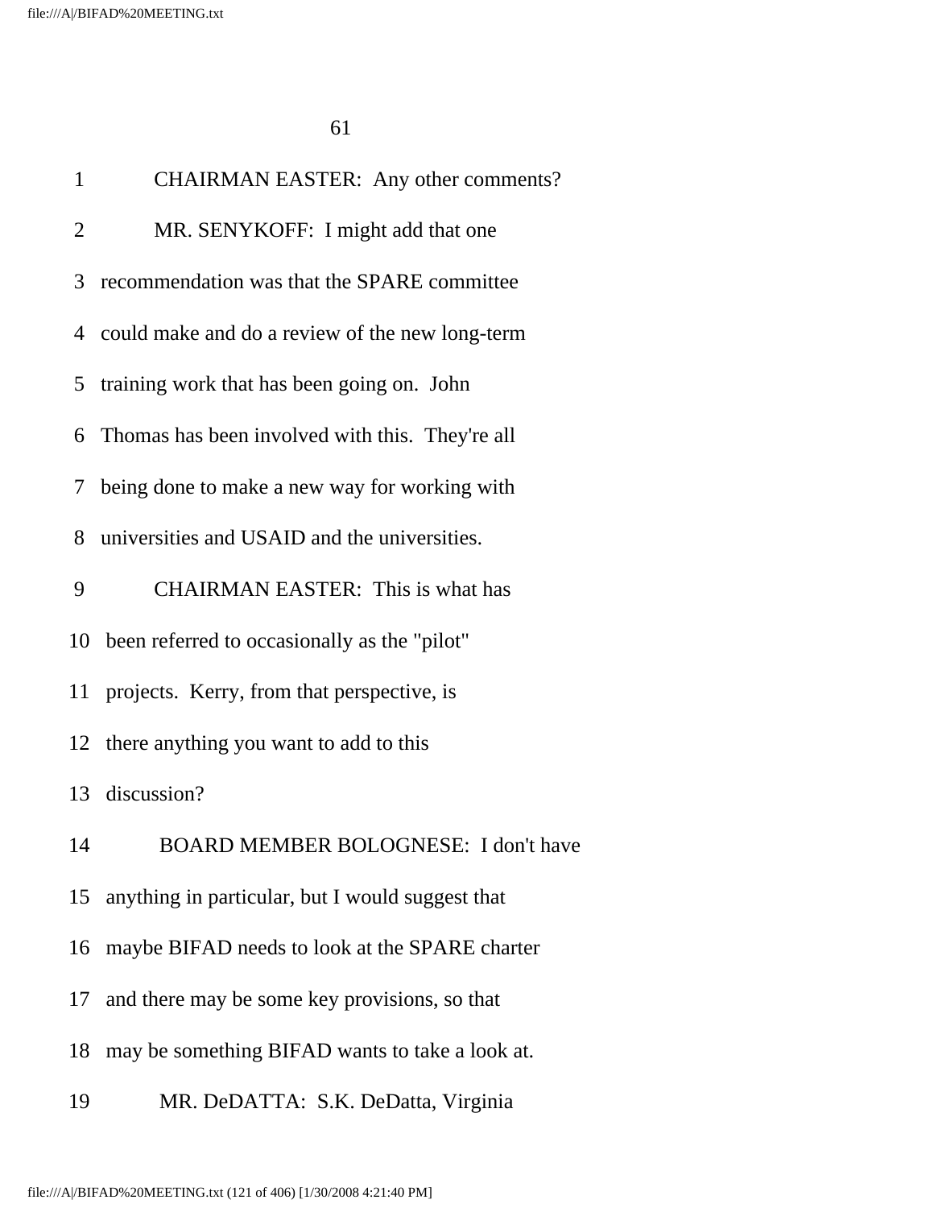CHAIRMAN EASTER: Any other comments?

MR. SENYKOFF: I might add that one recommendation was that the SPARE committee could make and do a review of the new long-term training work that has been going on. John Thomas has been involved with this. They're all being done to make a new way for working with universities and USAID and the universities.

CHAIRMAN EASTER: This is what has been referred to occasionally as the "pilot" projects. Kerry, from that perspective, is there anything you want to add to this discussion?

BOARD MEMBER BOLOGNESE: I don't have anything in particular, but I would suggest that maybe BIFAD needs to look at the SPARE charter and there may be some key provisions, so that may be something BIFAD wants to take a look at.

MR. DeDATTA: S.K. DeDatta, Virginia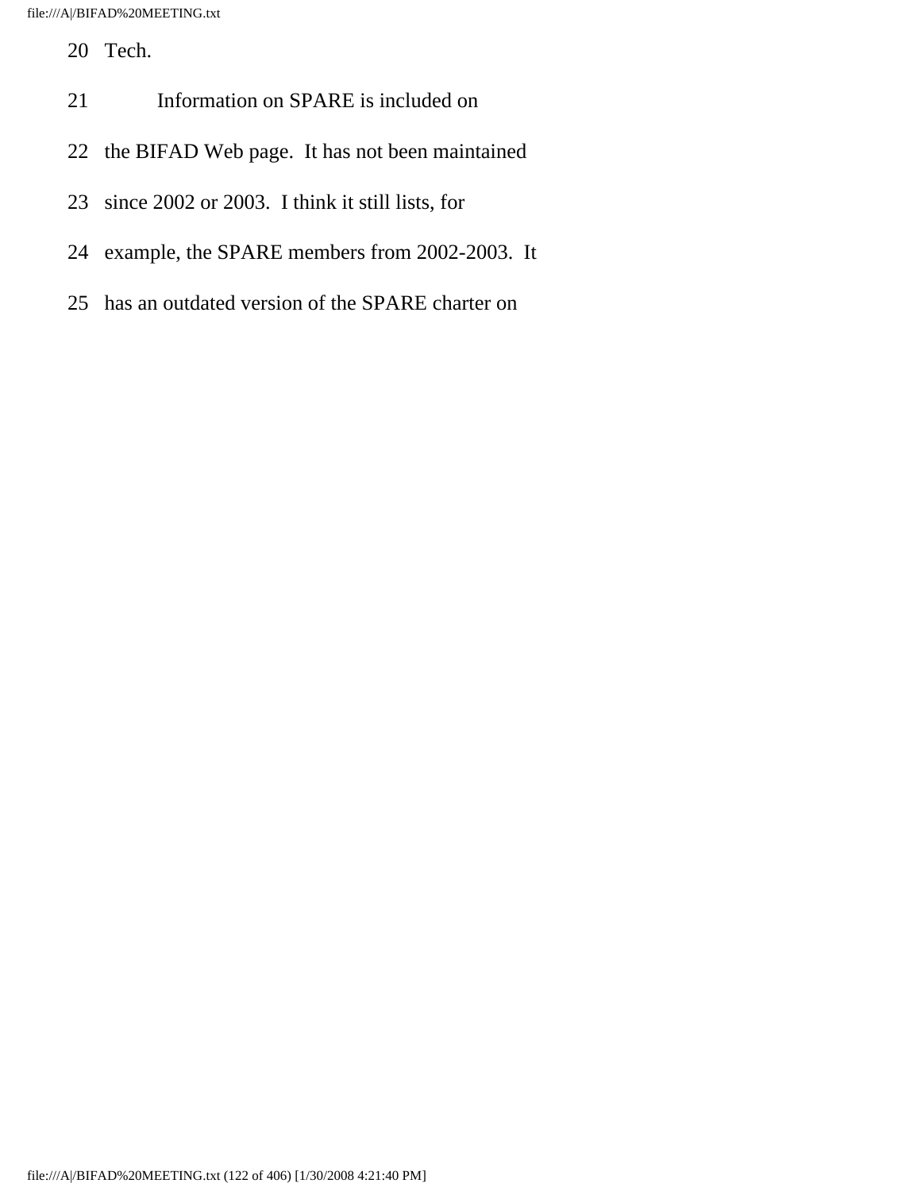20 Tech.

21 Information on SPARE is included on

22 the BIFAD Web page. It has not been maintained

23 since 2002 or 2003. I think it still lists, for

24 example, the SPARE members from 2002-2003. It

25 has an outdated version of the SPARE charter on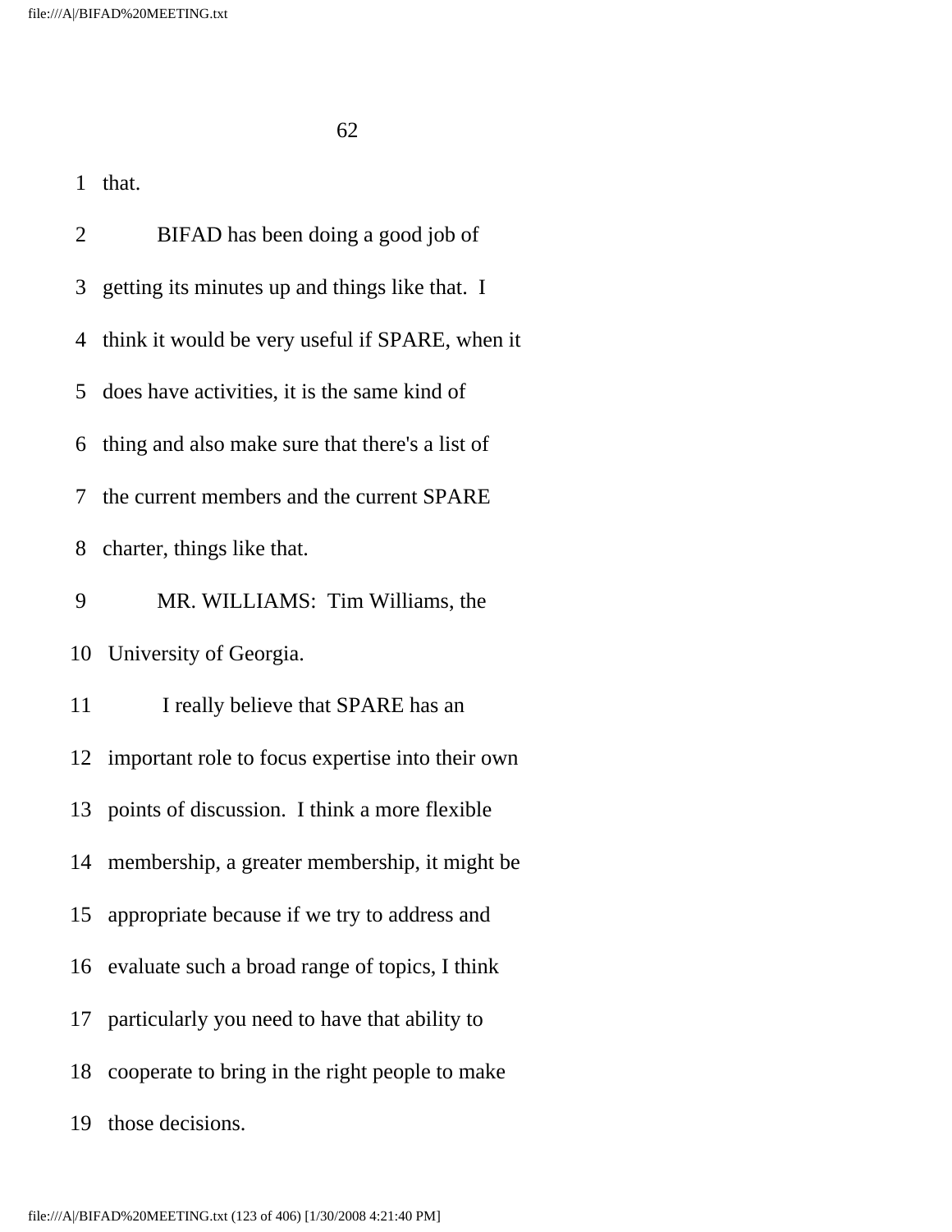that.

BIFAD has been doing a good job of getting its minutes up and things like that. I think it would be very useful if SPARE, when it does have activities, it is the same kind of thing and also make sure that there's a list of the current members and the current SPARE charter, things like that.

MR. WILLIAMS: Tim Williams, the University of Georgia.

I really believe that SPARE has an important role to focus expertise into their own points of discussion. I think a more flexible membership, a greater membership, it might be appropriate because if we try to address and evaluate such a broad range of topics, I think particularly you need to have that ability to cooperate to bring in the right people to make those decisions.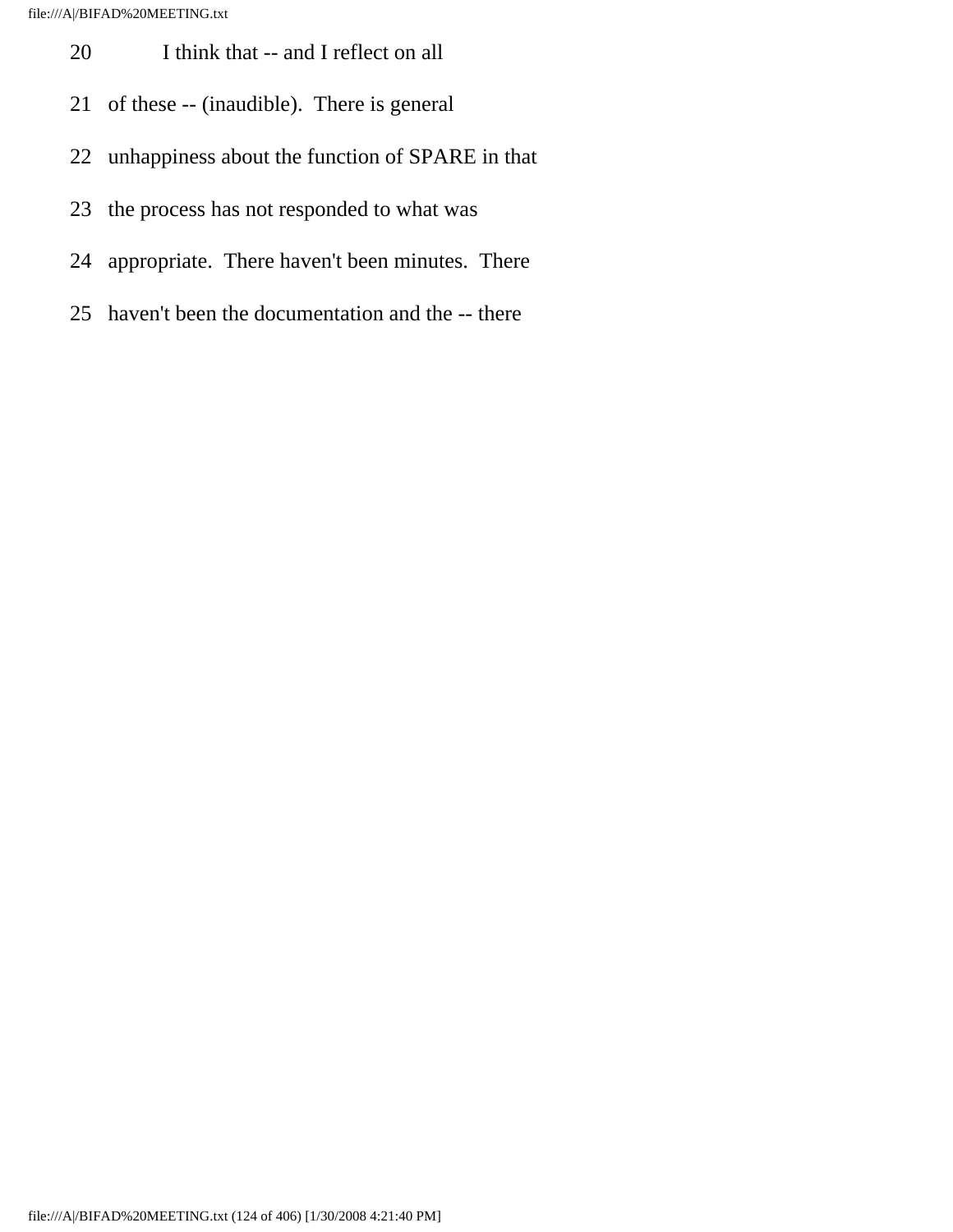20 I think that -- and I reflect on all

21 of these -- (inaudible). There is general

22 unhappiness about the function of SPARE in that

23 the process has not responded to what was

24 appropriate. There haven't been minutes. There

25 haven't been the documentation and the -- there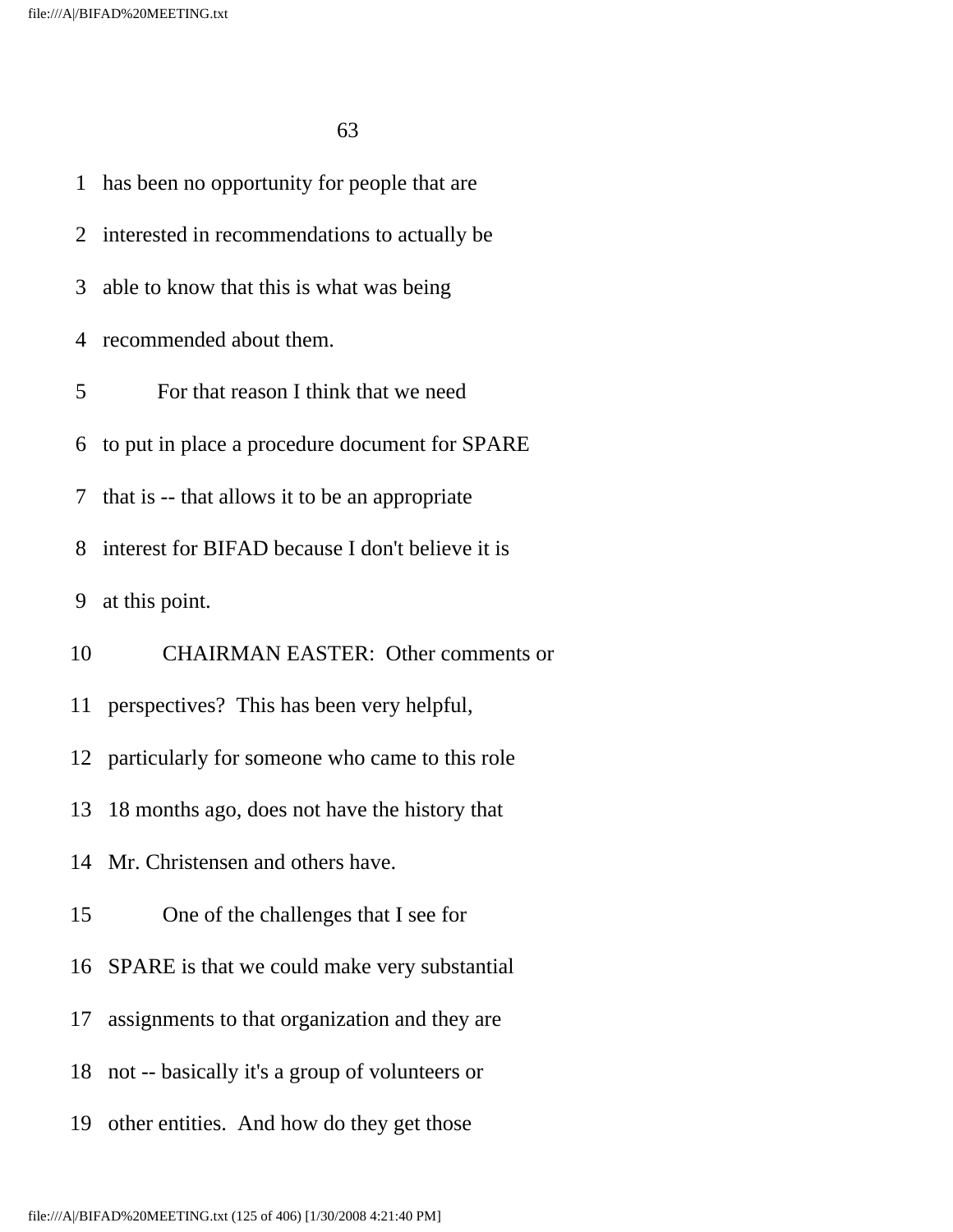1 has been no opportunity for people that are

2 interested in recommendations to actually be

3 able to know that this is what was being

4 recommended about them.

5 For that reason I think that we need

6 to put in place a procedure document for SPARE

7 that is -- that allows it to be an appropriate

8 interest for BIFAD because I don't believe it is

9 at this point.

10 CHAIRMAN EASTER: Other comments or

11 perspectives? This has been very helpful,

12 particularly for someone who came to this role

13 18 months ago, does not have the history that

14 Mr. Christensen and others have.

15 One of the challenges that I see for

16 SPARE is that we could make very substantial

17 assignments to that organization and they are

18 not -- basically it's a group of volunteers or

19 other entities. And how do they get those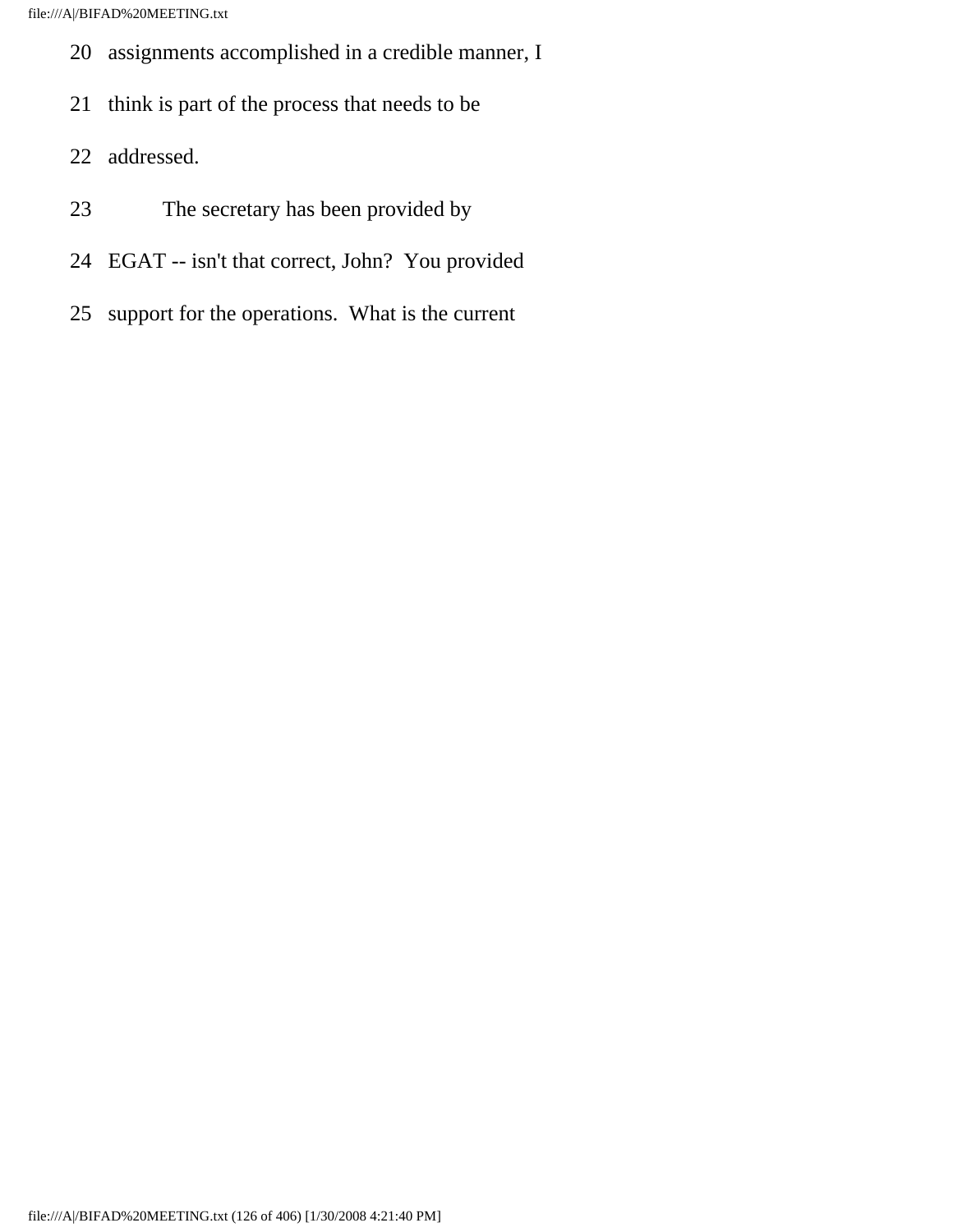20 assignments accomplished in a credible manner, I

21 think is part of the process that needs to be

22 addressed.

23 The secretary has been provided by

24 EGAT -- isn't that correct, John? You provided

25 support for the operations. What is the current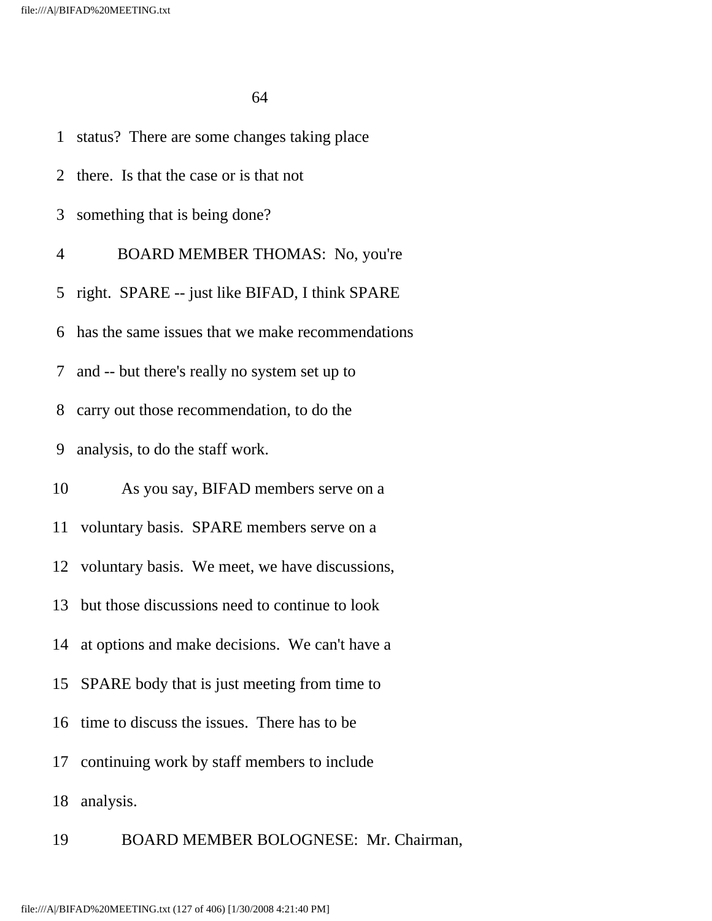status? There are some changes taking place there. Is that the case or is that not something that is being done?

BOARD MEMBER THOMAS: No, you're right. SPARE -- just like BIFAD, I think SPARE has the same issues that we make recommendations and -- but there's really no system set up to carry out those recommendation, to do the analysis, to do the staff work.

As you say, BIFAD members serve on a voluntary basis. SPARE members serve on a voluntary basis. We meet, we have discussions, but those discussions need to continue to look at options and make decisions. We can't have a SPARE body that is just meeting from time to time to discuss the issues. There has to be continuing work by staff members to include analysis.

BOARD MEMBER BOLOGNESE: Mr. Chairman,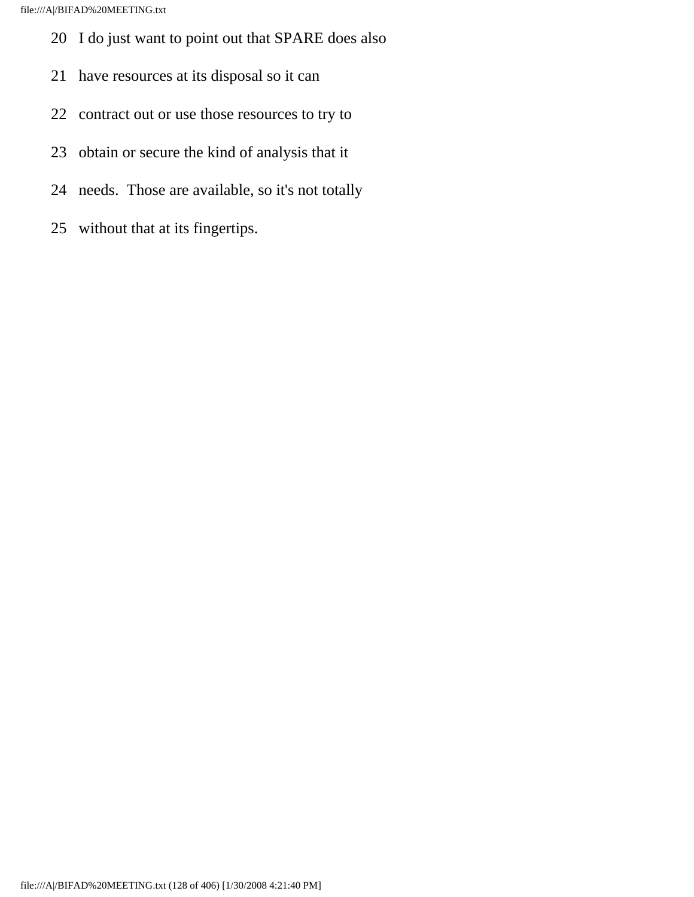20 I do just want to point out that SPARE does also

21 have resources at its disposal so it can

22 contract out or use those resources to try to

23 obtain or secure the kind of analysis that it

24 needs. Those are available, so it's not totally

25 without that at its fingertips.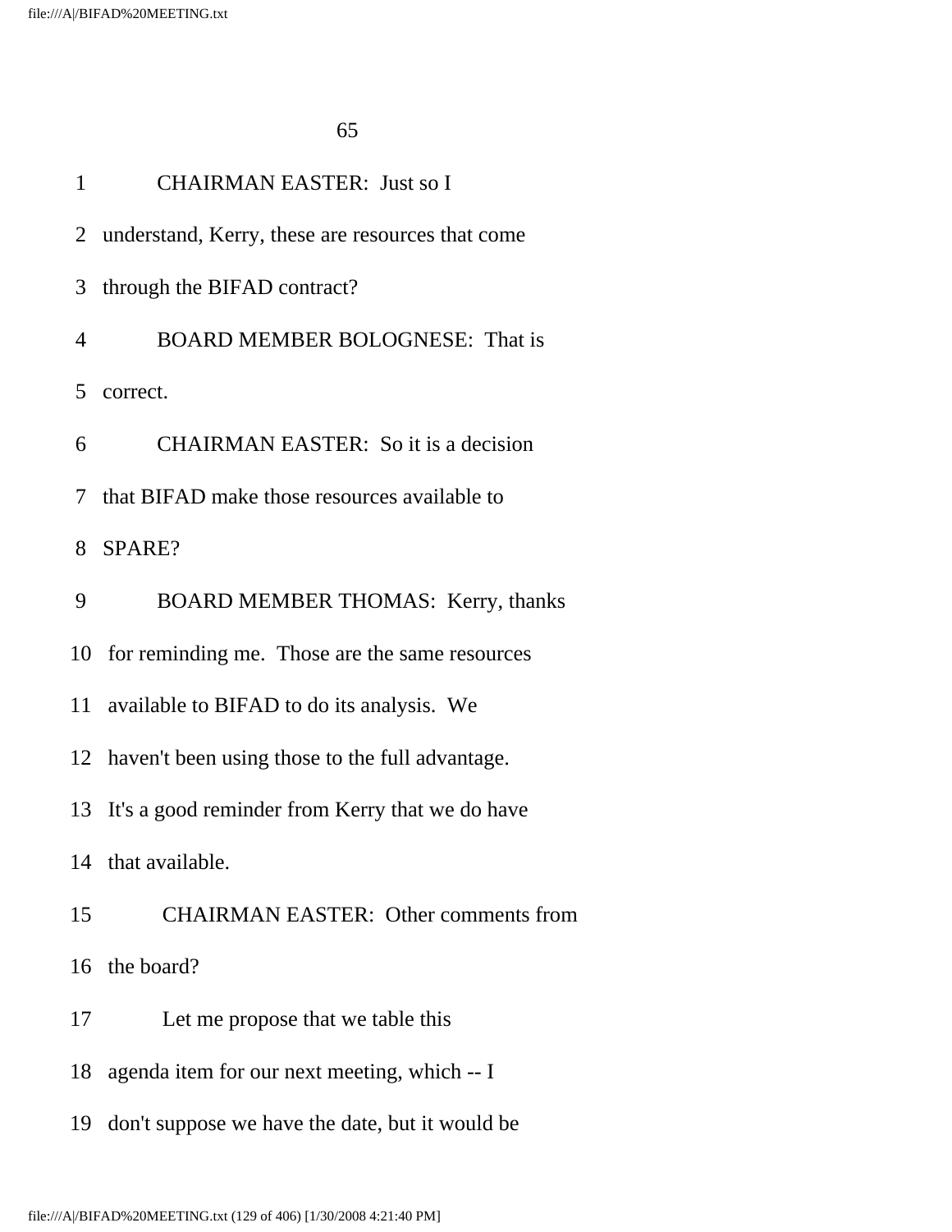1 CHAIRMAN EASTER: Just so I

2 understand, Kerry, these are resources that come

3 through the BIFAD contract?

4 BOARD MEMBER BOLOGNESE: That is

5 correct.

6 CHAIRMAN EASTER: So it is a decision

7 that BIFAD make those resources available to

8 SPARE?

9 BOARD MEMBER THOMAS: Kerry, thanks

10 for reminding me. Those are the same resources

11 available to BIFAD to do its analysis. We

12 haven't been using those to the full advantage.

13 It's a good reminder from Kerry that we do have

14 that available.

15 CHAIRMAN EASTER: Other comments from

16 the board?

17 Let me propose that we table this

18 agenda item for our next meeting, which -- I

19 don't suppose we have the date, but it would be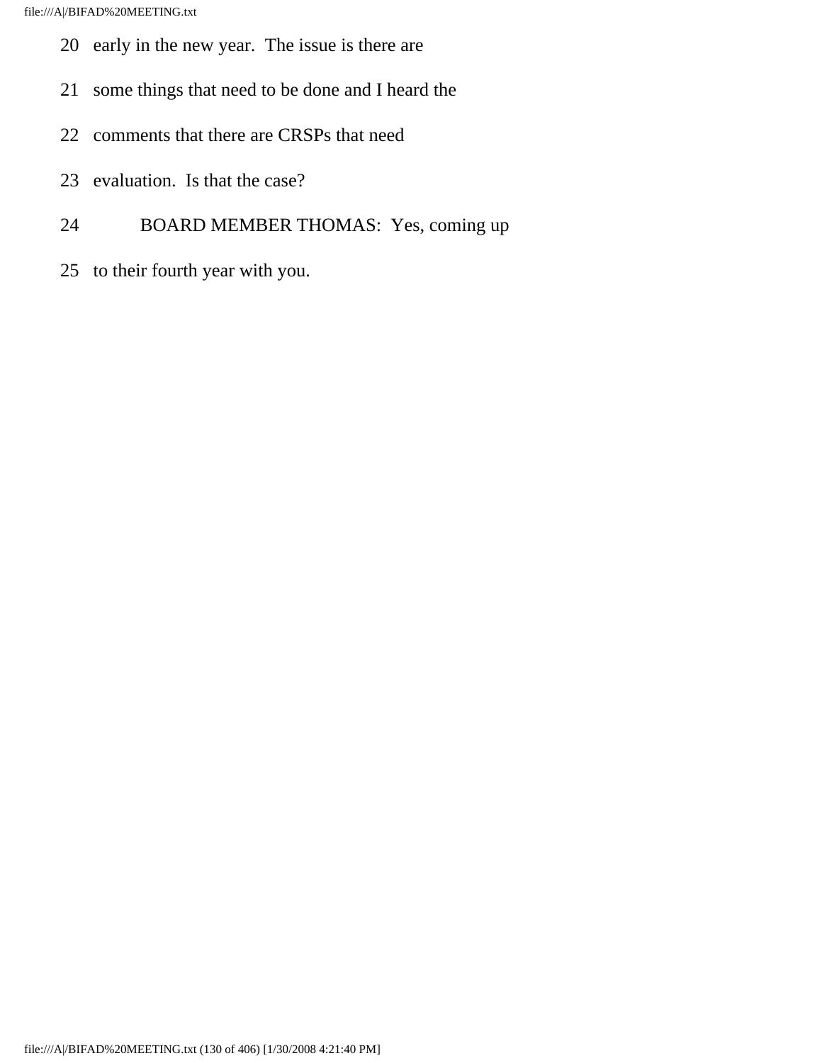20 early in the new year. The issue is there are

21 some things that need to be done and I heard the

22 comments that there are CRSPs that need

23 evaluation. Is that the case?

24 BOARD MEMBER THOMAS: Yes, coming up

25 to their fourth year with you.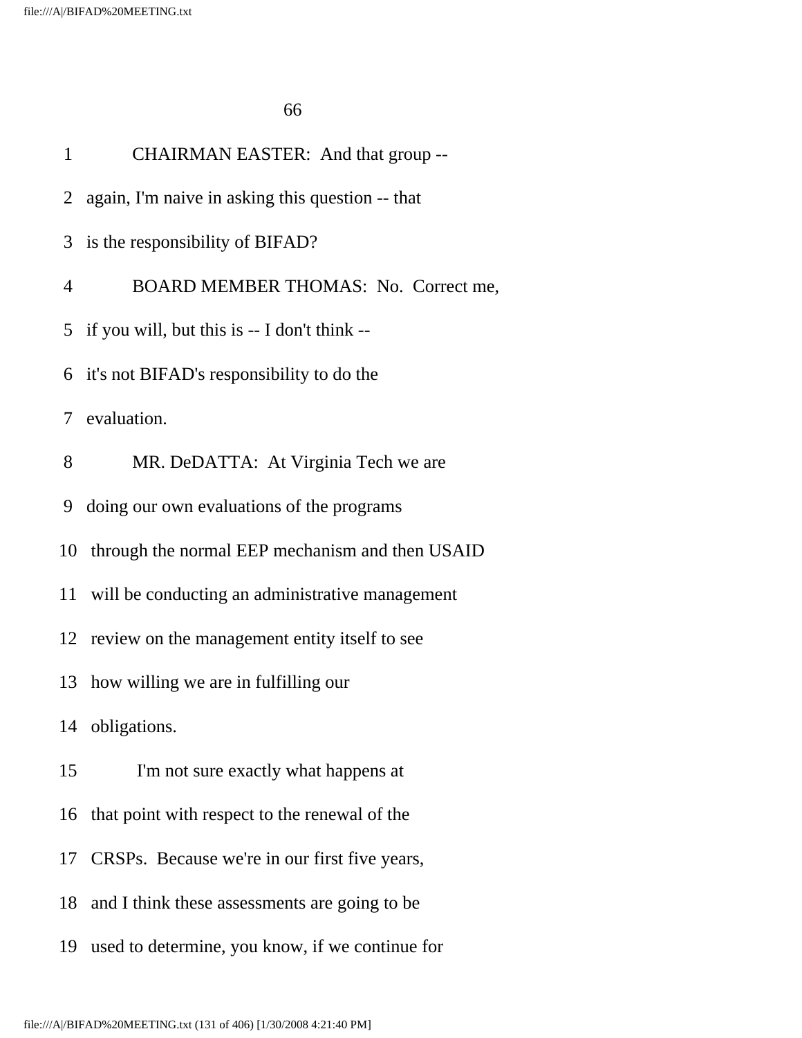1 CHAIRMAN EASTER: And that group --

2 again, I'm naive in asking this question -- that

3 is the responsibility of BIFAD?

4 BOARD MEMBER THOMAS: No. Correct me,

5 if you will, but this is -- I don't think --

6 it's not BIFAD's responsibility to do the

7 evaluation.

8 MR. DeDATTA: At Virginia Tech we are

9 doing our own evaluations of the programs

10 through the normal EEP mechanism and then USAID

11 will be conducting an administrative management

12 review on the management entity itself to see

13 how willing we are in fulfilling our

14 obligations.

15 I'm not sure exactly what happens at

16 that point with respect to the renewal of the

17 CRSPs. Because we're in our first five years,

18 and I think these assessments are going to be

19 used to determine, you know, if we continue for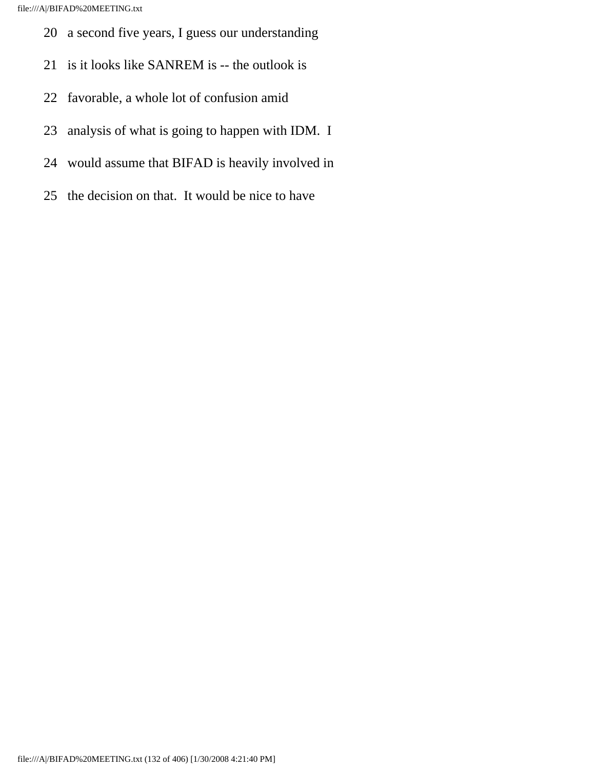20 a second five years, I guess our understanding

21 is it looks like SANREM is -- the outlook is

22 favorable, a whole lot of confusion amid

23 analysis of what is going to happen with IDM. I

24 would assume that BIFAD is heavily involved in

25 the decision on that. It would be nice to have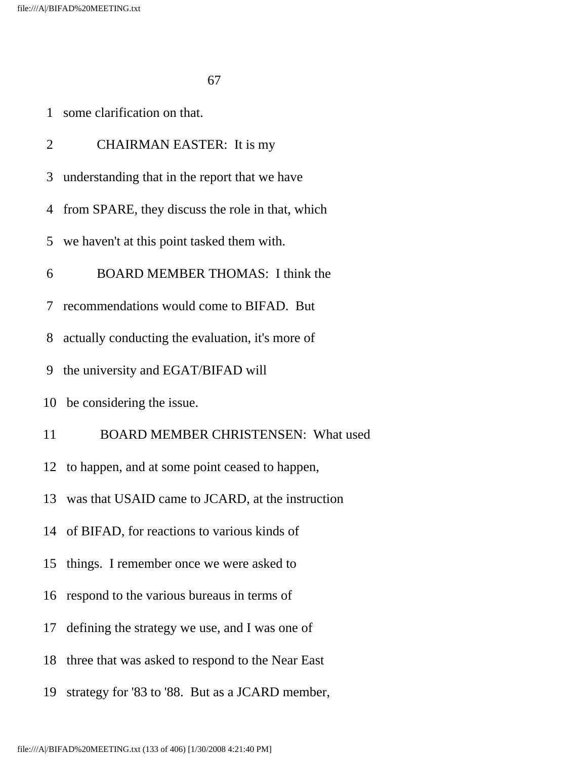1 some clarification on that.

2 CHAIRMAN EASTER: It is my

3 understanding that in the report that we have

4 from SPARE, they discuss the role in that, which

5 we haven't at this point tasked them with.

6 BOARD MEMBER THOMAS: I think the

7 recommendations would come to BIFAD. But

8 actually conducting the evaluation, it's more of

9 the university and EGAT/BIFAD will

10 be considering the issue.

11 BOARD MEMBER CHRISTENSEN: What used

12 to happen, and at some point ceased to happen,

13 was that USAID came to JCARD, at the instruction

14 of BIFAD, for reactions to various kinds of

15 things. I remember once we were asked to

16 respond to the various bureaus in terms of

17 defining the strategy we use, and I was one of

18 three that was asked to respond to the Near East

19 strategy for '83 to '88. But as a JCARD member,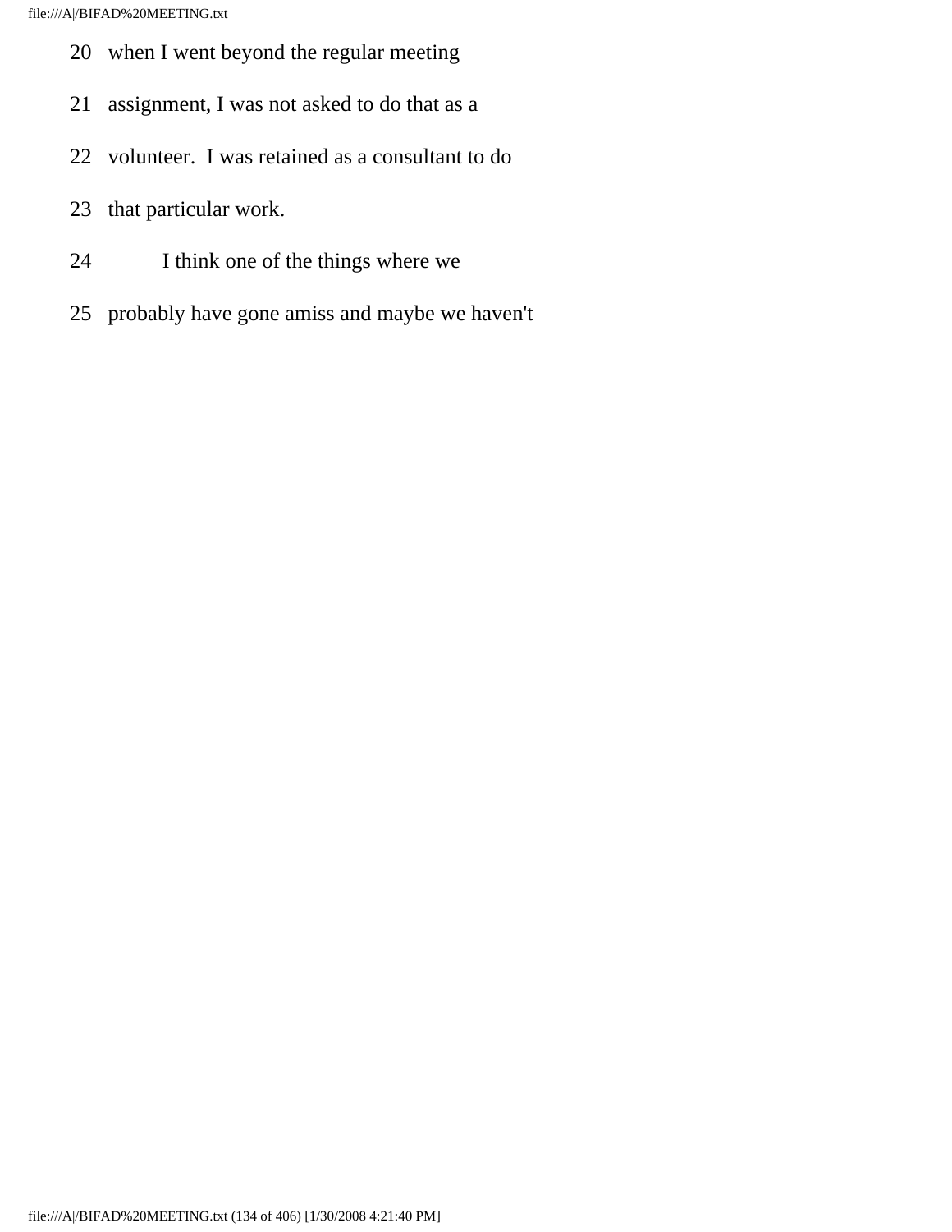20 when I went beyond the regular meeting

21 assignment, I was not asked to do that as a

22 volunteer. I was retained as a consultant to do

23 that particular work.

24 I think one of the things where we

25 probably have gone amiss and maybe we haven't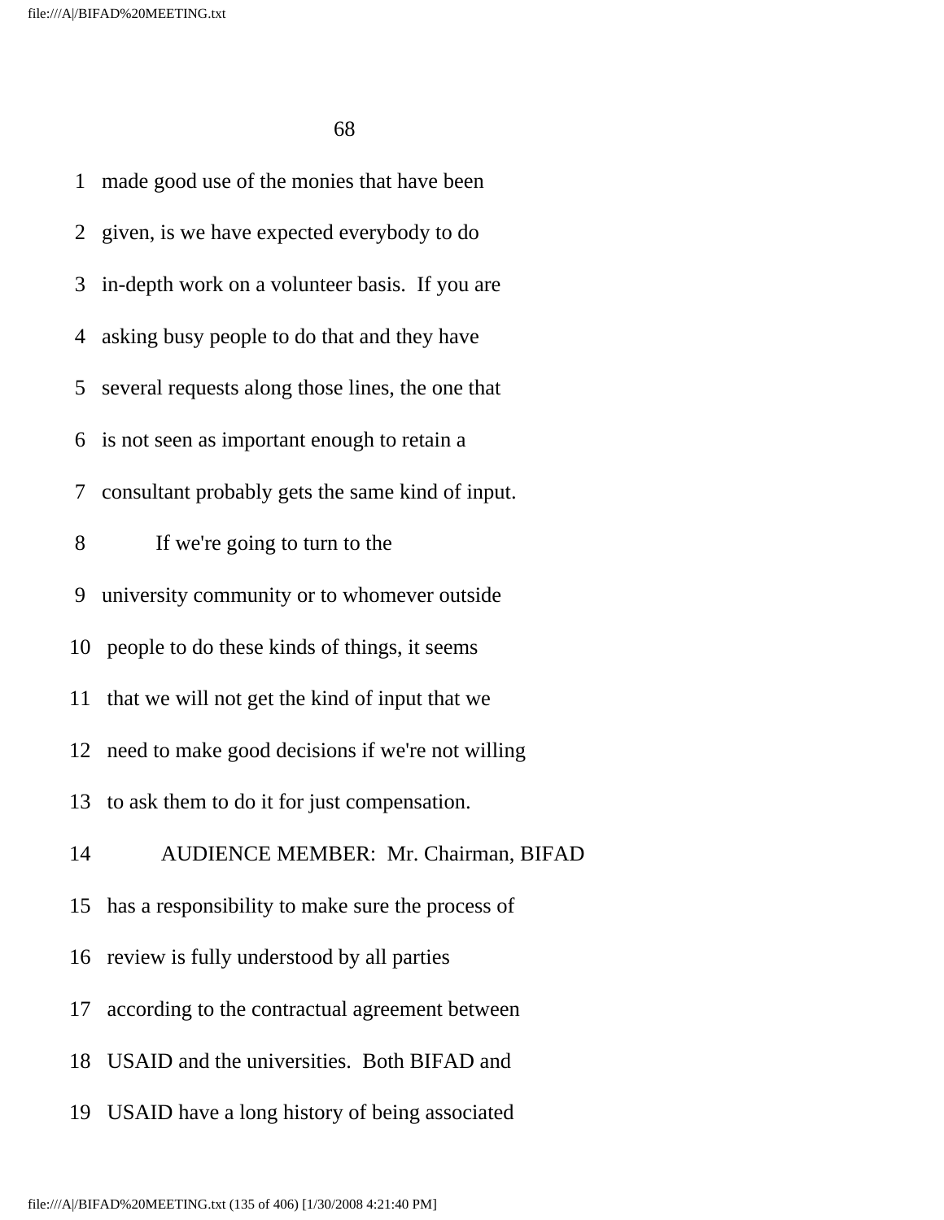1 made good use of the monies that have been

2 given, is we have expected everybody to do

3 in-depth work on a volunteer basis. If you are

4 asking busy people to do that and they have

5 several requests along those lines, the one that

6 is not seen as important enough to retain a

7 consultant probably gets the same kind of input.

8 If we're going to turn to the

9 university community or to whomever outside

10 people to do these kinds of things, it seems

11 that we will not get the kind of input that we

12 need to make good decisions if we're not willing

13 to ask them to do it for just compensation.

14 AUDIENCE MEMBER: Mr. Chairman, BIFAD

15 has a responsibility to make sure the process of

16 review is fully understood by all parties

17 according to the contractual agreement between

18 USAID and the universities. Both BIFAD and

19 USAID have a long history of being associated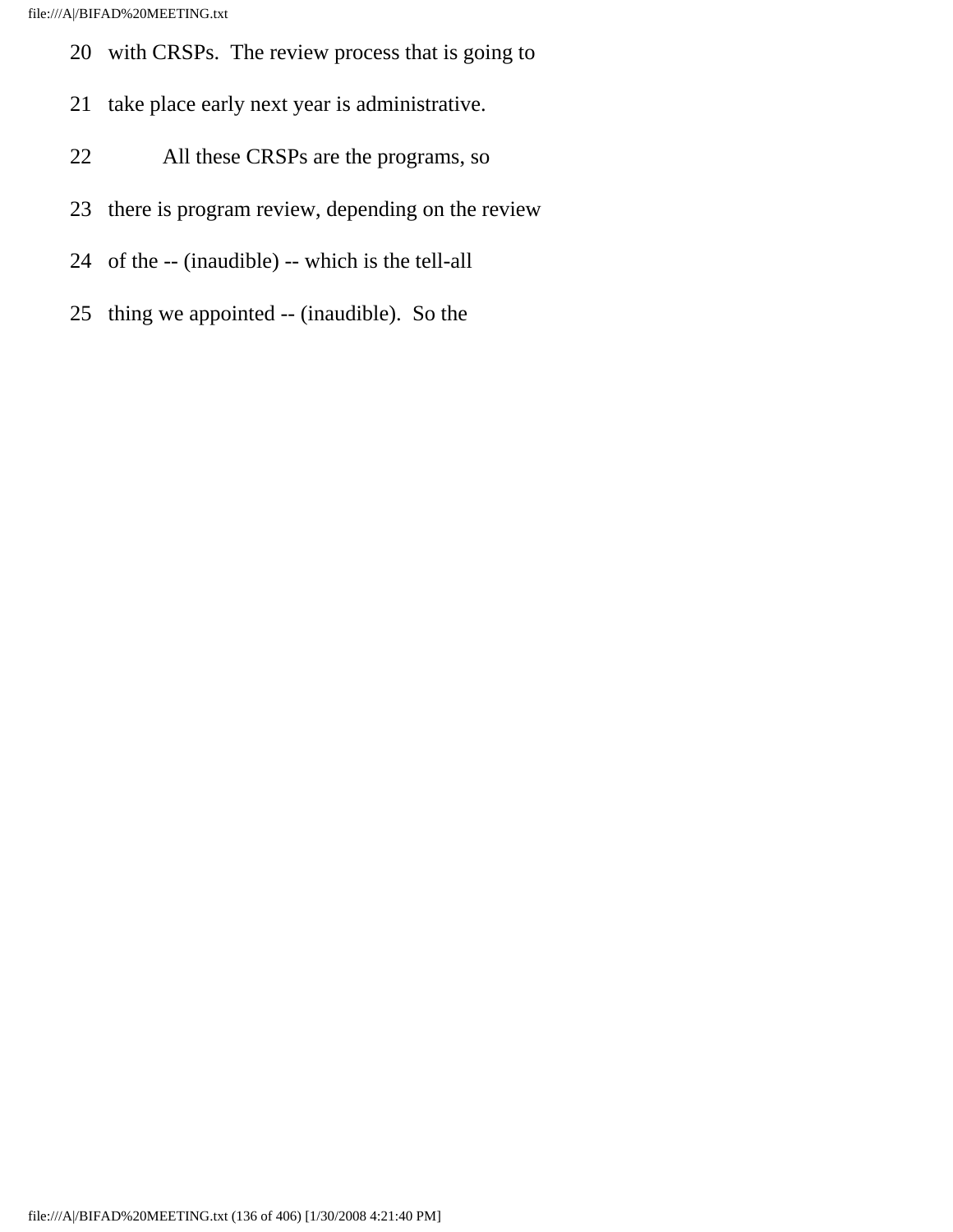20 with CRSPs. The review process that is going to

21 take place early next year is administrative.

22 All these CRSPs are the programs, so

23 there is program review, depending on the review

24 of the -- (inaudible) -- which is the tell-all

25 thing we appointed -- (inaudible). So the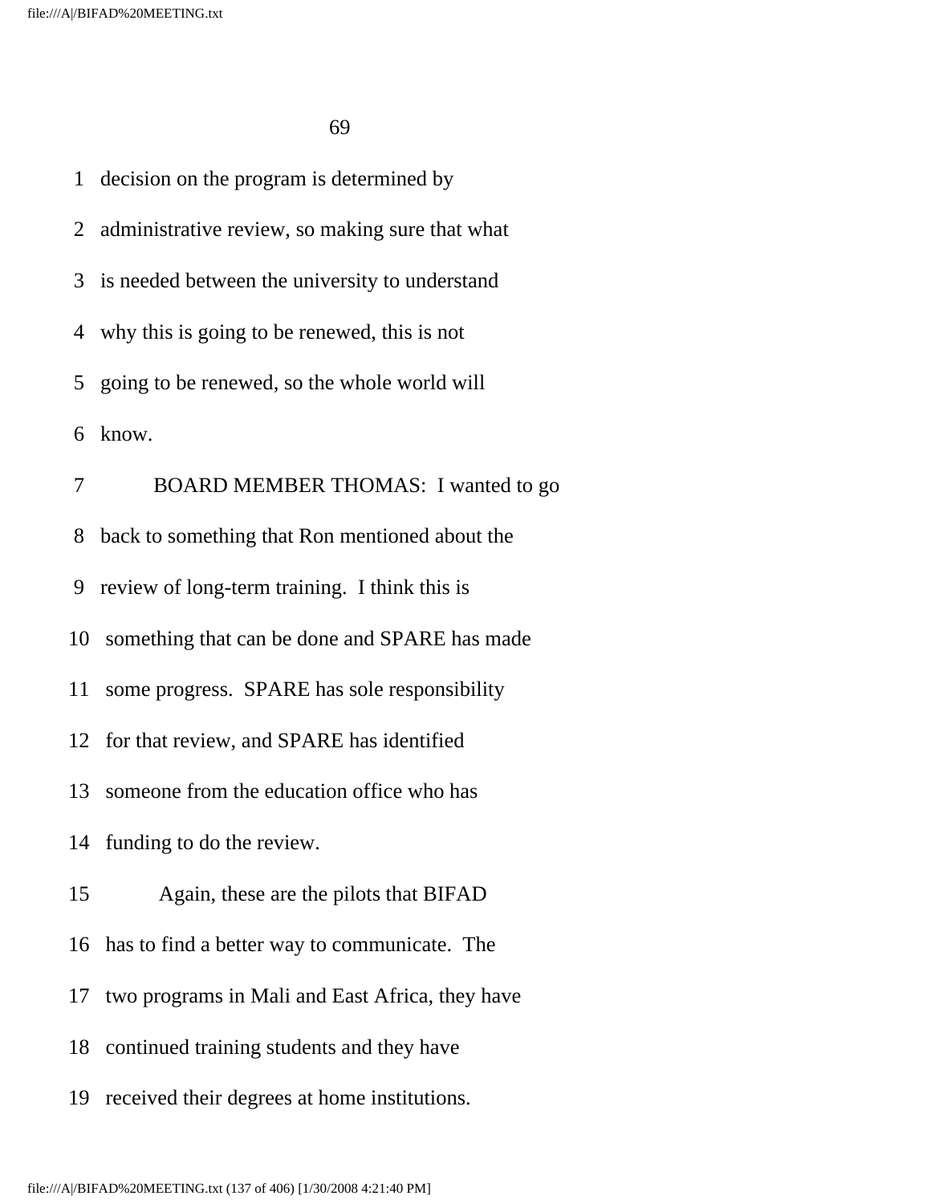1 decision on the program is determined by

2 administrative review, so making sure that what

3 is needed between the university to understand

4 why this is going to be renewed, this is not

5 going to be renewed, so the whole world will

6 know.

7 BOARD MEMBER THOMAS: I wanted to go

8 back to something that Ron mentioned about the

9 review of long-term training. I think this is

10 something that can be done and SPARE has made

11 some progress. SPARE has sole responsibility

12 for that review, and SPARE has identified

13 someone from the education office who has

14 funding to do the review.

15 Again, these are the pilots that BIFAD

16 has to find a better way to communicate. The

17 two programs in Mali and East Africa, they have

18 continued training students and they have

19 received their degrees at home institutions.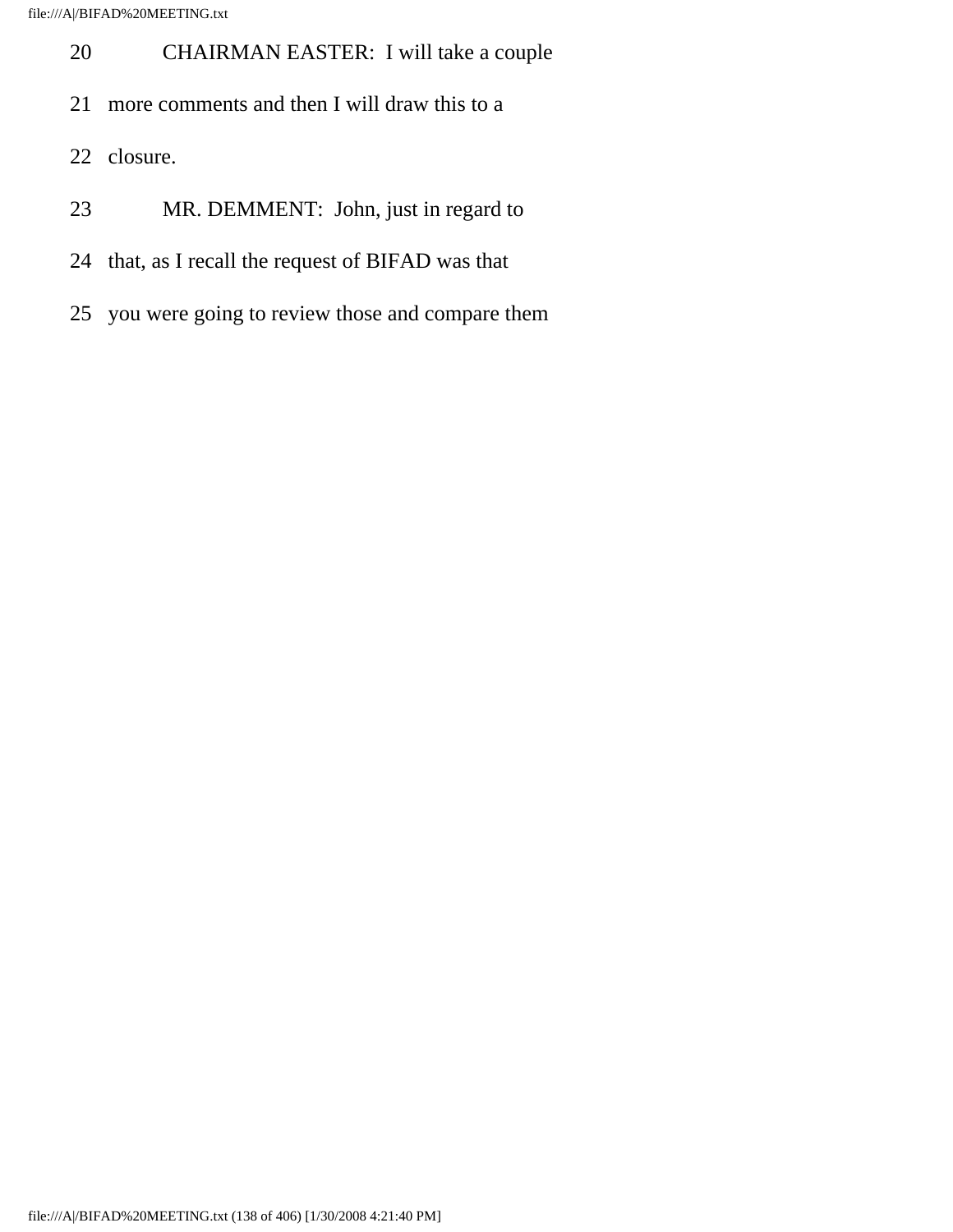20 CHAIRMAN EASTER: I will take a couple

21 more comments and then I will draw this to a

22 closure.

23 MR. DEMMENT: John, just in regard to

24 that, as I recall the request of BIFAD was that

25 you were going to review those and compare them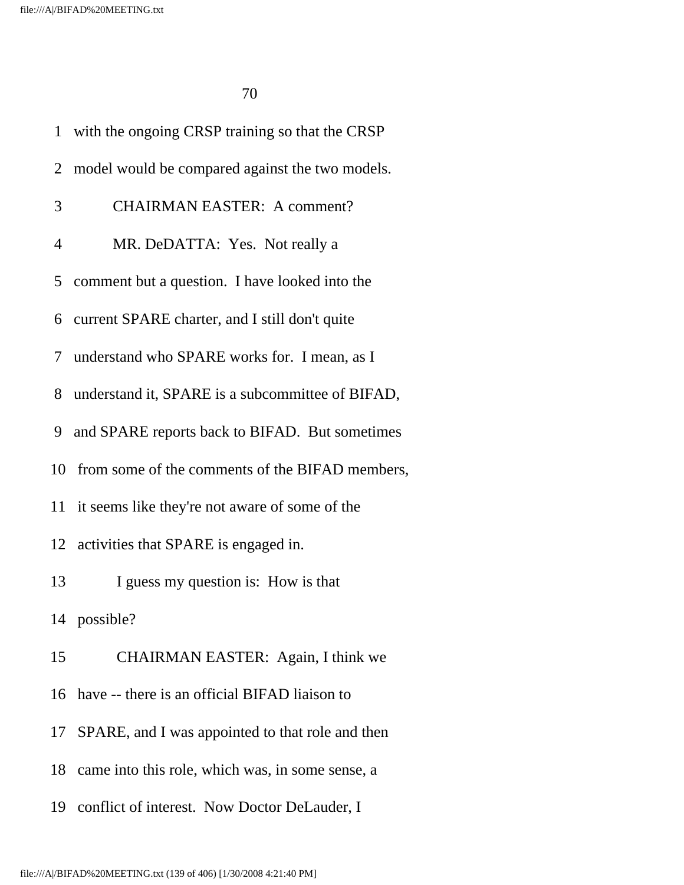1 with the ongoing CRSP training so that the CRSP

2 model would be compared against the two models.

3 CHAIRMAN EASTER: A comment?

4 MR. DeDATTA: Yes. Not really a

5 comment but a question. I have looked into the

6 current SPARE charter, and I still don't quite

7 understand who SPARE works for. I mean, as I

8 understand it, SPARE is a subcommittee of BIFAD,

9 and SPARE reports back to BIFAD. But sometimes

10 from some of the comments of the BIFAD members,

11 it seems like they're not aware of some of the

12 activities that SPARE is engaged in.

13 I guess my question is: How is that

14 possible?

15 CHAIRMAN EASTER: Again, I think we

16 have -- there is an official BIFAD liaison to

17 SPARE, and I was appointed to that role and then

18 came into this role, which was, in some sense, a

19 conflict of interest. Now Doctor DeLauder, I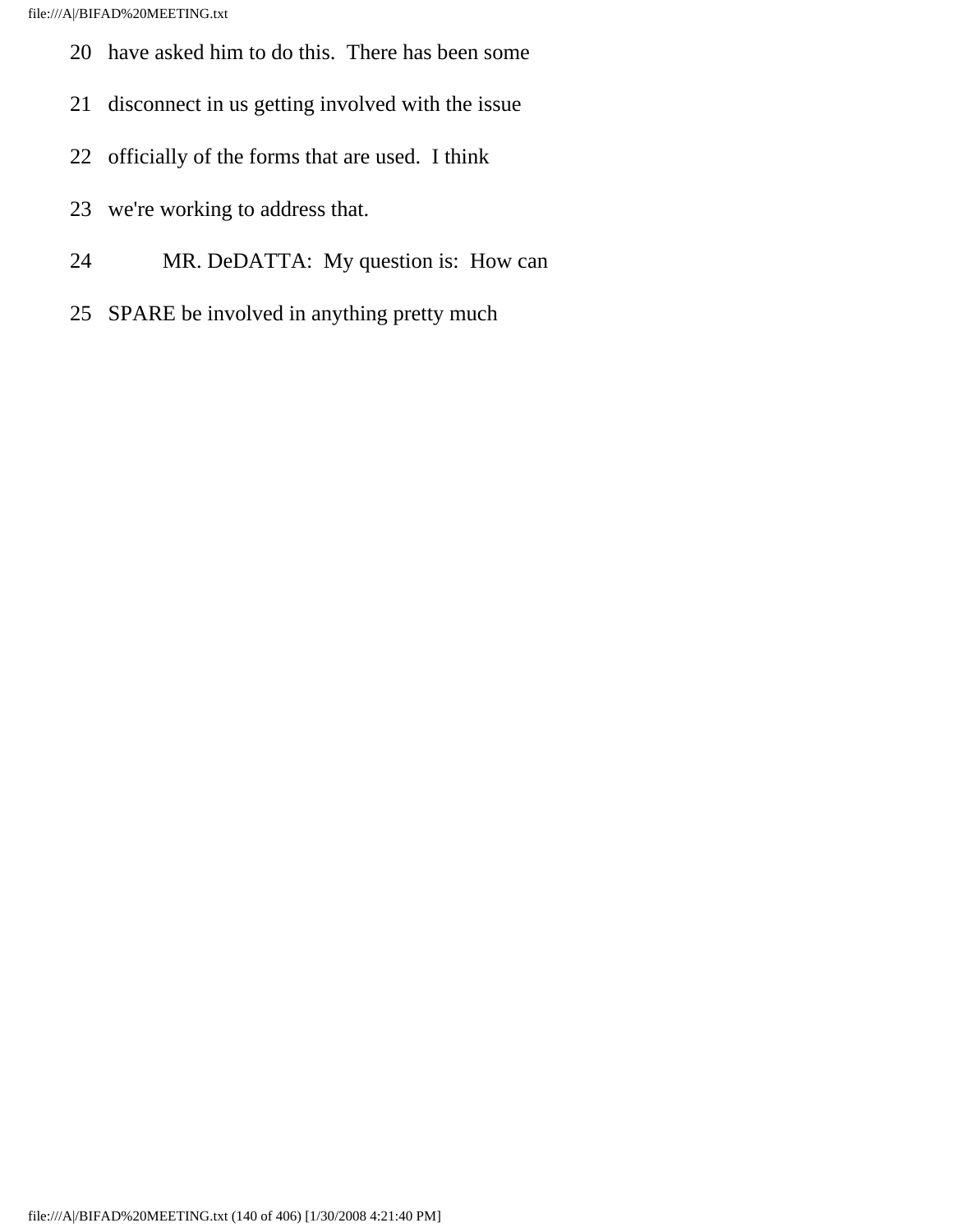20 have asked him to do this. There has been some

21 disconnect in us getting involved with the issue

22 officially of the forms that are used. I think

23 we're working to address that.

24 MR. DeDATTA: My question is: How can

25 SPARE be involved in anything pretty much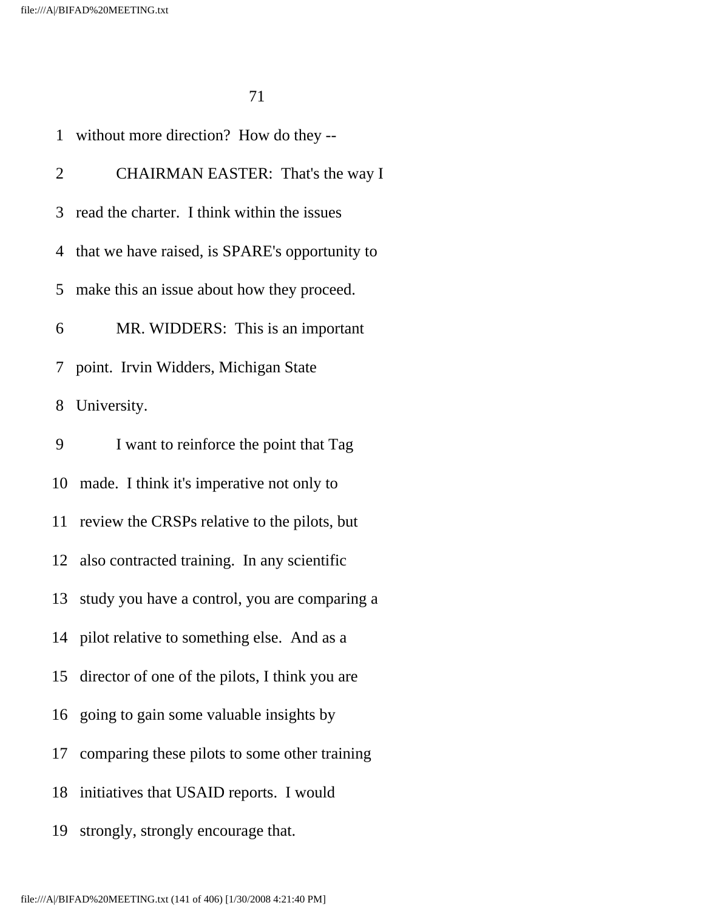without more direction? How do they --

CHAIRMAN EASTER: That's the way I read the charter. I think within the issues that we have raised, is SPARE's opportunity to make this an issue about how they proceed.

MR. WIDDERS: This is an important point. Irvin Widders, Michigan State University.

I want to reinforce the point that Tag made. I think it's imperative not only to review the CRSPs relative to the pilots, but also contracted training. In any scientific study you have a control, you are comparing a pilot relative to something else. And as a director of one of the pilots, I think you are going to gain some valuable insights by comparing these pilots to some other training initiatives that USAID reports. I would strongly, strongly encourage that.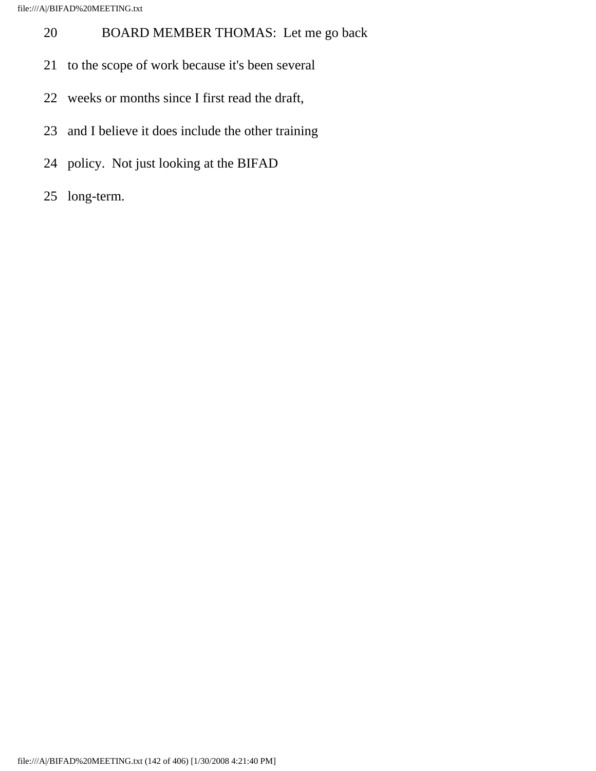20 BOARD MEMBER THOMAS: Let me go back

21 to the scope of work because it's been several

22 weeks or months since I first read the draft,

23 and I believe it does include the other training

24 policy. Not just looking at the BIFAD

25 long-term.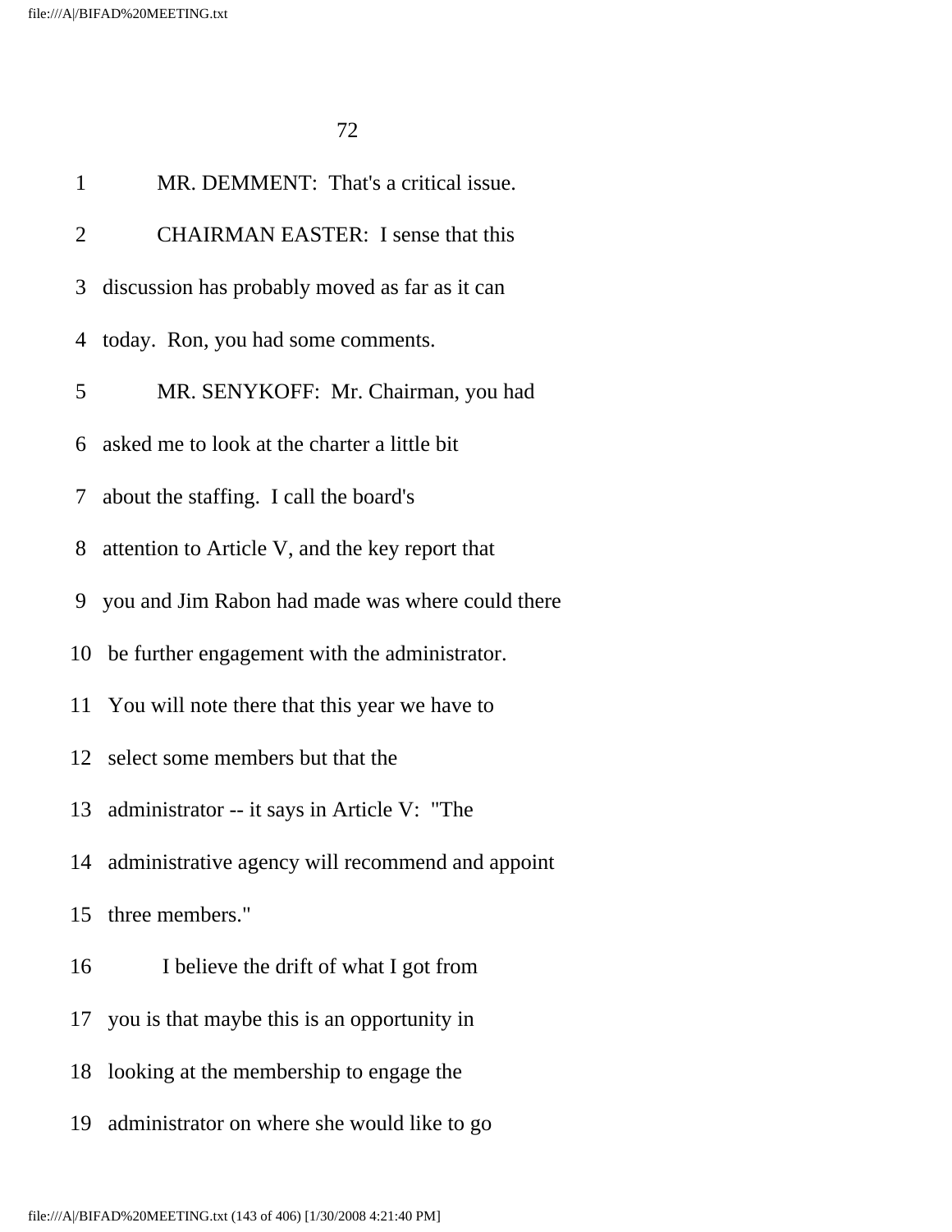1 MR. DEMMENT: That's a critical issue.

2 CHAIRMAN EASTER: I sense that this

3 discussion has probably moved as far as it can

4 today. Ron, you had some comments.

5 MR. SENYKOFF: Mr. Chairman, you had

6 asked me to look at the charter a little bit

7 about the staffing. I call the board's

8 attention to Article V, and the key report that

9 you and Jim Rabon had made was where could there

10 be further engagement with the administrator.

11 You will note there that this year we have to

12 select some members but that the

13 administrator -- it says in Article V: "The

14 administrative agency will recommend and appoint

15 three members."

16 I believe the drift of what I got from

17 you is that maybe this is an opportunity in

18 looking at the membership to engage the

19 administrator on where she would like to go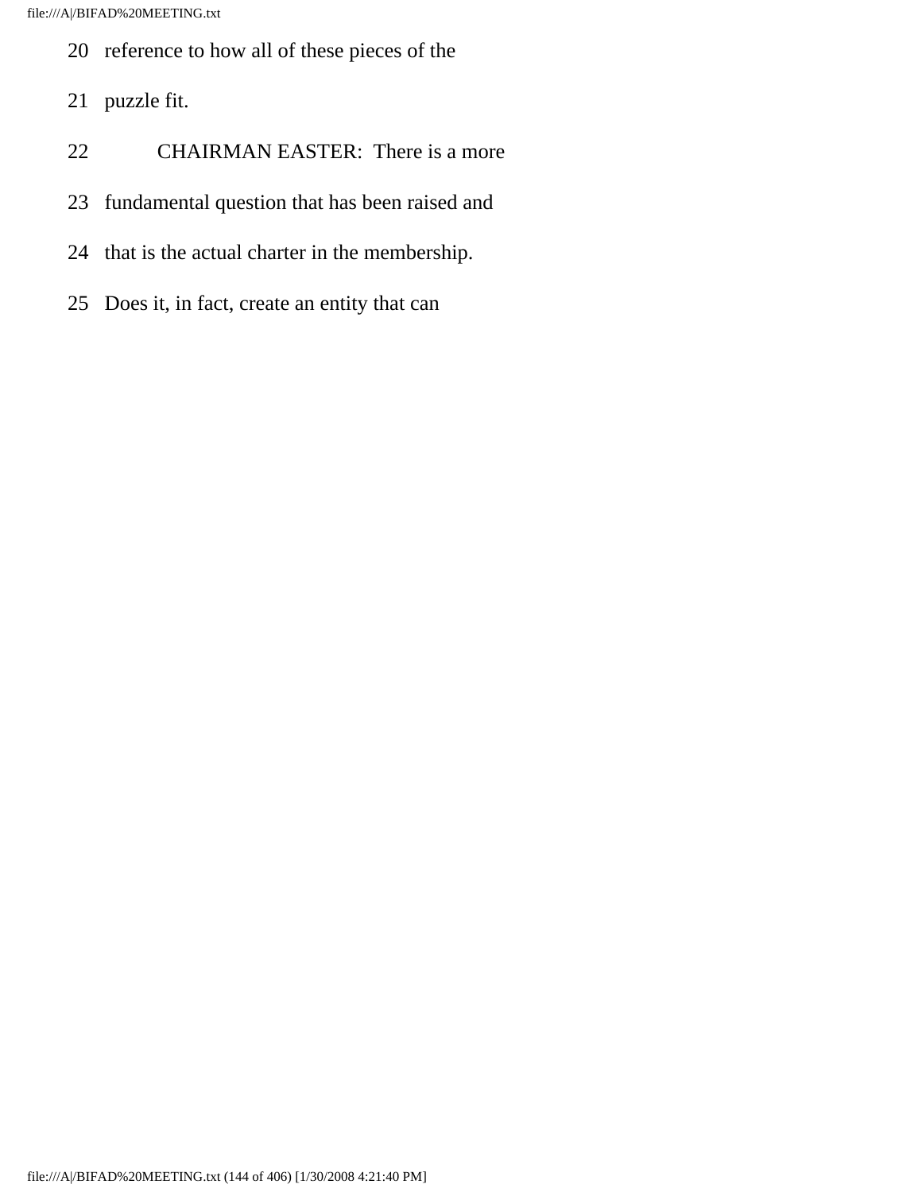20 reference to how all of these pieces of the

21 puzzle fit.

22 CHAIRMAN EASTER: There is a more

23 fundamental question that has been raised and

24 that is the actual charter in the membership.

25 Does it, in fact, create an entity that can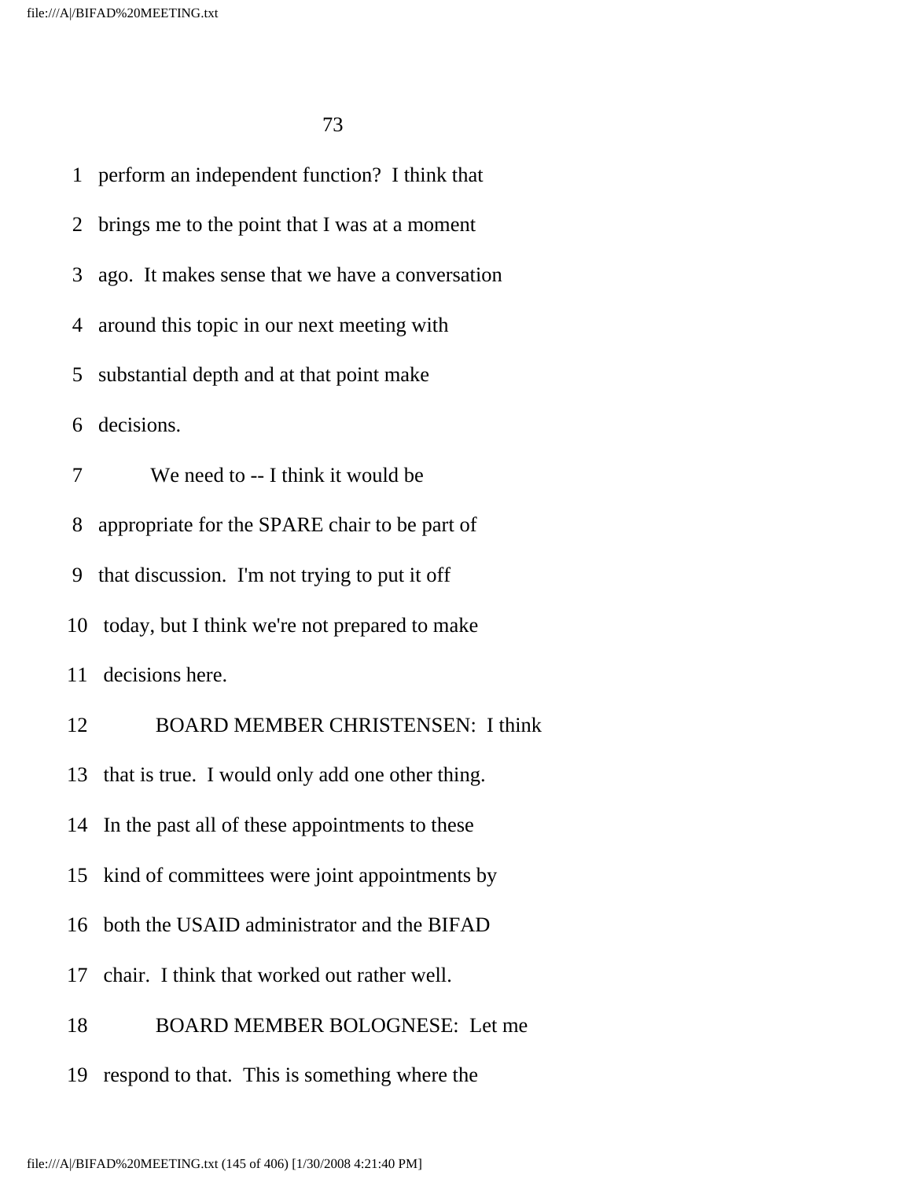1 perform an independent function? I think that

2 brings me to the point that I was at a moment

3 ago. It makes sense that we have a conversation

4 around this topic in our next meeting with

5 substantial depth and at that point make

6 decisions.

7 We need to -- I think it would be

8 appropriate for the SPARE chair to be part of

9 that discussion. I'm not trying to put it off

10 today, but I think we're not prepared to make

11 decisions here.

12 BOARD MEMBER CHRISTENSEN: I think

13 that is true. I would only add one other thing.

14 In the past all of these appointments to these

15 kind of committees were joint appointments by

16 both the USAID administrator and the BIFAD

17 chair. I think that worked out rather well.

18 BOARD MEMBER BOLOGNESE: Let me

19 respond to that. This is something where the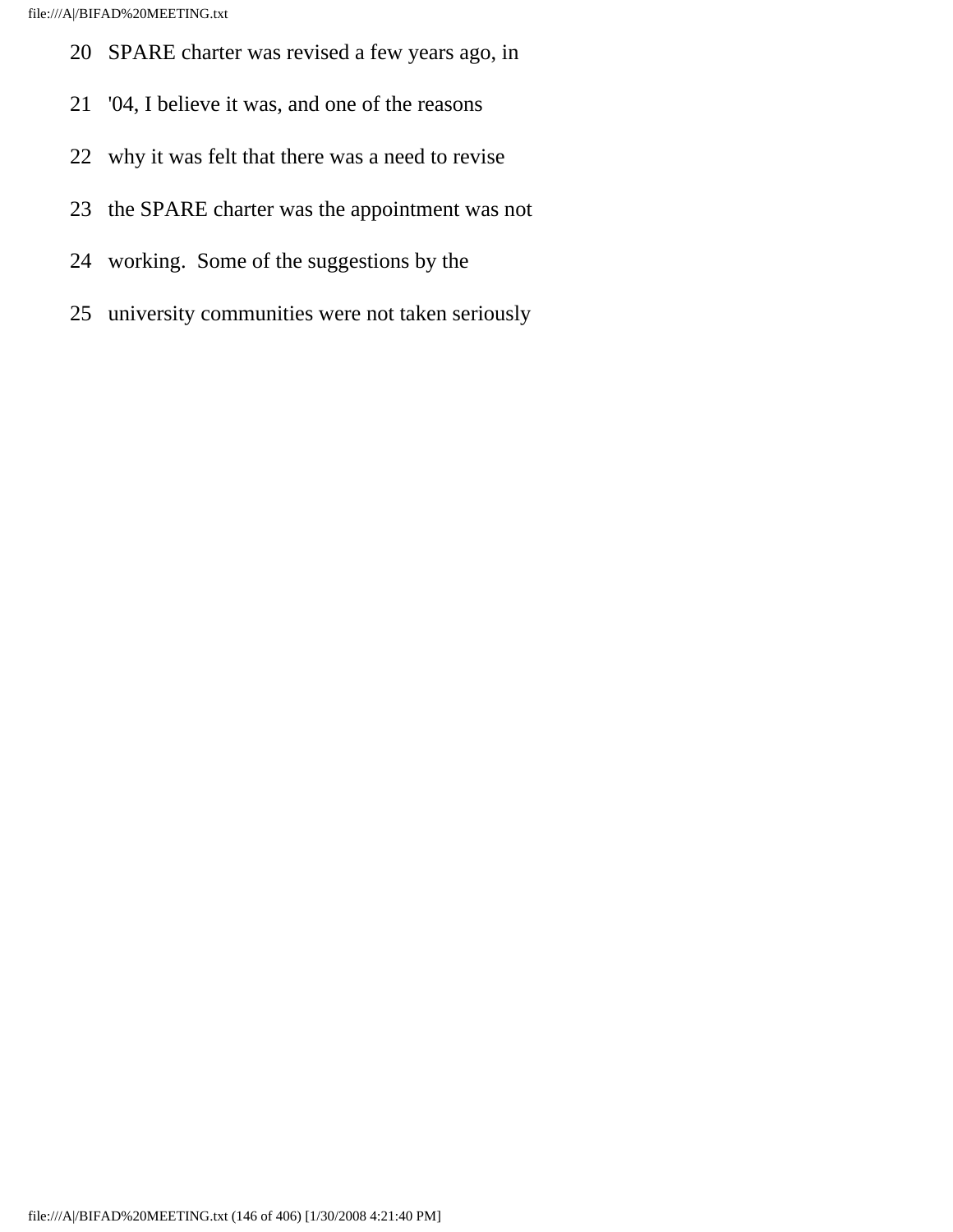20 SPARE charter was revised a few years ago, in

21 '04, I believe it was, and one of the reasons

22 why it was felt that there was a need to revise

23 the SPARE charter was the appointment was not

24 working. Some of the suggestions by the

25 university communities were not taken seriously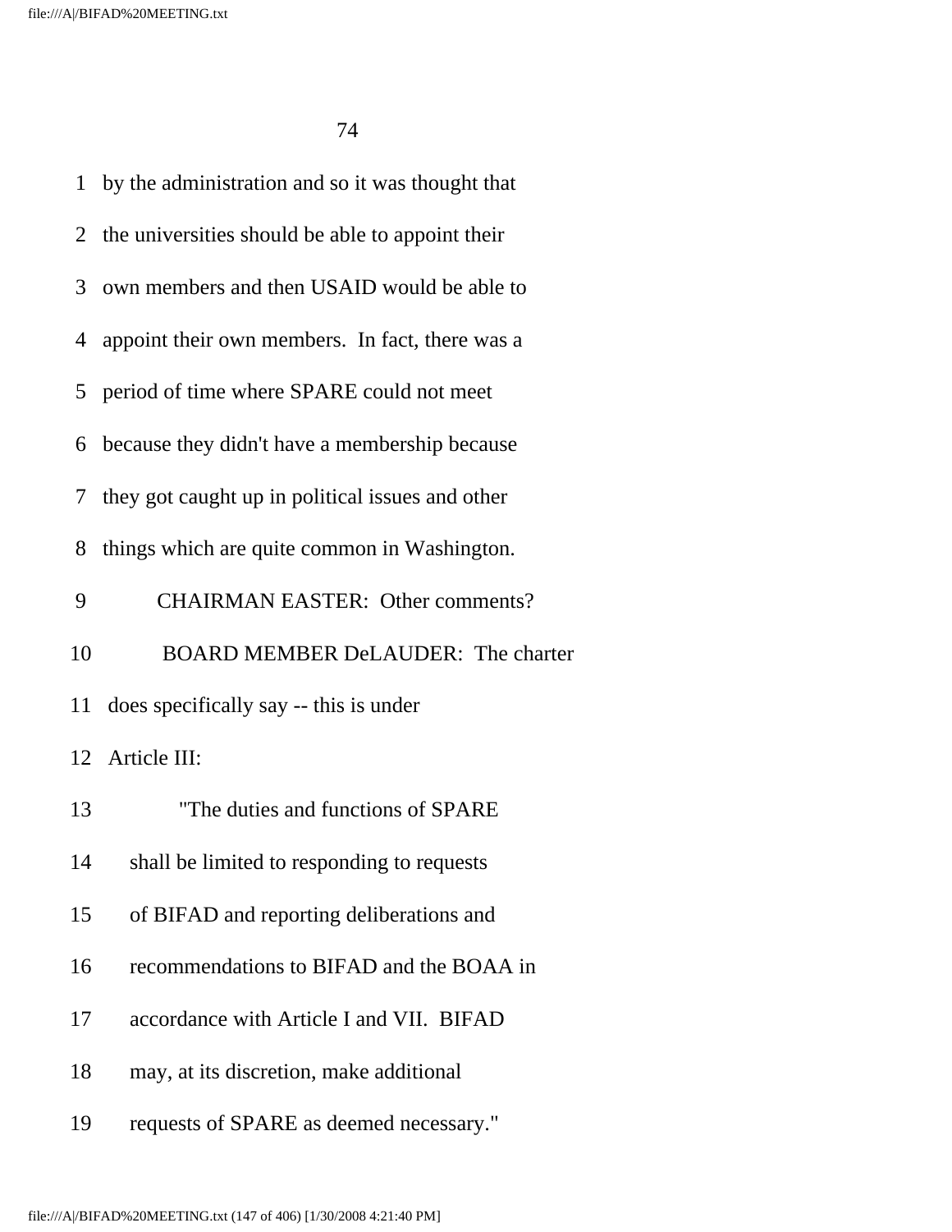1 by the administration and so it was thought that

2 the universities should be able to appoint their

3 own members and then USAID would be able to

4 appoint their own members. In fact, there was a

5 period of time where SPARE could not meet

6 because they didn't have a membership because

7 they got caught up in political issues and other

8 things which are quite common in Washington.

9 CHAIRMAN EASTER: Other comments?

10 BOARD MEMBER DeLAUDER: The charter

11 does specifically say -- this is under

12 Article III:

13 "The duties and functions of SPARE

14 shall be limited to responding to requests

15 of BIFAD and reporting deliberations and

16 recommendations to BIFAD and the BOAA in

17 accordance with Article I and VII. BIFAD

18 may, at its discretion, make additional

19 requests of SPARE as deemed necessary."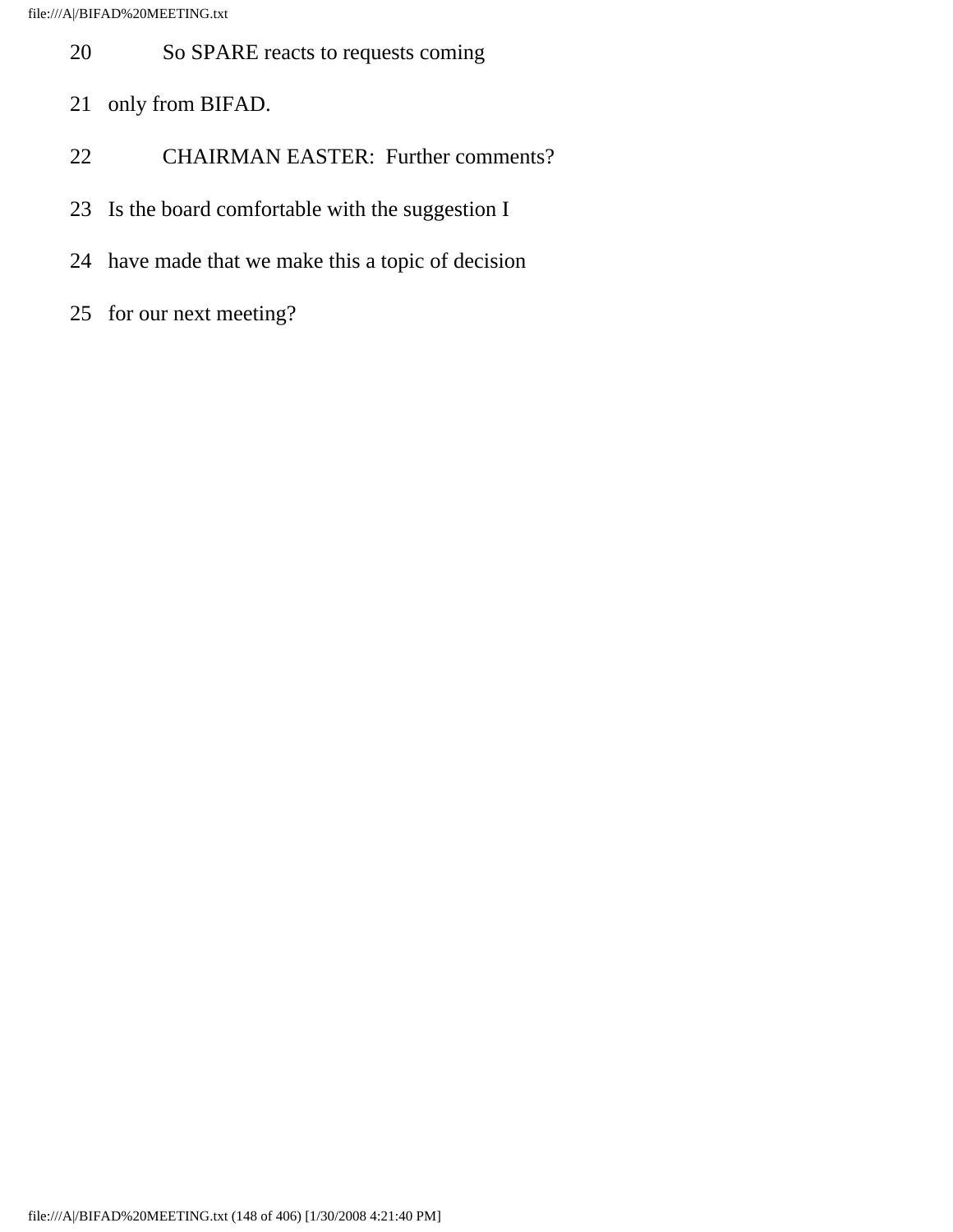20 So SPARE reacts to requests coming

21 only from BIFAD.

22 CHAIRMAN EASTER: Further comments?

23 Is the board comfortable with the suggestion I

24 have made that we make this a topic of decision

25 for our next meeting?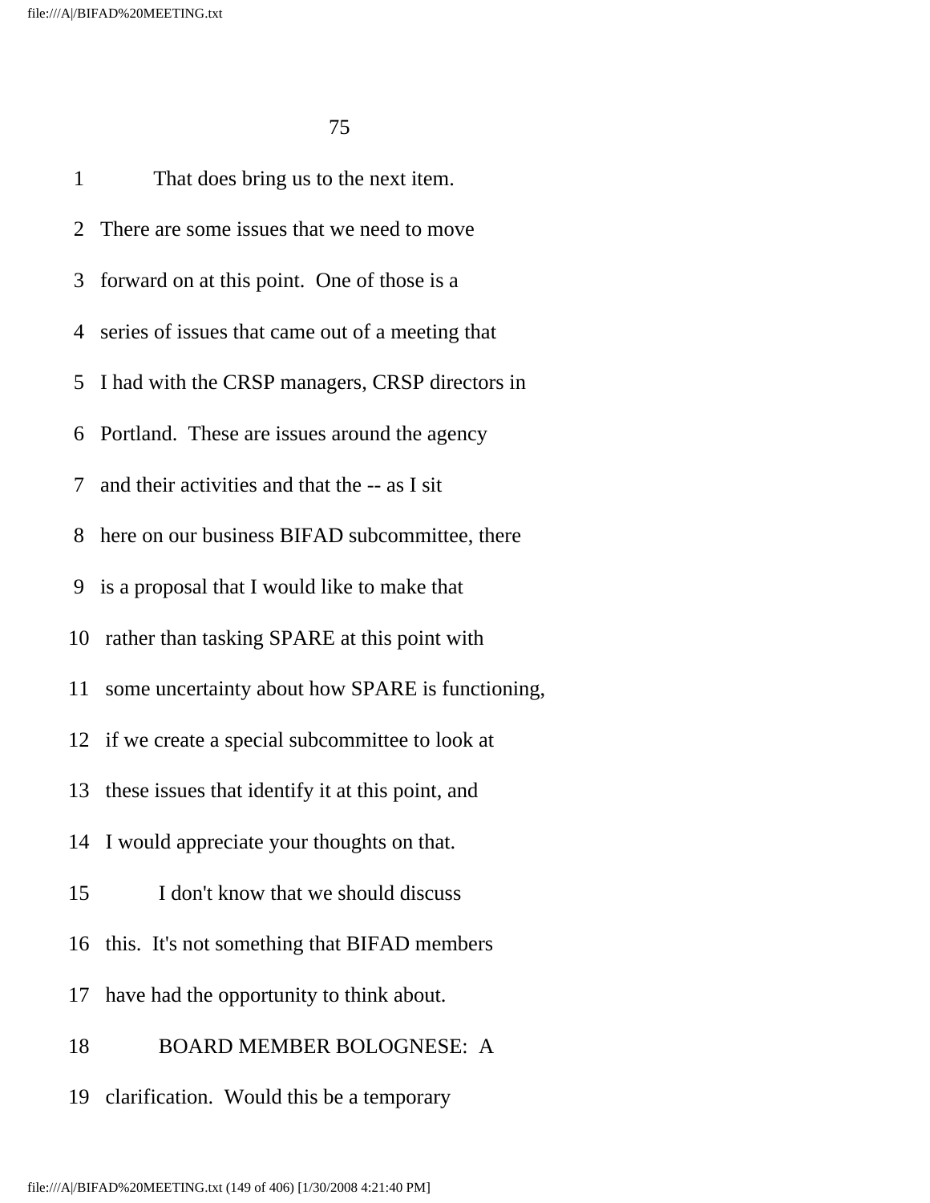1 That does bring us to the next item.

2 There are some issues that we need to move

3 forward on at this point. One of those is a

4 series of issues that came out of a meeting that

5 I had with the CRSP managers, CRSP directors in

6 Portland. These are issues around the agency

7 and their activities and that the -- as I sit

8 here on our business BIFAD subcommittee, there

9 is a proposal that I would like to make that

10 rather than tasking SPARE at this point with

11 some uncertainty about how SPARE is functioning,

12 if we create a special subcommittee to look at

13 these issues that identify it at this point, and

14 I would appreciate your thoughts on that.

15 I don't know that we should discuss

16 this. It's not something that BIFAD members

17 have had the opportunity to think about.

18 BOARD MEMBER BOLOGNESE: A

19 clarification. Would this be a temporary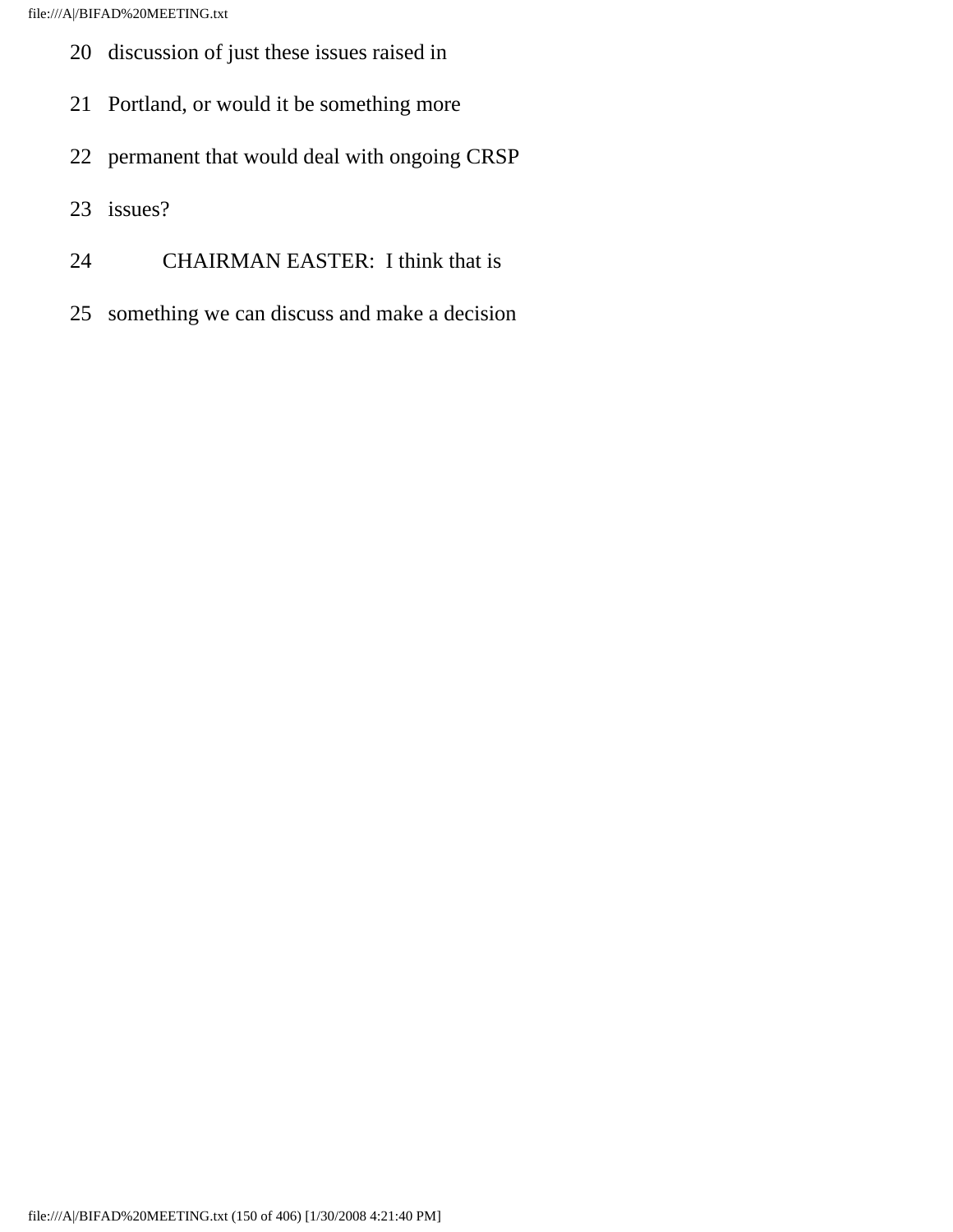20 discussion of just these issues raised in

21 Portland, or would it be something more

22 permanent that would deal with ongoing CRSP

23 issues?

24 CHAIRMAN EASTER: I think that is

25 something we can discuss and make a decision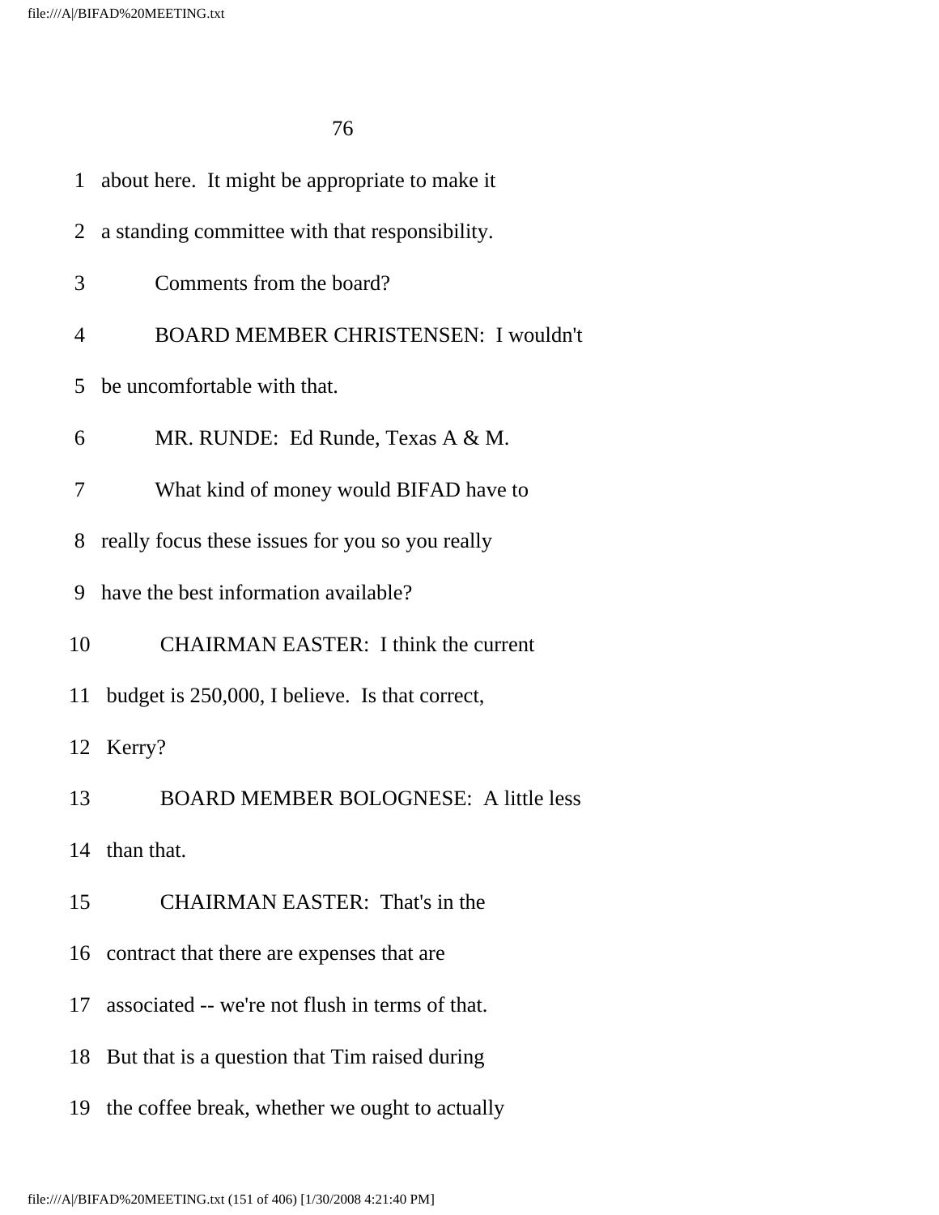1 about here. It might be appropriate to make it

2 a standing committee with that responsibility.

3 Comments from the board?

4 BOARD MEMBER CHRISTENSEN: I wouldn't

5 be uncomfortable with that.

6 MR. RUNDE: Ed Runde, Texas A & M.

7 What kind of money would BIFAD have to

8 really focus these issues for you so you really

9 have the best information available?

10 CHAIRMAN EASTER: I think the current

11 budget is 250,000, I believe. Is that correct,

12 Kerry?

13 BOARD MEMBER BOLOGNESE: A little less

14 than that.

15 CHAIRMAN EASTER: That's in the

16 contract that there are expenses that are

17 associated -- we're not flush in terms of that.

18 But that is a question that Tim raised during

19 the coffee break, whether we ought to actually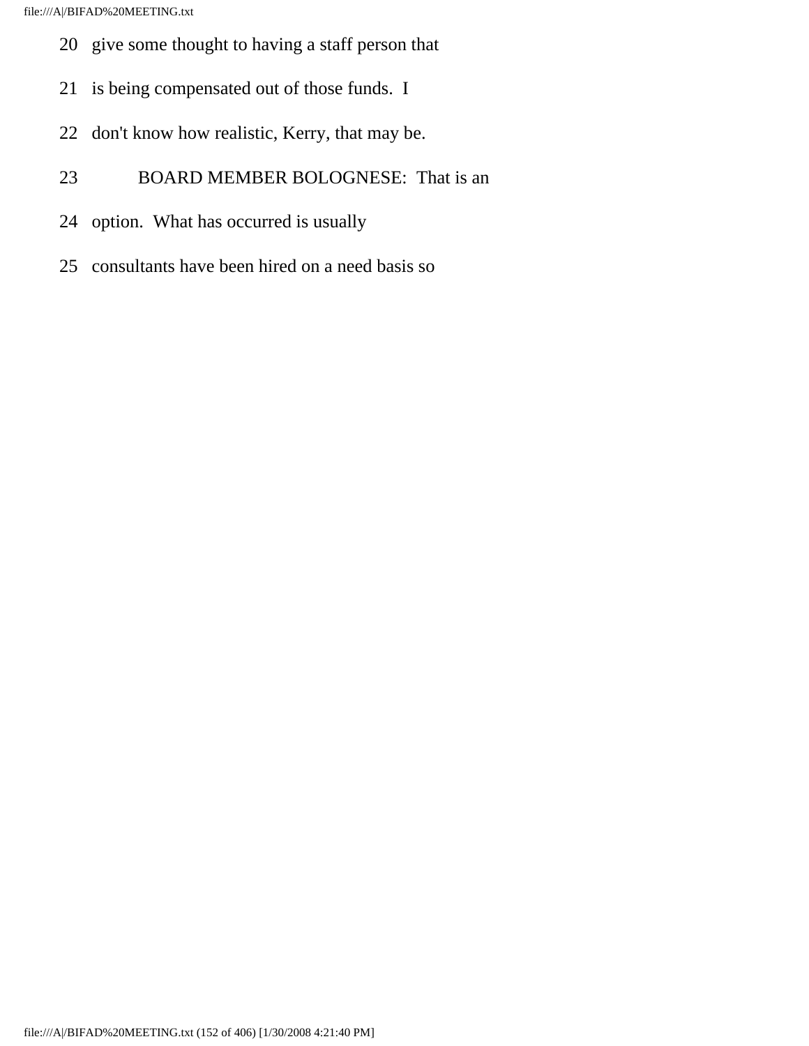20 give some thought to having a staff person that

21 is being compensated out of those funds. I

22 don't know how realistic, Kerry, that may be.

23 BOARD MEMBER BOLOGNESE: That is an

24 option. What has occurred is usually

25 consultants have been hired on a need basis so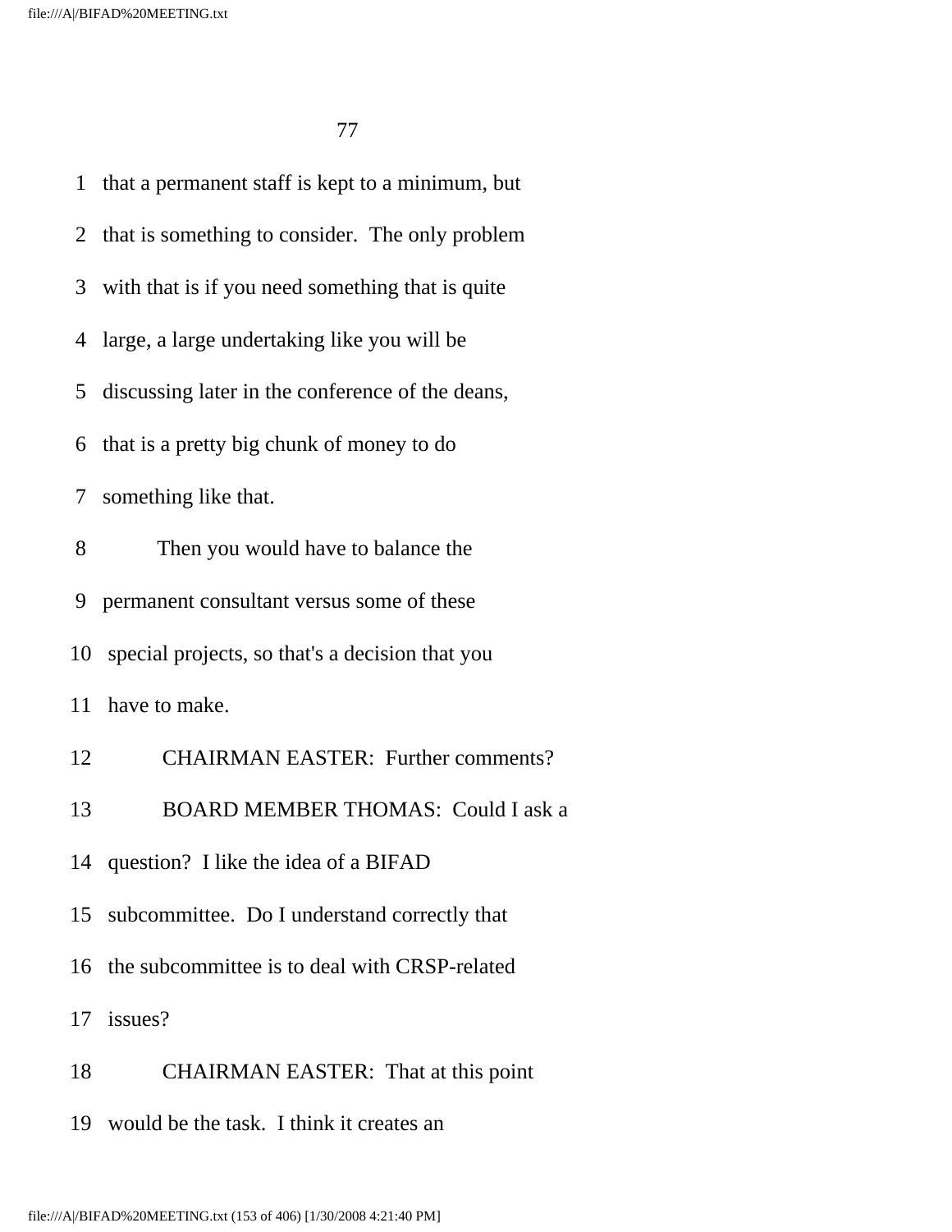1 that a permanent staff is kept to a minimum, but

2 that is something to consider. The only problem

3 with that is if you need something that is quite

4 large, a large undertaking like you will be

5 discussing later in the conference of the deans,

6 that is a pretty big chunk of money to do

7 something like that.

8 Then you would have to balance the

9 permanent consultant versus some of these

10 special projects, so that's a decision that you

11 have to make.

12 CHAIRMAN EASTER: Further comments?

13 BOARD MEMBER THOMAS: Could I ask a

14 question? I like the idea of a BIFAD

15 subcommittee. Do I understand correctly that

16 the subcommittee is to deal with CRSP-related

17 issues?

18 CHAIRMAN EASTER: That at this point

19 would be the task. I think it creates an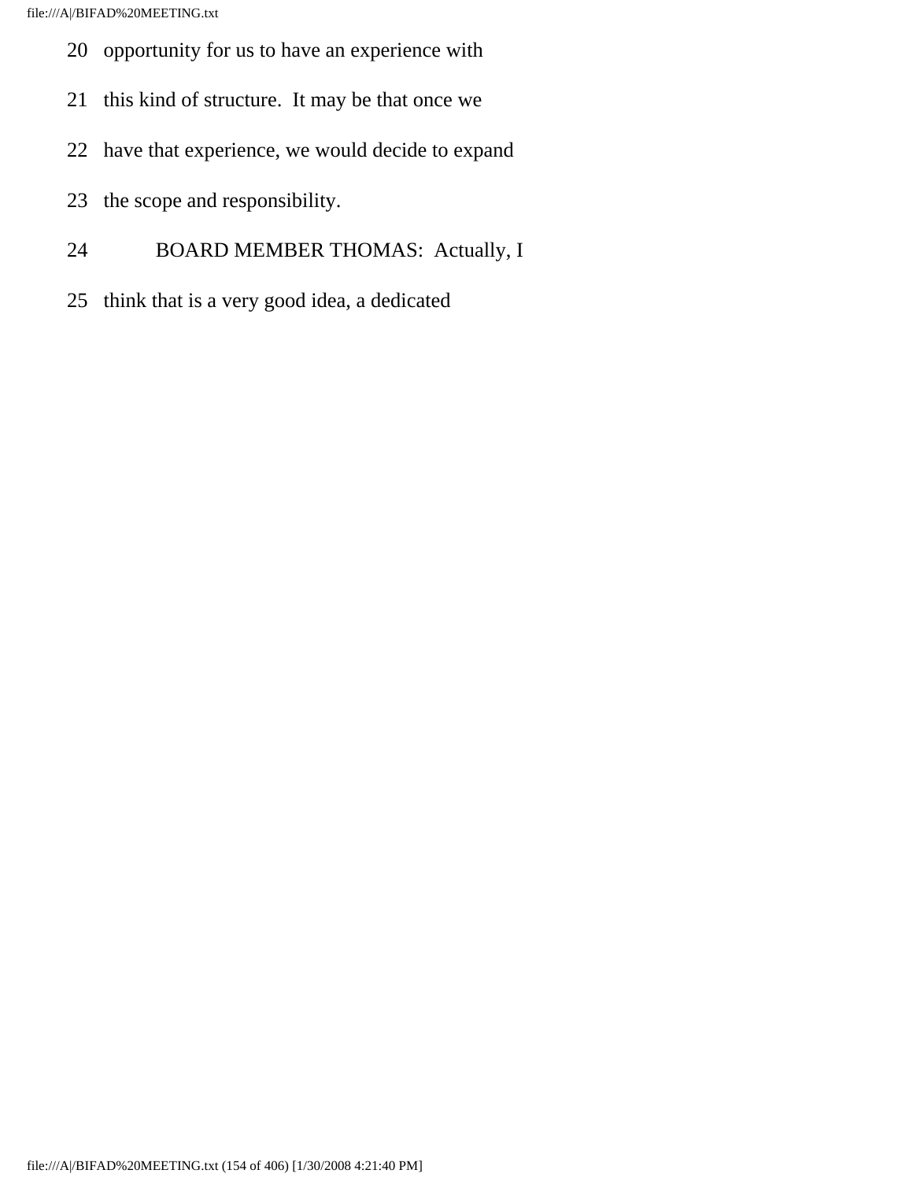20 opportunity for us to have an experience with

21 this kind of structure. It may be that once we

22 have that experience, we would decide to expand

23 the scope and responsibility.

24 BOARD MEMBER THOMAS: Actually, I

25 think that is a very good idea, a dedicated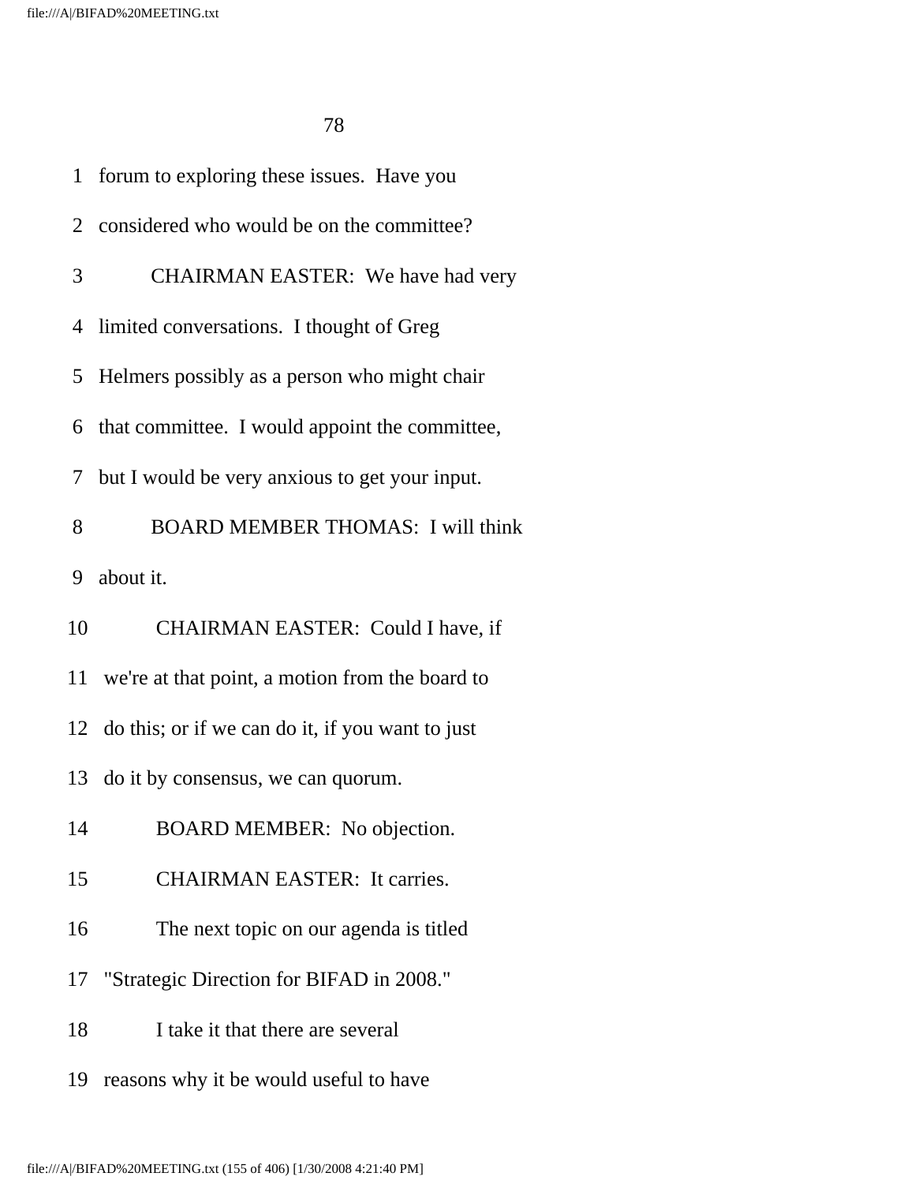1 forum to exploring these issues. Have you

2 considered who would be on the committee?

3 CHAIRMAN EASTER: We have had very

4 limited conversations. I thought of Greg

5 Helmers possibly as a person who might chair

6 that committee. I would appoint the committee,

7 but I would be very anxious to get your input.

8 BOARD MEMBER THOMAS: I will think

9 about it.

10 CHAIRMAN EASTER: Could I have, if

11 we're at that point, a motion from the board to

12 do this; or if we can do it, if you want to just

13 do it by consensus, we can quorum.

14 BOARD MEMBER: No objection.

15 CHAIRMAN EASTER: It carries.

16 The next topic on our agenda is titled

17 "Strategic Direction for BIFAD in 2008."

18 I take it that there are several

19 reasons why it be would useful to have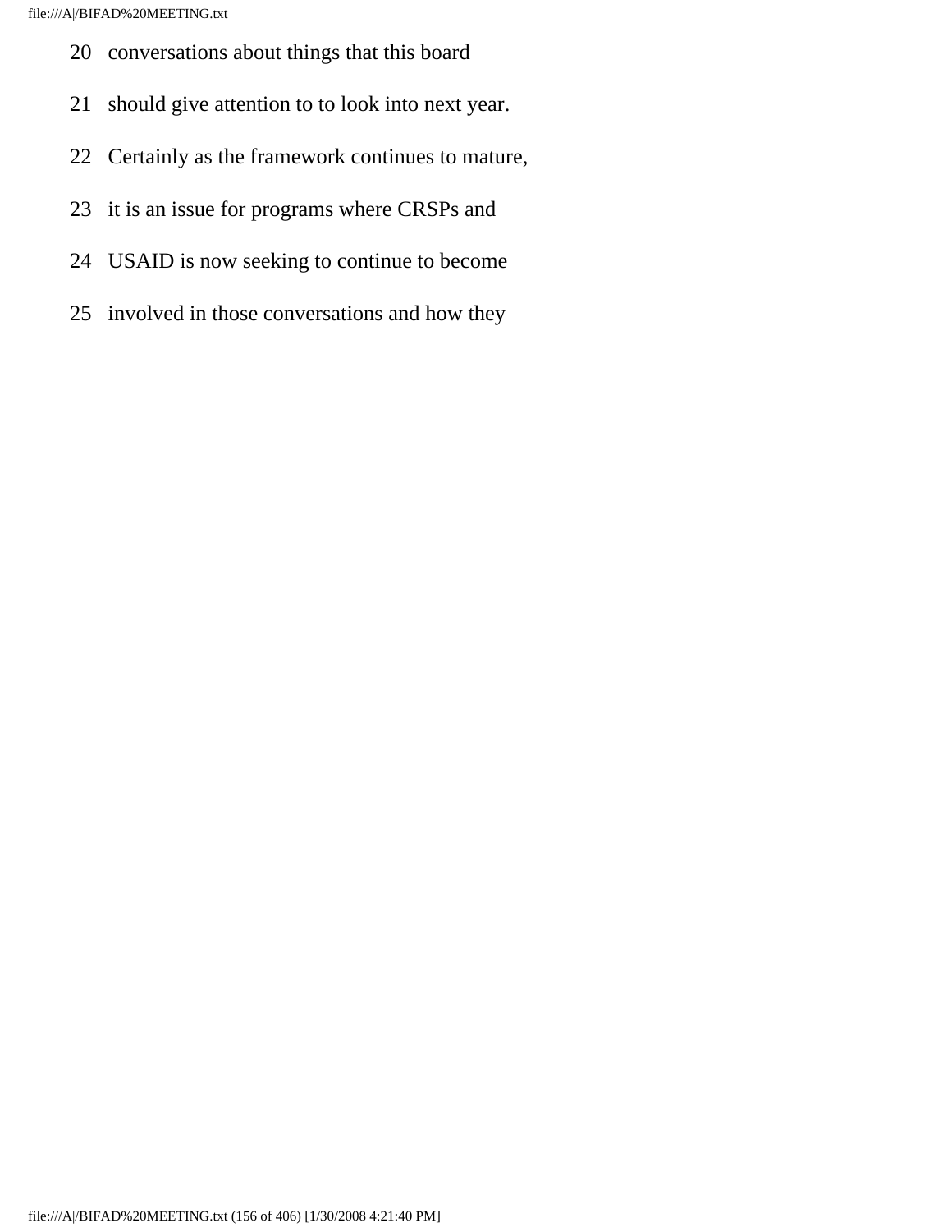20 conversations about things that this board

21 should give attention to to look into next year.

22 Certainly as the framework continues to mature,

23 it is an issue for programs where CRSPs and

24 USAID is now seeking to continue to become

25 involved in those conversations and how they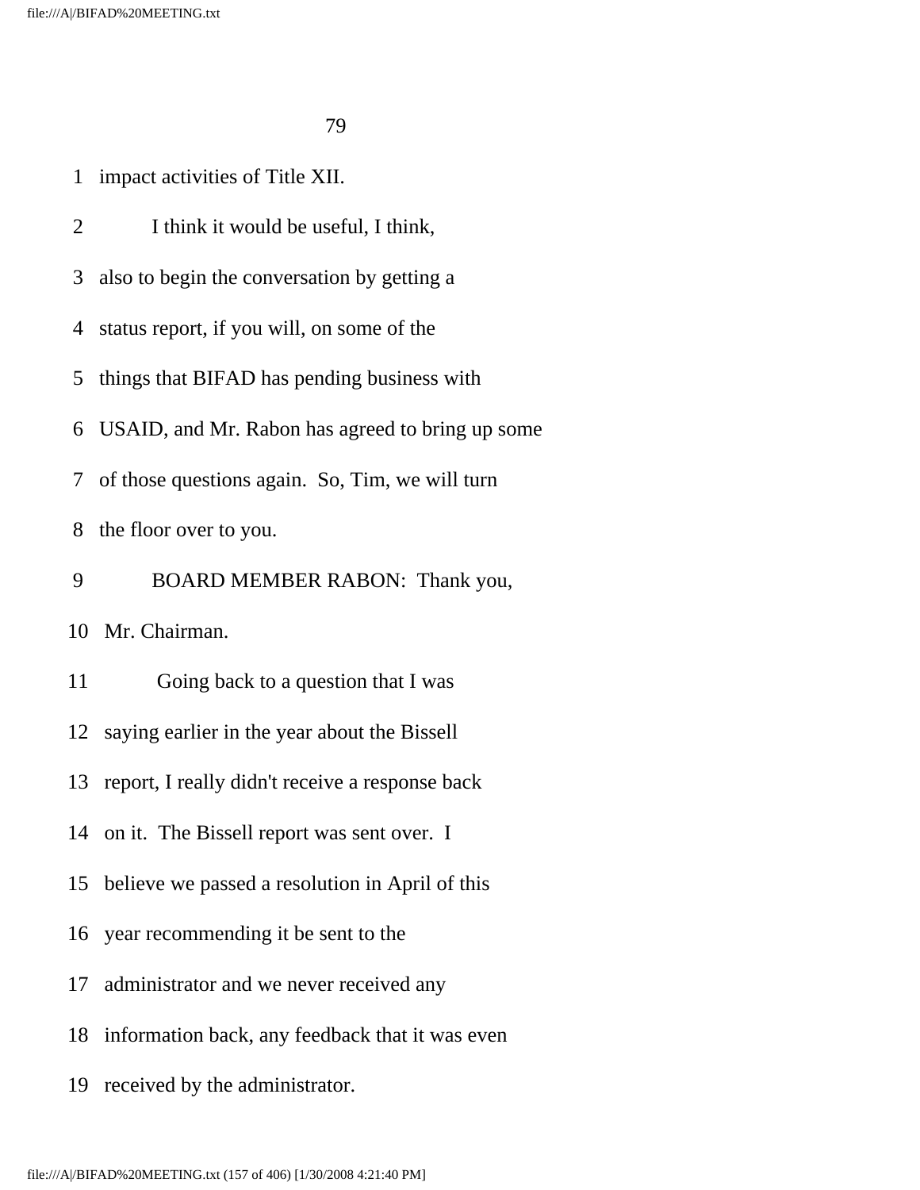1 impact activities of Title XII.

2 I think it would be useful, I think,

3 also to begin the conversation by getting a

4 status report, if you will, on some of the

5 things that BIFAD has pending business with

6 USAID, and Mr. Rabon has agreed to bring up some

7 of those questions again. So, Tim, we will turn

8 the floor over to you.

9 BOARD MEMBER RABON: Thank you,

10 Mr. Chairman.

11 Going back to a question that I was

12 saying earlier in the year about the Bissell

13 report, I really didn't receive a response back

14 on it. The Bissell report was sent over. I

15 believe we passed a resolution in April of this

16 year recommending it be sent to the

17 administrator and we never received any

18 information back, any feedback that it was even

19 received by the administrator.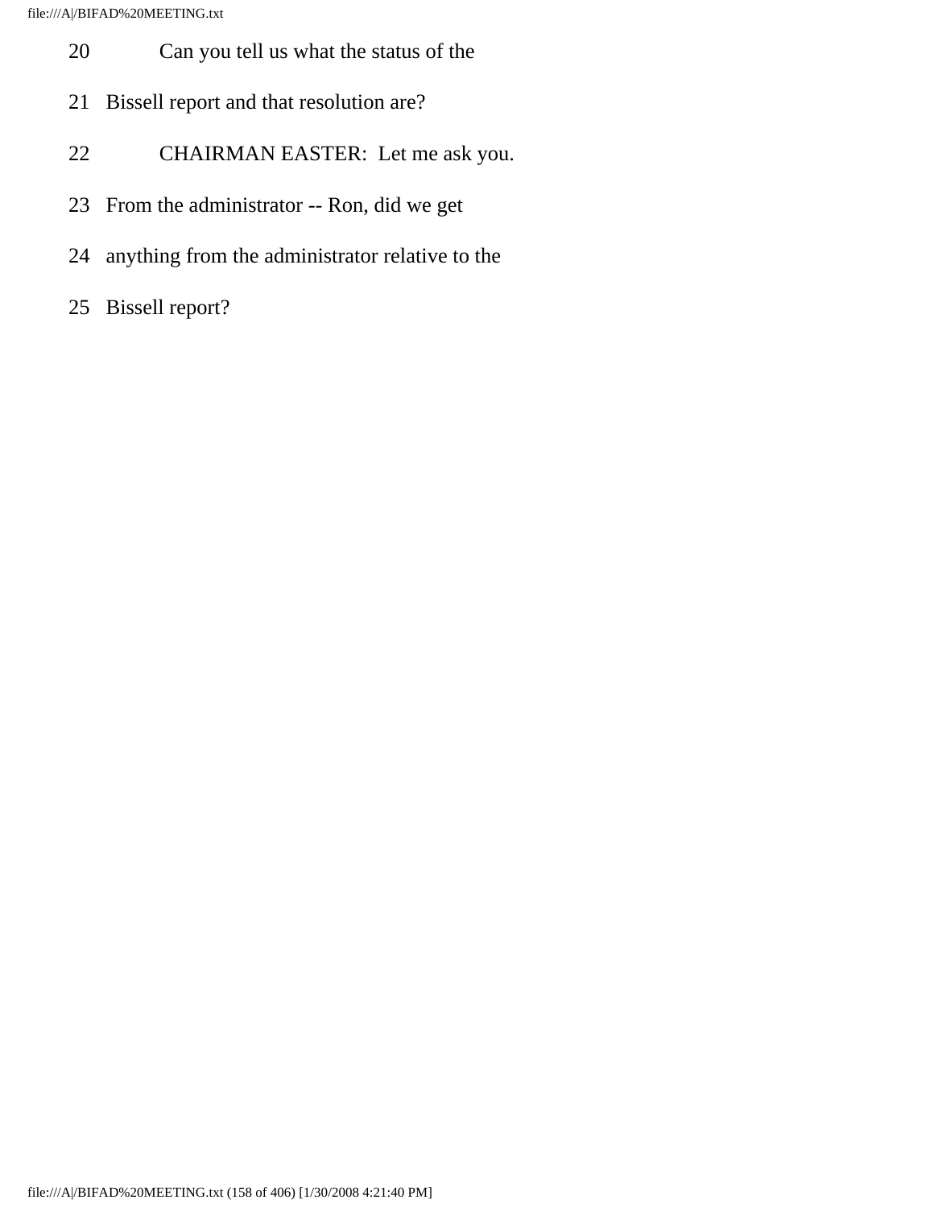20 Can you tell us what the status of the

21 Bissell report and that resolution are?

22 CHAIRMAN EASTER: Let me ask you.

23 From the administrator -- Ron, did we get

24 anything from the administrator relative to the

25 Bissell report?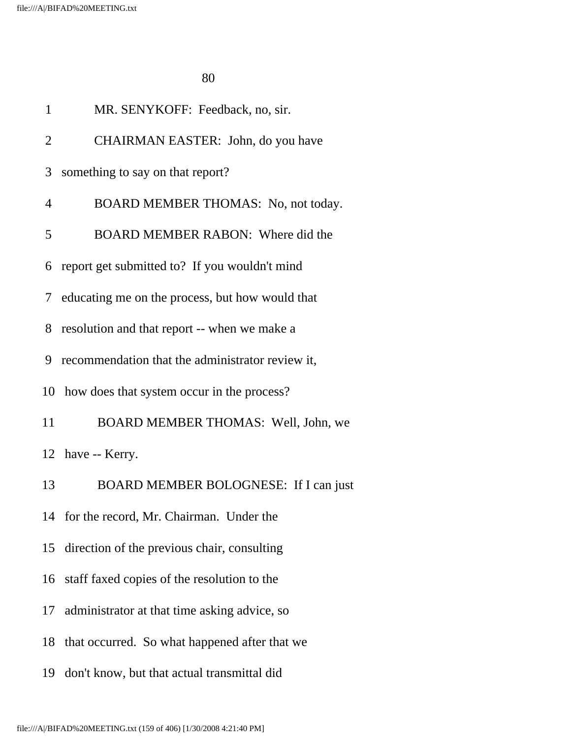1 MR. SENYKOFF: Feedback, no, sir.

2 CHAIRMAN EASTER: John, do you have

3 something to say on that report?

4 BOARD MEMBER THOMAS: No, not today.

5 BOARD MEMBER RABON: Where did the

6 report get submitted to? If you wouldn't mind

7 educating me on the process, but how would that

8 resolution and that report -- when we make a

9 recommendation that the administrator review it,

10 how does that system occur in the process?

11 BOARD MEMBER THOMAS: Well, John, we

12 have -- Kerry.

13 BOARD MEMBER BOLOGNESE: If I can just

14 for the record, Mr. Chairman. Under the

15 direction of the previous chair, consulting

16 staff faxed copies of the resolution to the

17 administrator at that time asking advice, so

18 that occurred. So what happened after that we

19 don't know, but that actual transmittal did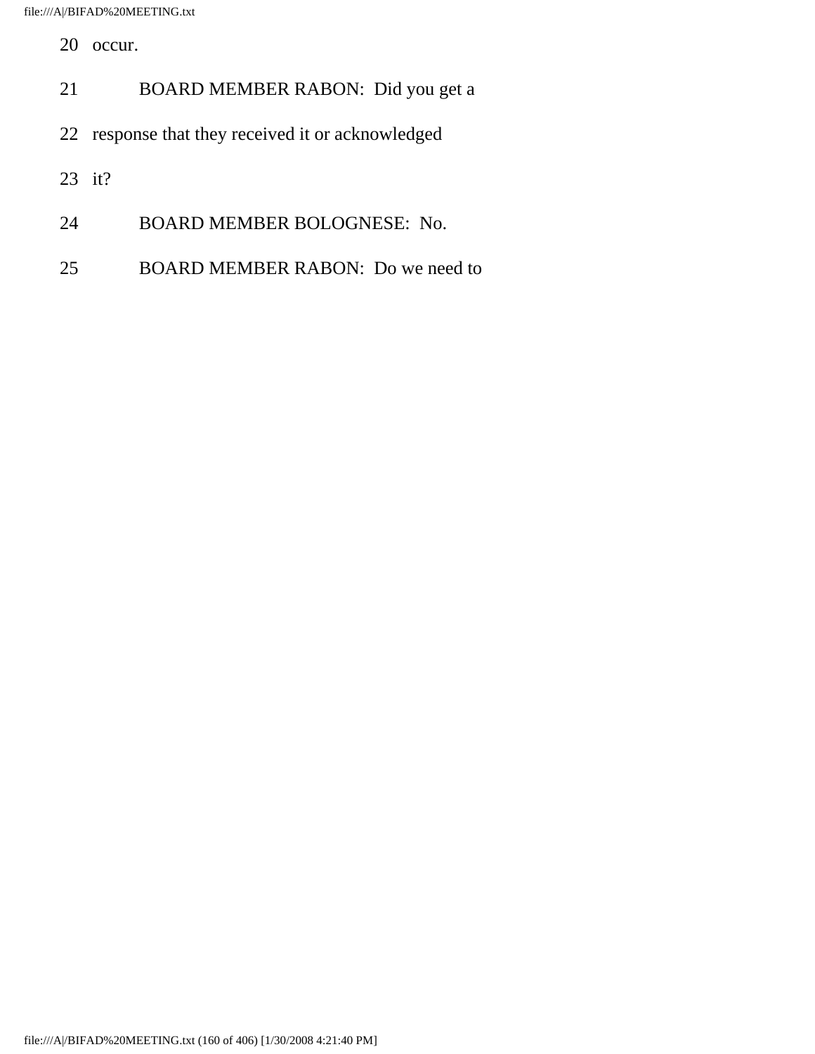20 occur.

21 BOARD MEMBER RABON: Did you get a

22 response that they received it or acknowledged

23 it?

24 BOARD MEMBER BOLOGNESE: No.

25 BOARD MEMBER RABON: Do we need to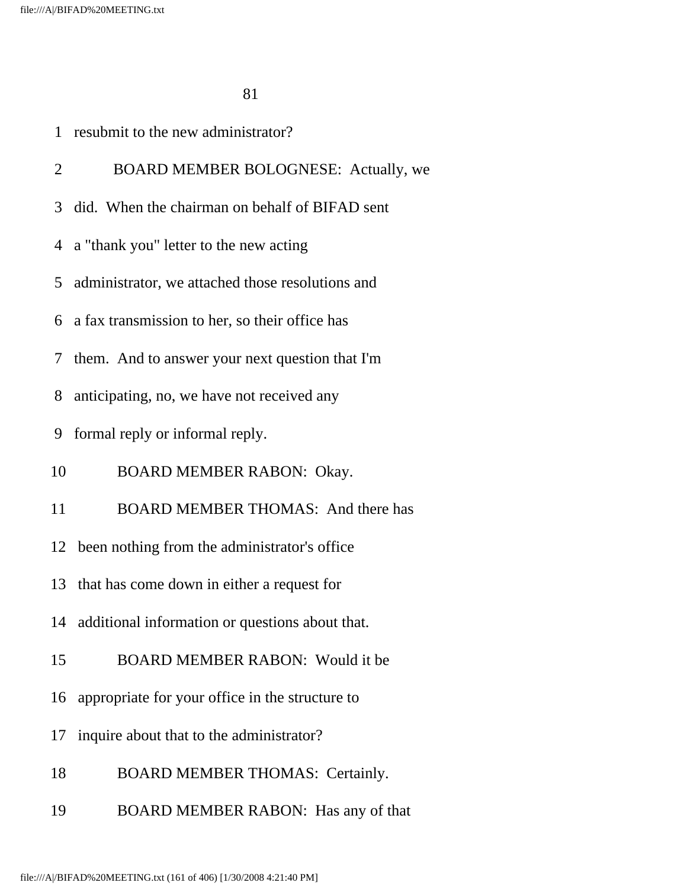1 resubmit to the new administrator?

2 BOARD MEMBER BOLOGNESE: Actually, we

3 did. When the chairman on behalf of BIFAD sent

4 a "thank you" letter to the new acting

5 administrator, we attached those resolutions and

6 a fax transmission to her, so their office has

7 them. And to answer your next question that I'm

8 anticipating, no, we have not received any

9 formal reply or informal reply.

10 BOARD MEMBER RABON: Okay.

11 BOARD MEMBER THOMAS: And there has

12 been nothing from the administrator's office

13 that has come down in either a request for

14 additional information or questions about that.

15 BOARD MEMBER RABON: Would it be

16 appropriate for your office in the structure to

17 inquire about that to the administrator?

18 BOARD MEMBER THOMAS: Certainly.

19 BOARD MEMBER RABON: Has any of that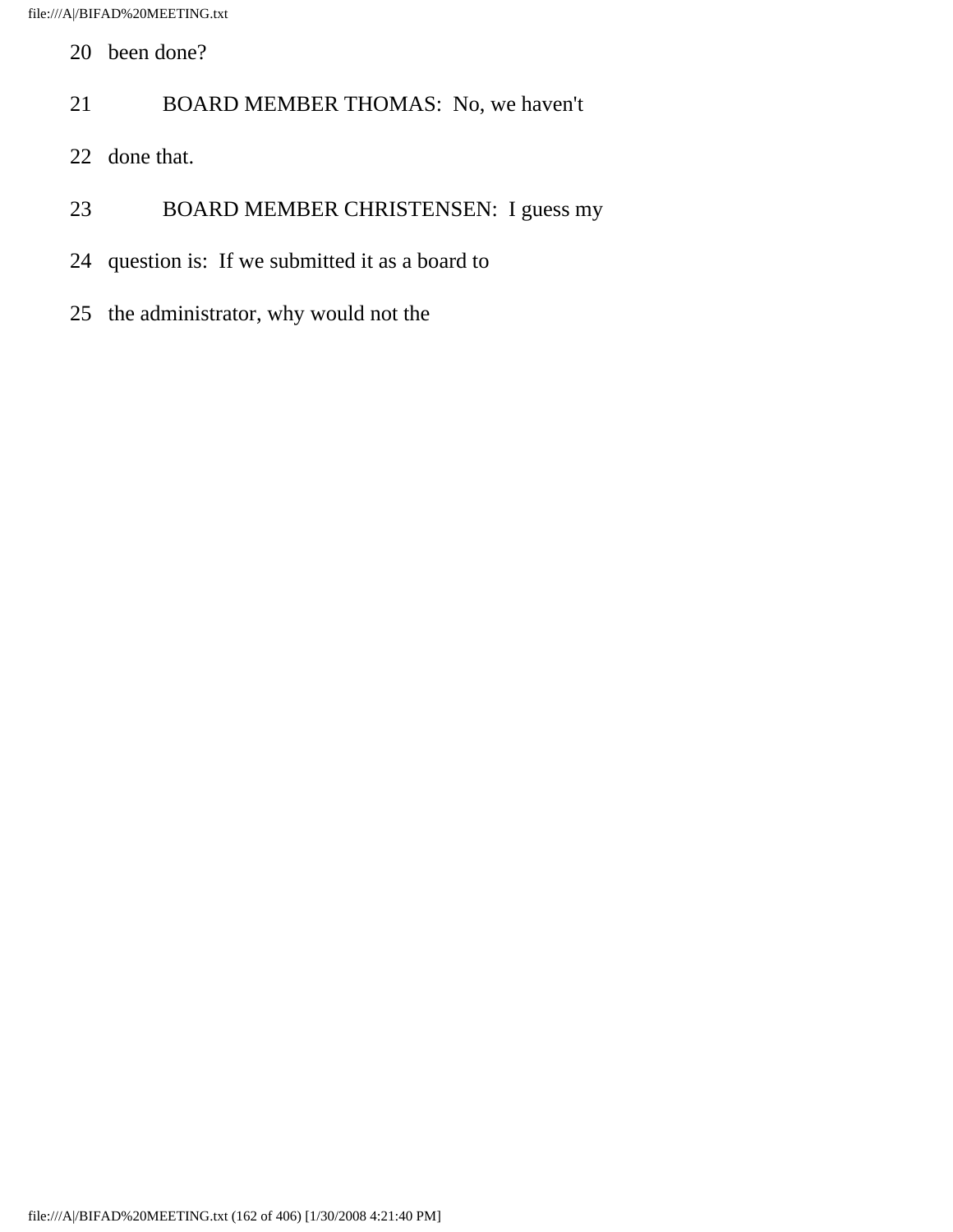20 been done?

21 BOARD MEMBER THOMAS: No, we haven't

22 done that.

23 BOARD MEMBER CHRISTENSEN: I guess my

24 question is: If we submitted it as a board to

25 the administrator, why would not the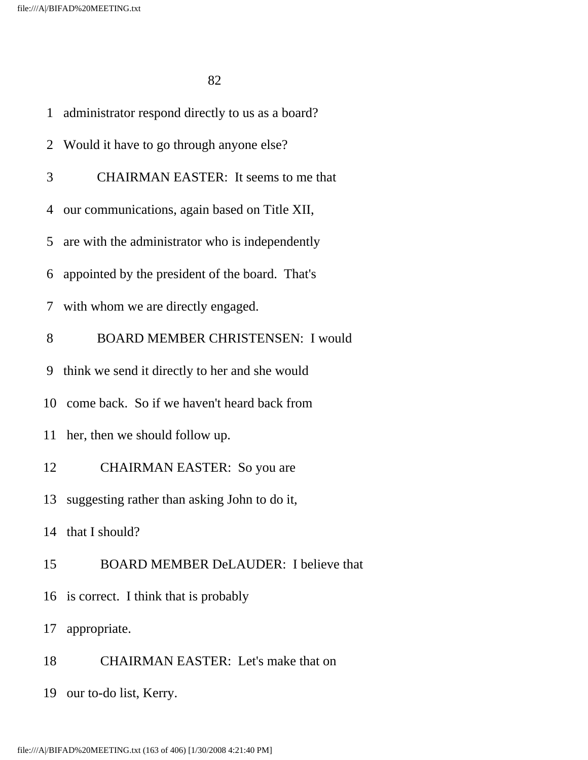1 administrator respond directly to us as a board?

2 Would it have to go through anyone else?

3 CHAIRMAN EASTER: It seems to me that

4 our communications, again based on Title XII,

5 are with the administrator who is independently

6 appointed by the president of the board. That's

7 with whom we are directly engaged.

8 BOARD MEMBER CHRISTENSEN: I would

9 think we send it directly to her and she would

10 come back. So if we haven't heard back from

11 her, then we should follow up.

12 CHAIRMAN EASTER: So you are

13 suggesting rather than asking John to do it,

14 that I should?

15 BOARD MEMBER DeLAUDER: I believe that

16 is correct. I think that is probably

17 appropriate.

18 CHAIRMAN EASTER: Let's make that on

19 our to-do list, Kerry.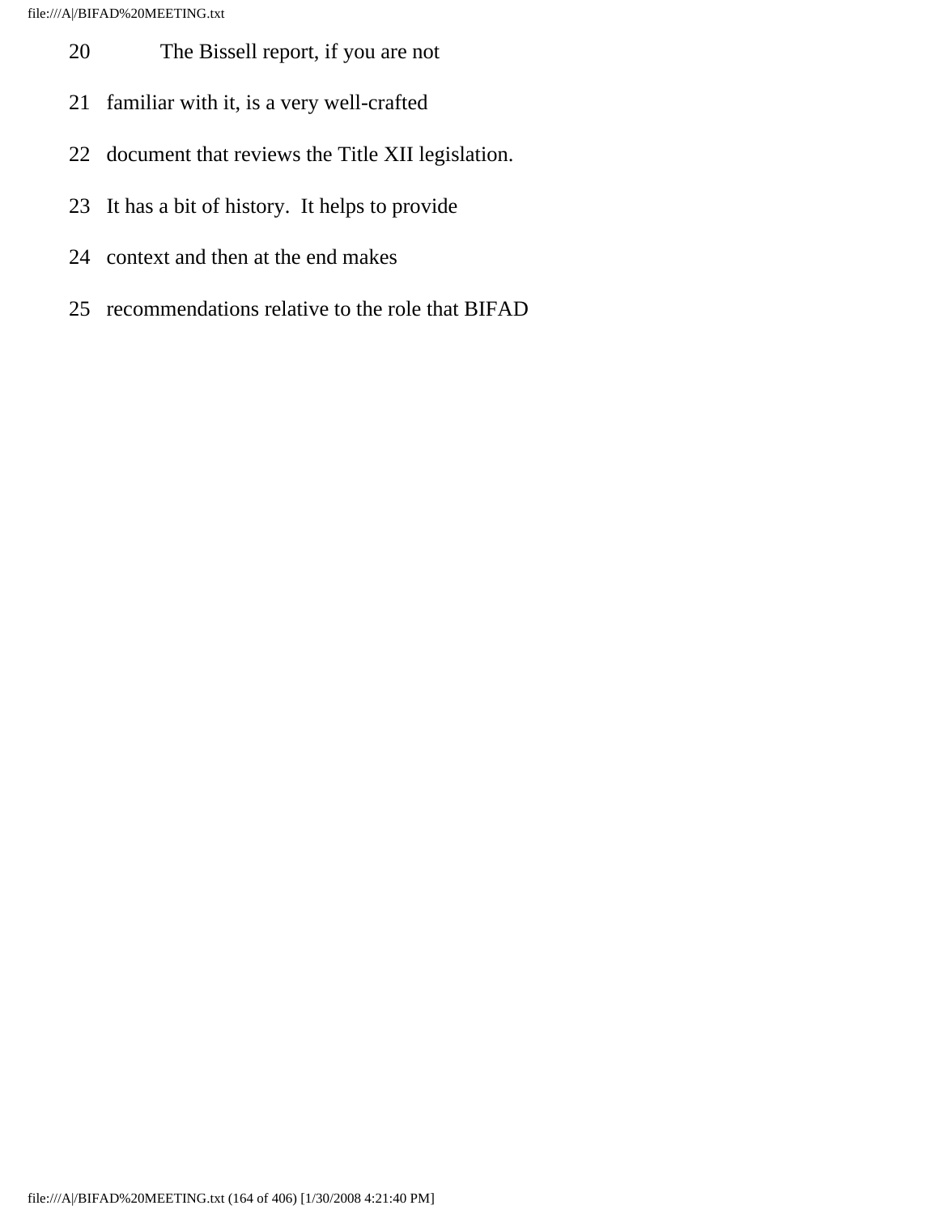20 The Bissell report, if you are not

21 familiar with it, is a very well-crafted

22 document that reviews the Title XII legislation.

23 It has a bit of history. It helps to provide

24 context and then at the end makes

25 recommendations relative to the role that BIFAD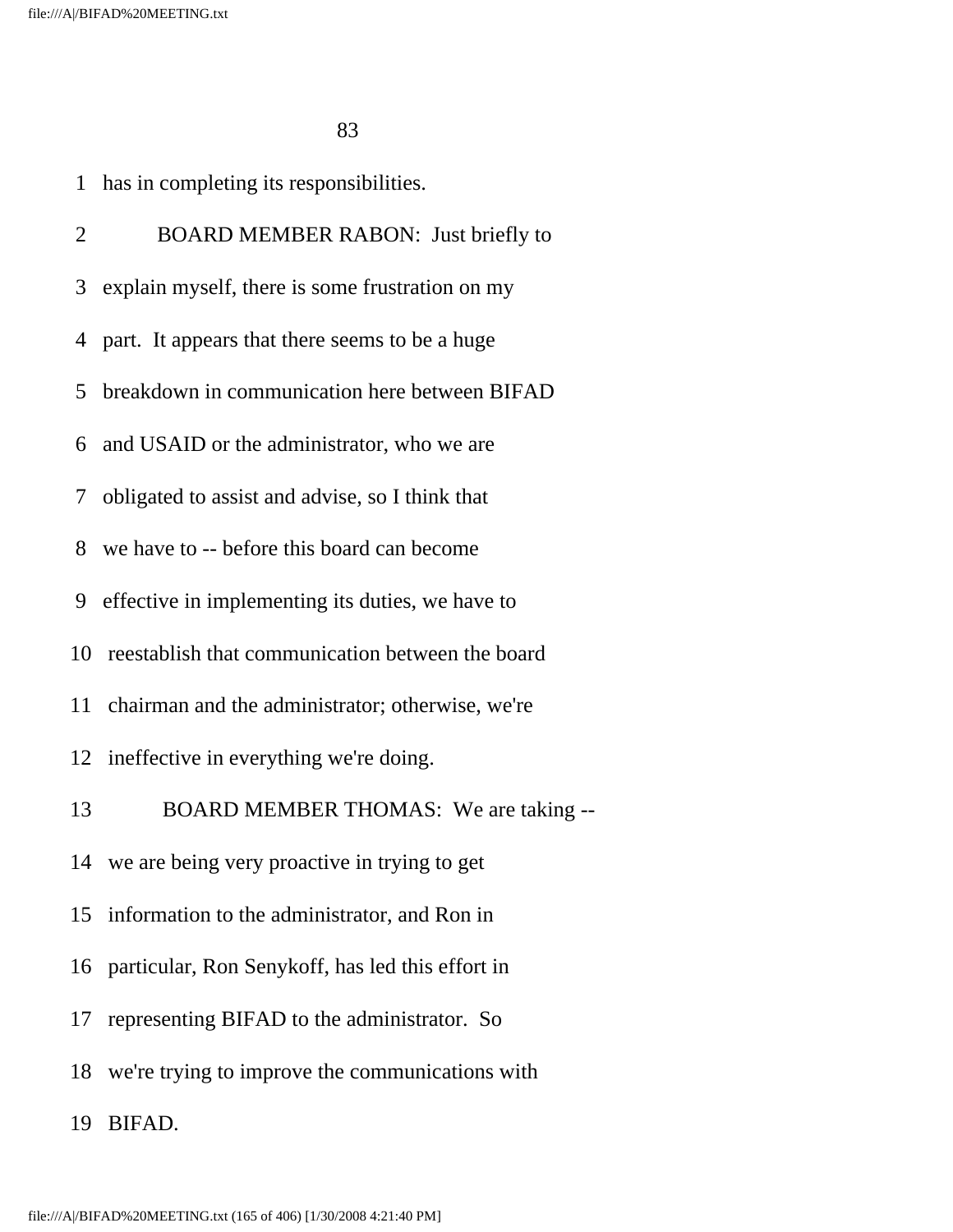1 has in completing its responsibilities.

2 BOARD MEMBER RABON: Just briefly to

3 explain myself, there is some frustration on my

4 part. It appears that there seems to be a huge

5 breakdown in communication here between BIFAD

6 and USAID or the administrator, who we are

7 obligated to assist and advise, so I think that

8 we have to -- before this board can become

9 effective in implementing its duties, we have to

10 reestablish that communication between the board

11 chairman and the administrator; otherwise, we're

12 ineffective in everything we're doing.

13 BOARD MEMBER THOMAS: We are taking --

14 we are being very proactive in trying to get

15 information to the administrator, and Ron in

16 particular, Ron Senykoff, has led this effort in

17 representing BIFAD to the administrator. So

18 we're trying to improve the communications with

19 BIFAD.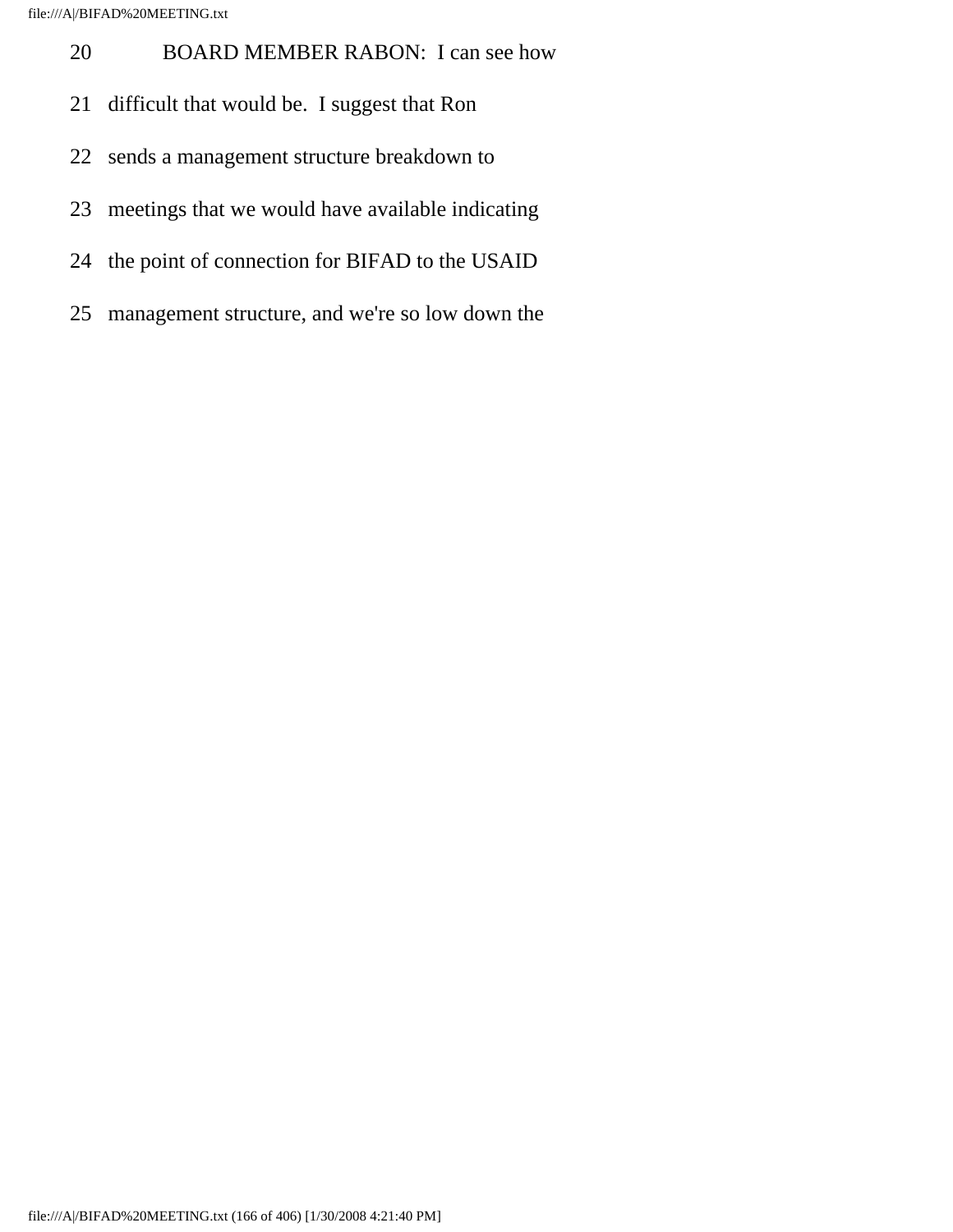20 BOARD MEMBER RABON: I can see how

21 difficult that would be. I suggest that Ron

22 sends a management structure breakdown to

23 meetings that we would have available indicating

24 the point of connection for BIFAD to the USAID

25 management structure, and we're so low down the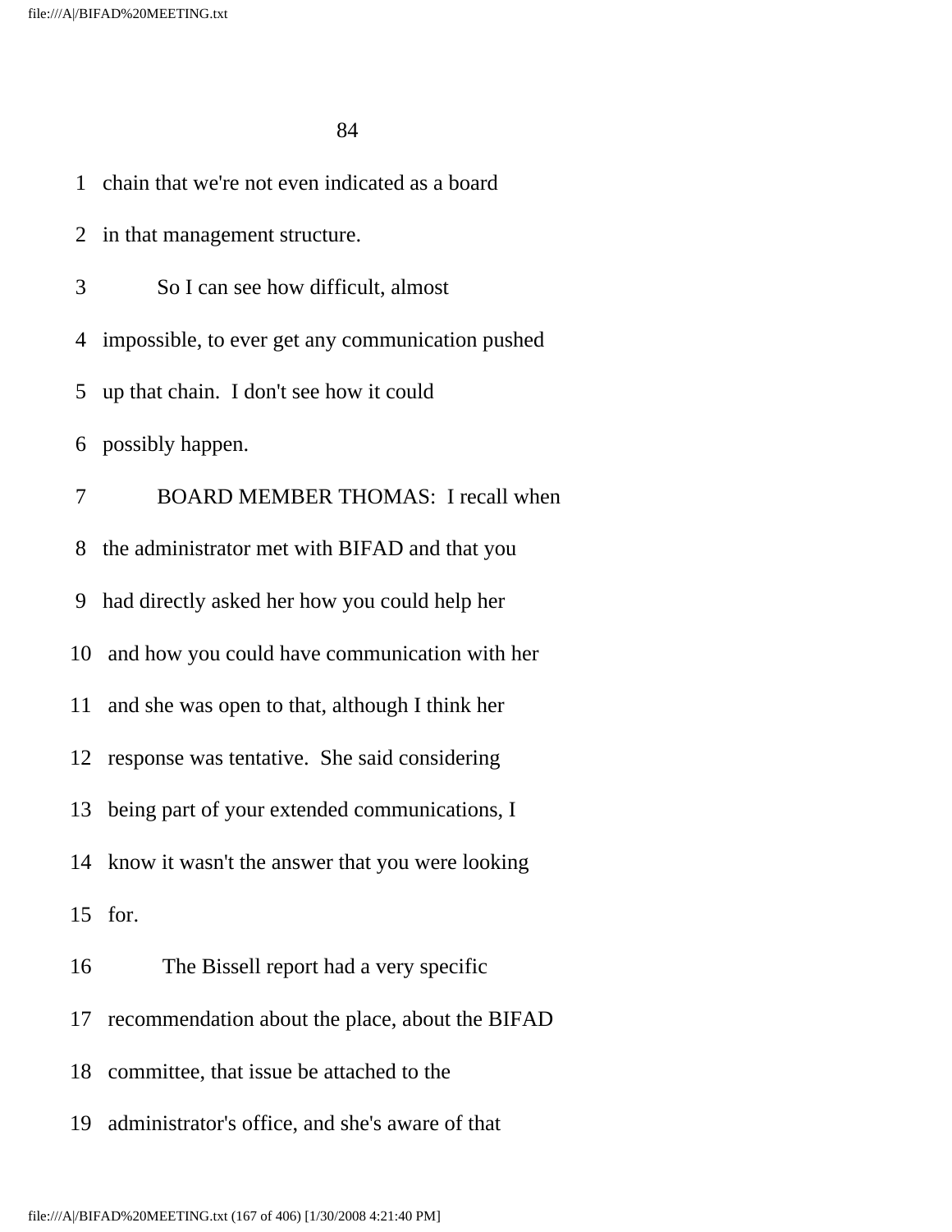1 chain that we're not even indicated as a board

2 in that management structure.

3 So I can see how difficult, almost

4 impossible, to ever get any communication pushed

5 up that chain. I don't see how it could

6 possibly happen.

7 BOARD MEMBER THOMAS: I recall when

8 the administrator met with BIFAD and that you

9 had directly asked her how you could help her

10 and how you could have communication with her

11 and she was open to that, although I think her

12 response was tentative. She said considering

13 being part of your extended communications, I

14 know it wasn't the answer that you were looking

15 for.

16 The Bissell report had a very specific

17 recommendation about the place, about the BIFAD

18 committee, that issue be attached to the

19 administrator's office, and she's aware of that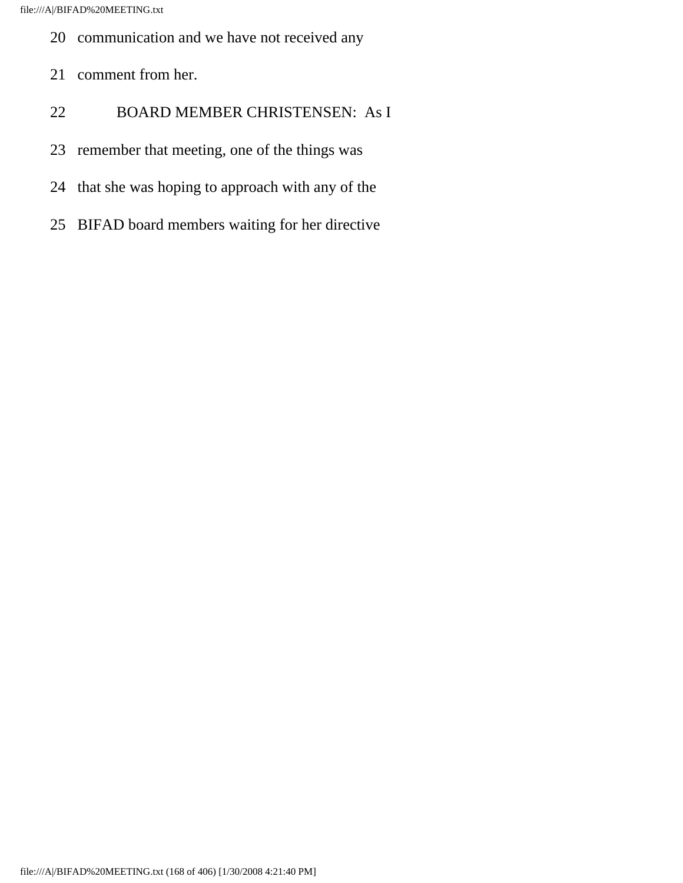20 communication and we have not received any

21 comment from her.

22 BOARD MEMBER CHRISTENSEN: As I

23 remember that meeting, one of the things was

24 that she was hoping to approach with any of the

25 BIFAD board members waiting for her directive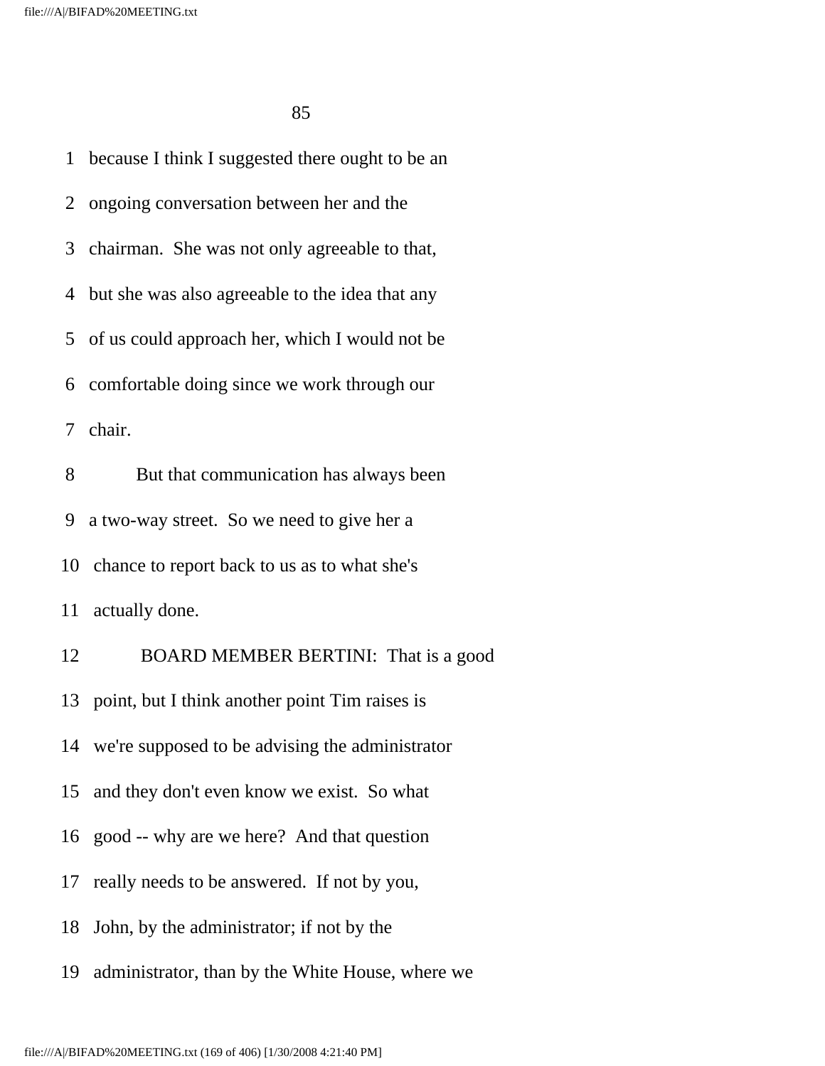because I think I suggested there ought to be an ongoing conversation between her and the chairman. She was not only agreeable to that, but she was also agreeable to the idea that any of us could approach her, which I would not be comfortable doing since we work through our chair.

But that communication has always been a two-way street. So we need to give her a chance to report back to us as to what she's actually done.

BOARD MEMBER BERTINI: That is a good point, but I think another point Tim raises is we're supposed to be advising the administrator and they don't even know we exist. So what good -- why are we here? And that question really needs to be answered. If not by you, John, by the administrator; if not by the administrator, than by the White House, where we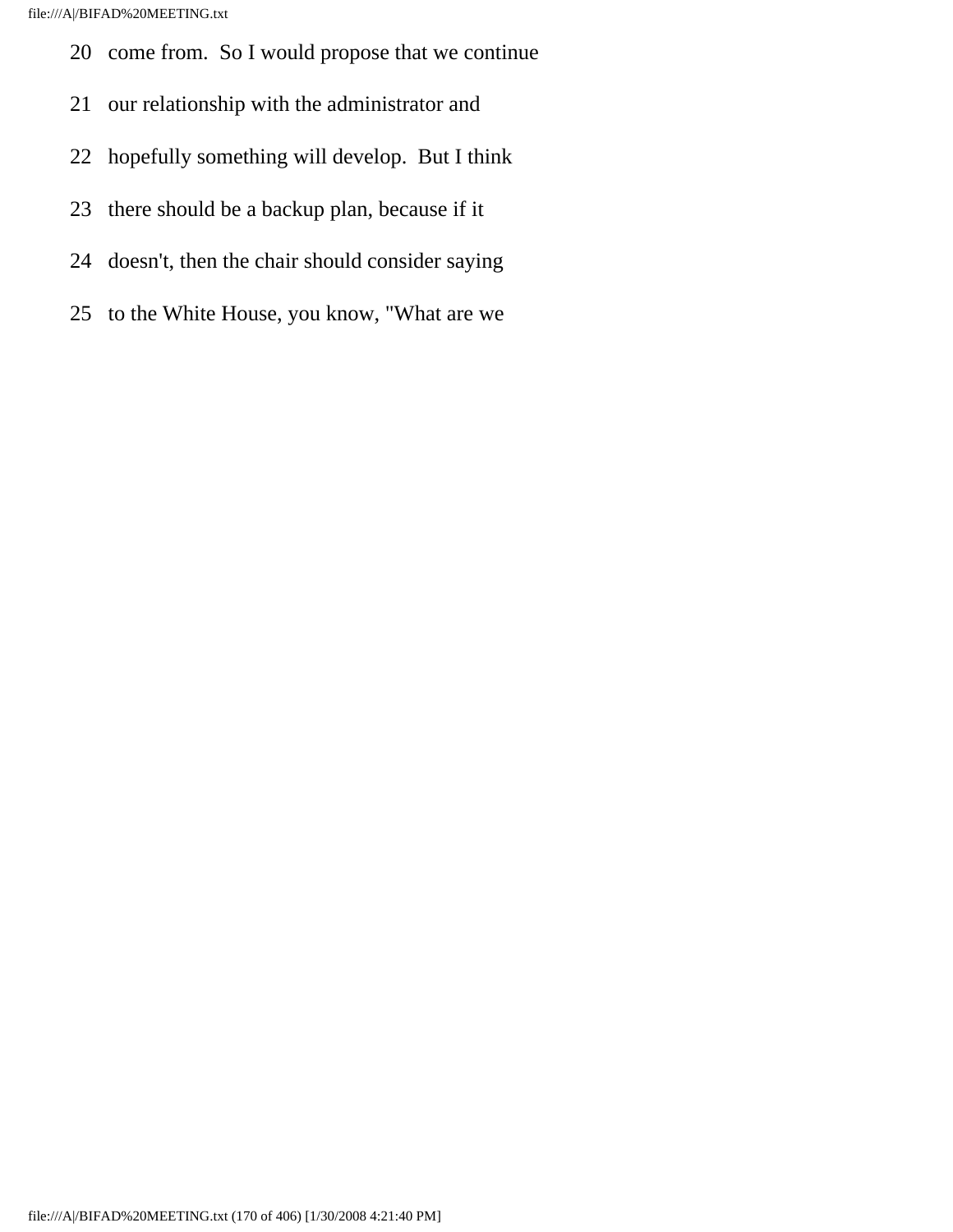20 come from. So I would propose that we continue

21 our relationship with the administrator and

22 hopefully something will develop. But I think

23 there should be a backup plan, because if it

24 doesn't, then the chair should consider saying

25 to the White House, you know, "What are we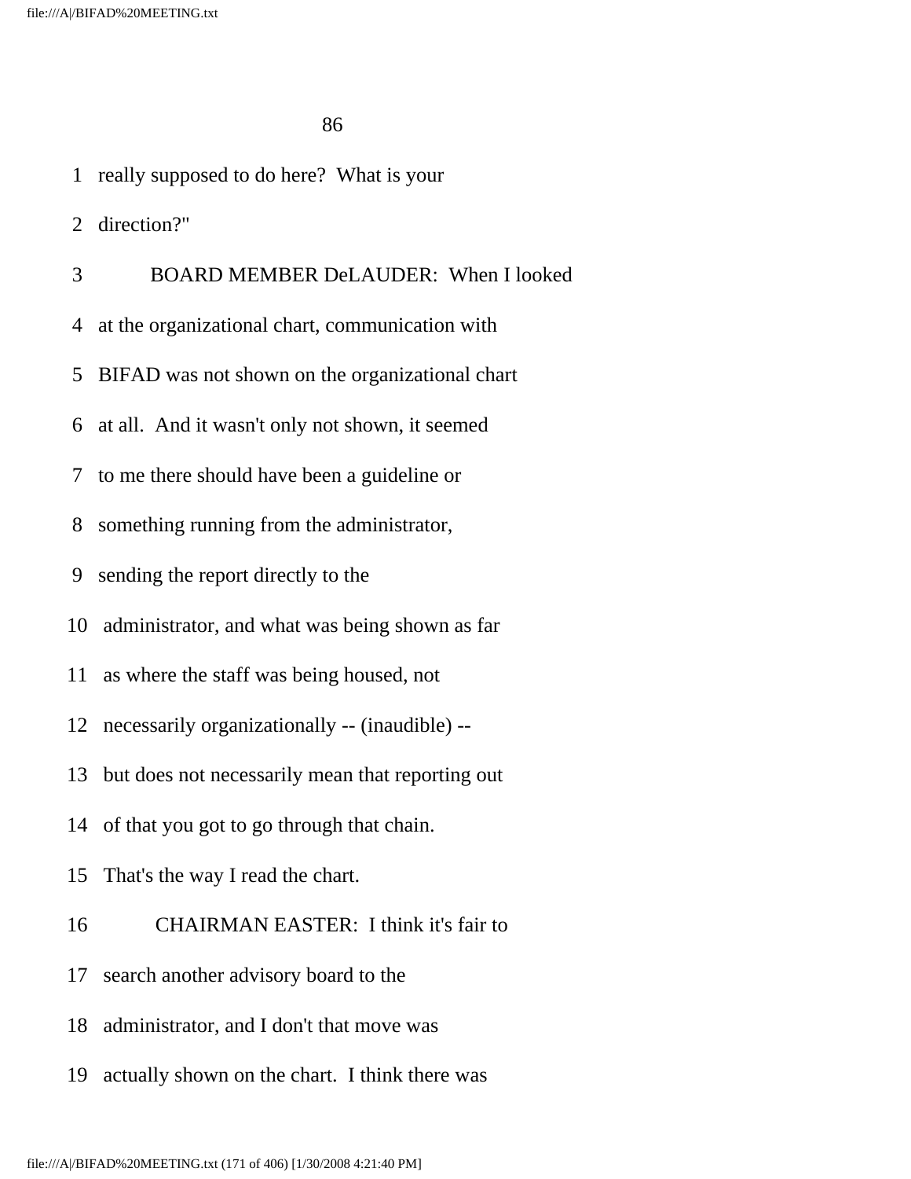really supposed to do here? What is your direction?"

BOARD MEMBER DeLAUDER: When I looked at the organizational chart, communication with BIFAD was not shown on the organizational chart at all. And it wasn't only not shown, it seemed to me there should have been a guideline or something running from the administrator, sending the report directly to the administrator, and what was being shown as far as where the staff was being housed, not necessarily organizationally -- (inaudible) -- but does not necessarily mean that reporting out of that you got to go through that chain. That's the way I read the chart.

CHAIRMAN EASTER: I think it's fair to search another advisory board to the administrator, and I don't that move was actually shown on the chart. I think there was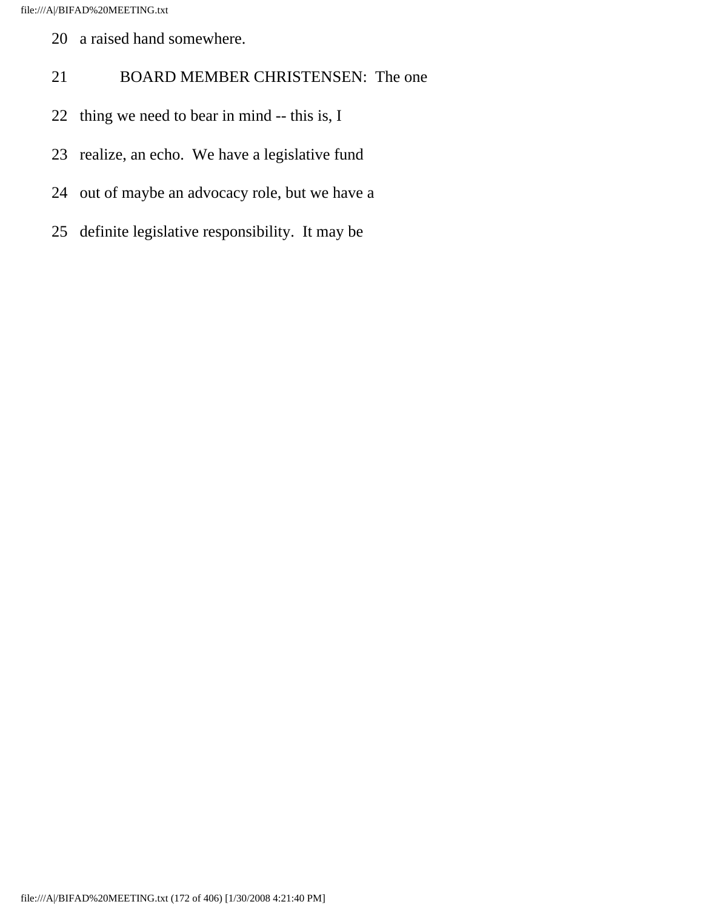20 a raised hand somewhere.

21 BOARD MEMBER CHRISTENSEN: The one

22 thing we need to bear in mind -- this is, I

23 realize, an echo. We have a legislative fund

24 out of maybe an advocacy role, but we have a

25 definite legislative responsibility. It may be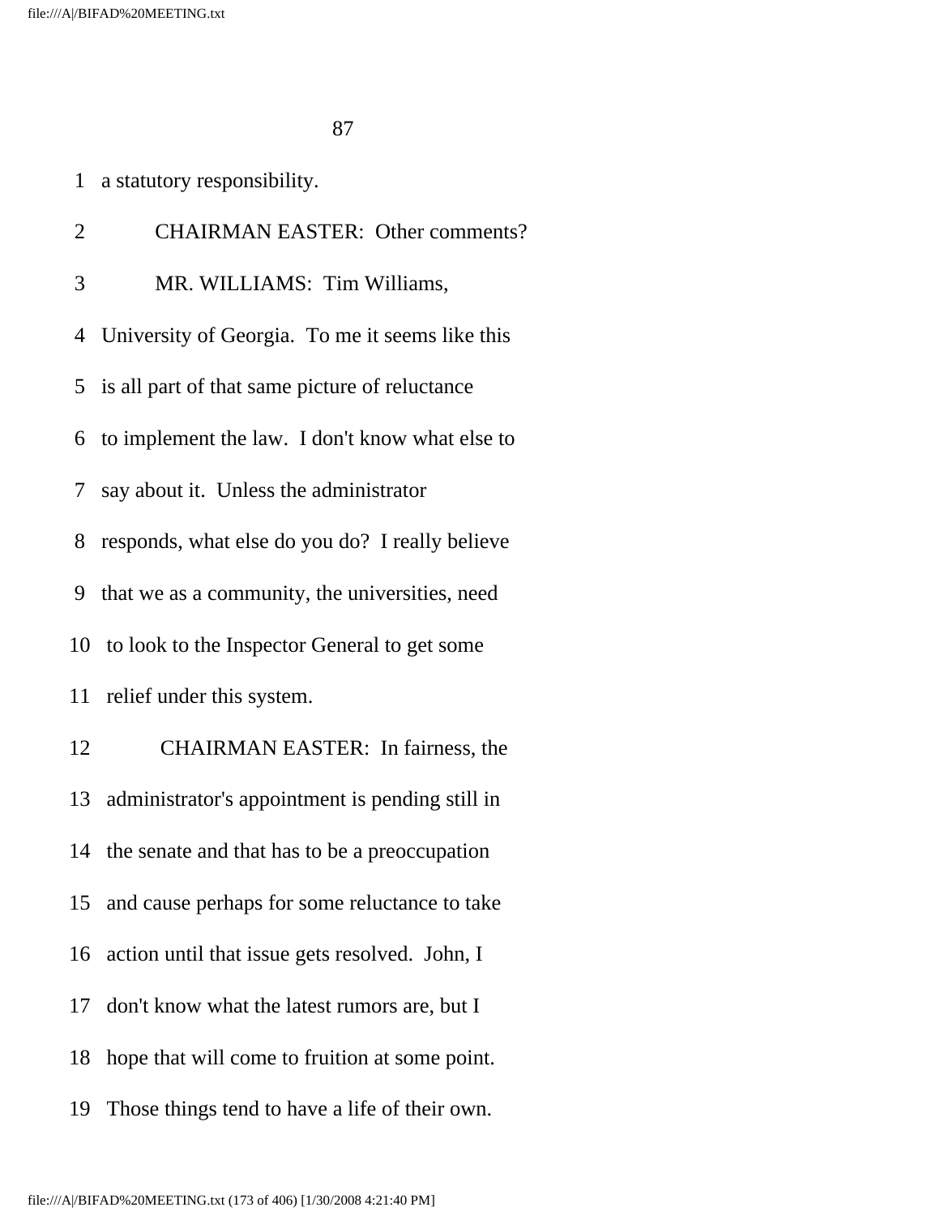1 a statutory responsibility.

2 CHAIRMAN EASTER: Other comments?

3 MR. WILLIAMS: Tim Williams,

4 University of Georgia. To me it seems like this

5 is all part of that same picture of reluctance

6 to implement the law. I don't know what else to

7 say about it. Unless the administrator

8 responds, what else do you do? I really believe

9 that we as a community, the universities, need

10 to look to the Inspector General to get some

11 relief under this system.

12 CHAIRMAN EASTER: In fairness, the

13 administrator's appointment is pending still in

14 the senate and that has to be a preoccupation

15 and cause perhaps for some reluctance to take

16 action until that issue gets resolved. John, I

17 don't know what the latest rumors are, but I

18 hope that will come to fruition at some point.

19 Those things tend to have a life of their own.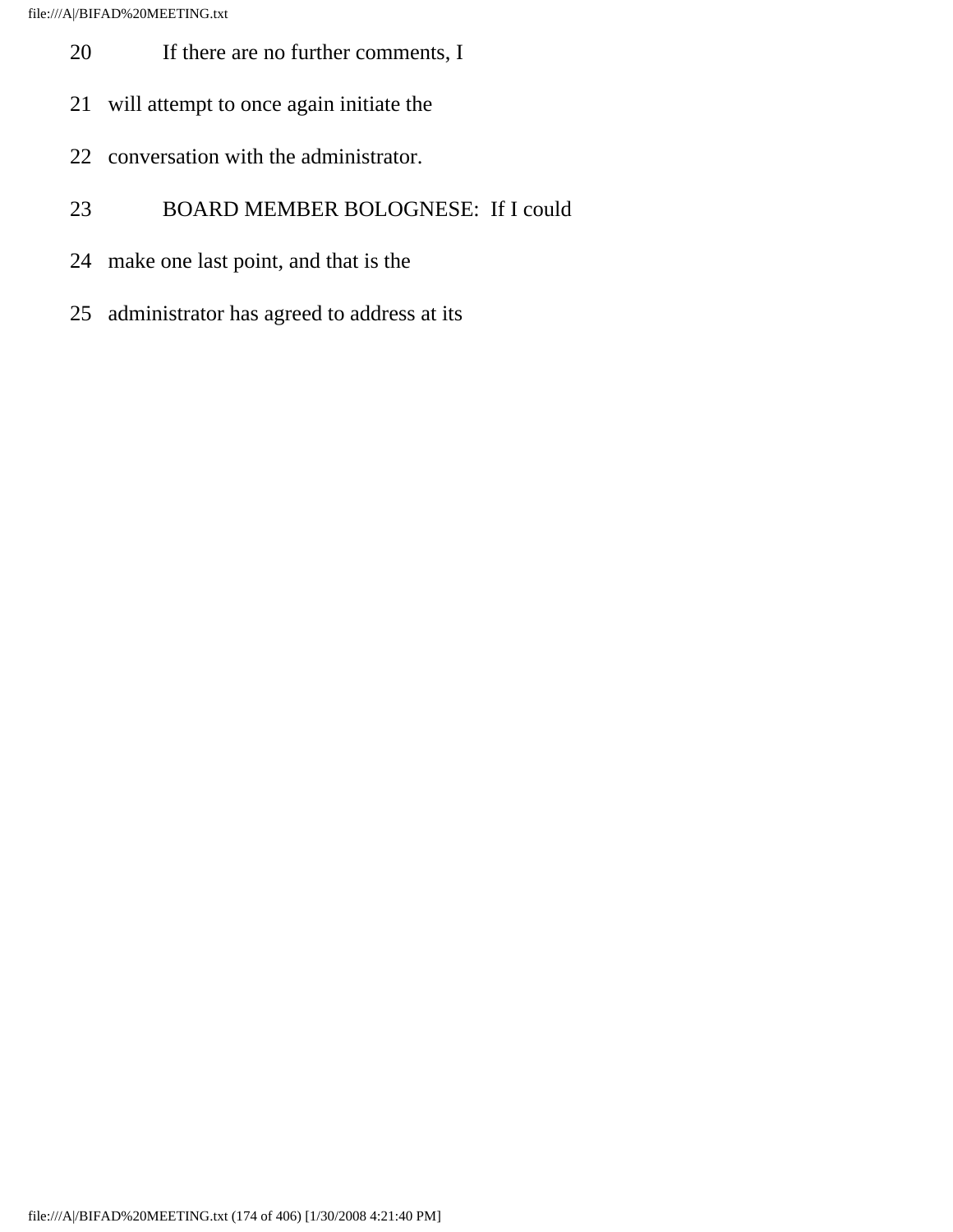20 If there are no further comments, I

21 will attempt to once again initiate the

22 conversation with the administrator.

23 BOARD MEMBER BOLOGNESE: If I could

24 make one last point, and that is the

25 administrator has agreed to address at its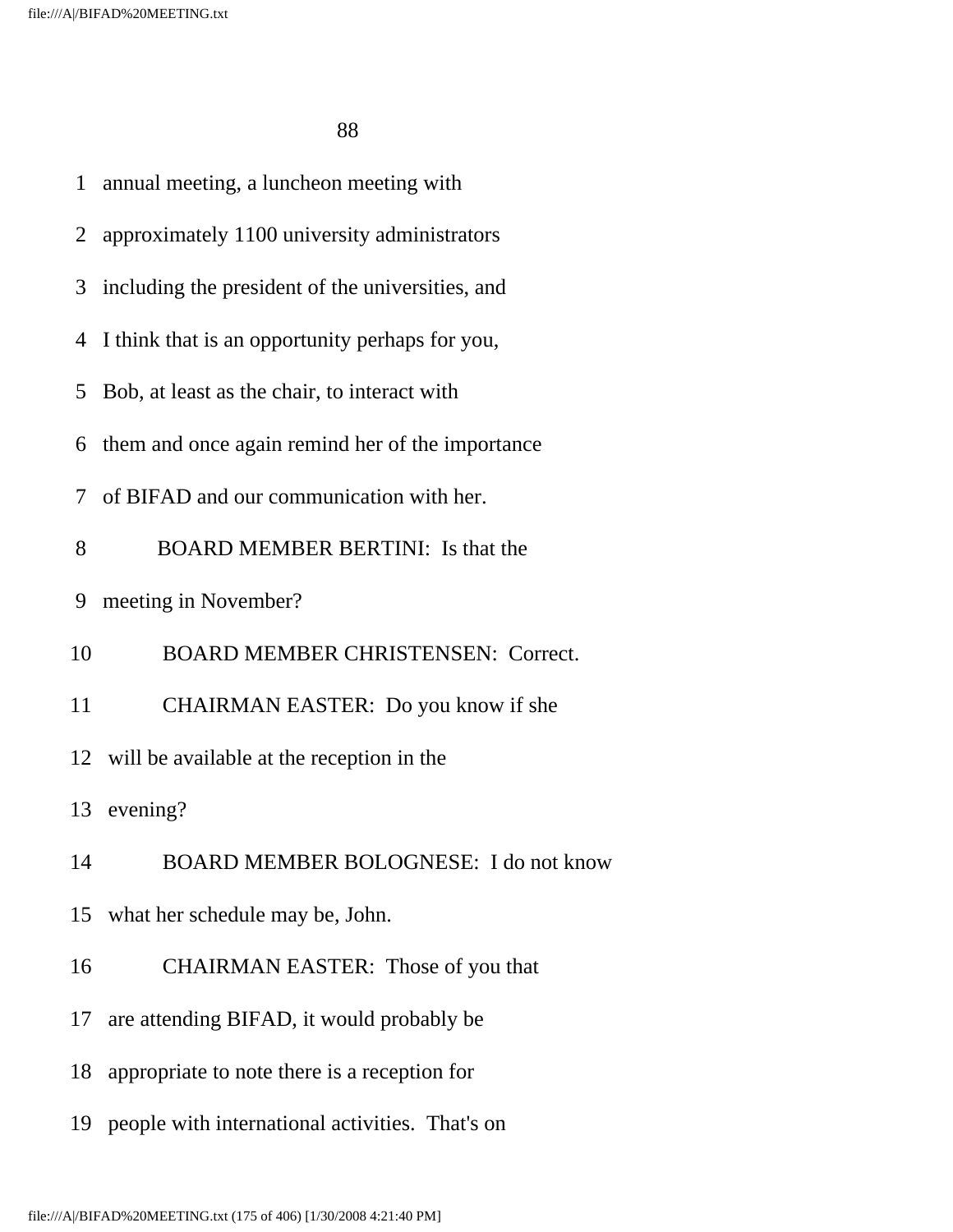1 annual meeting, a luncheon meeting with

2 approximately 1100 university administrators

3 including the president of the universities, and

4 I think that is an opportunity perhaps for you,

5 Bob, at least as the chair, to interact with

6 them and once again remind her of the importance

7 of BIFAD and our communication with her.

8 BOARD MEMBER BERTINI: Is that the

9 meeting in November?

10 BOARD MEMBER CHRISTENSEN: Correct.

11 CHAIRMAN EASTER: Do you know if she

12 will be available at the reception in the

13 evening?

14 BOARD MEMBER BOLOGNESE: I do not know

15 what her schedule may be, John.

16 CHAIRMAN EASTER: Those of you that

17 are attending BIFAD, it would probably be

18 appropriate to note there is a reception for

19 people with international activities. That's on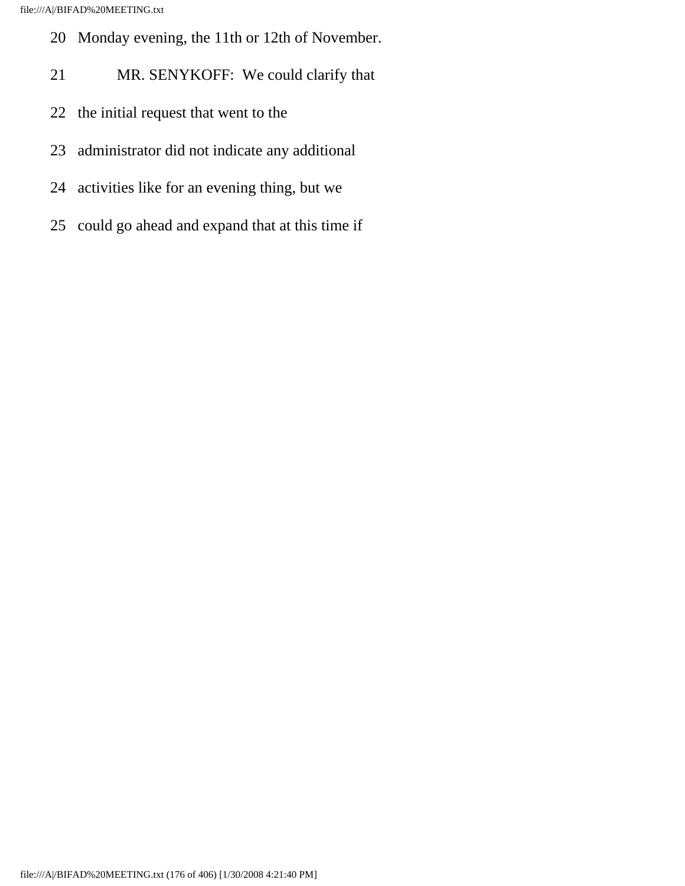20 Monday evening, the 11th or 12th of November.

21 MR. SENYKOFF: We could clarify that

22 the initial request that went to the

23 administrator did not indicate any additional

24 activities like for an evening thing, but we

25 could go ahead and expand that at this time if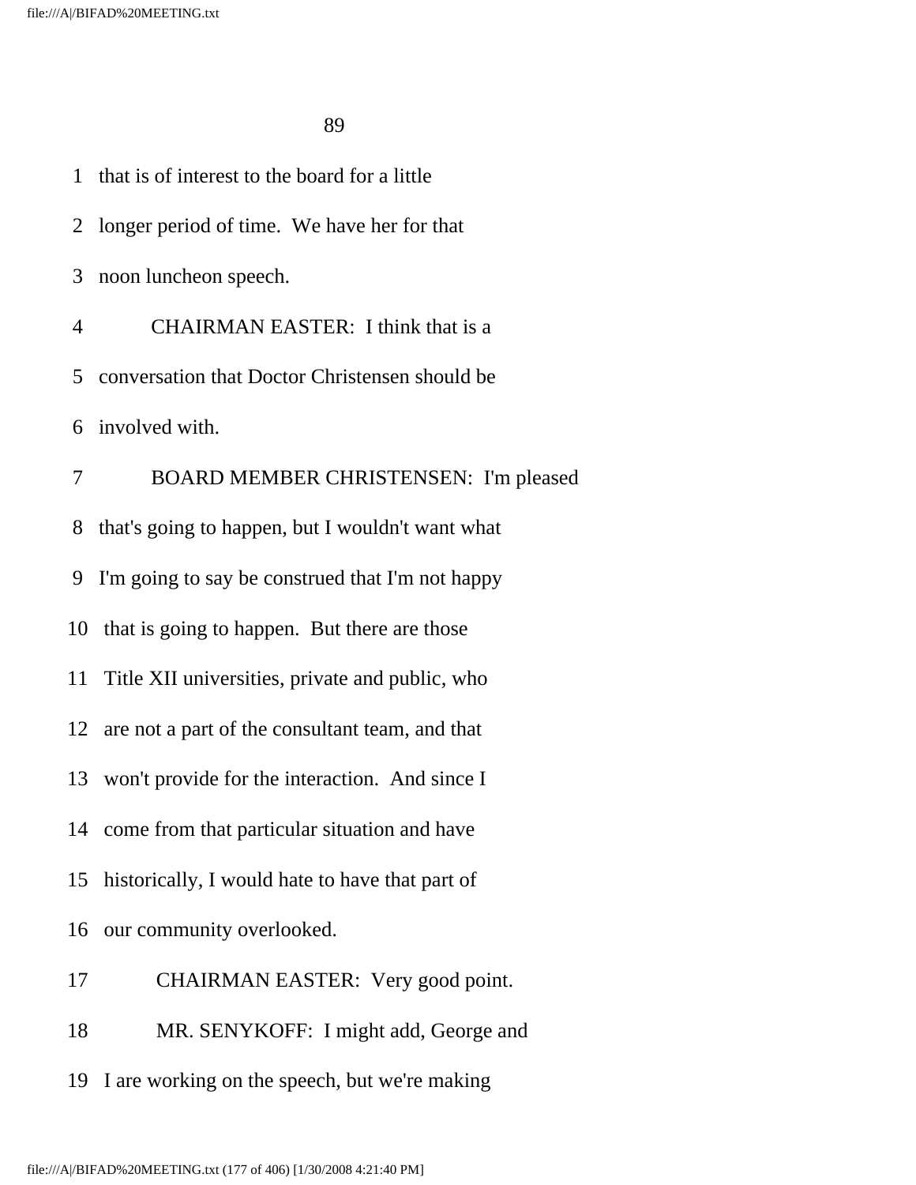1 that is of interest to the board for a little

2 longer period of time. We have her for that

3 noon luncheon speech.

4 CHAIRMAN EASTER: I think that is a

5 conversation that Doctor Christensen should be

6 involved with.

7 BOARD MEMBER CHRISTENSEN: I'm pleased

8 that's going to happen, but I wouldn't want what

9 I'm going to say be construed that I'm not happy

10 that is going to happen. But there are those

11 Title XII universities, private and public, who

12 are not a part of the consultant team, and that

13 won't provide for the interaction. And since I

14 come from that particular situation and have

15 historically, I would hate to have that part of

16 our community overlooked.

17 CHAIRMAN EASTER: Very good point.

18 MR. SENYKOFF: I might add, George and

19 I are working on the speech, but we're making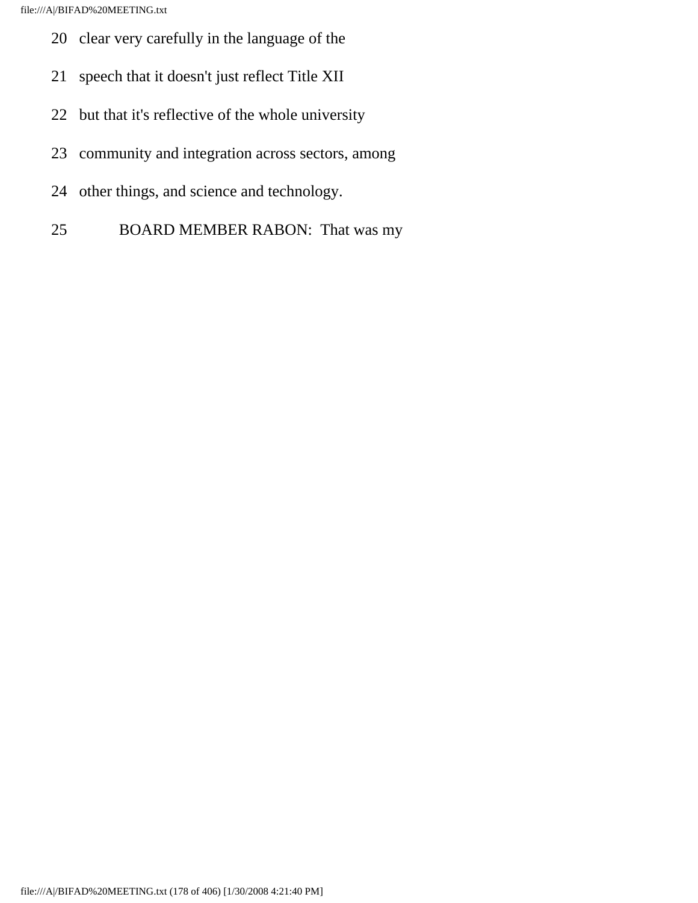20 clear very carefully in the language of the

21 speech that it doesn't just reflect Title XII

22 but that it's reflective of the whole university

23 community and integration across sectors, among

24 other things, and science and technology.

25 BOARD MEMBER RABON: That was my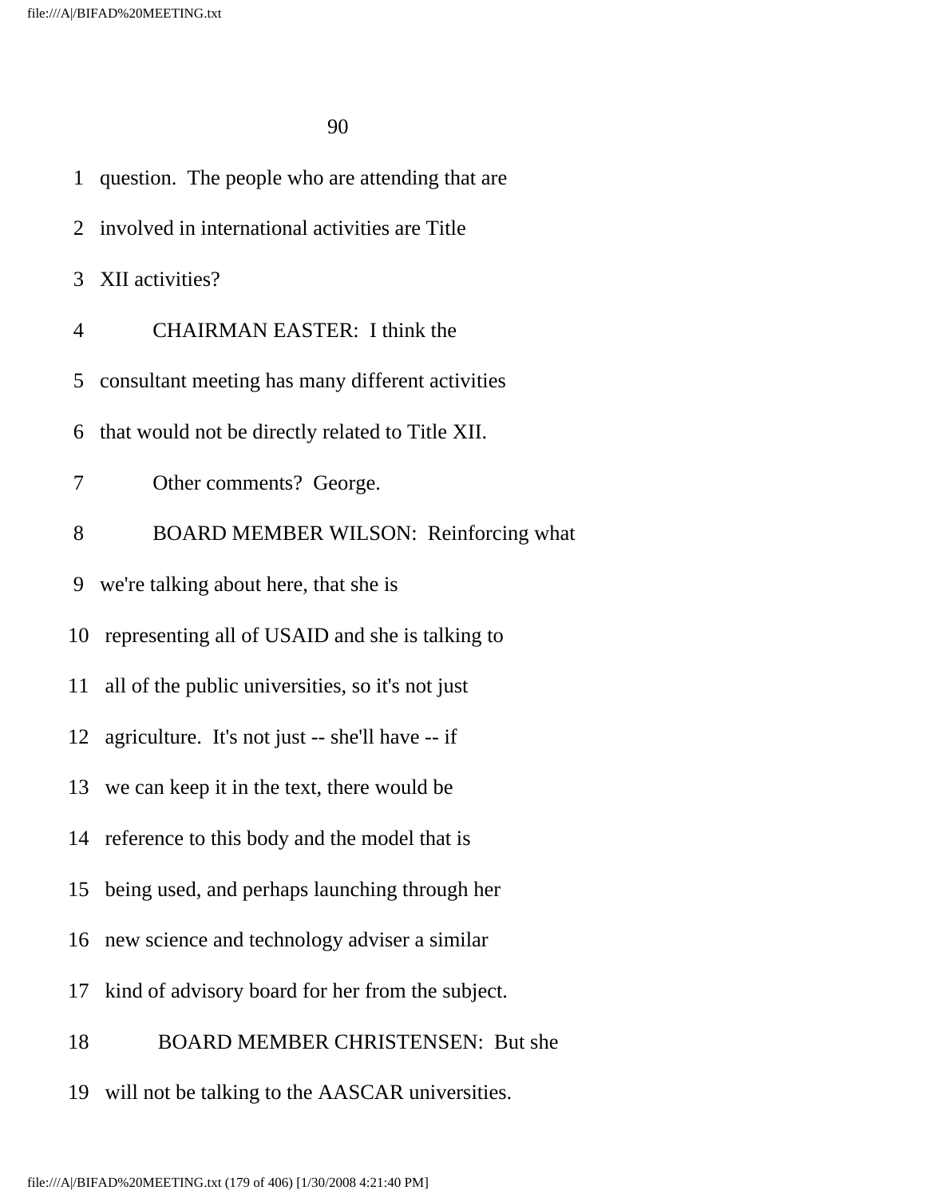question. The people who are attending that are involved in international activities are Title XII activities?

CHAIRMAN EASTER: I think the consultant meeting has many different activities that would not be directly related to Title XII.

Other comments? George.

BOARD MEMBER WILSON: Reinforcing what we're talking about here, that she is representing all of USAID and she is talking to all of the public universities, so it's not just agriculture. It's not just -- she'll have -- if we can keep it in the text, there would be reference to this body and the model that is being used, and perhaps launching through her new science and technology adviser a similar kind of advisory board for her from the subject.

BOARD MEMBER CHRISTENSEN: But she will not be talking to the AASCAR universities.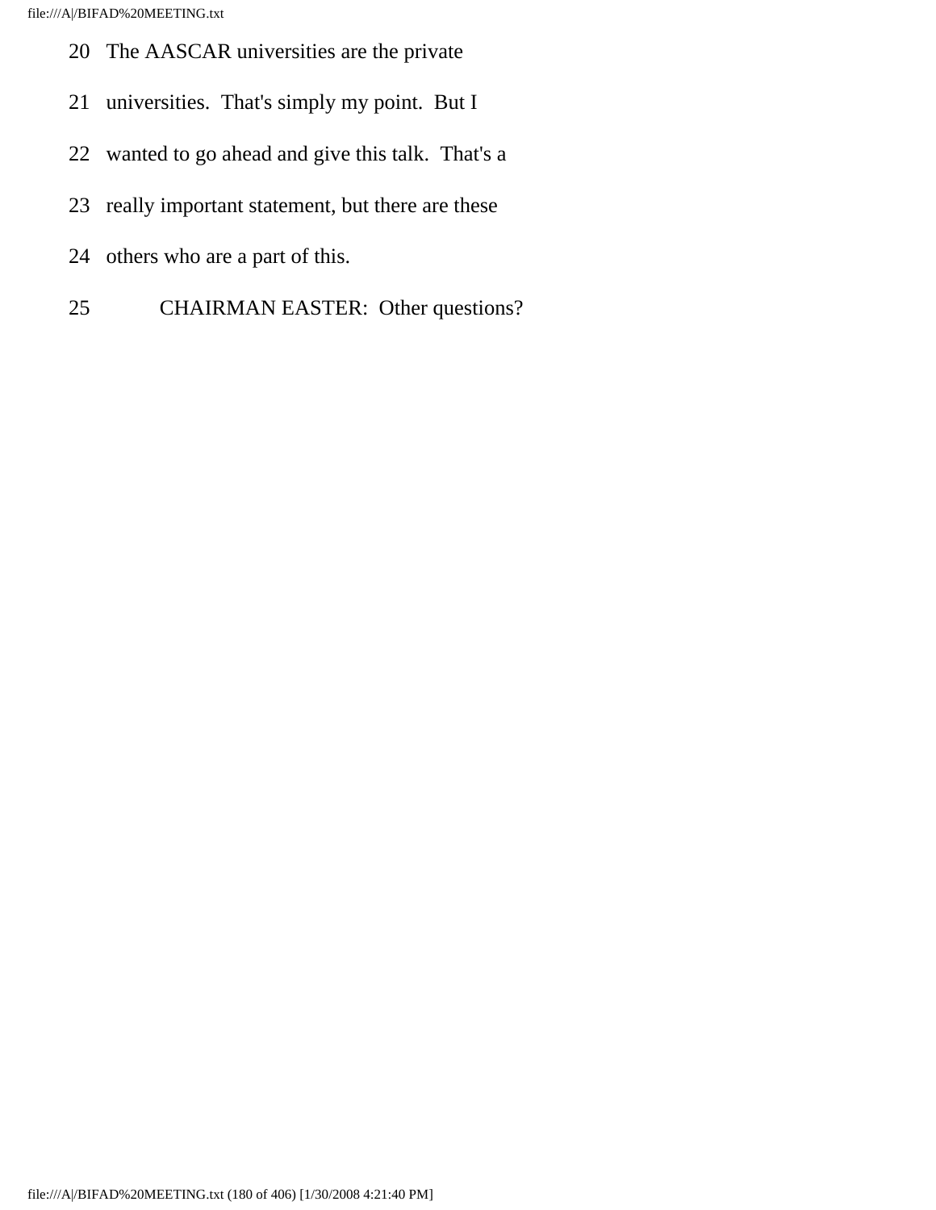20 The AASCAR universities are the private

21 universities. That's simply my point. But I

22 wanted to go ahead and give this talk. That's a

23 really important statement, but there are these

24 others who are a part of this.

25 CHAIRMAN EASTER: Other questions?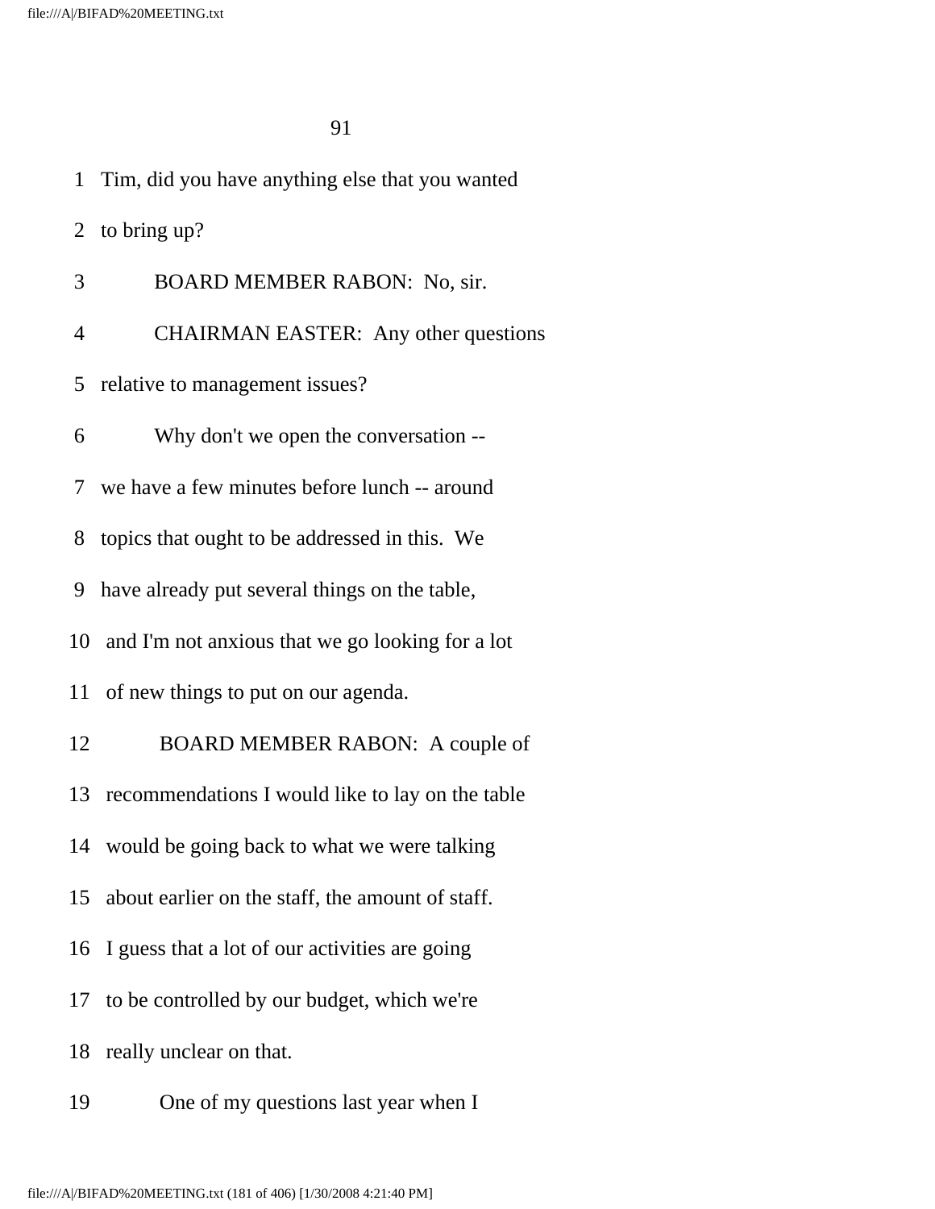1 Tim, did you have anything else that you wanted

2 to bring up?

3 BOARD MEMBER RABON: No, sir.

4 CHAIRMAN EASTER: Any other questions

5 relative to management issues?

6 Why don't we open the conversation --

7 we have a few minutes before lunch -- around

8 topics that ought to be addressed in this. We

9 have already put several things on the table,

10 and I'm not anxious that we go looking for a lot

11 of new things to put on our agenda.

12 BOARD MEMBER RABON: A couple of

13 recommendations I would like to lay on the table

14 would be going back to what we were talking

15 about earlier on the staff, the amount of staff.

16 I guess that a lot of our activities are going

17 to be controlled by our budget, which we're

18 really unclear on that.

19 One of my questions last year when I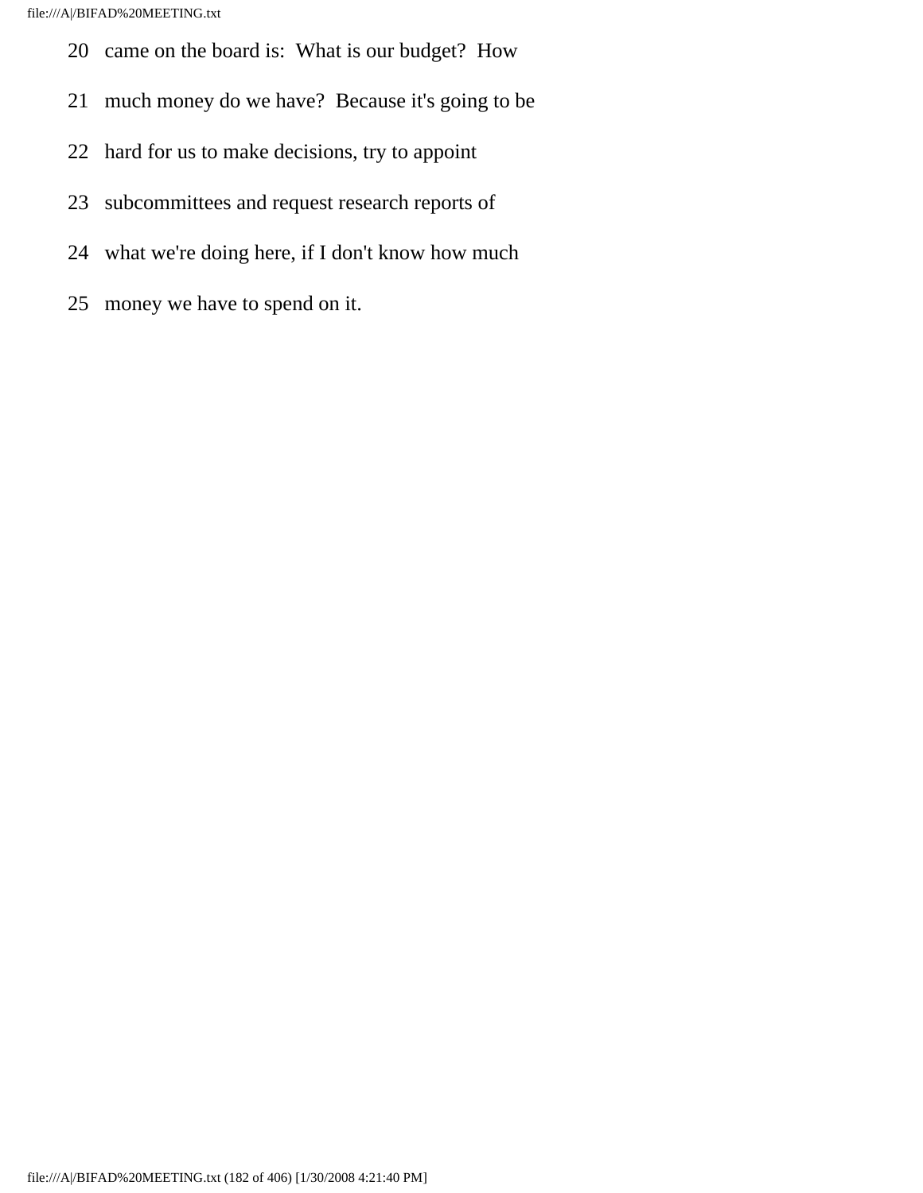20 came on the board is: What is our budget? How

21 much money do we have? Because it's going to be

22 hard for us to make decisions, try to appoint

23 subcommittees and request research reports of

24 what we're doing here, if I don't know how much

25 money we have to spend on it.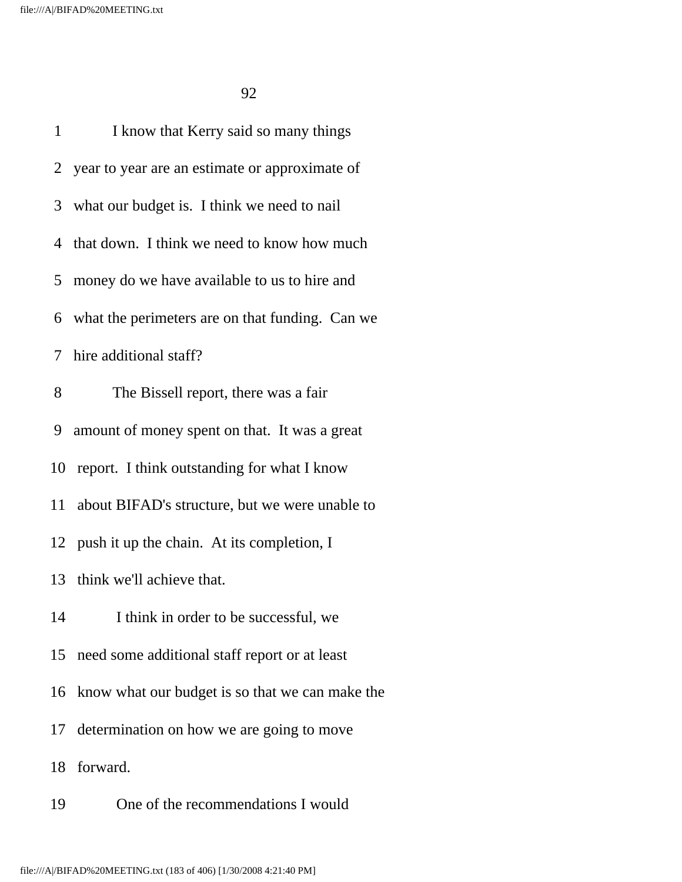1 I know that Kerry said so many things

2 year to year are an estimate or approximate of

3 what our budget is. I think we need to nail

4 that down. I think we need to know how much

5 money do we have available to us to hire and

6 what the perimeters are on that funding. Can we

7 hire additional staff?

8 The Bissell report, there was a fair

9 amount of money spent on that. It was a great

10 report. I think outstanding for what I know

11 about BIFAD's structure, but we were unable to

12 push it up the chain. At its completion, I

13 think we'll achieve that.

14 I think in order to be successful, we

15 need some additional staff report or at least

16 know what our budget is so that we can make the

17 determination on how we are going to move

18 forward.

19 One of the recommendations I would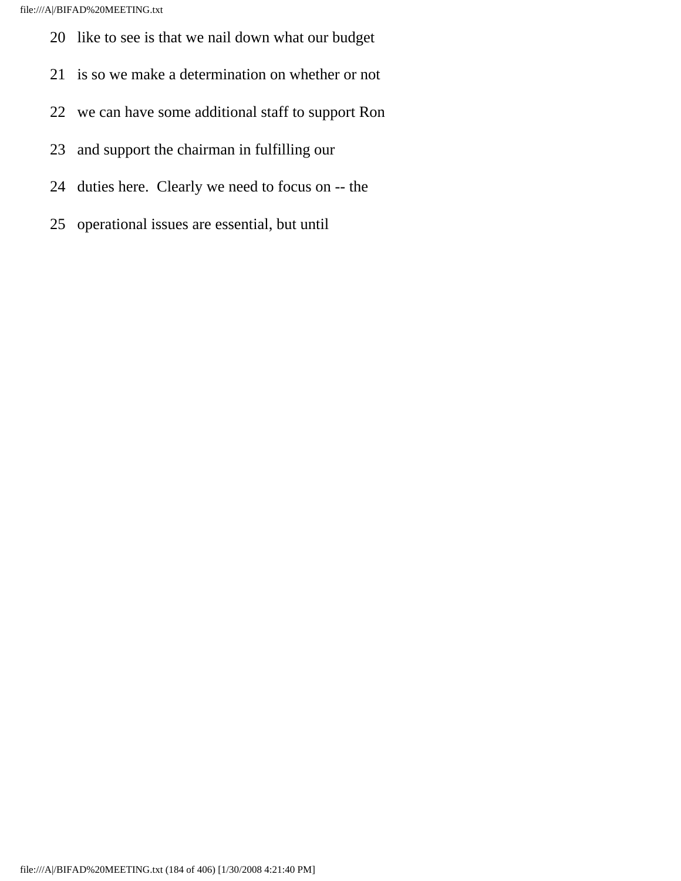20 like to see is that we nail down what our budget

21 is so we make a determination on whether or not

22 we can have some additional staff to support Ron

23 and support the chairman in fulfilling our

24 duties here. Clearly we need to focus on -- the

25 operational issues are essential, but until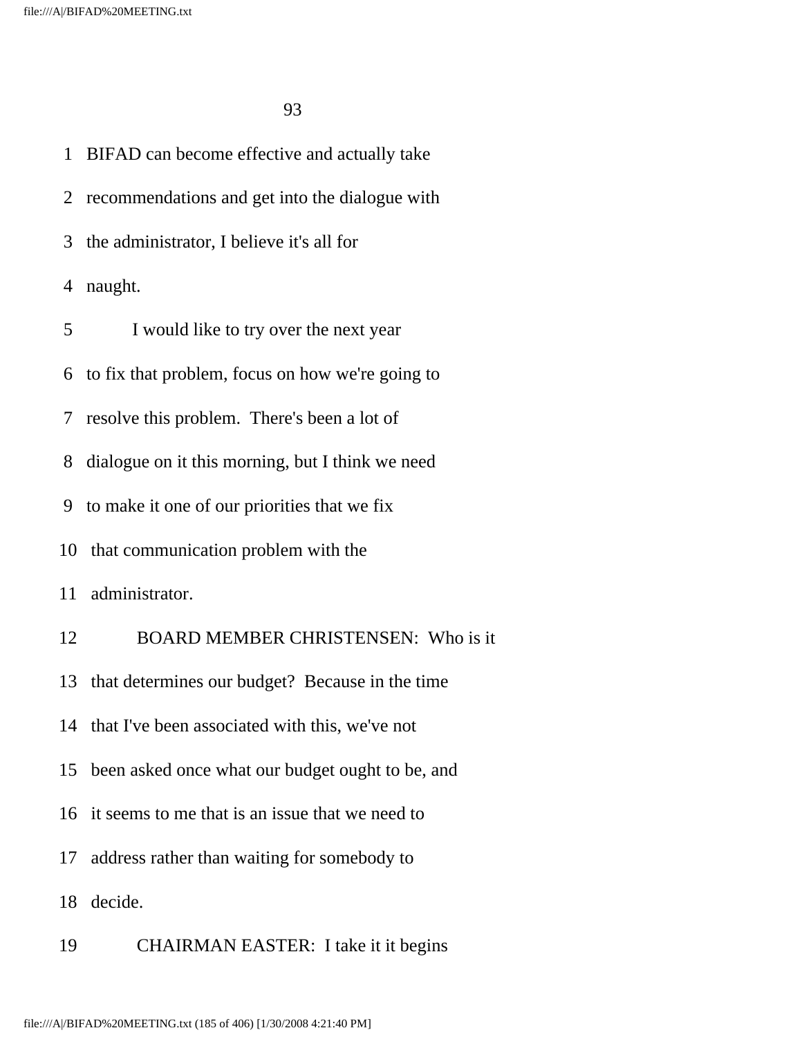BIFAD can become effective and actually take recommendations and get into the dialogue with the administrator, I believe it's all for naught.

I would like to try over the next year to fix that problem, focus on how we're going to resolve this problem. There's been a lot of dialogue on it this morning, but I think we need to make it one of our priorities that we fix that communication problem with the administrator.

BOARD MEMBER CHRISTENSEN: Who is it that determines our budget? Because in the time that I've been associated with this, we've not been asked once what our budget ought to be, and it seems to me that is an issue that we need to address rather than waiting for somebody to decide.

CHAIRMAN EASTER: I take it it begins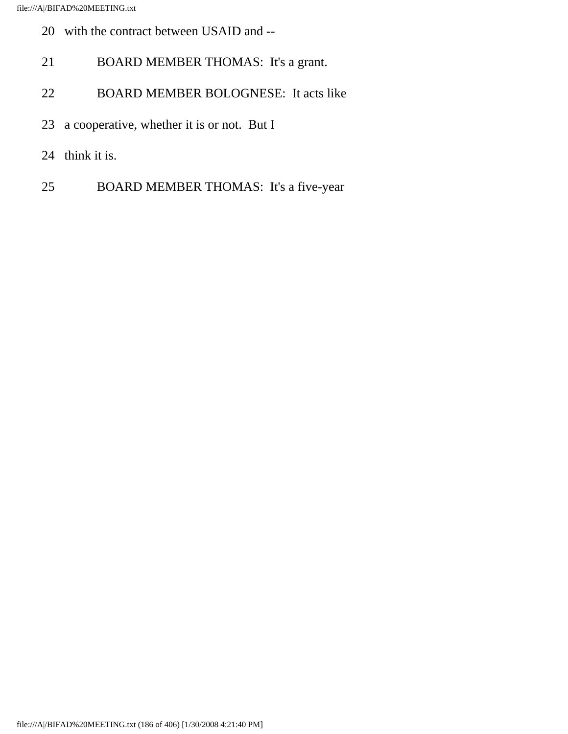20 with the contract between USAID and --

21 BOARD MEMBER THOMAS: It's a grant.

22 BOARD MEMBER BOLOGNESE: It acts like

23 a cooperative, whether it is or not. But I

24 think it is.

25 BOARD MEMBER THOMAS: It's a five-year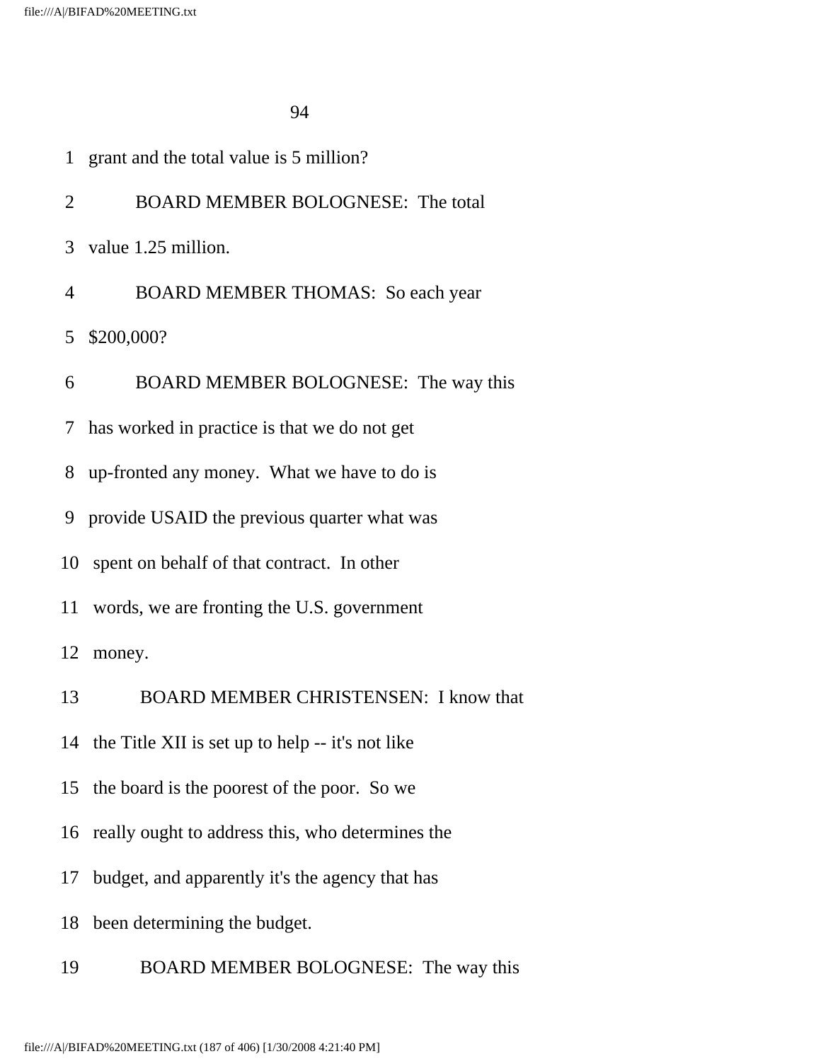1 grant and the total value is 5 million?

2 BOARD MEMBER BOLOGNESE: The total

3 value 1.25 million.

4 BOARD MEMBER THOMAS: So each year

5 $200,000?

6 BOARD MEMBER BOLOGNESE: The way this

7 has worked in practice is that we do not get

8 up-fronted any money. What we have to do is

9 provide USAID the previous quarter what was

10 spent on behalf of that contract. In other

11 words, we are fronting the U.S. government

12 money.

13 BOARD MEMBER CHRISTENSEN: I know that

14 the Title XII is set up to help -- it's not like

15 the board is the poorest of the poor. So we

16 really ought to address this, who determines the

17 budget, and apparently it's the agency that has

18 been determining the budget.

19 BOARD MEMBER BOLOGNESE: The way this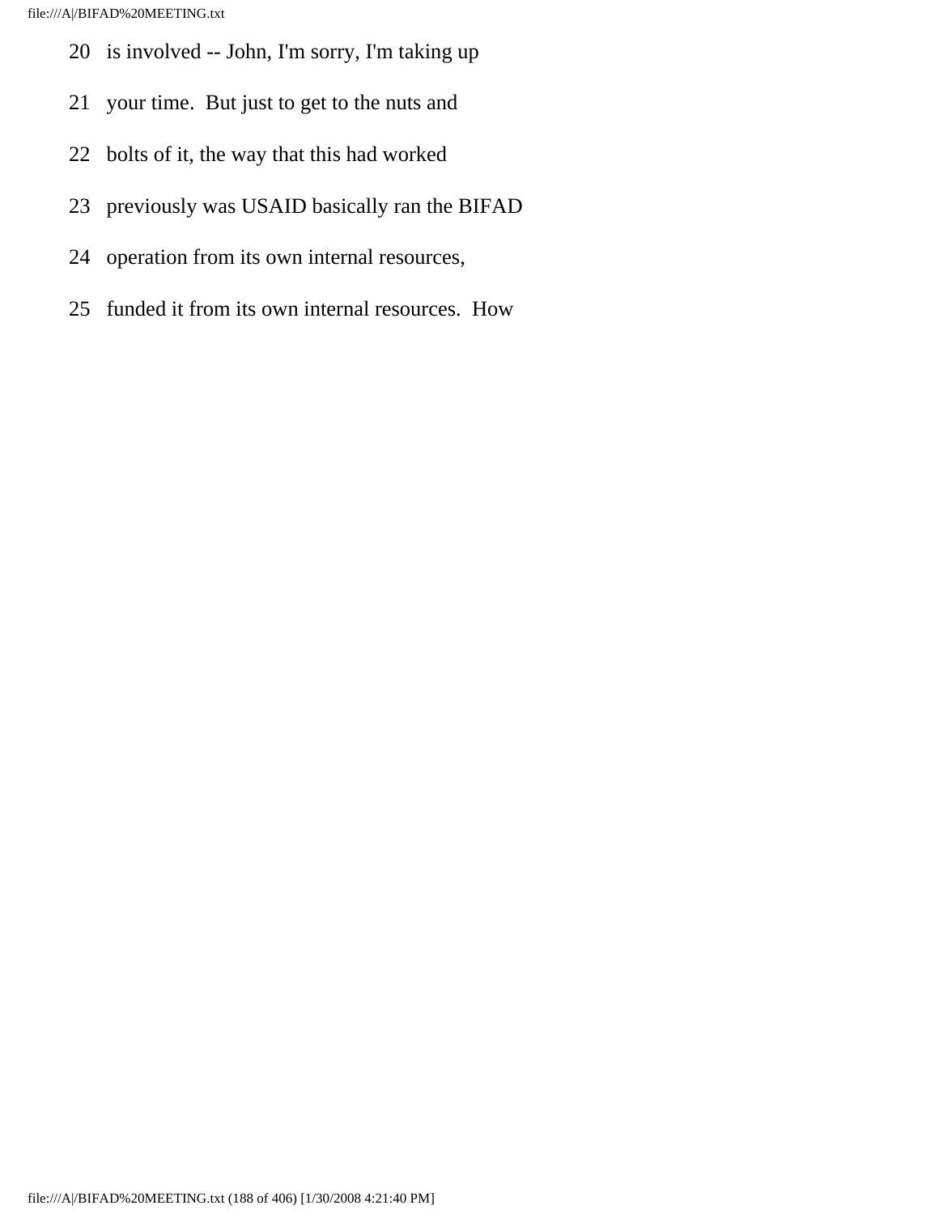20 is involved -- John, I'm sorry, I'm taking up

21 your time. But just to get to the nuts and

22 bolts of it, the way that this had worked

23 previously was USAID basically ran the BIFAD

24 operation from its own internal resources,

25 funded it from its own internal resources. How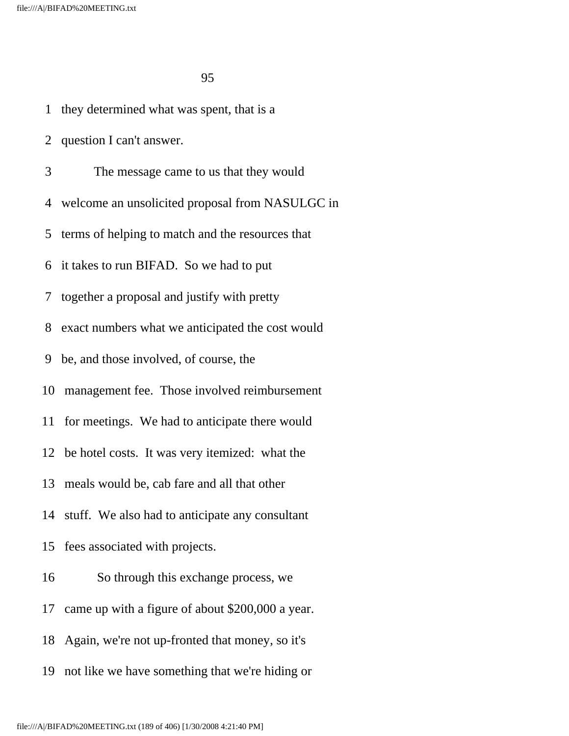1 they determined what was spent, that is a

2 question I can't answer.

3 The message came to us that they would

4 welcome an unsolicited proposal from NASULGC in

5 terms of helping to match and the resources that

6 it takes to run BIFAD. So we had to put

7 together a proposal and justify with pretty

8 exact numbers what we anticipated the cost would

9 be, and those involved, of course, the

10 management fee. Those involved reimbursement

11 for meetings. We had to anticipate there would

12 be hotel costs. It was very itemized: what the

13 meals would be, cab fare and all that other

14 stuff. We also had to anticipate any consultant

15 fees associated with projects.

16 So through this exchange process, we

17 came up with a figure of about $200,000 a year.

18 Again, we're not up-fronted that money, so it's

19 not like we have something that we're hiding or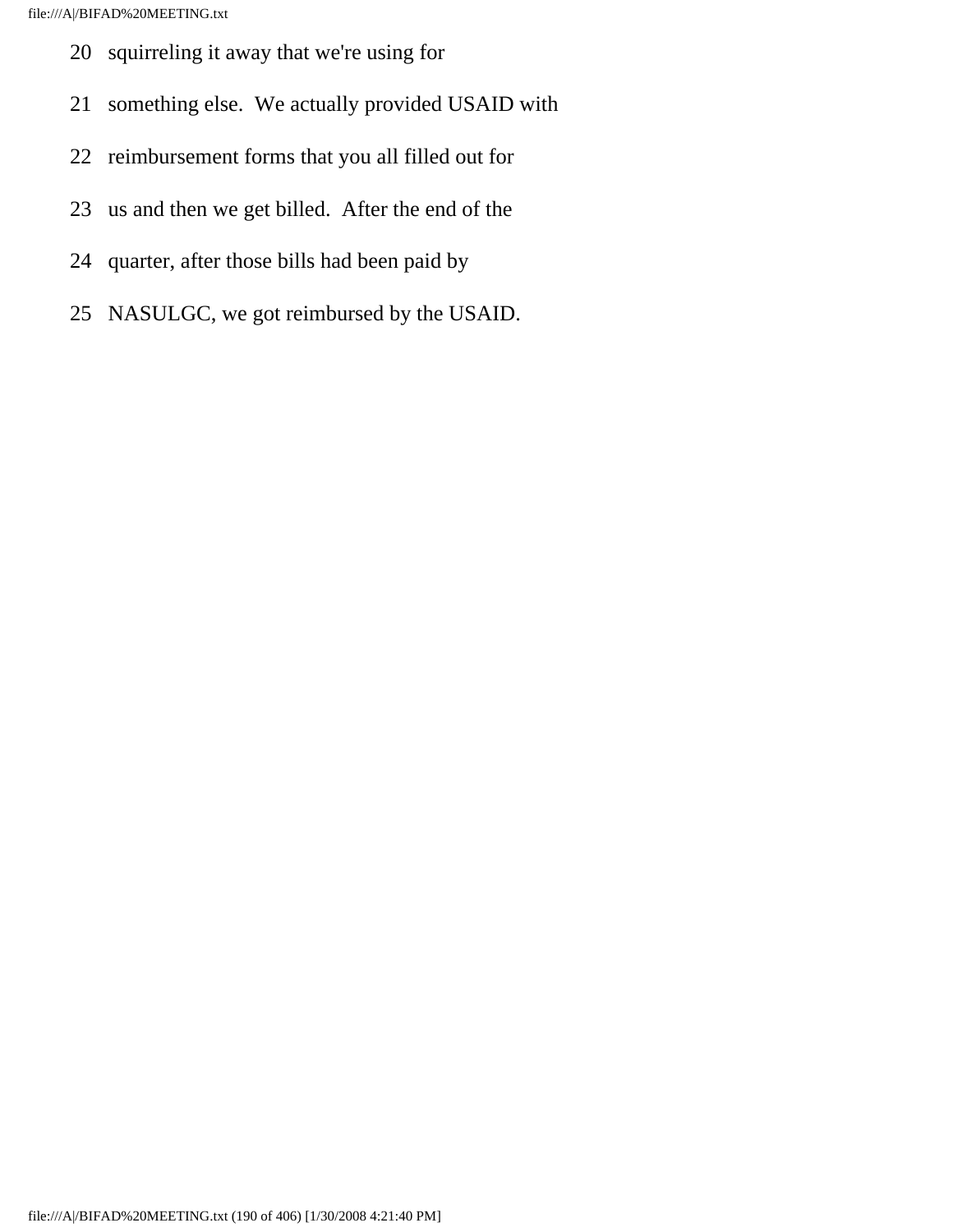20 squirreling it away that we're using for

21 something else. We actually provided USAID with

22 reimbursement forms that you all filled out for

23 us and then we get billed. After the end of the

24 quarter, after those bills had been paid by

25 NASULGC, we got reimbursed by the USAID.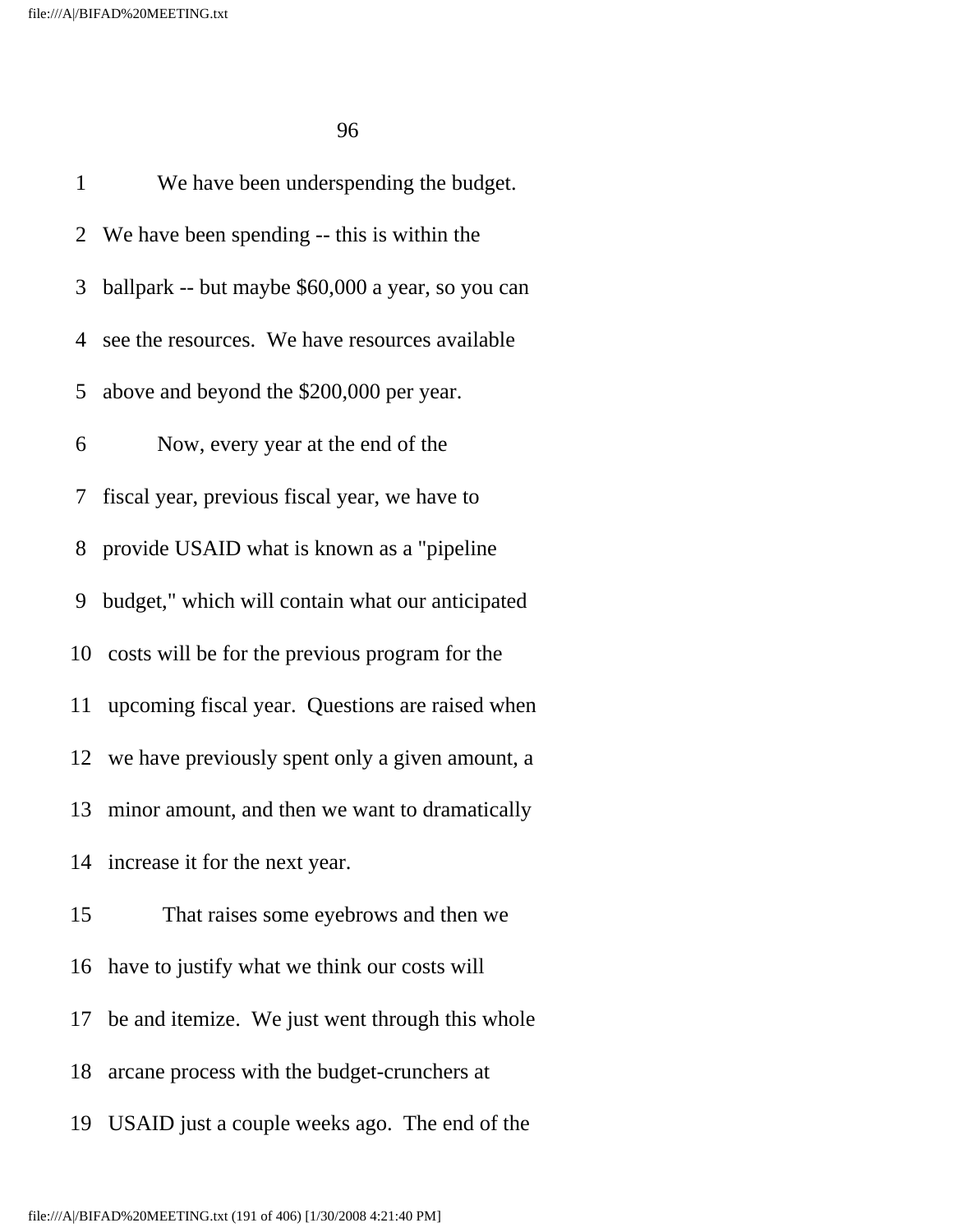1 We have been underspending the budget.

2 We have been spending -- this is within the

3 ballpark -- but maybe $60,000 a year, so you can

4 see the resources. We have resources available

5 above and beyond the $200,000 per year.

6 Now, every year at the end of the

7 fiscal year, previous fiscal year, we have to

8 provide USAID what is known as a "pipeline

9 budget," which will contain what our anticipated

10 costs will be for the previous program for the

11 upcoming fiscal year. Questions are raised when

12 we have previously spent only a given amount, a

13 minor amount, and then we want to dramatically

14 increase it for the next year.

15 That raises some eyebrows and then we

16 have to justify what we think our costs will

17 be and itemize. We just went through this whole

18 arcane process with the budget-crunchers at

19 USAID just a couple weeks ago. The end of the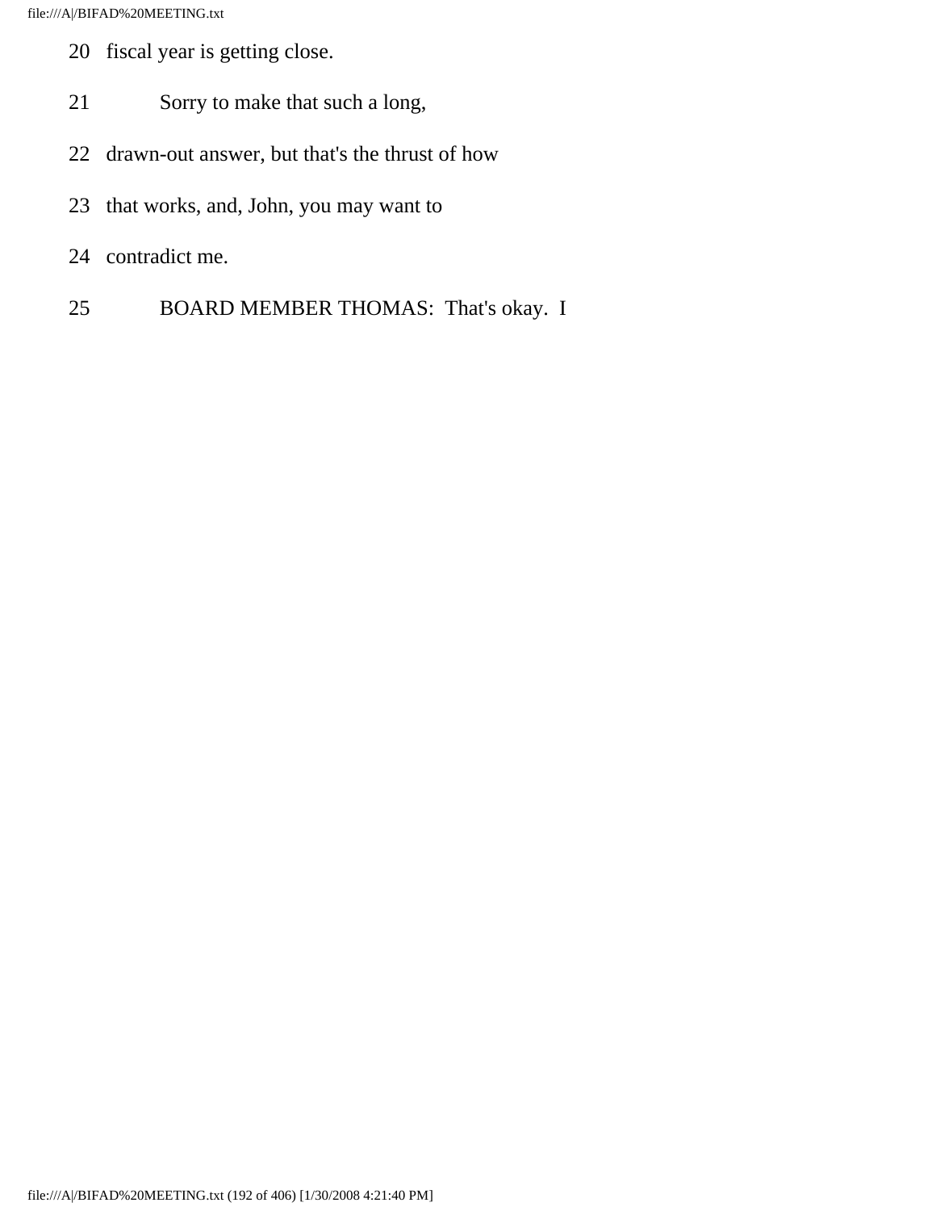20 fiscal year is getting close.

21 Sorry to make that such a long,

22 drawn-out answer, but that's the thrust of how

23 that works, and, John, you may want to

24 contradict me.

25 BOARD MEMBER THOMAS: That's okay. I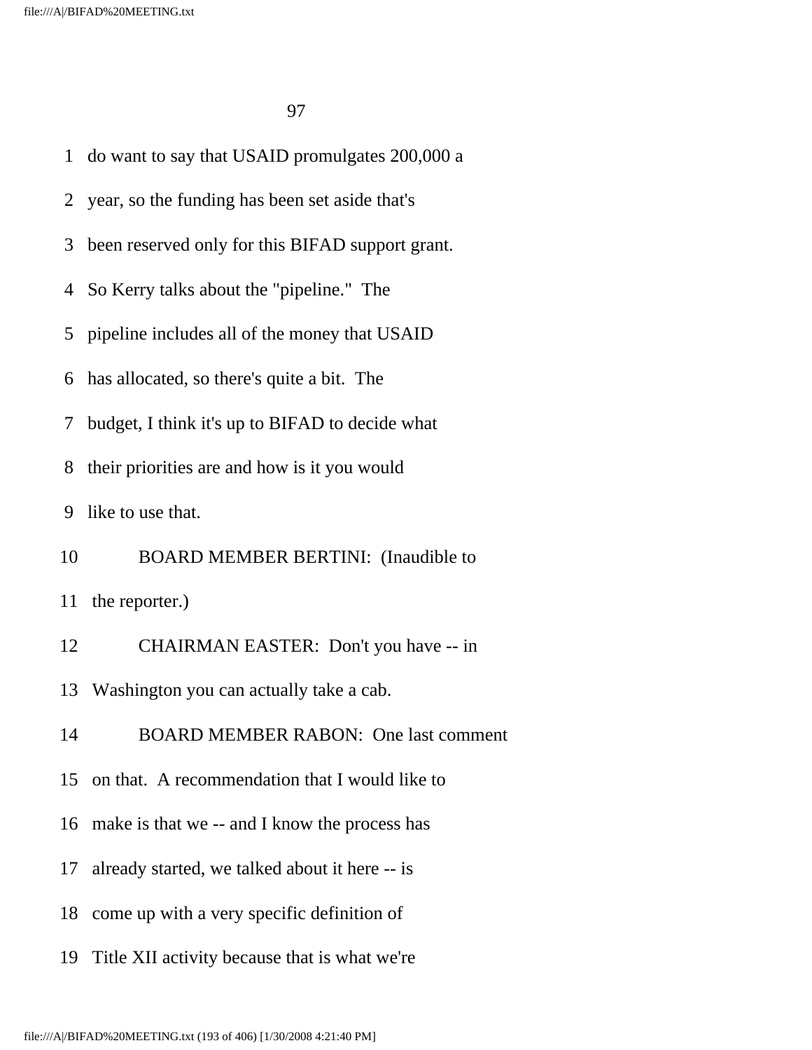1 do want to say that USAID promulgates 200,000 a

2 year, so the funding has been set aside that's

3 been reserved only for this BIFAD support grant.

4 So Kerry talks about the "pipeline." The

5 pipeline includes all of the money that USAID

6 has allocated, so there's quite a bit. The

7 budget, I think it's up to BIFAD to decide what

8 their priorities are and how is it you would

9 like to use that.

10 BOARD MEMBER BERTINI: (Inaudible to

11 the reporter.)

12 CHAIRMAN EASTER: Don't you have -- in

13 Washington you can actually take a cab.

14 BOARD MEMBER RABON: One last comment

15 on that. A recommendation that I would like to

16 make is that we -- and I know the process has

17 already started, we talked about it here -- is

18 come up with a very specific definition of

19 Title XII activity because that is what we're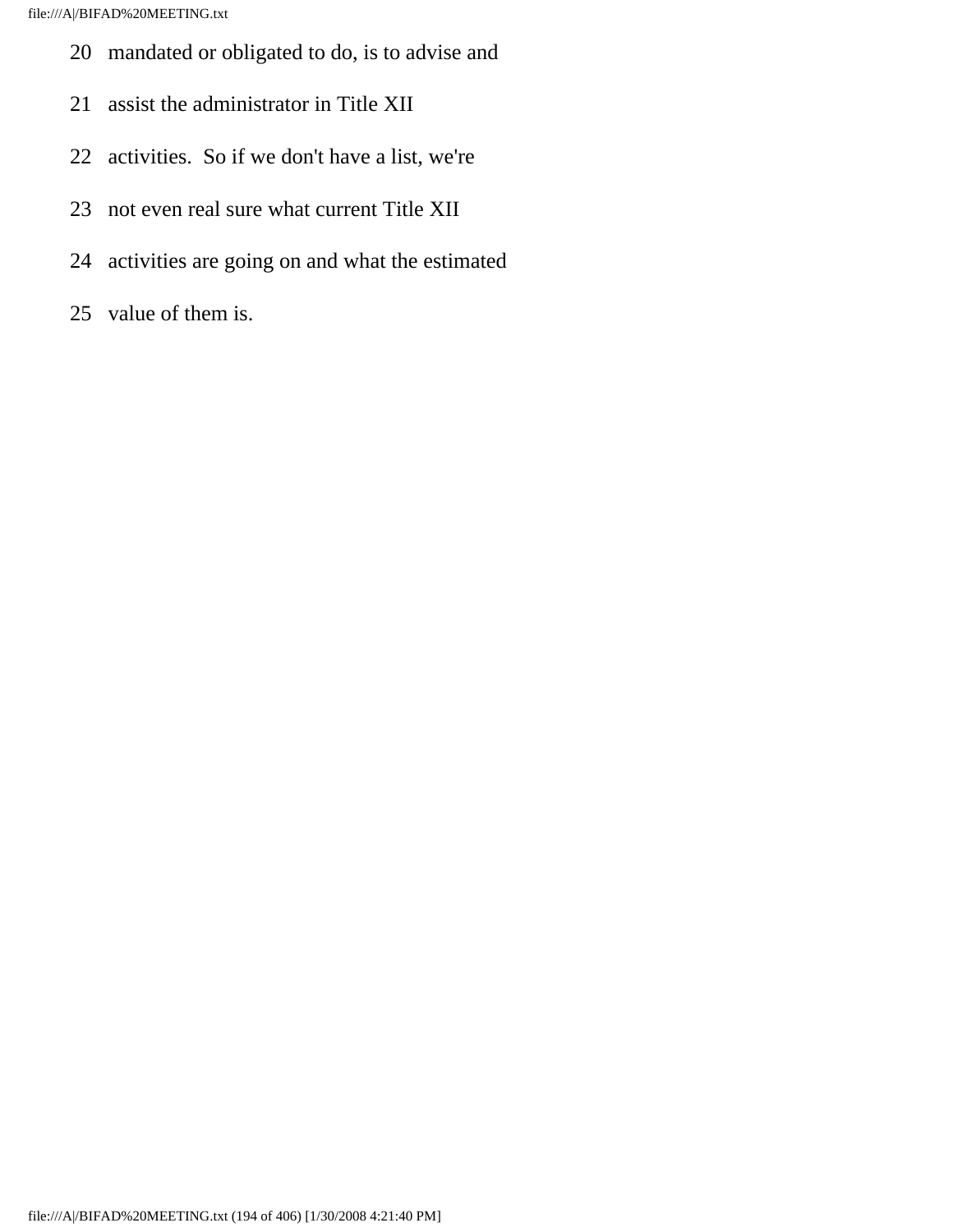20 mandated or obligated to do, is to advise and

21 assist the administrator in Title XII

22 activities. So if we don't have a list, we're

23 not even real sure what current Title XII

24 activities are going on and what the estimated

25 value of them is.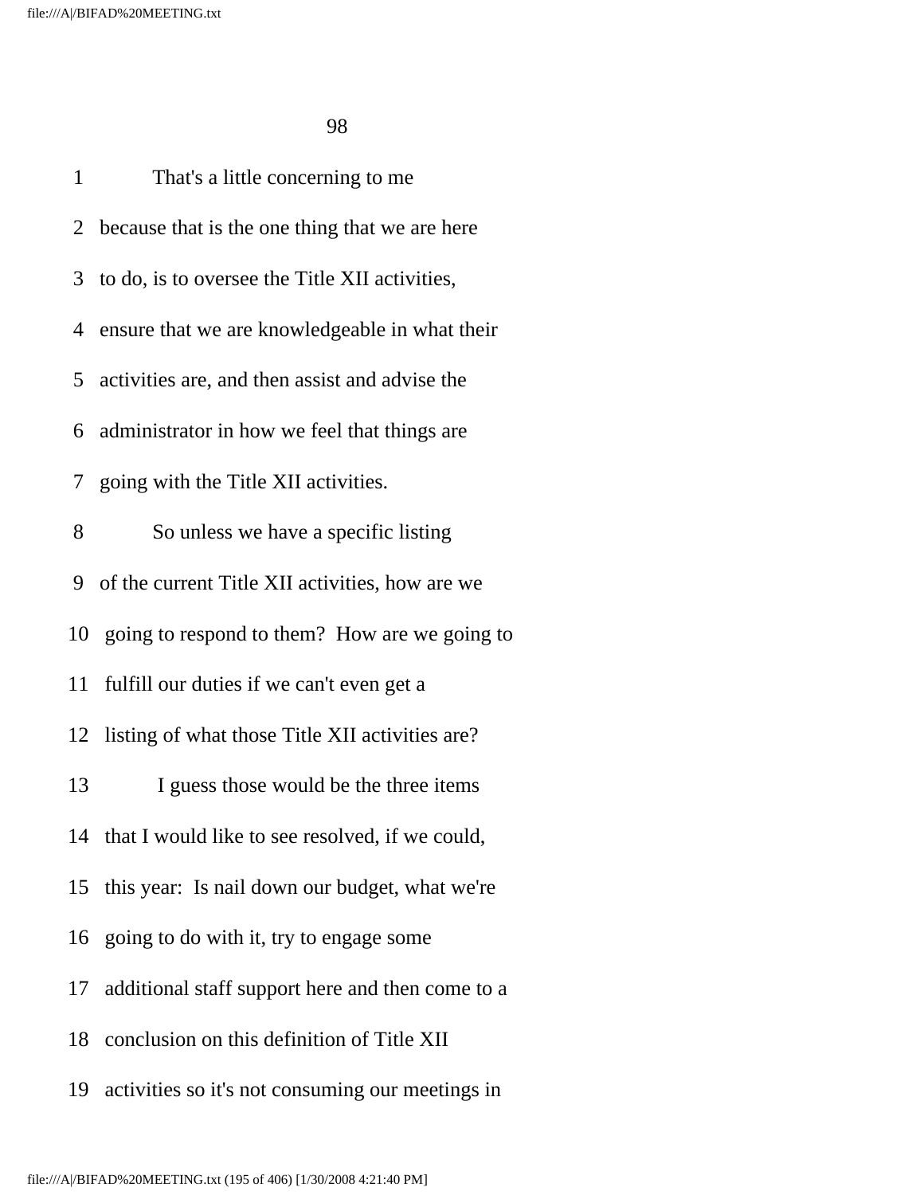That's a little concerning to me because that is the one thing that we are here to do, is to oversee the Title XII activities, ensure that we are knowledgeable in what their activities are, and then assist and advise the administrator in how we feel that things are going with the Title XII activities.

So unless we have a specific listing of the current Title XII activities, how are we going to respond to them? How are we going to fulfill our duties if we can't even get a listing of what those Title XII activities are?

I guess those would be the three items that I would like to see resolved, if we could, this year: Is nail down our budget, what we're going to do with it, try to engage some additional staff support here and then come to a conclusion on this definition of Title XII activities so it's not consuming our meetings in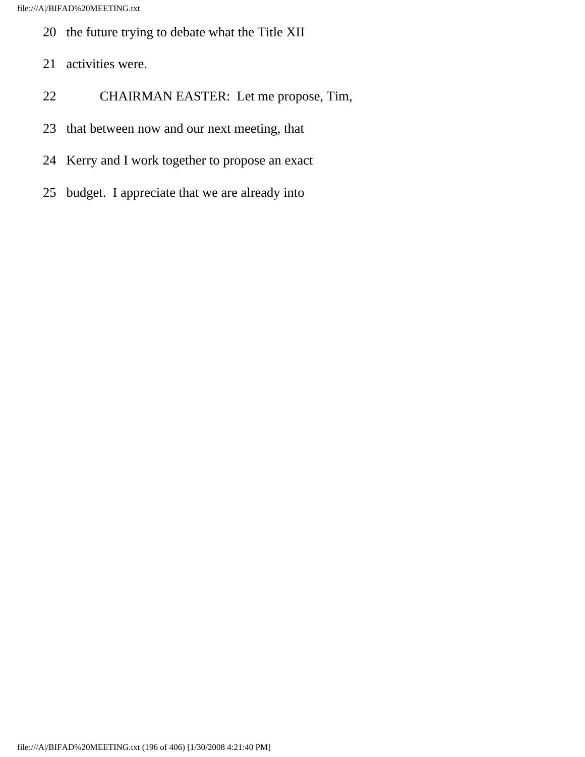20 the future trying to debate what the Title XII

21 activities were.

22 CHAIRMAN EASTER: Let me propose, Tim,

23 that between now and our next meeting, that

24 Kerry and I work together to propose an exact

25 budget. I appreciate that we are already into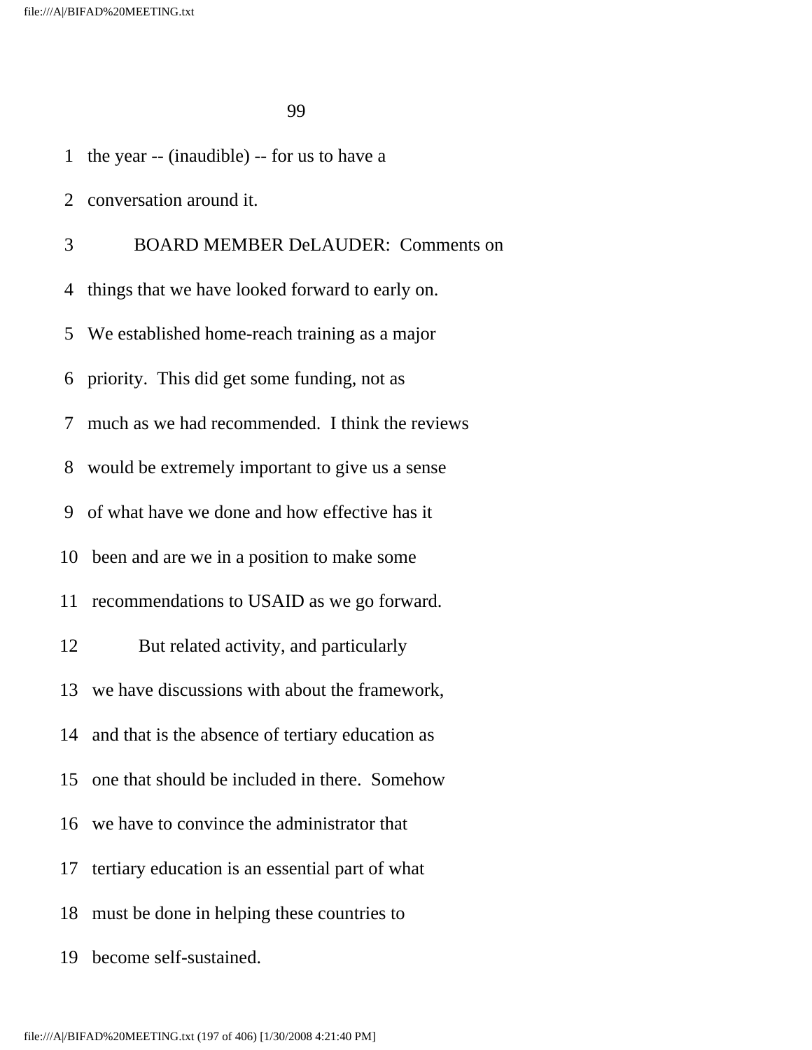1 the year -- (inaudible) -- for us to have a

2 conversation around it.

3 BOARD MEMBER DeLAUDER: Comments on

4 things that we have looked forward to early on.

5 We established home-reach training as a major

6 priority. This did get some funding, not as

7 much as we had recommended. I think the reviews

8 would be extremely important to give us a sense

9 of what have we done and how effective has it

10 been and are we in a position to make some

11 recommendations to USAID as we go forward.

12 But related activity, and particularly

13 we have discussions with about the framework,

14 and that is the absence of tertiary education as

15 one that should be included in there. Somehow

16 we have to convince the administrator that

17 tertiary education is an essential part of what

18 must be done in helping these countries to

19 become self-sustained.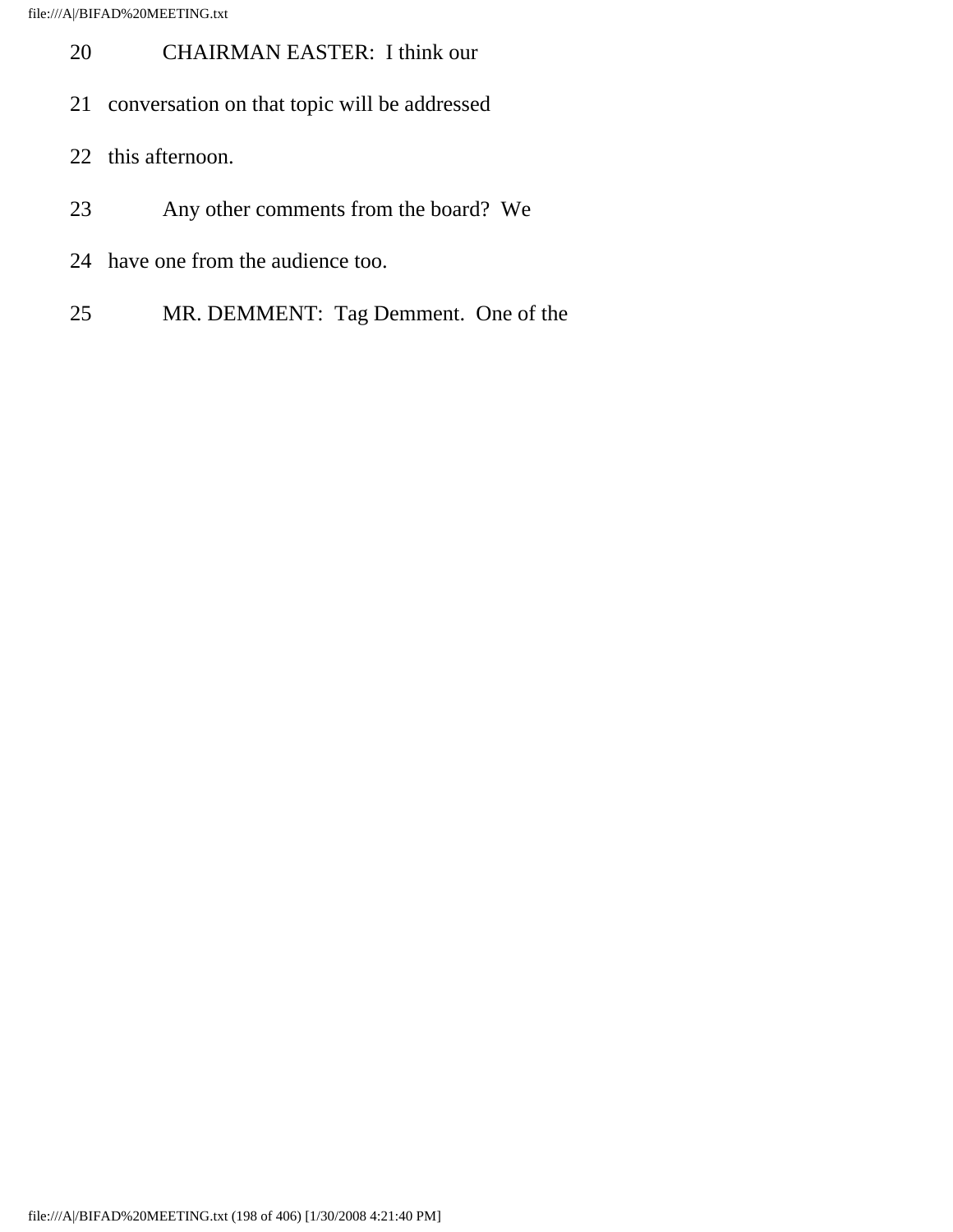20 CHAIRMAN EASTER: I think our

21 conversation on that topic will be addressed

22 this afternoon.

23 Any other comments from the board? We

24 have one from the audience too.

25 MR. DEMMENT: Tag Demment. One of the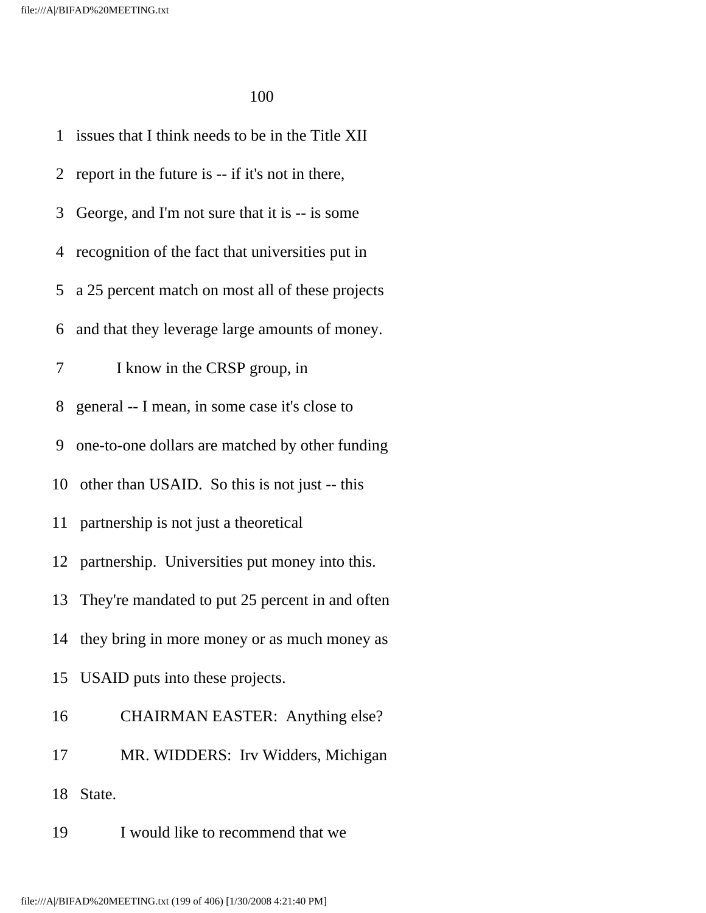issues that I think needs to be in the Title XII report in the future is -- if it's not in there, George, and I'm not sure that it is -- is some recognition of the fact that universities put in a 25 percent match on most all of these projects and that they leverage large amounts of money.

I know in the CRSP group, in general -- I mean, in some case it's close to one-to-one dollars are matched by other funding other than USAID. So this is not just -- this partnership is not just a theoretical partnership. Universities put money into this. They're mandated to put 25 percent in and often they bring in more money or as much money as USAID puts into these projects.

CHAIRMAN EASTER: Anything else?

MR. WIDDERS: Irv Widders, Michigan State.

I would like to recommend that we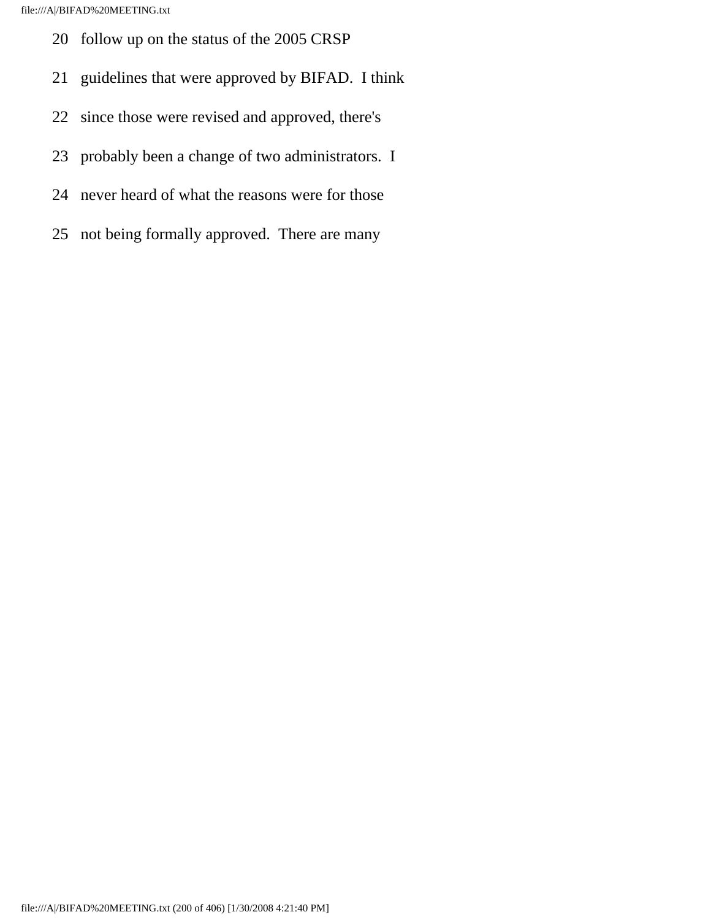20 follow up on the status of the 2005 CRSP

21 guidelines that were approved by BIFAD. I think

22 since those were revised and approved, there's

23 probably been a change of two administrators. I

24 never heard of what the reasons were for those

25 not being formally approved. There are many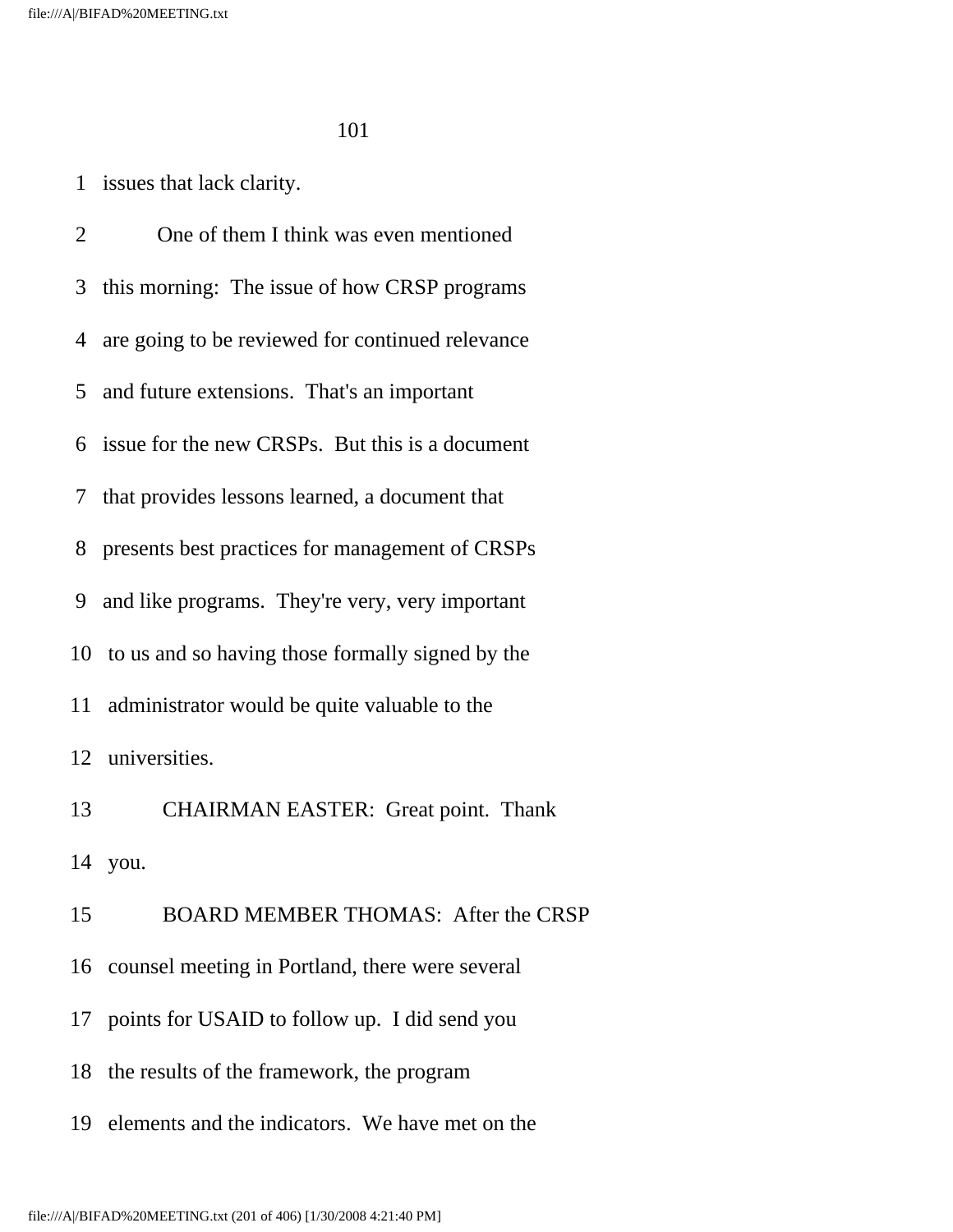1 issues that lack clarity.

2 One of them I think was even mentioned

3 this morning: The issue of how CRSP programs

4 are going to be reviewed for continued relevance

5 and future extensions. That's an important

6 issue for the new CRSPs. But this is a document

7 that provides lessons learned, a document that

8 presents best practices for management of CRSPs

9 and like programs. They're very, very important

10 to us and so having those formally signed by the

11 administrator would be quite valuable to the

12 universities.

13 CHAIRMAN EASTER: Great point. Thank

14 you.

15 BOARD MEMBER THOMAS: After the CRSP

16 counsel meeting in Portland, there were several

17 points for USAID to follow up. I did send you

18 the results of the framework, the program

19 elements and the indicators. We have met on the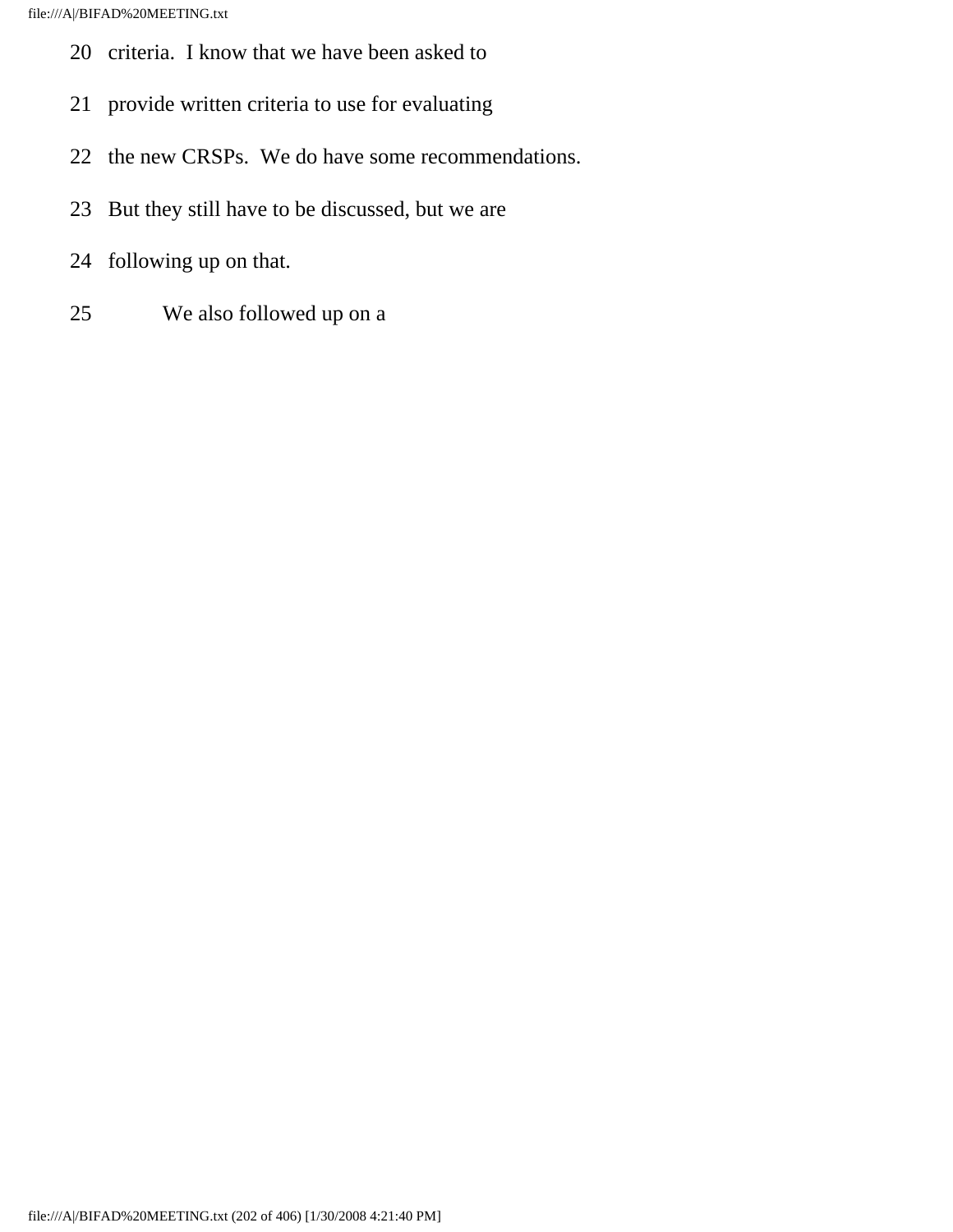20 criteria. I know that we have been asked to

21 provide written criteria to use for evaluating

22 the new CRSPs. We do have some recommendations.

23 But they still have to be discussed, but we are

24 following up on that.

25 We also followed up on a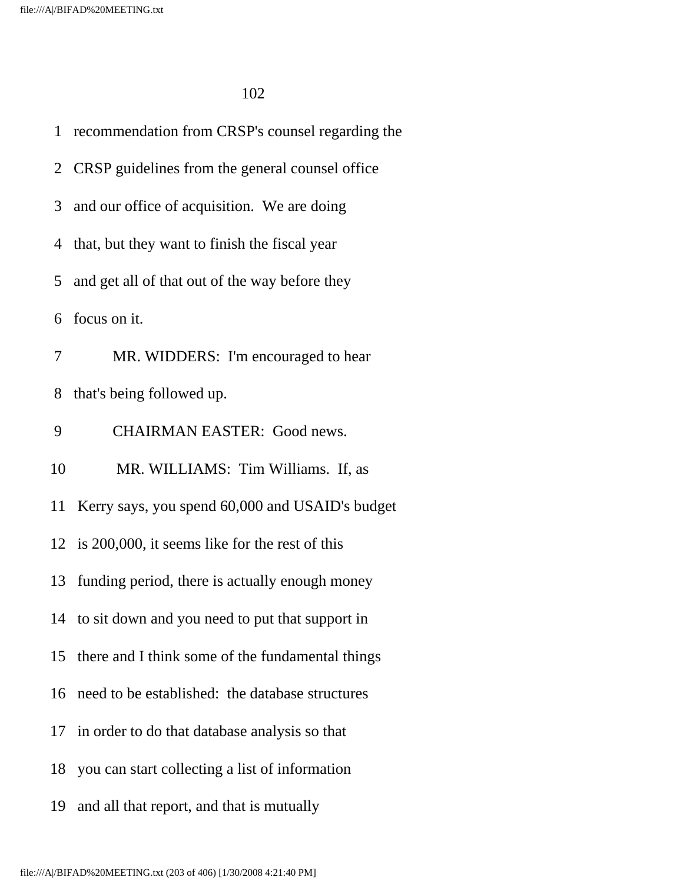1 recommendation from CRSP's counsel regarding the

2 CRSP guidelines from the general counsel office

3 and our office of acquisition. We are doing

4 that, but they want to finish the fiscal year

5 and get all of that out of the way before they

6 focus on it.

7 MR. WIDDERS: I'm encouraged to hear

8 that's being followed up.

9 CHAIRMAN EASTER: Good news.

10 MR. WILLIAMS: Tim Williams. If, as

11 Kerry says, you spend 60,000 and USAID's budget

12 is 200,000, it seems like for the rest of this

13 funding period, there is actually enough money

14 to sit down and you need to put that support in

15 there and I think some of the fundamental things

16 need to be established: the database structures

17 in order to do that database analysis so that

18 you can start collecting a list of information

19 and all that report, and that is mutually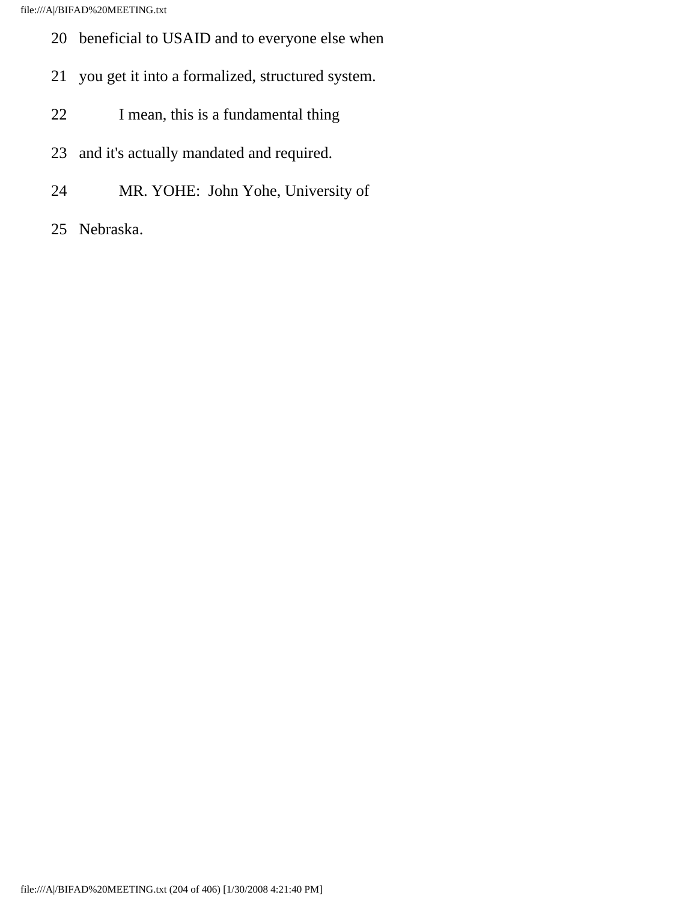20 beneficial to USAID and to everyone else when

21 you get it into a formalized, structured system.

22 I mean, this is a fundamental thing

23 and it's actually mandated and required.

24 MR. YOHE: John Yohe, University of

25 Nebraska.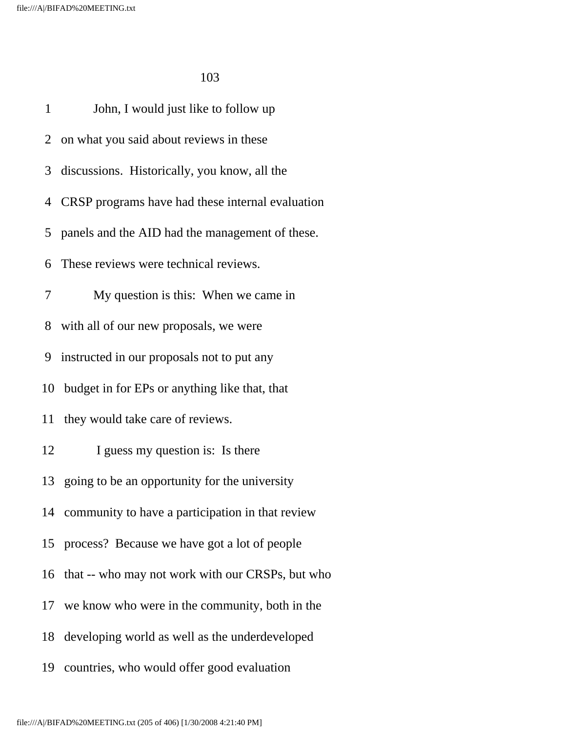John, I would just like to follow up on what you said about reviews in these discussions. Historically, you know, all the CRSP programs have had these internal evaluation panels and the AID had the management of these. These reviews were technical reviews.

My question is this: When we came in with all of our new proposals, we were instructed in our proposals not to put any budget in for EPs or anything like that, that they would take care of reviews.

I guess my question is: Is there going to be an opportunity for the university community to have a participation in that review process? Because we have got a lot of people that -- who may not work with our CRSPs, but who we know who were in the community, both in the developing world as well as the underdeveloped countries, who would offer good evaluation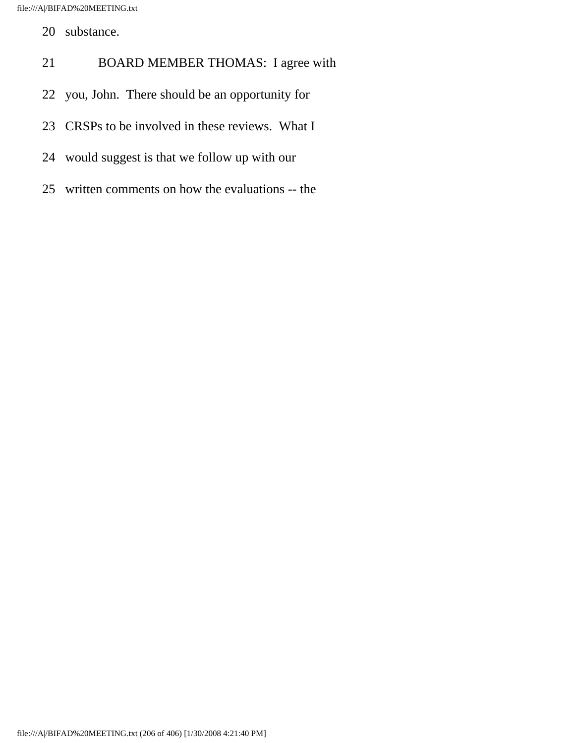20 substance.

21 BOARD MEMBER THOMAS: I agree with

22 you, John. There should be an opportunity for

23 CRSPs to be involved in these reviews. What I

24 would suggest is that we follow up with our

25 written comments on how the evaluations -- the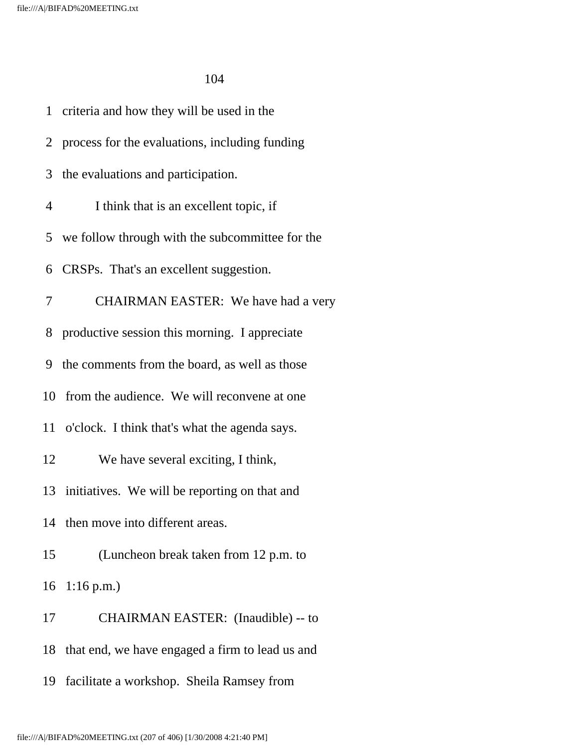1 criteria and how they will be used in the

2 process for the evaluations, including funding

3 the evaluations and participation.

4 I think that is an excellent topic, if

5 we follow through with the subcommittee for the

6 CRSPs. That's an excellent suggestion.

7 CHAIRMAN EASTER: We have had a very

8 productive session this morning. I appreciate

9 the comments from the board, as well as those

10 from the audience. We will reconvene at one

11 o'clock. I think that's what the agenda says.

12 We have several exciting, I think,

13 initiatives. We will be reporting on that and

14 then move into different areas.

15 (Luncheon break taken from 12 p.m. to

16 1:16 p.m.)

17 CHAIRMAN EASTER: (Inaudible) -- to

18 that end, we have engaged a firm to lead us and

19 facilitate a workshop. Sheila Ramsey from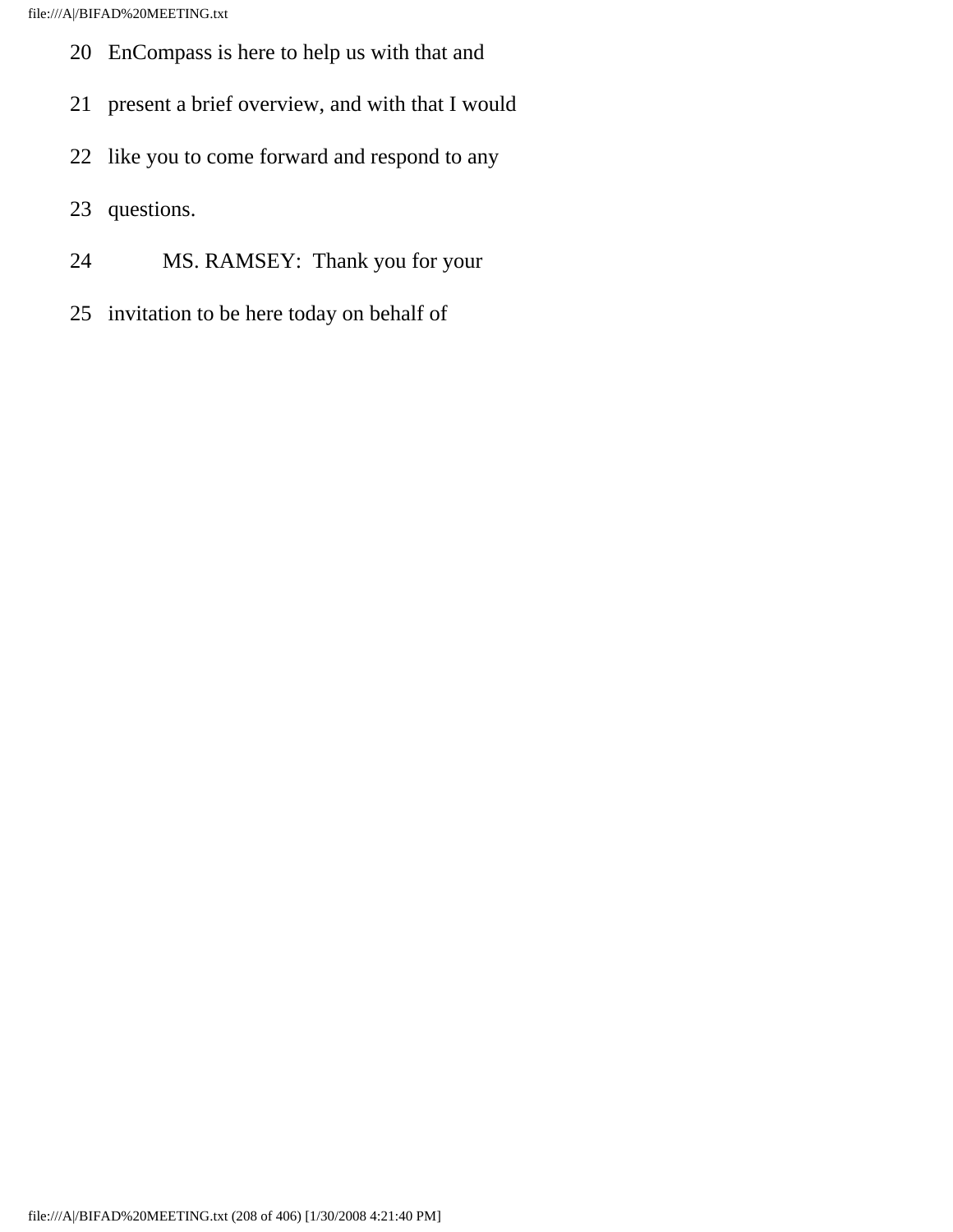20 EnCompass is here to help us with that and

21 present a brief overview, and with that I would

22 like you to come forward and respond to any

23 questions.

24 MS. RAMSEY: Thank you for your

25 invitation to be here today on behalf of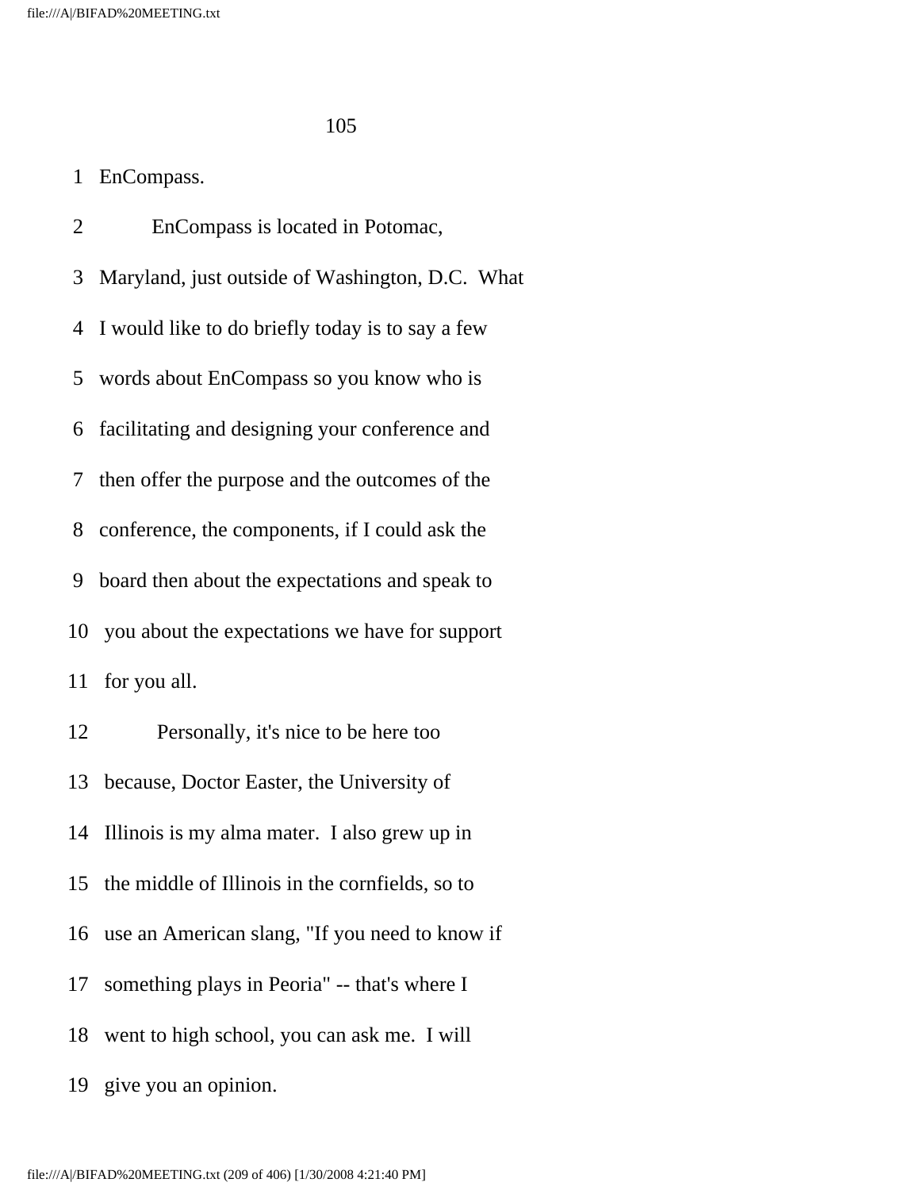1 EnCompass.

2 EnCompass is located in Potomac,

3 Maryland, just outside of Washington, D.C. What

4 I would like to do briefly today is to say a few

5 words about EnCompass so you know who is

6 facilitating and designing your conference and

7 then offer the purpose and the outcomes of the

8 conference, the components, if I could ask the

9 board then about the expectations and speak to

10 you about the expectations we have for support

11 for you all.

12 Personally, it's nice to be here too

13 because, Doctor Easter, the University of

14 Illinois is my alma mater. I also grew up in

15 the middle of Illinois in the cornfields, so to

16 use an American slang, "If you need to know if

17 something plays in Peoria" -- that's where I

18 went to high school, you can ask me. I will

19 give you an opinion.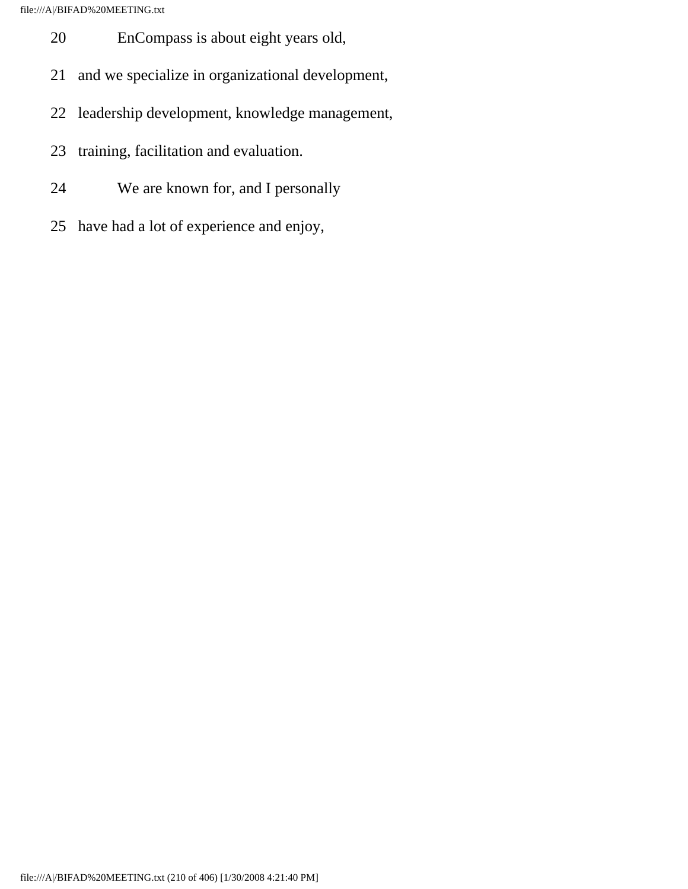20 EnCompass is about eight years old,

21 and we specialize in organizational development,

22 leadership development, knowledge management,

23 training, facilitation and evaluation.

24 We are known for, and I personally

25 have had a lot of experience and enjoy,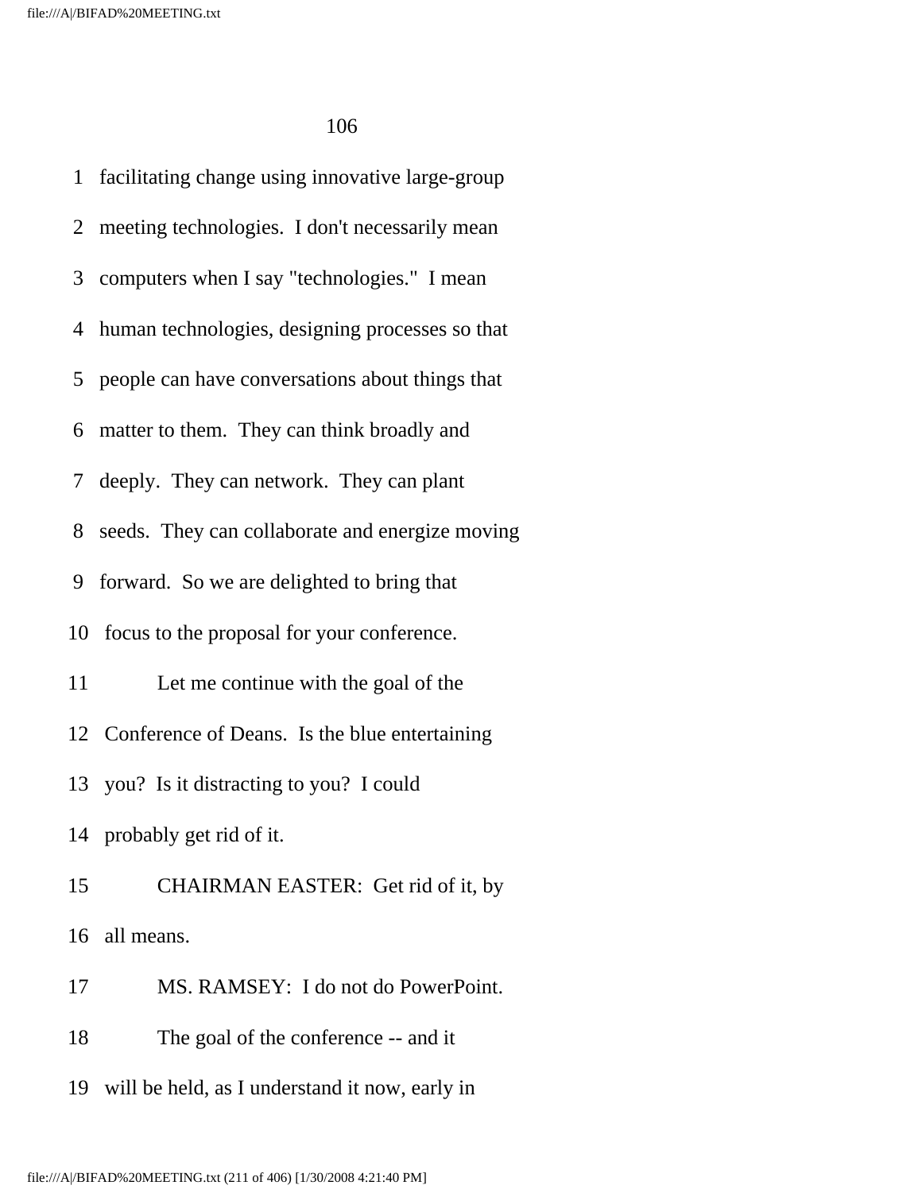1 facilitating change using innovative large-group

2 meeting technologies. I don't necessarily mean

3 computers when I say "technologies." I mean

4 human technologies, designing processes so that

5 people can have conversations about things that

6 matter to them. They can think broadly and

7 deeply. They can network. They can plant

8 seeds. They can collaborate and energize moving

9 forward. So we are delighted to bring that

10 focus to the proposal for your conference.

11 Let me continue with the goal of the

12 Conference of Deans. Is the blue entertaining

13 you? Is it distracting to you? I could

14 probably get rid of it.

15 CHAIRMAN EASTER: Get rid of it, by

16 all means.

17 MS. RAMSEY: I do not do PowerPoint.

18 The goal of the conference -- and it

19 will be held, as I understand it now, early in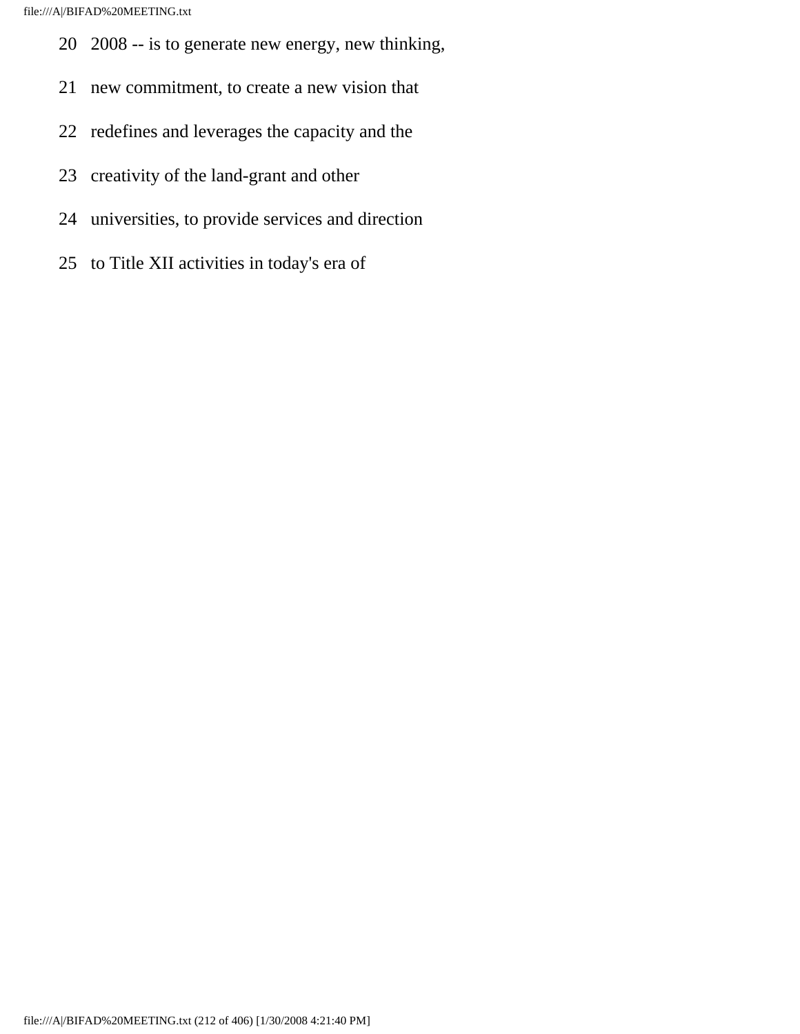20 2008 -- is to generate new energy, new thinking,

21 new commitment, to create a new vision that

22 redefines and leverages the capacity and the

23 creativity of the land-grant and other

24 universities, to provide services and direction

25 to Title XII activities in today's era of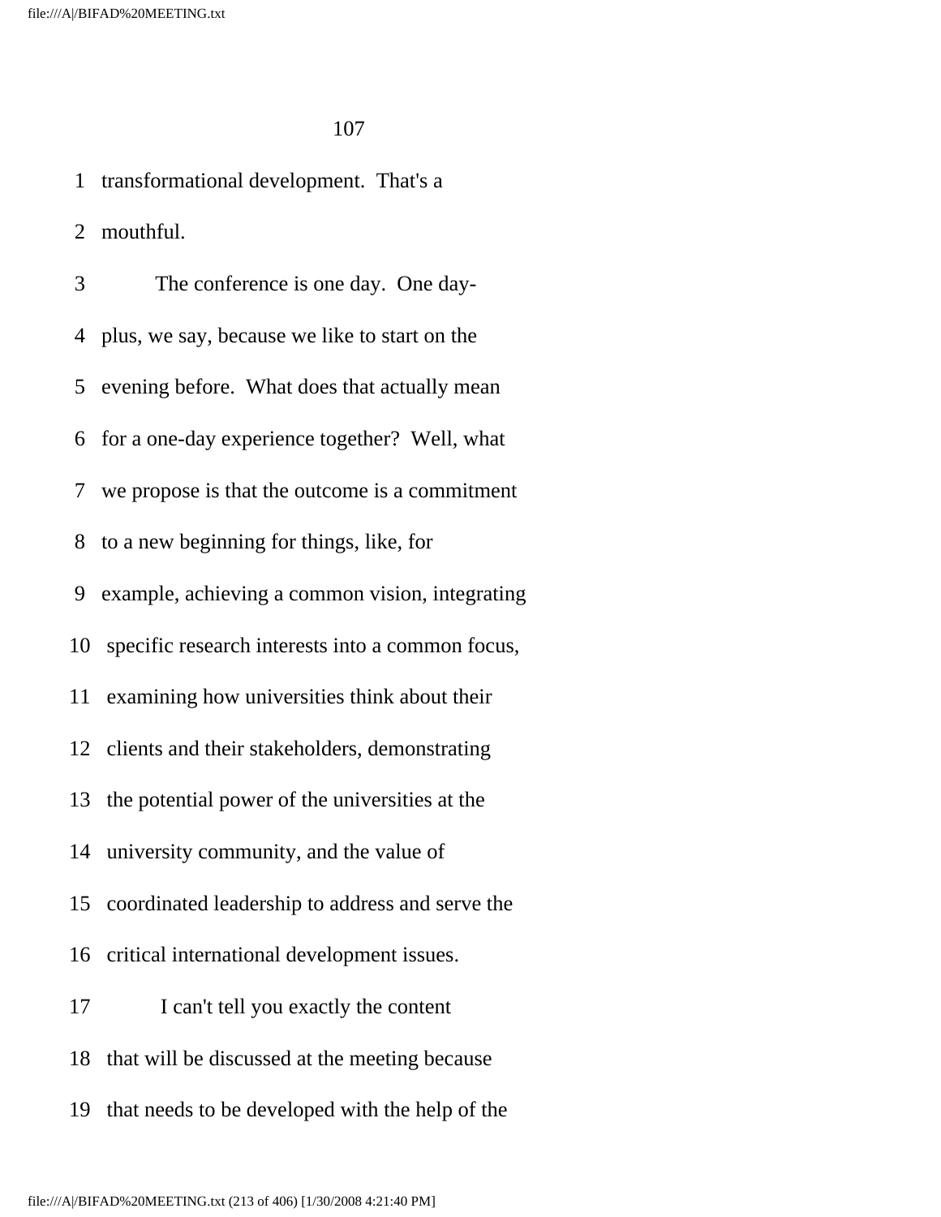1 transformational development. That's a

2 mouthful.

3 The conference is one day. One day-

4 plus, we say, because we like to start on the

5 evening before. What does that actually mean

6 for a one-day experience together? Well, what

7 we propose is that the outcome is a commitment

8 to a new beginning for things, like, for

9 example, achieving a common vision, integrating

10 specific research interests into a common focus,

11 examining how universities think about their

12 clients and their stakeholders, demonstrating

13 the potential power of the universities at the

14 university community, and the value of

15 coordinated leadership to address and serve the

16 critical international development issues.

17 I can't tell you exactly the content

18 that will be discussed at the meeting because

19 that needs to be developed with the help of the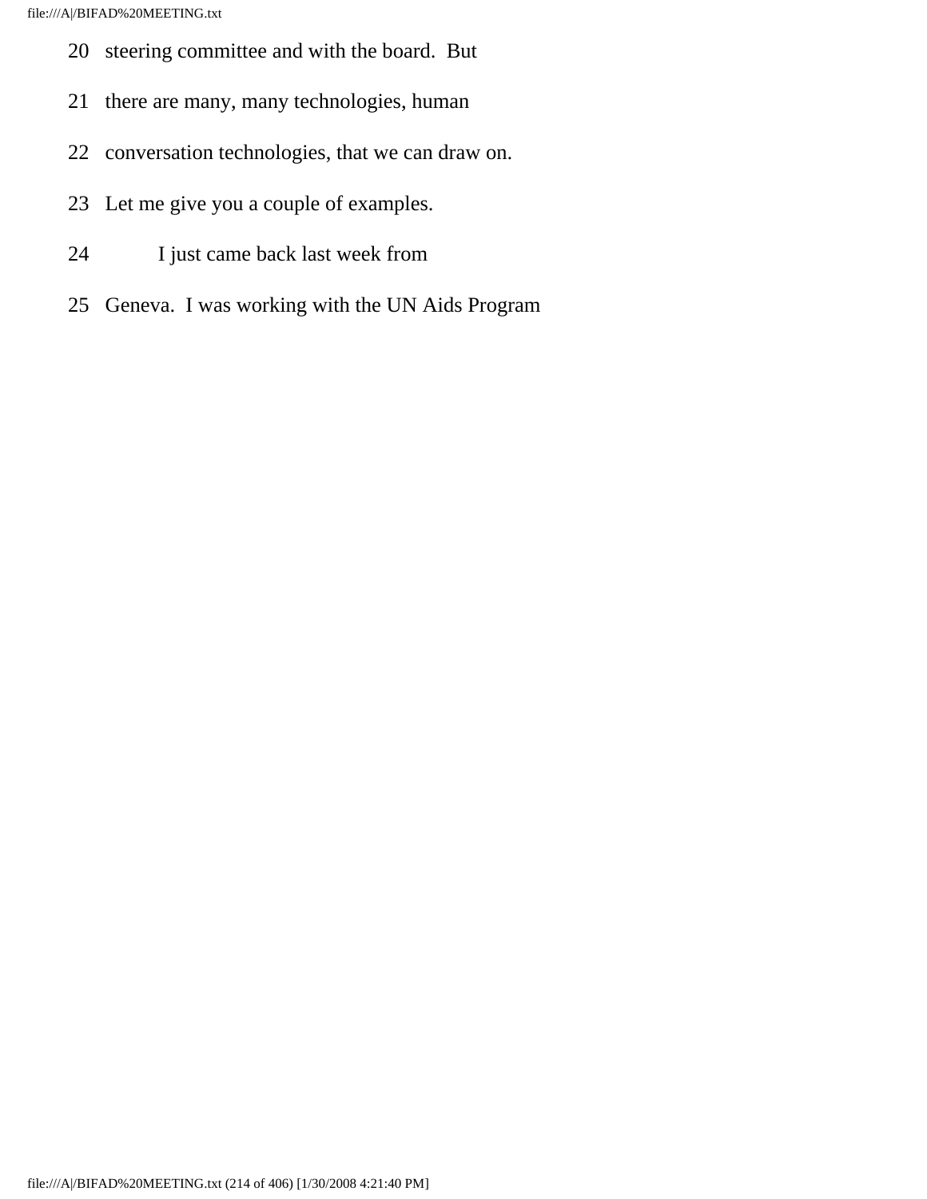20 steering committee and with the board. But

21 there are many, many technologies, human

22 conversation technologies, that we can draw on.

23 Let me give you a couple of examples.

24 I just came back last week from

25 Geneva. I was working with the UN Aids Program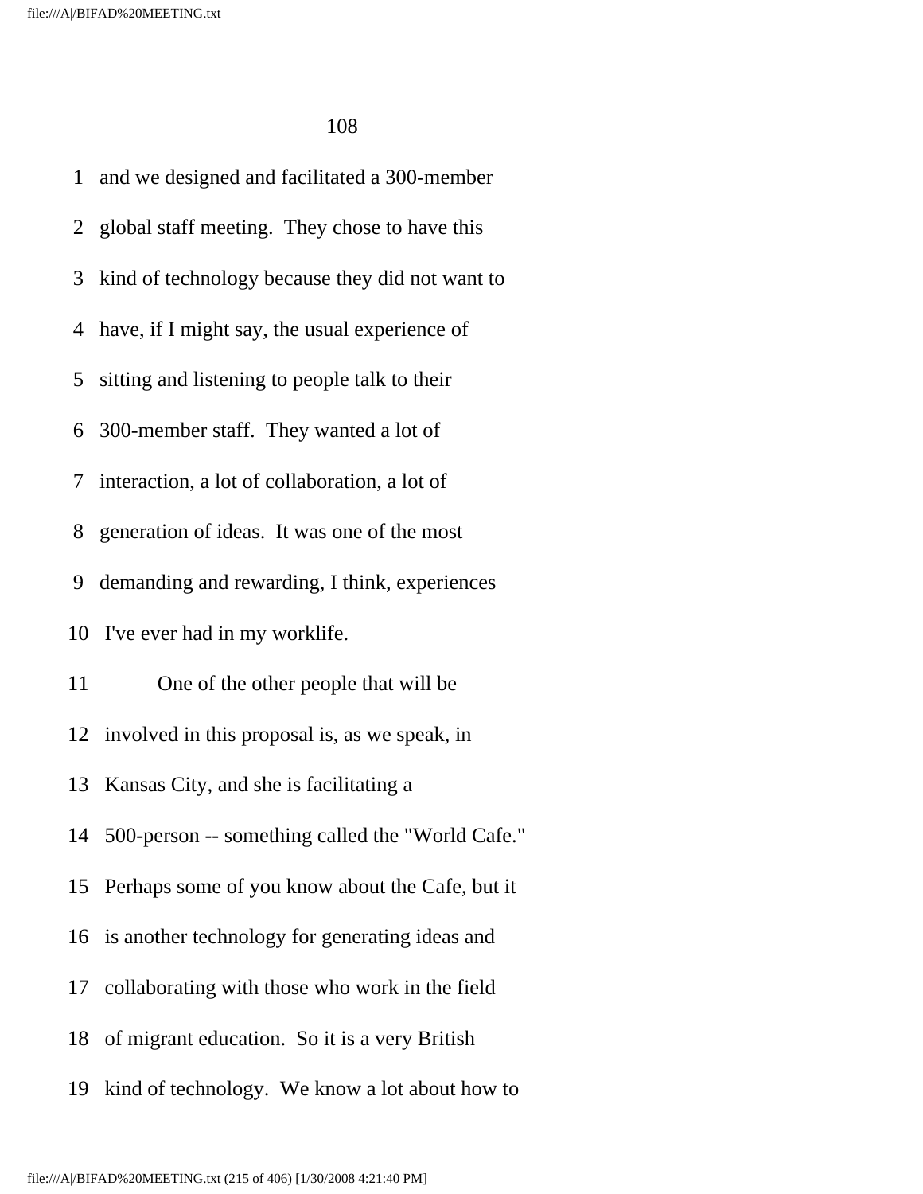1 and we designed and facilitated a 300-member

2 global staff meeting. They chose to have this

3 kind of technology because they did not want to

4 have, if I might say, the usual experience of

5 sitting and listening to people talk to their

6 300-member staff. They wanted a lot of

7 interaction, a lot of collaboration, a lot of

8 generation of ideas. It was one of the most

9 demanding and rewarding, I think, experiences

10 I've ever had in my worklife.

11 One of the other people that will be

12 involved in this proposal is, as we speak, in

13 Kansas City, and she is facilitating a

14 500-person -- something called the "World Cafe."

15 Perhaps some of you know about the Cafe, but it

16 is another technology for generating ideas and

17 collaborating with those who work in the field

18 of migrant education. So it is a very British

19 kind of technology. We know a lot about how to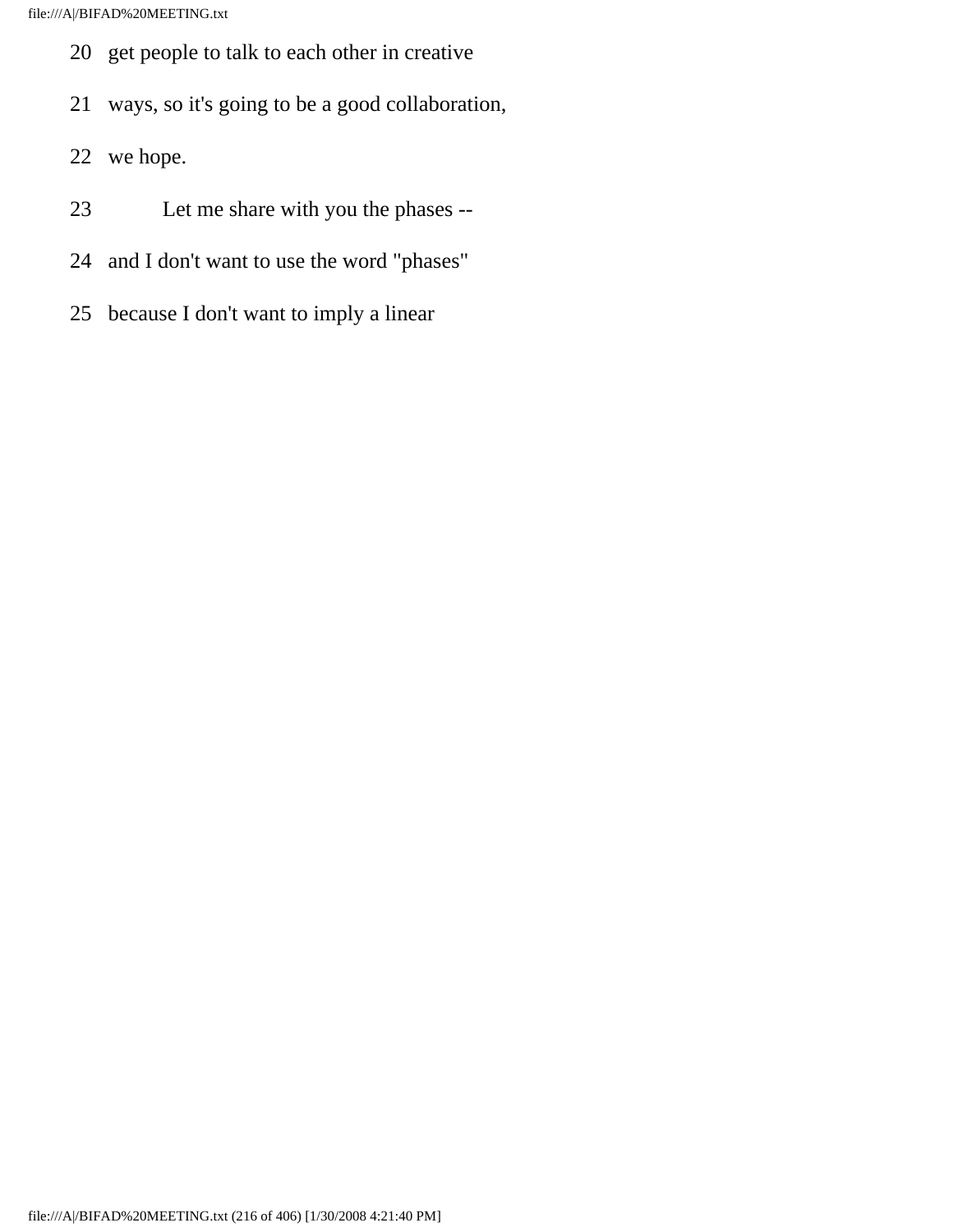20 get people to talk to each other in creative

21 ways, so it's going to be a good collaboration,

22 we hope.

23 Let me share with you the phases --

24 and I don't want to use the word "phases"

25 because I don't want to imply a linear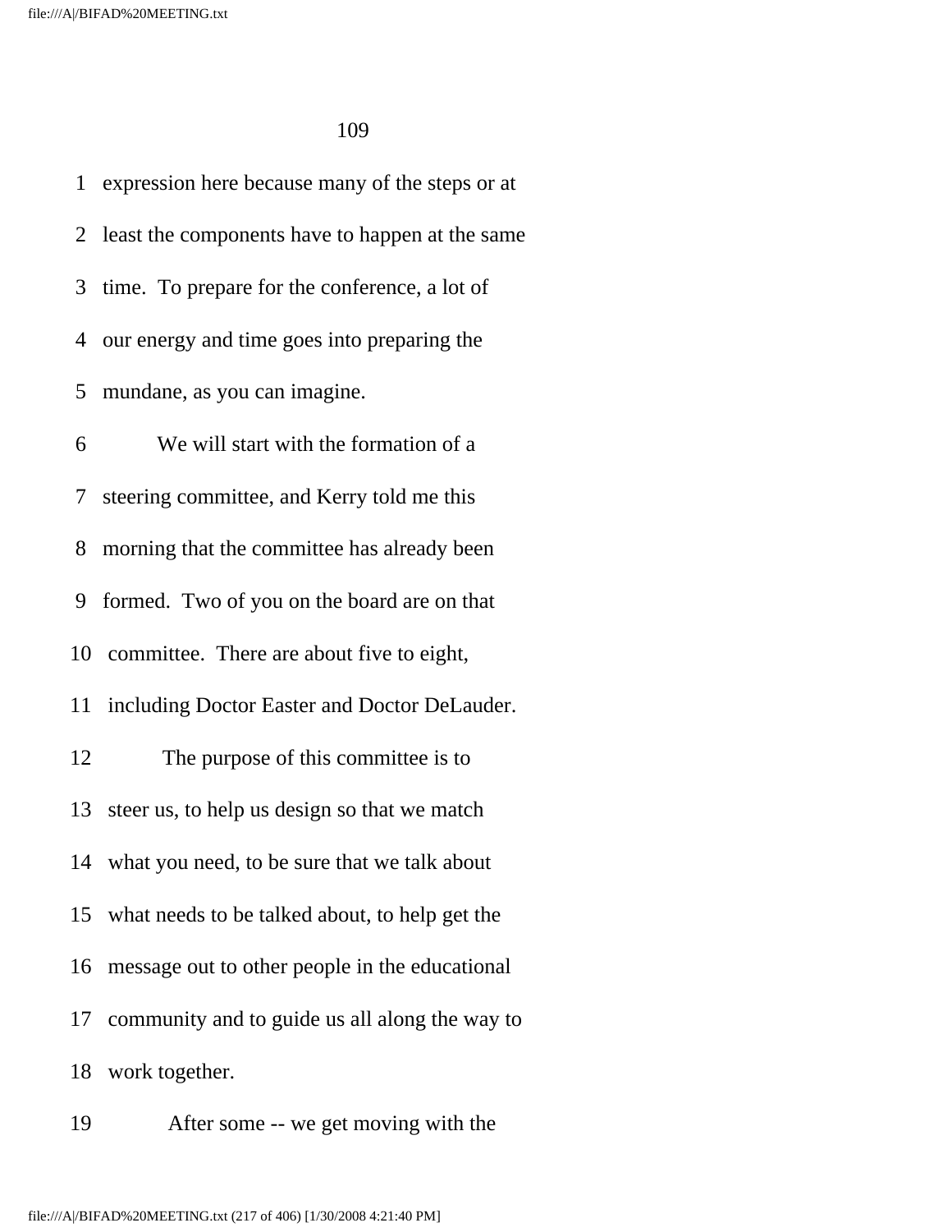expression here because many of the steps or at least the components have to happen at the same time. To prepare for the conference, a lot of our energy and time goes into preparing the mundane, as you can imagine.

We will start with the formation of a steering committee, and Kerry told me this morning that the committee has already been formed. Two of you on the board are on that committee. There are about five to eight, including Doctor Easter and Doctor DeLauder.

The purpose of this committee is to steer us, to help us design so that we match what you need, to be sure that we talk about what needs to be talked about, to help get the message out to other people in the educational community and to guide us all along the way to work together.

After some -- we get moving with the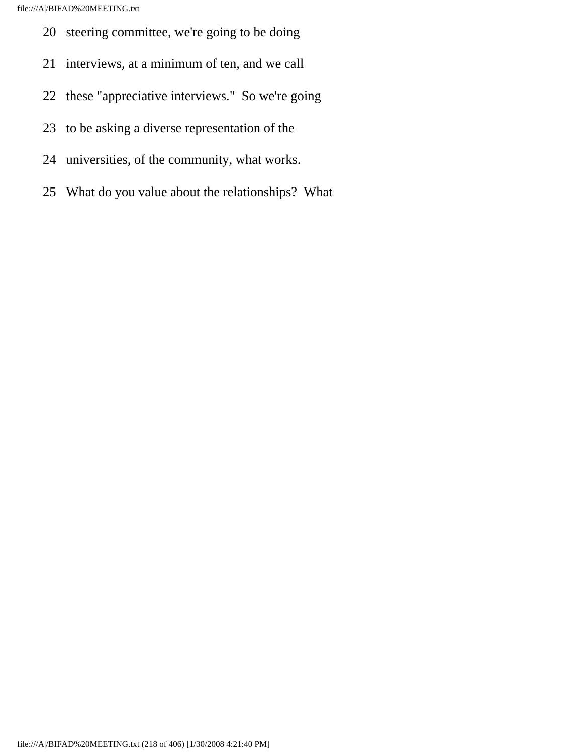20 steering committee, we're going to be doing

21 interviews, at a minimum of ten, and we call

22 these "appreciative interviews." So we're going

23 to be asking a diverse representation of the

24 universities, of the community, what works.

25 What do you value about the relationships? What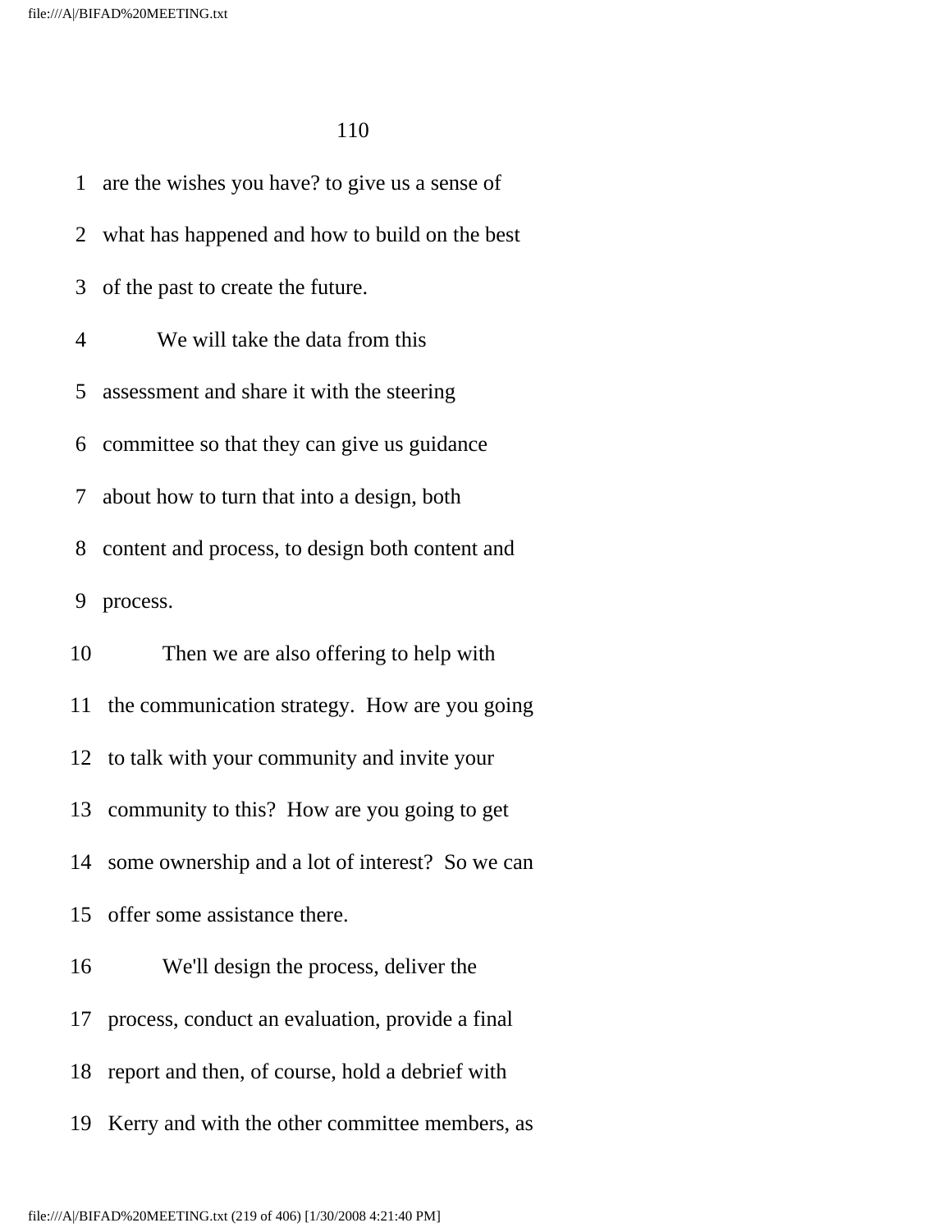1 are the wishes you have? to give us a sense of

2 what has happened and how to build on the best

3 of the past to create the future.

4 We will take the data from this

5 assessment and share it with the steering

6 committee so that they can give us guidance

7 about how to turn that into a design, both

8 content and process, to design both content and

9 process.

10 Then we are also offering to help with

11 the communication strategy. How are you going

12 to talk with your community and invite your

13 community to this? How are you going to get

14 some ownership and a lot of interest? So we can

15 offer some assistance there.

16 We'll design the process, deliver the

17 process, conduct an evaluation, provide a final

18 report and then, of course, hold a debrief with

19 Kerry and with the other committee members, as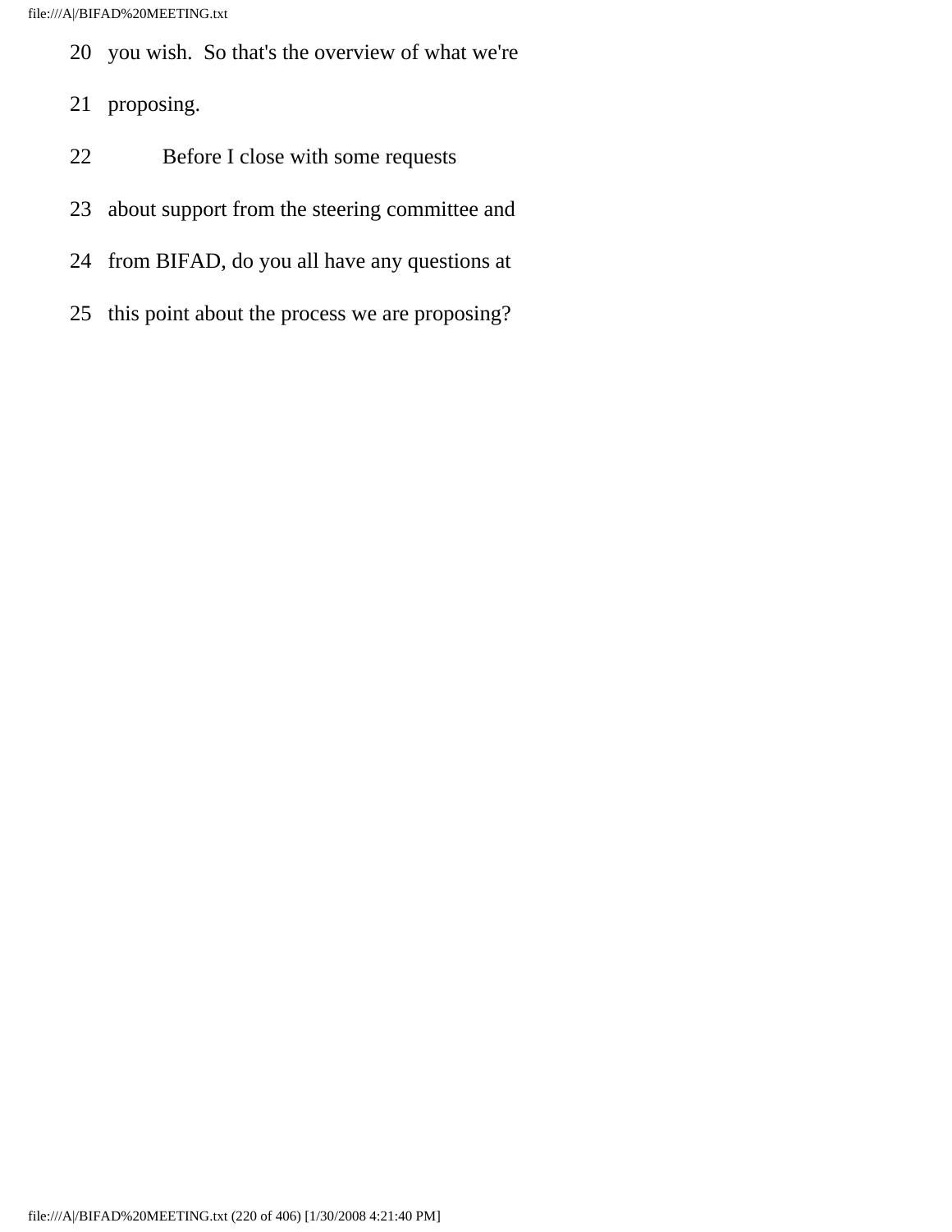20 you wish. So that's the overview of what we're

21 proposing.

22 Before I close with some requests

23 about support from the steering committee and

24 from BIFAD, do you all have any questions at

25 this point about the process we are proposing?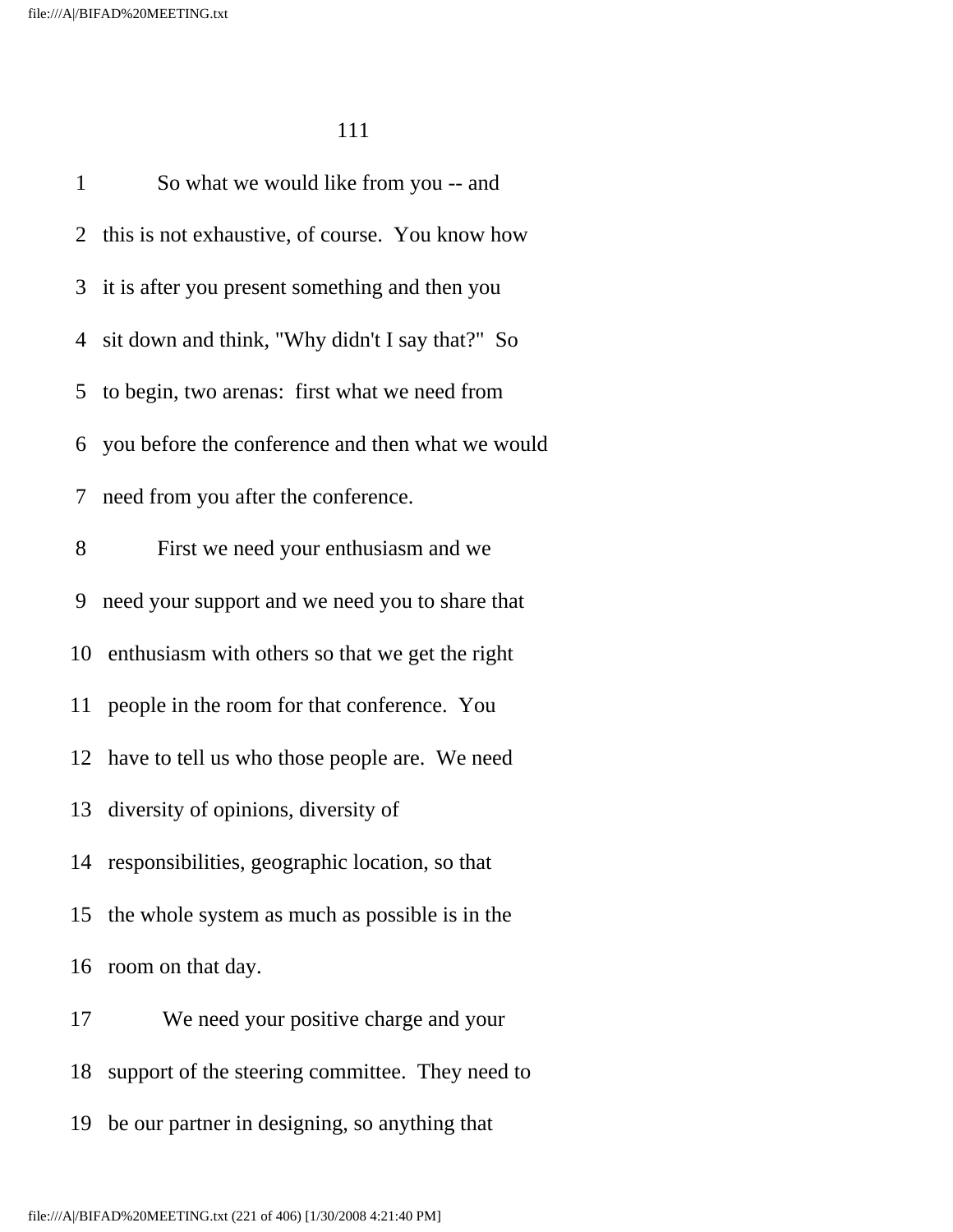So what we would like from you -- and this is not exhaustive, of course. You know how it is after you present something and then you sit down and think, "Why didn't I say that?" So to begin, two arenas: first what we need from you before the conference and then what we would need from you after the conference.

First we need your enthusiasm and we need your support and we need you to share that enthusiasm with others so that we get the right people in the room for that conference. You have to tell us who those people are. We need diversity of opinions, diversity of responsibilities, geographic location, so that the whole system as much as possible is in the room on that day.

We need your positive charge and your support of the steering committee. They need to be our partner in designing, so anything that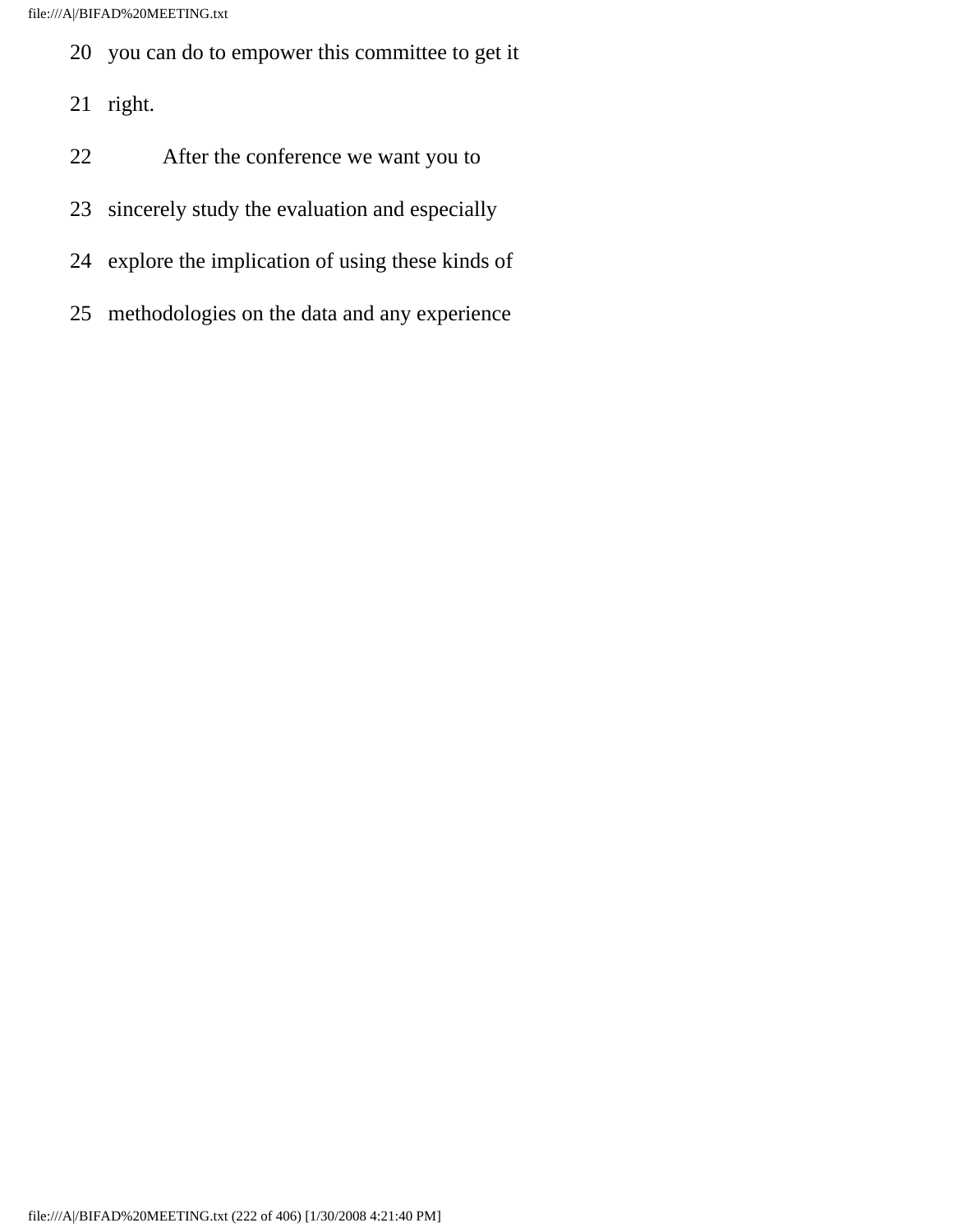20 you can do to empower this committee to get it

21 right.

22 After the conference we want you to

23 sincerely study the evaluation and especially

24 explore the implication of using these kinds of

25 methodologies on the data and any experience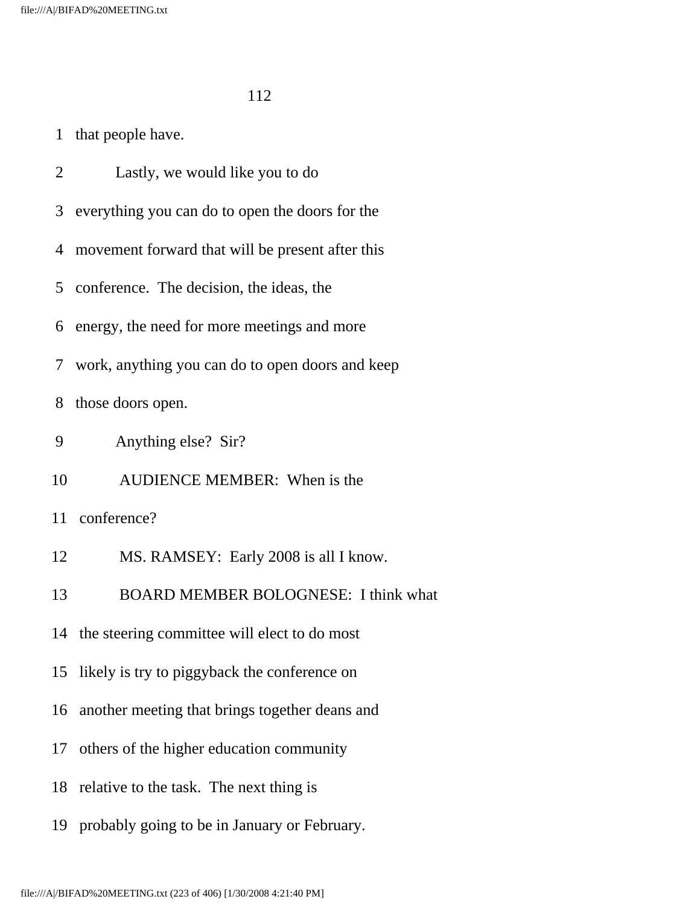1 that people have.

2 Lastly, we would like you to do

3 everything you can do to open the doors for the

4 movement forward that will be present after this

5 conference. The decision, the ideas, the

6 energy, the need for more meetings and more

7 work, anything you can do to open doors and keep

8 those doors open.

9 Anything else? Sir?

10 AUDIENCE MEMBER: When is the

11 conference?

12 MS. RAMSEY: Early 2008 is all I know.

13 BOARD MEMBER BOLOGNESE: I think what

14 the steering committee will elect to do most

15 likely is try to piggyback the conference on

16 another meeting that brings together deans and

17 others of the higher education community

18 relative to the task. The next thing is

19 probably going to be in January or February.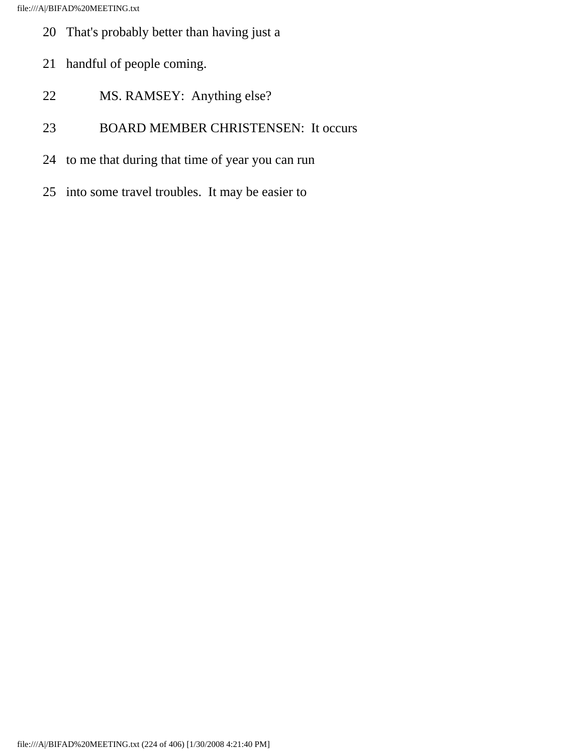20 That's probably better than having just a

21 handful of people coming.

22 MS. RAMSEY: Anything else?

23 BOARD MEMBER CHRISTENSEN: It occurs

24 to me that during that time of year you can run

25 into some travel troubles. It may be easier to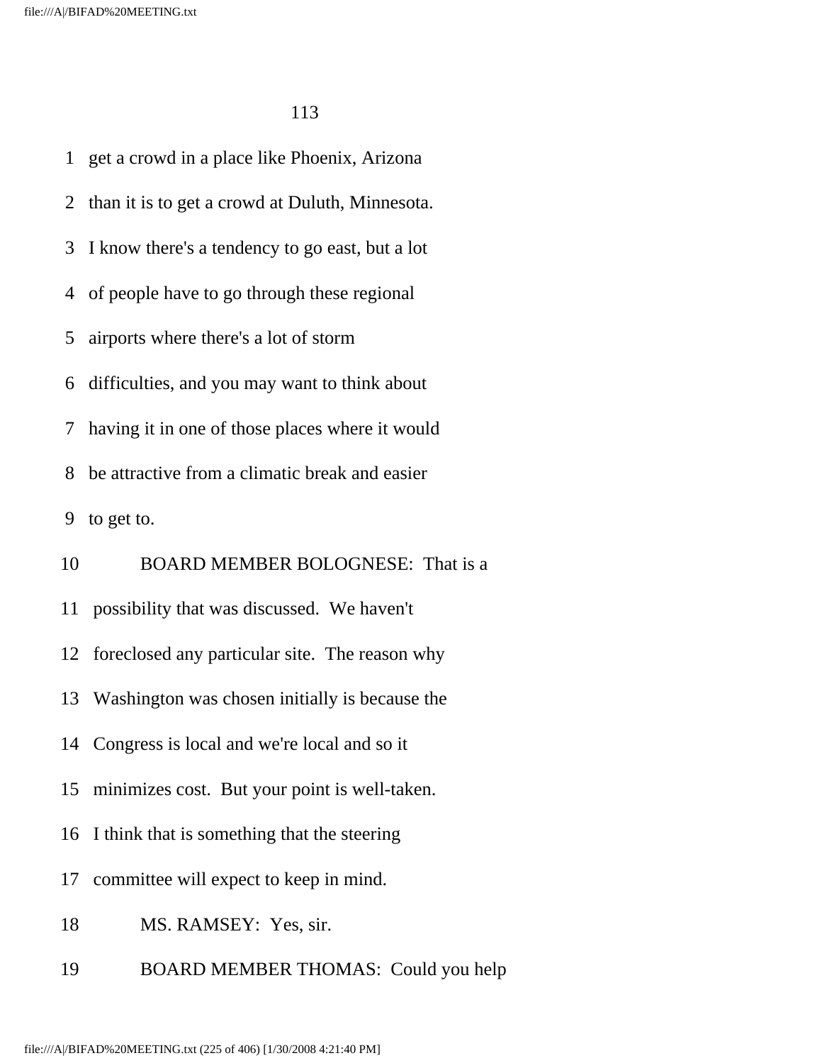1 get a crowd in a place like Phoenix, Arizona

2 than it is to get a crowd at Duluth, Minnesota.

3 I know there's a tendency to go east, but a lot

4 of people have to go through these regional

5 airports where there's a lot of storm

6 difficulties, and you may want to think about

7 having it in one of those places where it would

8 be attractive from a climatic break and easier

9 to get to.

10 BOARD MEMBER BOLOGNESE: That is a

11 possibility that was discussed. We haven't

12 foreclosed any particular site. The reason why

13 Washington was chosen initially is because the

14 Congress is local and we're local and so it

15 minimizes cost. But your point is well-taken.

16 I think that is something that the steering

17 committee will expect to keep in mind.

18 MS. RAMSEY: Yes, sir.

19 BOARD MEMBER THOMAS: Could you help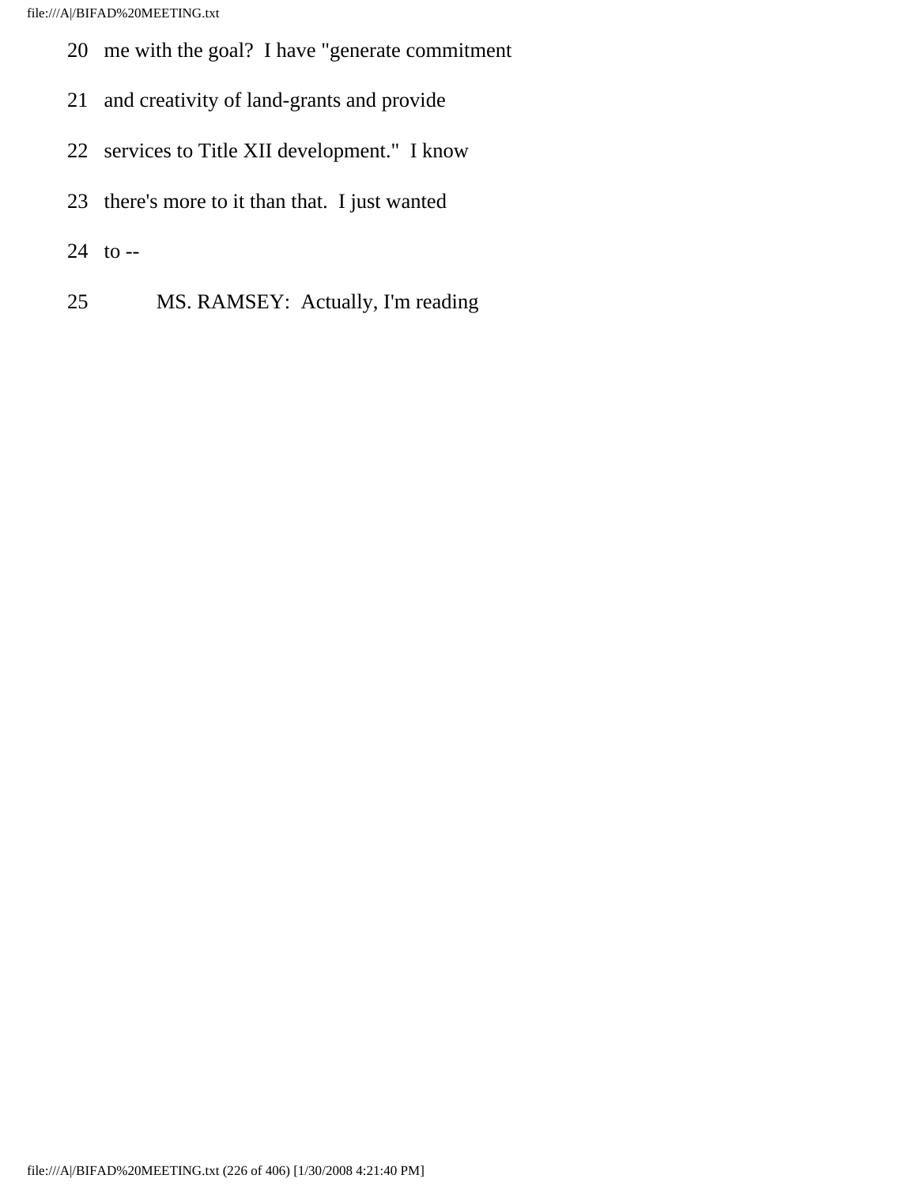20 me with the goal? I have "generate commitment

21 and creativity of land-grants and provide

22 services to Title XII development." I know

23 there's more to it than that. I just wanted

24 to --

25 MS. RAMSEY: Actually, I'm reading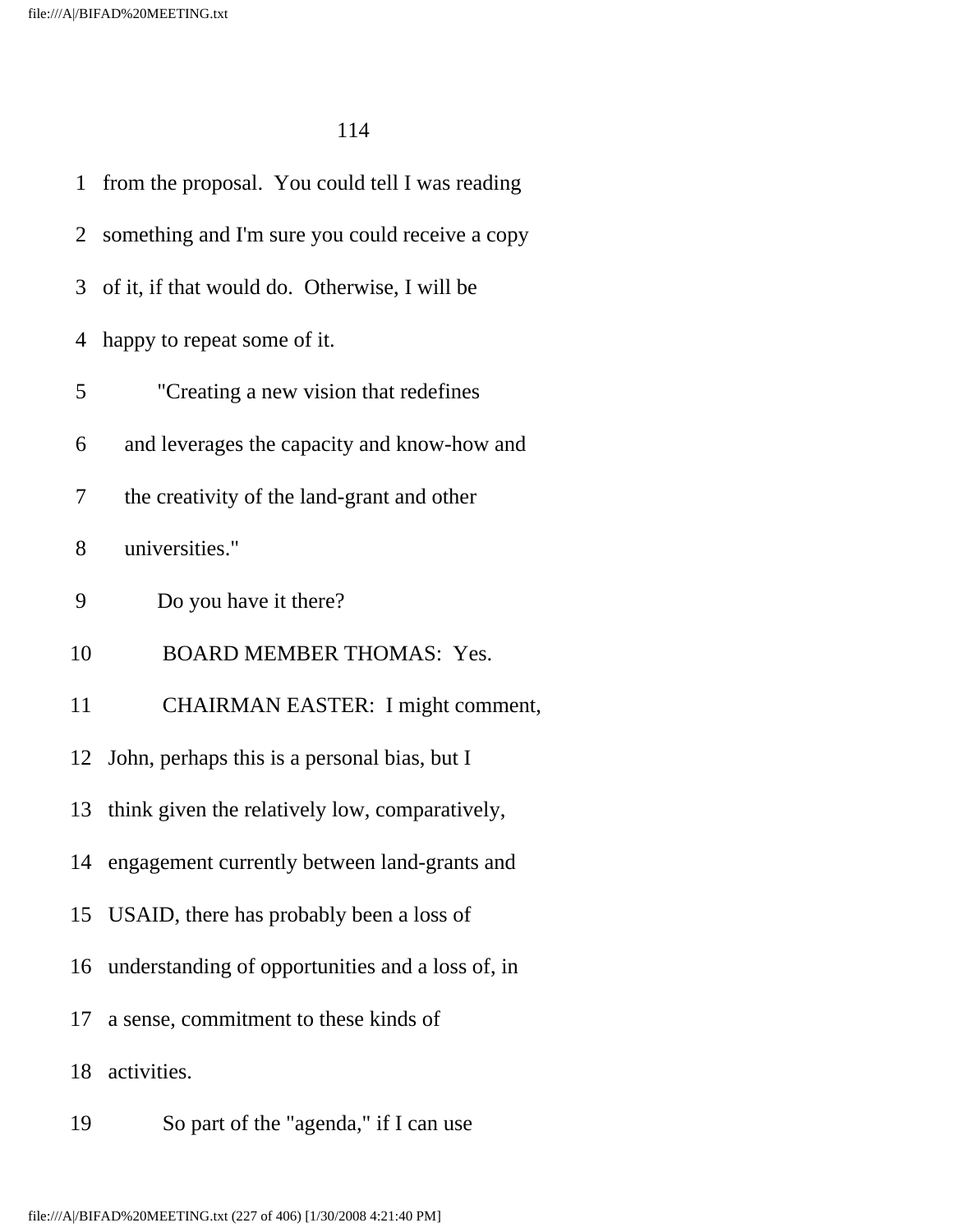from the proposal. You could tell I was reading something and I'm sure you could receive a copy of it, if that would do. Otherwise, I will be happy to repeat some of it.

> "Creating a new vision that redefines and leverages the capacity and know-how and the creativity of the land-grant and other universities."

Do you have it there?

BOARD MEMBER THOMAS: Yes.

CHAIRMAN EASTER: I might comment, John, perhaps this is a personal bias, but I think given the relatively low, comparatively, engagement currently between land-grants and USAID, there has probably been a loss of understanding of opportunities and a loss of, in a sense, commitment to these kinds of activities.

So part of the "agenda," if I can use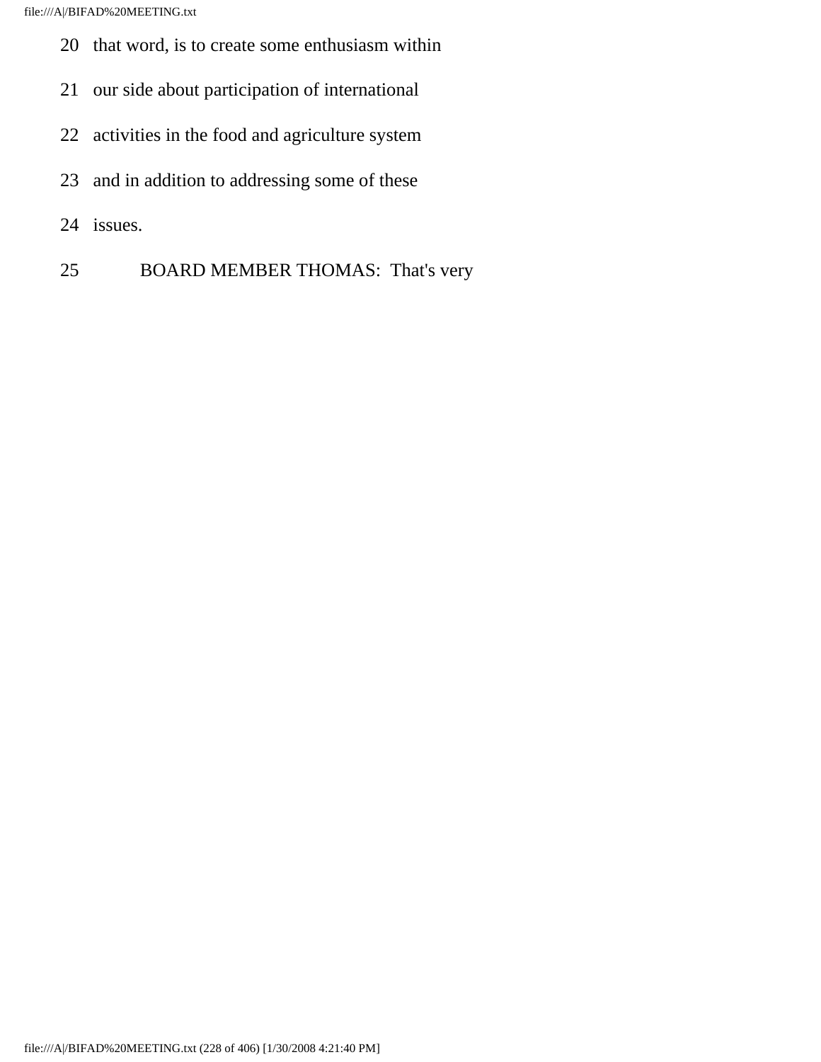20 that word, is to create some enthusiasm within

21 our side about participation of international

22 activities in the food and agriculture system

23 and in addition to addressing some of these

24 issues.

25 BOARD MEMBER THOMAS: That's very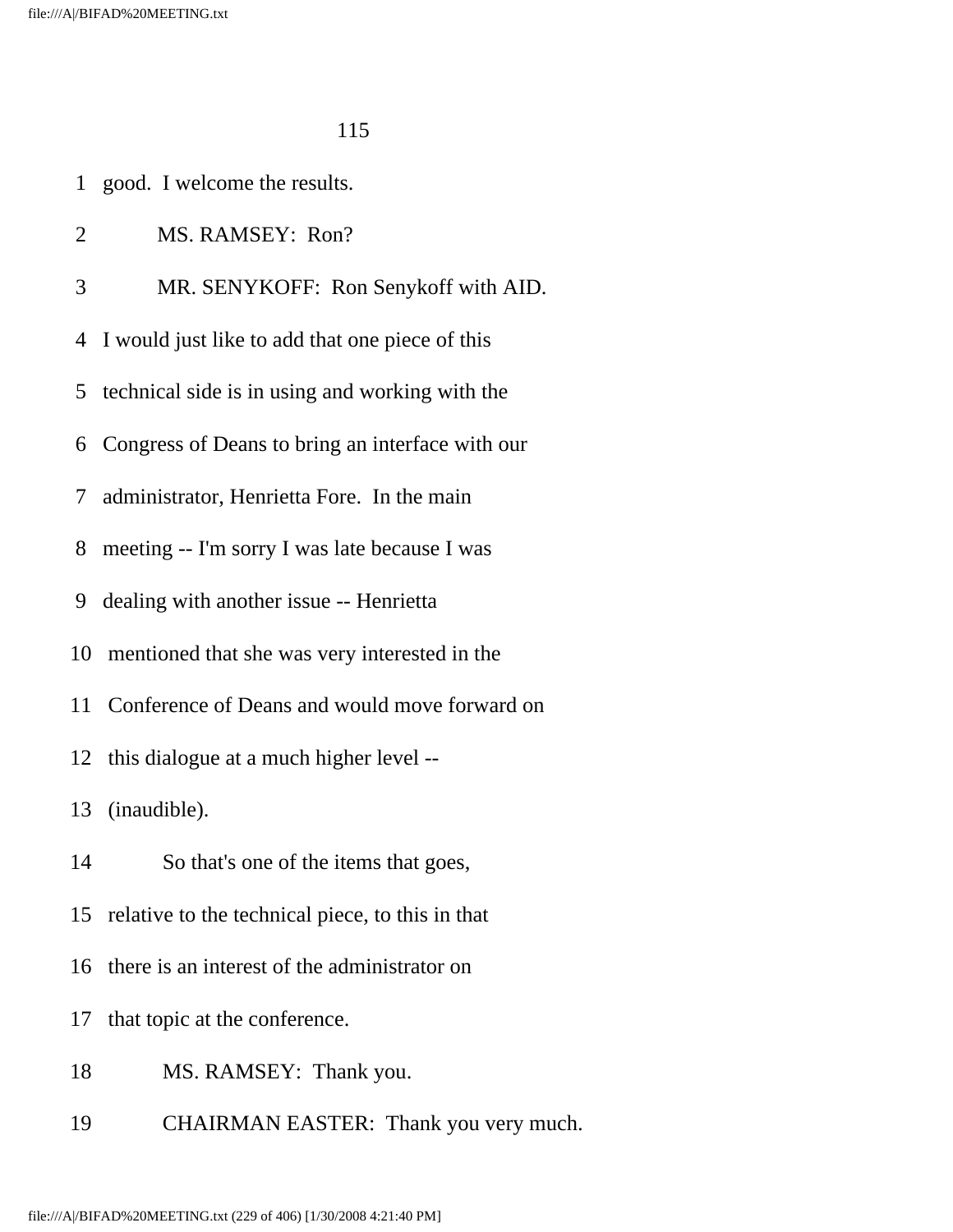1 good. I welcome the results.

2 MS. RAMSEY: Ron?

3 MR. SENYKOFF: Ron Senykoff with AID.

4 I would just like to add that one piece of this

5 technical side is in using and working with the

6 Congress of Deans to bring an interface with our

7 administrator, Henrietta Fore. In the main

8 meeting -- I'm sorry I was late because I was

9 dealing with another issue -- Henrietta

10 mentioned that she was very interested in the

11 Conference of Deans and would move forward on

12 this dialogue at a much higher level --

13 (inaudible).

14 So that's one of the items that goes,

15 relative to the technical piece, to this in that

16 there is an interest of the administrator on

17 that topic at the conference.

18 MS. RAMSEY: Thank you.

19 CHAIRMAN EASTER: Thank you very much.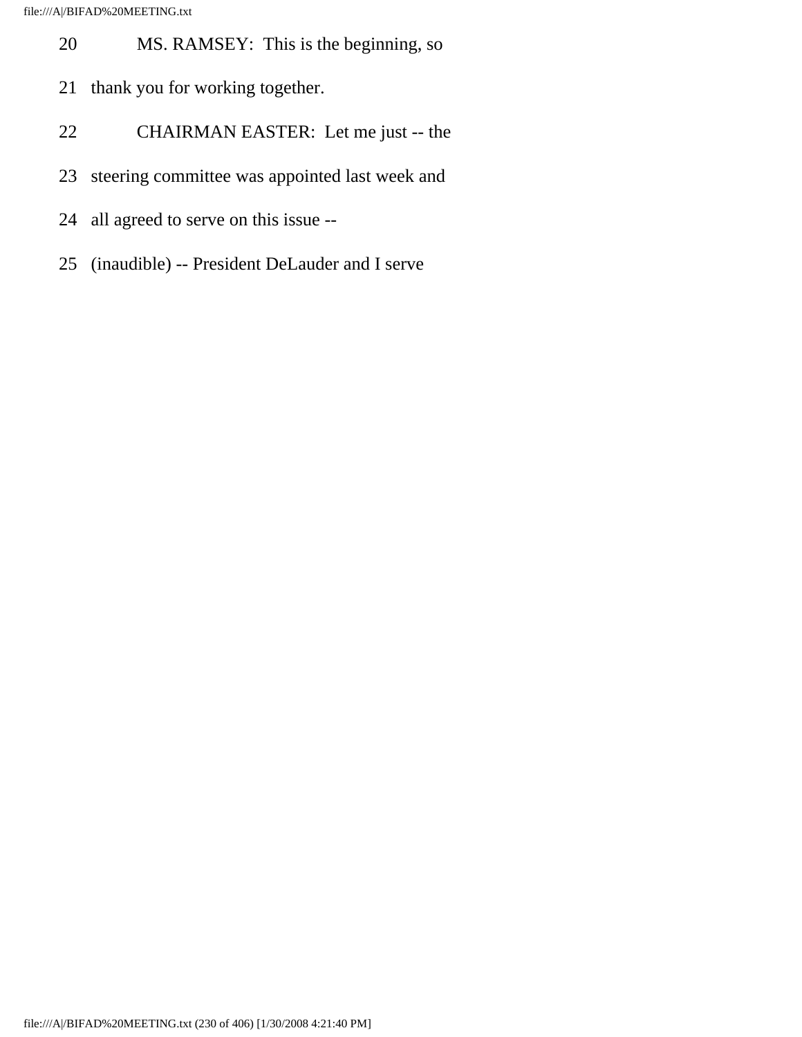20 MS. RAMSEY: This is the beginning, so

21 thank you for working together.

22 CHAIRMAN EASTER: Let me just -- the

23 steering committee was appointed last week and

24 all agreed to serve on this issue --

25 (inaudible) -- President DeLauder and I serve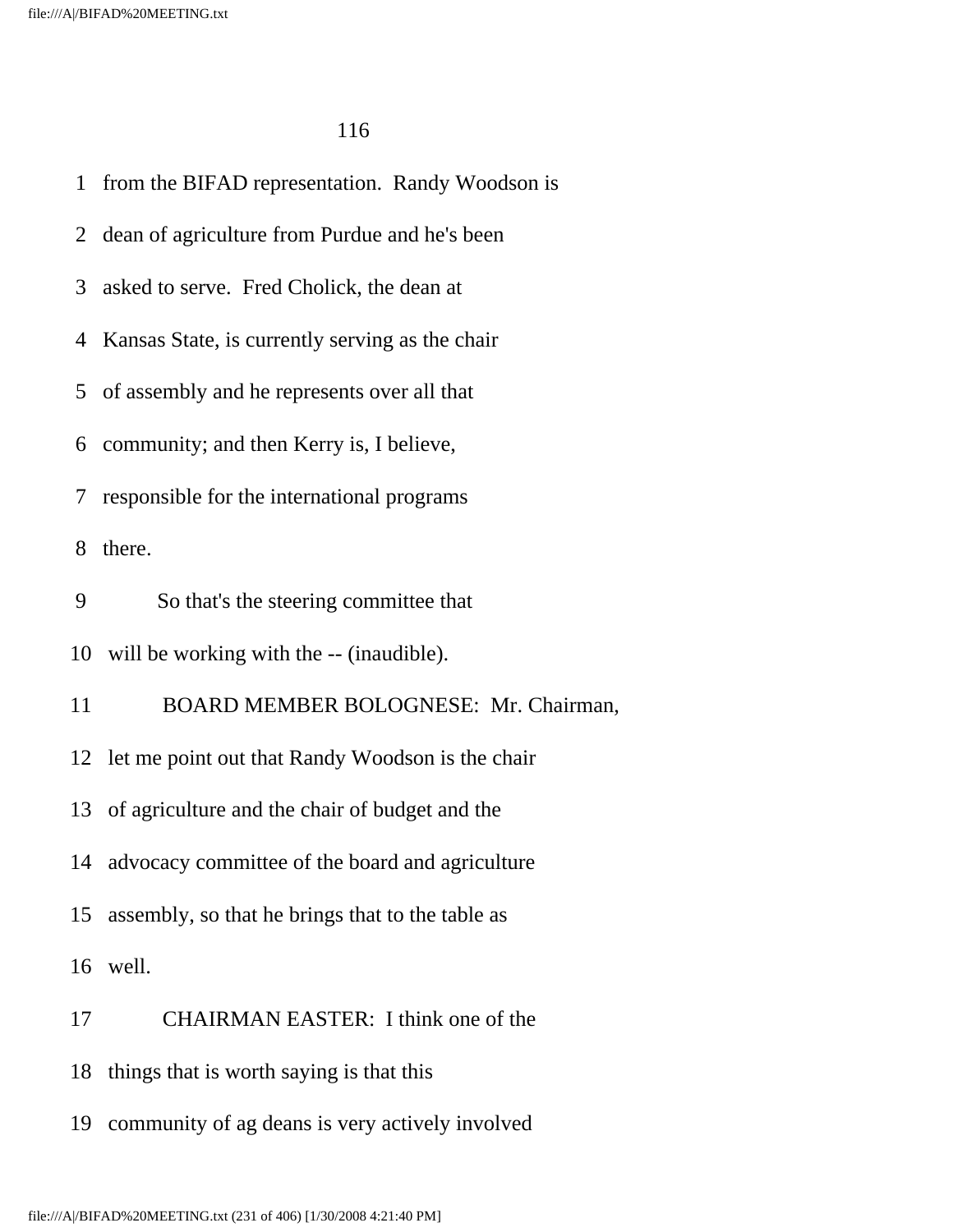from the BIFAD representation. Randy Woodson is dean of agriculture from Purdue and he's been asked to serve. Fred Cholick, the dean at Kansas State, is currently serving as the chair of assembly and he represents over all that community; and then Kerry is, I believe, responsible for the international programs there.

So that's the steering committee that will be working with the -- (inaudible).

BOARD MEMBER BOLOGNESE: Mr. Chairman, let me point out that Randy Woodson is the chair of agriculture and the chair of budget and the advocacy committee of the board and agriculture assembly, so that he brings that to the table as well.

CHAIRMAN EASTER: I think one of the things that is worth saying is that this community of ag deans is very actively involved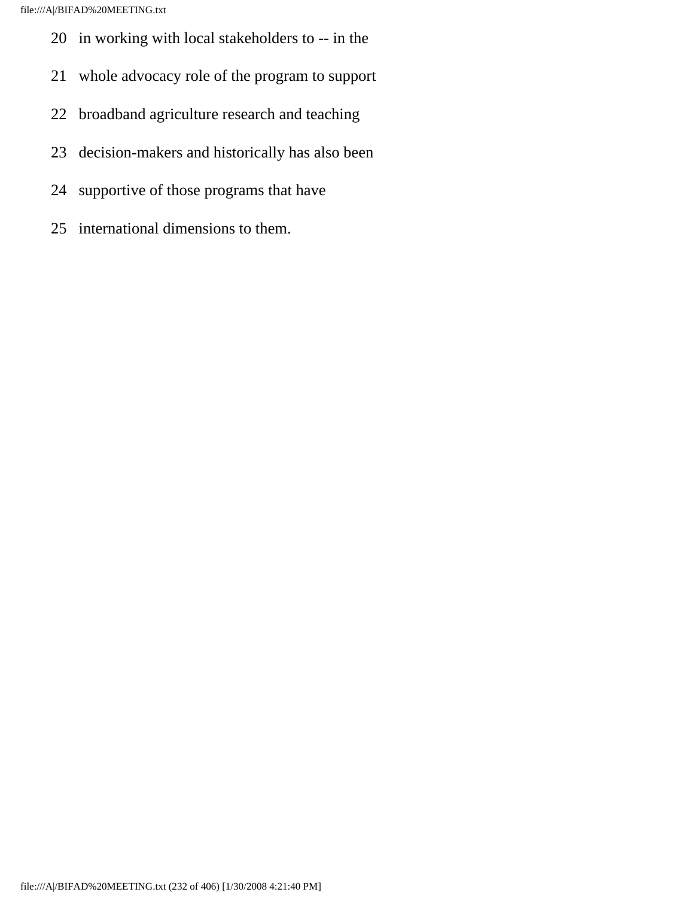20 in working with local stakeholders to -- in the

21 whole advocacy role of the program to support

22 broadband agriculture research and teaching

23 decision-makers and historically has also been

24 supportive of those programs that have

25 international dimensions to them.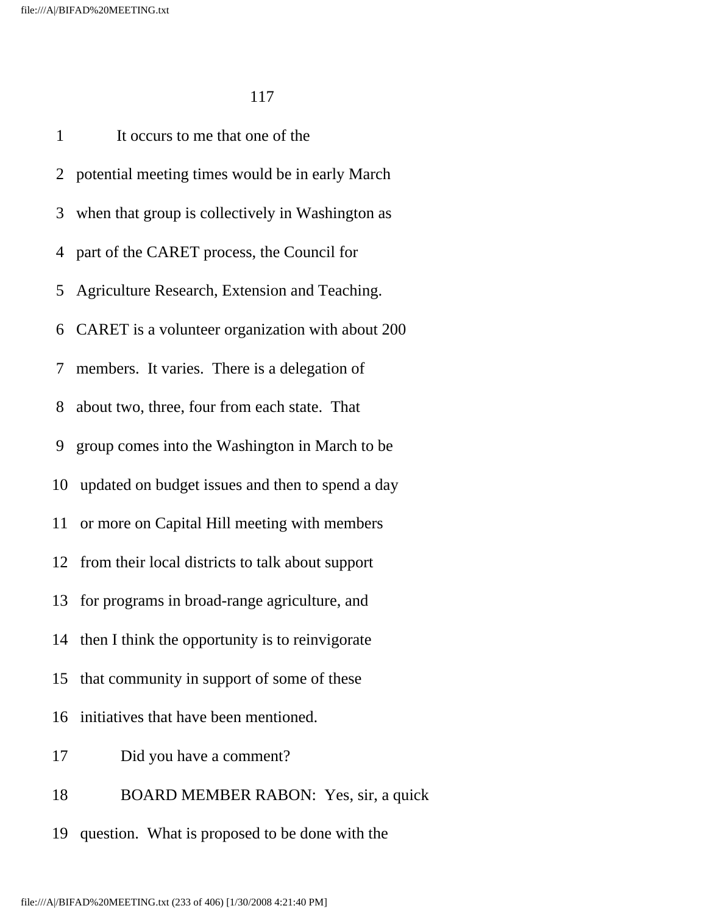1 It occurs to me that one of the

2 potential meeting times would be in early March

3 when that group is collectively in Washington as

4 part of the CARET process, the Council for

5 Agriculture Research, Extension and Teaching.

6 CARET is a volunteer organization with about 200

7 members. It varies. There is a delegation of

8 about two, three, four from each state. That

9 group comes into the Washington in March to be

10 updated on budget issues and then to spend a day

11 or more on Capital Hill meeting with members

12 from their local districts to talk about support

13 for programs in broad-range agriculture, and

14 then I think the opportunity is to reinvigorate

15 that community in support of some of these

16 initiatives that have been mentioned.

17 Did you have a comment?

18 BOARD MEMBER RABON: Yes, sir, a quick

19 question. What is proposed to be done with the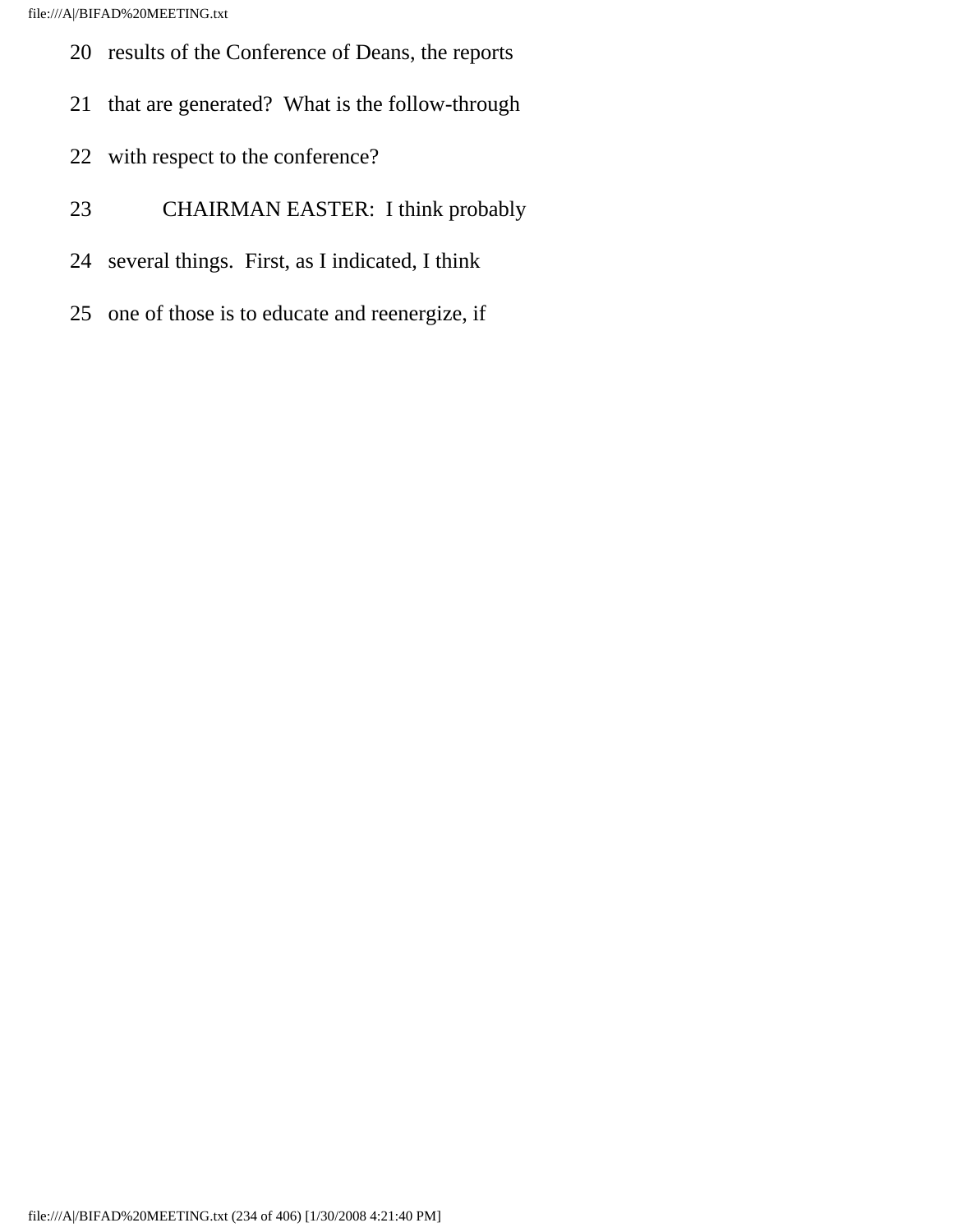20 results of the Conference of Deans, the reports

21 that are generated? What is the follow-through

22 with respect to the conference?

23 CHAIRMAN EASTER: I think probably

24 several things. First, as I indicated, I think

25 one of those is to educate and reenergize, if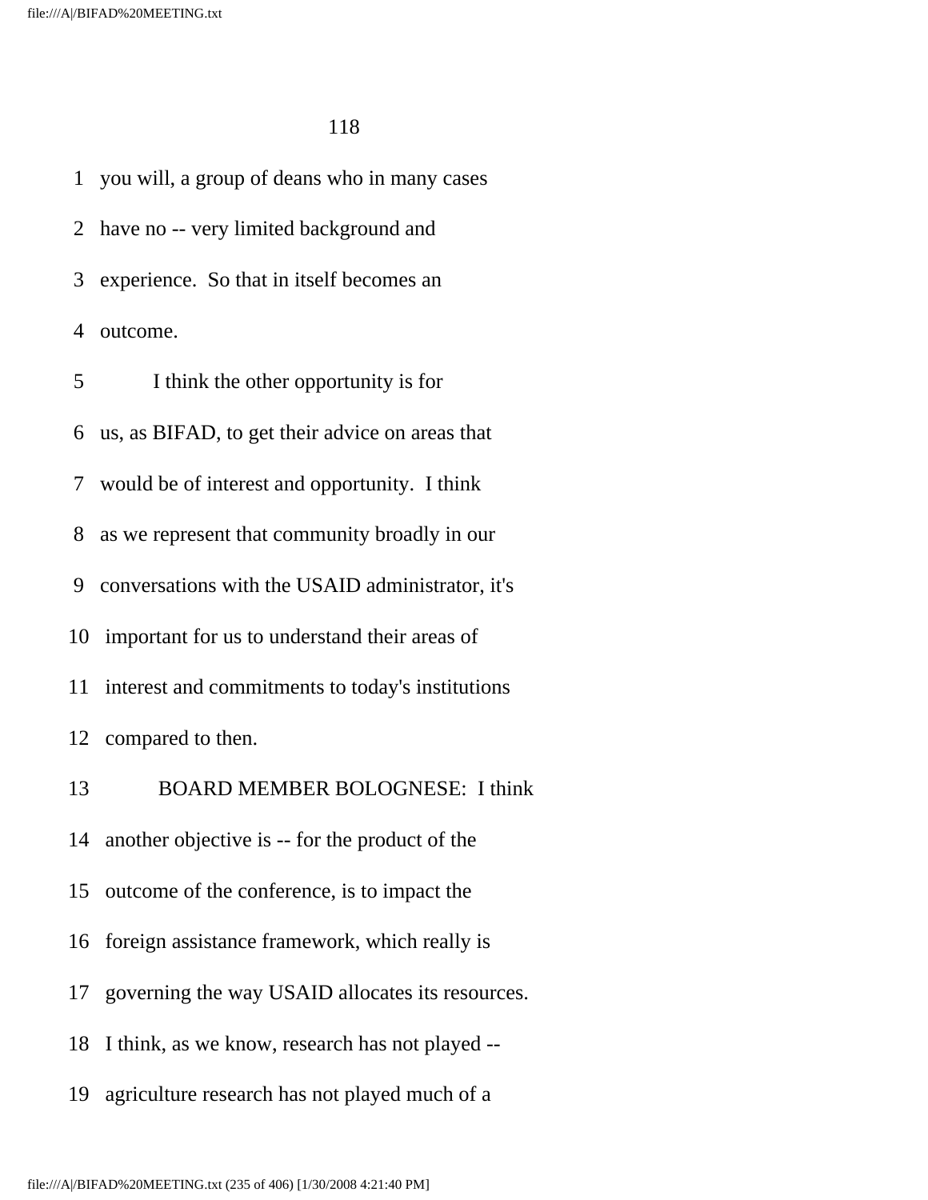1 you will, a group of deans who in many cases

2 have no -- very limited background and

3 experience. So that in itself becomes an

4 outcome.

5 I think the other opportunity is for

6 us, as BIFAD, to get their advice on areas that

7 would be of interest and opportunity. I think

8 as we represent that community broadly in our

9 conversations with the USAID administrator, it's

10 important for us to understand their areas of

11 interest and commitments to today's institutions

12 compared to then.

13 BOARD MEMBER BOLOGNESE: I think

14 another objective is -- for the product of the

15 outcome of the conference, is to impact the

16 foreign assistance framework, which really is

17 governing the way USAID allocates its resources.

18 I think, as we know, research has not played --

19 agriculture research has not played much of a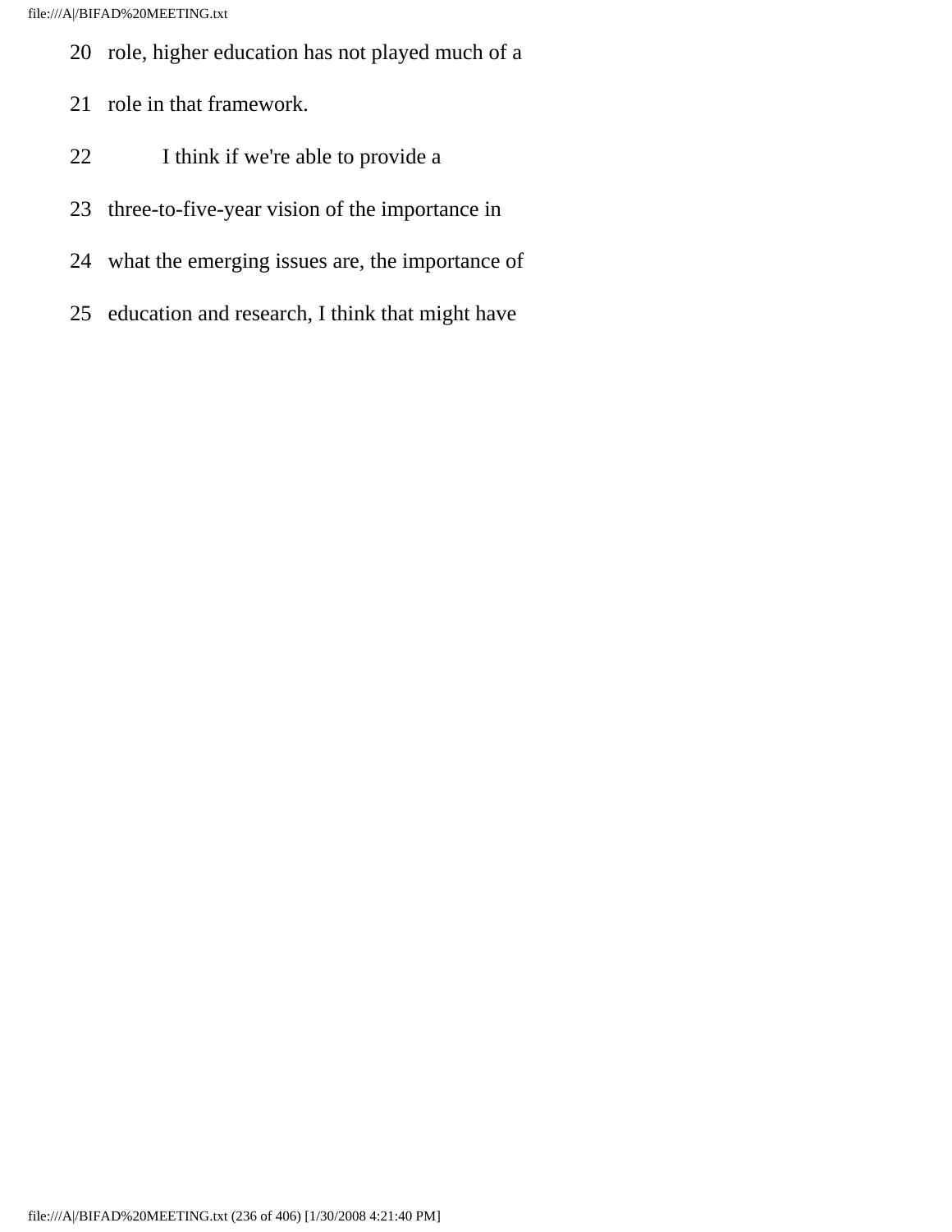20 role, higher education has not played much of a

21 role in that framework.

22 I think if we're able to provide a

23 three-to-five-year vision of the importance in

24 what the emerging issues are, the importance of

25 education and research, I think that might have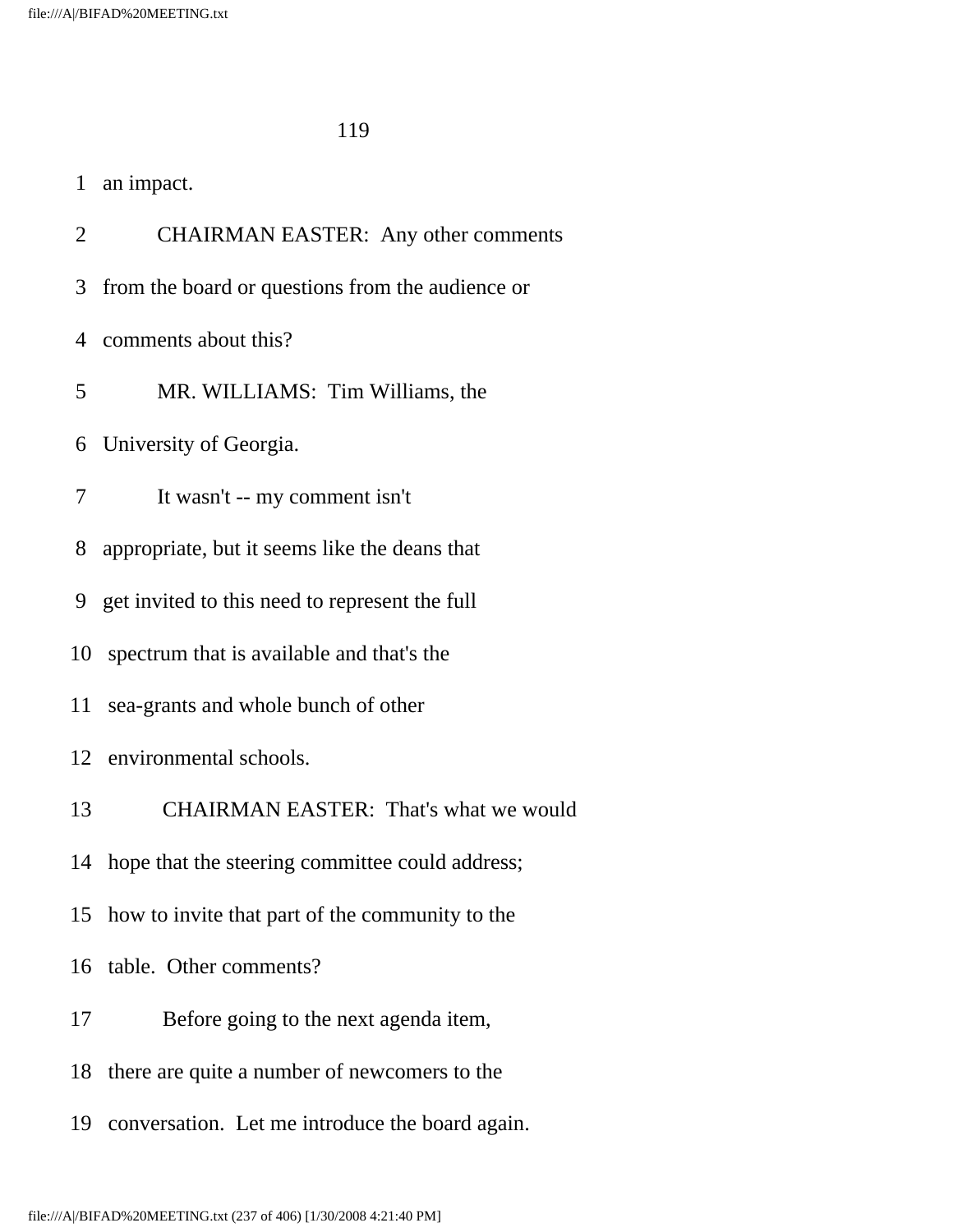1 an impact.

2 CHAIRMAN EASTER: Any other comments

3 from the board or questions from the audience or

4 comments about this?

5 MR. WILLIAMS: Tim Williams, the

6 University of Georgia.

7 It wasn't -- my comment isn't

8 appropriate, but it seems like the deans that

9 get invited to this need to represent the full

10 spectrum that is available and that's the

11 sea-grants and whole bunch of other

12 environmental schools.

13 CHAIRMAN EASTER: That's what we would

14 hope that the steering committee could address;

15 how to invite that part of the community to the

16 table. Other comments?

17 Before going to the next agenda item,

18 there are quite a number of newcomers to the

19 conversation. Let me introduce the board again.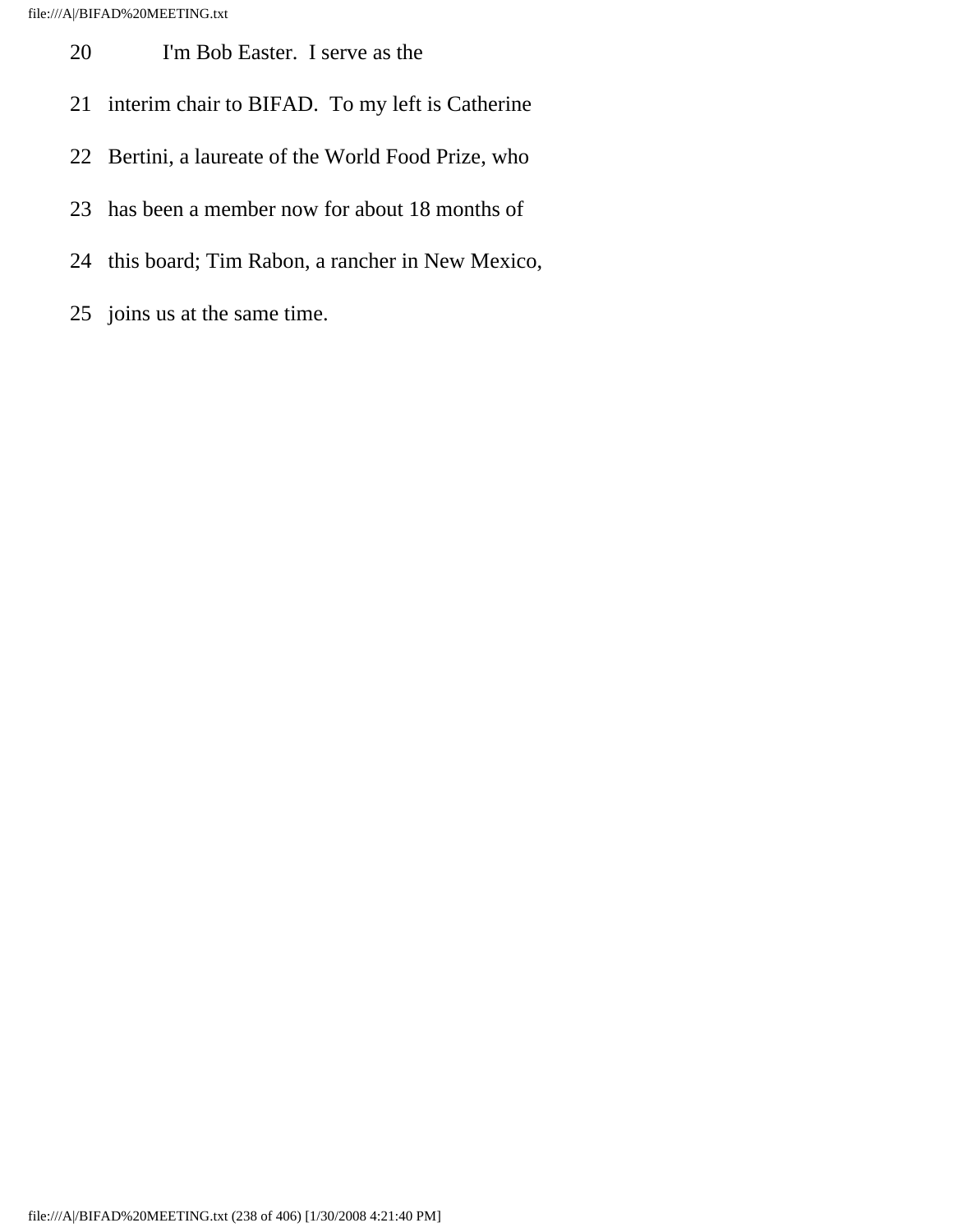20 I'm Bob Easter. I serve as the

21 interim chair to BIFAD. To my left is Catherine

22 Bertini, a laureate of the World Food Prize, who

23 has been a member now for about 18 months of

24 this board; Tim Rabon, a rancher in New Mexico,

25 joins us at the same time.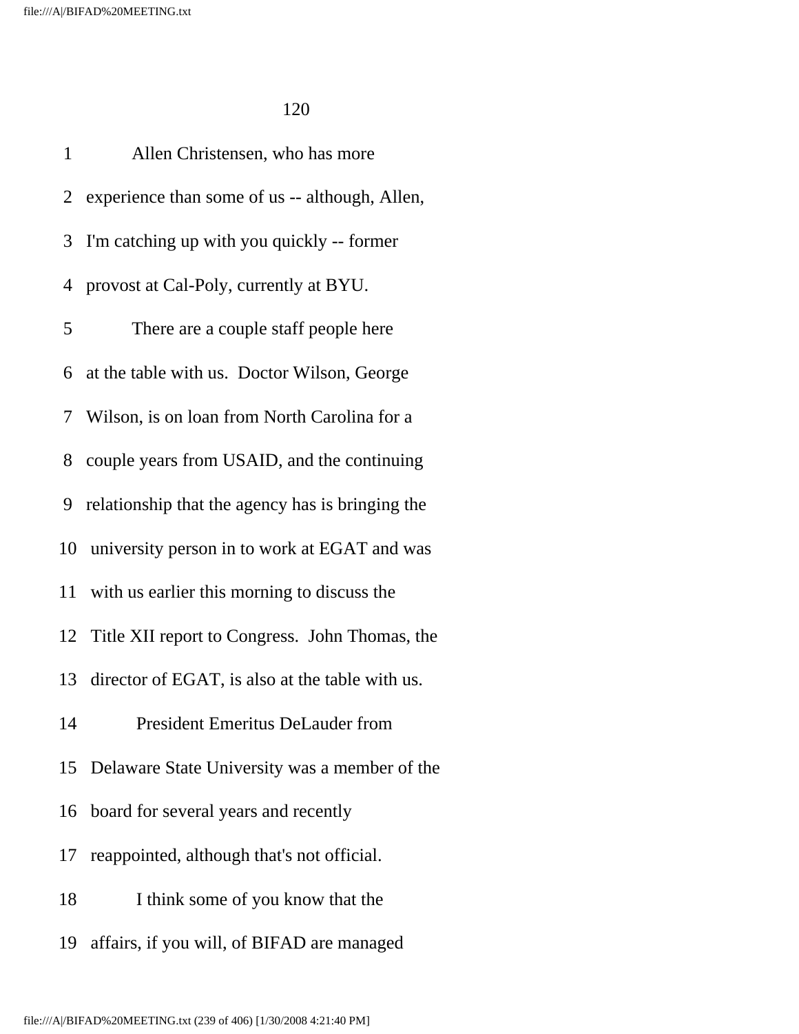Allen Christensen, who has more experience than some of us -- although, Allen, I'm catching up with you quickly -- former provost at Cal-Poly, currently at BYU.

There are a couple staff people here at the table with us. Doctor Wilson, George Wilson, is on loan from North Carolina for a couple years from USAID, and the continuing relationship that the agency has is bringing the university person in to work at EGAT and was with us earlier this morning to discuss the Title XII report to Congress. John Thomas, the director of EGAT, is also at the table with us.

President Emeritus DeLauder from Delaware State University was a member of the board for several years and recently reappointed, although that's not official.

I think some of you know that the affairs, if you will, of BIFAD are managed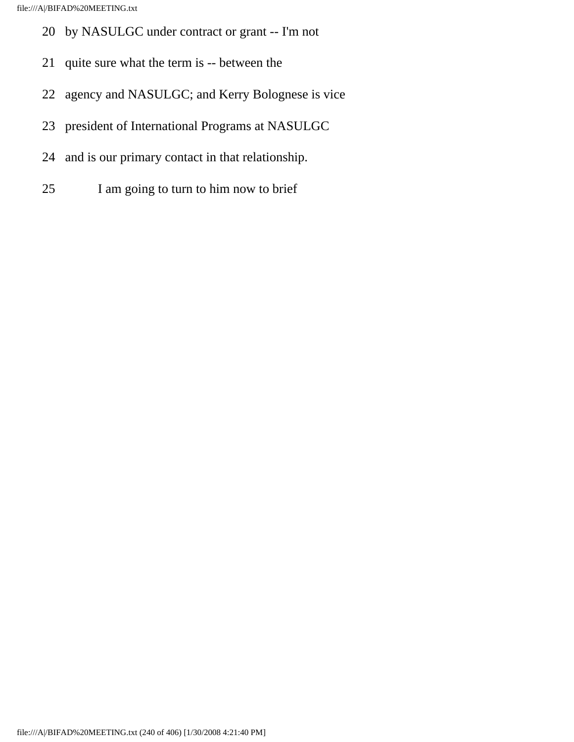20 by NASULGC under contract or grant -- I'm not

21 quite sure what the term is -- between the

22 agency and NASULGC; and Kerry Bolognese is vice

23 president of International Programs at NASULGC

24 and is our primary contact in that relationship.

25 I am going to turn to him now to brief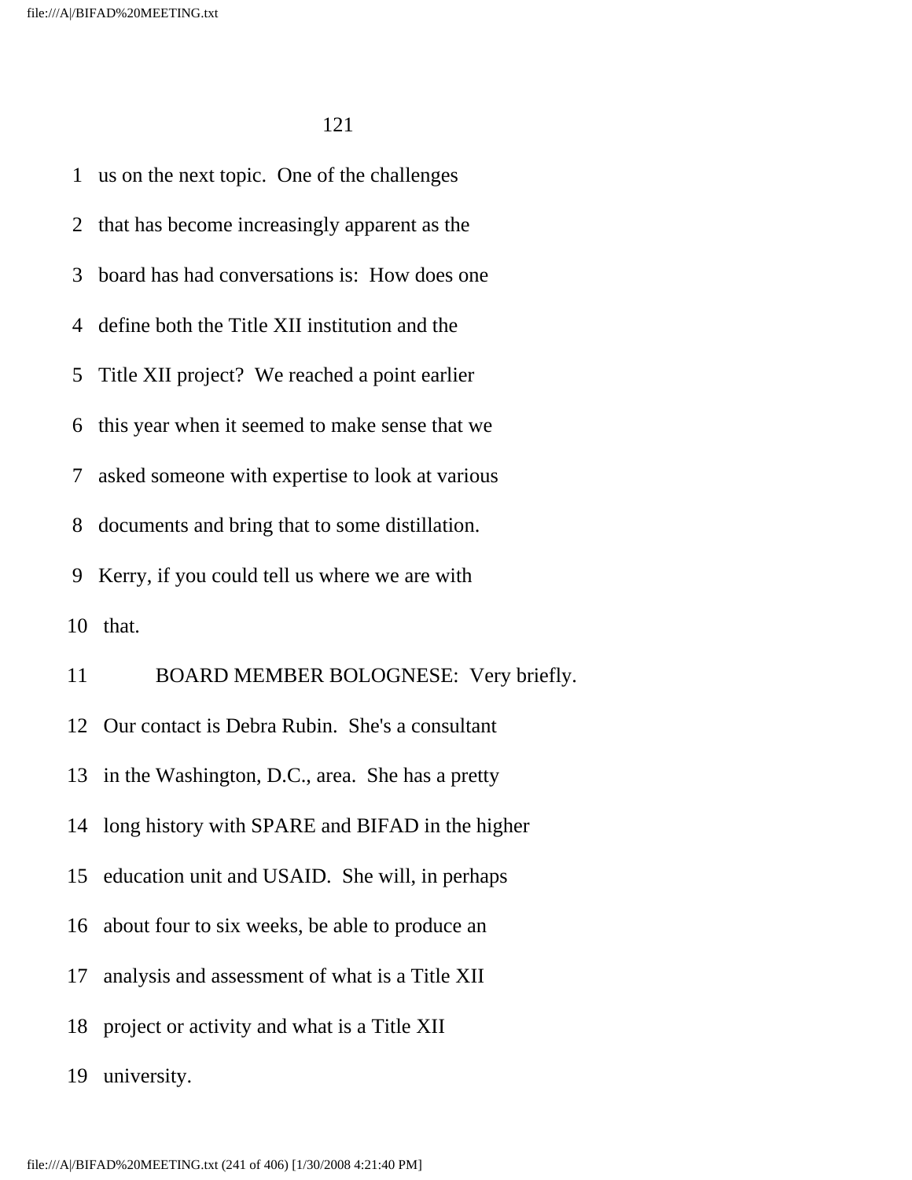1 us on the next topic. One of the challenges

2 that has become increasingly apparent as the

3 board has had conversations is: How does one

4 define both the Title XII institution and the

5 Title XII project? We reached a point earlier

6 this year when it seemed to make sense that we

7 asked someone with expertise to look at various

8 documents and bring that to some distillation.

9 Kerry, if you could tell us where we are with

10 that.

11 BOARD MEMBER BOLOGNESE: Very briefly.

12 Our contact is Debra Rubin. She's a consultant

13 in the Washington, D.C., area. She has a pretty

14 long history with SPARE and BIFAD in the higher

15 education unit and USAID. She will, in perhaps

16 about four to six weeks, be able to produce an

17 analysis and assessment of what is a Title XII

18 project or activity and what is a Title XII

19 university.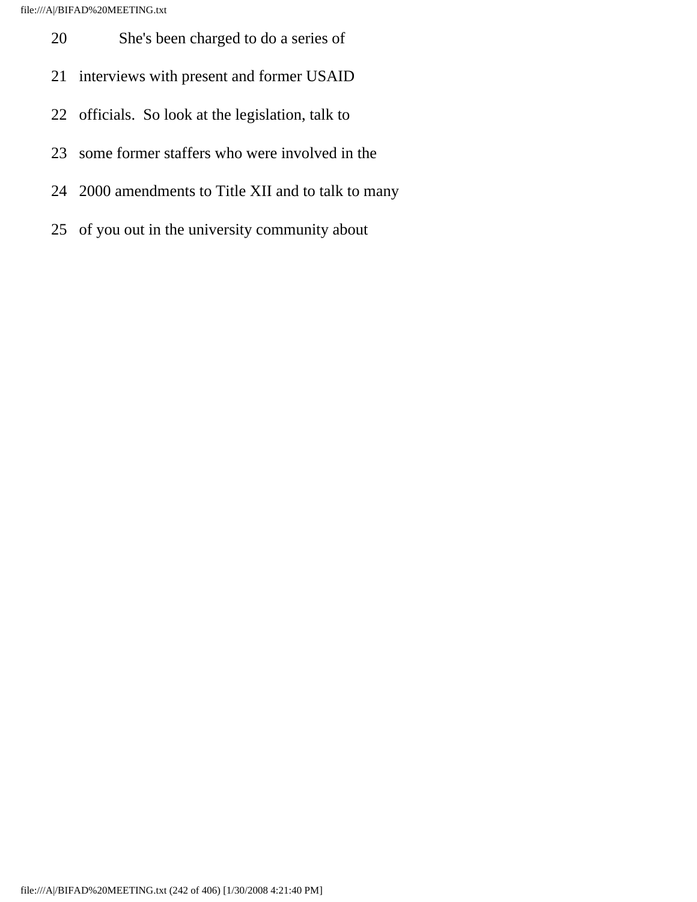20 She's been charged to do a series of

21 interviews with present and former USAID

22 officials. So look at the legislation, talk to

23 some former staffers who were involved in the

24 2000 amendments to Title XII and to talk to many

25 of you out in the university community about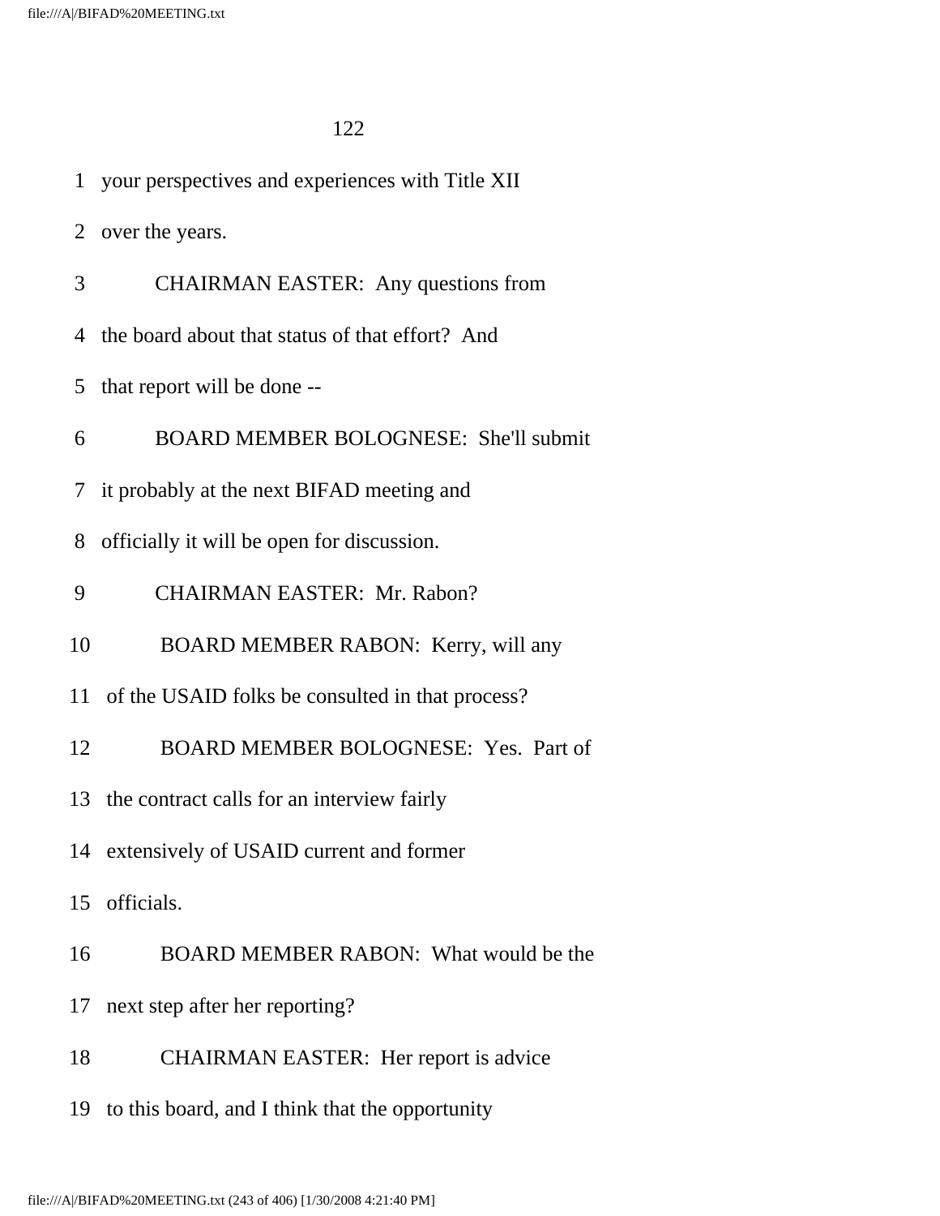1 your perspectives and experiences with Title XII

2 over the years.

3 CHAIRMAN EASTER: Any questions from

4 the board about that status of that effort? And

5 that report will be done --

6 BOARD MEMBER BOLOGNESE: She'll submit

7 it probably at the next BIFAD meeting and

8 officially it will be open for discussion.

9 CHAIRMAN EASTER: Mr. Rabon?

10 BOARD MEMBER RABON: Kerry, will any

11 of the USAID folks be consulted in that process?

12 BOARD MEMBER BOLOGNESE: Yes. Part of

13 the contract calls for an interview fairly

14 extensively of USAID current and former

15 officials.

16 BOARD MEMBER RABON: What would be the

17 next step after her reporting?

18 CHAIRMAN EASTER: Her report is advice

19 to this board, and I think that the opportunity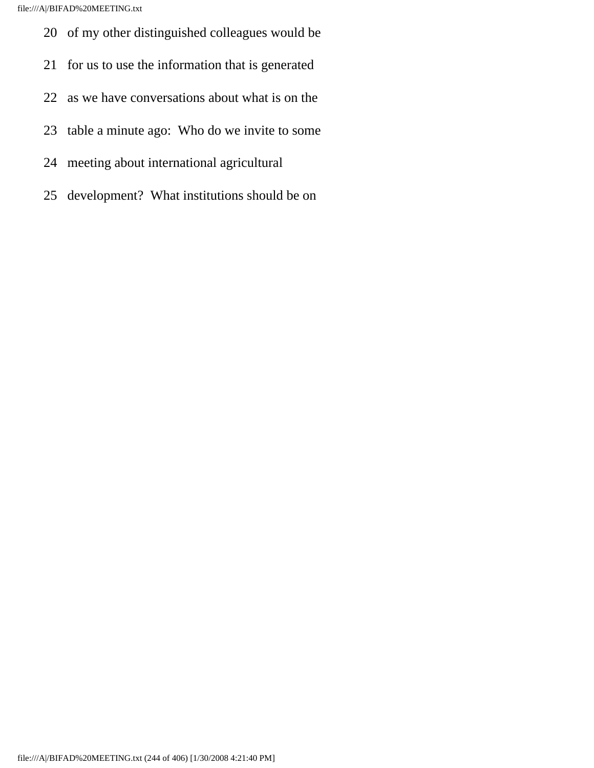20 of my other distinguished colleagues would be

21 for us to use the information that is generated

22 as we have conversations about what is on the

23 table a minute ago: Who do we invite to some

24 meeting about international agricultural

25 development? What institutions should be on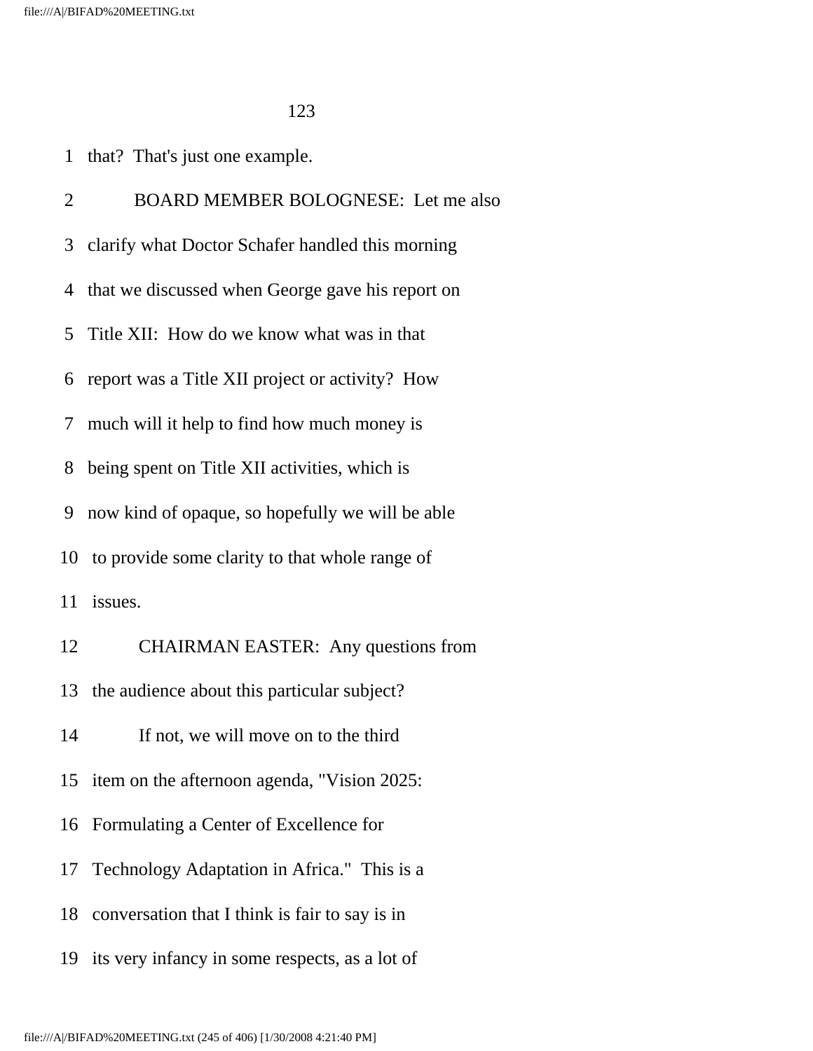that? That's just one example.

BOARD MEMBER BOLOGNESE: Let me also clarify what Doctor Schafer handled this morning that we discussed when George gave his report on Title XII: How do we know what was in that report was a Title XII project or activity? How much will it help to find how much money is being spent on Title XII activities, which is now kind of opaque, so hopefully we will be able to provide some clarity to that whole range of issues.

CHAIRMAN EASTER: Any questions from the audience about this particular subject?

If not, we will move on to the third item on the afternoon agenda, "Vision 2025: Formulating a Center of Excellence for Technology Adaptation in Africa." This is a conversation that I think is fair to say is in its very infancy in some respects, as a lot of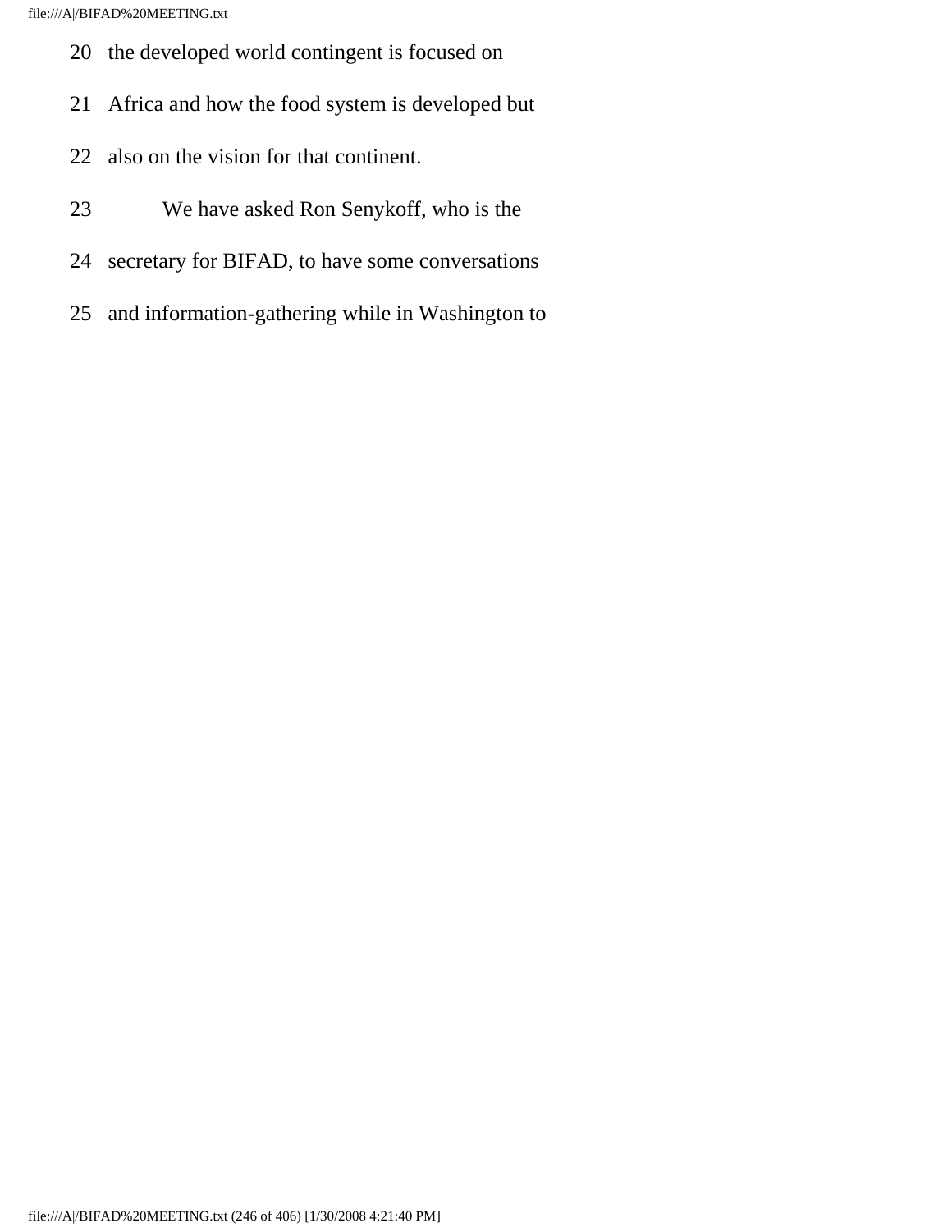20 the developed world contingent is focused on

21 Africa and how the food system is developed but

22 also on the vision for that continent.

23 We have asked Ron Senykoff, who is the

24 secretary for BIFAD, to have some conversations

25 and information-gathering while in Washington to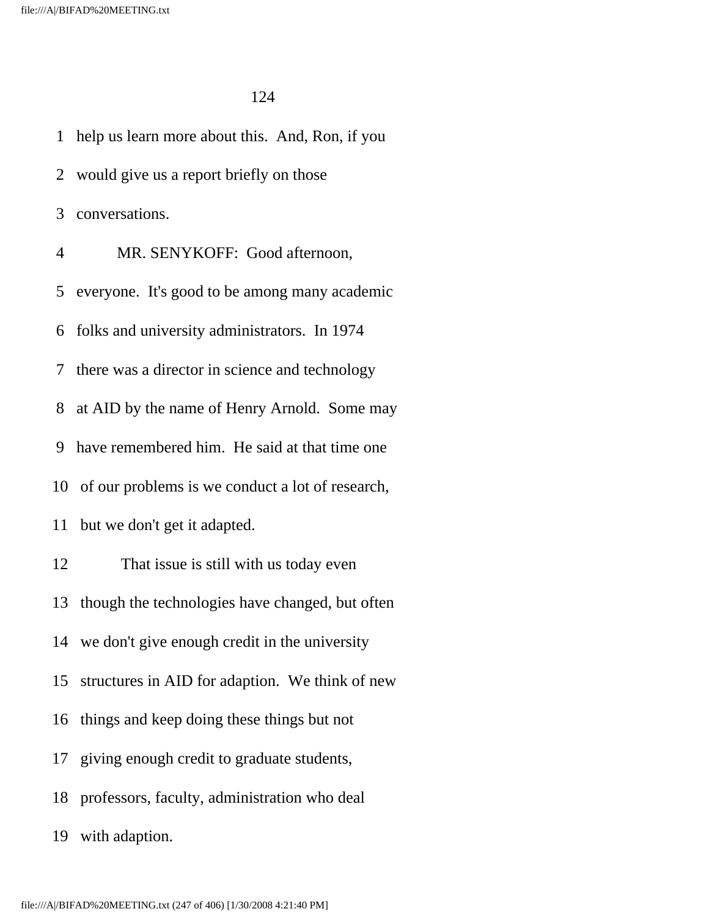1 help us learn more about this. And, Ron, if you

2 would give us a report briefly on those

3 conversations.

4 MR. SENYKOFF: Good afternoon,

5 everyone. It's good to be among many academic

6 folks and university administrators. In 1974

7 there was a director in science and technology

8 at AID by the name of Henry Arnold. Some may

9 have remembered him. He said at that time one

10 of our problems is we conduct a lot of research,

11 but we don't get it adapted.

12 That issue is still with us today even

13 though the technologies have changed, but often

14 we don't give enough credit in the university

15 structures in AID for adaption. We think of new

16 things and keep doing these things but not

17 giving enough credit to graduate students,

18 professors, faculty, administration who deal

19 with adaption.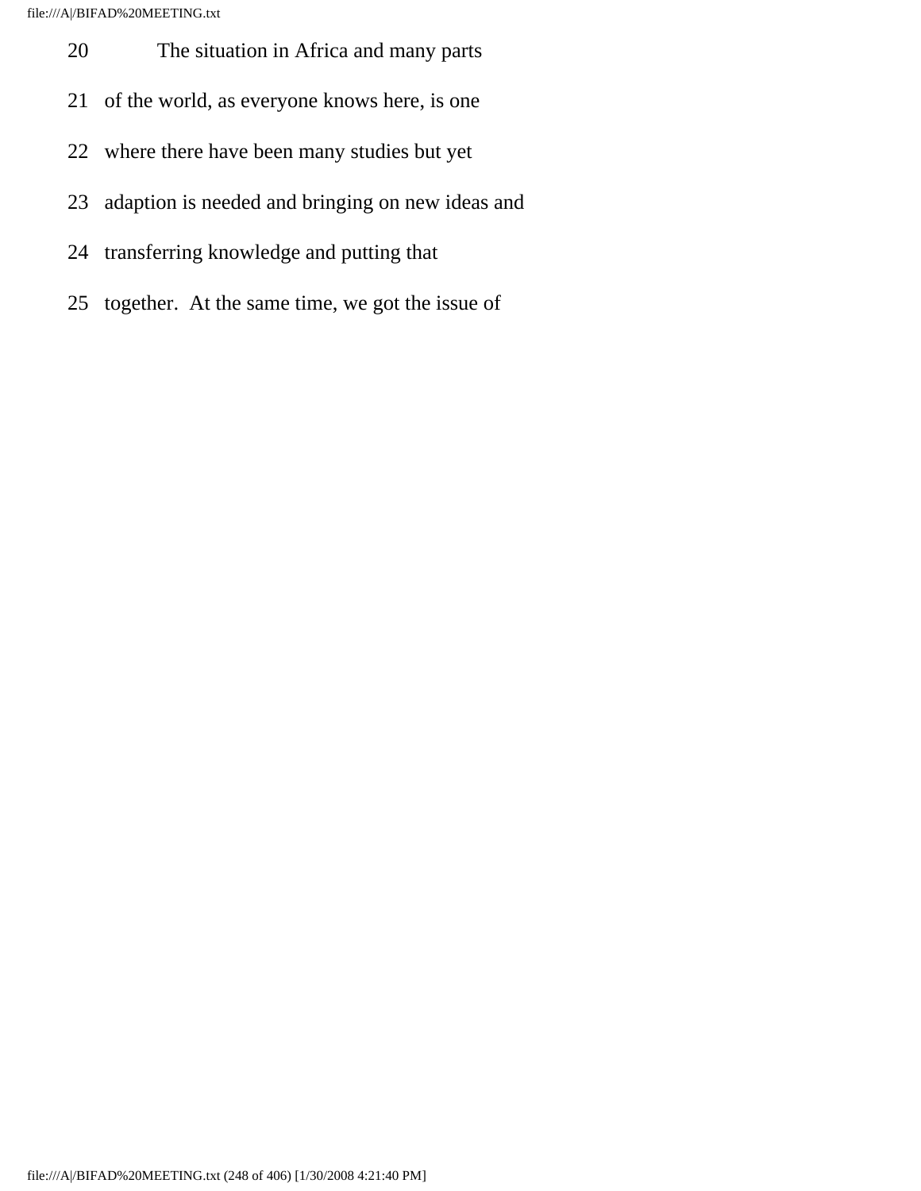20 The situation in Africa and many parts

21 of the world, as everyone knows here, is one

22 where there have been many studies but yet

23 adaption is needed and bringing on new ideas and

24 transferring knowledge and putting that

25 together. At the same time, we got the issue of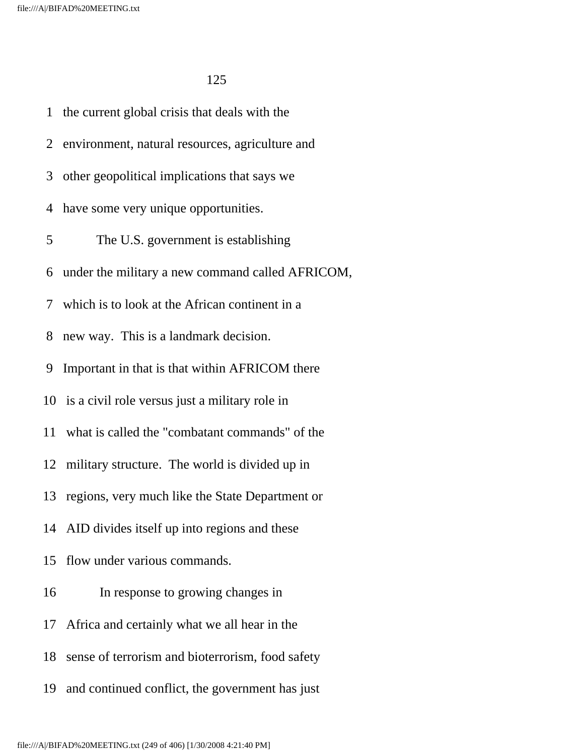1 the current global crisis that deals with the

2 environment, natural resources, agriculture and

3 other geopolitical implications that says we

4 have some very unique opportunities.

5 The U.S. government is establishing

6 under the military a new command called AFRICOM,

7 which is to look at the African continent in a

8 new way. This is a landmark decision.

9 Important in that is that within AFRICOM there

10 is a civil role versus just a military role in

11 what is called the "combatant commands" of the

12 military structure. The world is divided up in

13 regions, very much like the State Department or

14 AID divides itself up into regions and these

15 flow under various commands.

16 In response to growing changes in

17 Africa and certainly what we all hear in the

18 sense of terrorism and bioterrorism, food safety

19 and continued conflict, the government has just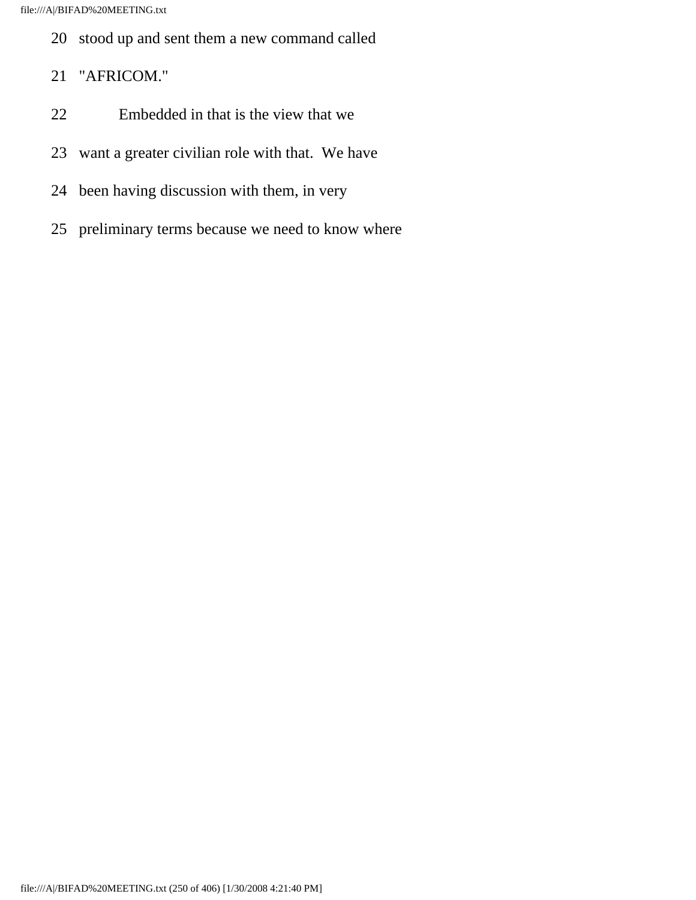20 stood up and sent them a new command called

21 "AFRICOM."

22 Embedded in that is the view that we

23 want a greater civilian role with that. We have

24 been having discussion with them, in very

25 preliminary terms because we need to know where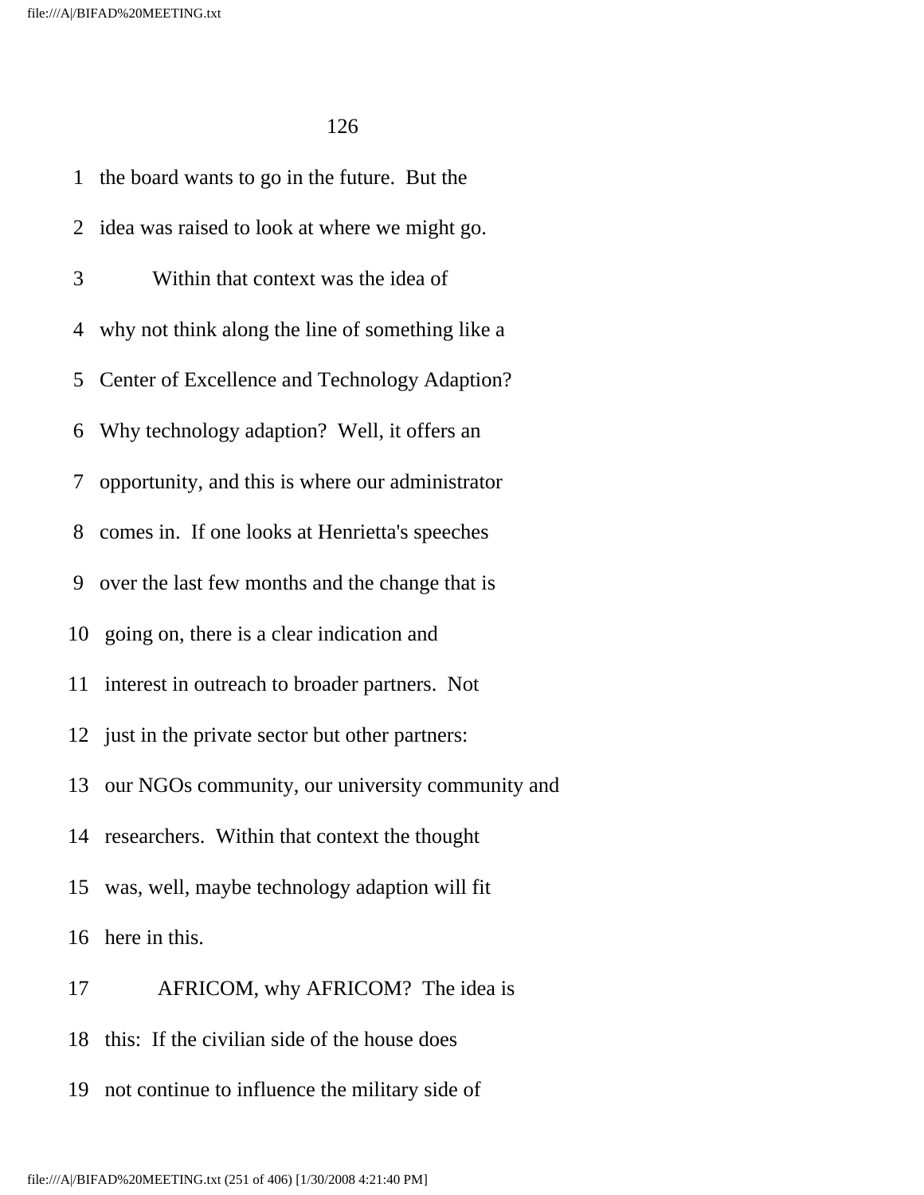1 the board wants to go in the future. But the

2 idea was raised to look at where we might go.

3 Within that context was the idea of

4 why not think along the line of something like a

5 Center of Excellence and Technology Adaption?

6 Why technology adaption? Well, it offers an

7 opportunity, and this is where our administrator

8 comes in. If one looks at Henrietta's speeches

9 over the last few months and the change that is

10 going on, there is a clear indication and

11 interest in outreach to broader partners. Not

12 just in the private sector but other partners:

13 our NGOs community, our university community and

14 researchers. Within that context the thought

15 was, well, maybe technology adaption will fit

16 here in this.

17 AFRICOM, why AFRICOM? The idea is

18 this: If the civilian side of the house does

19 not continue to influence the military side of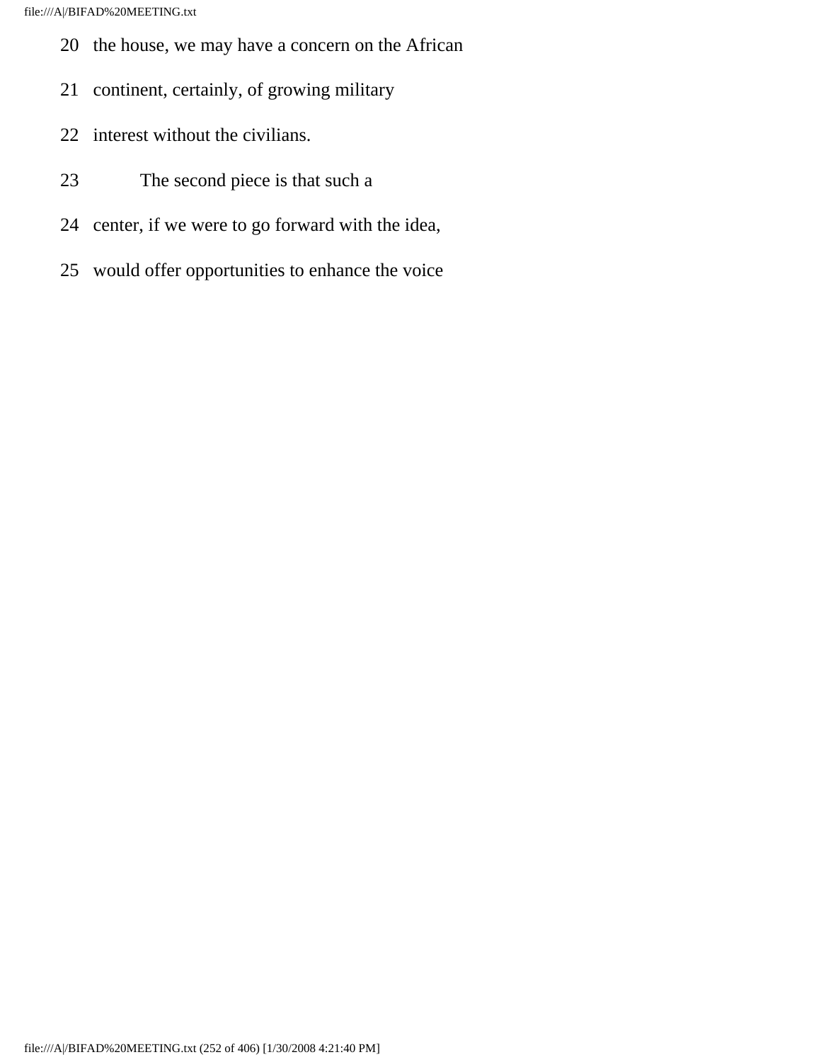20 the house, we may have a concern on the African

21 continent, certainly, of growing military

22 interest without the civilians.

23 The second piece is that such a

24 center, if we were to go forward with the idea,

25 would offer opportunities to enhance the voice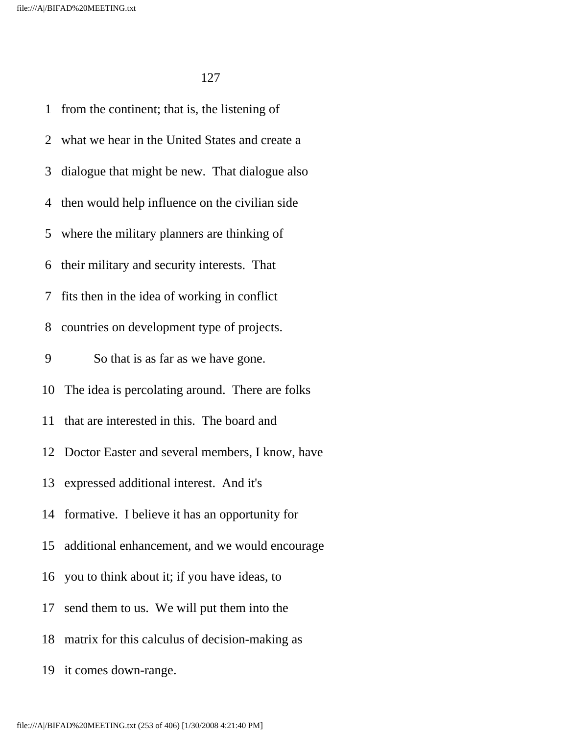1 from the continent; that is, the listening of

2 what we hear in the United States and create a

3 dialogue that might be new. That dialogue also

4 then would help influence on the civilian side

5 where the military planners are thinking of

6 their military and security interests. That

7 fits then in the idea of working in conflict

8 countries on development type of projects.

9 So that is as far as we have gone.

10 The idea is percolating around. There are folks

11 that are interested in this. The board and

12 Doctor Easter and several members, I know, have

13 expressed additional interest. And it's

14 formative. I believe it has an opportunity for

15 additional enhancement, and we would encourage

16 you to think about it; if you have ideas, to

17 send them to us. We will put them into the

18 matrix for this calculus of decision-making as

19 it comes down-range.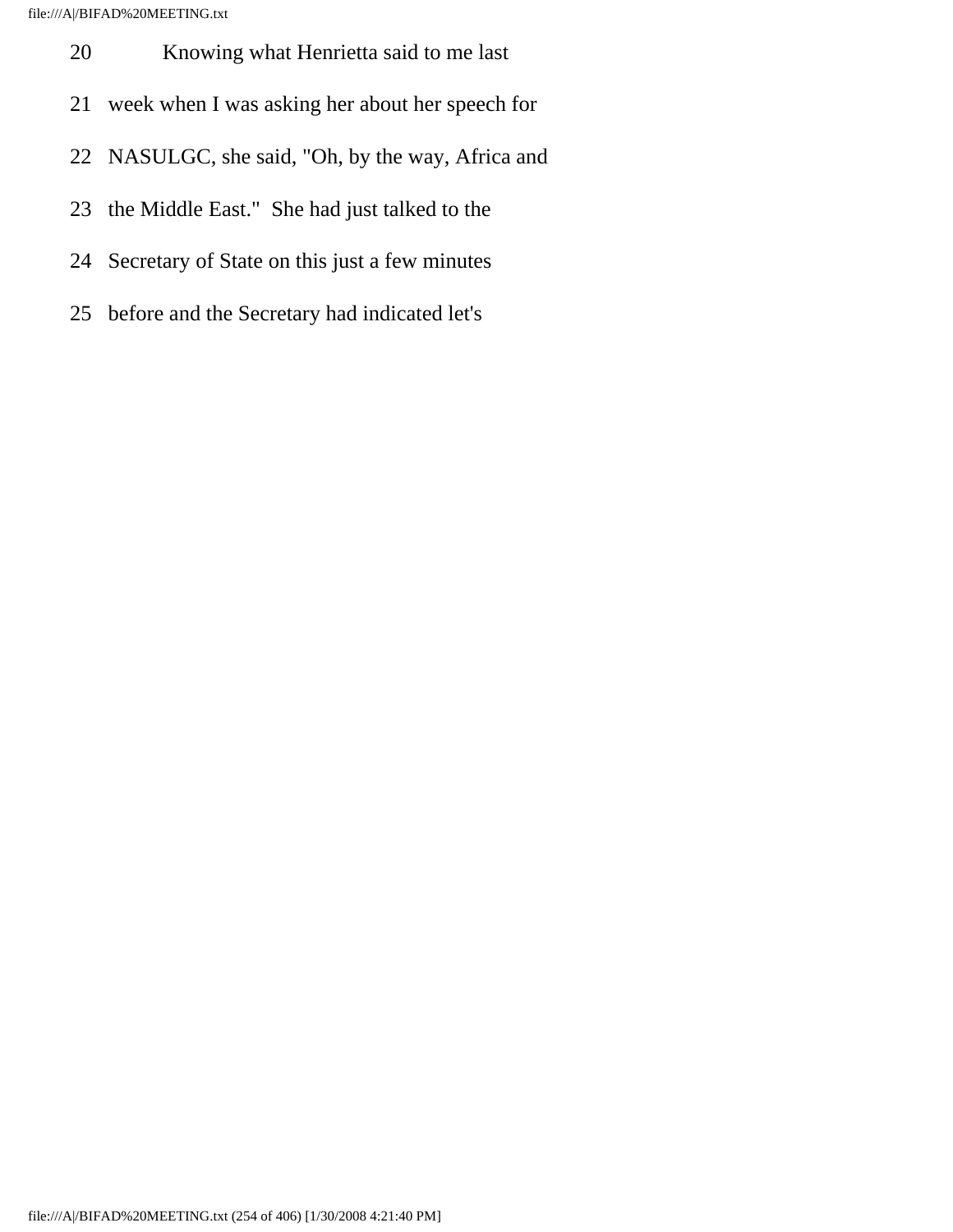20 Knowing what Henrietta said to me last

21 week when I was asking her about her speech for

22 NASULGC, she said, "Oh, by the way, Africa and

23 the Middle East." She had just talked to the

24 Secretary of State on this just a few minutes

25 before and the Secretary had indicated let's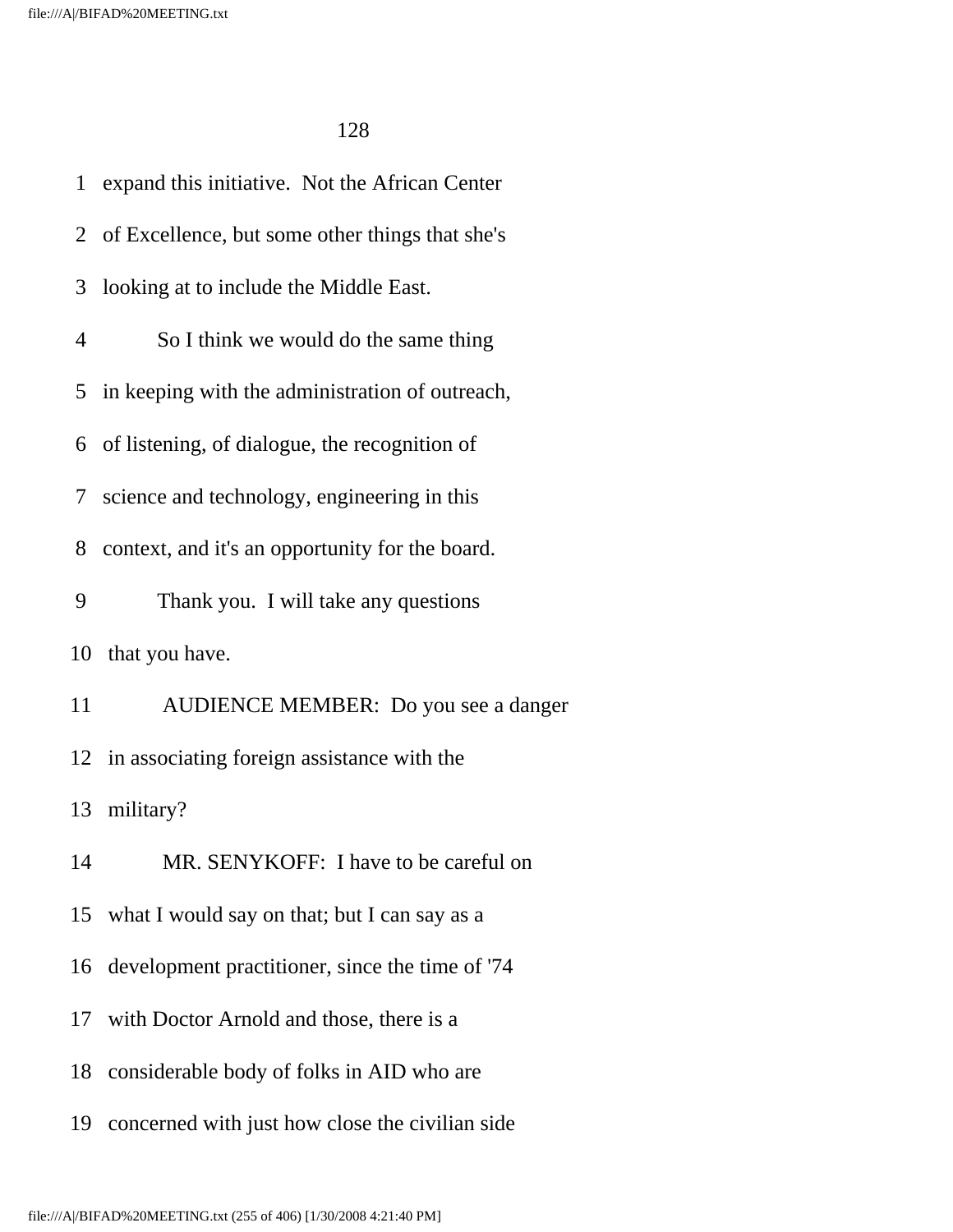expand this initiative. Not the African Center of Excellence, but some other things that she's looking at to include the Middle East.

So I think we would do the same thing in keeping with the administration of outreach, of listening, of dialogue, the recognition of science and technology, engineering in this context, and it's an opportunity for the board.

Thank you. I will take any questions that you have.

AUDIENCE MEMBER: Do you see a danger in associating foreign assistance with the military?

MR. SENYKOFF: I have to be careful on what I would say on that; but I can say as a development practitioner, since the time of '74 with Doctor Arnold and those, there is a considerable body of folks in AID who are concerned with just how close the civilian side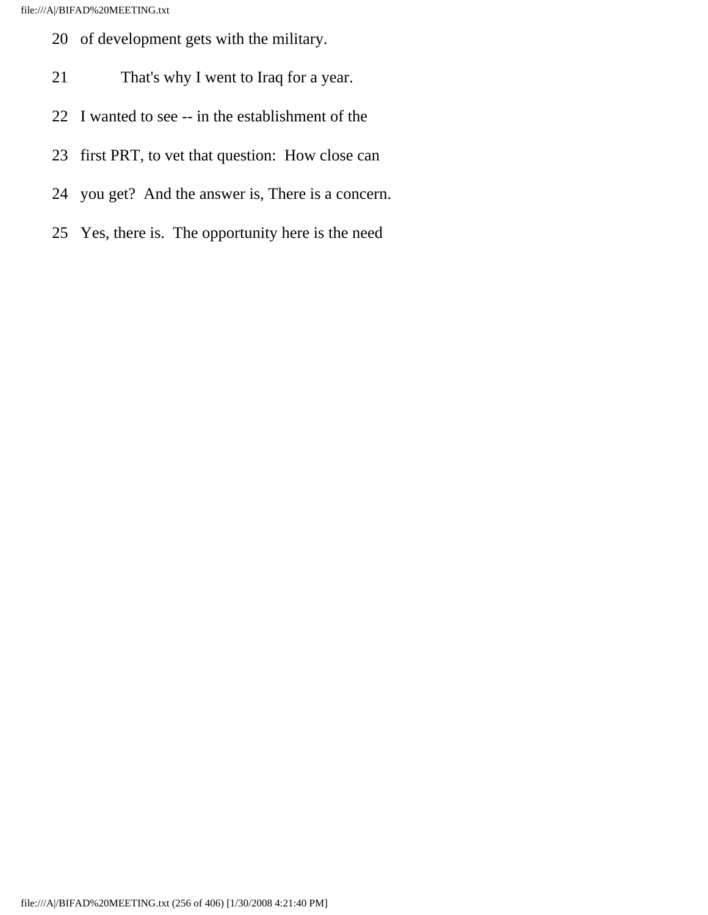20 of development gets with the military.

21 That's why I went to Iraq for a year.

22 I wanted to see -- in the establishment of the

23 first PRT, to vet that question: How close can

24 you get? And the answer is, There is a concern.

25 Yes, there is. The opportunity here is the need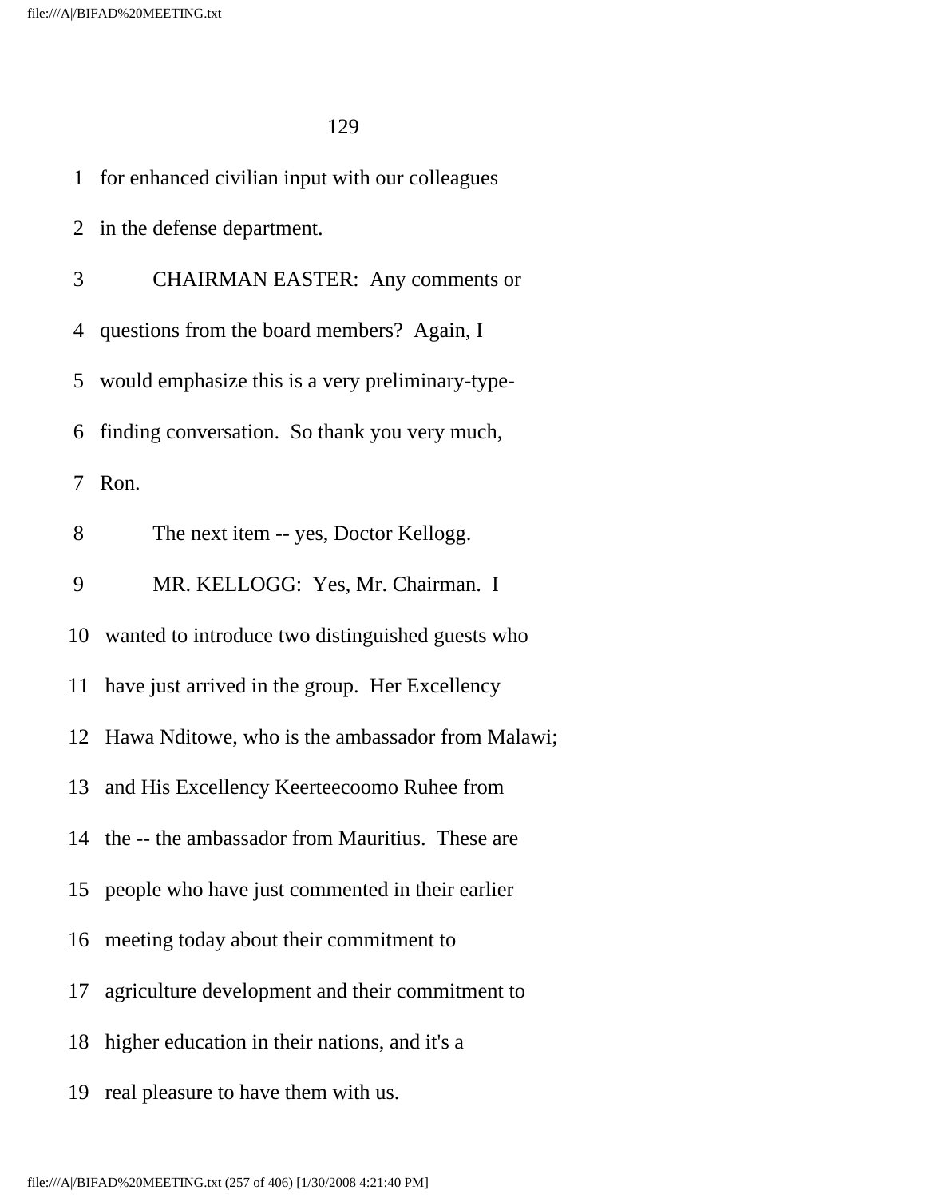1 for enhanced civilian input with our colleagues

2 in the defense department.

3 CHAIRMAN EASTER: Any comments or

4 questions from the board members? Again, I

5 would emphasize this is a very preliminary-type-

6 finding conversation. So thank you very much,

7 Ron.

8 The next item -- yes, Doctor Kellogg.

9 MR. KELLOGG: Yes, Mr. Chairman. I

10 wanted to introduce two distinguished guests who

11 have just arrived in the group. Her Excellency

12 Hawa Nditowe, who is the ambassador from Malawi;

13 and His Excellency Keerteecoomo Ruhee from

14 the -- the ambassador from Mauritius. These are

15 people who have just commented in their earlier

16 meeting today about their commitment to

17 agriculture development and their commitment to

18 higher education in their nations, and it's a

19 real pleasure to have them with us.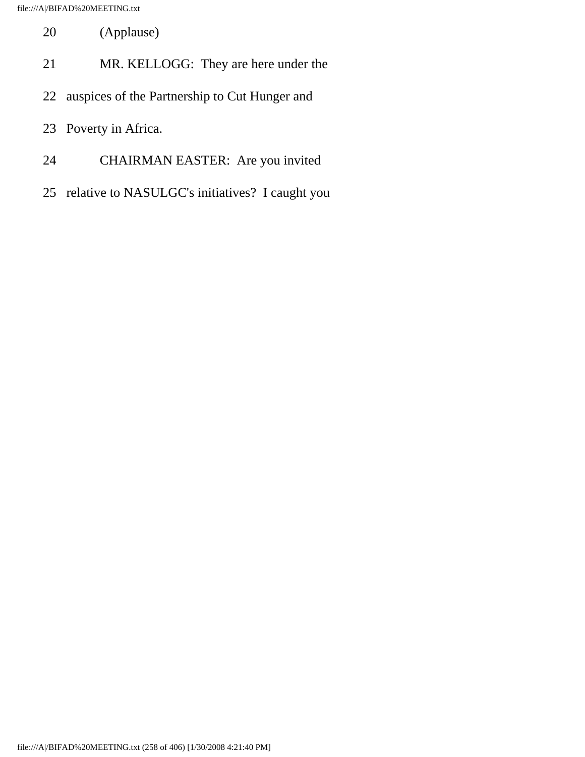20 (Applause)

21 MR. KELLOGG: They are here under the

22 auspices of the Partnership to Cut Hunger and

23 Poverty in Africa.

24 CHAIRMAN EASTER: Are you invited

25 relative to NASULGC's initiatives? I caught you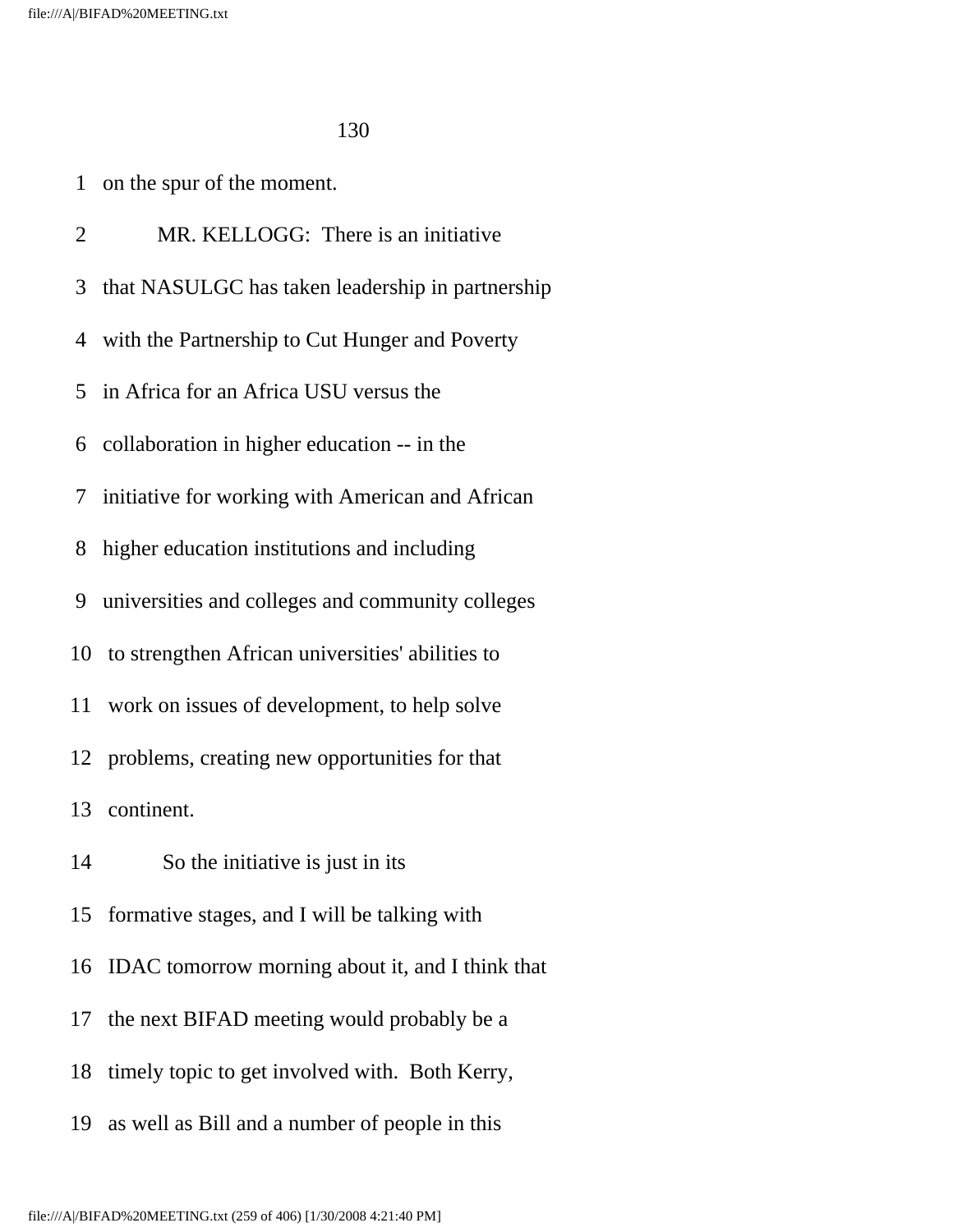on the spur of the moment.

MR. KELLOGG: There is an initiative that NASULGC has taken leadership in partnership with the Partnership to Cut Hunger and Poverty in Africa for an Africa USU versus the collaboration in higher education -- in the initiative for working with American and African higher education institutions and including universities and colleges and community colleges to strengthen African universities' abilities to work on issues of development, to help solve problems, creating new opportunities for that continent.

So the initiative is just in its formative stages, and I will be talking with IDAC tomorrow morning about it, and I think that the next BIFAD meeting would probably be a timely topic to get involved with. Both Kerry, as well as Bill and a number of people in this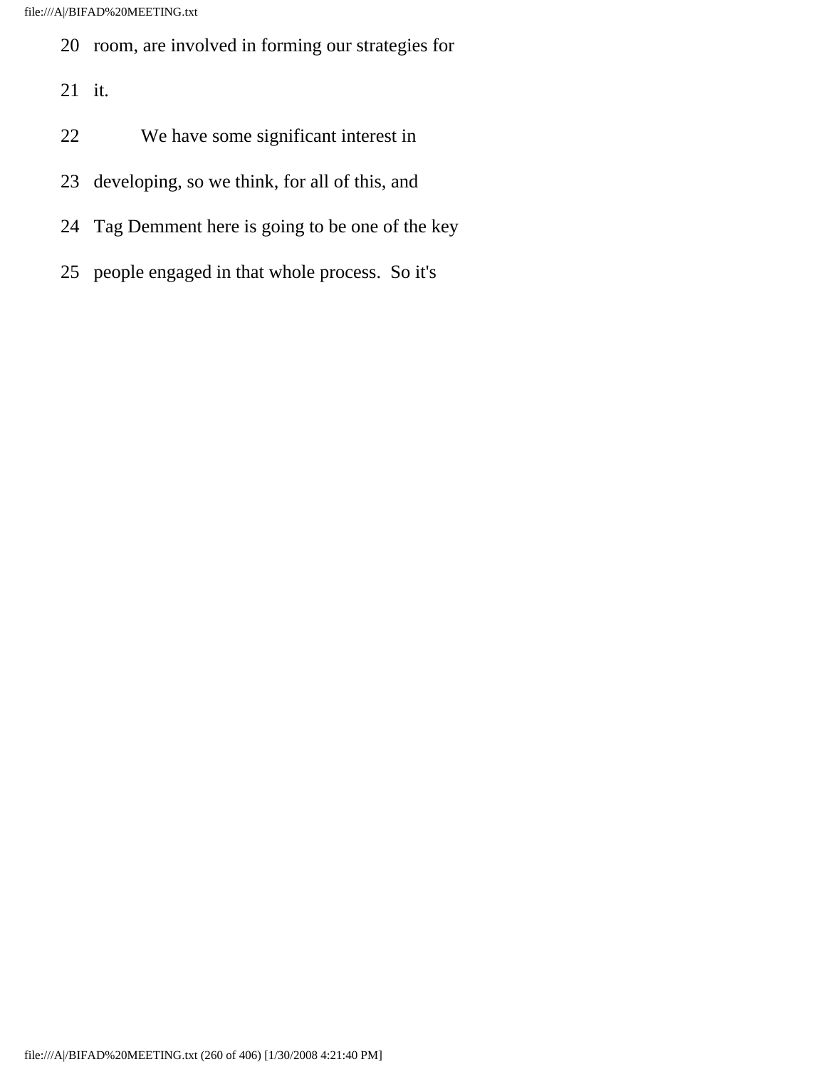20 room, are involved in forming our strategies for

21 it.

22 We have some significant interest in

23 developing, so we think, for all of this, and

24 Tag Demment here is going to be one of the key

25 people engaged in that whole process. So it's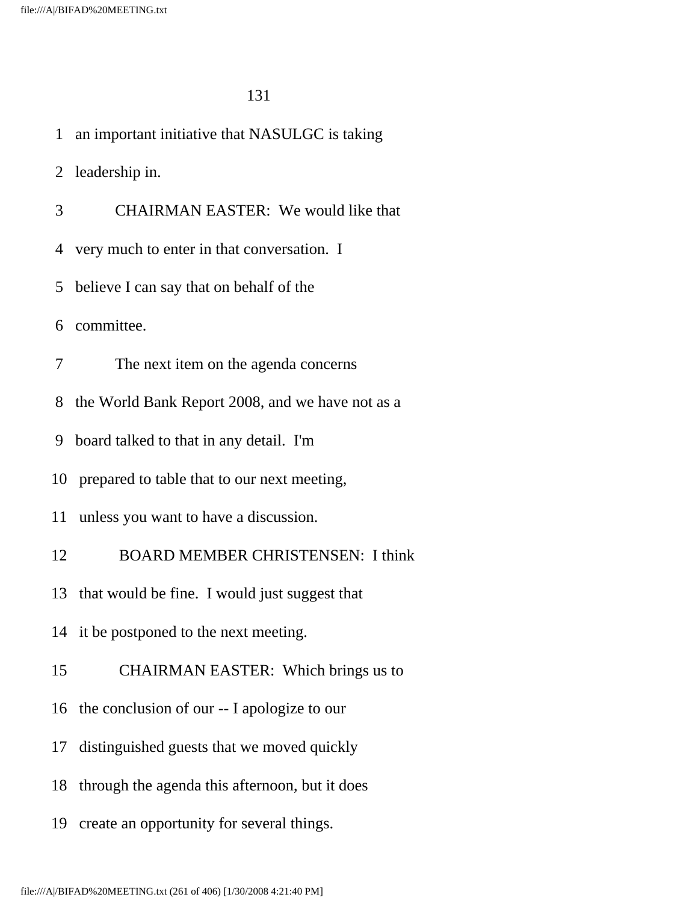1 an important initiative that NASULGC is taking

2 leadership in.

3 CHAIRMAN EASTER: We would like that

4 very much to enter in that conversation. I

5 believe I can say that on behalf of the

6 committee.

7 The next item on the agenda concerns

8 the World Bank Report 2008, and we have not as a

9 board talked to that in any detail. I'm

10 prepared to table that to our next meeting,

11 unless you want to have a discussion.

12 BOARD MEMBER CHRISTENSEN: I think

13 that would be fine. I would just suggest that

14 it be postponed to the next meeting.

15 CHAIRMAN EASTER: Which brings us to

16 the conclusion of our -- I apologize to our

17 distinguished guests that we moved quickly

18 through the agenda this afternoon, but it does

19 create an opportunity for several things.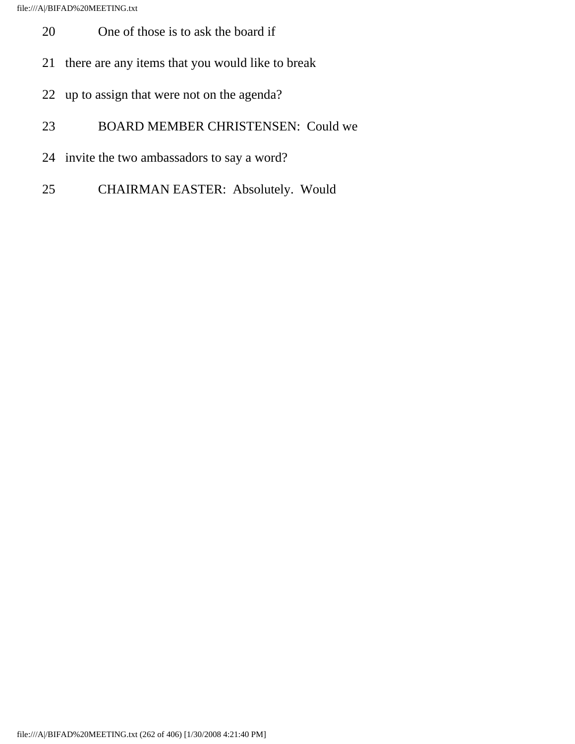20 One of those is to ask the board if

21 there are any items that you would like to break

22 up to assign that were not on the agenda?

23 BOARD MEMBER CHRISTENSEN: Could we

24 invite the two ambassadors to say a word?

25 CHAIRMAN EASTER: Absolutely. Would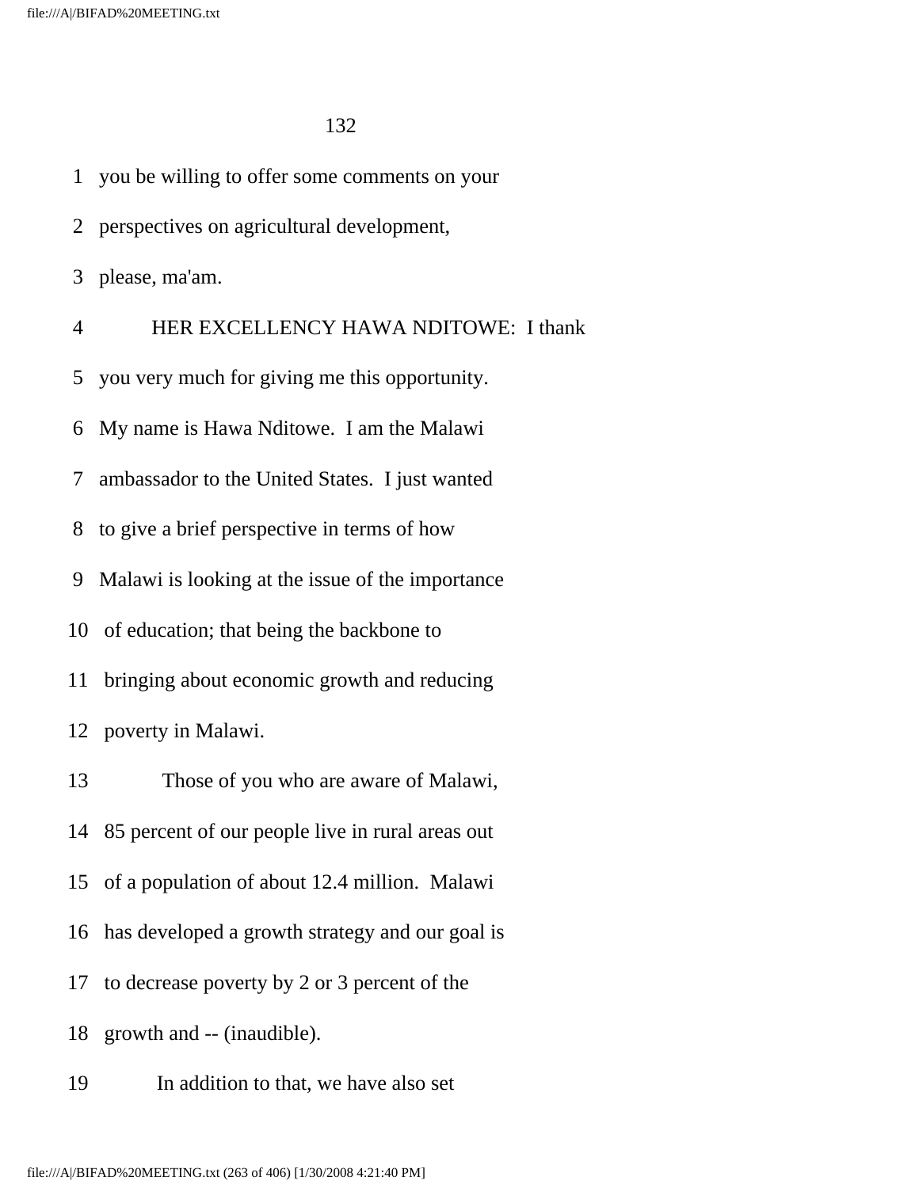you be willing to offer some comments on your perspectives on agricultural development, please, ma'am.

HER EXCELLENCY HAWA NDITOWE: I thank you very much for giving me this opportunity. My name is Hawa Nditowe. I am the Malawi ambassador to the United States. I just wanted to give a brief perspective in terms of how Malawi is looking at the issue of the importance of education; that being the backbone to bringing about economic growth and reducing poverty in Malawi.

Those of you who are aware of Malawi, 85 percent of our people live in rural areas out of a population of about 12.4 million. Malawi has developed a growth strategy and our goal is to decrease poverty by 2 or 3 percent of the growth and -- (inaudible).

In addition to that, we have also set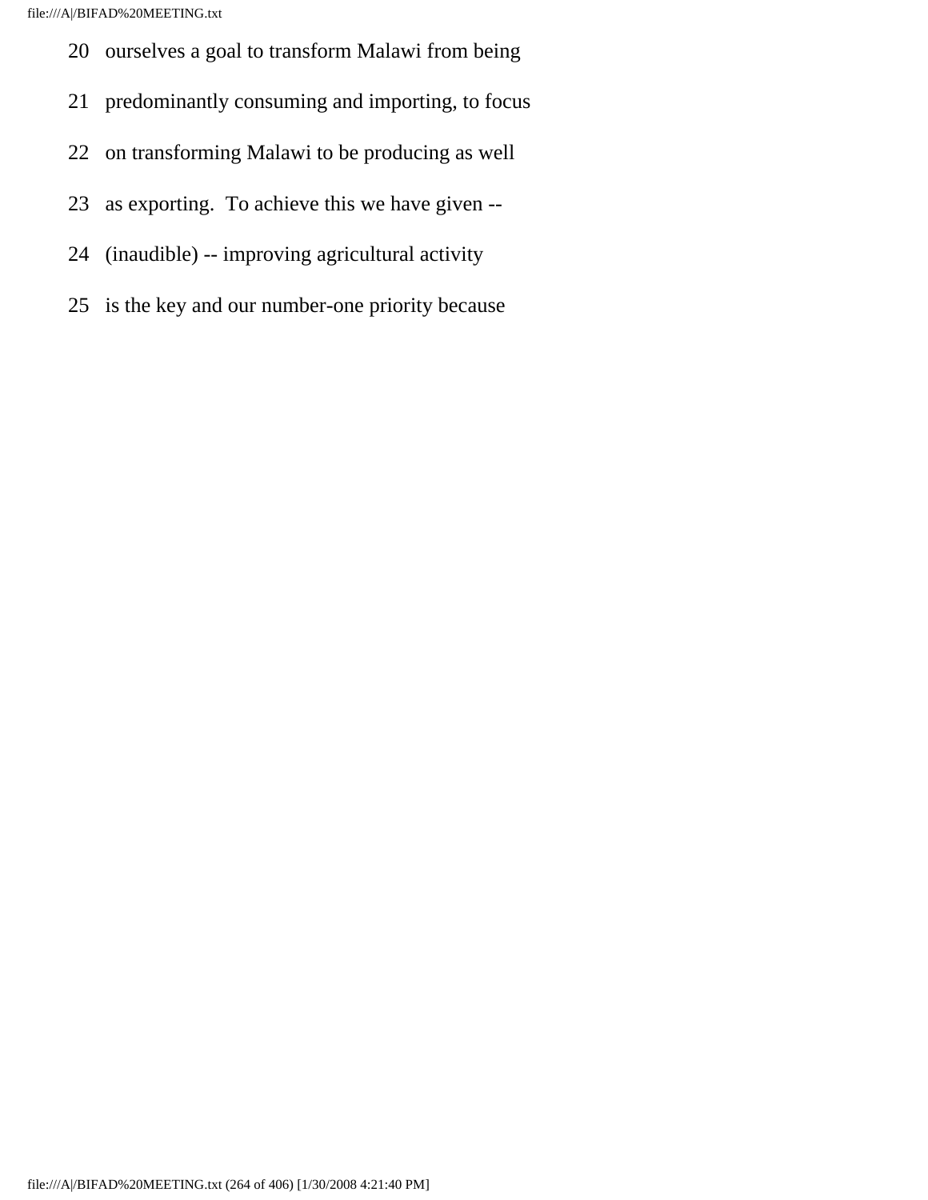20 ourselves a goal to transform Malawi from being

21 predominantly consuming and importing, to focus

22 on transforming Malawi to be producing as well

23 as exporting. To achieve this we have given --

24 (inaudible) -- improving agricultural activity

25 is the key and our number-one priority because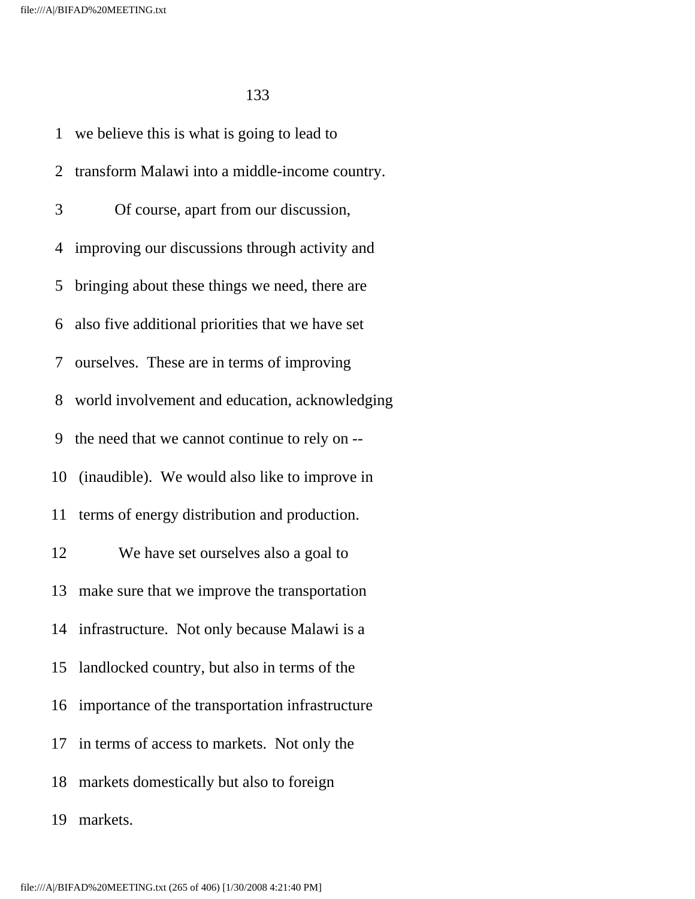we believe this is what is going to lead to transform Malawi into a middle-income country.

Of course, apart from our discussion, improving our discussions through activity and bringing about these things we need, there are also five additional priorities that we have set ourselves. These are in terms of improving world involvement and education, acknowledging the need that we cannot continue to rely on -- (inaudible). We would also like to improve in terms of energy distribution and production.

We have set ourselves also a goal to make sure that we improve the transportation infrastructure. Not only because Malawi is a landlocked country, but also in terms of the importance of the transportation infrastructure in terms of access to markets. Not only the markets domestically but also to foreign markets.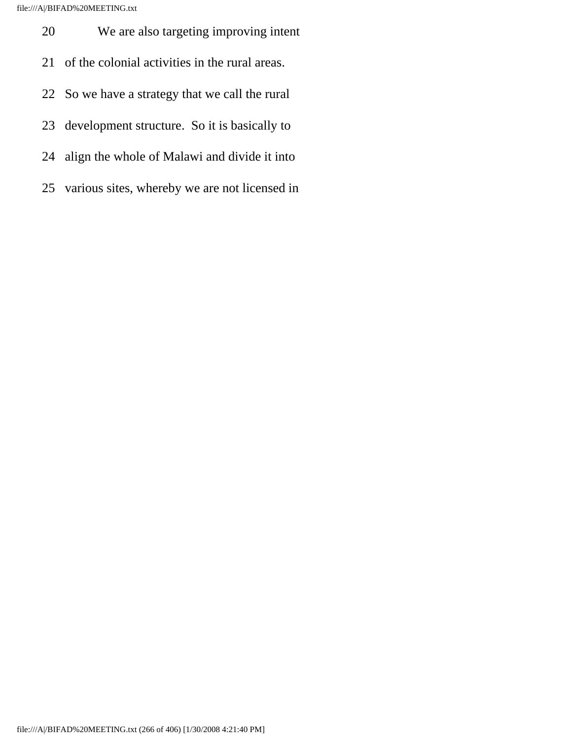20 We are also targeting improving intent

21 of the colonial activities in the rural areas.

22 So we have a strategy that we call the rural

23 development structure. So it is basically to

24 align the whole of Malawi and divide it into

25 various sites, whereby we are not licensed in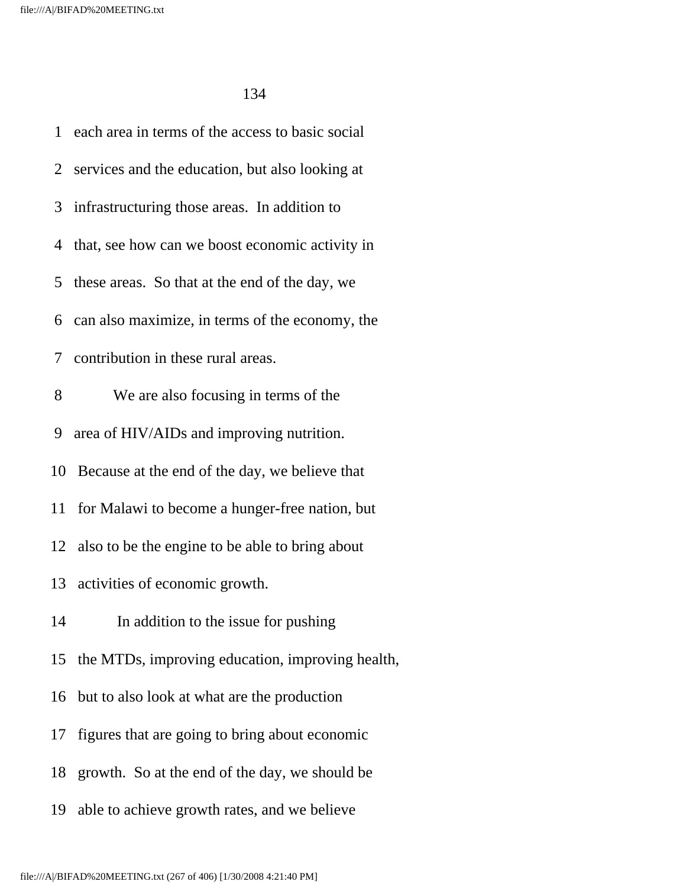1 each area in terms of the access to basic social
2 services and the education, but also looking at
3 infrastructuring those areas. In addition to
4 that, see how can we boost economic activity in
5 these areas. So that at the end of the day, we
6 can also maximize, in terms of the economy, the
7 contribution in these rural areas.
8 We are also focusing in terms of the
9 area of HIV/AIDs and improving nutrition.
10 Because at the end of the day, we believe that
11 for Malawi to become a hunger-free nation, but
12 also to be the engine to be able to bring about
13 activities of economic growth.
14 In addition to the issue for pushing
15 the MTDs, improving education, improving health,
16 but to also look at what are the production
17 figures that are going to bring about economic
18 growth. So at the end of the day, we should be
19 able to achieve growth rates, and we believe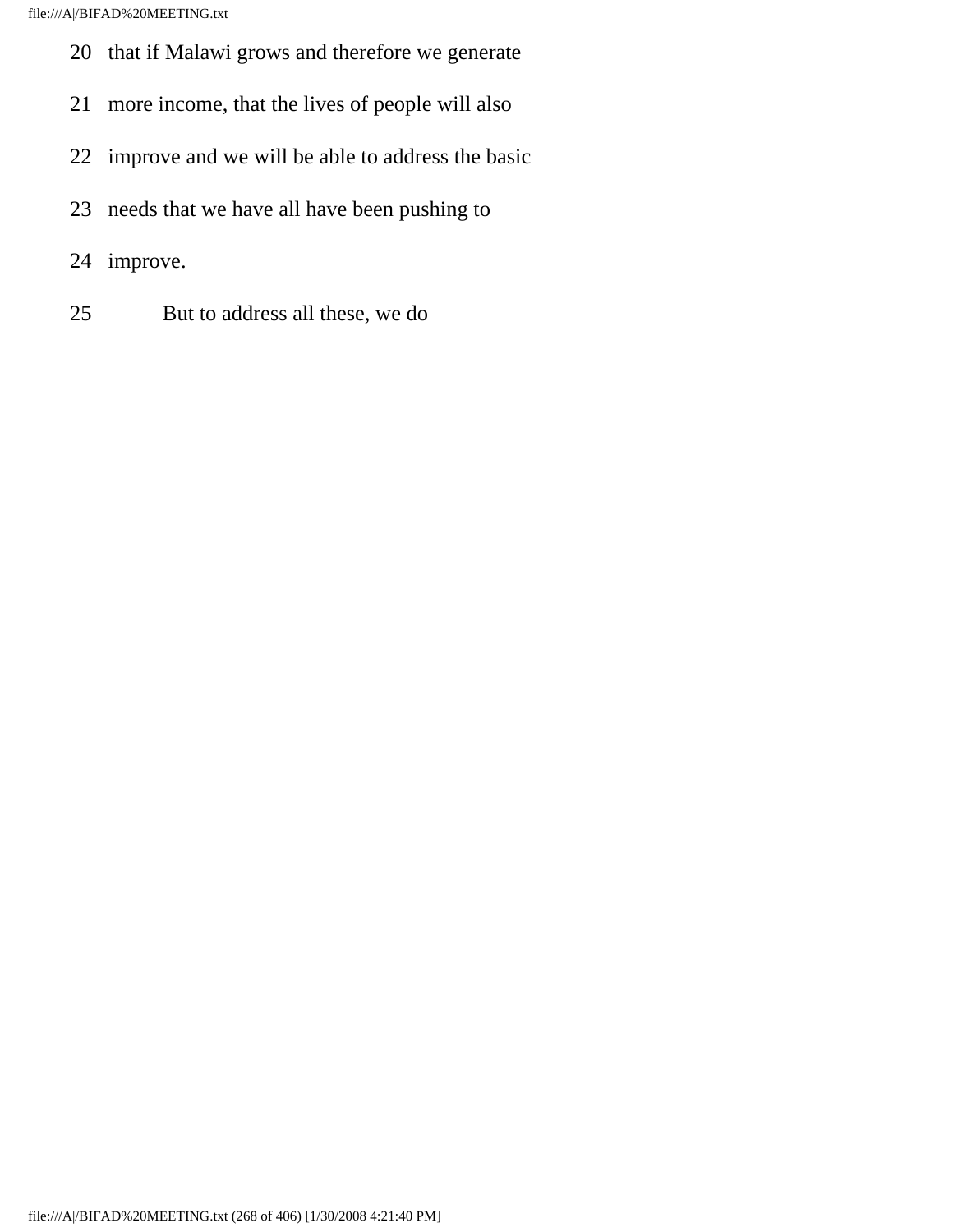20 that if Malawi grows and therefore we generate

21 more income, that the lives of people will also

22 improve and we will be able to address the basic

23 needs that we have all have been pushing to

24 improve.

25 But to address all these, we do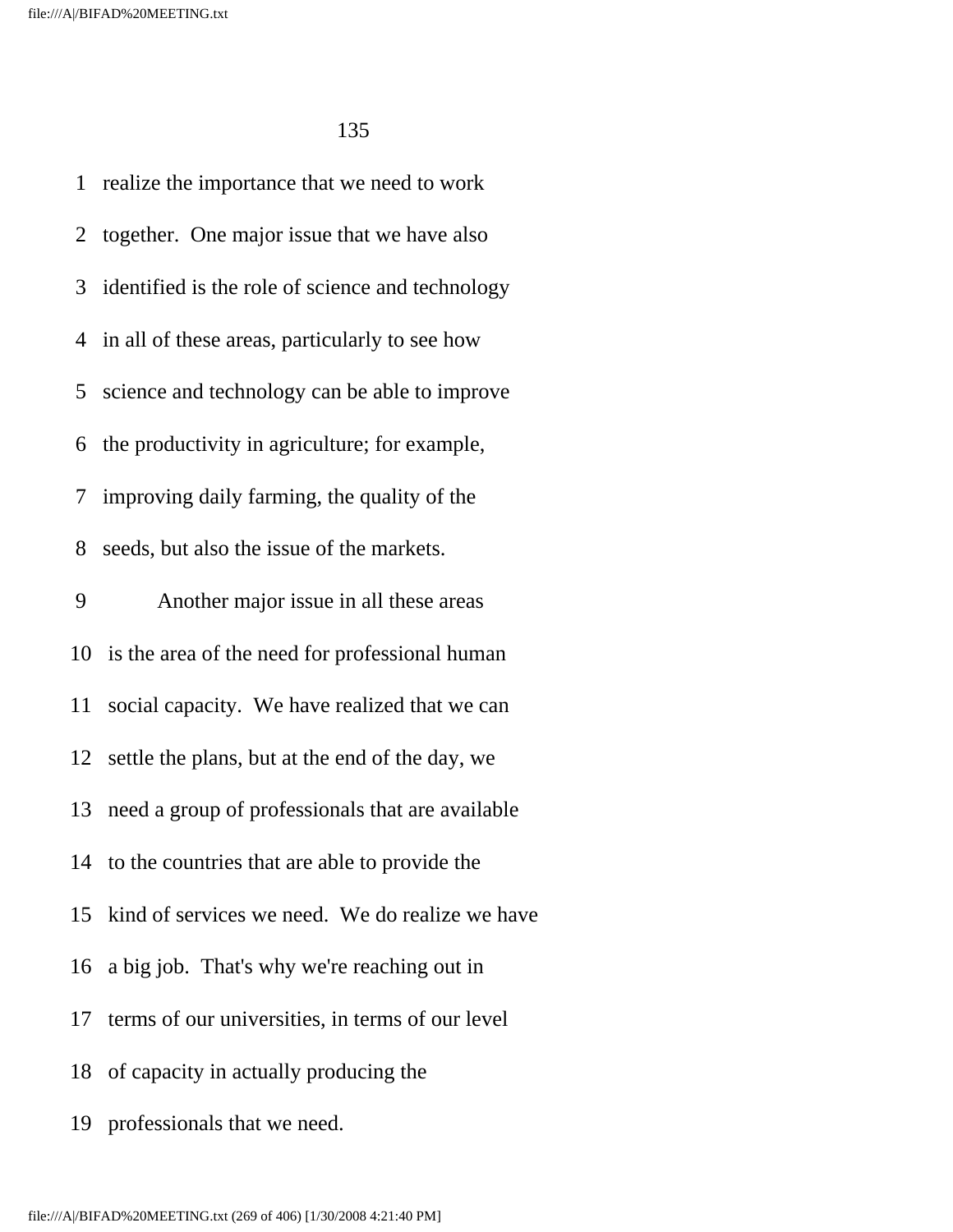1 realize the importance that we need to work

2 together. One major issue that we have also

3 identified is the role of science and technology

4 in all of these areas, particularly to see how

5 science and technology can be able to improve

6 the productivity in agriculture; for example,

7 improving daily farming, the quality of the

8 seeds, but also the issue of the markets.

9 Another major issue in all these areas

10 is the area of the need for professional human

11 social capacity. We have realized that we can

12 settle the plans, but at the end of the day, we

13 need a group of professionals that are available

14 to the countries that are able to provide the

15 kind of services we need. We do realize we have

16 a big job. That's why we're reaching out in

17 terms of our universities, in terms of our level

18 of capacity in actually producing the

19 professionals that we need.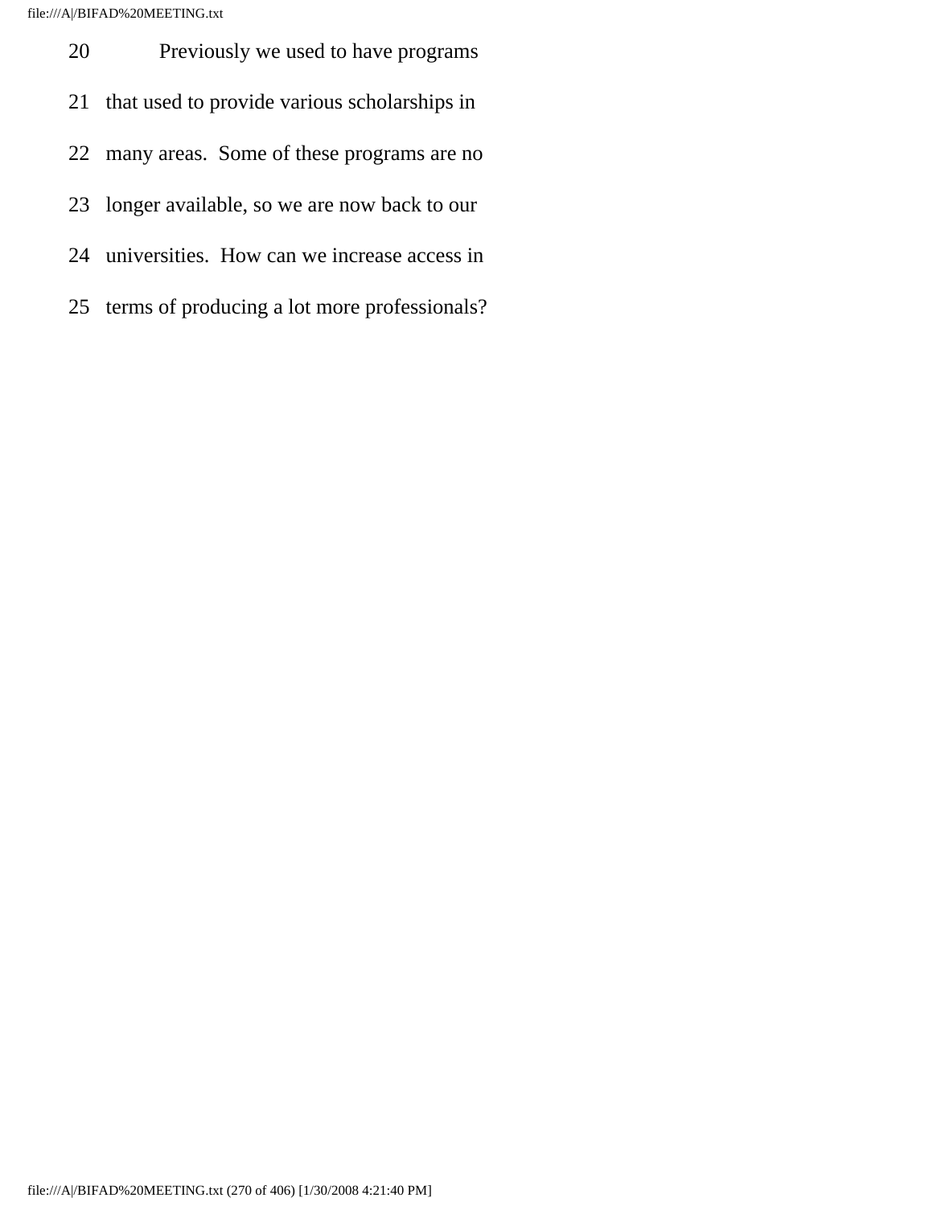20 Previously we used to have programs

21 that used to provide various scholarships in

22 many areas. Some of these programs are no

23 longer available, so we are now back to our

24 universities. How can we increase access in

25 terms of producing a lot more professionals?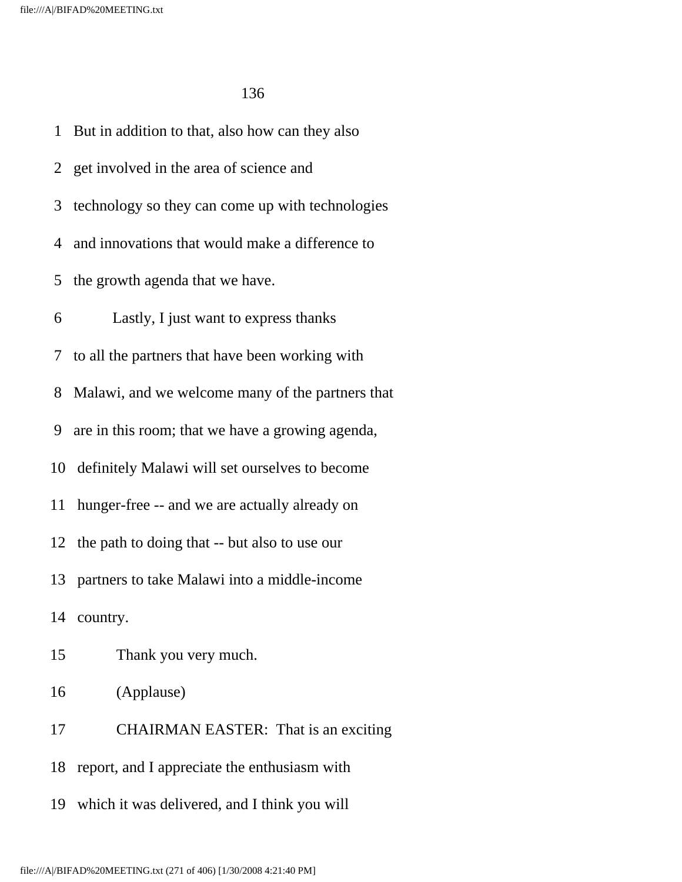But in addition to that, also how can they also get involved in the area of science and technology so they can come up with technologies and innovations that would make a difference to the growth agenda that we have.

Lastly, I just want to express thanks to all the partners that have been working with Malawi, and we welcome many of the partners that are in this room; that we have a growing agenda, definitely Malawi will set ourselves to become hunger-free -- and we are actually already on the path to doing that -- but also to use our partners to take Malawi into a middle-income country.

Thank you very much.

(Applause)

CHAIRMAN EASTER: That is an exciting report, and I appreciate the enthusiasm with which it was delivered, and I think you will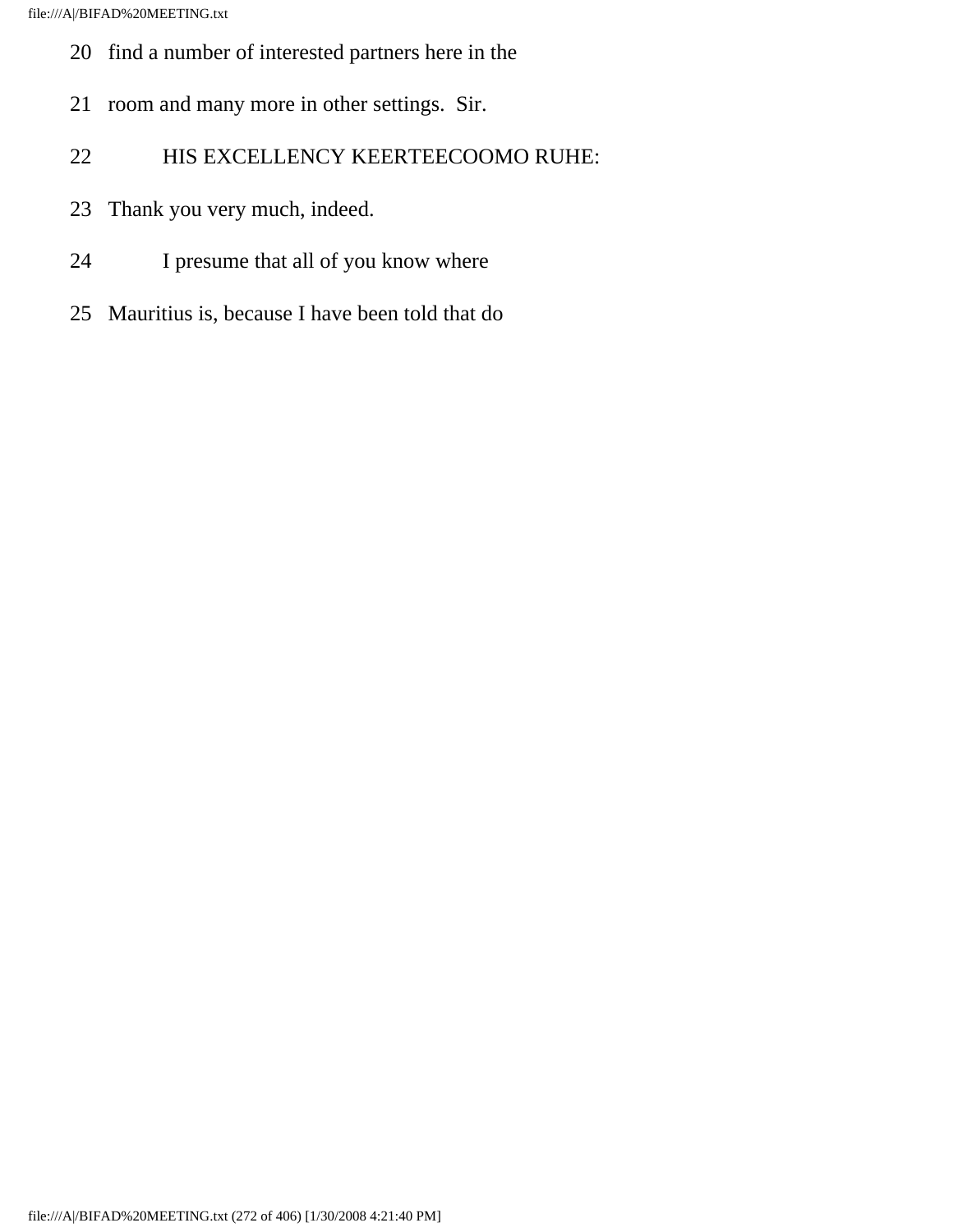20 find a number of interested partners here in the

21 room and many more in other settings. Sir.

22 HIS EXCELLENCY KEERTEECOOMO RUHE:

23 Thank you very much, indeed.

24 I presume that all of you know where

25 Mauritius is, because I have been told that do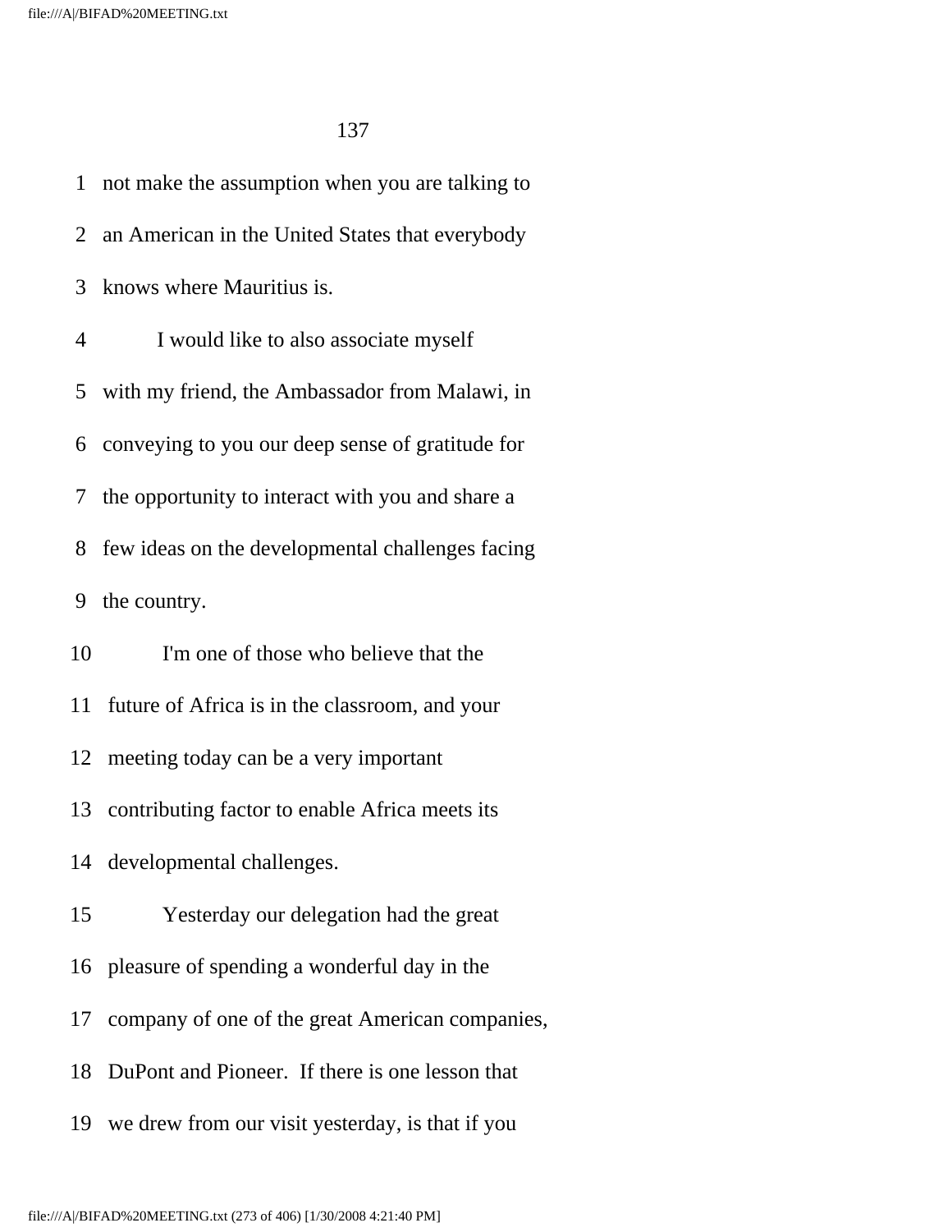not make the assumption when you are talking to an American in the United States that everybody knows where Mauritius is.

I would like to also associate myself with my friend, the Ambassador from Malawi, in conveying to you our deep sense of gratitude for the opportunity to interact with you and share a few ideas on the developmental challenges facing the country.

I'm one of those who believe that the future of Africa is in the classroom, and your meeting today can be a very important contributing factor to enable Africa meets its developmental challenges.

Yesterday our delegation had the great pleasure of spending a wonderful day in the company of one of the great American companies, DuPont and Pioneer. If there is one lesson that we drew from our visit yesterday, is that if you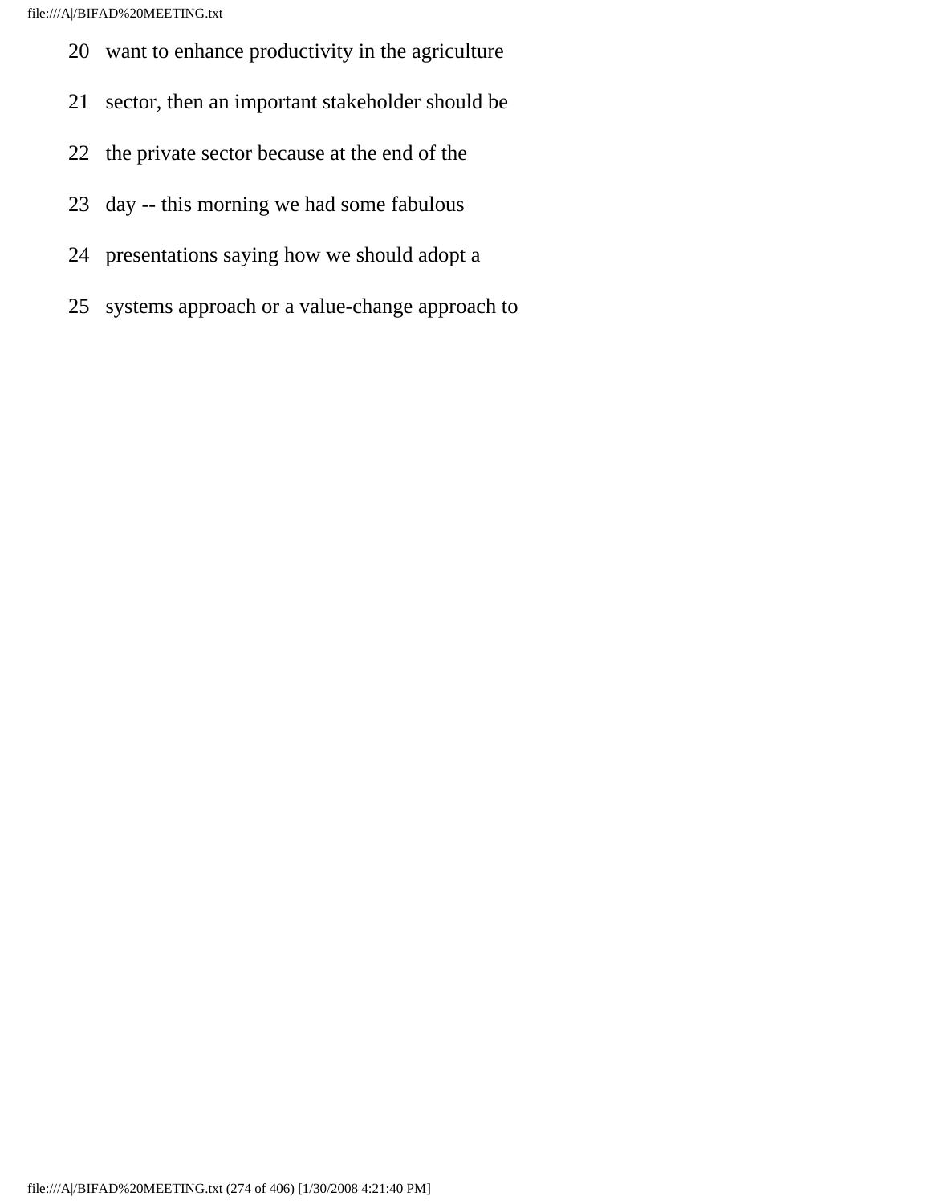20 want to enhance productivity in the agriculture

21 sector, then an important stakeholder should be

22 the private sector because at the end of the

23 day -- this morning we had some fabulous

24 presentations saying how we should adopt a

25 systems approach or a value-change approach to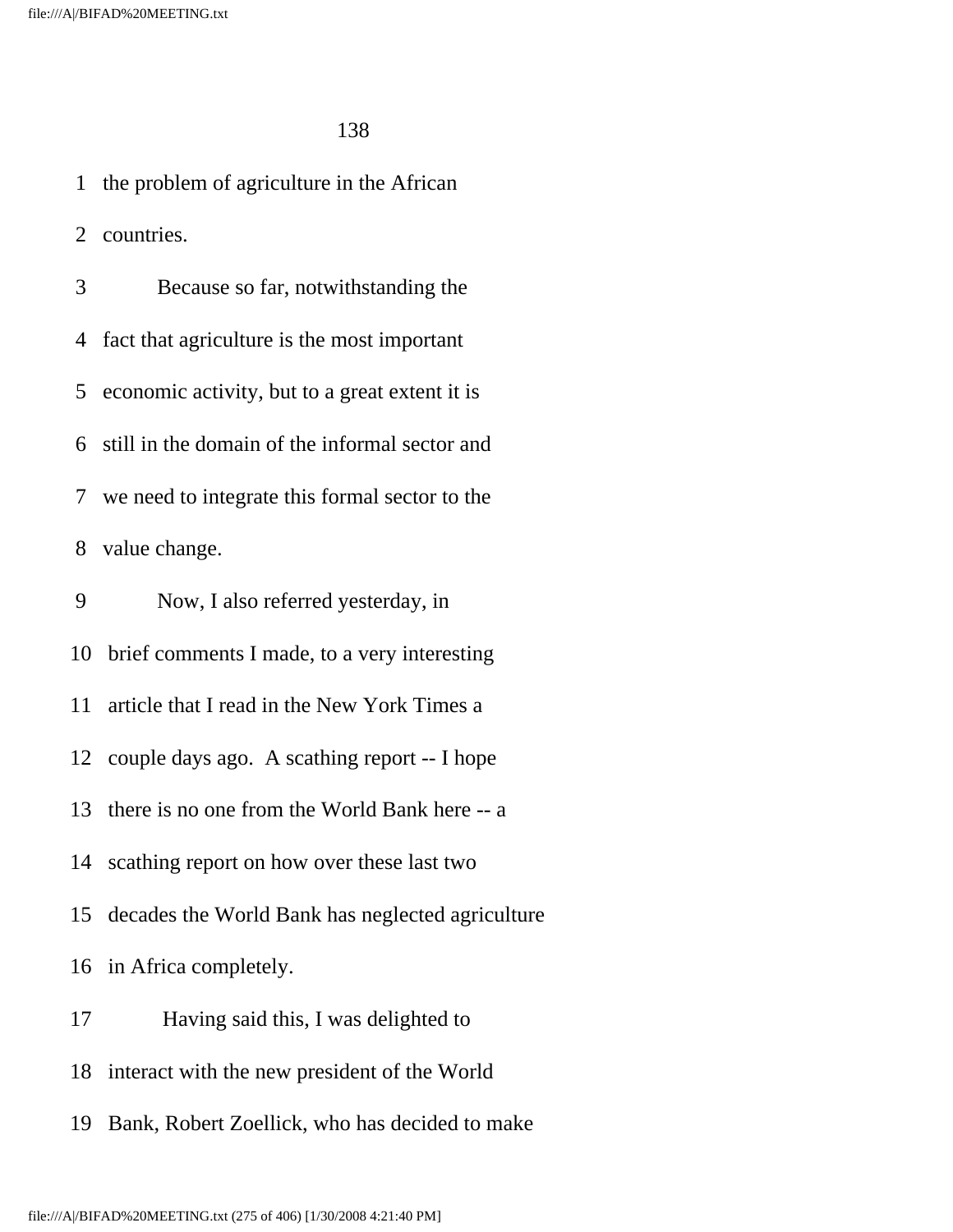1 the problem of agriculture in the African

2 countries.

3 Because so far, notwithstanding the

4 fact that agriculture is the most important

5 economic activity, but to a great extent it is

6 still in the domain of the informal sector and

7 we need to integrate this formal sector to the

8 value change.

9 Now, I also referred yesterday, in

10 brief comments I made, to a very interesting

11 article that I read in the New York Times a

12 couple days ago. A scathing report -- I hope

13 there is no one from the World Bank here -- a

14 scathing report on how over these last two

15 decades the World Bank has neglected agriculture

16 in Africa completely.

17 Having said this, I was delighted to

18 interact with the new president of the World

19 Bank, Robert Zoellick, who has decided to make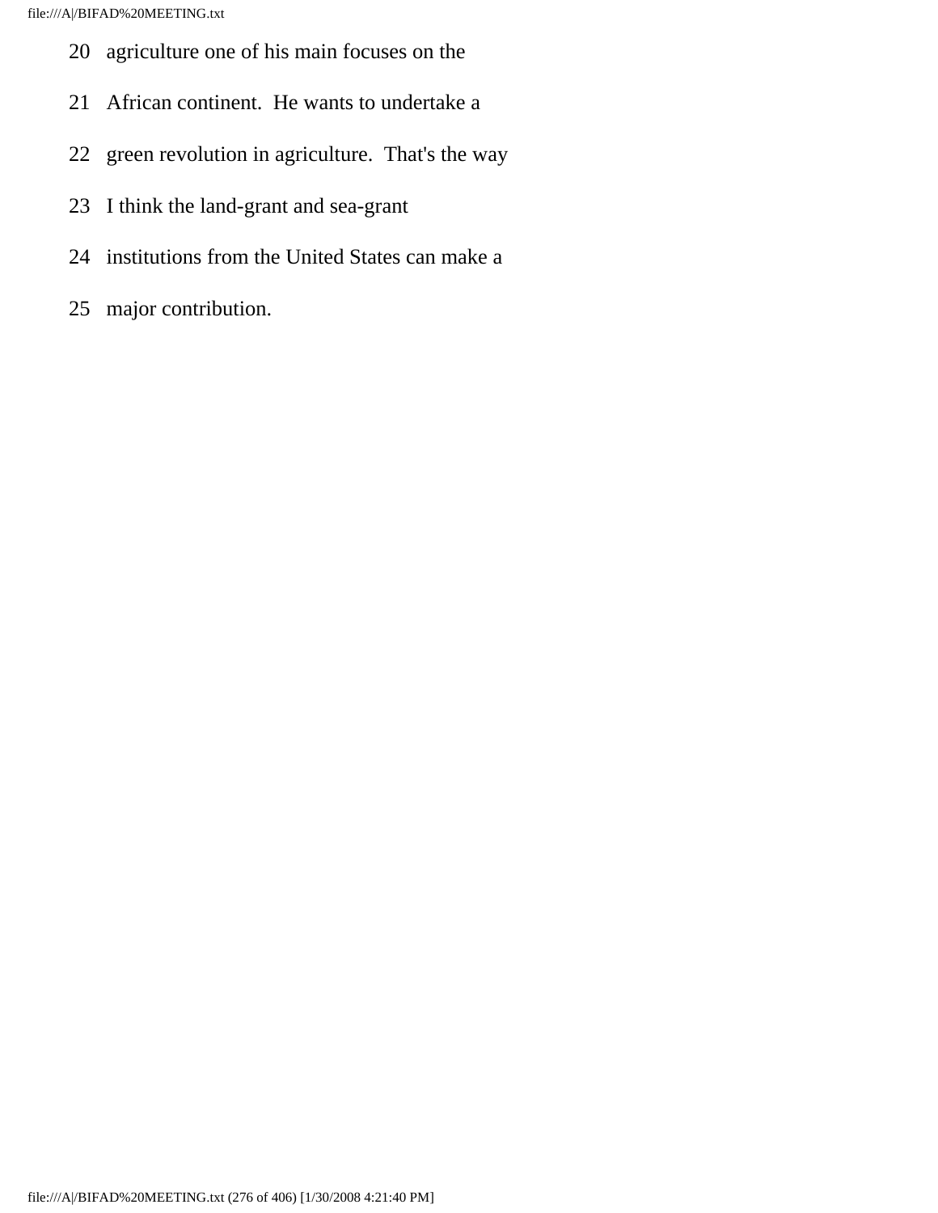20 agriculture one of his main focuses on the

21 African continent. He wants to undertake a

22 green revolution in agriculture. That's the way

23 I think the land-grant and sea-grant

24 institutions from the United States can make a

25 major contribution.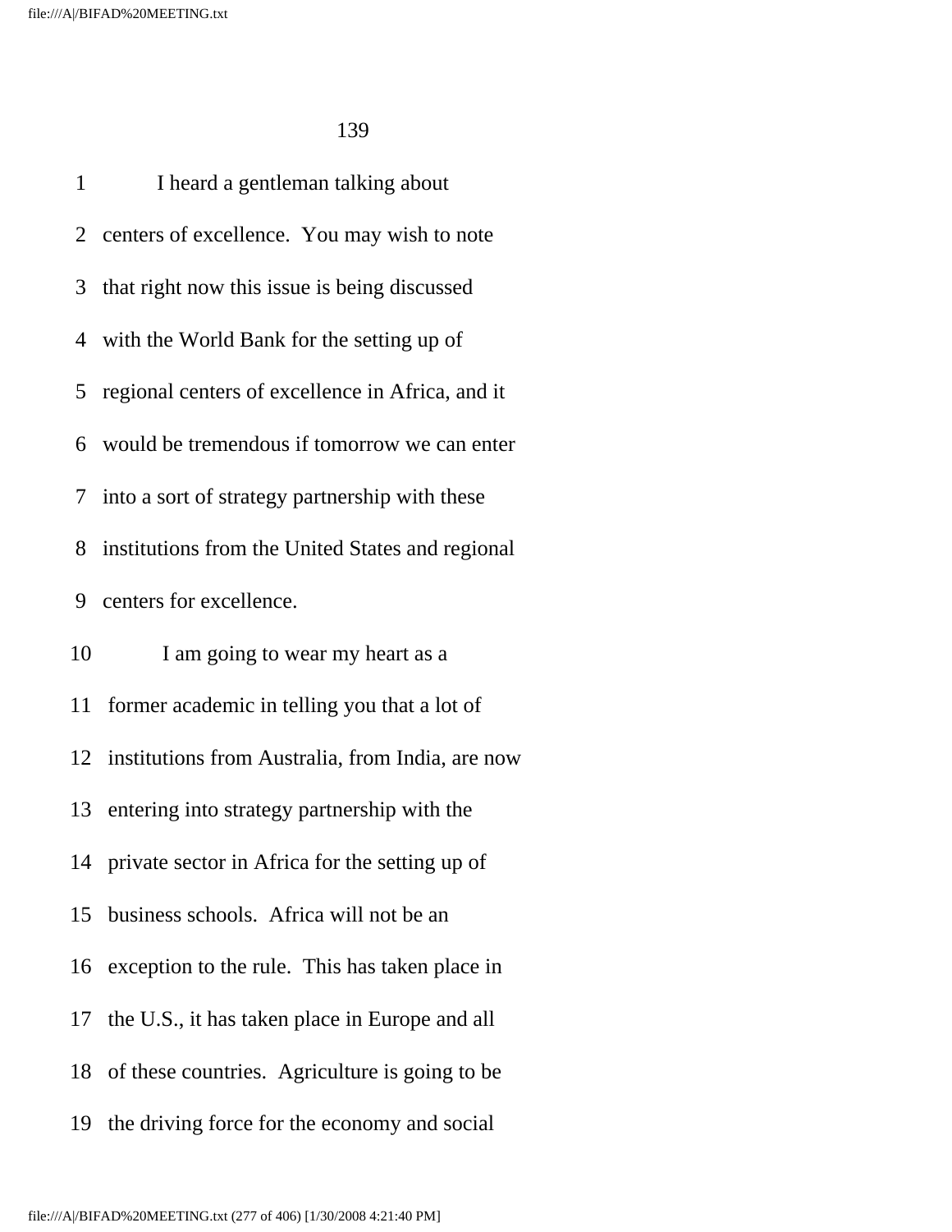1 I heard a gentleman talking about
2 centers of excellence. You may wish to note
3 that right now this issue is being discussed
4 with the World Bank for the setting up of
5 regional centers of excellence in Africa, and it
6 would be tremendous if tomorrow we can enter
7 into a sort of strategy partnership with these
8 institutions from the United States and regional
9 centers for excellence.
10 I am going to wear my heart as a
11 former academic in telling you that a lot of
12 institutions from Australia, from India, are now
13 entering into strategy partnership with the
14 private sector in Africa for the setting up of
15 business schools. Africa will not be an
16 exception to the rule. This has taken place in
17 the U.S., it has taken place in Europe and all
18 of these countries. Agriculture is going to be
19 the driving force for the economy and social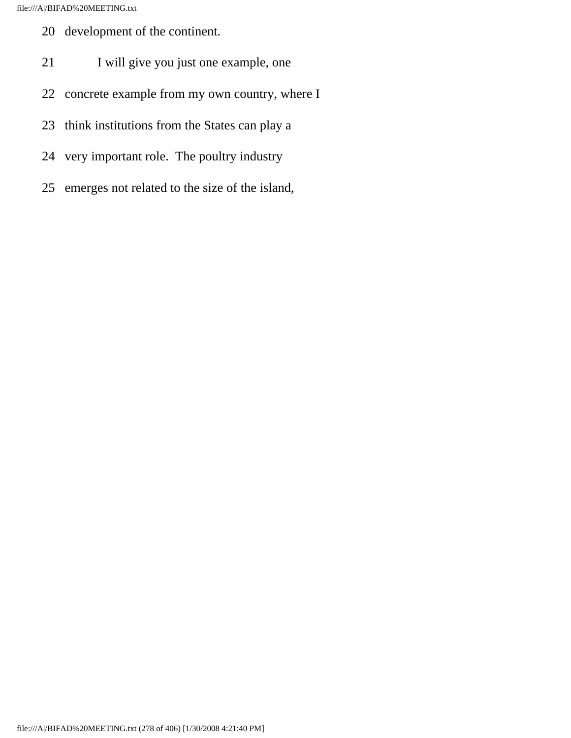20 development of the continent.

21 I will give you just one example, one

22 concrete example from my own country, where I

23 think institutions from the States can play a

24 very important role. The poultry industry

25 emerges not related to the size of the island,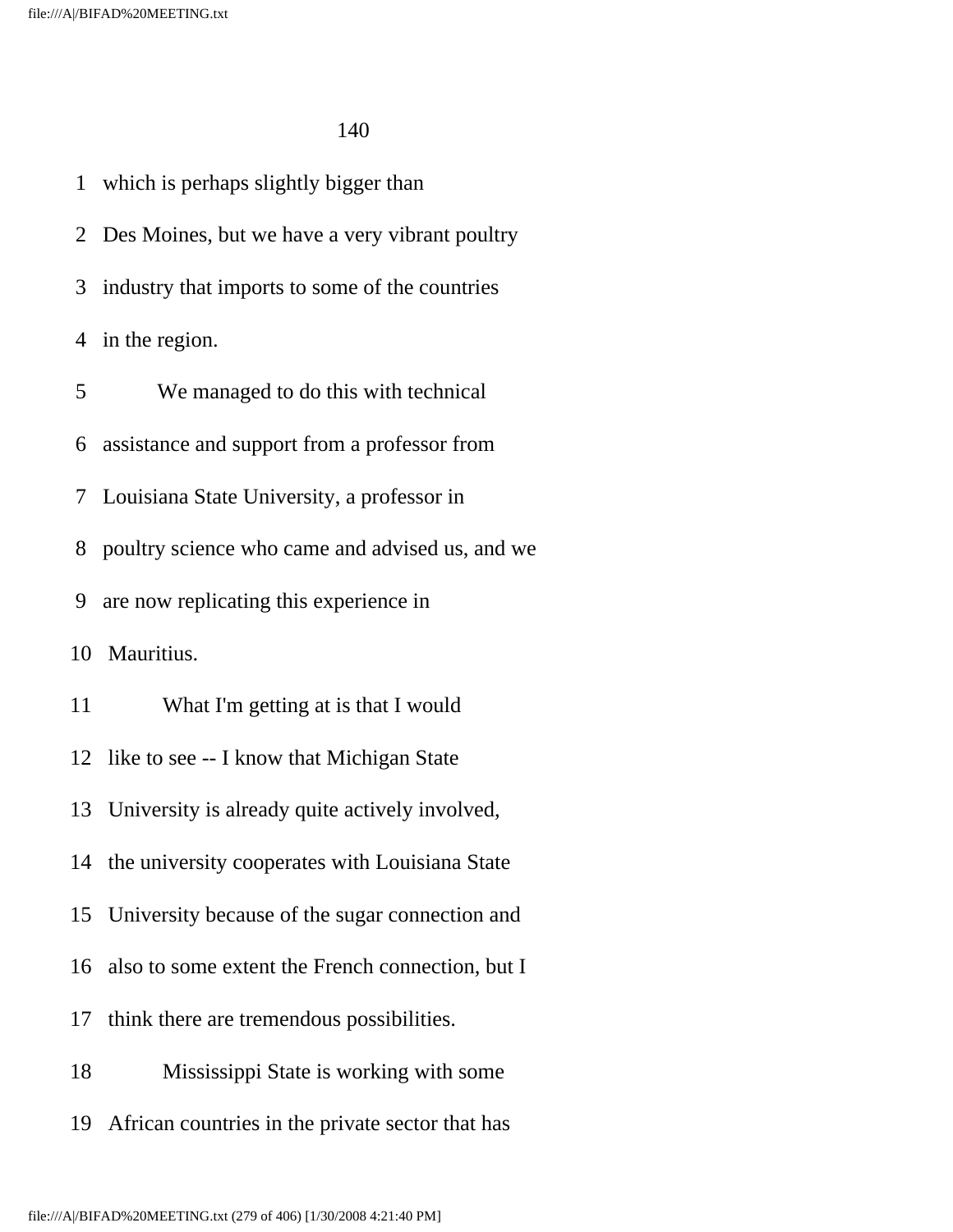which is perhaps slightly bigger than Des Moines, but we have a very vibrant poultry industry that imports to some of the countries in the region.

We managed to do this with technical assistance and support from a professor from Louisiana State University, a professor in poultry science who came and advised us, and we are now replicating this experience in Mauritius.

What I'm getting at is that I would like to see -- I know that Michigan State University is already quite actively involved, the university cooperates with Louisiana State University because of the sugar connection and also to some extent the French connection, but I think there are tremendous possibilities.

Mississippi State is working with some African countries in the private sector that has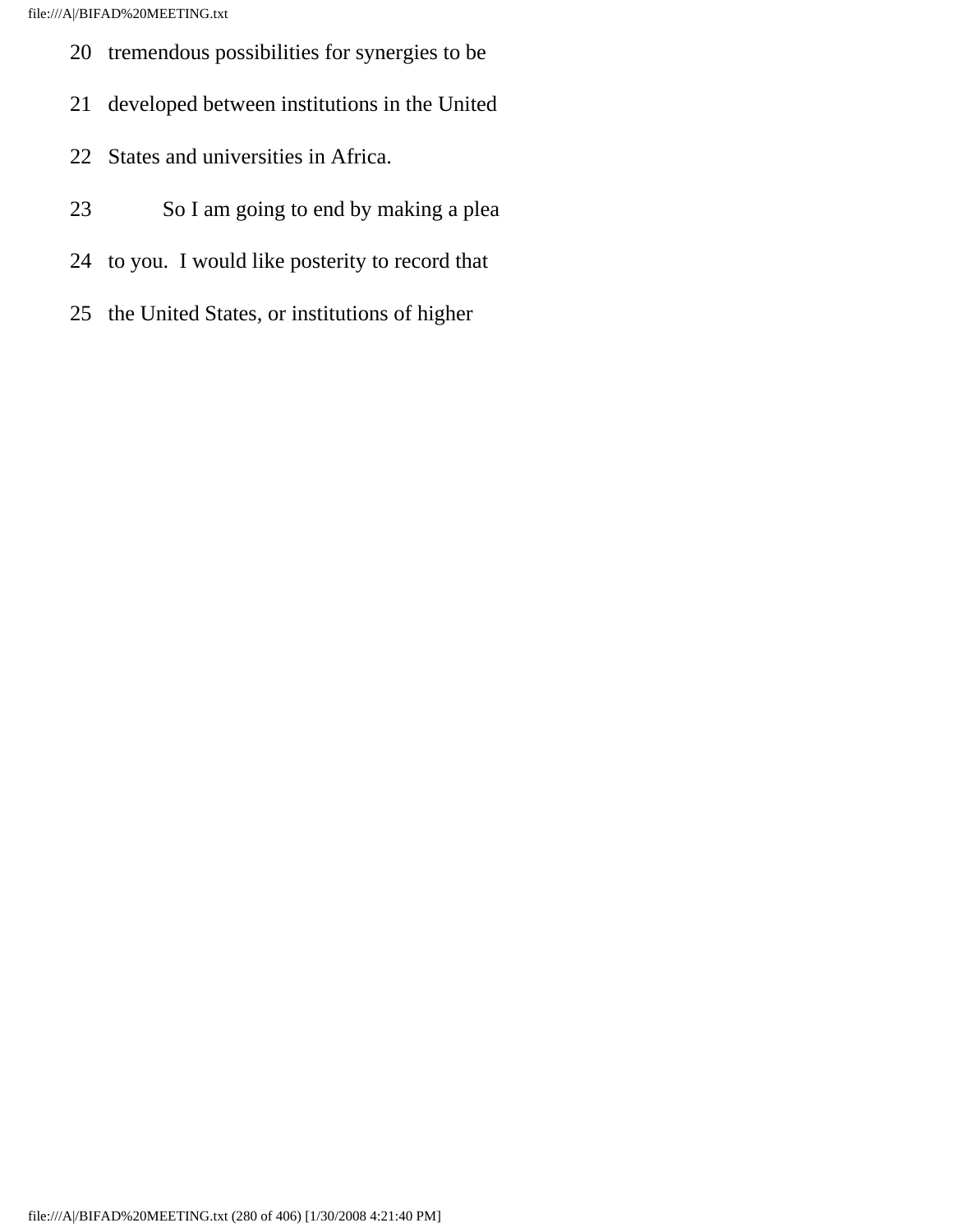20 tremendous possibilities for synergies to be

21 developed between institutions in the United

22 States and universities in Africa.

23 So I am going to end by making a plea

24 to you. I would like posterity to record that

25 the United States, or institutions of higher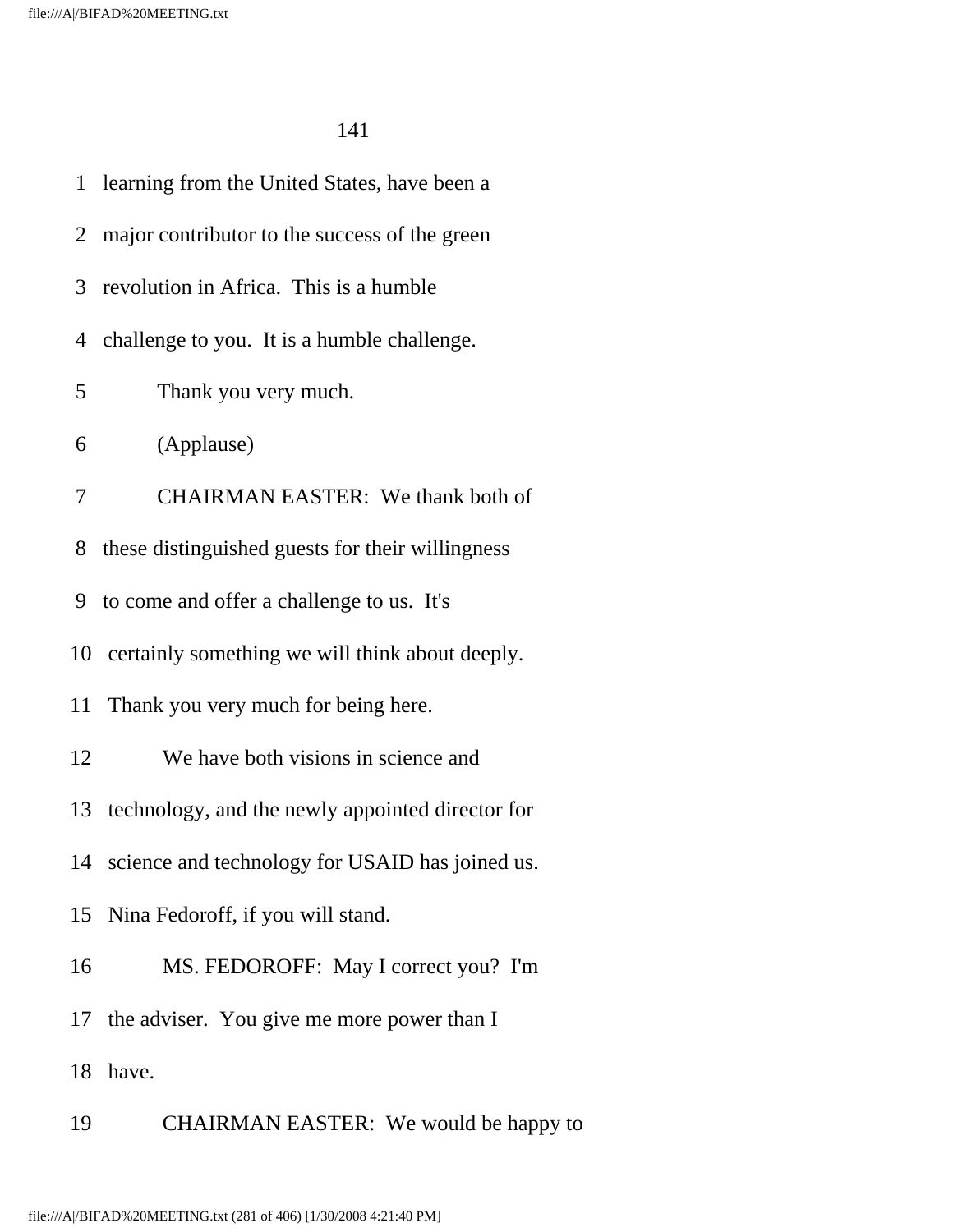learning from the United States, have been a major contributor to the success of the green revolution in Africa. This is a humble challenge to you. It is a humble challenge.

Thank you very much.

(Applause)

CHAIRMAN EASTER: We thank both of these distinguished guests for their willingness to come and offer a challenge to us. It's certainly something we will think about deeply. Thank you very much for being here.

We have both visions in science and technology, and the newly appointed director for science and technology for USAID has joined us. Nina Fedoroff, if you will stand.

MS. FEDOROFF: May I correct you? I'm the adviser. You give me more power than I have.

CHAIRMAN EASTER: We would be happy to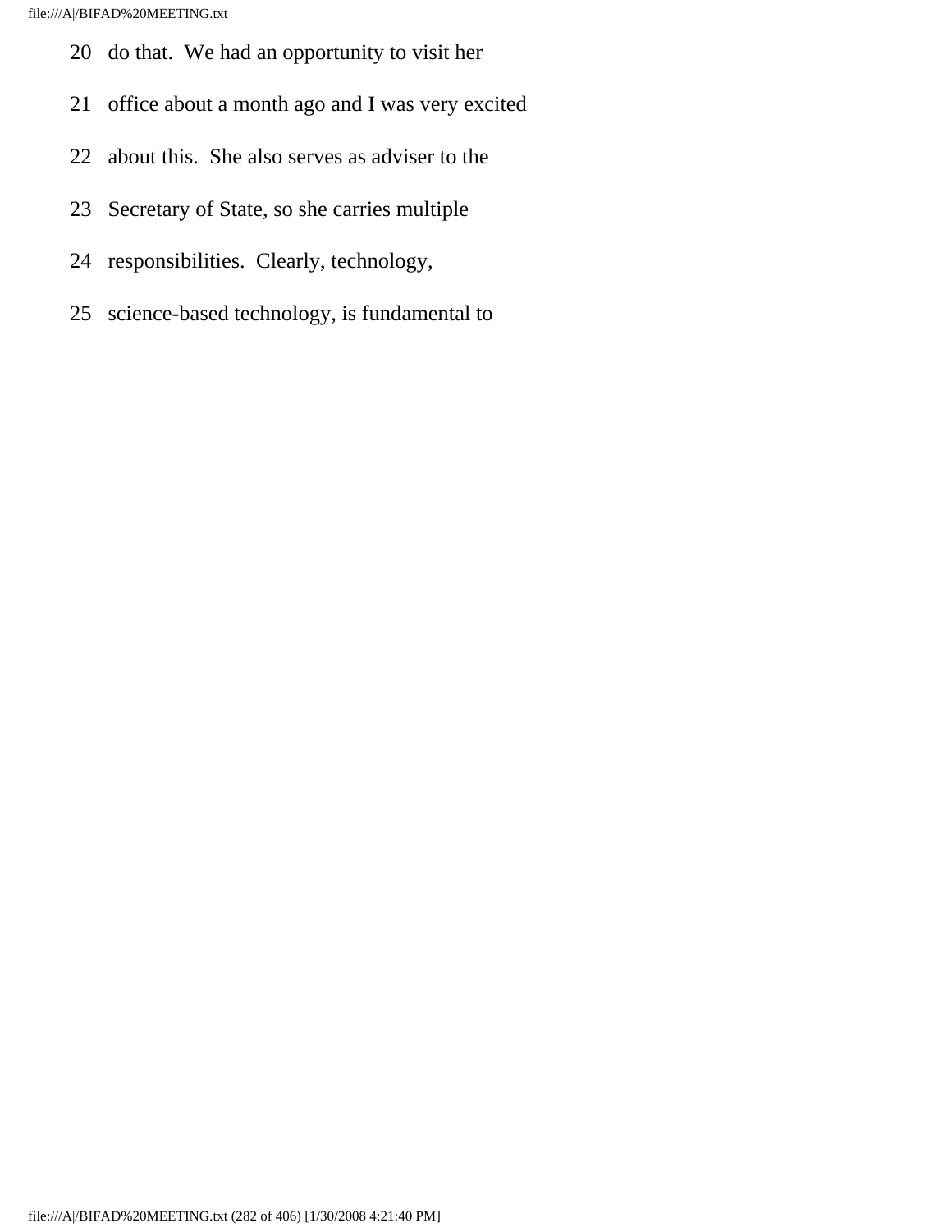20 do that. We had an opportunity to visit her

21 office about a month ago and I was very excited

22 about this. She also serves as adviser to the

23 Secretary of State, so she carries multiple

24 responsibilities. Clearly, technology,

25 science-based technology, is fundamental to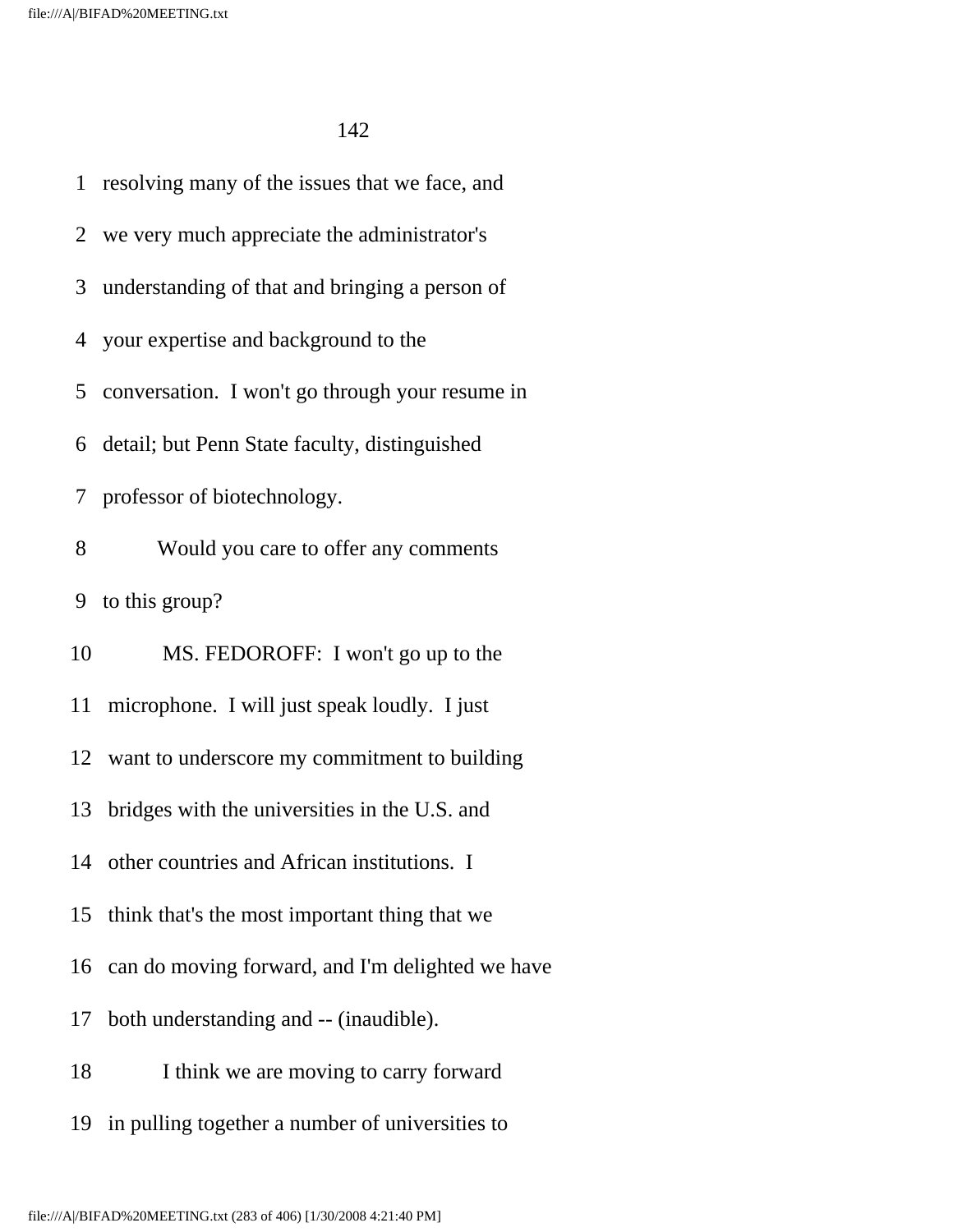1 resolving many of the issues that we face, and

2 we very much appreciate the administrator's

3 understanding of that and bringing a person of

4 your expertise and background to the

5 conversation. I won't go through your resume in

6 detail; but Penn State faculty, distinguished

7 professor of biotechnology.

8 Would you care to offer any comments

9 to this group?

10 MS. FEDOROFF: I won't go up to the

11 microphone. I will just speak loudly. I just

12 want to underscore my commitment to building

13 bridges with the universities in the U.S. and

14 other countries and African institutions. I

15 think that's the most important thing that we

16 can do moving forward, and I'm delighted we have

17 both understanding and -- (inaudible).

18 I think we are moving to carry forward

19 in pulling together a number of universities to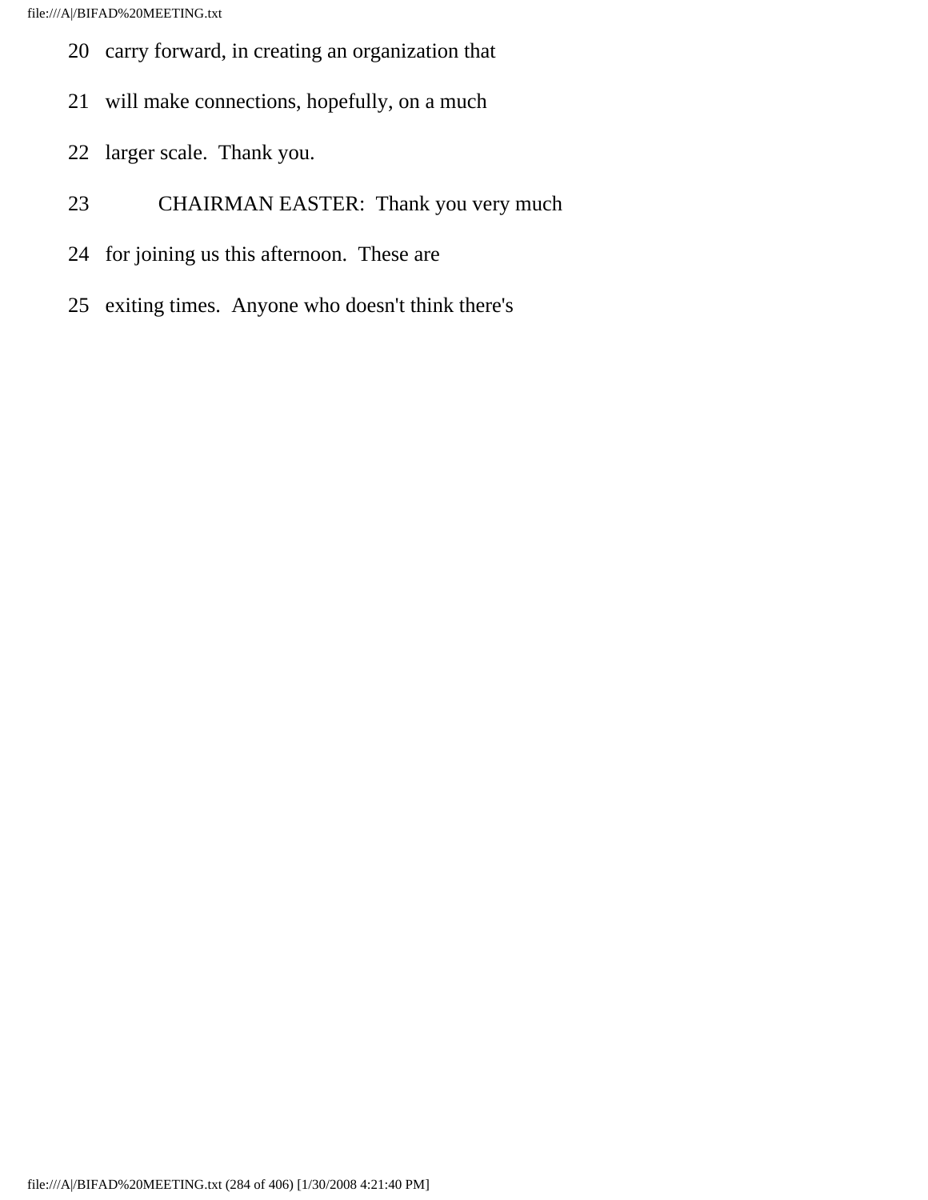20 carry forward, in creating an organization that

21 will make connections, hopefully, on a much

22 larger scale. Thank you.

23 CHAIRMAN EASTER: Thank you very much

24 for joining us this afternoon. These are

25 exiting times. Anyone who doesn't think there's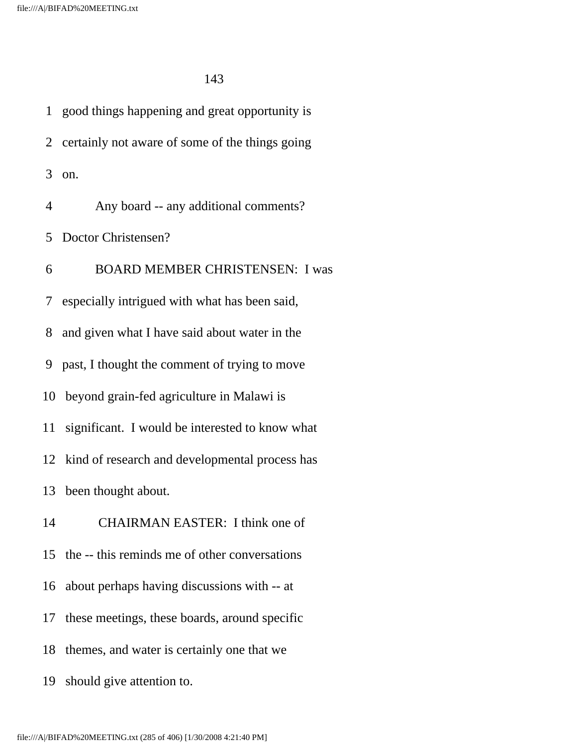1 good things happening and great opportunity is

2 certainly not aware of some of the things going

3 on.

4 Any board -- any additional comments?

5 Doctor Christensen?

6 BOARD MEMBER CHRISTENSEN: I was

7 especially intrigued with what has been said,

8 and given what I have said about water in the

9 past, I thought the comment of trying to move

10 beyond grain-fed agriculture in Malawi is

11 significant. I would be interested to know what

12 kind of research and developmental process has

13 been thought about.

14 CHAIRMAN EASTER: I think one of

15 the -- this reminds me of other conversations

16 about perhaps having discussions with -- at

17 these meetings, these boards, around specific

18 themes, and water is certainly one that we

19 should give attention to.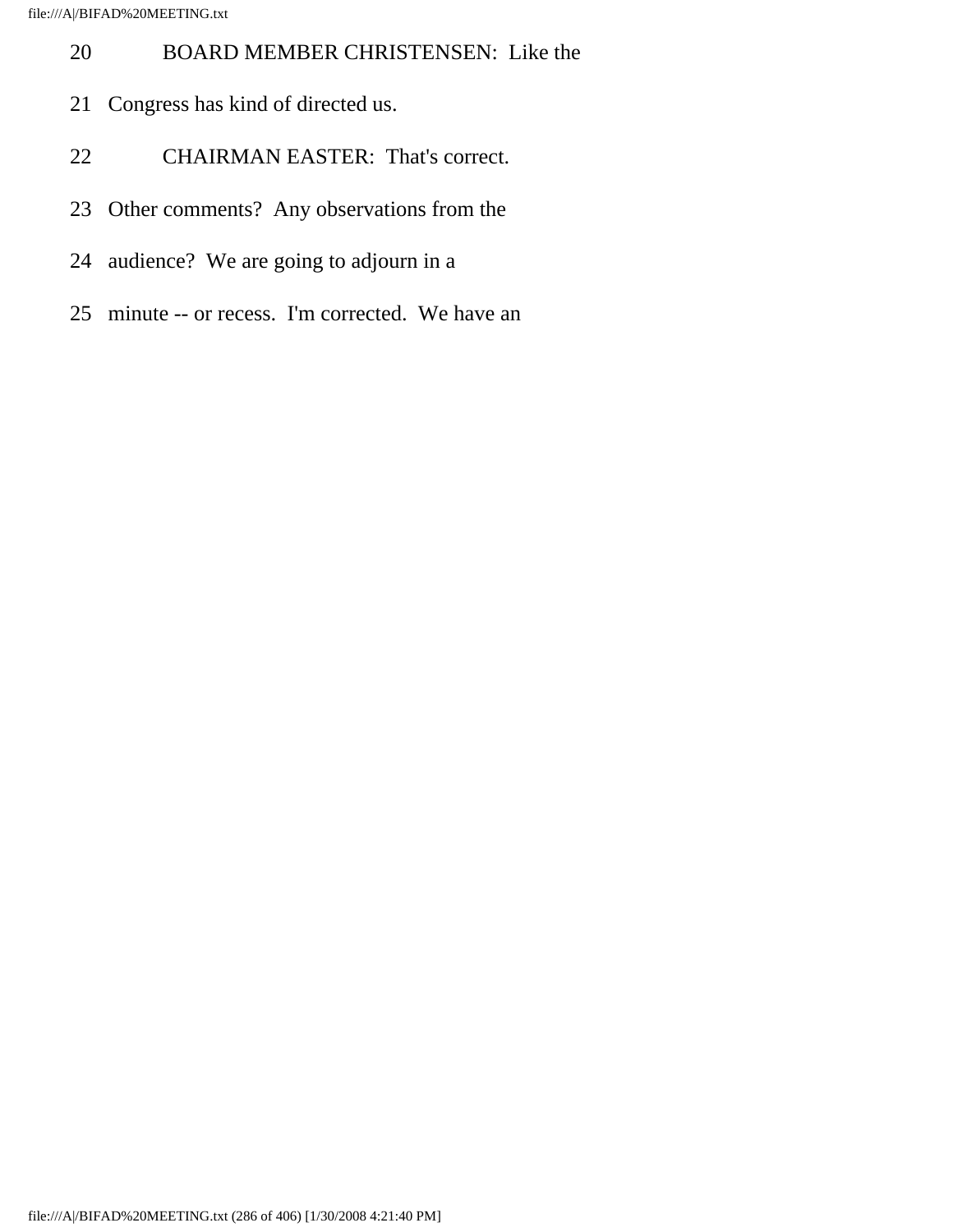20 BOARD MEMBER CHRISTENSEN: Like the

21 Congress has kind of directed us.

22 CHAIRMAN EASTER: That's correct.

23 Other comments? Any observations from the

24 audience? We are going to adjourn in a

25 minute -- or recess. I'm corrected. We have an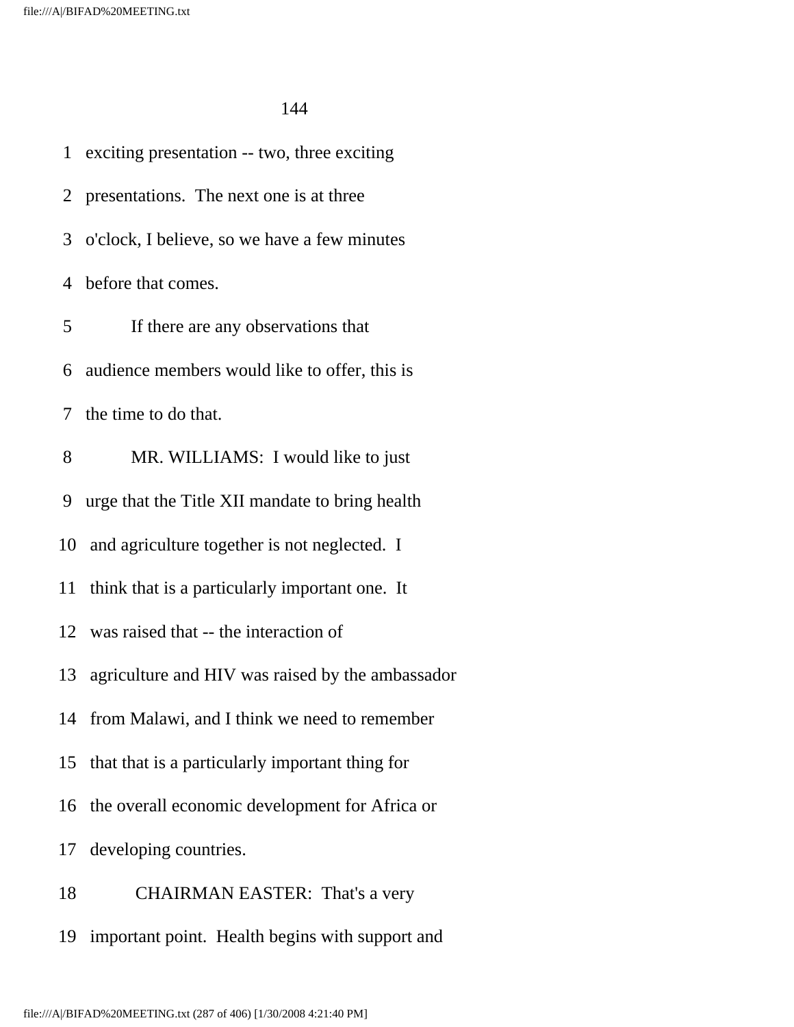exciting presentation -- two, three exciting presentations. The next one is at three o'clock, I believe, so we have a few minutes before that comes.

If there are any observations that audience members would like to offer, this is the time to do that.

MR. WILLIAMS: I would like to just urge that the Title XII mandate to bring health and agriculture together is not neglected. I think that is a particularly important one. It was raised that -- the interaction of agriculture and HIV was raised by the ambassador from Malawi, and I think we need to remember that that is a particularly important thing for the overall economic development for Africa or developing countries.

CHAIRMAN EASTER: That's a very important point. Health begins with support and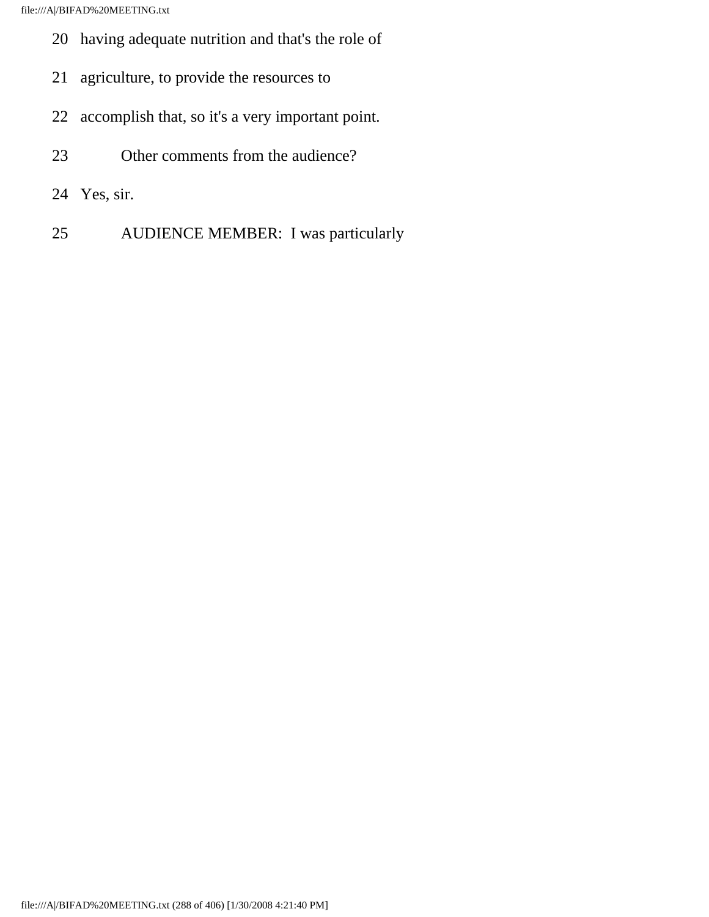20 having adequate nutrition and that's the role of

21 agriculture, to provide the resources to

22 accomplish that, so it's a very important point.

23 Other comments from the audience?

24 Yes, sir.

25 AUDIENCE MEMBER: I was particularly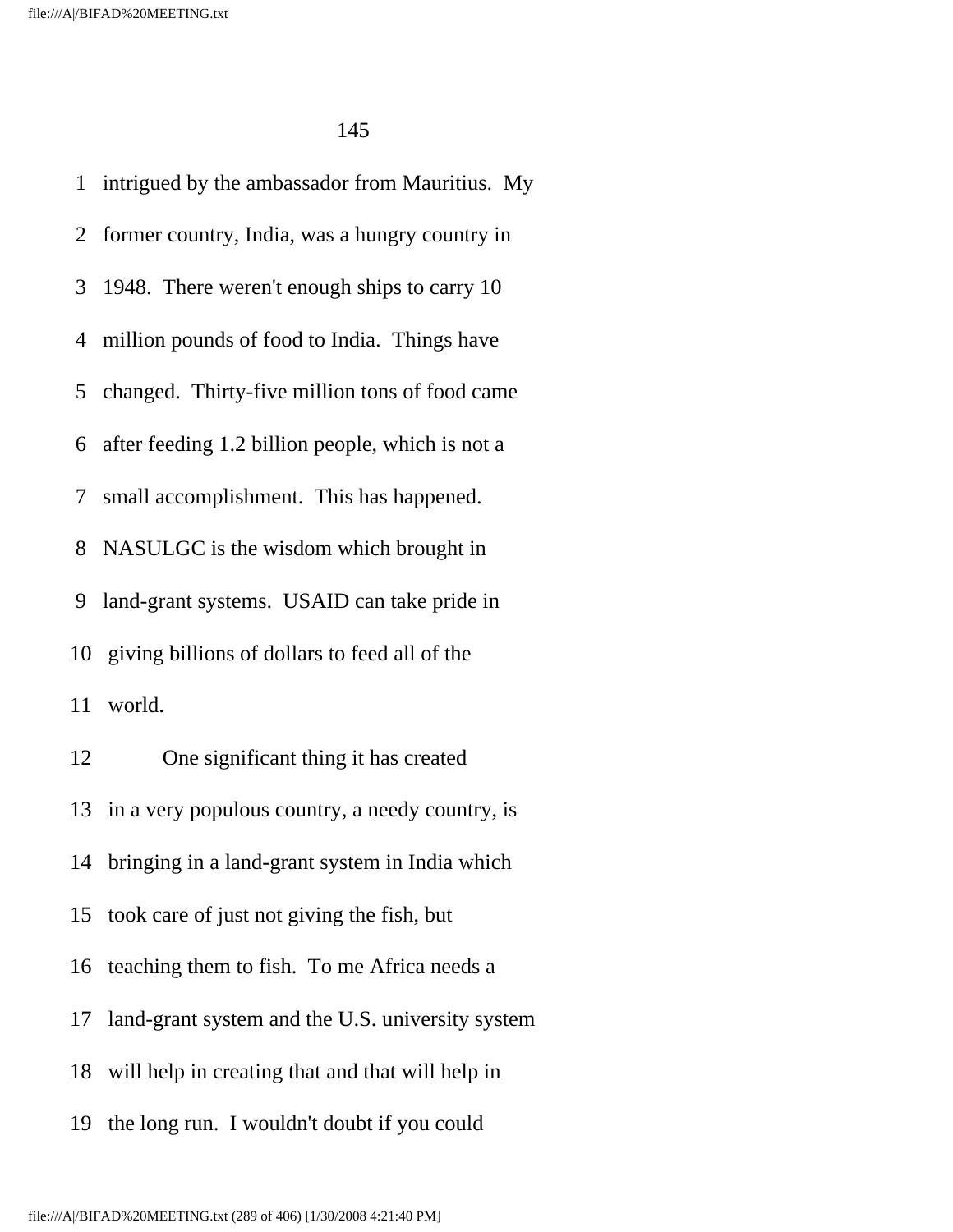intrigued by the ambassador from Mauritius. My former country, India, was a hungry country in 1948. There weren't enough ships to carry 10 million pounds of food to India. Things have changed. Thirty-five million tons of food came after feeding 1.2 billion people, which is not a small accomplishment. This has happened. NASULGC is the wisdom which brought in land-grant systems. USAID can take pride in giving billions of dollars to feed all of the world.

One significant thing it has created in a very populous country, a needy country, is bringing in a land-grant system in India which took care of just not giving the fish, but teaching them to fish. To me Africa needs a land-grant system and the U.S. university system will help in creating that and that will help in the long run. I wouldn't doubt if you could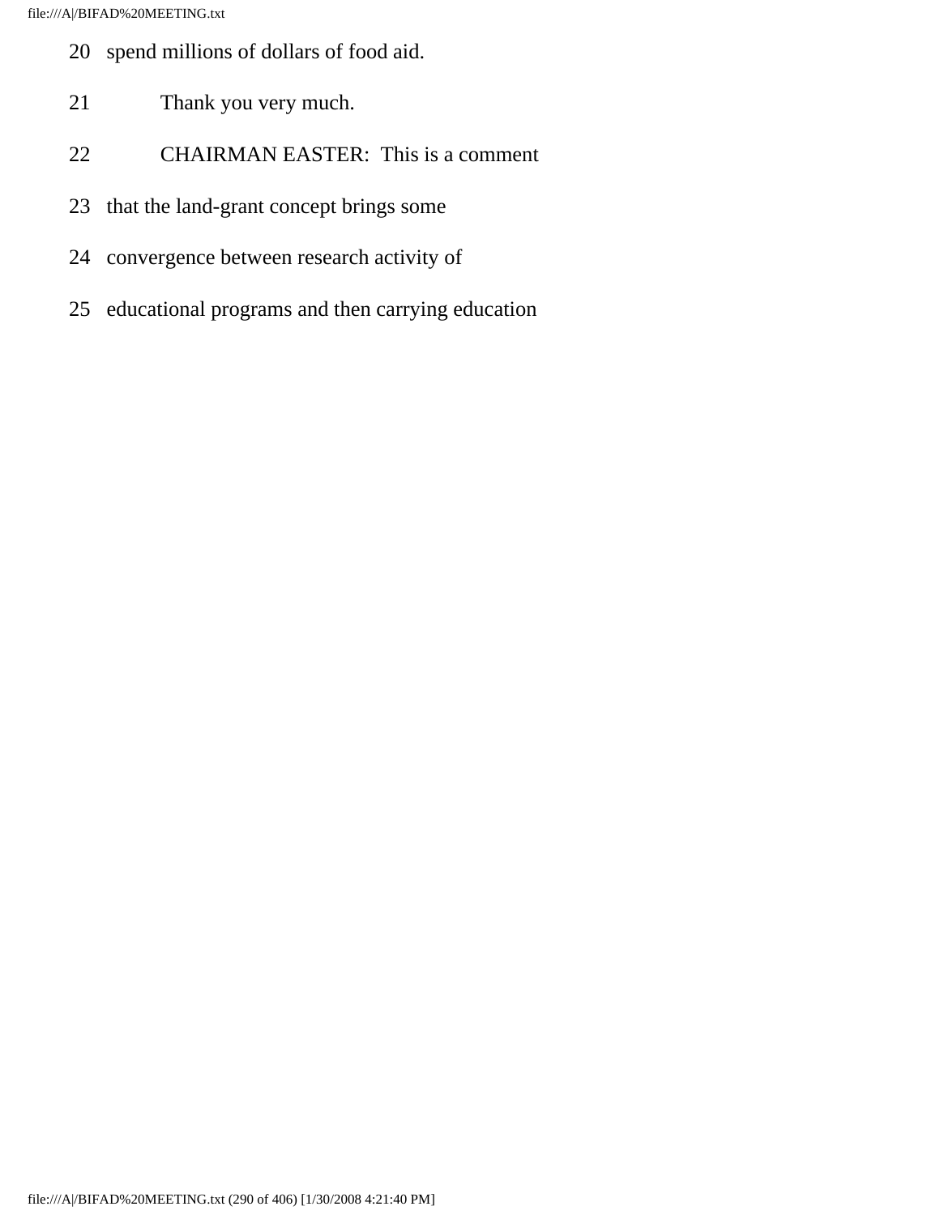20 spend millions of dollars of food aid.

21 Thank you very much.

22 CHAIRMAN EASTER: This is a comment

23 that the land-grant concept brings some

24 convergence between research activity of

25 educational programs and then carrying education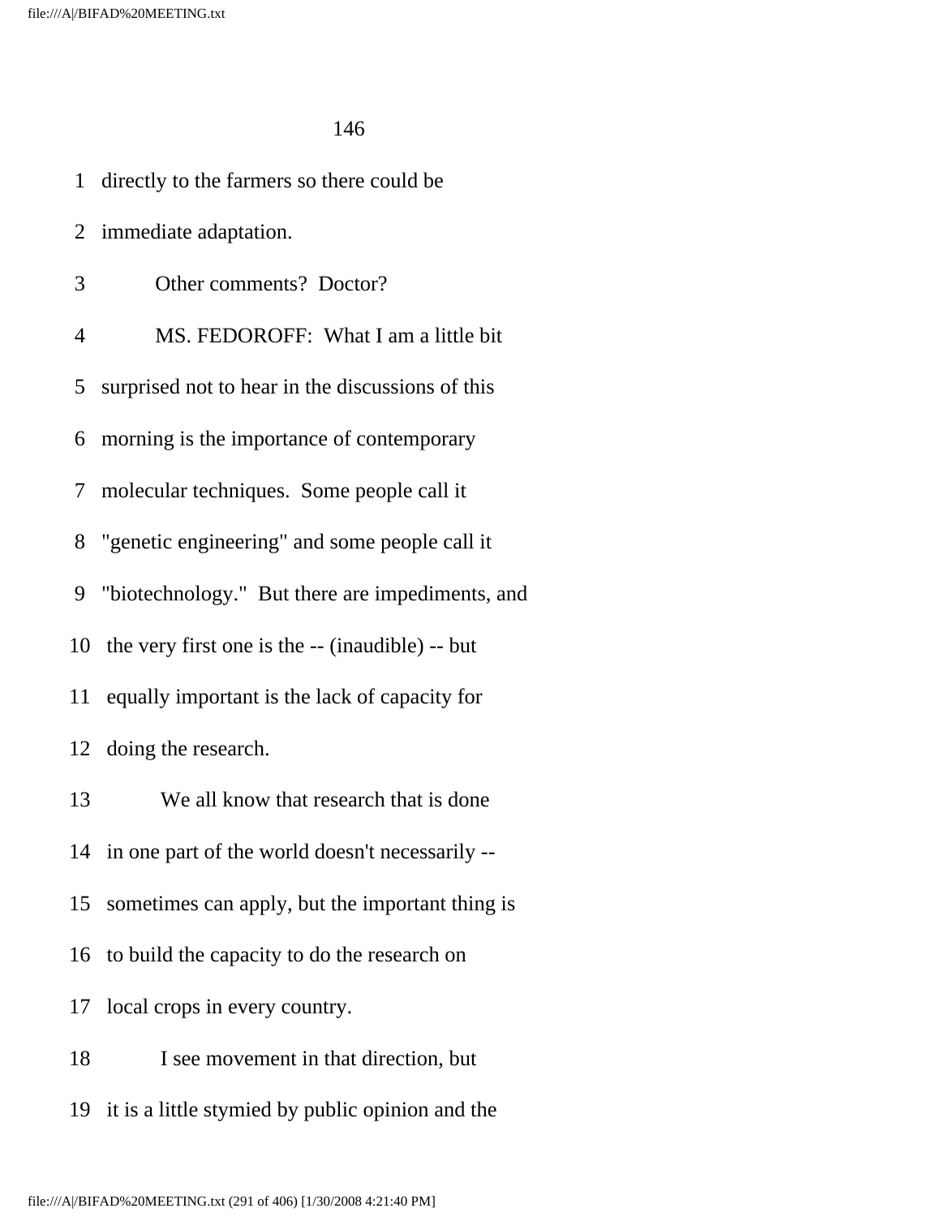1 directly to the farmers so there could be

2 immediate adaptation.

3 Other comments? Doctor?

4 MS. FEDOROFF: What I am a little bit

5 surprised not to hear in the discussions of this

6 morning is the importance of contemporary

7 molecular techniques. Some people call it

8 "genetic engineering" and some people call it

9 "biotechnology." But there are impediments, and

10 the very first one is the -- (inaudible) -- but

11 equally important is the lack of capacity for

12 doing the research.

13 We all know that research that is done

14 in one part of the world doesn't necessarily --

15 sometimes can apply, but the important thing is

16 to build the capacity to do the research on

17 local crops in every country.

18 I see movement in that direction, but

19 it is a little stymied by public opinion and the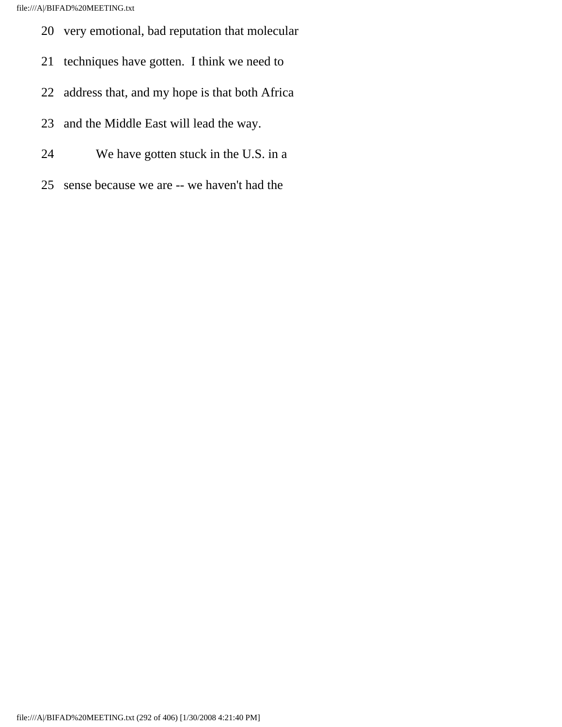20 very emotional, bad reputation that molecular

21 techniques have gotten. I think we need to

22 address that, and my hope is that both Africa

23 and the Middle East will lead the way.

24 We have gotten stuck in the U.S. in a

25 sense because we are -- we haven't had the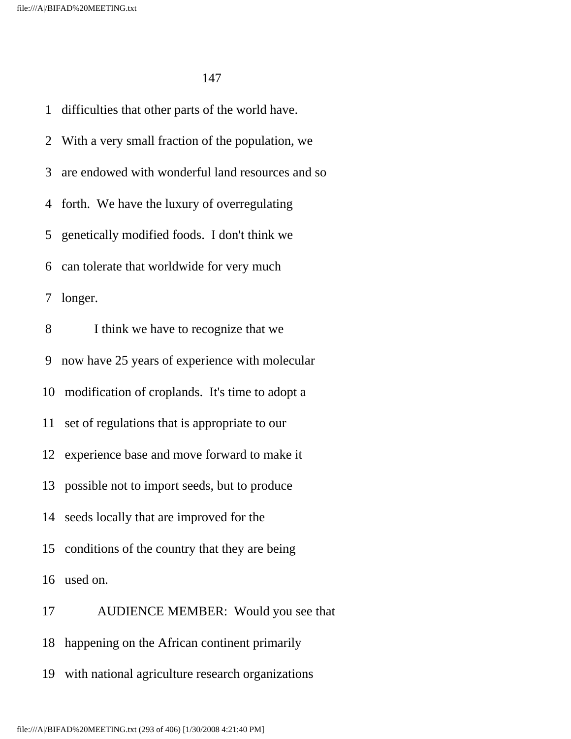1 difficulties that other parts of the world have.

2 With a very small fraction of the population, we

3 are endowed with wonderful land resources and so

4 forth. We have the luxury of overregulating

5 genetically modified foods. I don't think we

6 can tolerate that worldwide for very much

7 longer.

8 I think we have to recognize that we

9 now have 25 years of experience with molecular

10 modification of croplands. It's time to adopt a

11 set of regulations that is appropriate to our

12 experience base and move forward to make it

13 possible not to import seeds, but to produce

14 seeds locally that are improved for the

15 conditions of the country that they are being

16 used on.

17 AUDIENCE MEMBER: Would you see that

18 happening on the African continent primarily

19 with national agriculture research organizations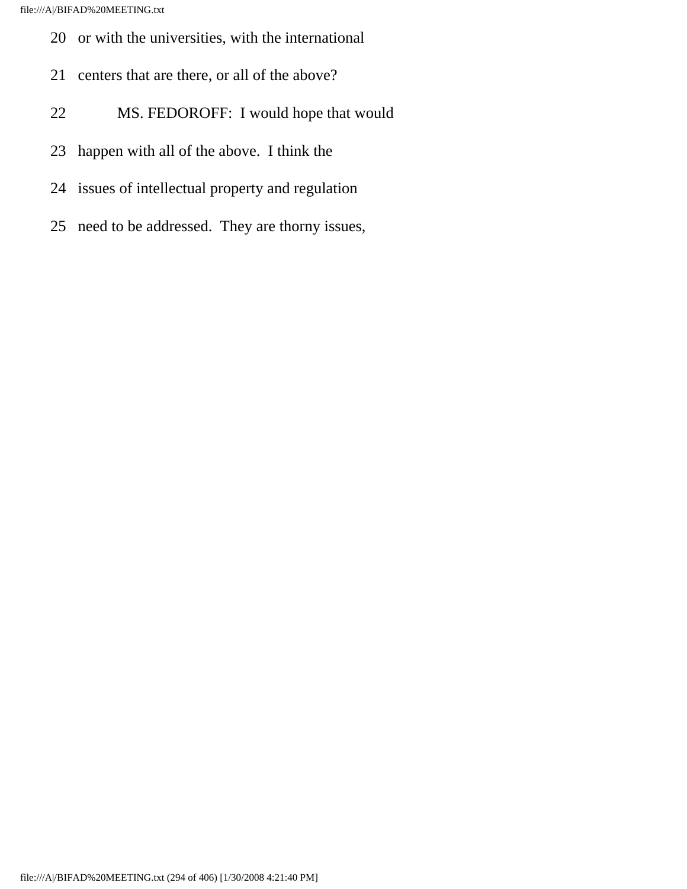20 or with the universities, with the international

21 centers that are there, or all of the above?

22 MS. FEDOROFF: I would hope that would

23 happen with all of the above. I think the

24 issues of intellectual property and regulation

25 need to be addressed. They are thorny issues,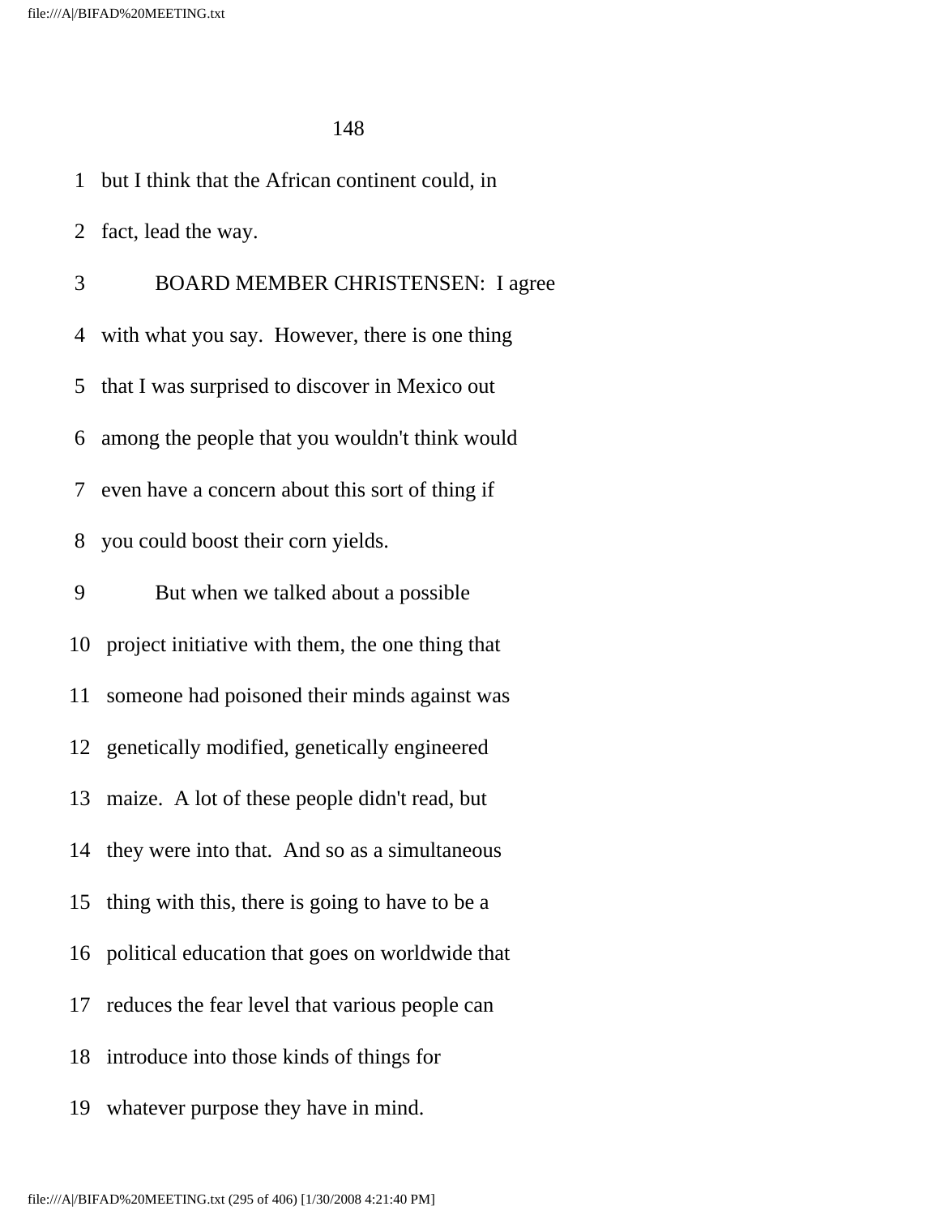but I think that the African continent could, in fact, lead the way.

BOARD MEMBER CHRISTENSEN: I agree with what you say. However, there is one thing that I was surprised to discover in Mexico out among the people that you wouldn't think would even have a concern about this sort of thing if you could boost their corn yields.

But when we talked about a possible project initiative with them, the one thing that someone had poisoned their minds against was genetically modified, genetically engineered maize. A lot of these people didn't read, but they were into that. And so as a simultaneous thing with this, there is going to have to be a political education that goes on worldwide that reduces the fear level that various people can introduce into those kinds of things for whatever purpose they have in mind.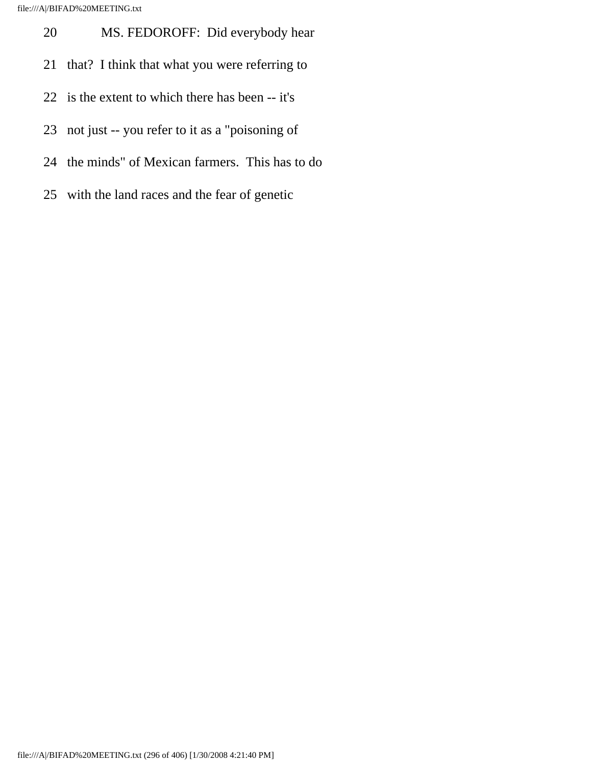20 MS. FEDOROFF: Did everybody hear

21 that? I think that what you were referring to

22 is the extent to which there has been -- it's

23 not just -- you refer to it as a "poisoning of

24 the minds" of Mexican farmers. This has to do

25 with the land races and the fear of genetic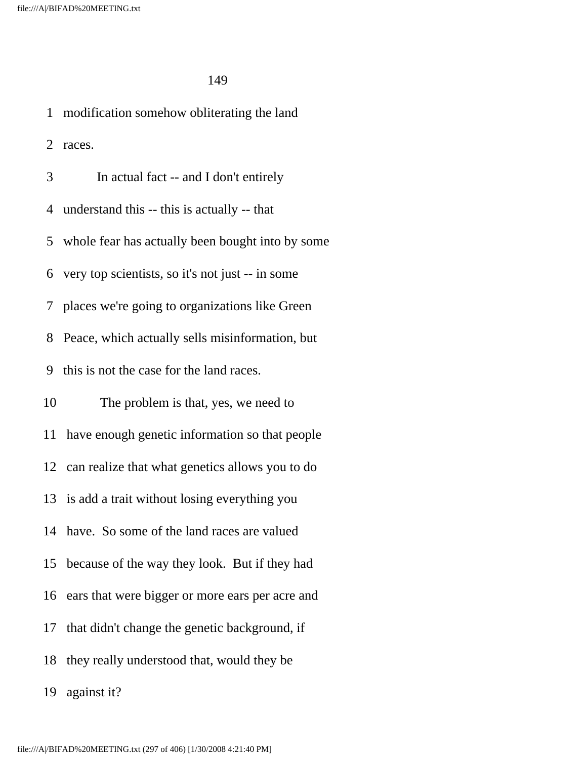modification somehow obliterating the land races.

In actual fact -- and I don't entirely understand this -- this is actually -- that whole fear has actually been bought into by some very top scientists, so it's not just -- in some places we're going to organizations like Green Peace, which actually sells misinformation, but this is not the case for the land races.

The problem is that, yes, we need to have enough genetic information so that people can realize that what genetics allows you to do is add a trait without losing everything you have. So some of the land races are valued because of the way they look. But if they had ears that were bigger or more ears per acre and that didn't change the genetic background, if they really understood that, would they be against it?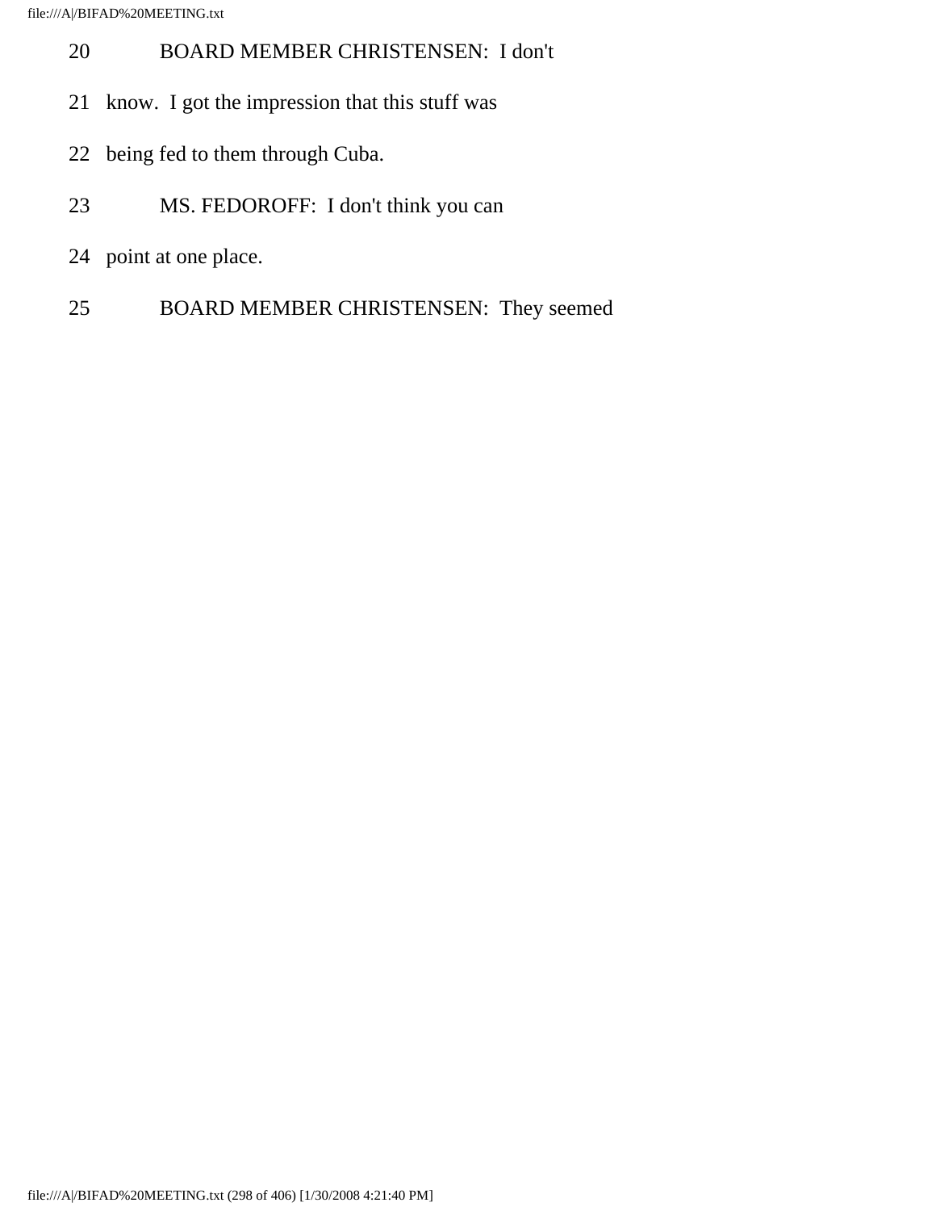20 BOARD MEMBER CHRISTENSEN: I don't

21 know. I got the impression that this stuff was

22 being fed to them through Cuba.

23 MS. FEDOROFF: I don't think you can

24 point at one place.

25 BOARD MEMBER CHRISTENSEN: They seemed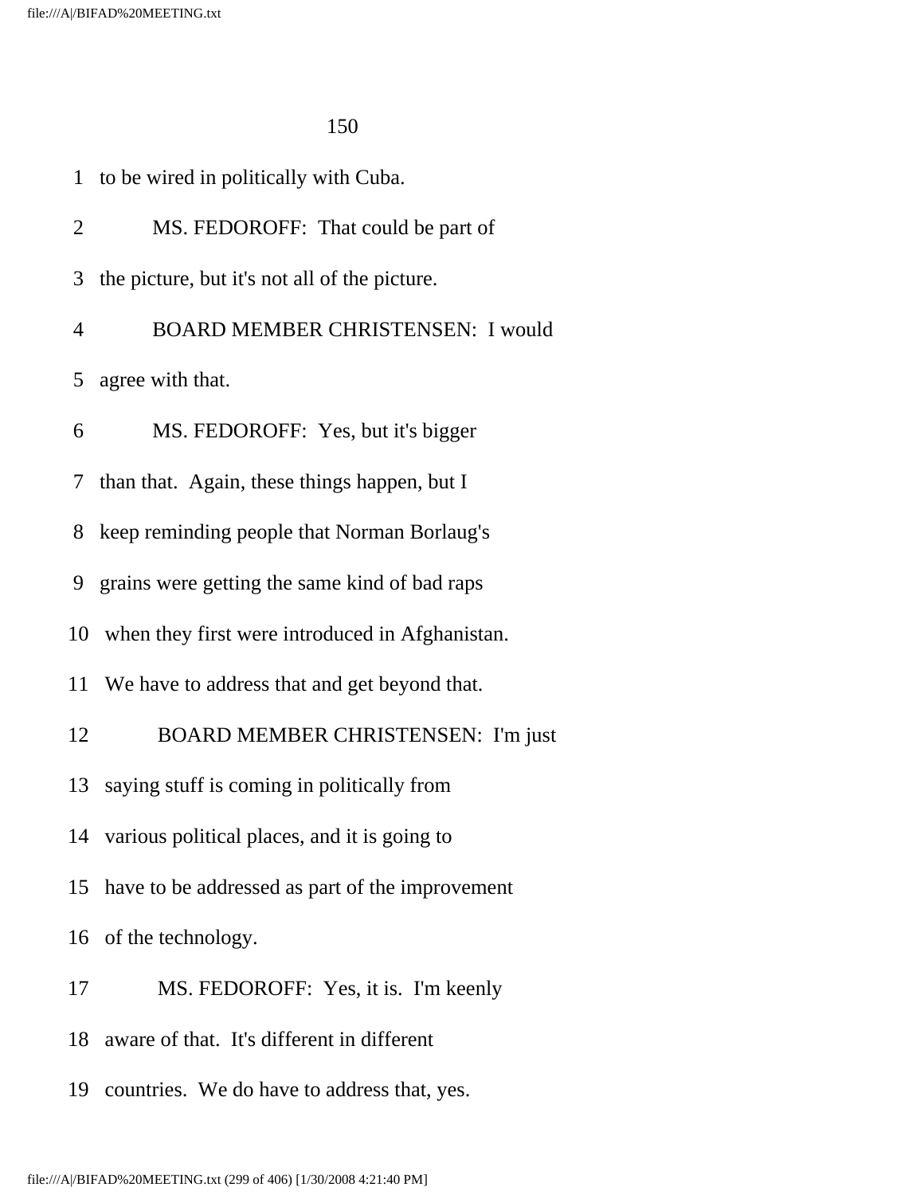1 to be wired in politically with Cuba.

2 MS. FEDOROFF: That could be part of

3 the picture, but it's not all of the picture.

4 BOARD MEMBER CHRISTENSEN: I would

5 agree with that.

6 MS. FEDOROFF: Yes, but it's bigger

7 than that. Again, these things happen, but I

8 keep reminding people that Norman Borlaug's

9 grains were getting the same kind of bad raps

10 when they first were introduced in Afghanistan.

11 We have to address that and get beyond that.

12 BOARD MEMBER CHRISTENSEN: I'm just

13 saying stuff is coming in politically from

14 various political places, and it is going to

15 have to be addressed as part of the improvement

16 of the technology.

17 MS. FEDOROFF: Yes, it is. I'm keenly

18 aware of that. It's different in different

19 countries. We do have to address that, yes.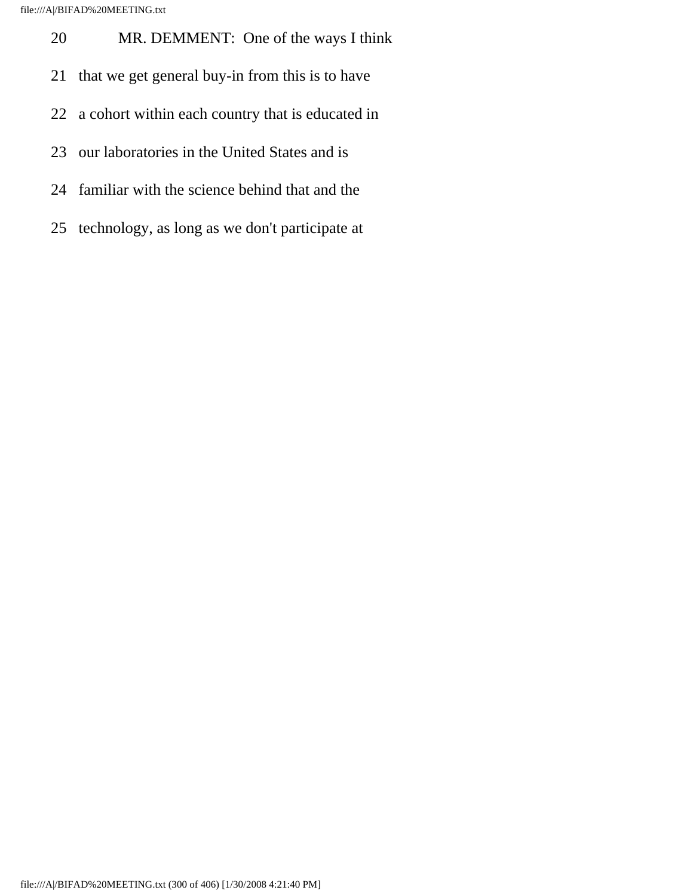20 MR. DEMMENT: One of the ways I think

21 that we get general buy-in from this is to have

22 a cohort within each country that is educated in

23 our laboratories in the United States and is

24 familiar with the science behind that and the

25 technology, as long as we don't participate at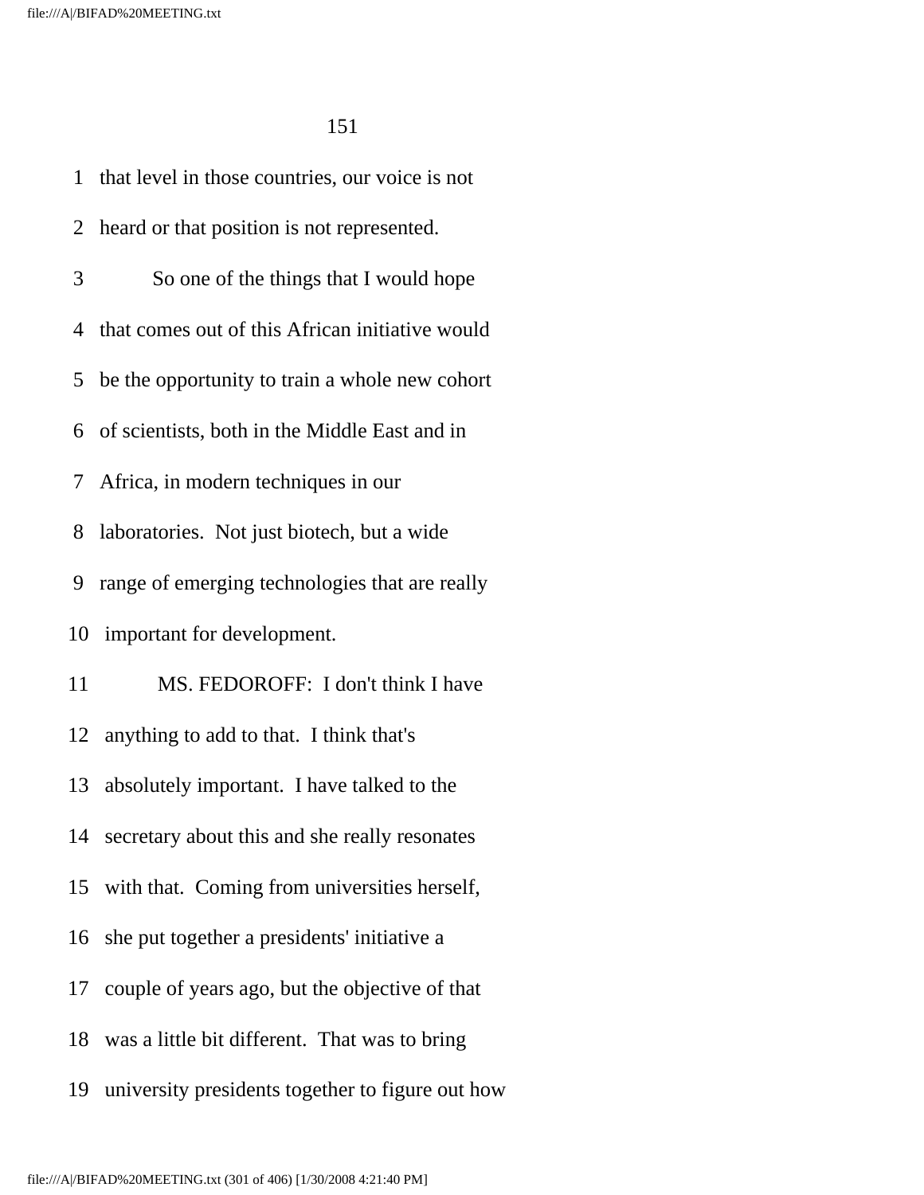that level in those countries, our voice is not heard or that position is not represented.

So one of the things that I would hope that comes out of this African initiative would be the opportunity to train a whole new cohort of scientists, both in the Middle East and in Africa, in modern techniques in our laboratories. Not just biotech, but a wide range of emerging technologies that are really important for development.

MS. FEDOROFF: I don't think I have anything to add to that. I think that's absolutely important. I have talked to the secretary about this and she really resonates with that. Coming from universities herself, she put together a presidents' initiative a couple of years ago, but the objective of that was a little bit different. That was to bring university presidents together to figure out how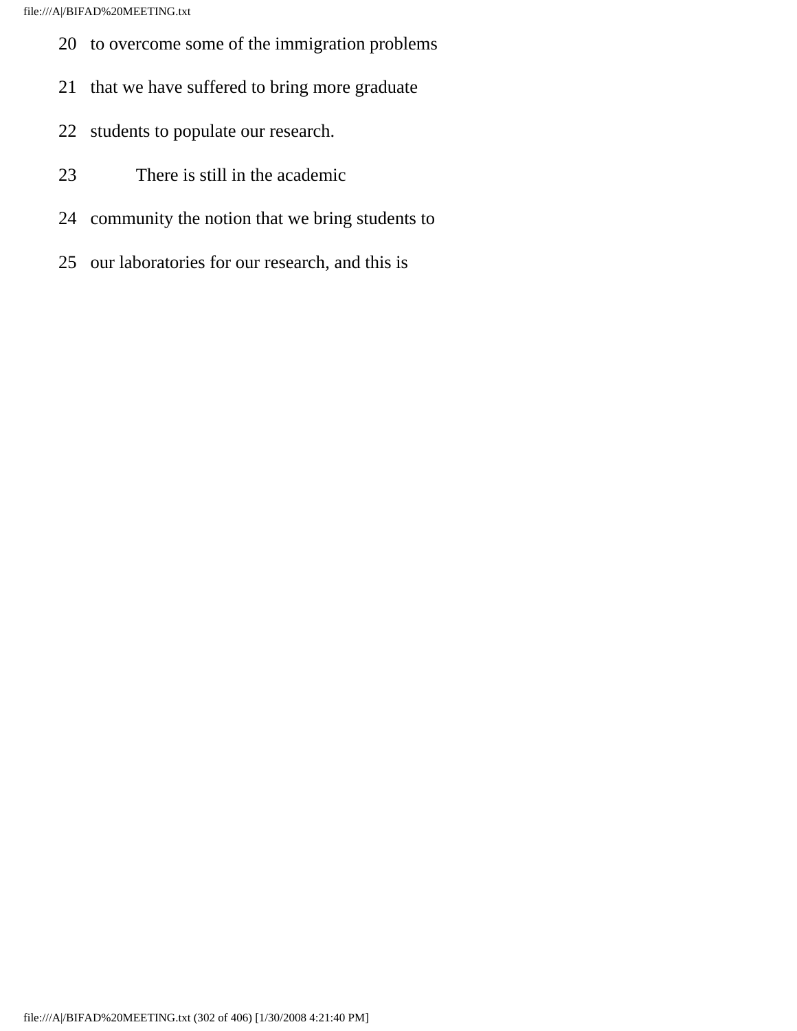20 to overcome some of the immigration problems

21 that we have suffered to bring more graduate

22 students to populate our research.

23 There is still in the academic

24 community the notion that we bring students to

25 our laboratories for our research, and this is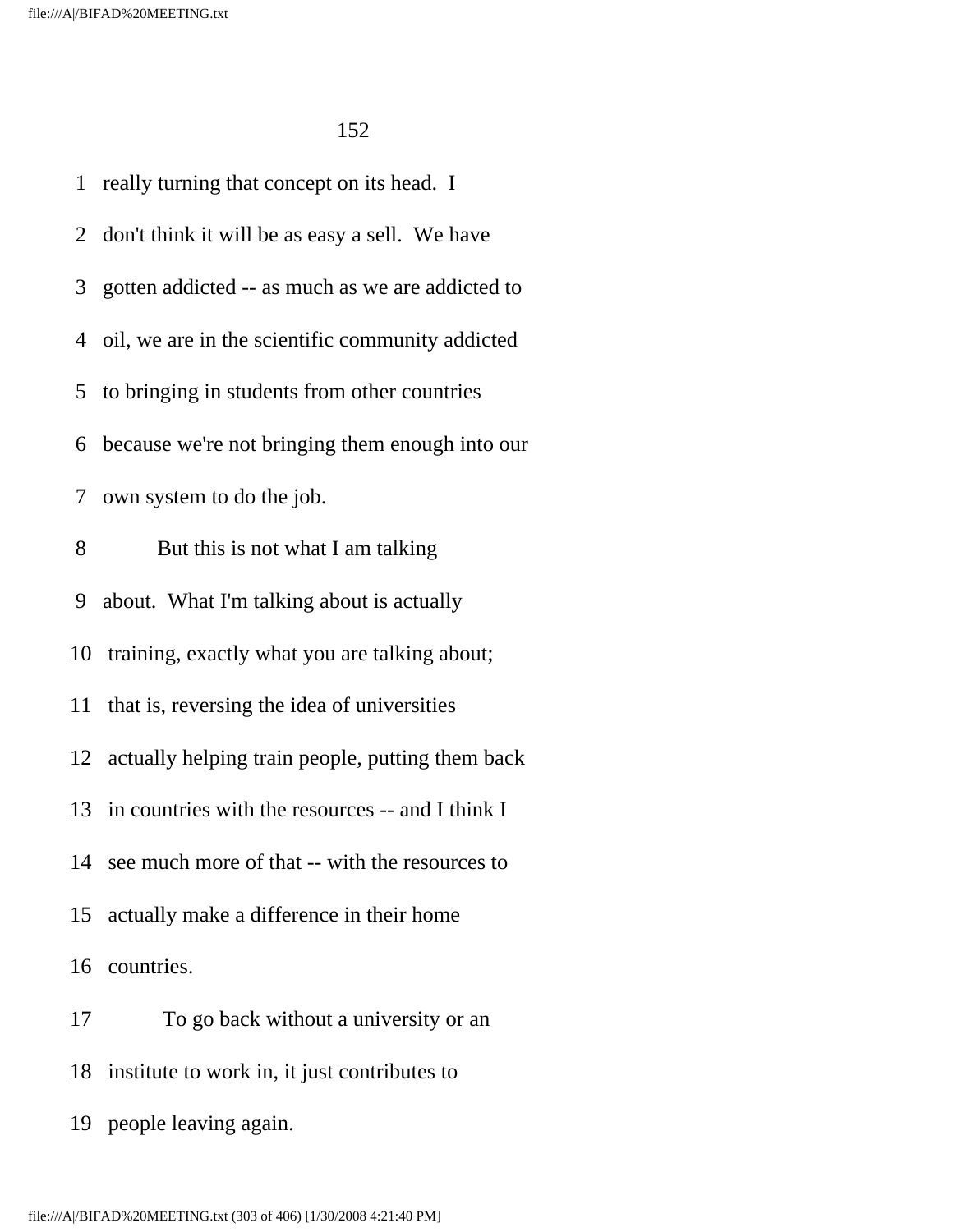really turning that concept on its head. I don't think it will be as easy a sell. We have gotten addicted -- as much as we are addicted to oil, we are in the scientific community addicted to bringing in students from other countries because we're not bringing them enough into our own system to do the job.

But this is not what I am talking about. What I'm talking about is actually training, exactly what you are talking about; that is, reversing the idea of universities actually helping train people, putting them back in countries with the resources -- and I think I see much more of that -- with the resources to actually make a difference in their home countries.

To go back without a university or an institute to work in, it just contributes to people leaving again.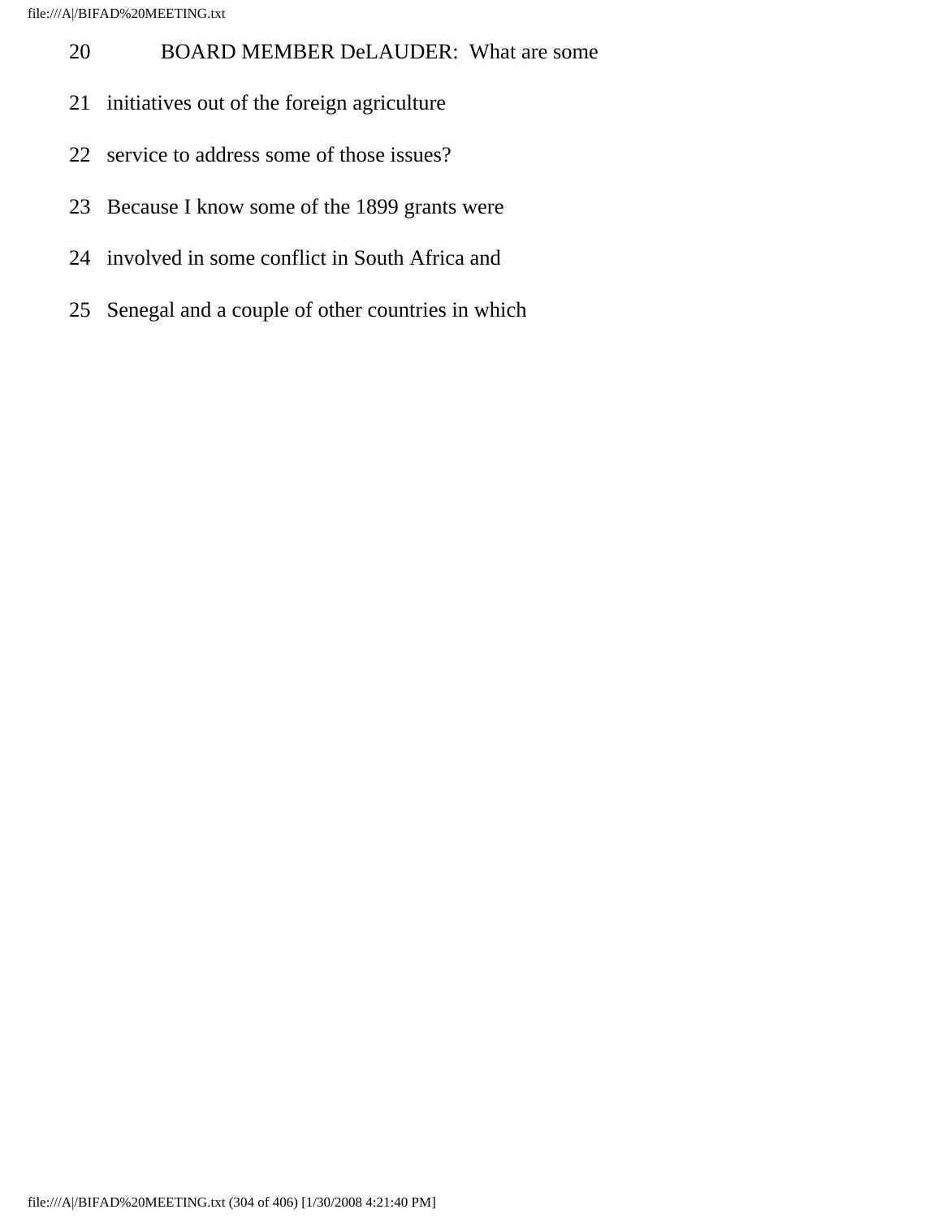20 BOARD MEMBER DeLAUDER: What are some

21 initiatives out of the foreign agriculture

22 service to address some of those issues?

23 Because I know some of the 1899 grants were

24 involved in some conflict in South Africa and

25 Senegal and a couple of other countries in which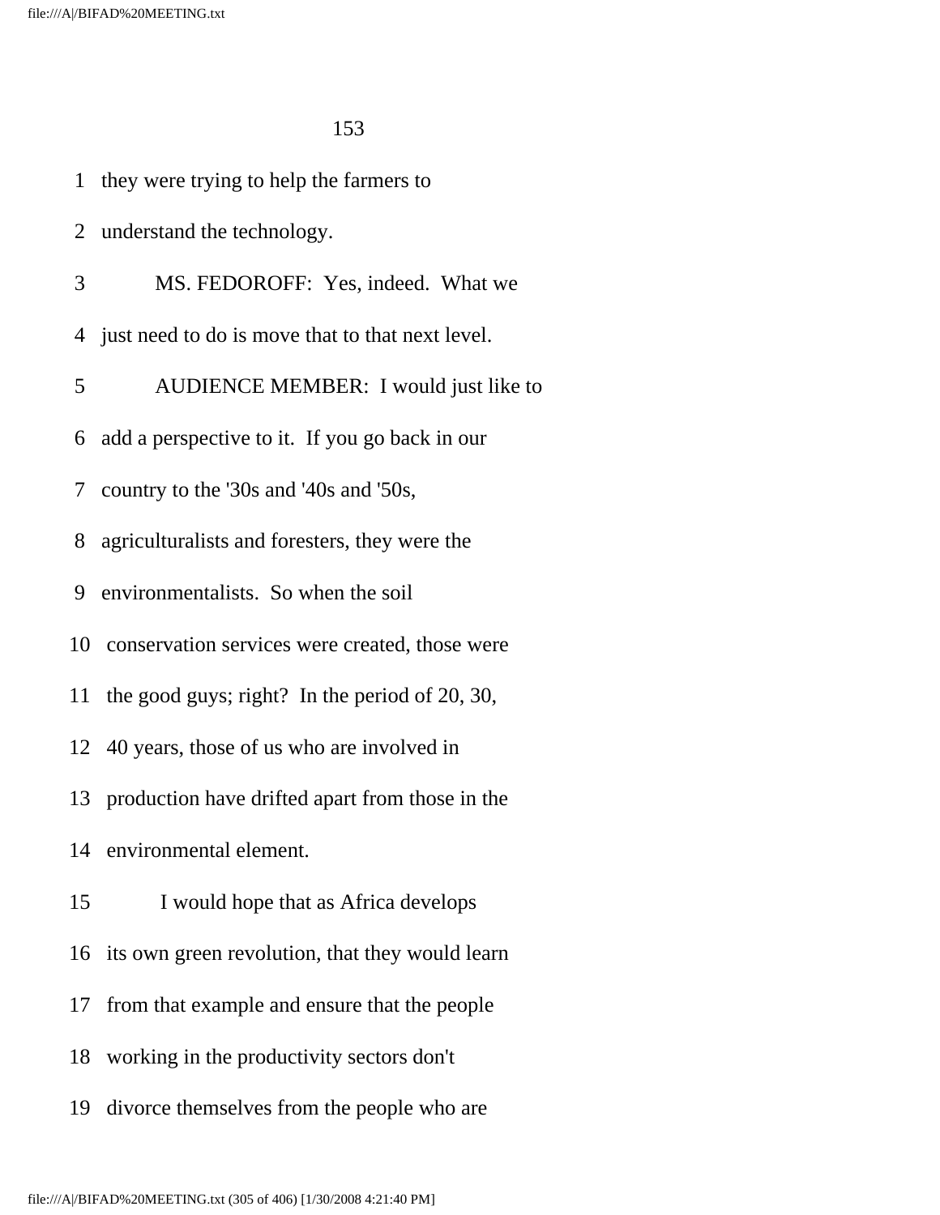1 they were trying to help the farmers to

2 understand the technology.

3 MS. FEDOROFF: Yes, indeed. What we

4 just need to do is move that to that next level.

5 AUDIENCE MEMBER: I would just like to

6 add a perspective to it. If you go back in our

7 country to the '30s and '40s and '50s,

8 agriculturalists and foresters, they were the

9 environmentalists. So when the soil

10 conservation services were created, those were

11 the good guys; right? In the period of 20, 30,

12 40 years, those of us who are involved in

13 production have drifted apart from those in the

14 environmental element.

15 I would hope that as Africa develops

16 its own green revolution, that they would learn

17 from that example and ensure that the people

18 working in the productivity sectors don't

19 divorce themselves from the people who are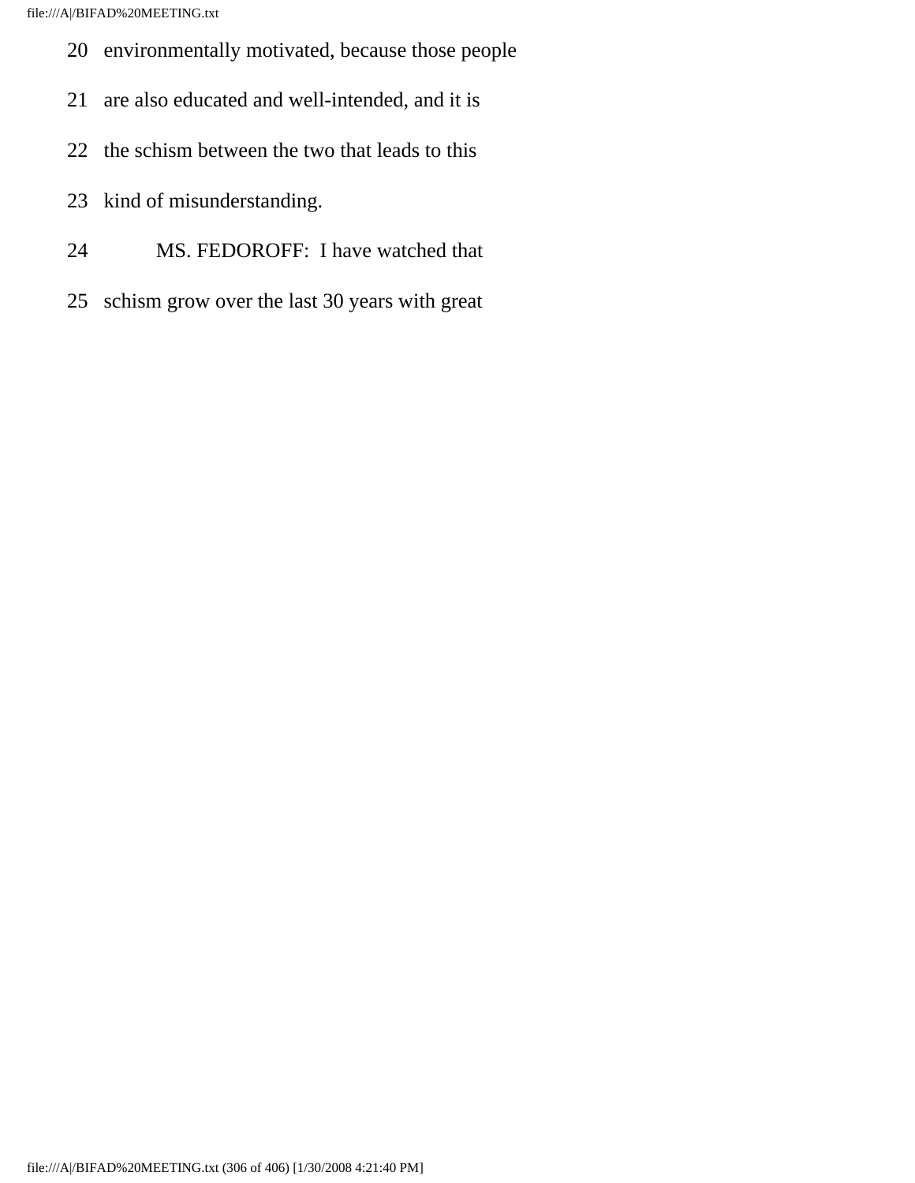20 environmentally motivated, because those people

21 are also educated and well-intended, and it is

22 the schism between the two that leads to this

23 kind of misunderstanding.

24 MS. FEDOROFF: I have watched that

25 schism grow over the last 30 years with great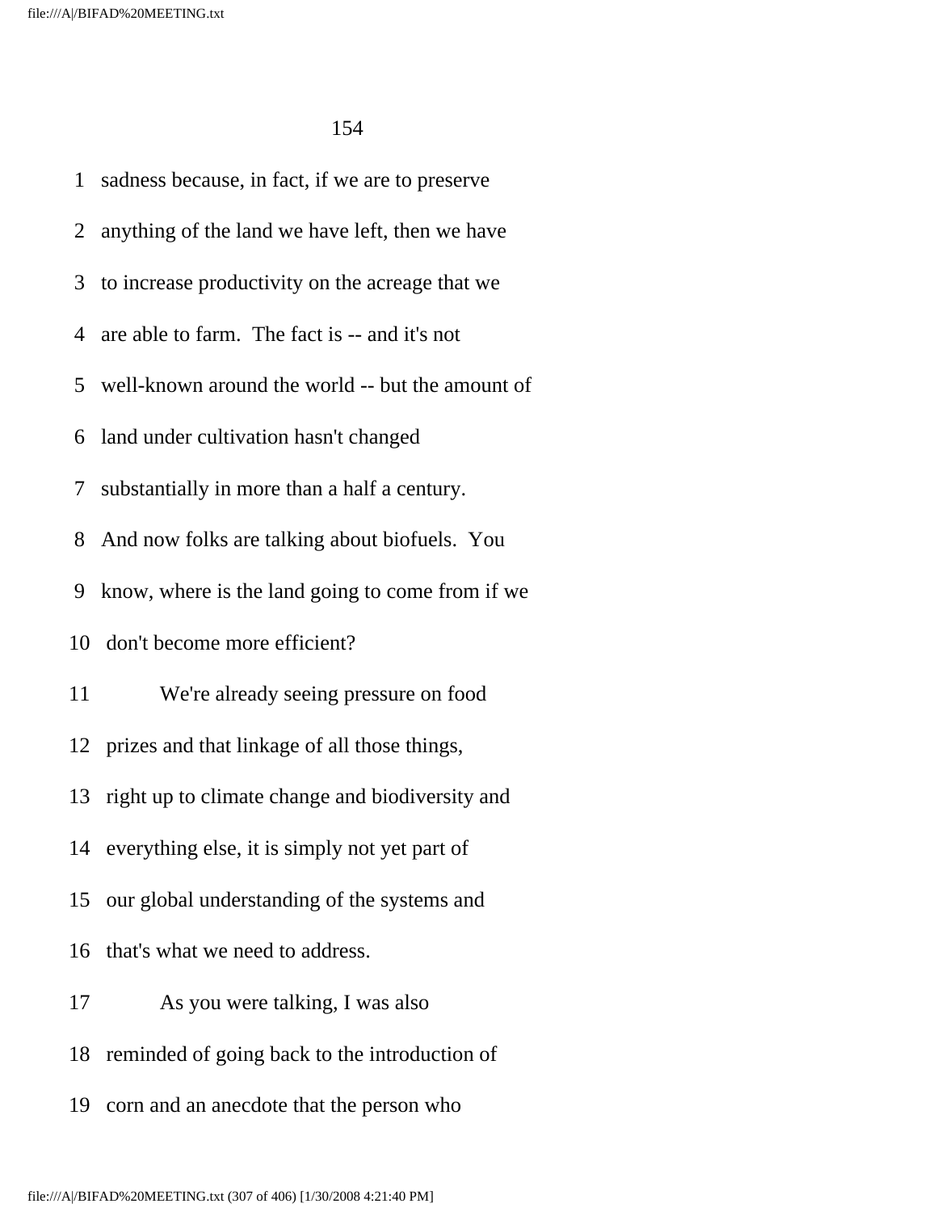1 sadness because, in fact, if we are to preserve

2 anything of the land we have left, then we have

3 to increase productivity on the acreage that we

4 are able to farm. The fact is -- and it's not

5 well-known around the world -- but the amount of

6 land under cultivation hasn't changed

7 substantially in more than a half a century.

8 And now folks are talking about biofuels. You

9 know, where is the land going to come from if we

10 don't become more efficient?

11 We're already seeing pressure on food

12 prizes and that linkage of all those things,

13 right up to climate change and biodiversity and

14 everything else, it is simply not yet part of

15 our global understanding of the systems and

16 that's what we need to address.

17 As you were talking, I was also

18 reminded of going back to the introduction of

19 corn and an anecdote that the person who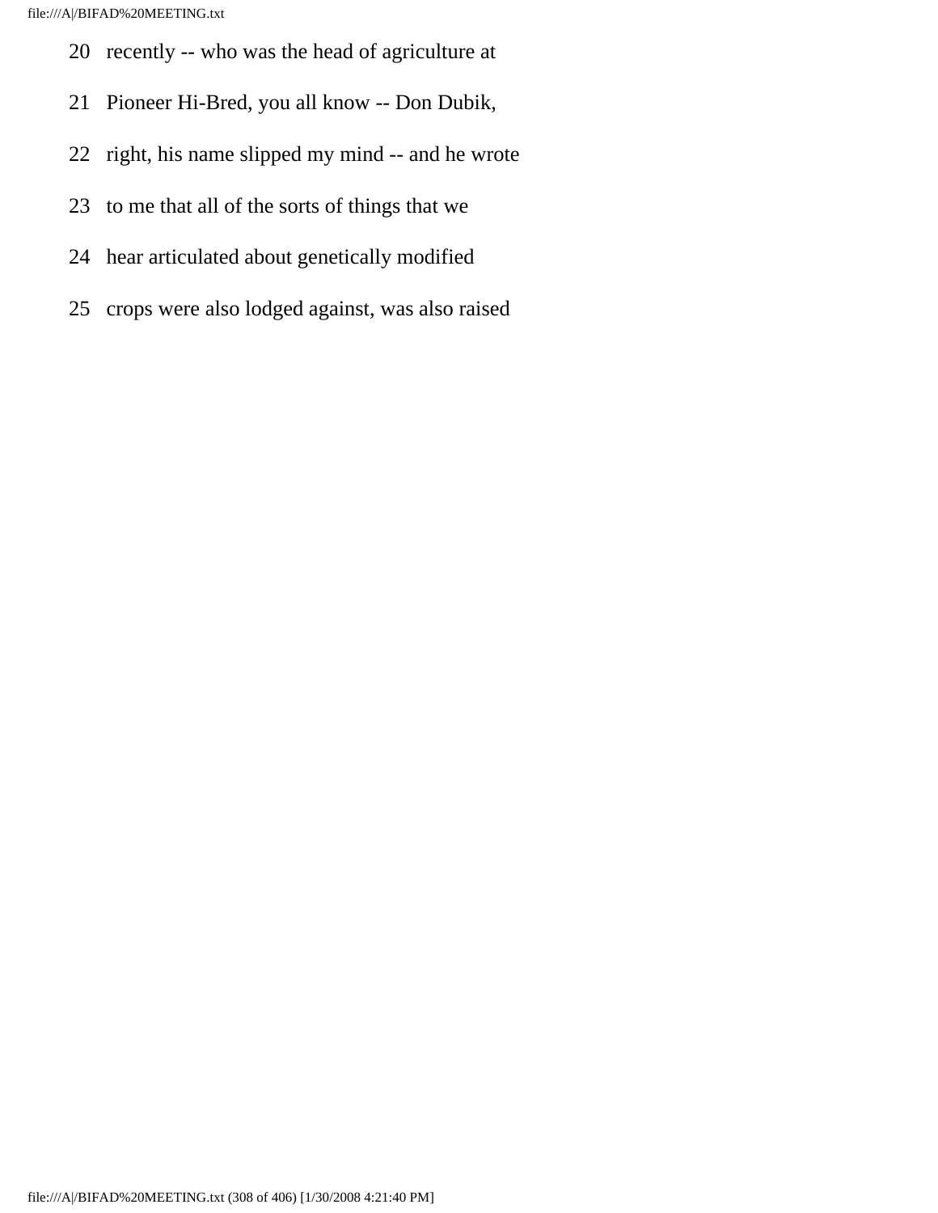20 recently -- who was the head of agriculture at

21 Pioneer Hi-Bred, you all know -- Don Dubik,

22 right, his name slipped my mind -- and he wrote

23 to me that all of the sorts of things that we

24 hear articulated about genetically modified

25 crops were also lodged against, was also raised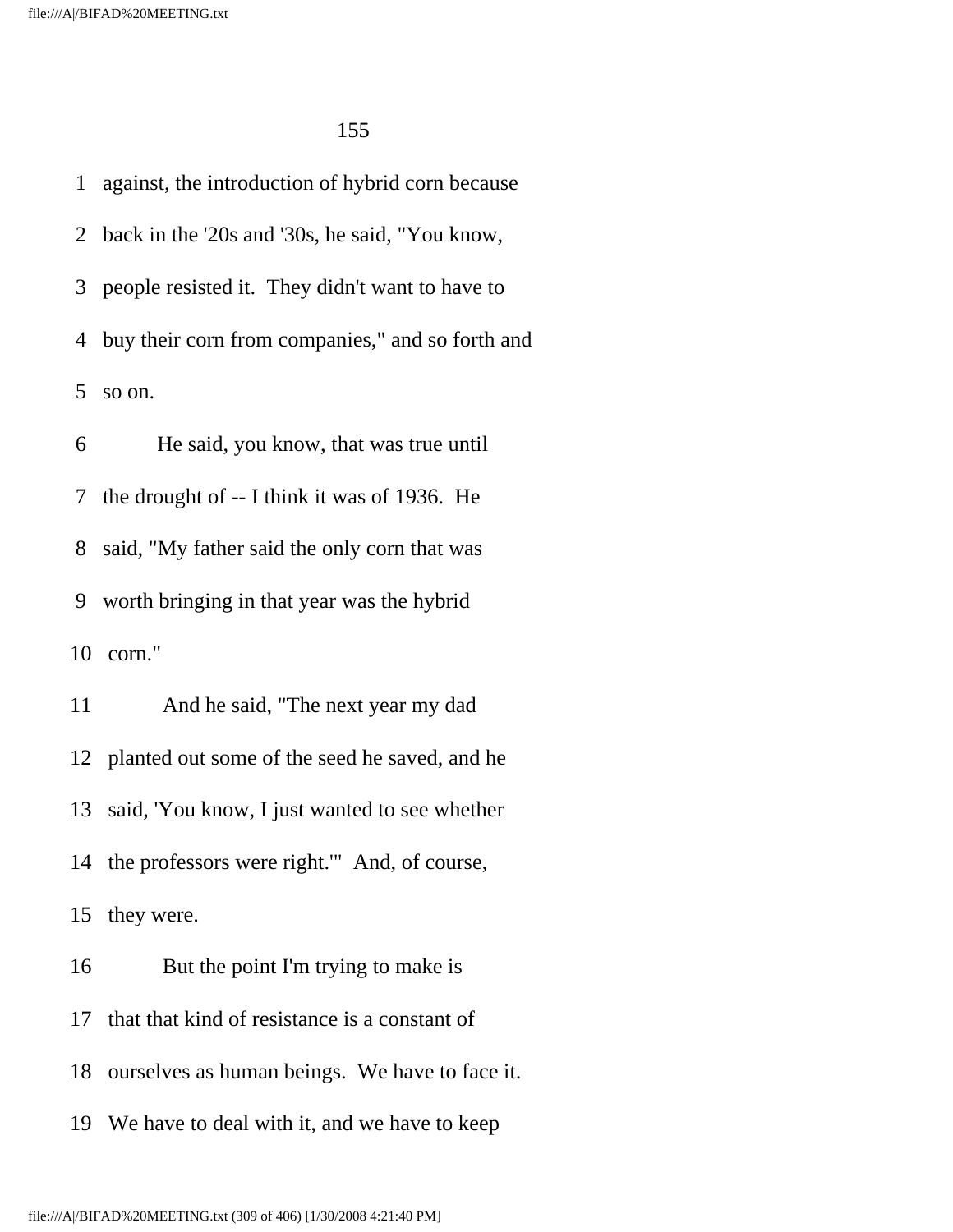against, the introduction of hybrid corn because back in the '20s and '30s, he said, "You know, people resisted it. They didn't want to have to buy their corn from companies," and so forth and so on.

He said, you know, that was true until the drought of -- I think it was of 1936. He said, "My father said the only corn that was worth bringing in that year was the hybrid corn."

And he said, "The next year my dad planted out some of the seed he saved, and he said, 'You know, I just wanted to see whether the professors were right.'" And, of course, they were.

But the point I'm trying to make is that that kind of resistance is a constant of ourselves as human beings. We have to face it. We have to deal with it, and we have to keep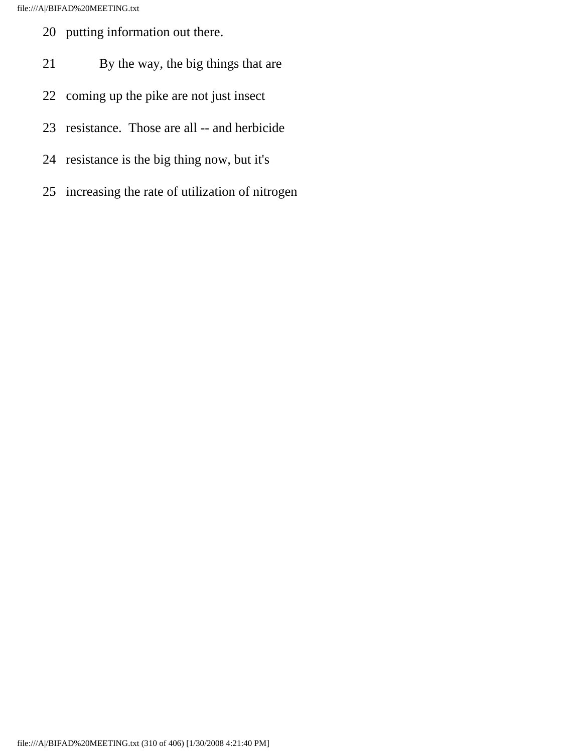20 putting information out there.

21 By the way, the big things that are

22 coming up the pike are not just insect

23 resistance. Those are all -- and herbicide

24 resistance is the big thing now, but it's

25 increasing the rate of utilization of nitrogen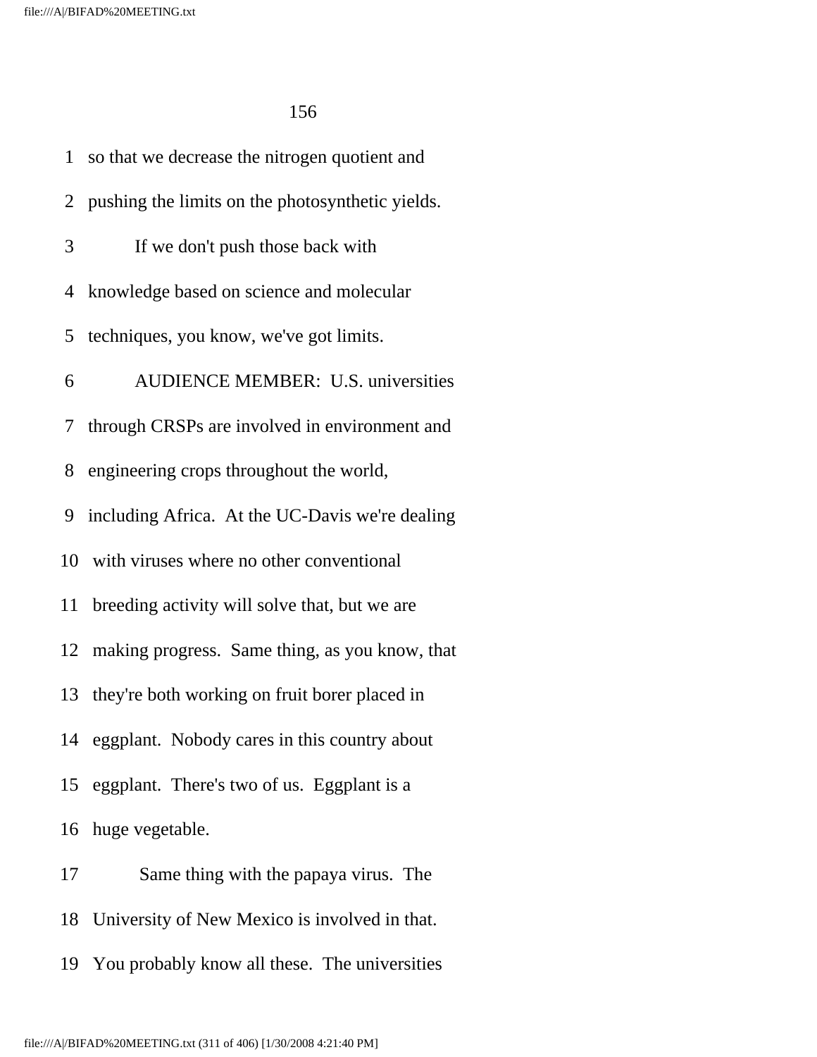so that we decrease the nitrogen quotient and pushing the limits on the photosynthetic yields.

If we don't push those back with knowledge based on science and molecular techniques, you know, we've got limits.

AUDIENCE MEMBER: U.S. universities through CRSPs are involved in environment and engineering crops throughout the world, including Africa. At the UC-Davis we're dealing with viruses where no other conventional breeding activity will solve that, but we are making progress. Same thing, as you know, that they're both working on fruit borer placed in eggplant. Nobody cares in this country about eggplant. There's two of us. Eggplant is a huge vegetable.

Same thing with the papaya virus. The University of New Mexico is involved in that. You probably know all these. The universities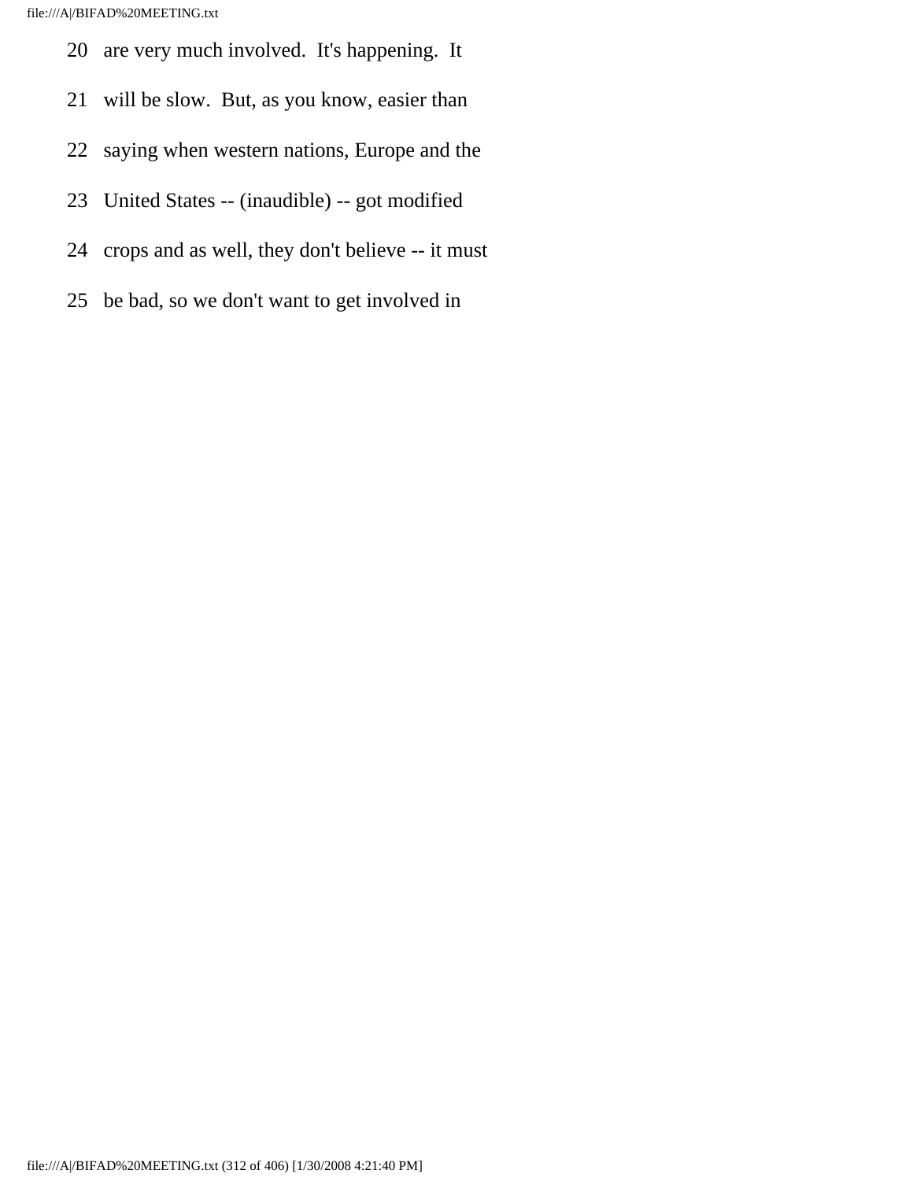20 are very much involved. It's happening. It

21 will be slow. But, as you know, easier than

22 saying when western nations, Europe and the

23 United States -- (inaudible) -- got modified

24 crops and as well, they don't believe -- it must

25 be bad, so we don't want to get involved in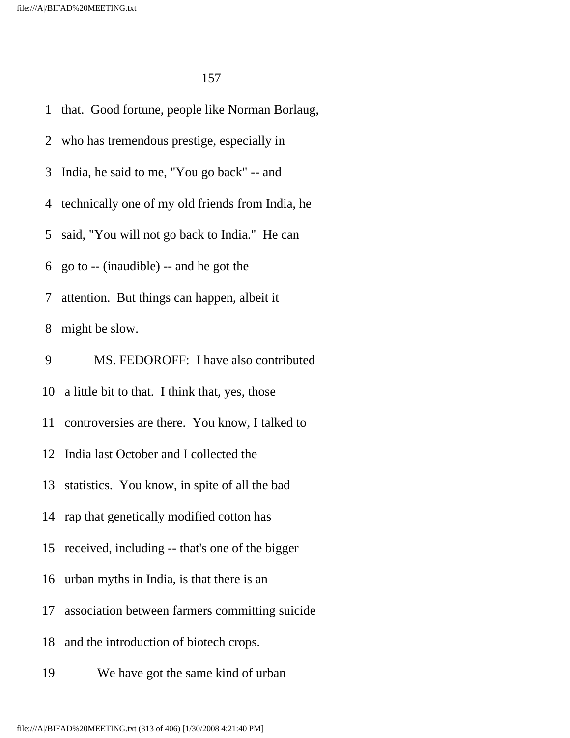that. Good fortune, people like Norman Borlaug, who has tremendous prestige, especially in India, he said to me, "You go back" -- and technically one of my old friends from India, he said, "You will not go back to India." He can go to -- (inaudible) -- and he got the attention. But things can happen, albeit it might be slow.

MS. FEDOROFF: I have also contributed a little bit to that. I think that, yes, those controversies are there. You know, I talked to India last October and I collected the statistics. You know, in spite of all the bad rap that genetically modified cotton has received, including -- that's one of the bigger urban myths in India, is that there is an association between farmers committing suicide and the introduction of biotech crops.

We have got the same kind of urban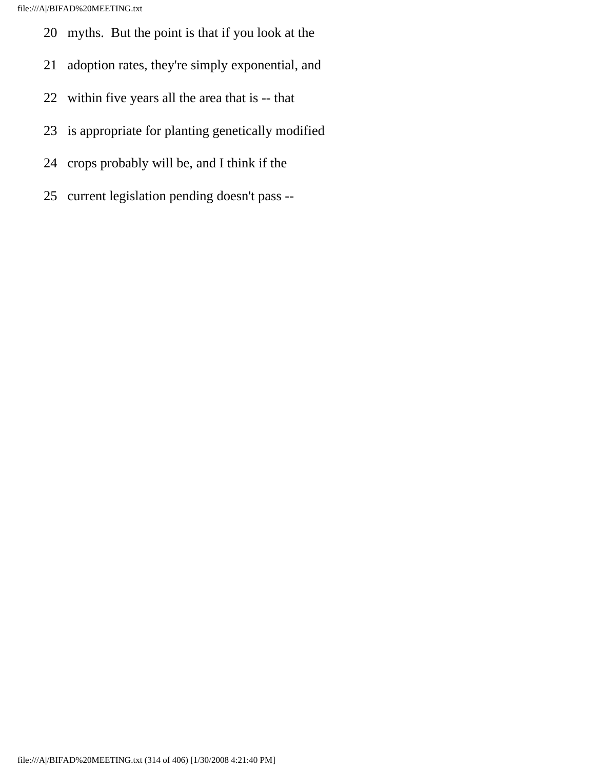20 myths. But the point is that if you look at the

21 adoption rates, they're simply exponential, and

22 within five years all the area that is -- that

23 is appropriate for planting genetically modified

24 crops probably will be, and I think if the

25 current legislation pending doesn't pass --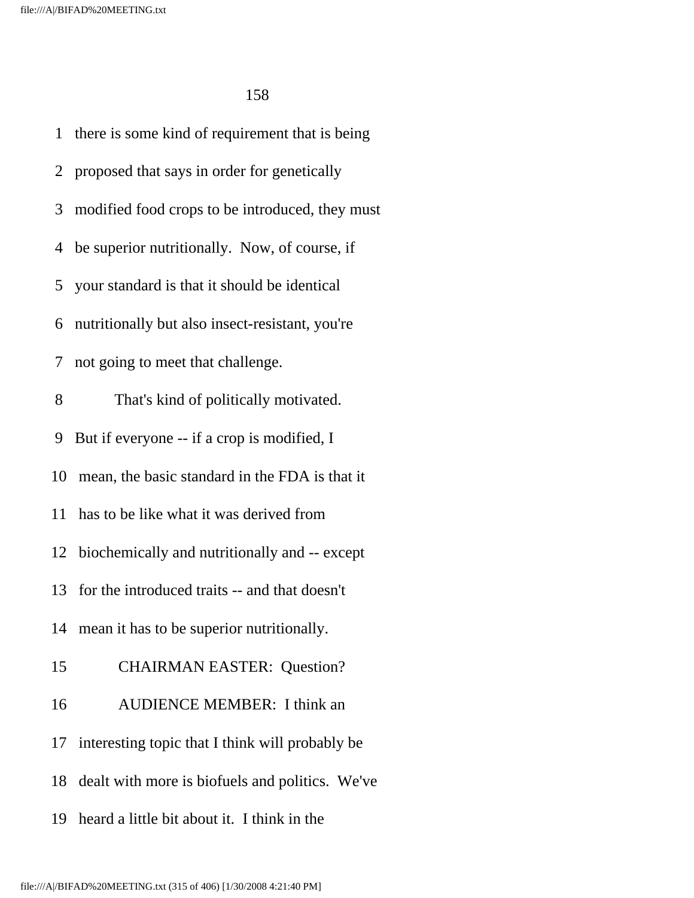1 there is some kind of requirement that is being

2 proposed that says in order for genetically

3 modified food crops to be introduced, they must

4 be superior nutritionally. Now, of course, if

5 your standard is that it should be identical

6 nutritionally but also insect-resistant, you're

7 not going to meet that challenge.

8 That's kind of politically motivated.

9 But if everyone -- if a crop is modified, I

10 mean, the basic standard in the FDA is that it

11 has to be like what it was derived from

12 biochemically and nutritionally and -- except

13 for the introduced traits -- and that doesn't

14 mean it has to be superior nutritionally.

15 CHAIRMAN EASTER: Question?

16 AUDIENCE MEMBER: I think an

17 interesting topic that I think will probably be

18 dealt with more is biofuels and politics. We've

19 heard a little bit about it. I think in the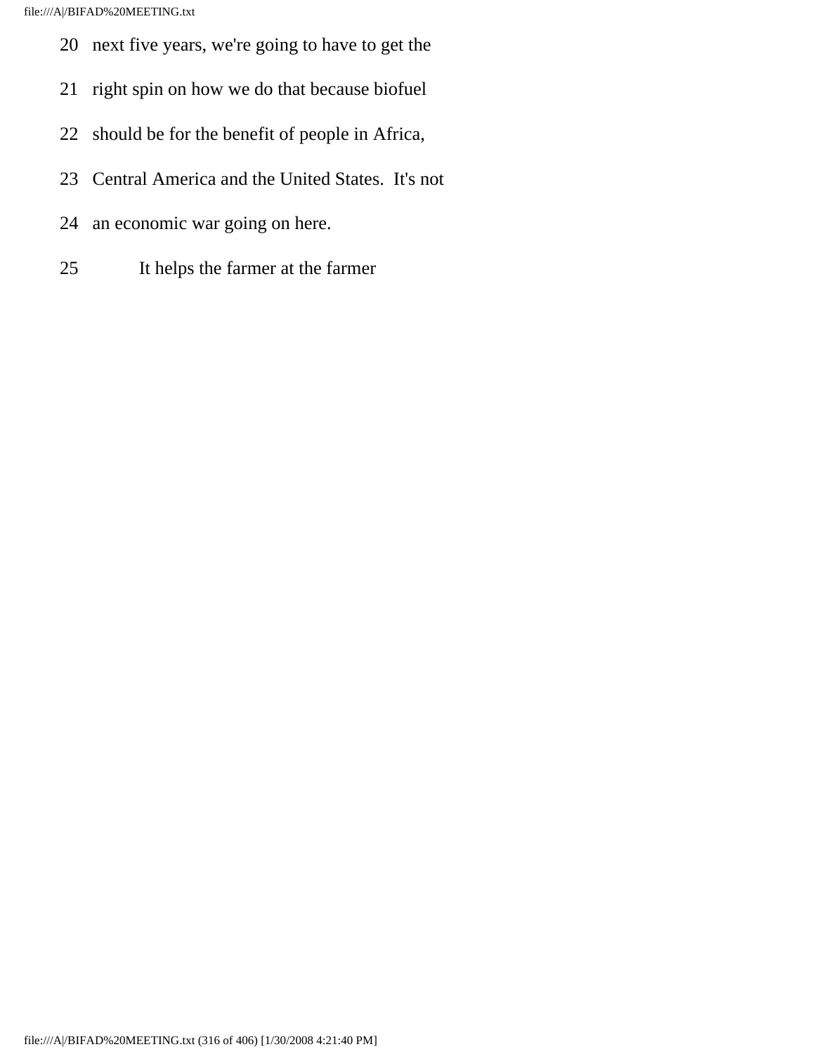20 next five years, we're going to have to get the

21 right spin on how we do that because biofuel

22 should be for the benefit of people in Africa,

23 Central America and the United States. It's not

24 an economic war going on here.

25 It helps the farmer at the farmer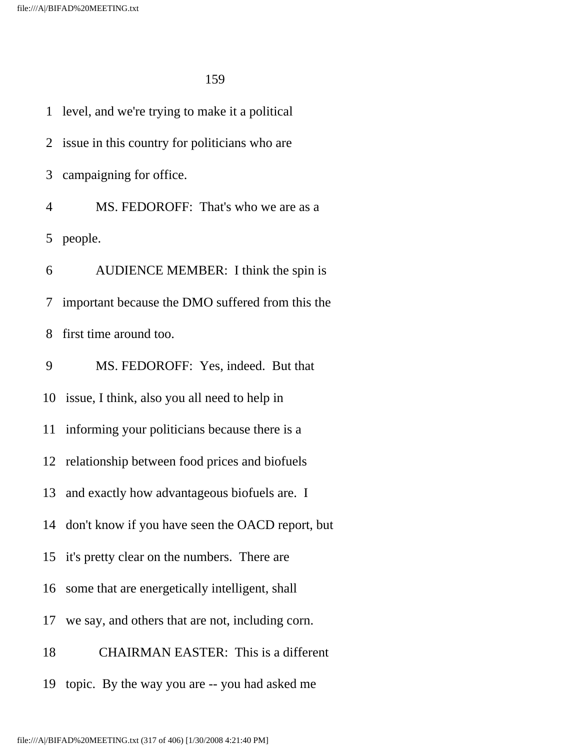level, and we're trying to make it a political issue in this country for politicians who are campaigning for office.

MS. FEDOROFF: That's who we are as a people.

AUDIENCE MEMBER: I think the spin is important because the DMO suffered from this the first time around too.

MS. FEDOROFF: Yes, indeed. But that issue, I think, also you all need to help in informing your politicians because there is a relationship between food prices and biofuels and exactly how advantageous biofuels are. I don't know if you have seen the OACD report, but it's pretty clear on the numbers. There are some that are energetically intelligent, shall we say, and others that are not, including corn.

CHAIRMAN EASTER: This is a different topic. By the way you are -- you had asked me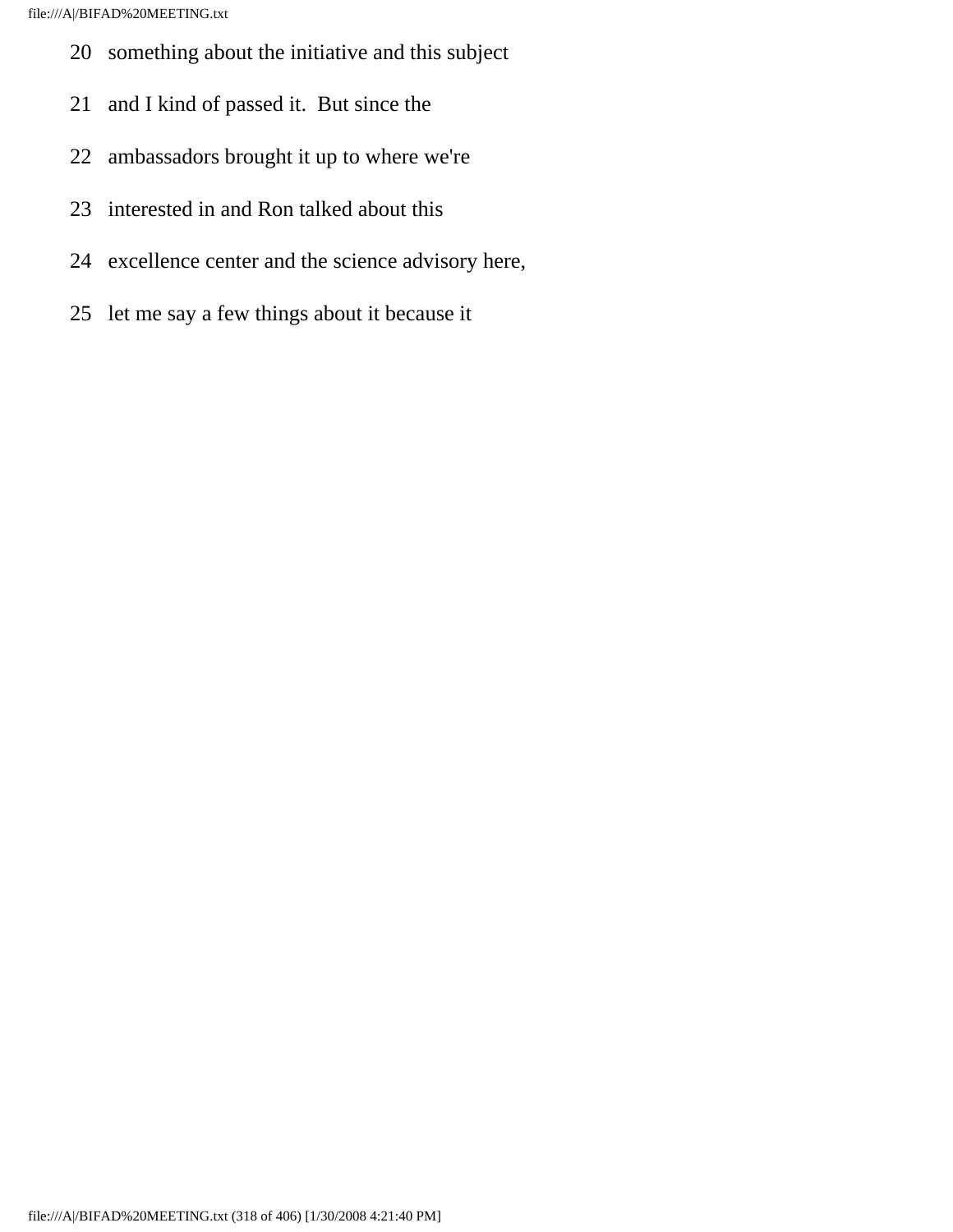20 something about the initiative and this subject

21 and I kind of passed it. But since the

22 ambassadors brought it up to where we're

23 interested in and Ron talked about this

24 excellence center and the science advisory here,

25 let me say a few things about it because it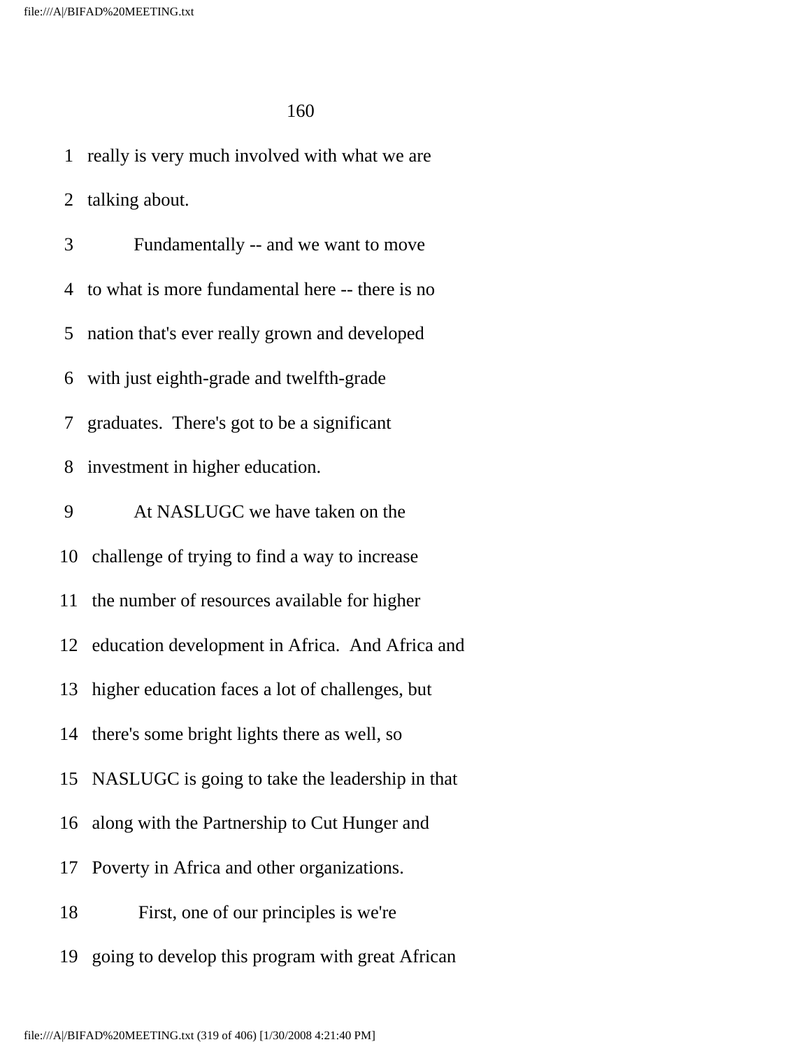really is very much involved with what we are talking about.

Fundamentally -- and we want to move to what is more fundamental here -- there is no nation that's ever really grown and developed with just eighth-grade and twelfth-grade graduates. There's got to be a significant investment in higher education.

At NASLUGC we have taken on the challenge of trying to find a way to increase the number of resources available for higher education development in Africa. And Africa and higher education faces a lot of challenges, but there's some bright lights there as well, so NASLUGC is going to take the leadership in that along with the Partnership to Cut Hunger and Poverty in Africa and other organizations.

First, one of our principles is we're going to develop this program with great African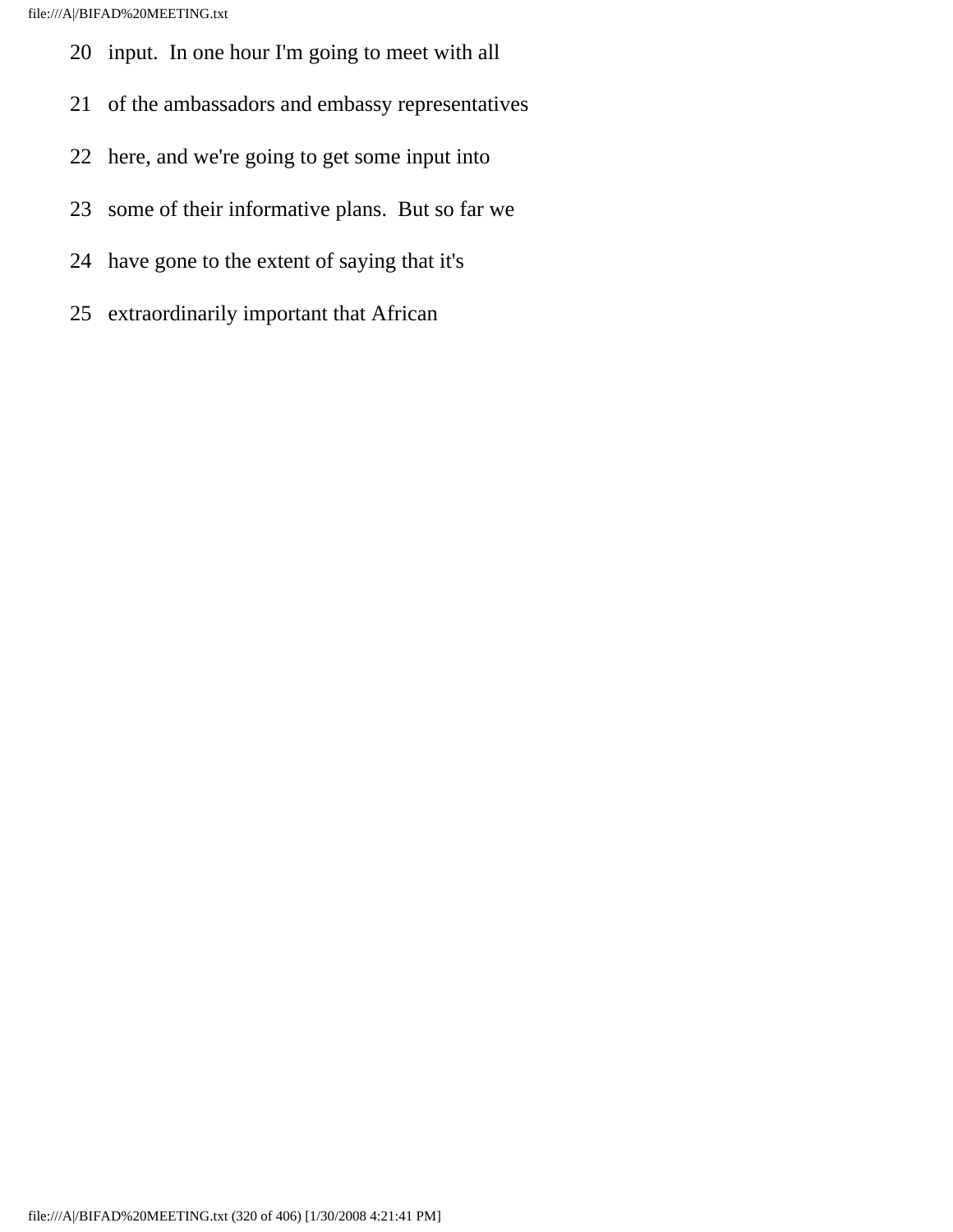20 input. In one hour I'm going to meet with all

21 of the ambassadors and embassy representatives

22 here, and we're going to get some input into

23 some of their informative plans. But so far we

24 have gone to the extent of saying that it's

25 extraordinarily important that African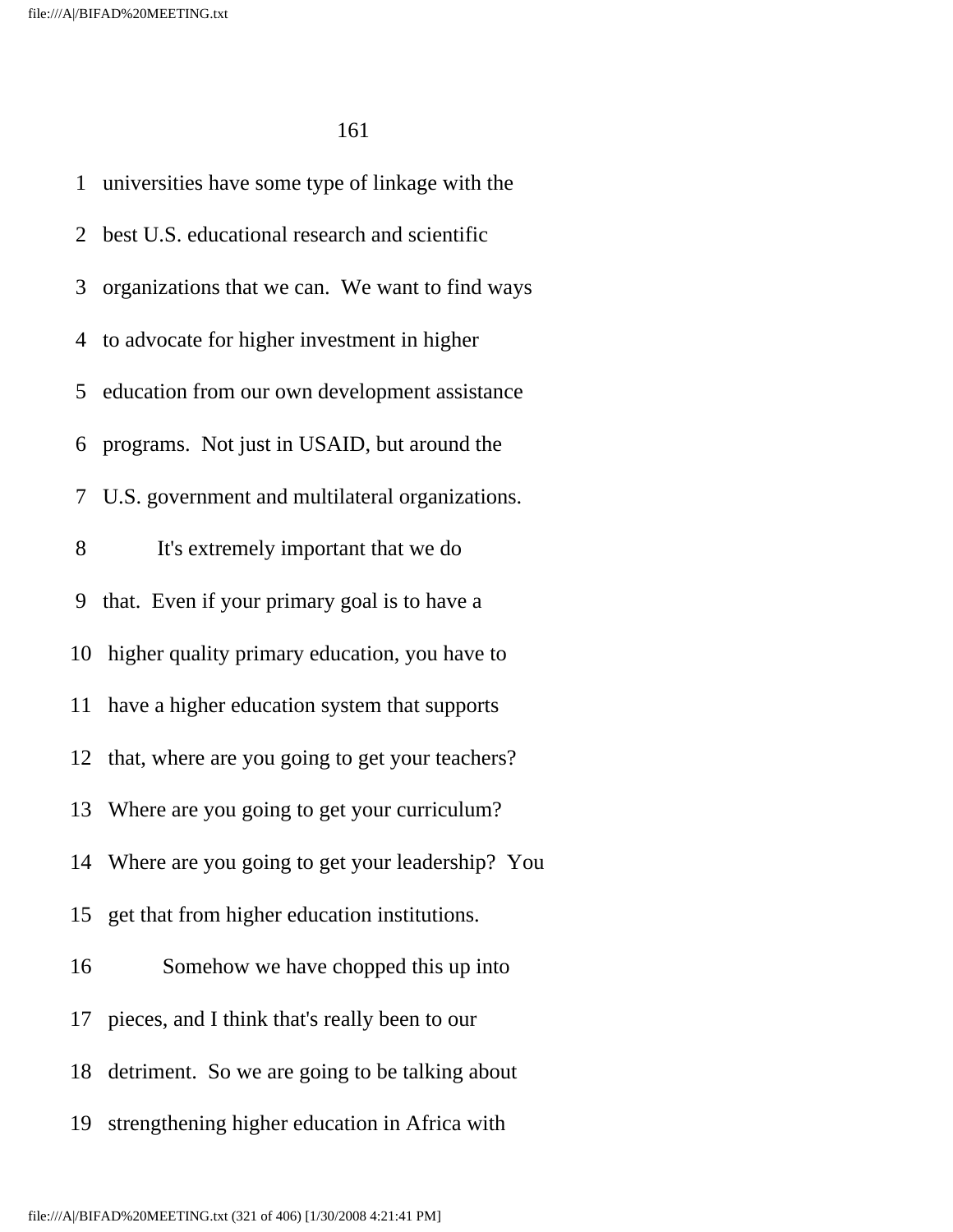1 universities have some type of linkage with the

2 best U.S. educational research and scientific

3 organizations that we can. We want to find ways

4 to advocate for higher investment in higher

5 education from our own development assistance

6 programs. Not just in USAID, but around the

7 U.S. government and multilateral organizations.

8 It's extremely important that we do

9 that. Even if your primary goal is to have a

10 higher quality primary education, you have to

11 have a higher education system that supports

12 that, where are you going to get your teachers?

13 Where are you going to get your curriculum?

14 Where are you going to get your leadership? You

15 get that from higher education institutions.

16 Somehow we have chopped this up into

17 pieces, and I think that's really been to our

18 detriment. So we are going to be talking about

19 strengthening higher education in Africa with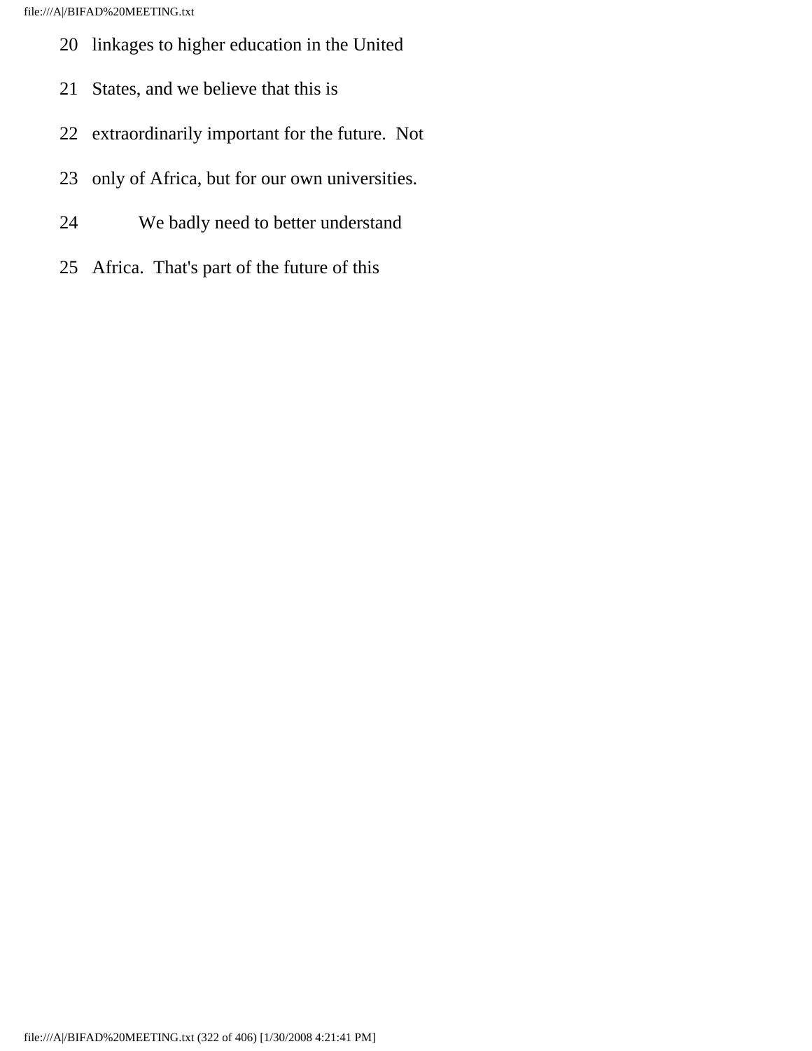20 linkages to higher education in the United

21 States, and we believe that this is

22 extraordinarily important for the future. Not

23 only of Africa, but for our own universities.

24 We badly need to better understand

25 Africa. That's part of the future of this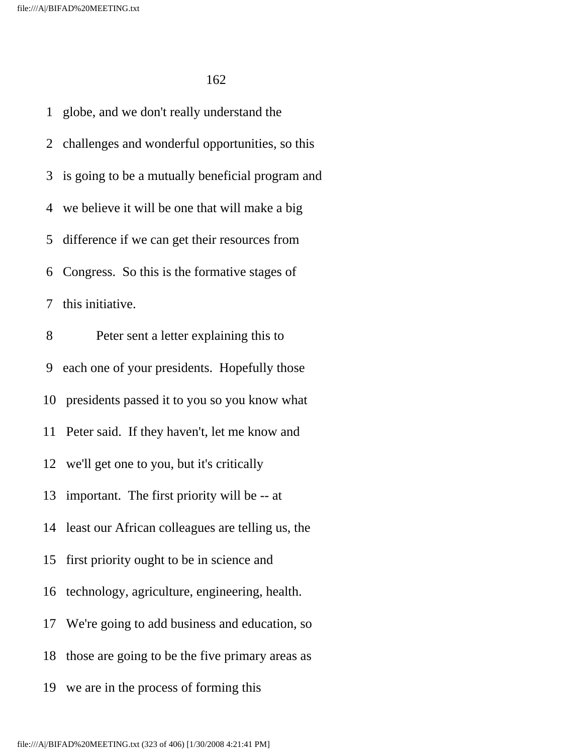1 globe, and we don't really understand the

2 challenges and wonderful opportunities, so this

3 is going to be a mutually beneficial program and

4 we believe it will be one that will make a big

5 difference if we can get their resources from

6 Congress. So this is the formative stages of

7 this initiative.

8 Peter sent a letter explaining this to

9 each one of your presidents. Hopefully those

10 presidents passed it to you so you know what

11 Peter said. If they haven't, let me know and

12 we'll get one to you, but it's critically

13 important. The first priority will be -- at

14 least our African colleagues are telling us, the

15 first priority ought to be in science and

16 technology, agriculture, engineering, health.

17 We're going to add business and education, so

18 those are going to be the five primary areas as

19 we are in the process of forming this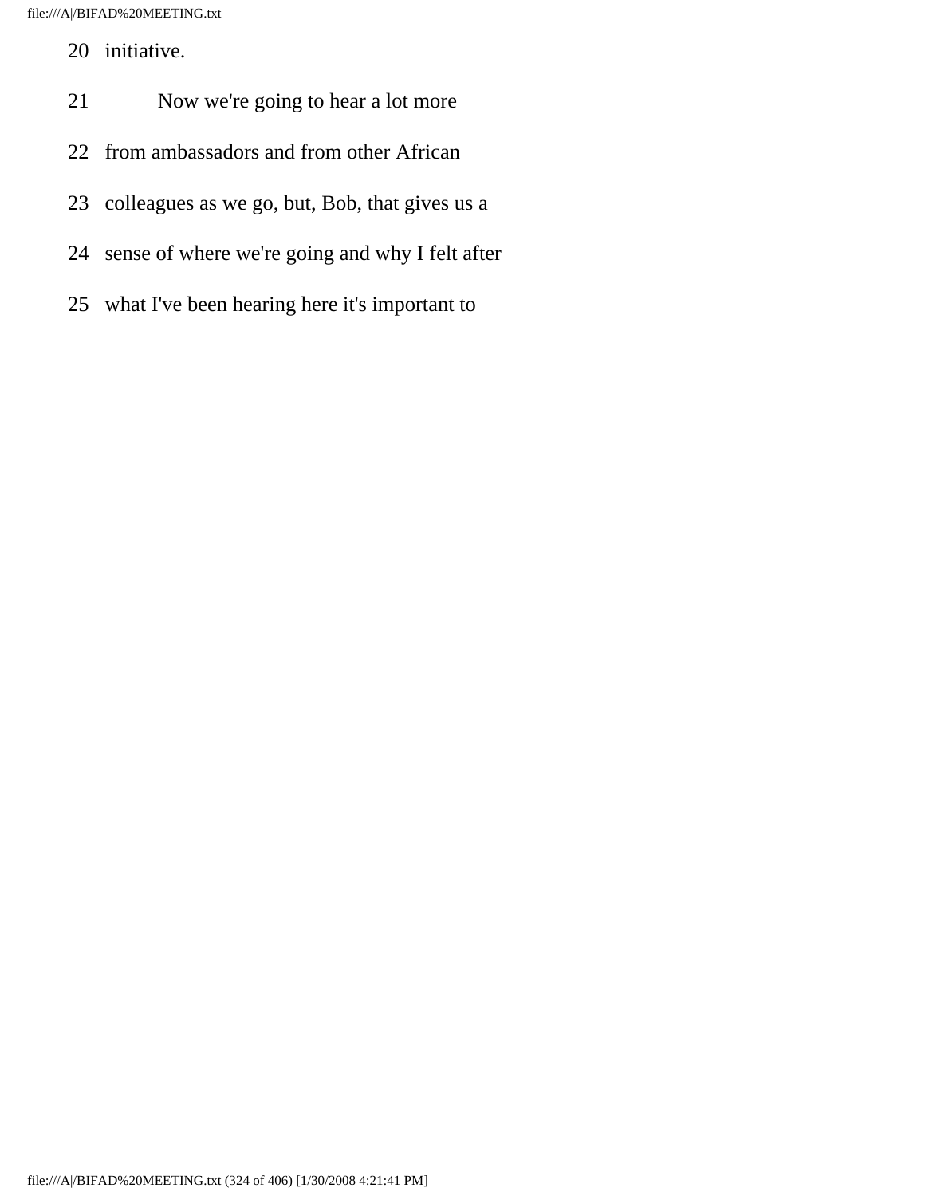20 initiative.

21 Now we're going to hear a lot more

22 from ambassadors and from other African

23 colleagues as we go, but, Bob, that gives us a

24 sense of where we're going and why I felt after

25 what I've been hearing here it's important to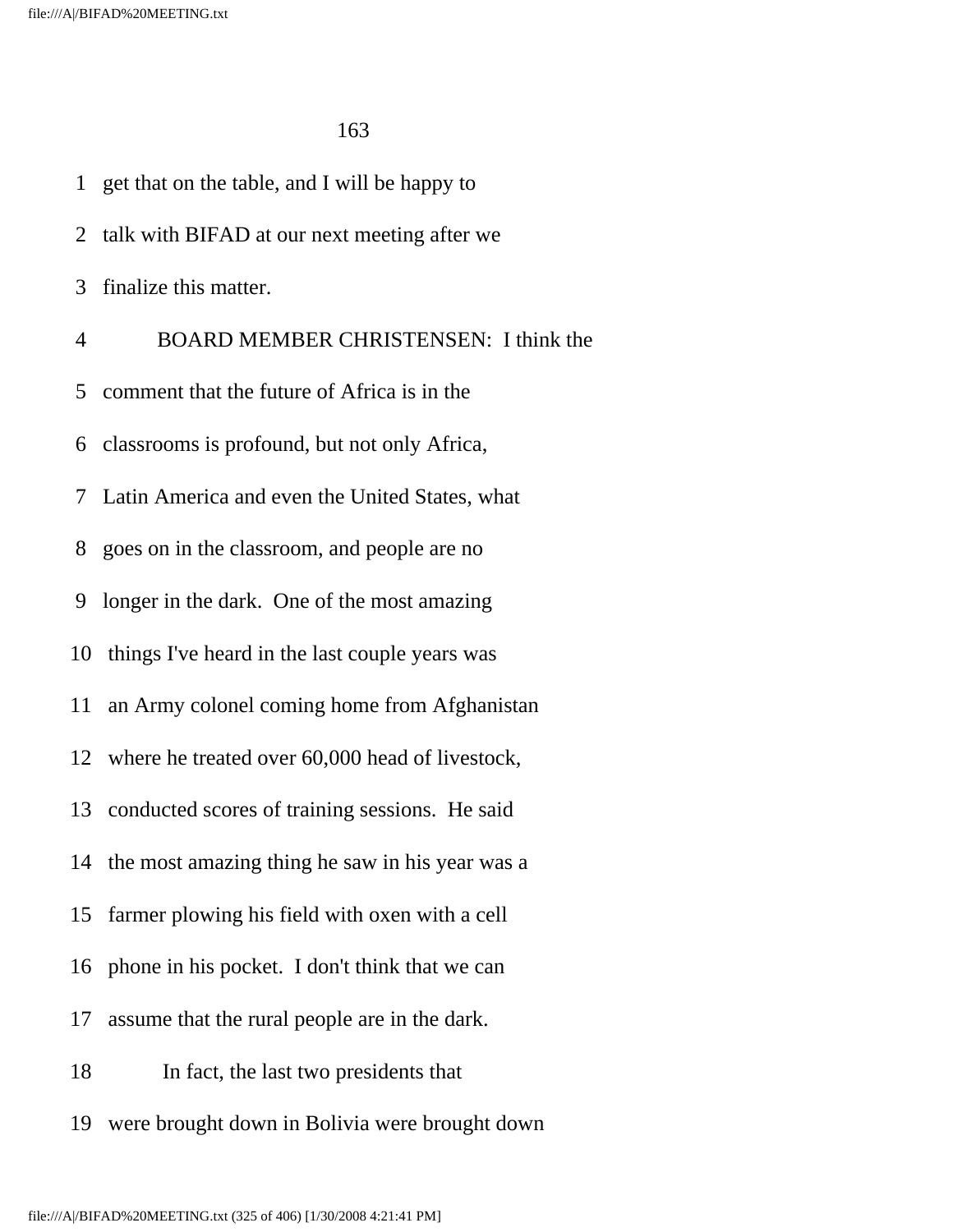1 get that on the table, and I will be happy to

2 talk with BIFAD at our next meeting after we

3 finalize this matter.

4 BOARD MEMBER CHRISTENSEN: I think the

5 comment that the future of Africa is in the

6 classrooms is profound, but not only Africa,

7 Latin America and even the United States, what

8 goes on in the classroom, and people are no

9 longer in the dark. One of the most amazing

10 things I've heard in the last couple years was

11 an Army colonel coming home from Afghanistan

12 where he treated over 60,000 head of livestock,

13 conducted scores of training sessions. He said

14 the most amazing thing he saw in his year was a

15 farmer plowing his field with oxen with a cell

16 phone in his pocket. I don't think that we can

17 assume that the rural people are in the dark.

18 In fact, the last two presidents that

19 were brought down in Bolivia were brought down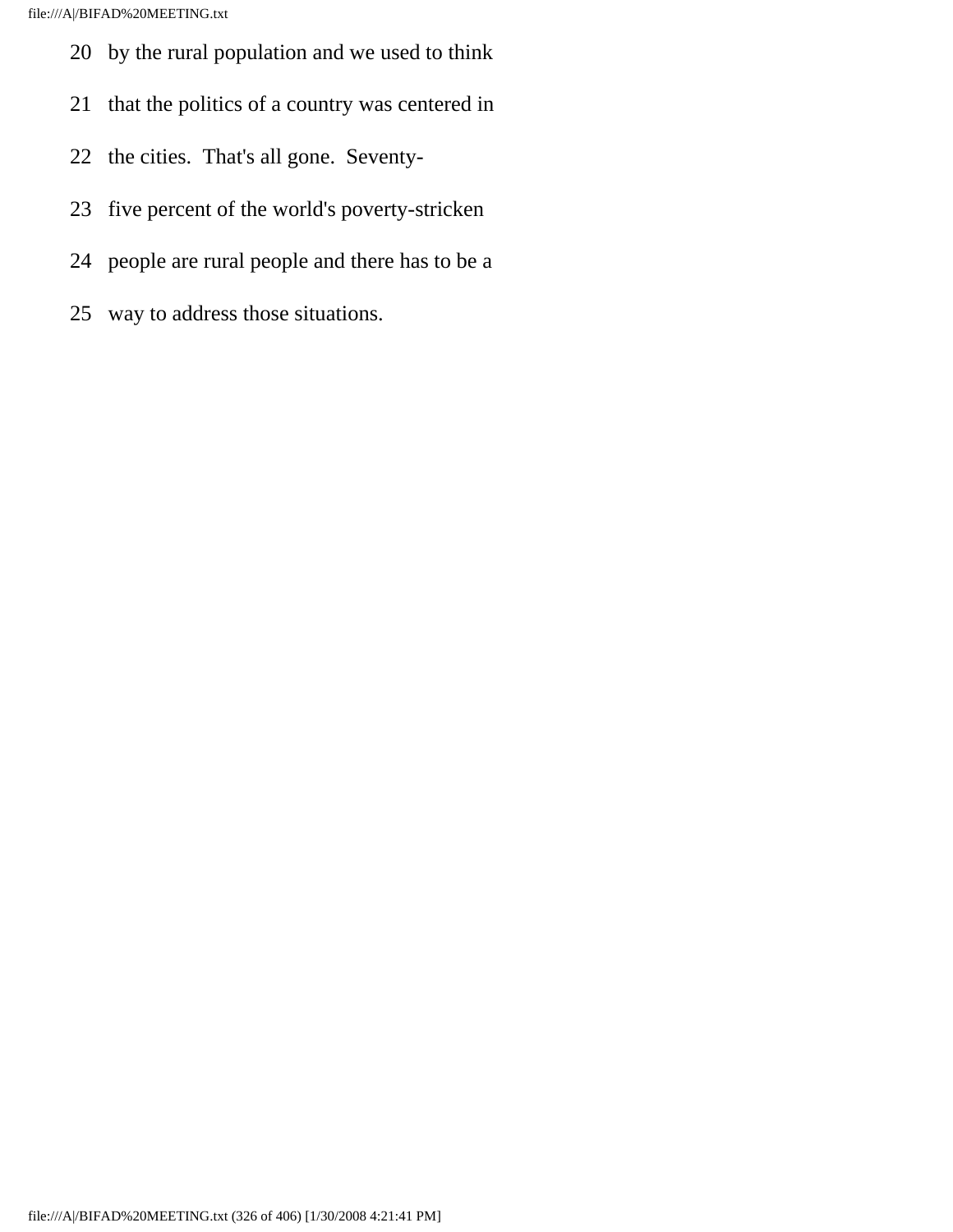20 by the rural population and we used to think

21 that the politics of a country was centered in

22 the cities. That's all gone. Seventy-

23 five percent of the world's poverty-stricken

24 people are rural people and there has to be a

25 way to address those situations.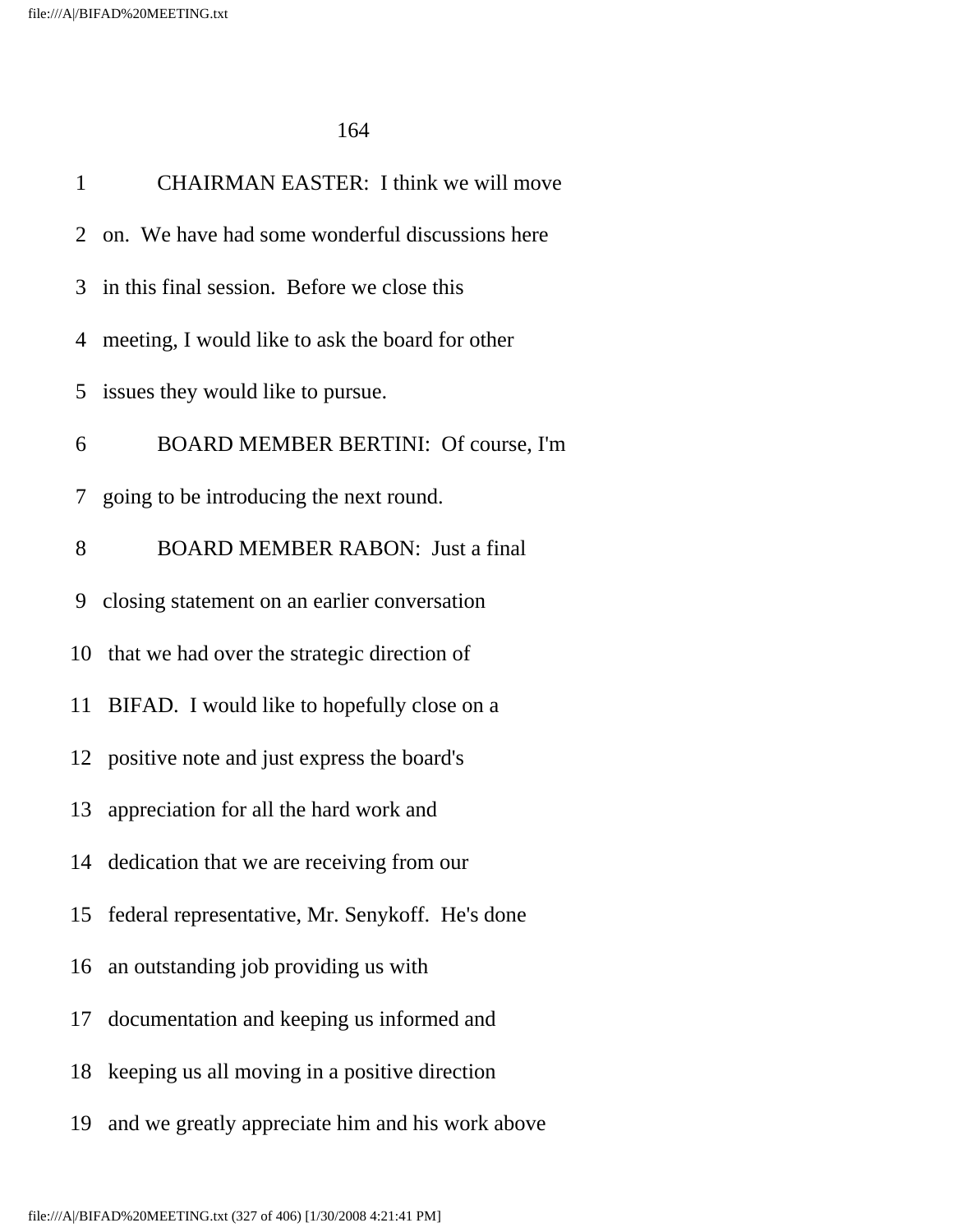1 CHAIRMAN EASTER: I think we will move
2 on. We have had some wonderful discussions here
3 in this final session. Before we close this
4 meeting, I would like to ask the board for other
5 issues they would like to pursue.
6 BOARD MEMBER BERTINI: Of course, I'm
7 going to be introducing the next round.
8 BOARD MEMBER RABON: Just a final
9 closing statement on an earlier conversation
10 that we had over the strategic direction of
11 BIFAD. I would like to hopefully close on a
12 positive note and just express the board's
13 appreciation for all the hard work and
14 dedication that we are receiving from our
15 federal representative, Mr. Senykoff. He's done
16 an outstanding job providing us with
17 documentation and keeping us informed and
18 keeping us all moving in a positive direction
19 and we greatly appreciate him and his work above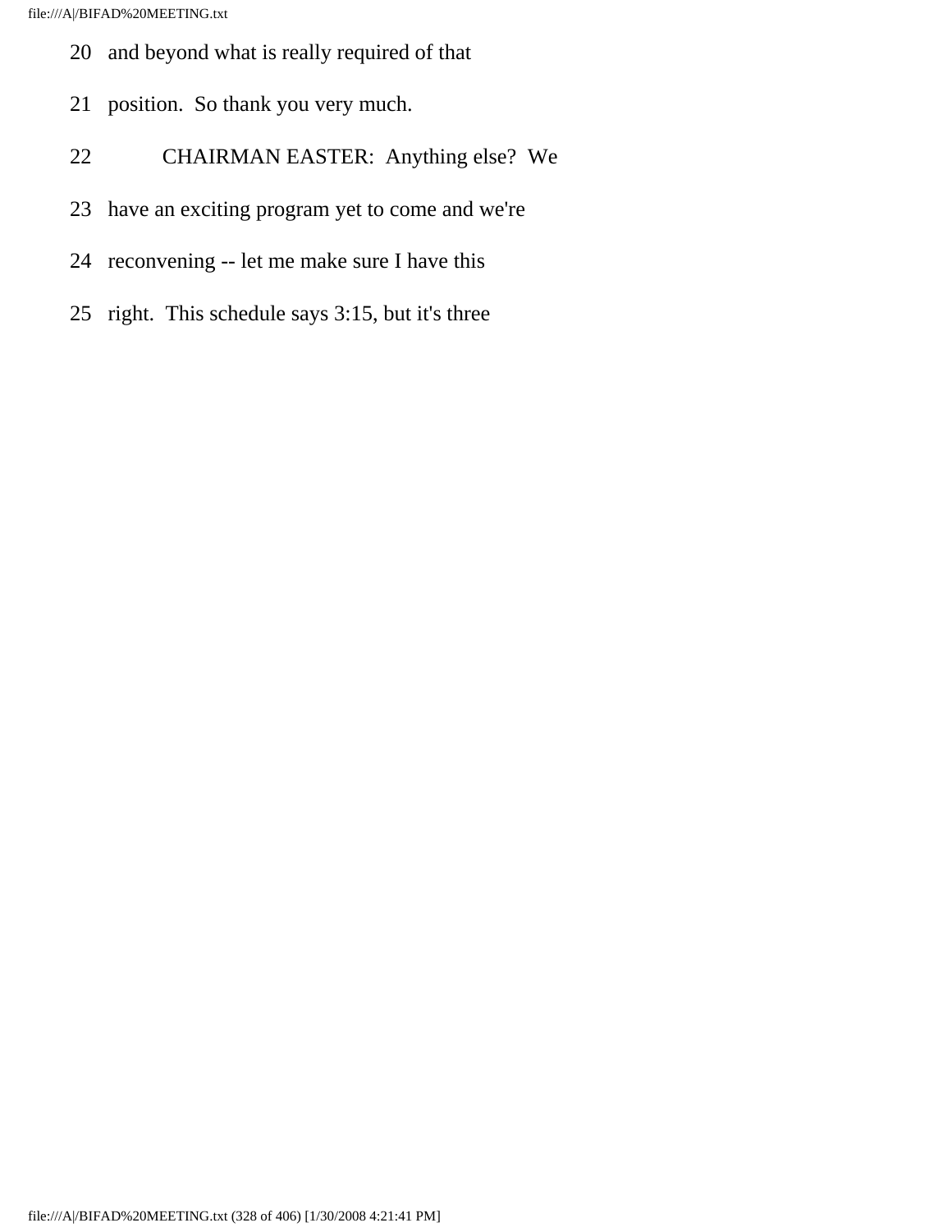20 and beyond what is really required of that

21 position. So thank you very much.

22 CHAIRMAN EASTER: Anything else? We

23 have an exciting program yet to come and we're

24 reconvening -- let me make sure I have this

25 right. This schedule says 3:15, but it's three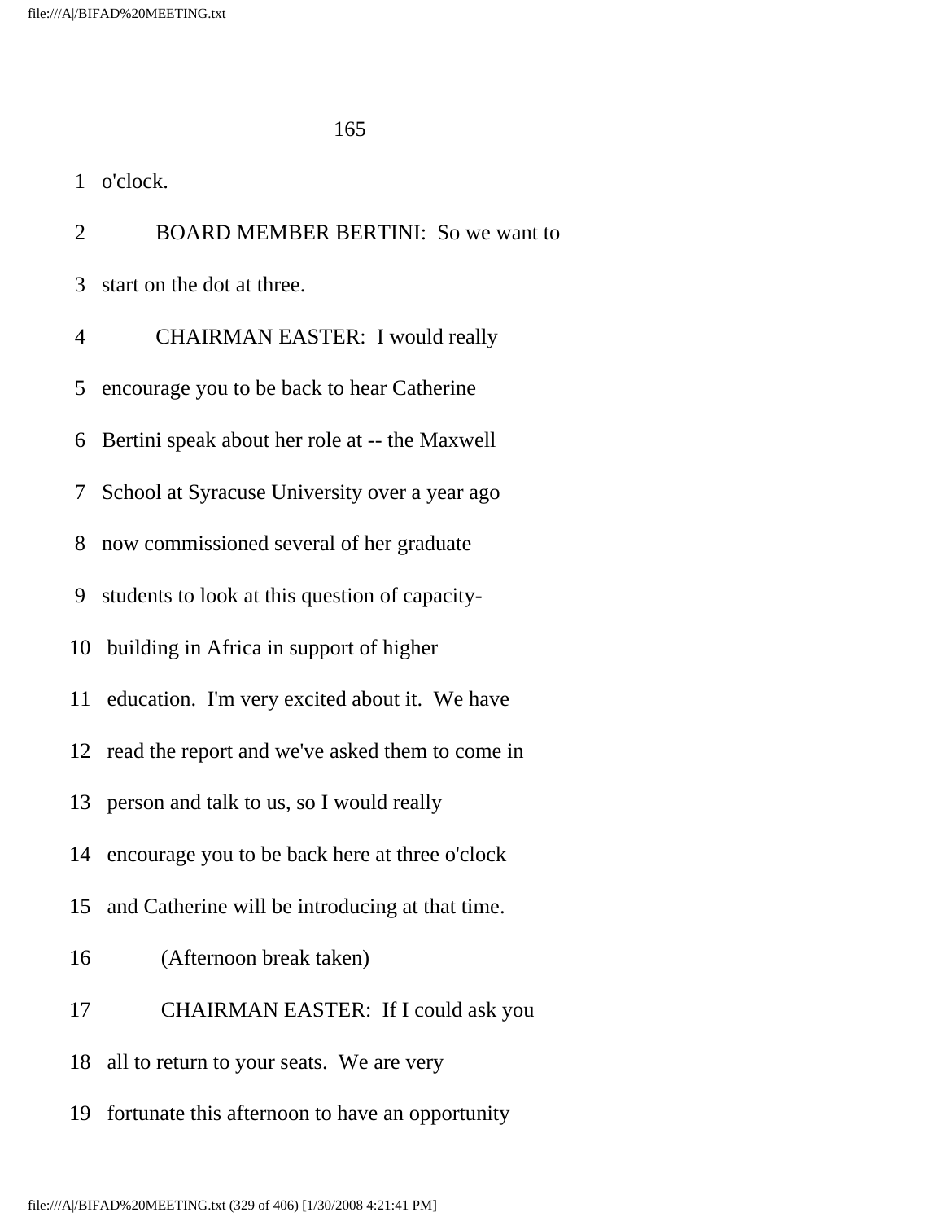1 o'clock.

2 BOARD MEMBER BERTINI: So we want to

3 start on the dot at three.

4 CHAIRMAN EASTER: I would really

5 encourage you to be back to hear Catherine

6 Bertini speak about her role at -- the Maxwell

7 School at Syracuse University over a year ago

8 now commissioned several of her graduate

9 students to look at this question of capacity-

10 building in Africa in support of higher

11 education. I'm very excited about it. We have

12 read the report and we've asked them to come in

13 person and talk to us, so I would really

14 encourage you to be back here at three o'clock

15 and Catherine will be introducing at that time.

16 (Afternoon break taken)

17 CHAIRMAN EASTER: If I could ask you

18 all to return to your seats. We are very

19 fortunate this afternoon to have an opportunity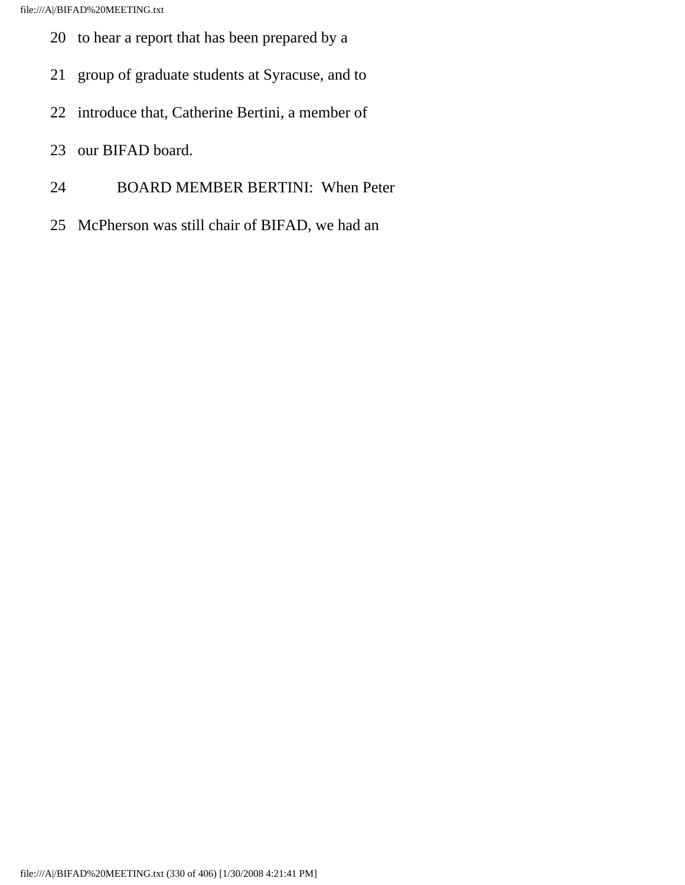20 to hear a report that has been prepared by a

21 group of graduate students at Syracuse, and to

22 introduce that, Catherine Bertini, a member of

23 our BIFAD board.

24 BOARD MEMBER BERTINI: When Peter

25 McPherson was still chair of BIFAD, we had an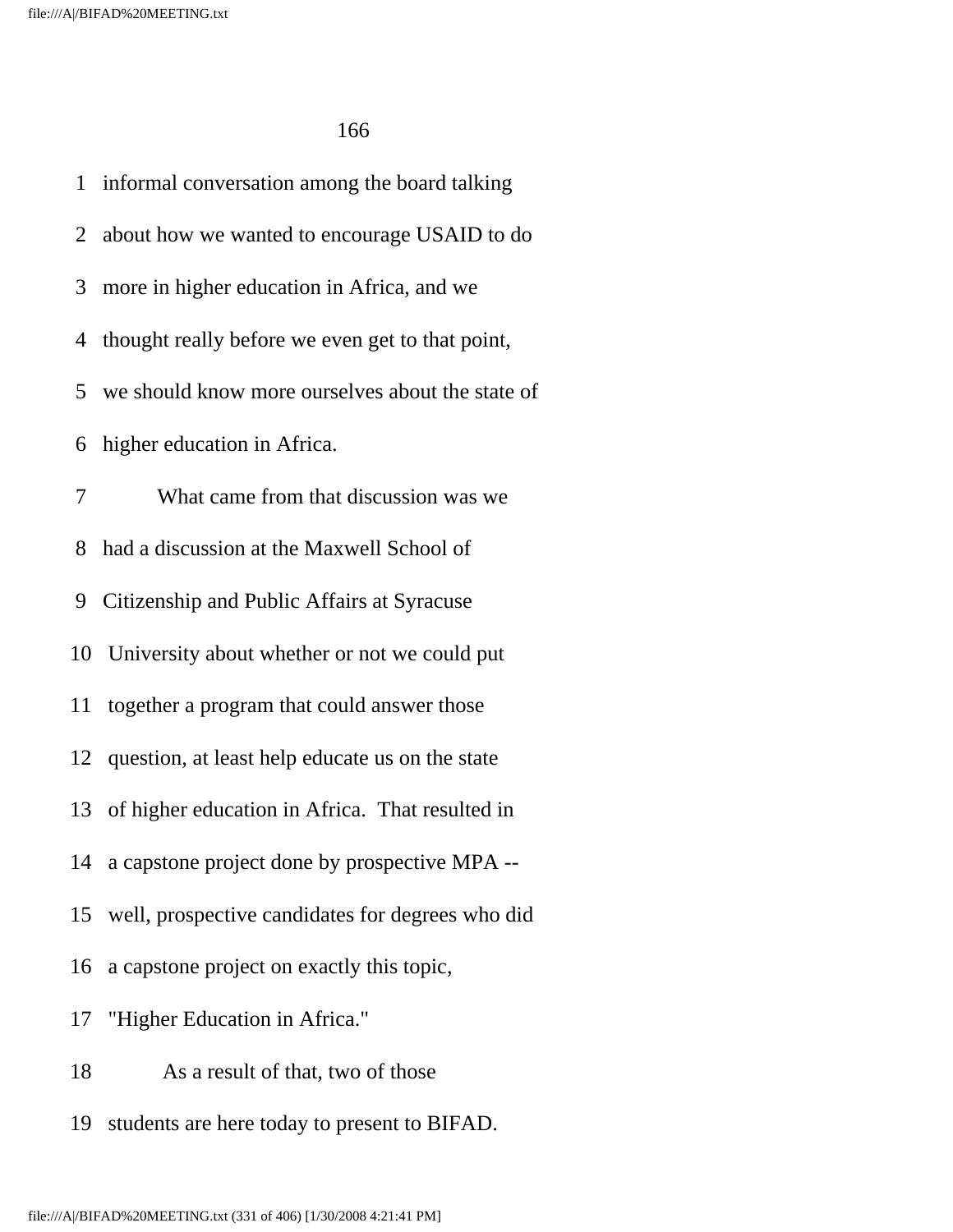informal conversation among the board talking about how we wanted to encourage USAID to do more in higher education in Africa, and we thought really before we even get to that point, we should know more ourselves about the state of higher education in Africa.

What came from that discussion was we had a discussion at the Maxwell School of Citizenship and Public Affairs at Syracuse University about whether or not we could put together a program that could answer those question, at least help educate us on the state of higher education in Africa.  That resulted in a capstone project done by prospective MPA -- well, prospective candidates for degrees who did a capstone project on exactly this topic, "Higher Education in Africa."

As a result of that, two of those students are here today to present to BIFAD.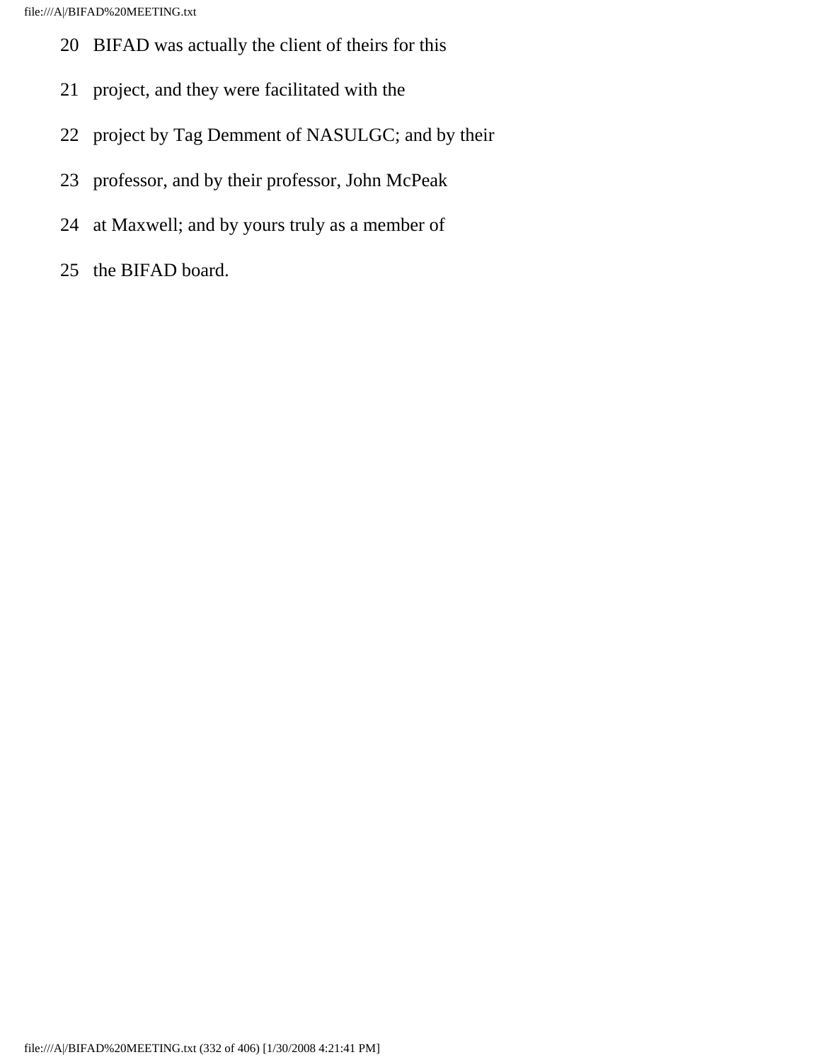20 BIFAD was actually the client of theirs for this

21 project, and they were facilitated with the

22 project by Tag Demment of NASULGC; and by their

23 professor, and by their professor, John McPeak

24 at Maxwell; and by yours truly as a member of

25 the BIFAD board.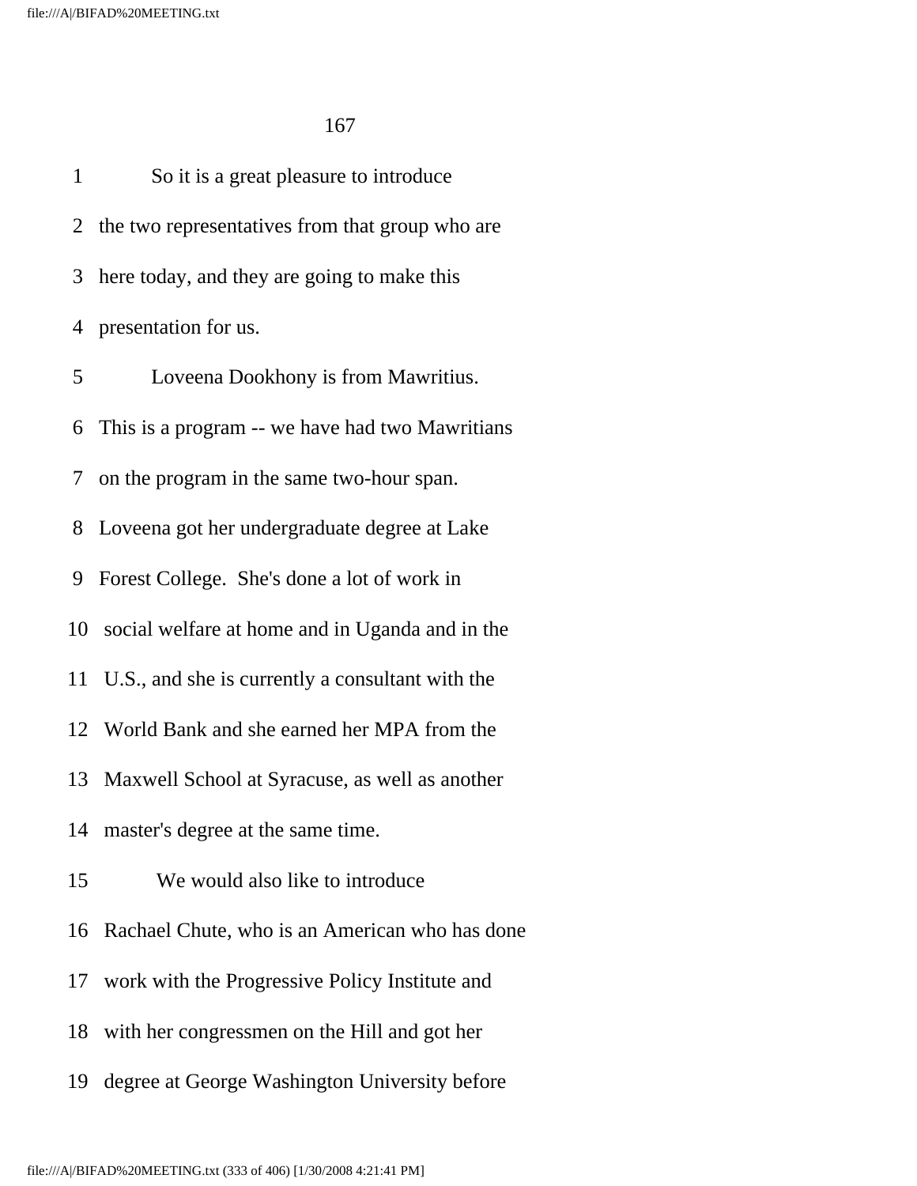1 So it is a great pleasure to introduce

2 the two representatives from that group who are

3 here today, and they are going to make this

4 presentation for us.

5 Loveena Dookhony is from Mawritius.

6 This is a program -- we have had two Mawritians

7 on the program in the same two-hour span.

8 Loveena got her undergraduate degree at Lake

9 Forest College. She's done a lot of work in

10 social welfare at home and in Uganda and in the

11 U.S., and she is currently a consultant with the

12 World Bank and she earned her MPA from the

13 Maxwell School at Syracuse, as well as another

14 master's degree at the same time.

15 We would also like to introduce

16 Rachael Chute, who is an American who has done

17 work with the Progressive Policy Institute and

18 with her congressmen on the Hill and got her

19 degree at George Washington University before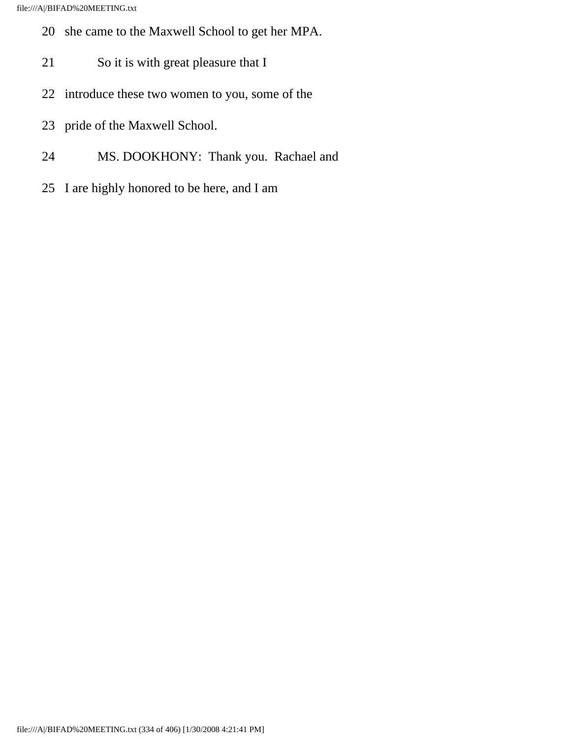20 she came to the Maxwell School to get her MPA.

21 So it is with great pleasure that I

22 introduce these two women to you, some of the

23 pride of the Maxwell School.

24 MS. DOOKHONY: Thank you. Rachael and

25 I are highly honored to be here, and I am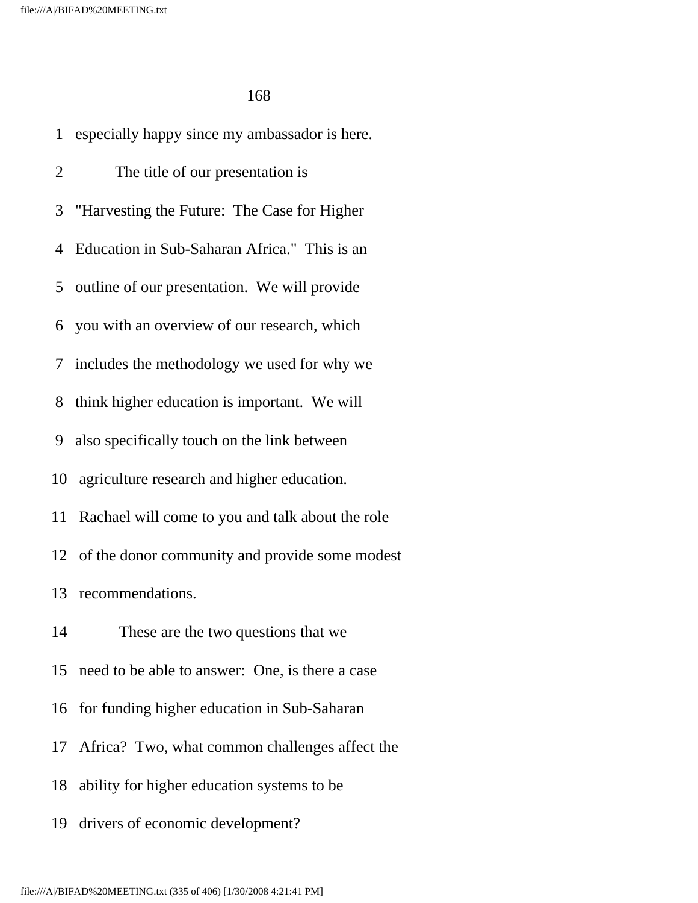1 especially happy since my ambassador is here.

2 The title of our presentation is

3 "Harvesting the Future: The Case for Higher

4 Education in Sub-Saharan Africa." This is an

5 outline of our presentation. We will provide

6 you with an overview of our research, which

7 includes the methodology we used for why we

8 think higher education is important. We will

9 also specifically touch on the link between

10 agriculture research and higher education.

11 Rachael will come to you and talk about the role

12 of the donor community and provide some modest

13 recommendations.

14 These are the two questions that we

15 need to be able to answer: One, is there a case

16 for funding higher education in Sub-Saharan

17 Africa? Two, what common challenges affect the

18 ability for higher education systems to be

19 drivers of economic development?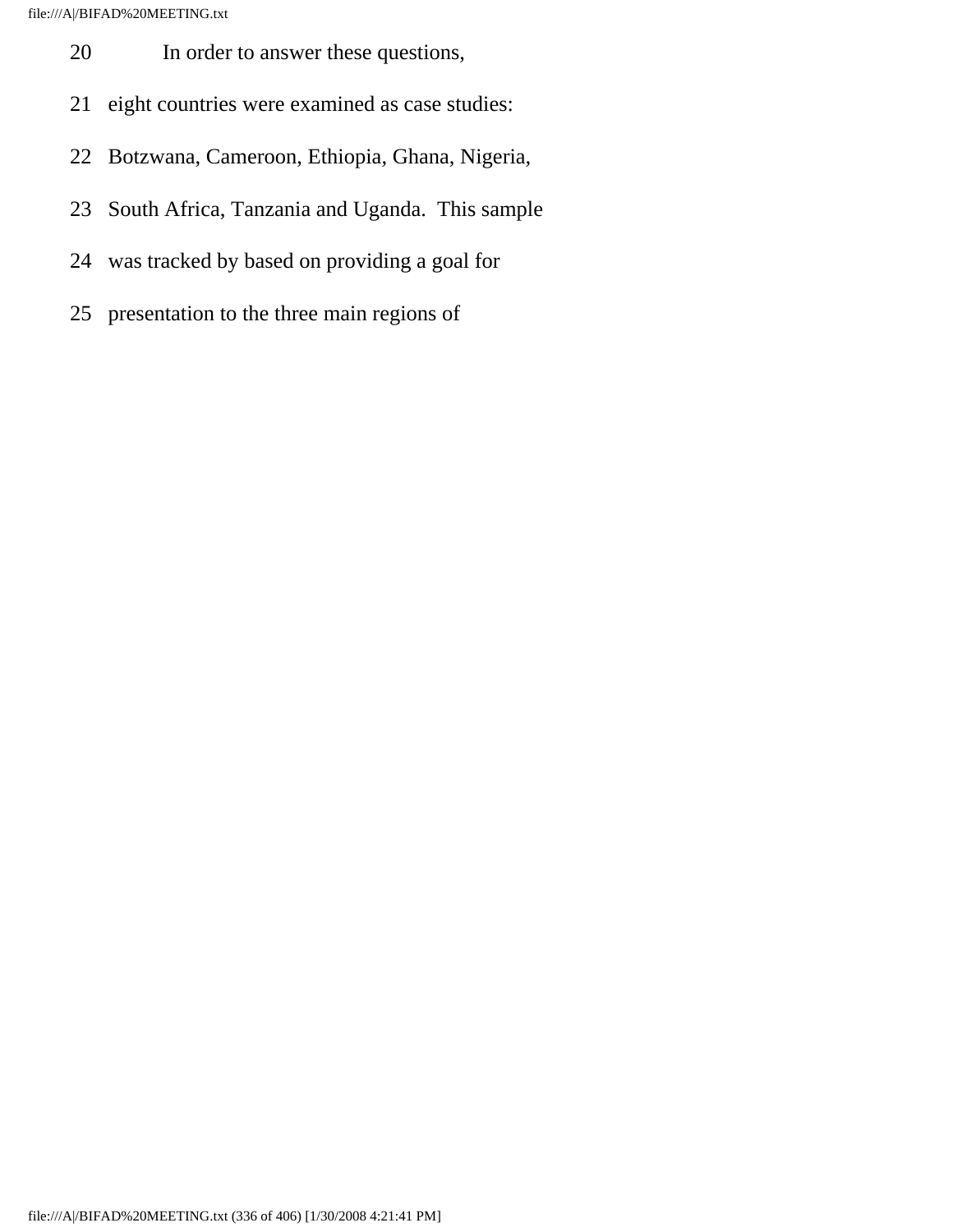20 In order to answer these questions,

21 eight countries were examined as case studies:

22 Botzwana, Cameroon, Ethiopia, Ghana, Nigeria,

23 South Africa, Tanzania and Uganda. This sample

24 was tracked by based on providing a goal for

25 presentation to the three main regions of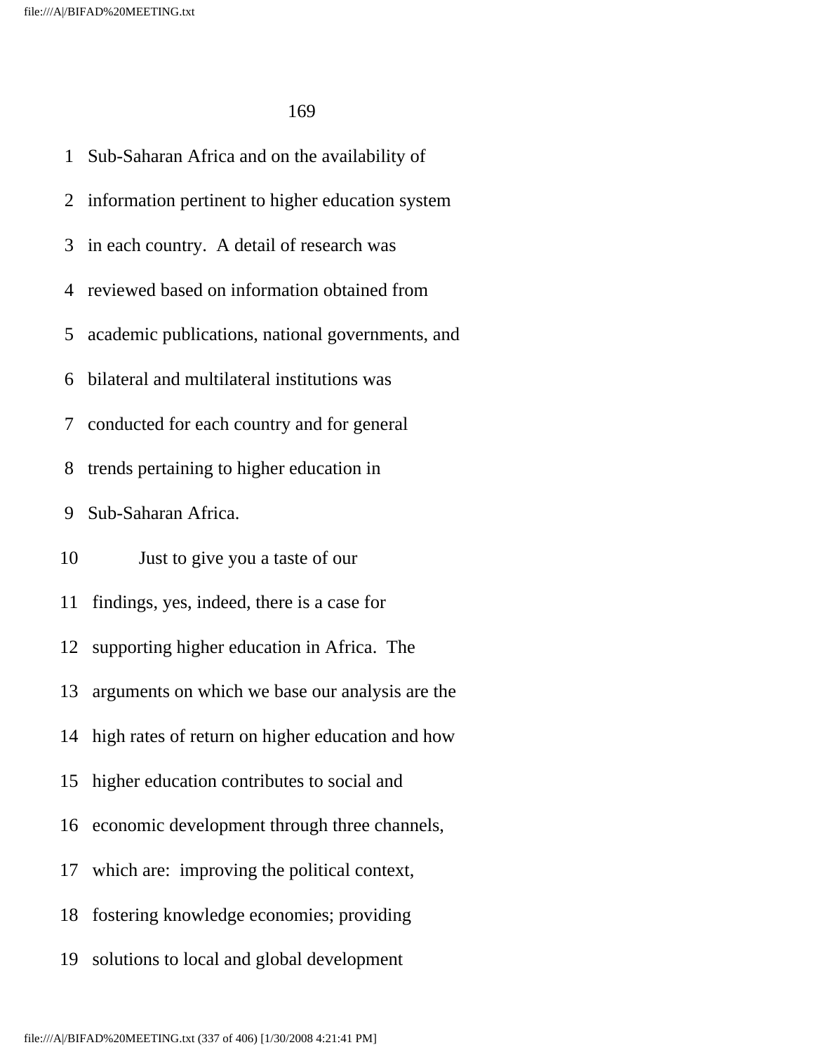Sub-Saharan Africa and on the availability of information pertinent to higher education system in each country. A detail of research was reviewed based on information obtained from academic publications, national governments, and bilateral and multilateral institutions was conducted for each country and for general trends pertaining to higher education in Sub-Saharan Africa.

Just to give you a taste of our findings, yes, indeed, there is a case for supporting higher education in Africa. The arguments on which we base our analysis are the high rates of return on higher education and how higher education contributes to social and economic development through three channels, which are: improving the political context, fostering knowledge economies; providing solutions to local and global development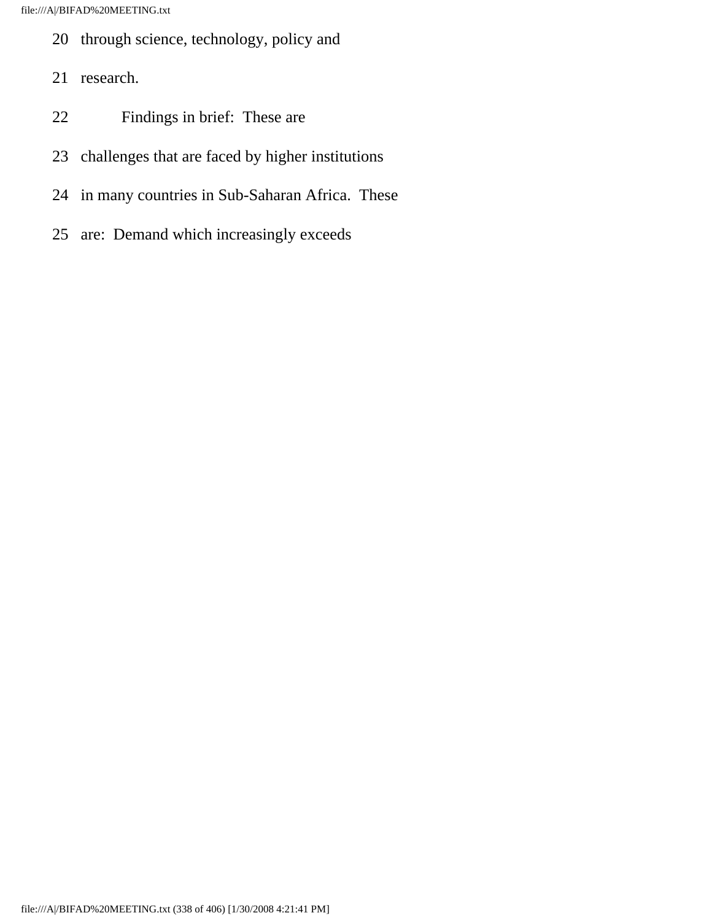20 through science, technology, policy and

21 research.

22 Findings in brief: These are

23 challenges that are faced by higher institutions

24 in many countries in Sub-Saharan Africa. These

25 are: Demand which increasingly exceeds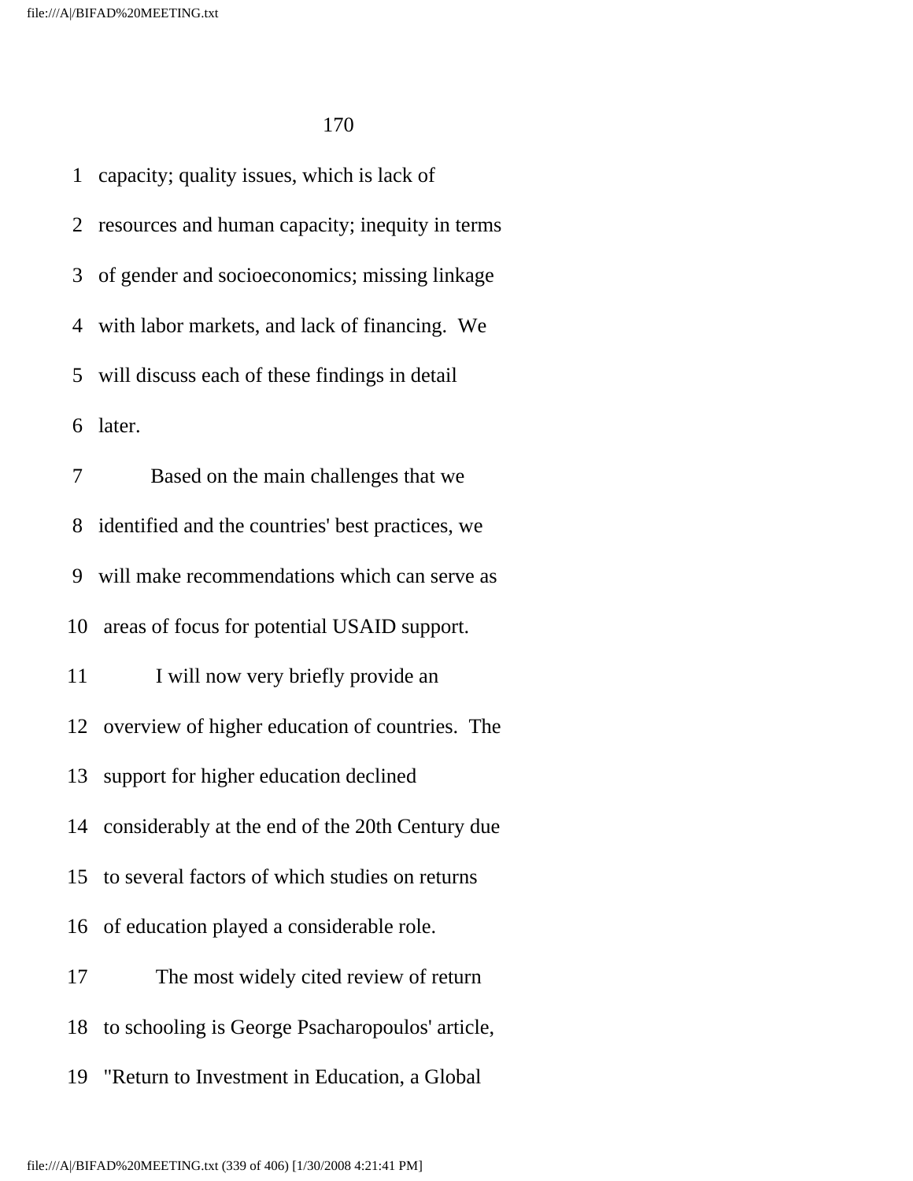capacity; quality issues, which is lack of resources and human capacity; inequity in terms of gender and socioeconomics; missing linkage with labor markets, and lack of financing. We will discuss each of these findings in detail later.

Based on the main challenges that we identified and the countries' best practices, we will make recommendations which can serve as areas of focus for potential USAID support.

I will now very briefly provide an overview of higher education of countries. The support for higher education declined considerably at the end of the 20th Century due to several factors of which studies on returns of education played a considerable role.

The most widely cited review of return to schooling is George Psacharopoulos' article, "Return to Investment in Education, a Global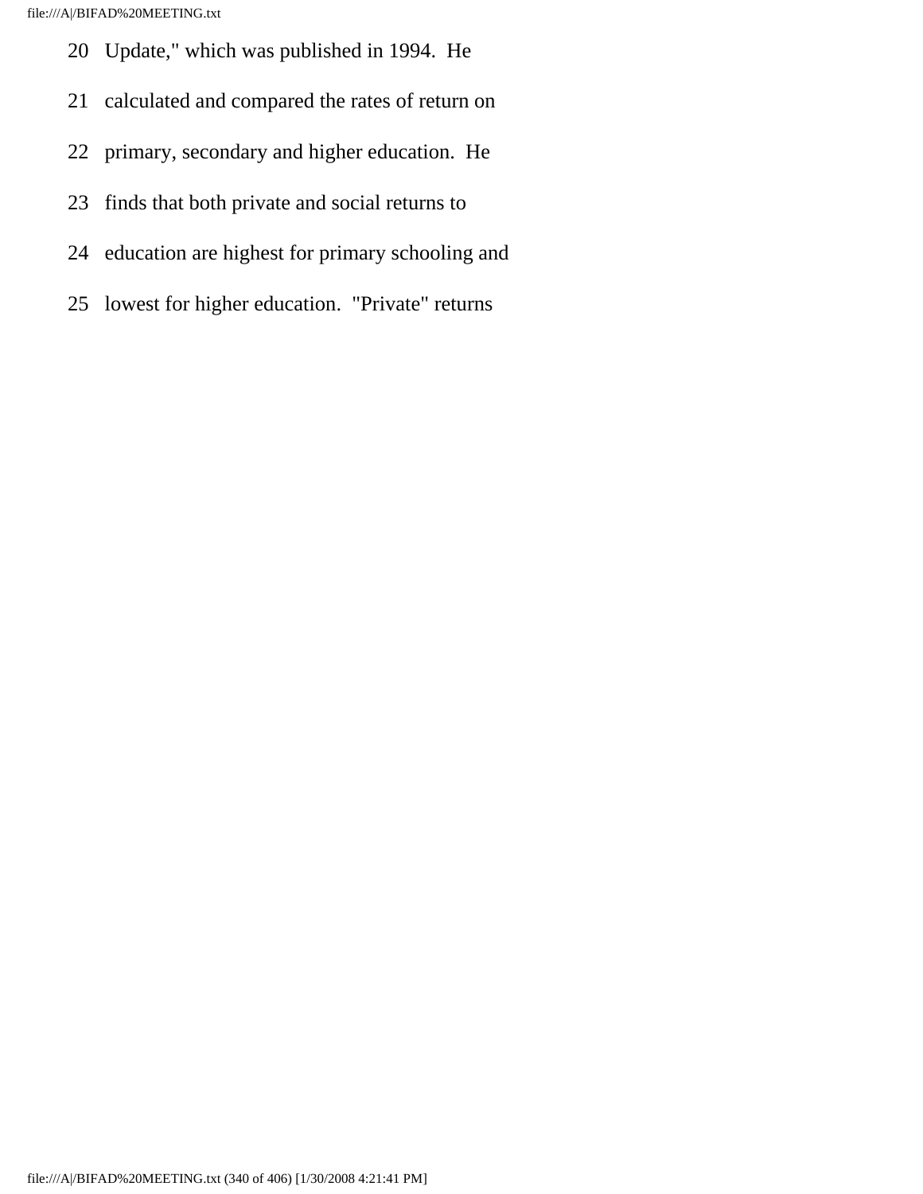20 Update," which was published in 1994. He

21 calculated and compared the rates of return on

22 primary, secondary and higher education. He

23 finds that both private and social returns to

24 education are highest for primary schooling and

25 lowest for higher education. "Private" returns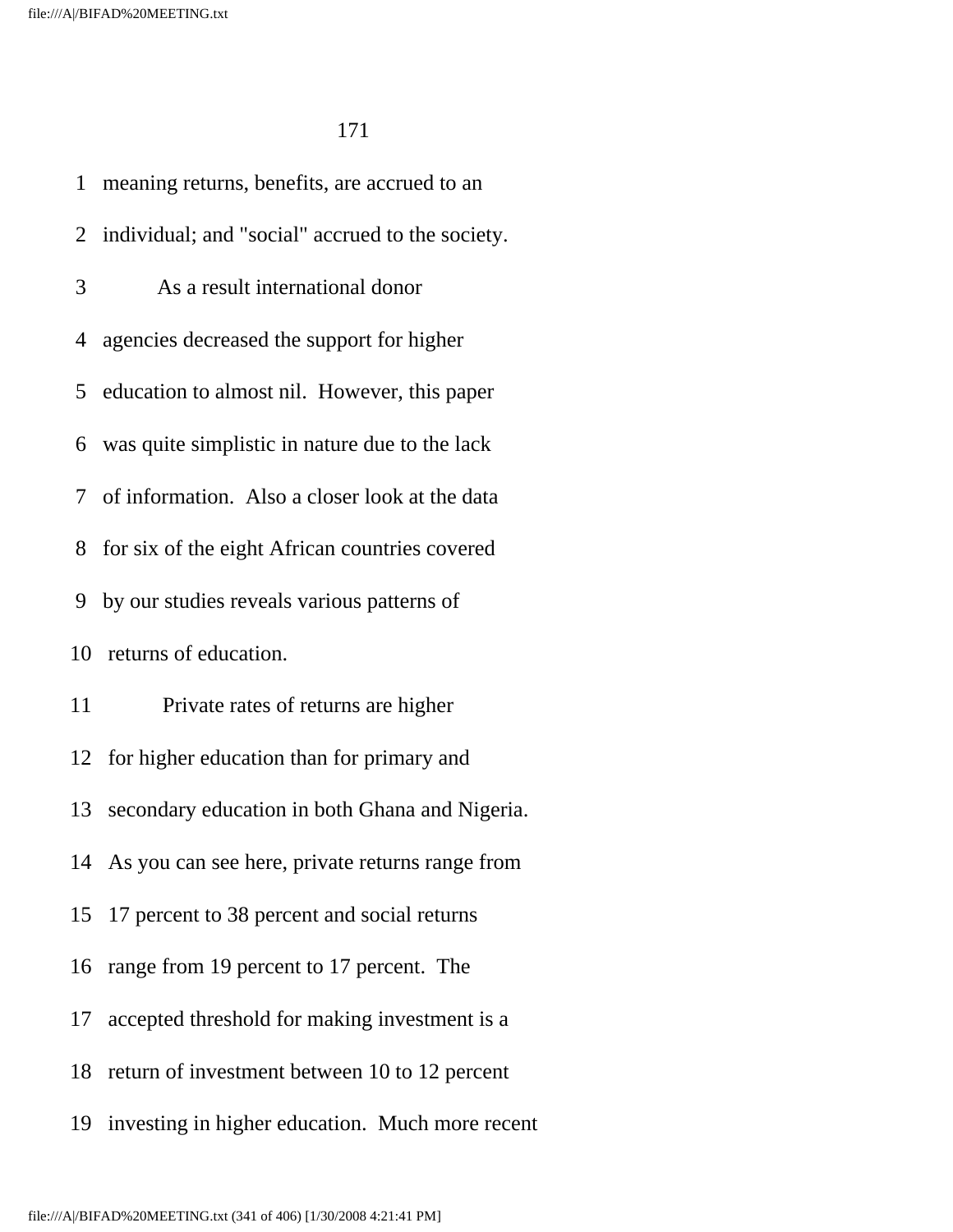meaning returns, benefits, are accrued to an individual; and "social" accrued to the society.

As a result international donor agencies decreased the support for higher education to almost nil. However, this paper was quite simplistic in nature due to the lack of information. Also a closer look at the data for six of the eight African countries covered by our studies reveals various patterns of returns of education.

Private rates of returns are higher for higher education than for primary and secondary education in both Ghana and Nigeria. As you can see here, private returns range from 17 percent to 38 percent and social returns range from 19 percent to 17 percent. The accepted threshold for making investment is a return of investment between 10 to 12 percent investing in higher education. Much more recent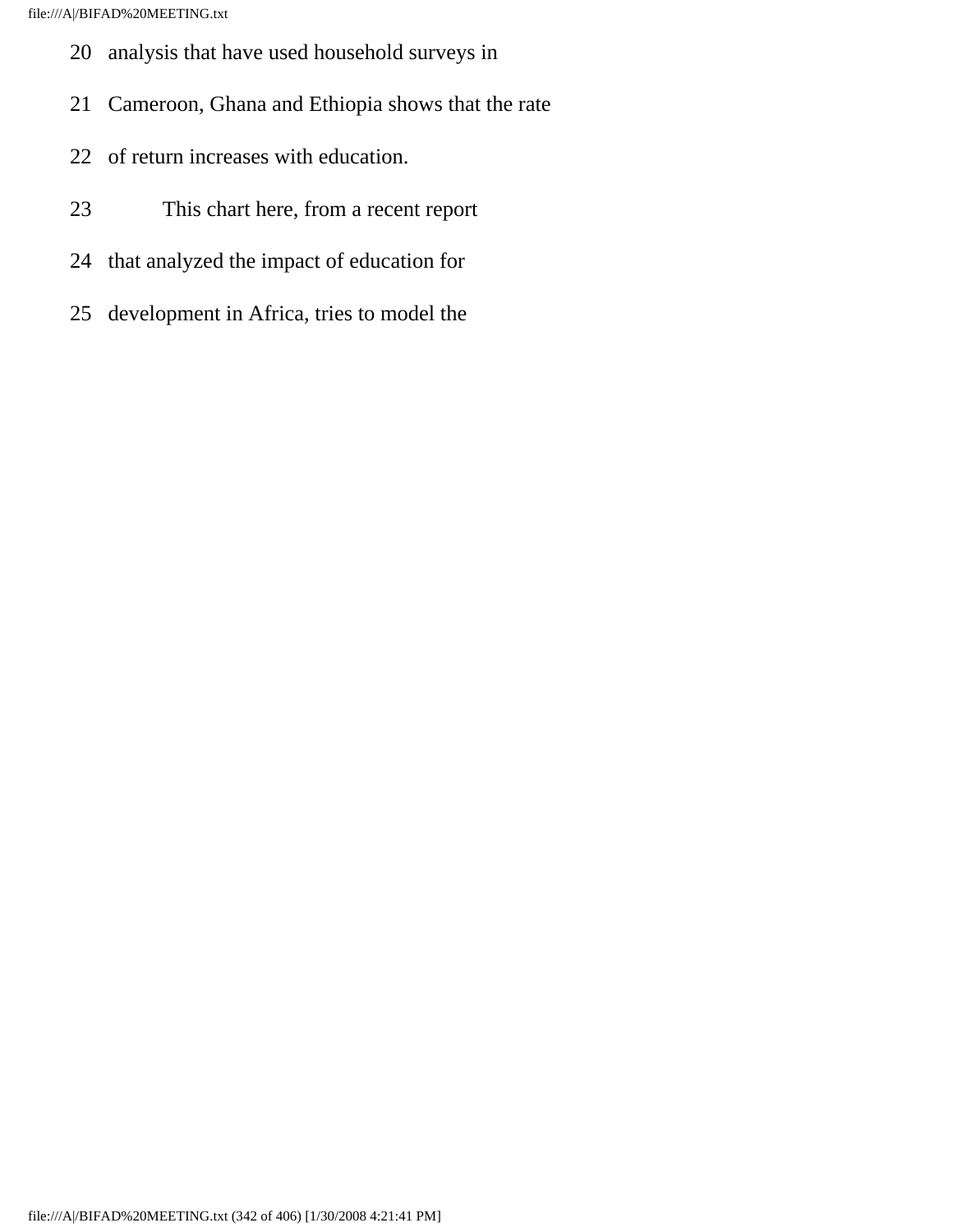20 analysis that have used household surveys in

21 Cameroon, Ghana and Ethiopia shows that the rate

22 of return increases with education.

23 This chart here, from a recent report

24 that analyzed the impact of education for

25 development in Africa, tries to model the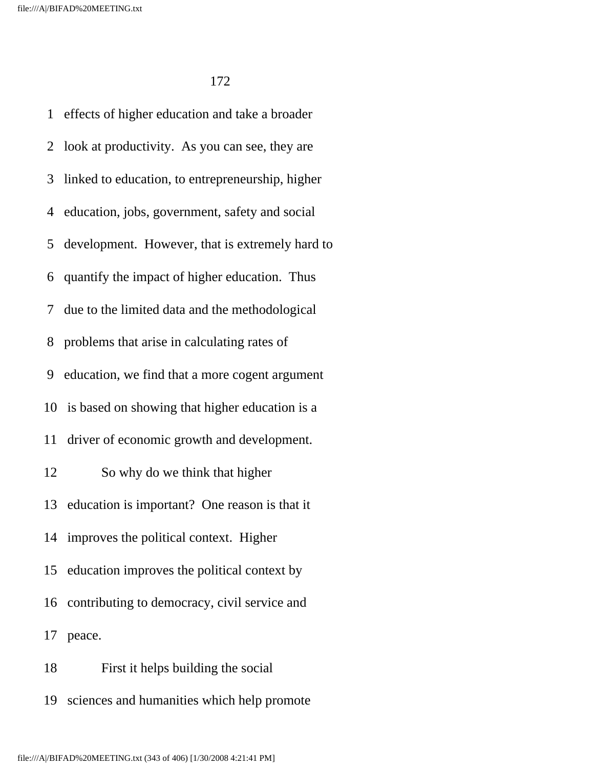effects of higher education and take a broader look at productivity. As you can see, they are linked to education, to entrepreneurship, higher education, jobs, government, safety and social development. However, that is extremely hard to quantify the impact of higher education. Thus due to the limited data and the methodological problems that arise in calculating rates of education, we find that a more cogent argument is based on showing that higher education is a driver of economic growth and development.

So why do we think that higher education is important? One reason is that it improves the political context. Higher education improves the political context by contributing to democracy, civil service and peace.

First it helps building the social sciences and humanities which help promote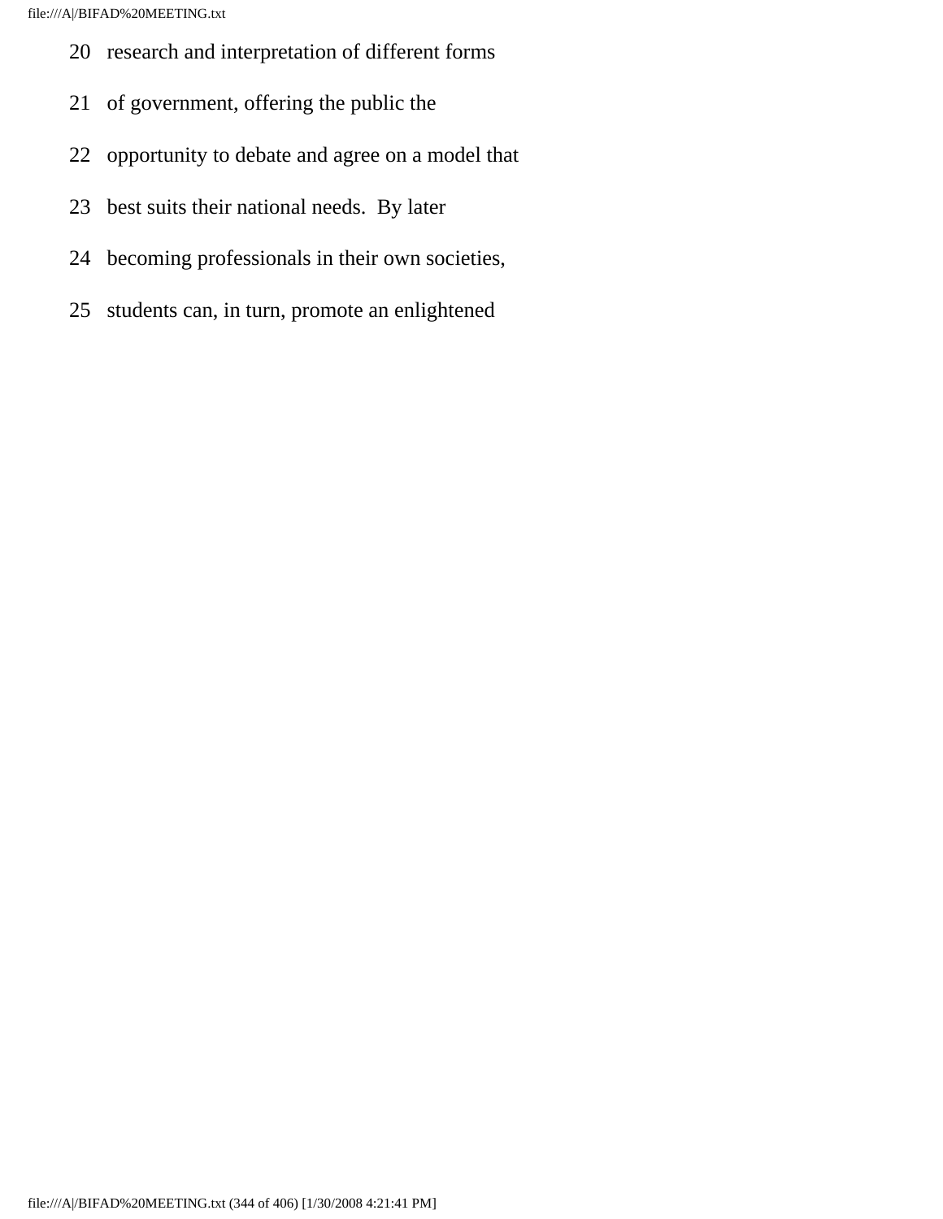20 research and interpretation of different forms

21 of government, offering the public the

22 opportunity to debate and agree on a model that

23 best suits their national needs. By later

24 becoming professionals in their own societies,

25 students can, in turn, promote an enlightened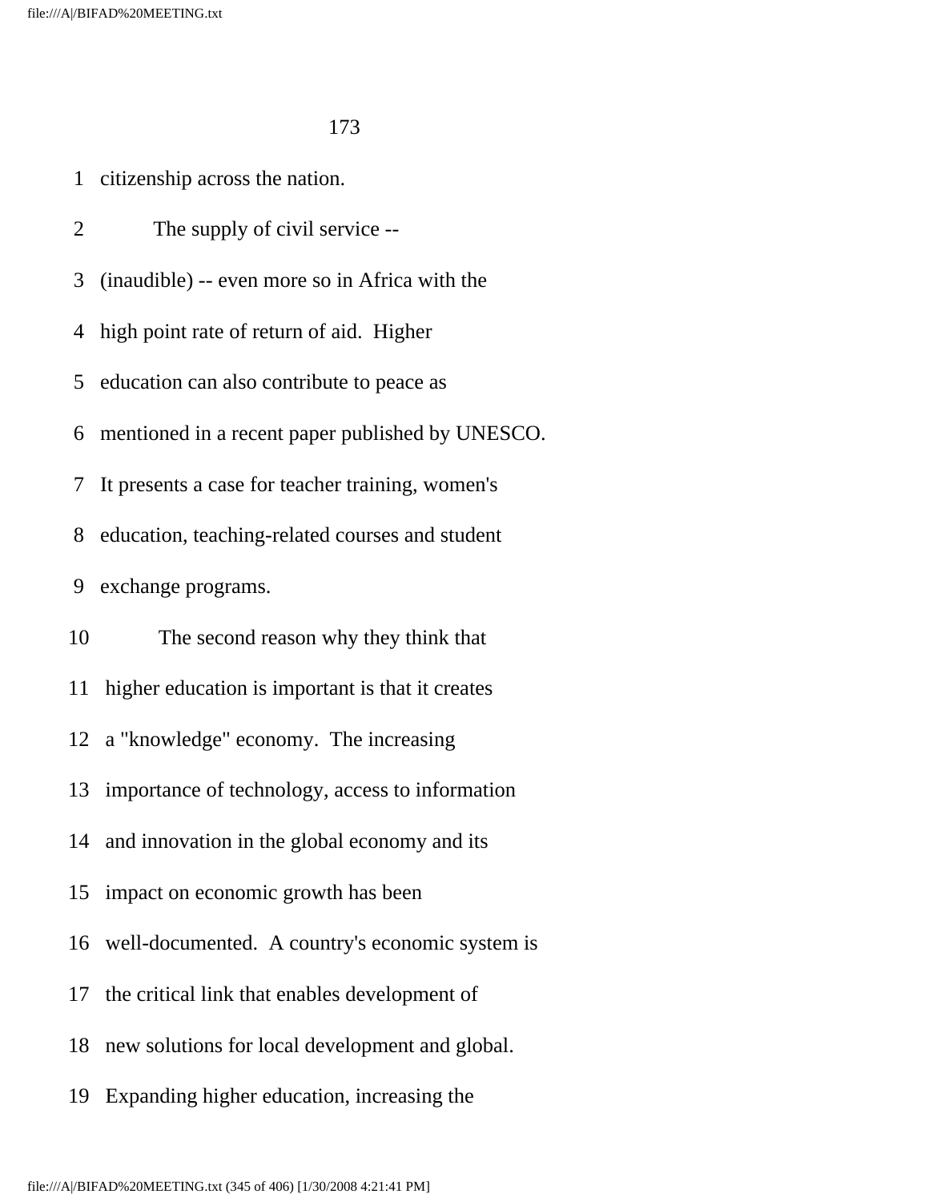citizenship across the nation.

The supply of civil service -- (inaudible) -- even more so in Africa with the high point rate of return of aid. Higher education can also contribute to peace as mentioned in a recent paper published by UNESCO. It presents a case for teacher training, women's education, teaching-related courses and student exchange programs.

The second reason why they think that higher education is important is that it creates a "knowledge" economy. The increasing importance of technology, access to information and innovation in the global economy and its impact on economic growth has been well-documented. A country's economic system is the critical link that enables development of new solutions for local development and global. Expanding higher education, increasing the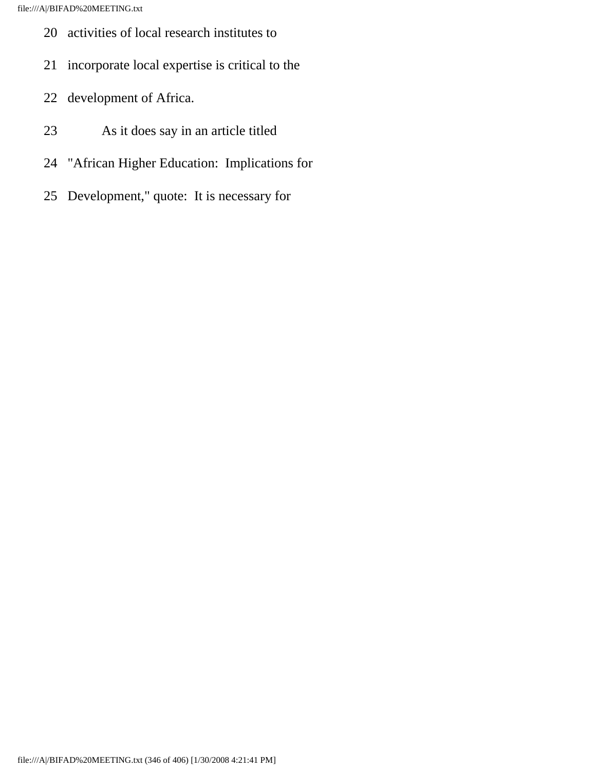20 activities of local research institutes to

21 incorporate local expertise is critical to the

22 development of Africa.

23 As it does say in an article titled

24 "African Higher Education: Implications for

25 Development," quote: It is necessary for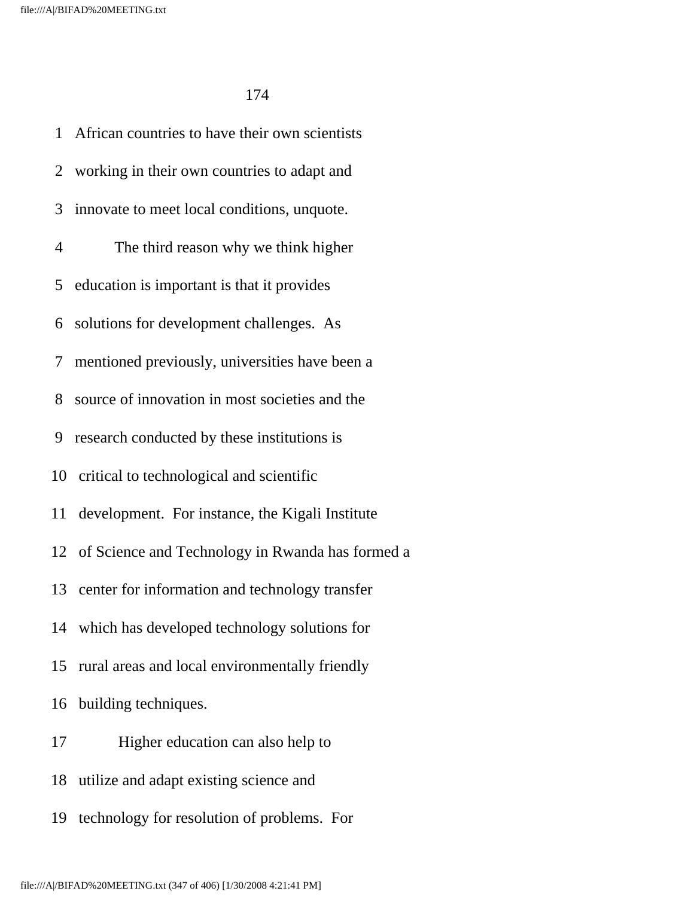African countries to have their own scientists working in their own countries to adapt and innovate to meet local conditions, unquote.

The third reason why we think higher education is important is that it provides solutions for development challenges. As mentioned previously, universities have been a source of innovation in most societies and the research conducted by these institutions is critical to technological and scientific development. For instance, the Kigali Institute of Science and Technology in Rwanda has formed a center for information and technology transfer which has developed technology solutions for rural areas and local environmentally friendly building techniques.

Higher education can also help to utilize and adapt existing science and technology for resolution of problems. For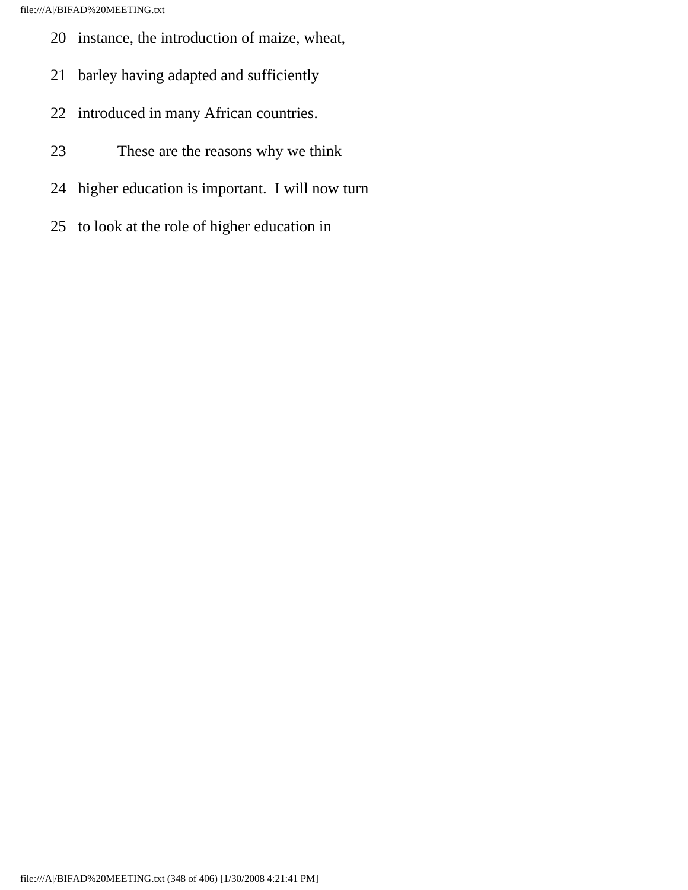20 instance, the introduction of maize, wheat,

21 barley having adapted and sufficiently

22 introduced in many African countries.

23 These are the reasons why we think

24 higher education is important. I will now turn

25 to look at the role of higher education in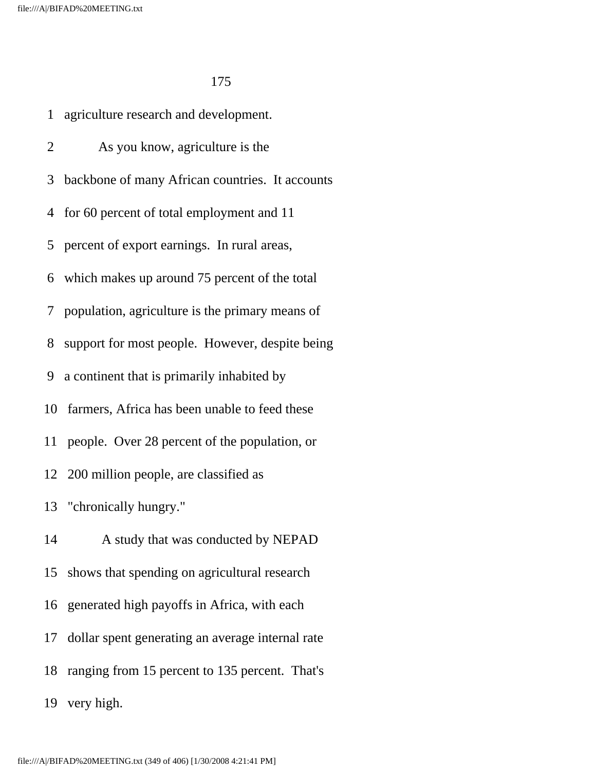agriculture research and development.

As you know, agriculture is the backbone of many African countries. It accounts for 60 percent of total employment and 11 percent of export earnings. In rural areas, which makes up around 75 percent of the total population, agriculture is the primary means of support for most people. However, despite being a continent that is primarily inhabited by farmers, Africa has been unable to feed these people. Over 28 percent of the population, or 200 million people, are classified as "chronically hungry."

A study that was conducted by NEPAD shows that spending on agricultural research generated high payoffs in Africa, with each dollar spent generating an average internal rate ranging from 15 percent to 135 percent. That's very high.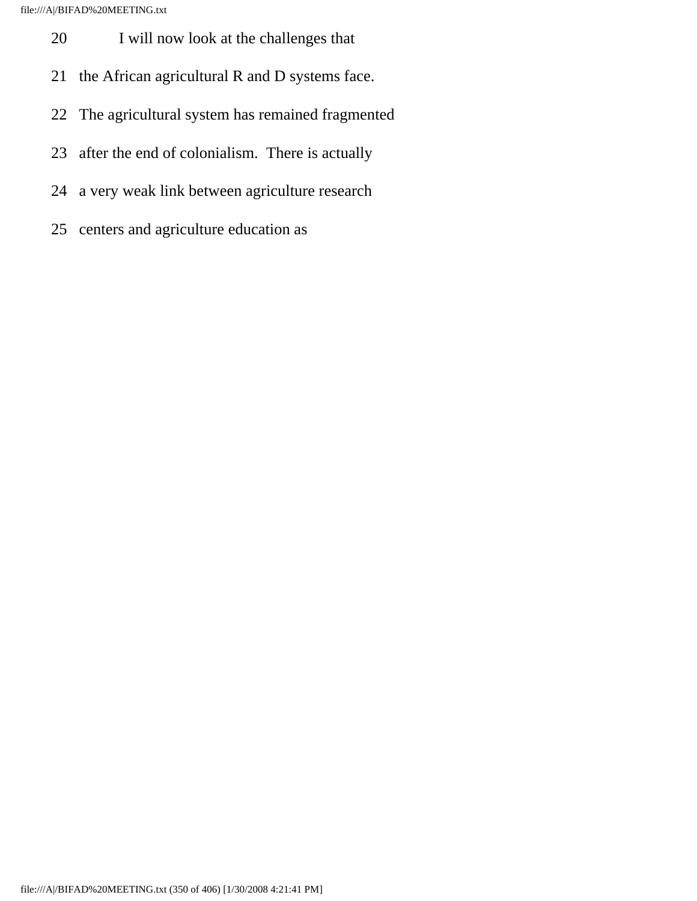20 I will now look at the challenges that

21 the African agricultural R and D systems face.

22 The agricultural system has remained fragmented

23 after the end of colonialism. There is actually

24 a very weak link between agriculture research

25 centers and agriculture education as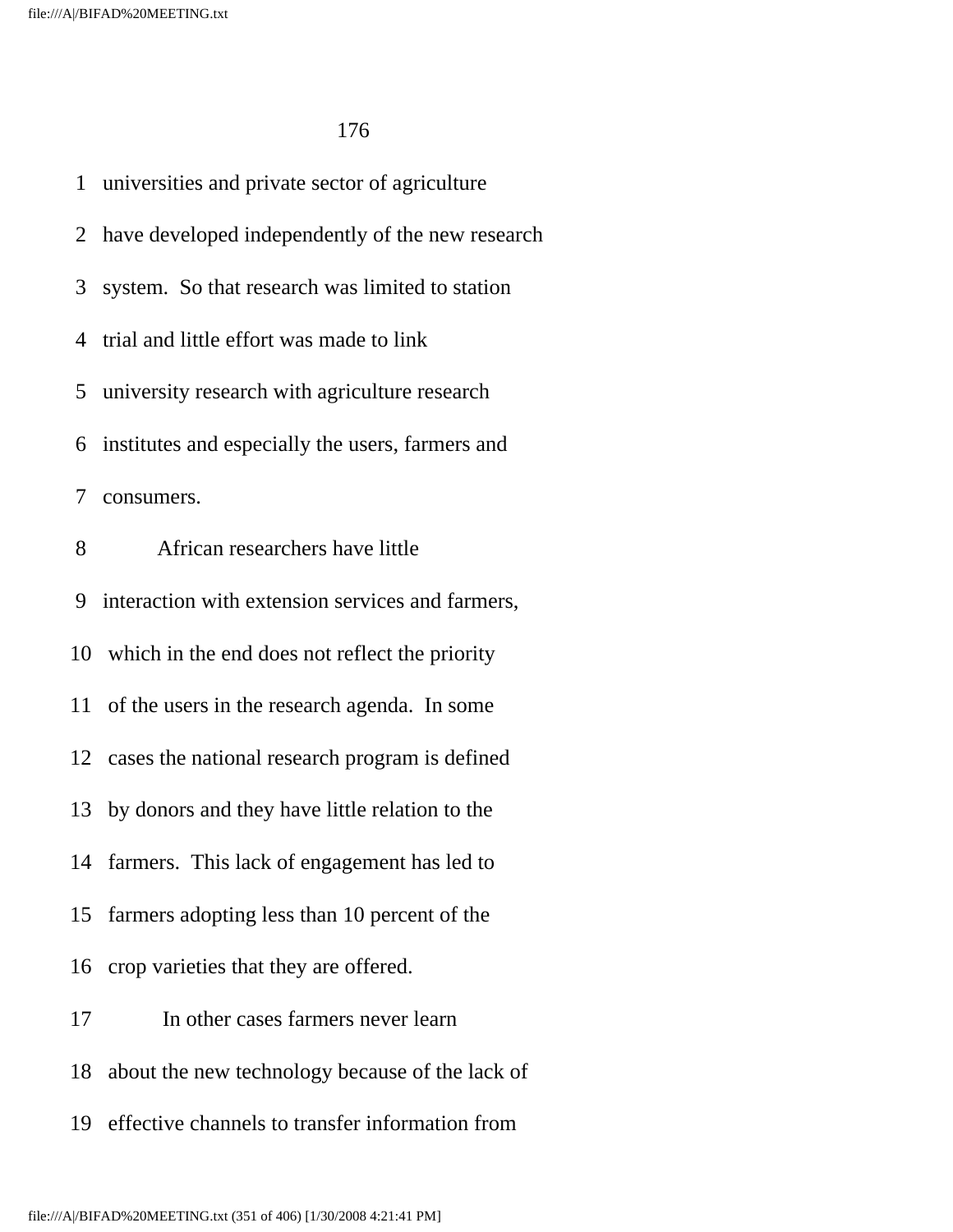universities and private sector of agriculture have developed independently of the new research system. So that research was limited to station trial and little effort was made to link university research with agriculture research institutes and especially the users, farmers and consumers.

African researchers have little interaction with extension services and farmers, which in the end does not reflect the priority of the users in the research agenda. In some cases the national research program is defined by donors and they have little relation to the farmers. This lack of engagement has led to farmers adopting less than 10 percent of the crop varieties that they are offered.

In other cases farmers never learn about the new technology because of the lack of effective channels to transfer information from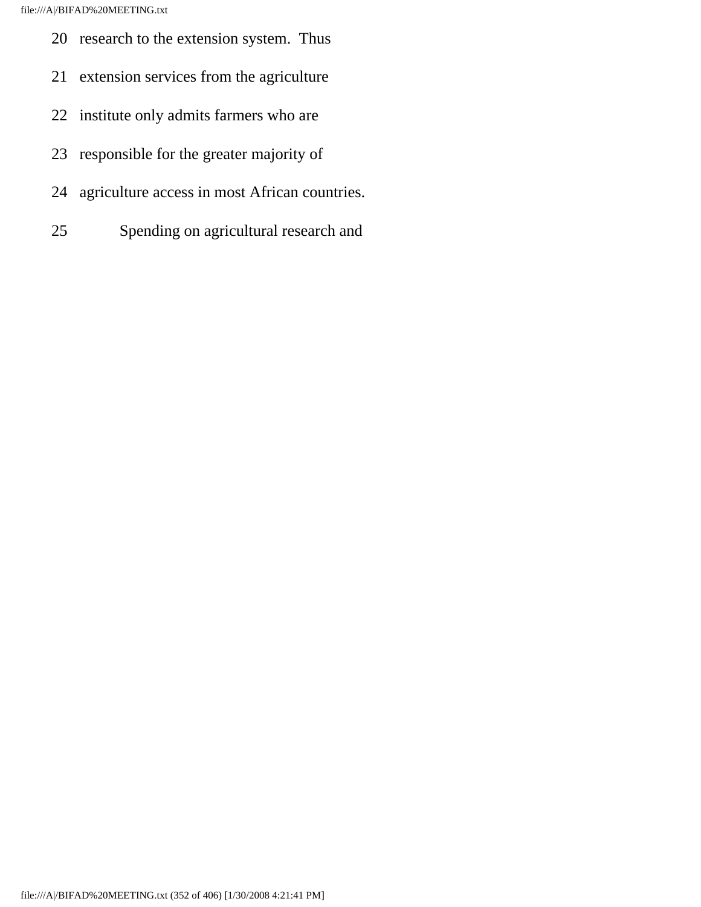20 research to the extension system. Thus

21 extension services from the agriculture

22 institute only admits farmers who are

23 responsible for the greater majority of

24 agriculture access in most African countries.

25 Spending on agricultural research and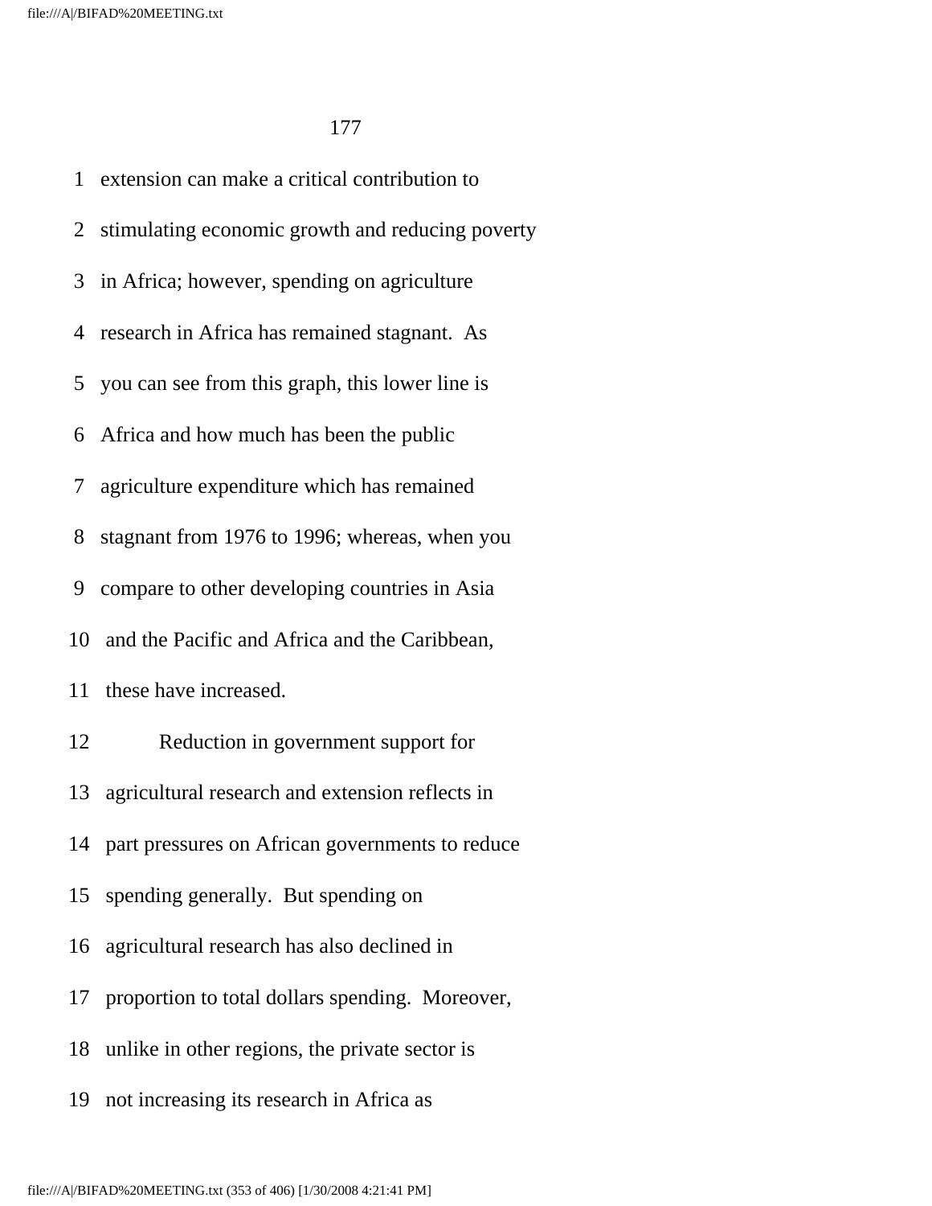extension can make a critical contribution to stimulating economic growth and reducing poverty in Africa; however, spending on agriculture research in Africa has remained stagnant. As you can see from this graph, this lower line is Africa and how much has been the public agriculture expenditure which has remained stagnant from 1976 to 1996; whereas, when you compare to other developing countries in Asia and the Pacific and Africa and the Caribbean, these have increased.

Reduction in government support for agricultural research and extension reflects in part pressures on African governments to reduce spending generally. But spending on agricultural research has also declined in proportion to total dollars spending. Moreover, unlike in other regions, the private sector is not increasing its research in Africa as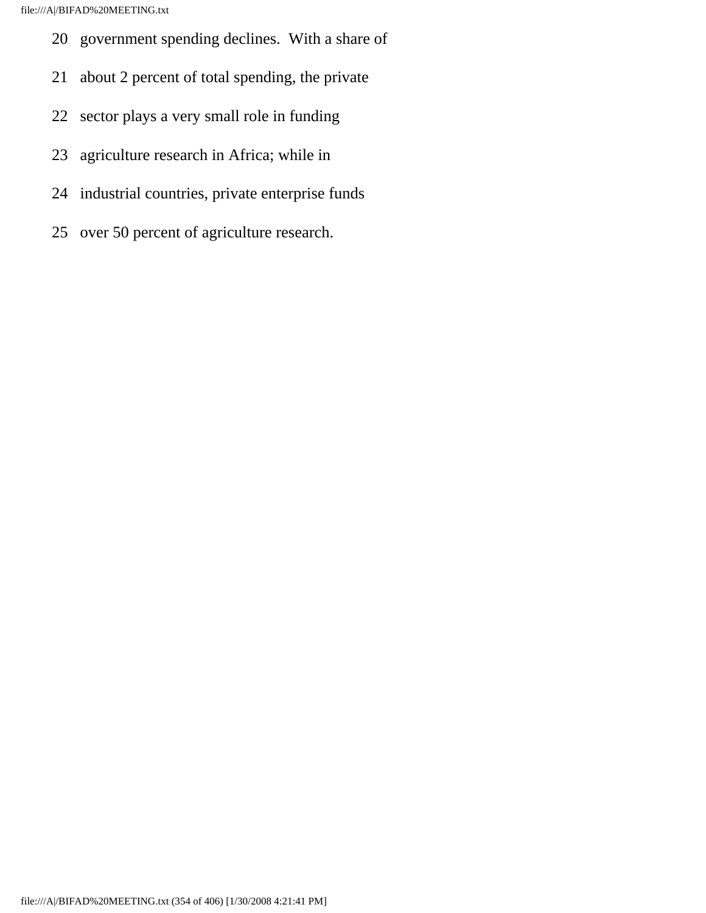20 government spending declines. With a share of

21 about 2 percent of total spending, the private

22 sector plays a very small role in funding

23 agriculture research in Africa; while in

24 industrial countries, private enterprise funds

25 over 50 percent of agriculture research.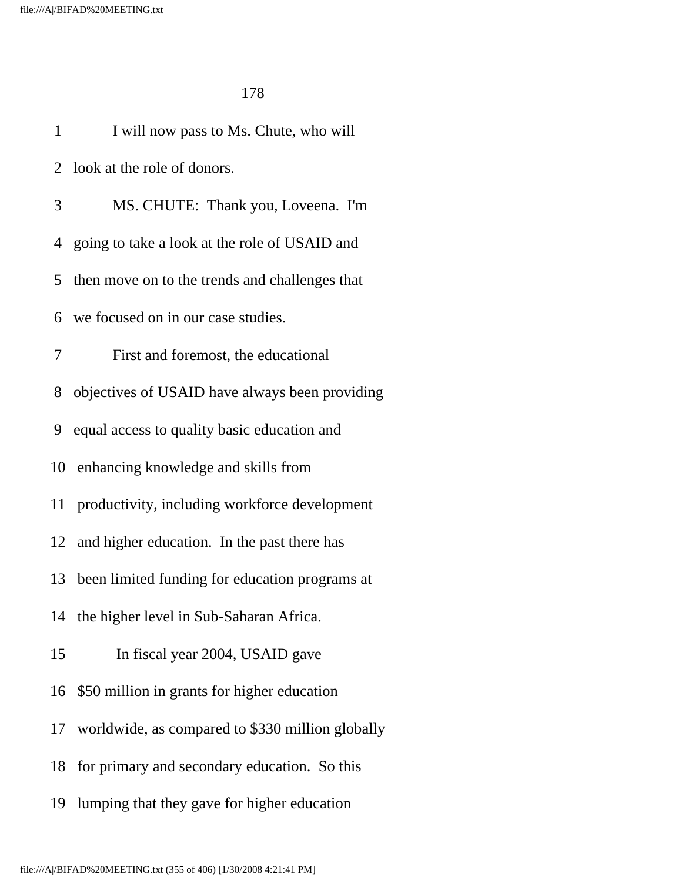I will now pass to Ms. Chute, who will look at the role of donors.

MS. CHUTE: Thank you, Loveena. I'm going to take a look at the role of USAID and then move on to the trends and challenges that we focused on in our case studies.

First and foremost, the educational objectives of USAID have always been providing equal access to quality basic education and enhancing knowledge and skills from productivity, including workforce development and higher education. In the past there has been limited funding for education programs at the higher level in Sub-Saharan Africa.

In fiscal year 2004, USAID gave $50 million in grants for higher education worldwide, as compared to $330 million globally for primary and secondary education. So this lumping that they gave for higher education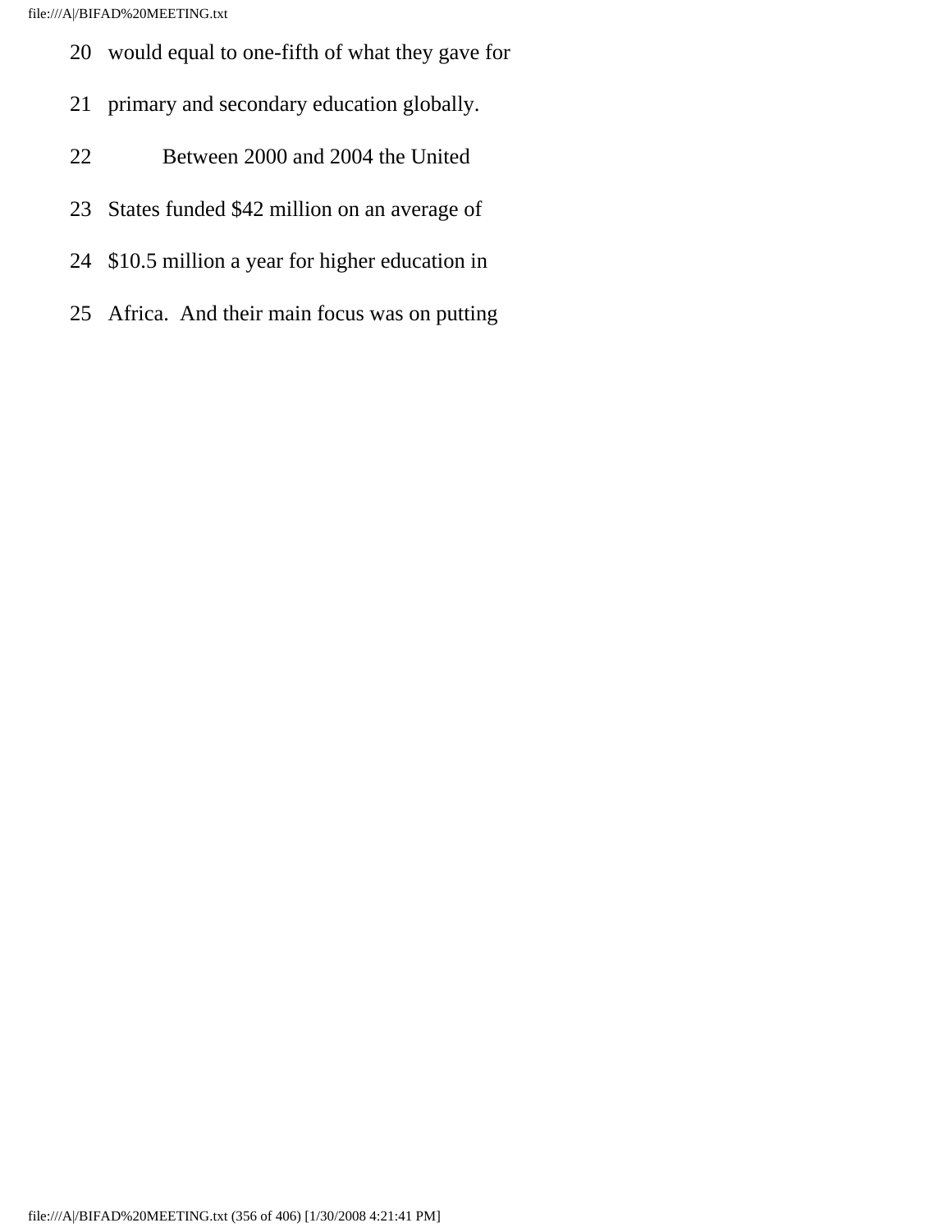20 would equal to one-fifth of what they gave for

21 primary and secondary education globally.

22 Between 2000 and 2004 the United

23 States funded $42 million on an average of

24 $10.5 million a year for higher education in

25 Africa. And their main focus was on putting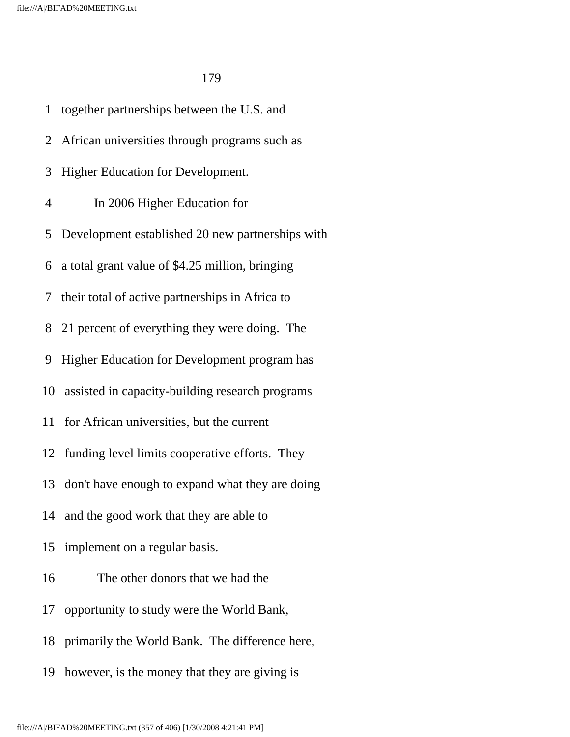together partnerships between the U.S. and African universities through programs such as Higher Education for Development.

In 2006 Higher Education for Development established 20 new partnerships with a total grant value of $4.25 million, bringing their total of active partnerships in Africa to 21 percent of everything they were doing. The Higher Education for Development program has assisted in capacity-building research programs for African universities, but the current funding level limits cooperative efforts. They don't have enough to expand what they are doing and the good work that they are able to implement on a regular basis.

The other donors that we had the opportunity to study were the World Bank, primarily the World Bank. The difference here, however, is the money that they are giving is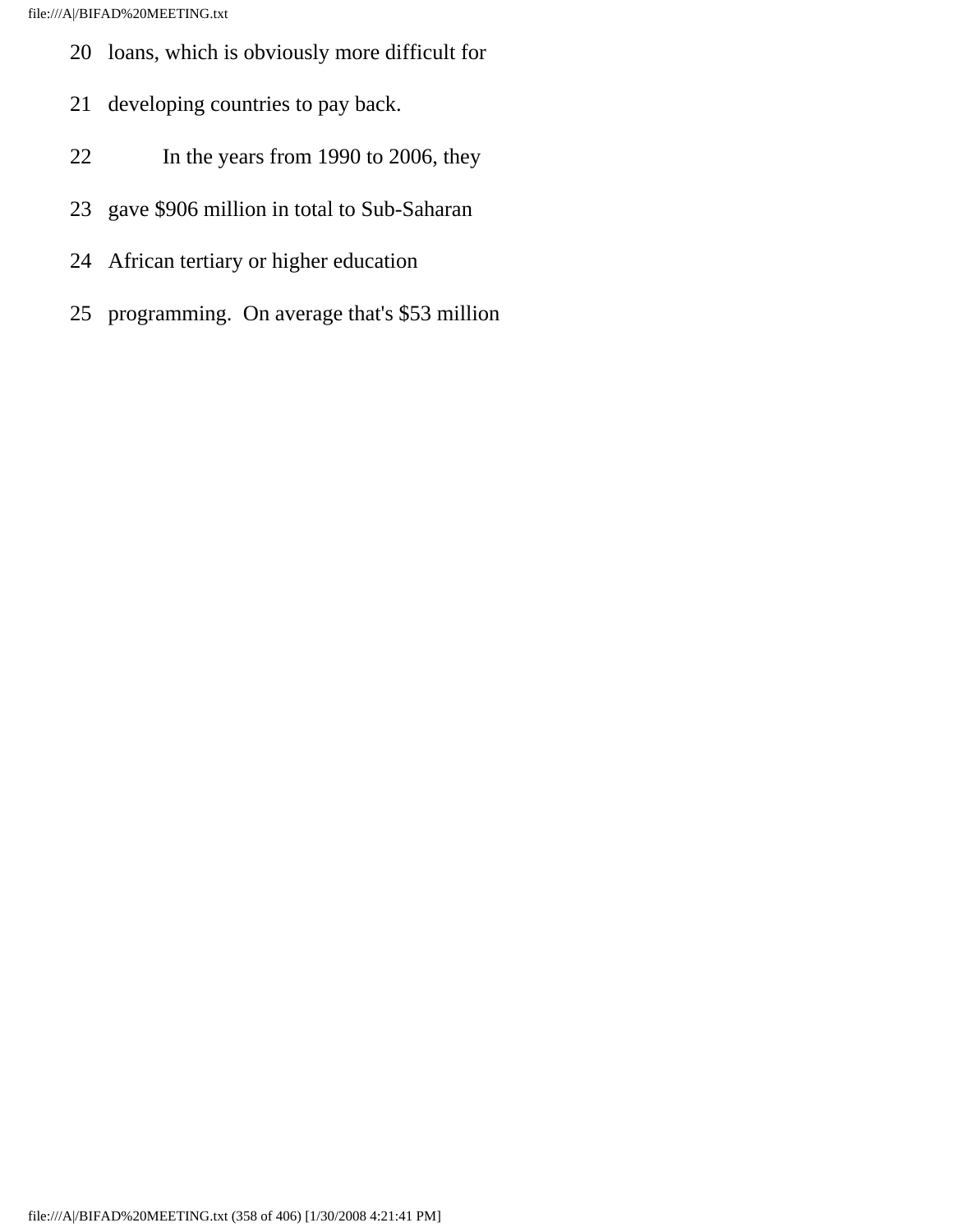20 loans, which is obviously more difficult for

21 developing countries to pay back.

22 In the years from 1990 to 2006, they

23 gave $906 million in total to Sub-Saharan

24 African tertiary or higher education

25 programming. On average that's $53 million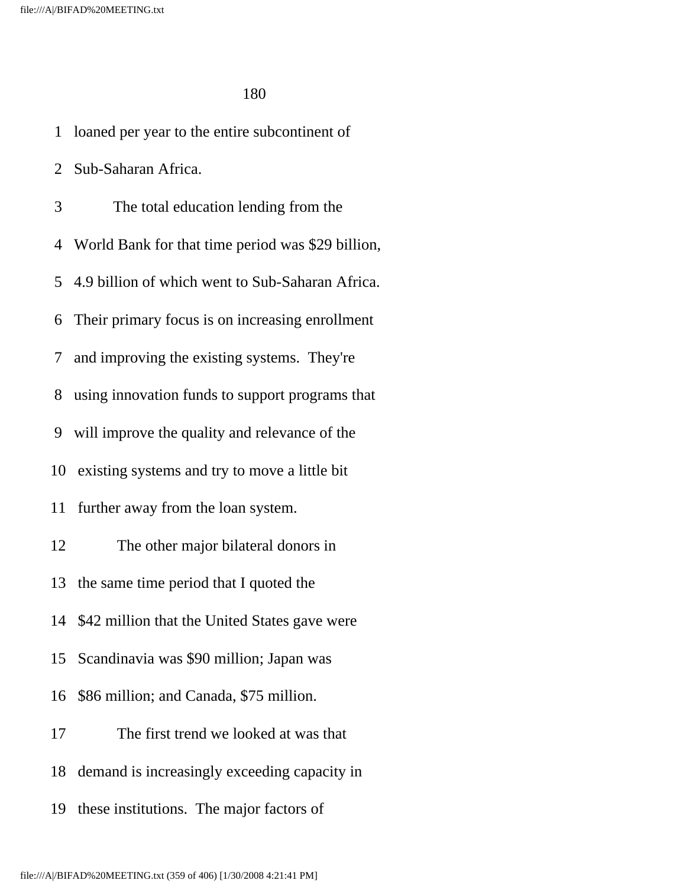loaned per year to the entire subcontinent of Sub-Saharan Africa.

The total education lending from the World Bank for that time period was $29 billion, 4.9 billion of which went to Sub-Saharan Africa. Their primary focus is on increasing enrollment and improving the existing systems. They're using innovation funds to support programs that will improve the quality and relevance of the existing systems and try to move a little bit further away from the loan system.

The other major bilateral donors in the same time period that I quoted the $42 million that the United States gave were Scandinavia was $90 million; Japan was $86 million; and Canada, $75 million.

The first trend we looked at was that demand is increasingly exceeding capacity in these institutions. The major factors of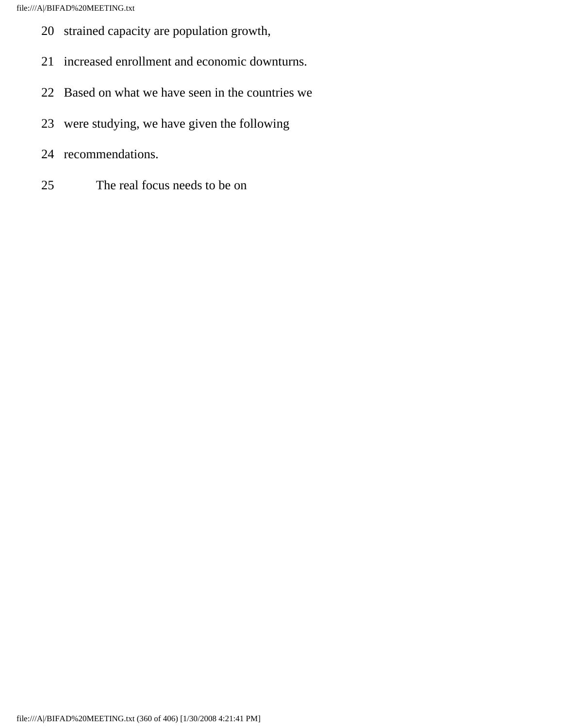20 strained capacity are population growth,

21 increased enrollment and economic downturns.

22 Based on what we have seen in the countries we

23 were studying, we have given the following

24 recommendations.

25 The real focus needs to be on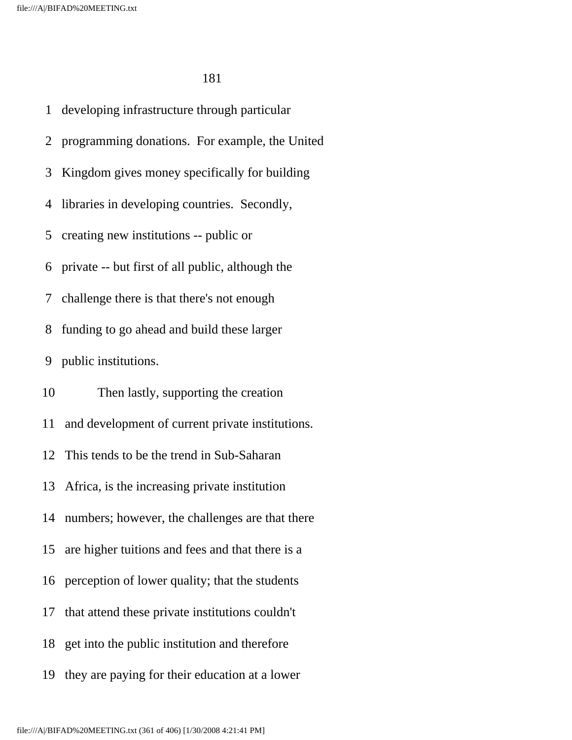developing infrastructure through particular programming donations. For example, the United Kingdom gives money specifically for building libraries in developing countries. Secondly, creating new institutions -- public or private -- but first of all public, although the challenge there is that there's not enough funding to go ahead and build these larger public institutions.

Then lastly, supporting the creation and development of current private institutions. This tends to be the trend in Sub-Saharan Africa, is the increasing private institution numbers; however, the challenges are that there are higher tuitions and fees and that there is a perception of lower quality; that the students that attend these private institutions couldn't get into the public institution and therefore they are paying for their education at a lower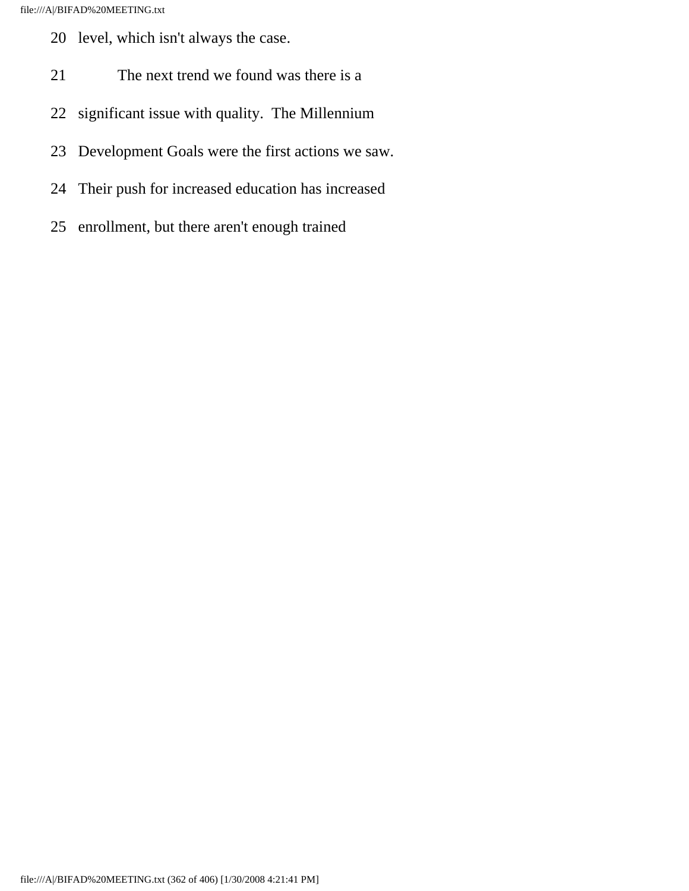20 level, which isn't always the case.

21 The next trend we found was there is a

22 significant issue with quality. The Millennium

23 Development Goals were the first actions we saw.

24 Their push for increased education has increased

25 enrollment, but there aren't enough trained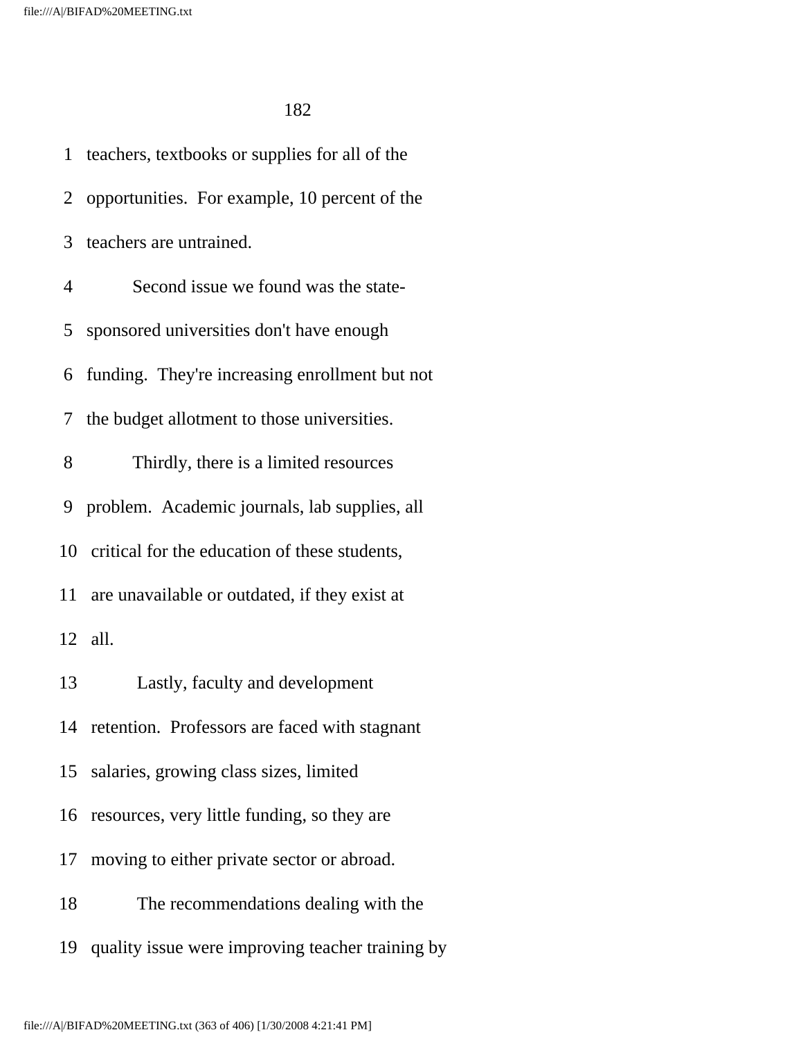teachers, textbooks or supplies for all of the opportunities. For example, 10 percent of the teachers are untrained.

Second issue we found was the state-sponsored universities don't have enough funding. They're increasing enrollment but not the budget allotment to those universities.

Thirdly, there is a limited resources problem. Academic journals, lab supplies, all critical for the education of these students, are unavailable or outdated, if they exist at all.

Lastly, faculty and development retention. Professors are faced with stagnant salaries, growing class sizes, limited resources, very little funding, so they are moving to either private sector or abroad.

The recommendations dealing with the quality issue were improving teacher training by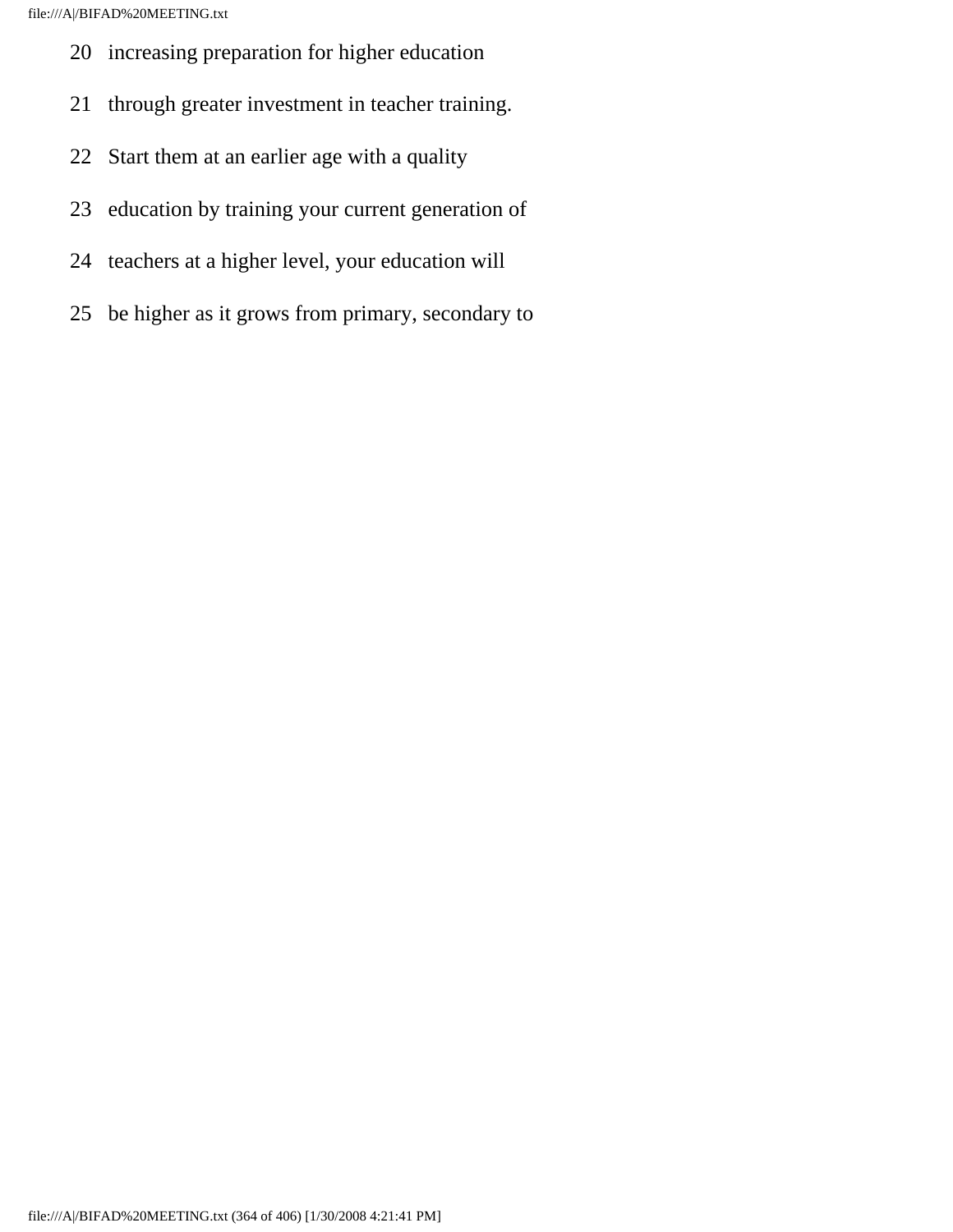20 increasing preparation for higher education

21 through greater investment in teacher training.

22 Start them at an earlier age with a quality

23 education by training your current generation of

24 teachers at a higher level, your education will

25 be higher as it grows from primary, secondary to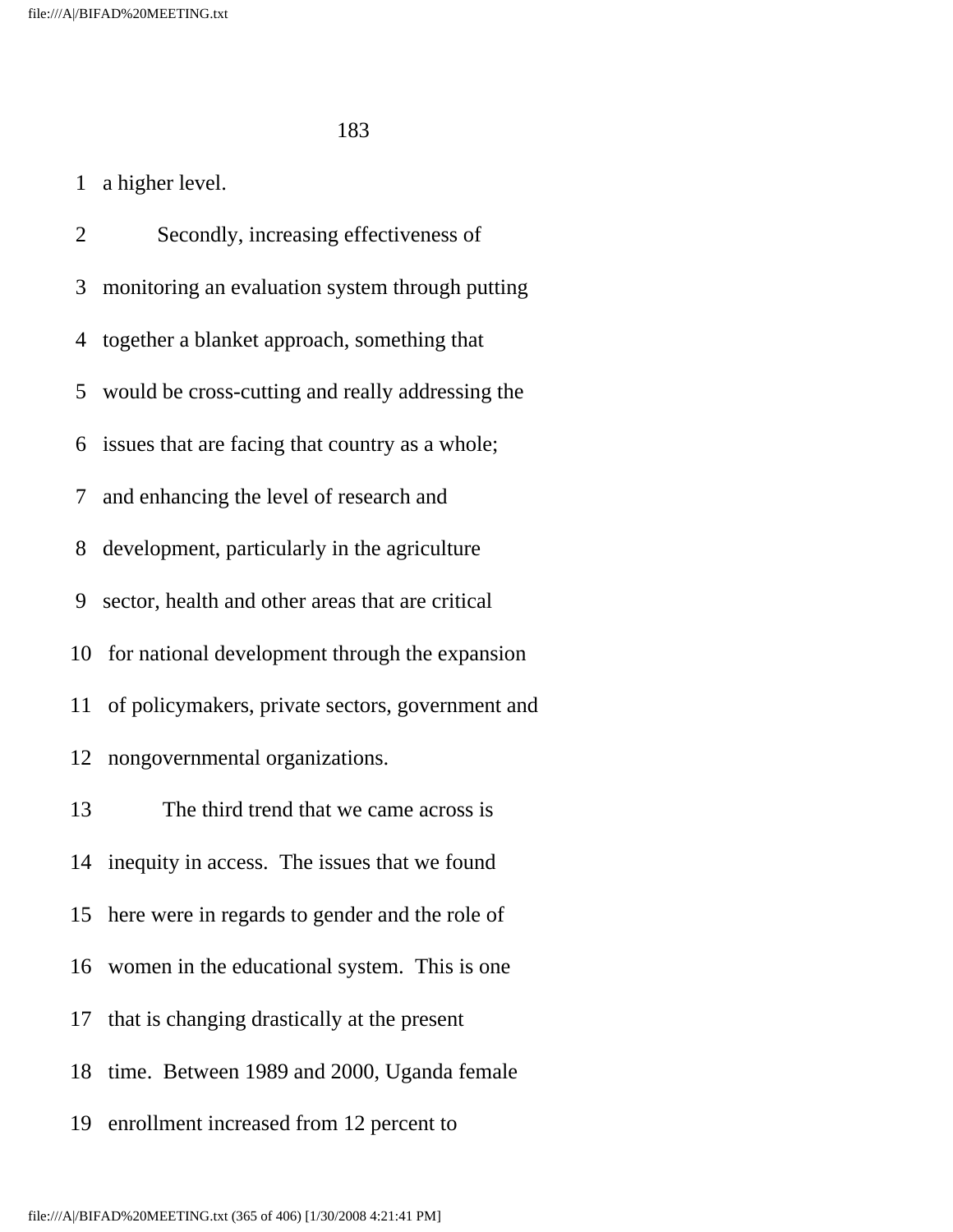a higher level.

Secondly, increasing effectiveness of monitoring an evaluation system through putting together a blanket approach, something that would be cross-cutting and really addressing the issues that are facing that country as a whole; and enhancing the level of research and development, particularly in the agriculture sector, health and other areas that are critical for national development through the expansion of policymakers, private sectors, government and nongovernmental organizations.

The third trend that we came across is inequity in access. The issues that we found here were in regards to gender and the role of women in the educational system. This is one that is changing drastically at the present time. Between 1989 and 2000, Uganda female enrollment increased from 12 percent to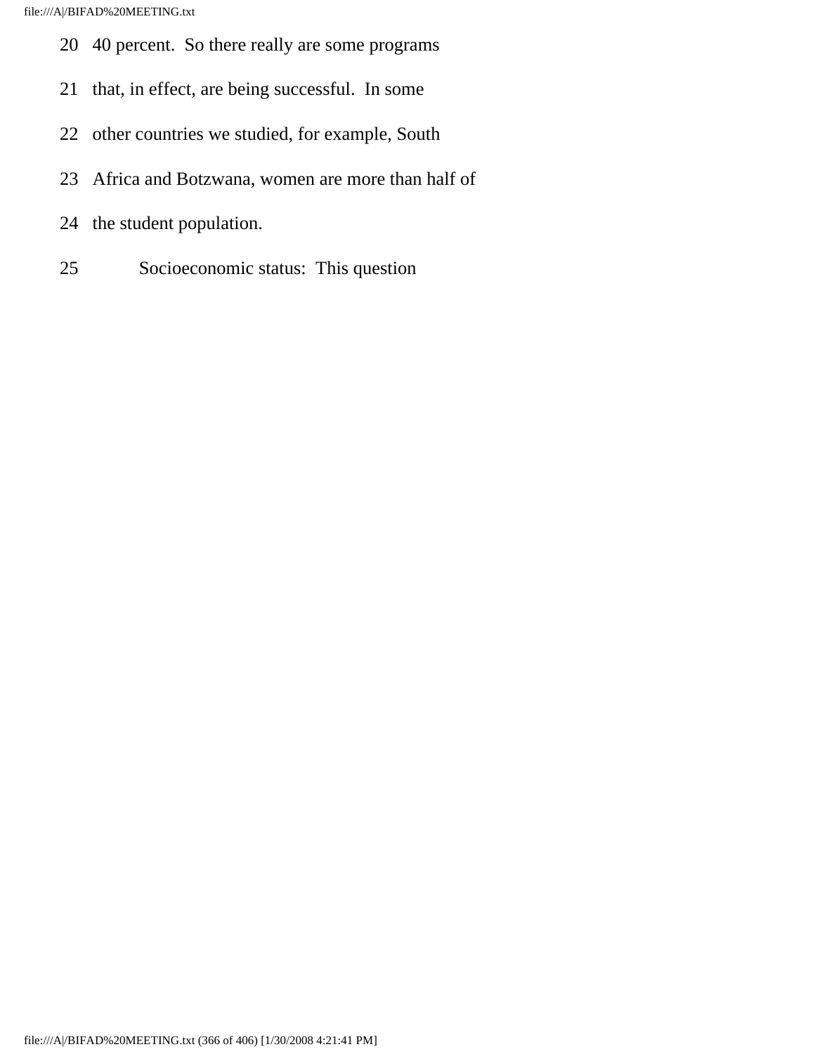20 40 percent. So there really are some programs

21 that, in effect, are being successful. In some

22 other countries we studied, for example, South

23 Africa and Botzwana, women are more than half of

24 the student population.

25 Socioeconomic status: This question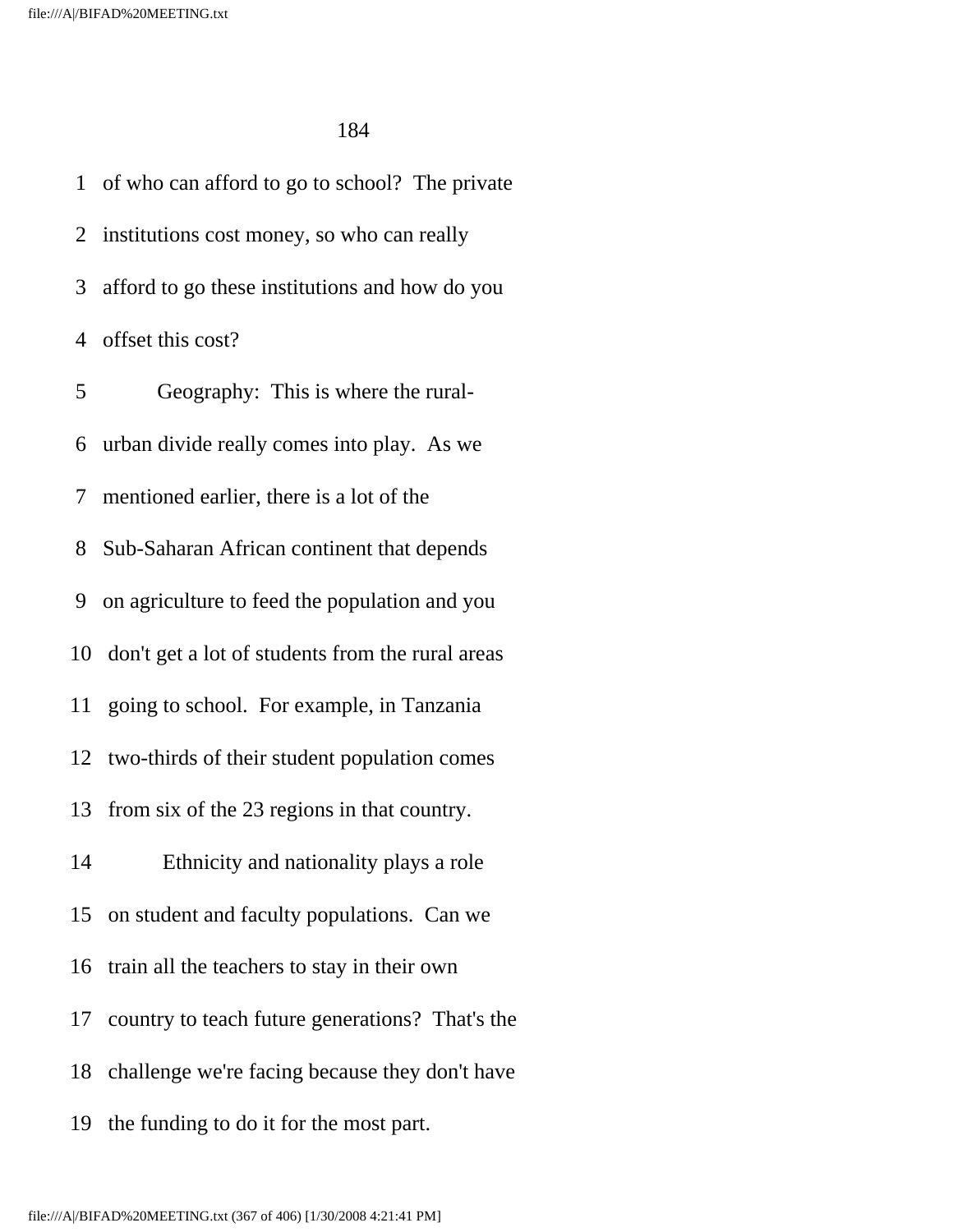of who can afford to go to school? The private institutions cost money, so who can really afford to go these institutions and how do you offset this cost?

Geography: This is where the rural-urban divide really comes into play. As we mentioned earlier, there is a lot of the Sub-Saharan African continent that depends on agriculture to feed the population and you don't get a lot of students from the rural areas going to school. For example, in Tanzania two-thirds of their student population comes from six of the 23 regions in that country.

Ethnicity and nationality plays a role on student and faculty populations. Can we train all the teachers to stay in their own country to teach future generations? That's the challenge we're facing because they don't have the funding to do it for the most part.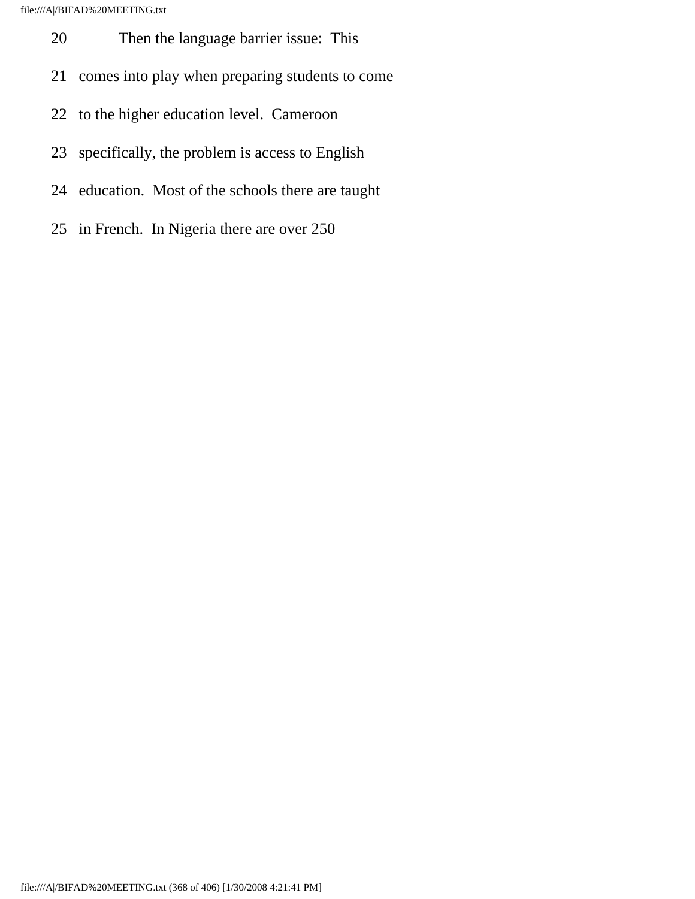20 Then the language barrier issue: This

21 comes into play when preparing students to come

22 to the higher education level. Cameroon

23 specifically, the problem is access to English

24 education. Most of the schools there are taught

25 in French. In Nigeria there are over 250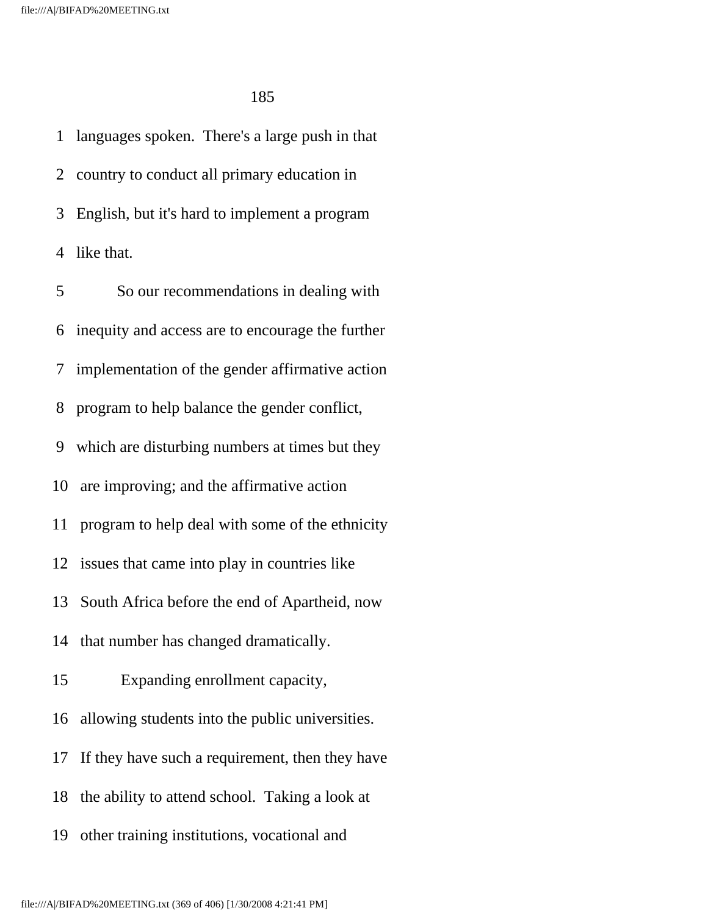languages spoken. There's a large push in that country to conduct all primary education in English, but it's hard to implement a program like that.

So our recommendations in dealing with inequity and access are to encourage the further implementation of the gender affirmative action program to help balance the gender conflict, which are disturbing numbers at times but they are improving; and the affirmative action program to help deal with some of the ethnicity issues that came into play in countries like South Africa before the end of Apartheid, now that number has changed dramatically.

Expanding enrollment capacity, allowing students into the public universities. If they have such a requirement, then they have the ability to attend school. Taking a look at other training institutions, vocational and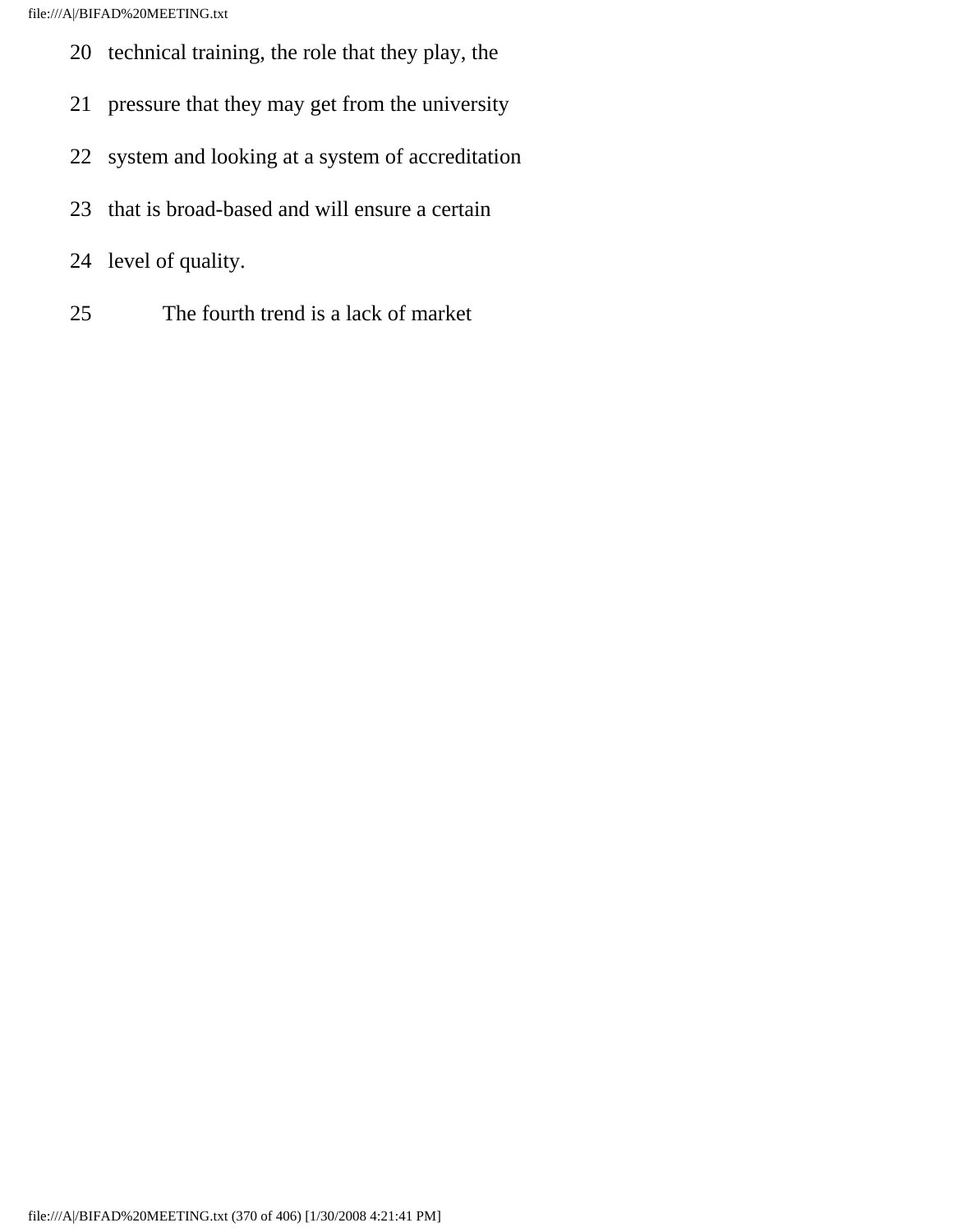20 technical training, the role that they play, the

21 pressure that they may get from the university

22 system and looking at a system of accreditation

23 that is broad-based and will ensure a certain

24 level of quality.

25 The fourth trend is a lack of market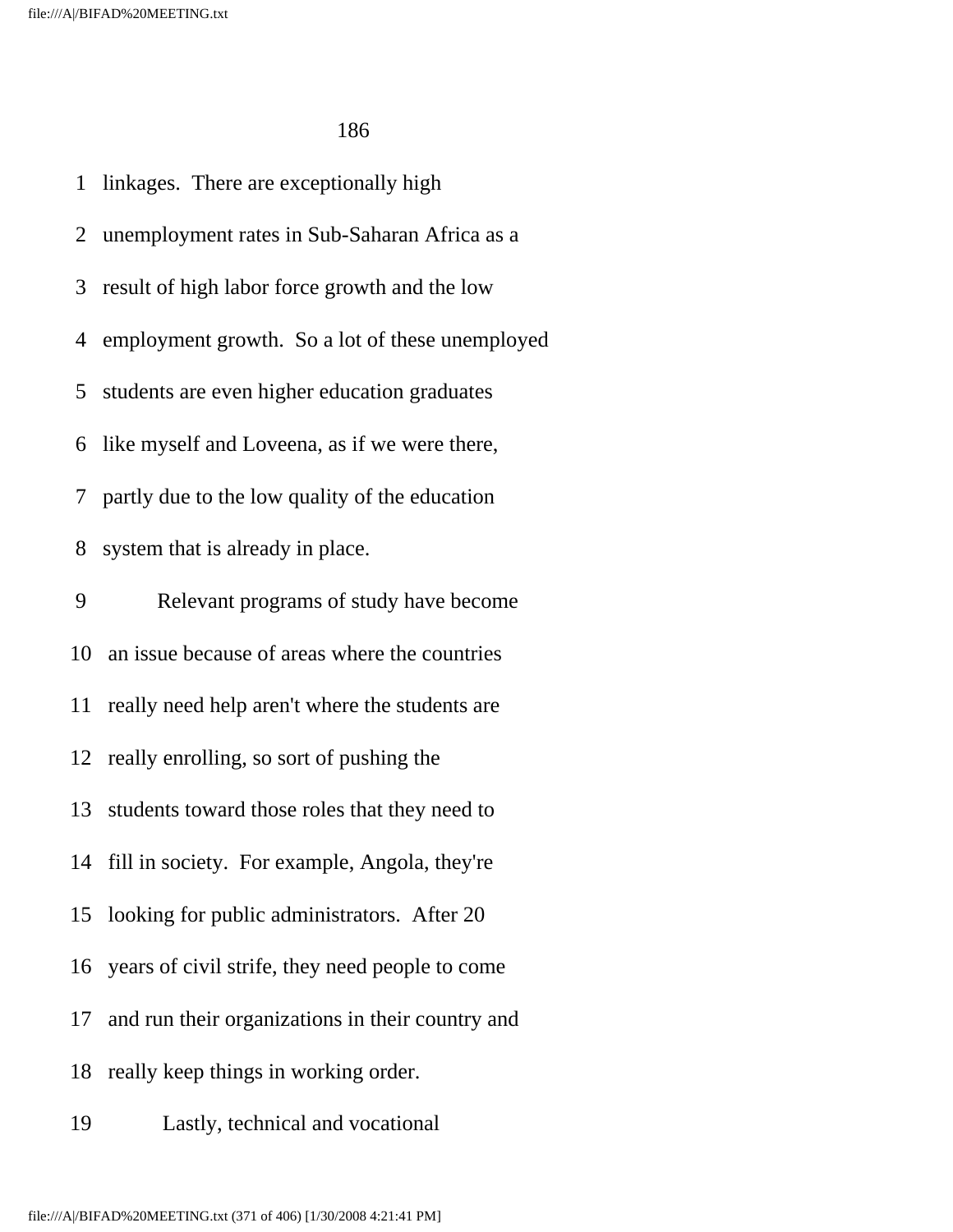linkages. There are exceptionally high unemployment rates in Sub-Saharan Africa as a result of high labor force growth and the low employment growth. So a lot of these unemployed students are even higher education graduates like myself and Loveena, as if we were there, partly due to the low quality of the education system that is already in place.

Relevant programs of study have become an issue because of areas where the countries really need help aren't where the students are really enrolling, so sort of pushing the students toward those roles that they need to fill in society. For example, Angola, they're looking for public administrators. After 20 years of civil strife, they need people to come and run their organizations in their country and really keep things in working order.

Lastly, technical and vocational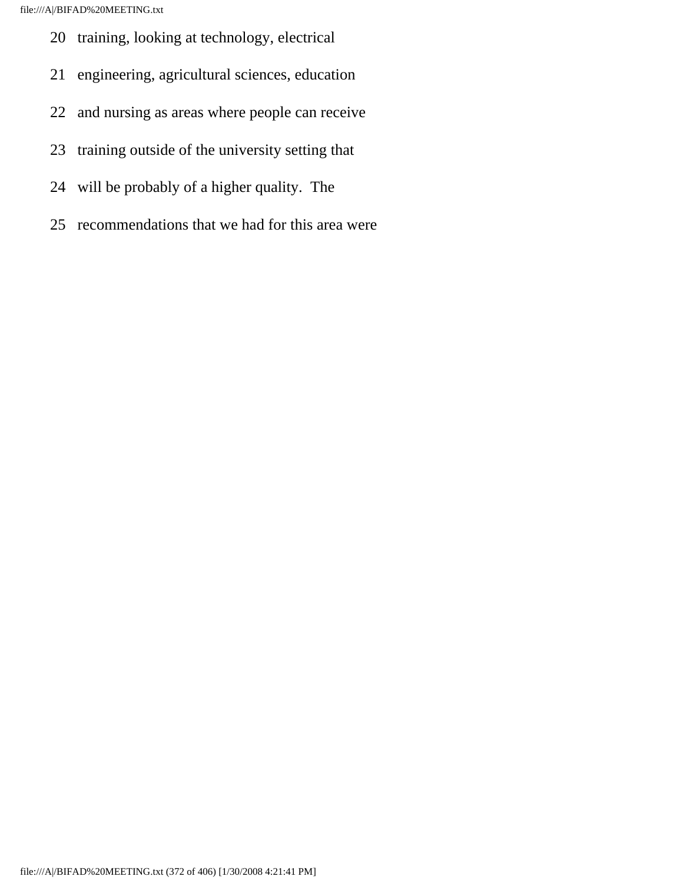20 training, looking at technology, electrical

21 engineering, agricultural sciences, education

22 and nursing as areas where people can receive

23 training outside of the university setting that

24 will be probably of a higher quality. The

25 recommendations that we had for this area were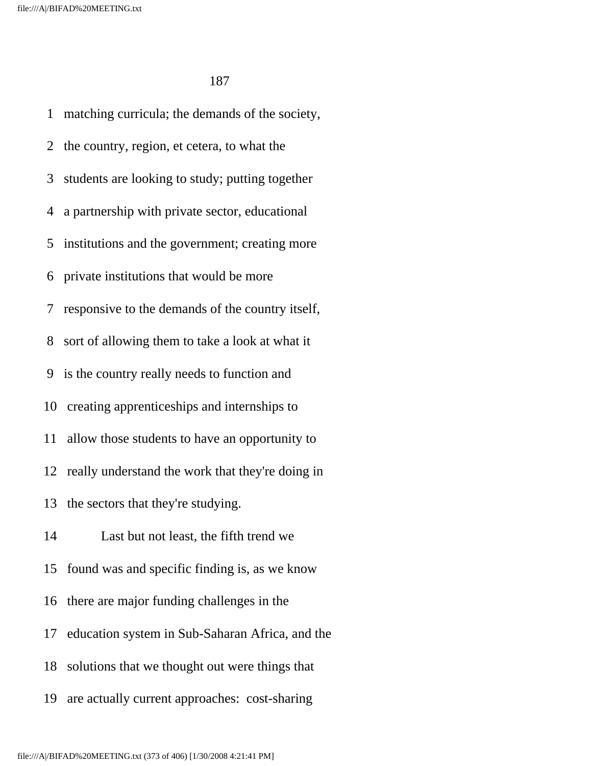matching curricula; the demands of the society, the country, region, et cetera, to what the students are looking to study; putting together a partnership with private sector, educational institutions and the government; creating more private institutions that would be more responsive to the demands of the country itself, sort of allowing them to take a look at what it is the country really needs to function and creating apprenticeships and internships to allow those students to have an opportunity to really understand the work that they're doing in the sectors that they're studying.

Last but not least, the fifth trend we found was and specific finding is, as we know there are major funding challenges in the education system in Sub-Saharan Africa, and the solutions that we thought out were things that are actually current approaches: cost-sharing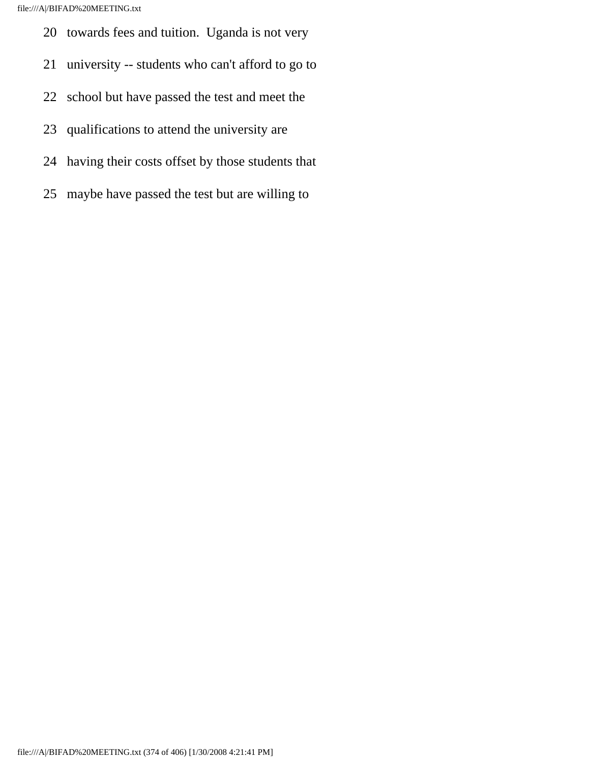20 towards fees and tuition. Uganda is not very

21 university -- students who can't afford to go to

22 school but have passed the test and meet the

23 qualifications to attend the university are

24 having their costs offset by those students that

25 maybe have passed the test but are willing to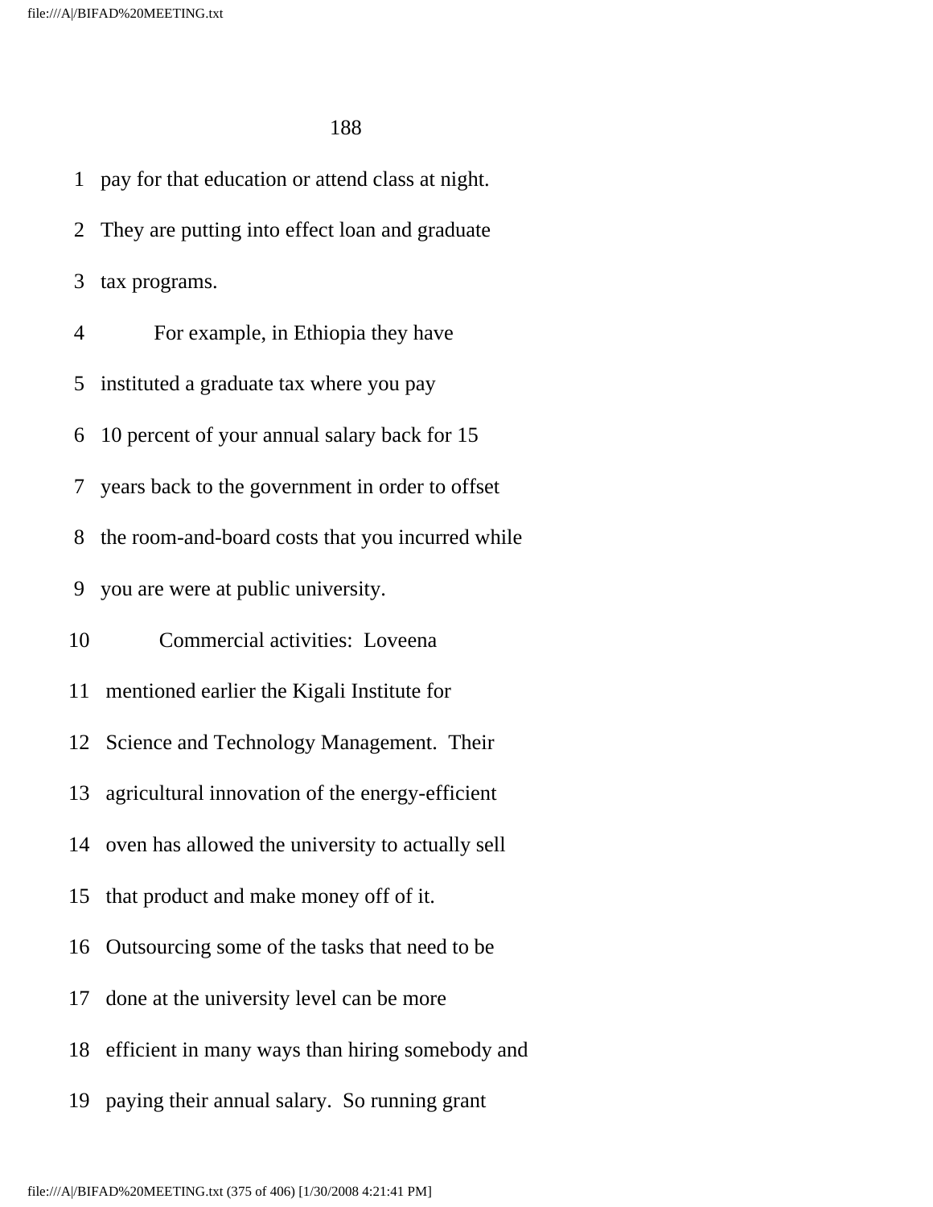1 pay for that education or attend class at night.

2 They are putting into effect loan and graduate

3 tax programs.

4 For example, in Ethiopia they have

5 instituted a graduate tax where you pay

6 10 percent of your annual salary back for 15

7 years back to the government in order to offset

8 the room-and-board costs that you incurred while

9 you are were at public university.

10 Commercial activities: Loveena

11 mentioned earlier the Kigali Institute for

12 Science and Technology Management. Their

13 agricultural innovation of the energy-efficient

14 oven has allowed the university to actually sell

15 that product and make money off of it.

16 Outsourcing some of the tasks that need to be

17 done at the university level can be more

18 efficient in many ways than hiring somebody and

19 paying their annual salary. So running grant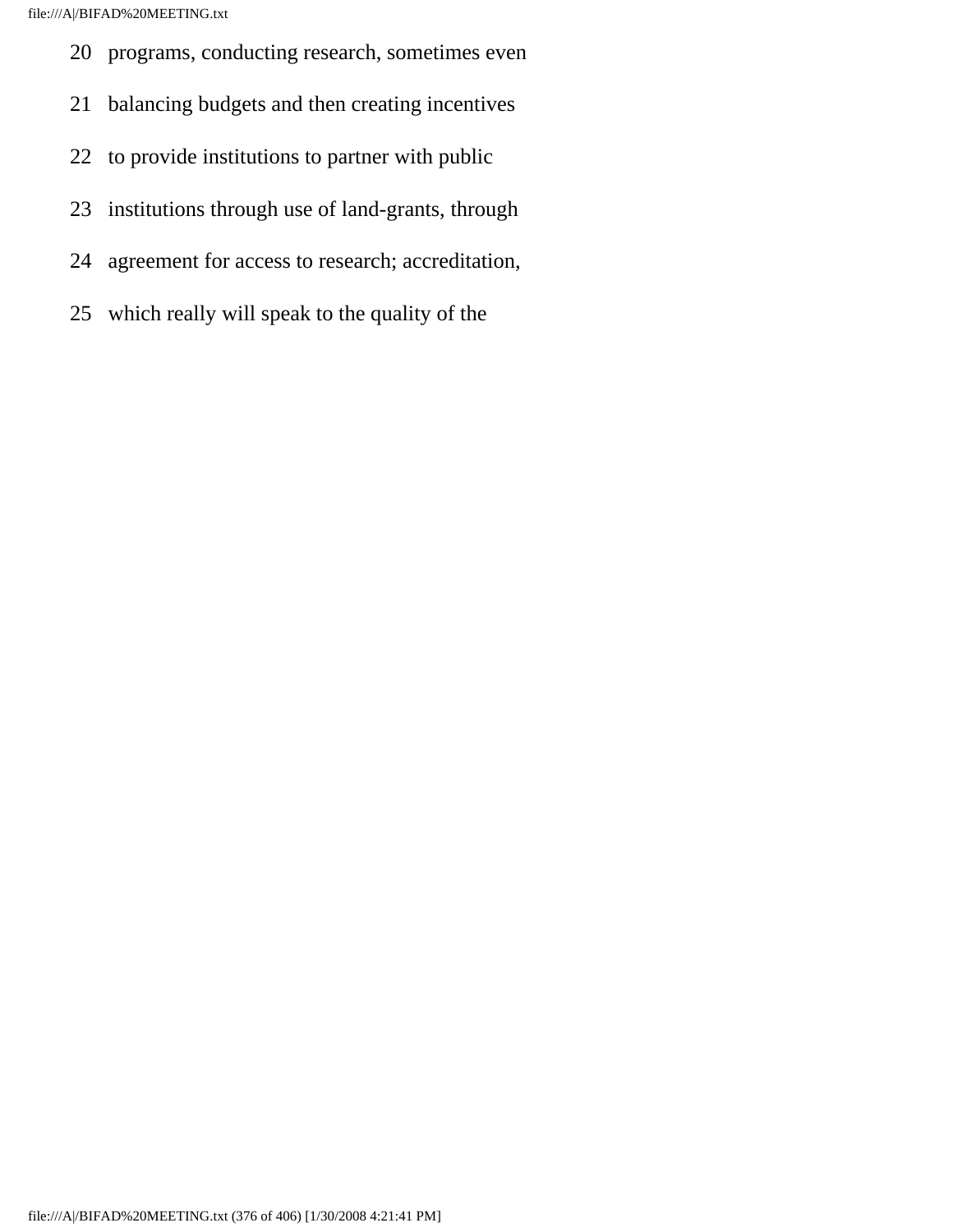20 programs, conducting research, sometimes even

21 balancing budgets and then creating incentives

22 to provide institutions to partner with public

23 institutions through use of land-grants, through

24 agreement for access to research; accreditation,

25 which really will speak to the quality of the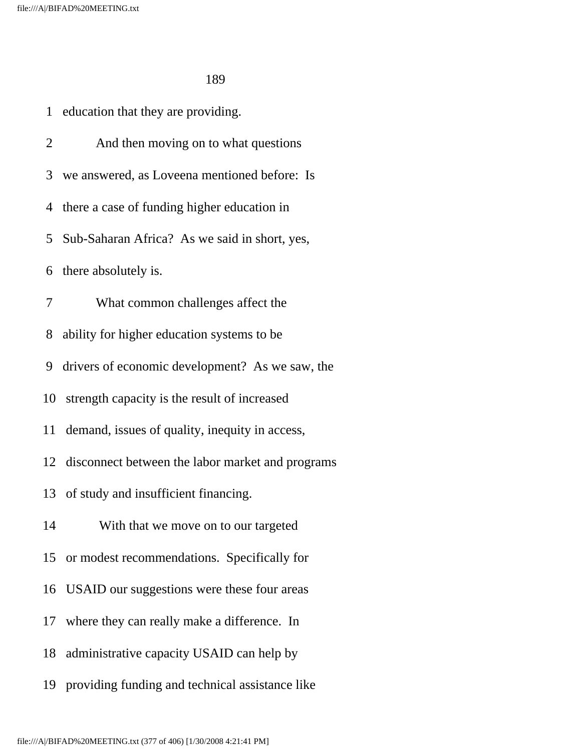1 education that they are providing.

2 And then moving on to what questions

3 we answered, as Loveena mentioned before: Is

4 there a case of funding higher education in

5 Sub-Saharan Africa? As we said in short, yes,

6 there absolutely is.

7 What common challenges affect the

8 ability for higher education systems to be

9 drivers of economic development? As we saw, the

10 strength capacity is the result of increased

11 demand, issues of quality, inequity in access,

12 disconnect between the labor market and programs

13 of study and insufficient financing.

14 With that we move on to our targeted

15 or modest recommendations. Specifically for

16 USAID our suggestions were these four areas

17 where they can really make a difference. In

18 administrative capacity USAID can help by

19 providing funding and technical assistance like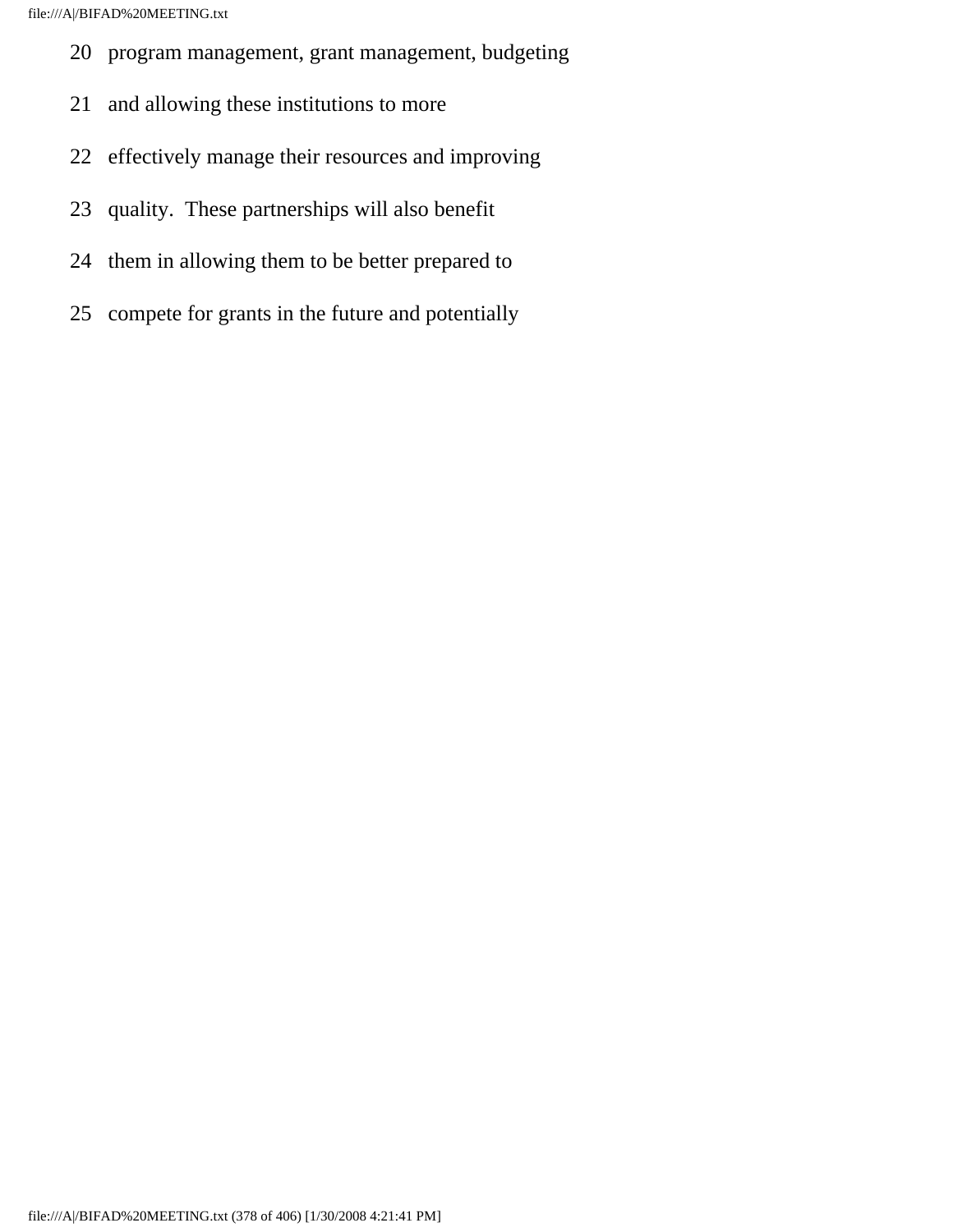20 program management, grant management, budgeting

21 and allowing these institutions to more

22 effectively manage their resources and improving

23 quality. These partnerships will also benefit

24 them in allowing them to be better prepared to

25 compete for grants in the future and potentially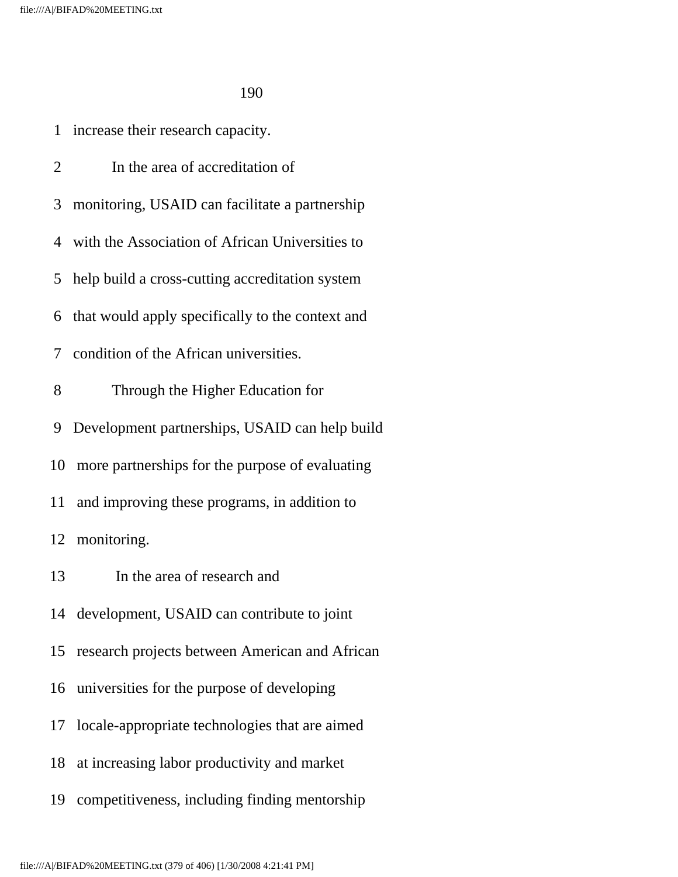increase their research capacity.

In the area of accreditation of monitoring, USAID can facilitate a partnership with the Association of African Universities to help build a cross-cutting accreditation system that would apply specifically to the context and condition of the African universities.

Through the Higher Education for Development partnerships, USAID can help build more partnerships for the purpose of evaluating and improving these programs, in addition to monitoring.

In the area of research and development, USAID can contribute to joint research projects between American and African universities for the purpose of developing locale-appropriate technologies that are aimed at increasing labor productivity and market competitiveness, including finding mentorship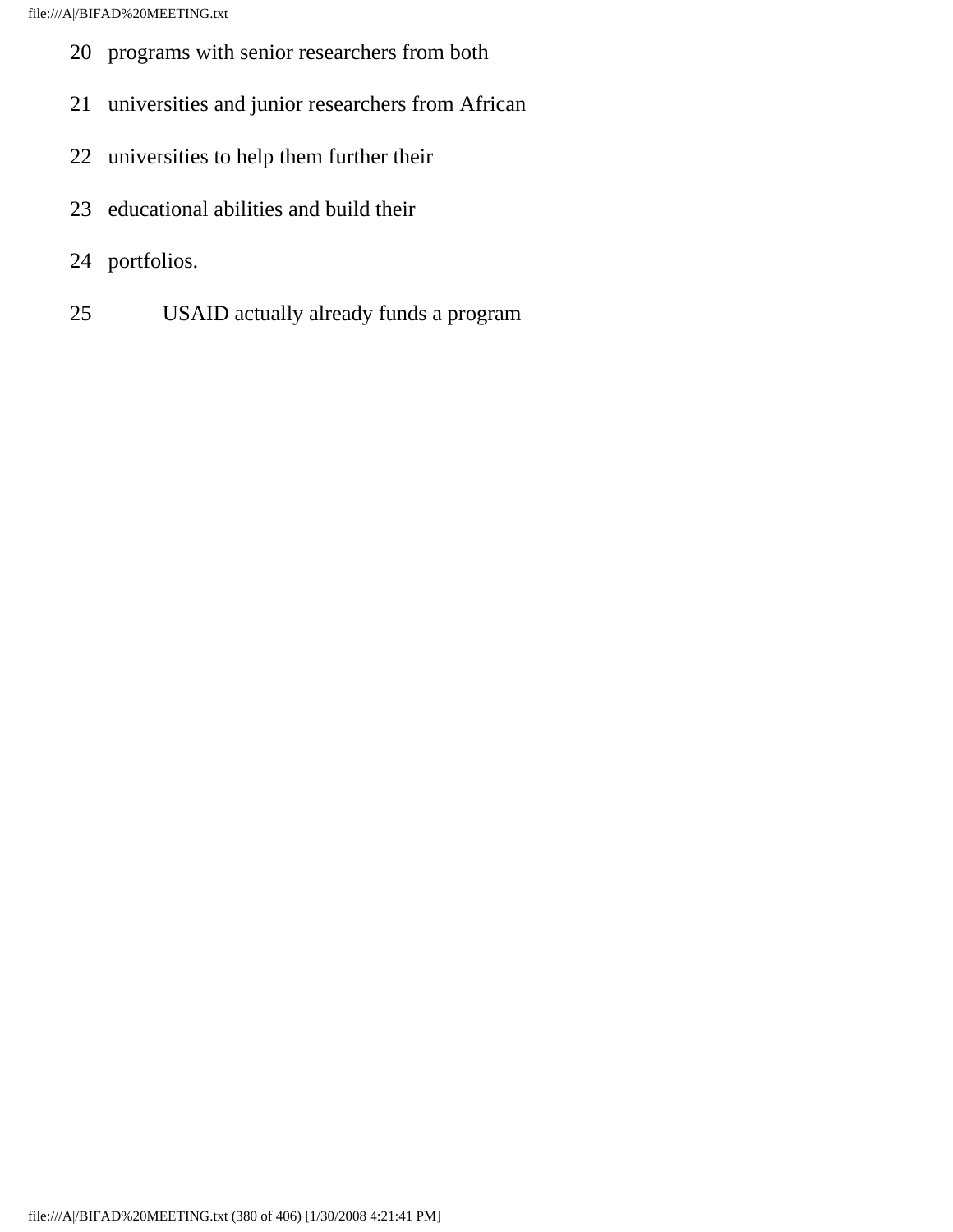20 programs with senior researchers from both

21 universities and junior researchers from African

22 universities to help them further their

23 educational abilities and build their

24 portfolios.

25 USAID actually already funds a program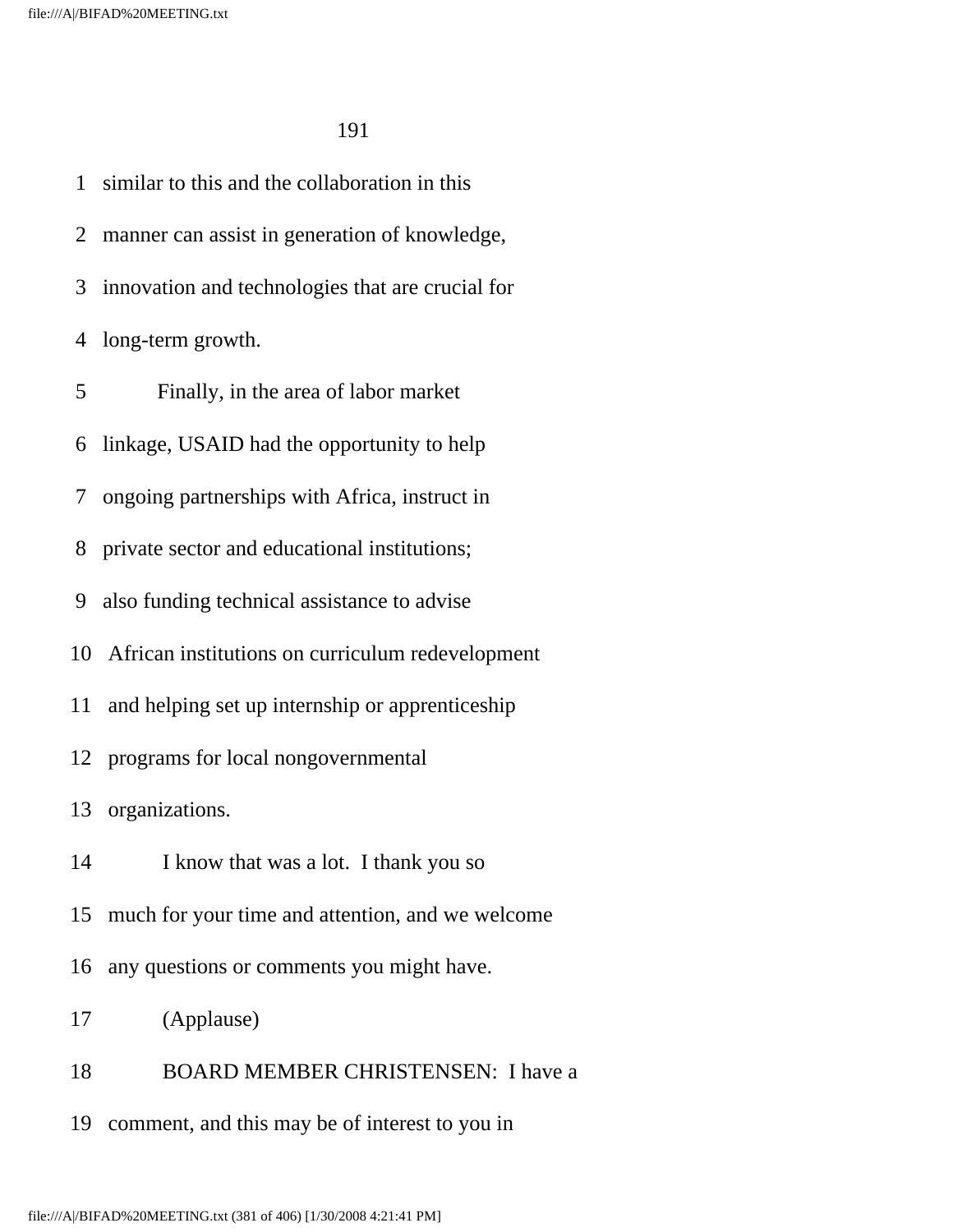1 similar to this and the collaboration in this

2 manner can assist in generation of knowledge,

3 innovation and technologies that are crucial for

4 long-term growth.

5 Finally, in the area of labor market

6 linkage, USAID had the opportunity to help

7 ongoing partnerships with Africa, instruct in

8 private sector and educational institutions;

9 also funding technical assistance to advise

10 African institutions on curriculum redevelopment

11 and helping set up internship or apprenticeship

12 programs for local nongovernmental

13 organizations.

14 I know that was a lot. I thank you so

15 much for your time and attention, and we welcome

16 any questions or comments you might have.

17 (Applause)

18 BOARD MEMBER CHRISTENSEN: I have a

19 comment, and this may be of interest to you in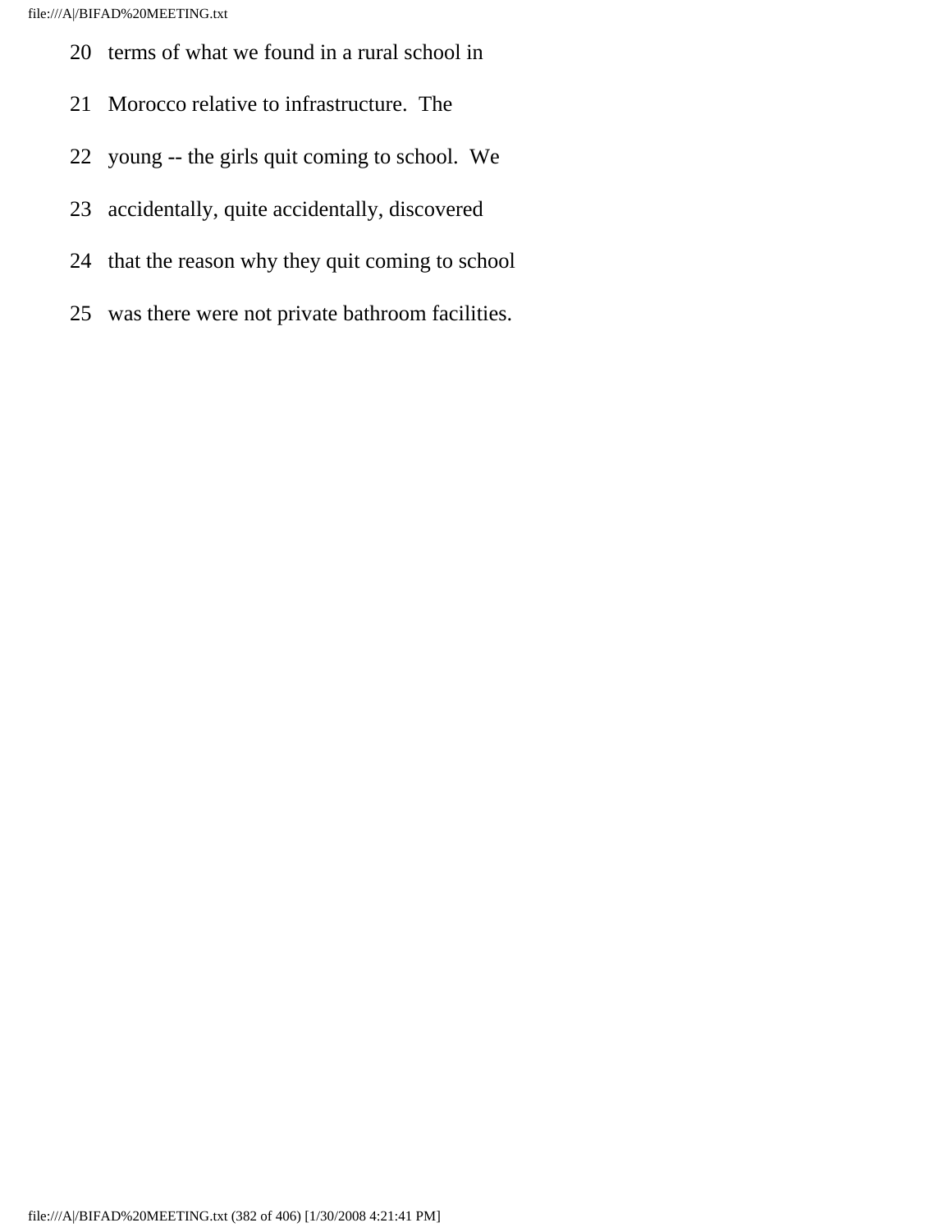20 terms of what we found in a rural school in

21 Morocco relative to infrastructure. The

22 young -- the girls quit coming to school. We

23 accidentally, quite accidentally, discovered

24 that the reason why they quit coming to school

25 was there were not private bathroom facilities.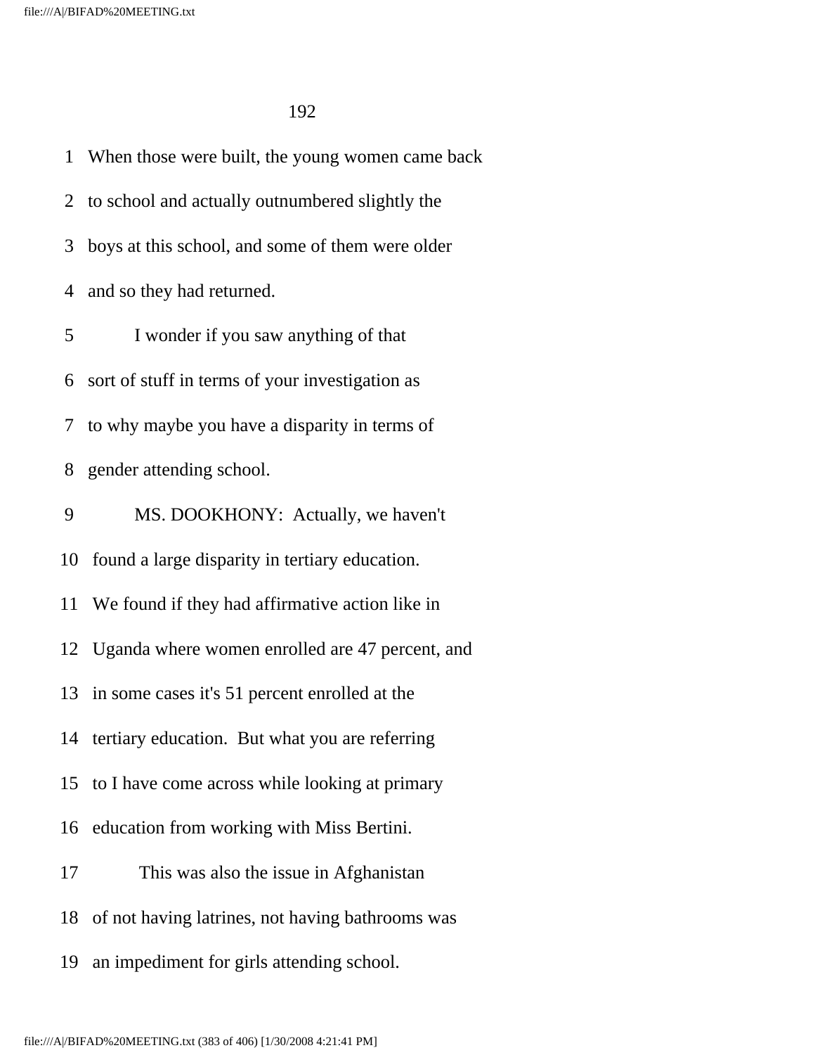When those were built, the young women came back to school and actually outnumbered slightly the boys at this school, and some of them were older and so they had returned.

I wonder if you saw anything of that sort of stuff in terms of your investigation as to why maybe you have a disparity in terms of gender attending school.

MS. DOOKHONY: Actually, we haven't found a large disparity in tertiary education. We found if they had affirmative action like in Uganda where women enrolled are 47 percent, and in some cases it's 51 percent enrolled at the tertiary education. But what you are referring to I have come across while looking at primary education from working with Miss Bertini.

This was also the issue in Afghanistan of not having latrines, not having bathrooms was an impediment for girls attending school.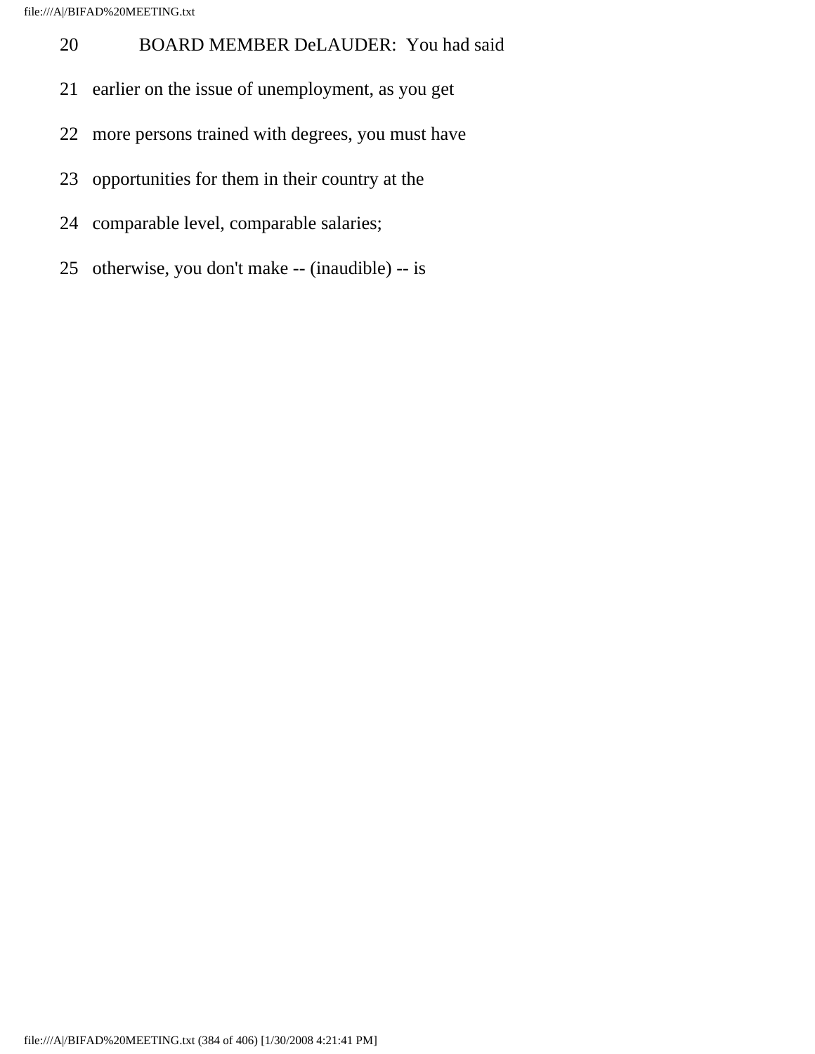20 BOARD MEMBER DeLAUDER: You had said

21 earlier on the issue of unemployment, as you get

22 more persons trained with degrees, you must have

23 opportunities for them in their country at the

24 comparable level, comparable salaries;

25 otherwise, you don't make -- (inaudible) -- is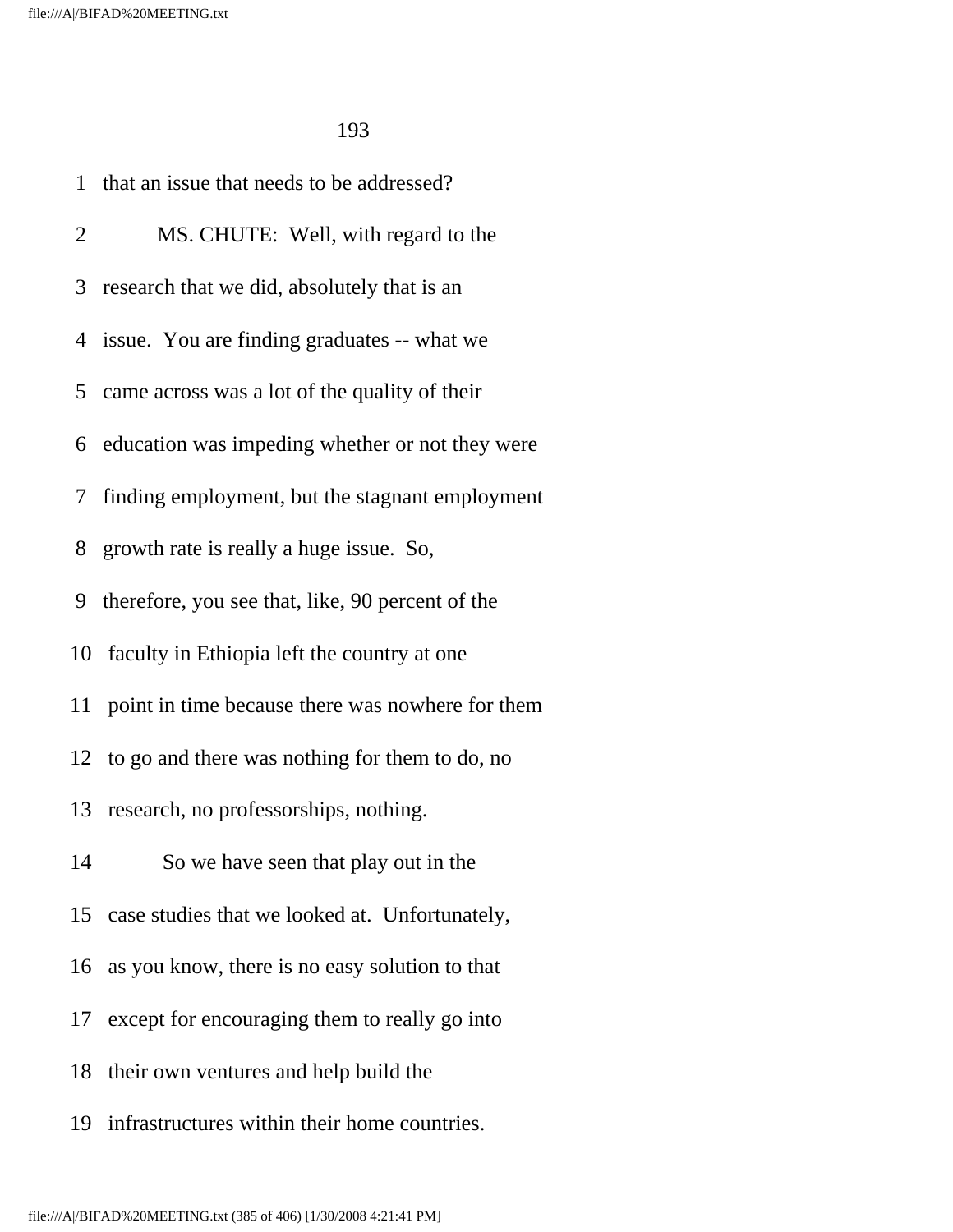that an issue that needs to be addressed?

MS. CHUTE: Well, with regard to the research that we did, absolutely that is an issue. You are finding graduates -- what we came across was a lot of the quality of their education was impeding whether or not they were finding employment, but the stagnant employment growth rate is really a huge issue. So, therefore, you see that, like, 90 percent of the faculty in Ethiopia left the country at one point in time because there was nowhere for them to go and there was nothing for them to do, no research, no professorships, nothing.

So we have seen that play out in the case studies that we looked at. Unfortunately, as you know, there is no easy solution to that except for encouraging them to really go into their own ventures and help build the infrastructures within their home countries.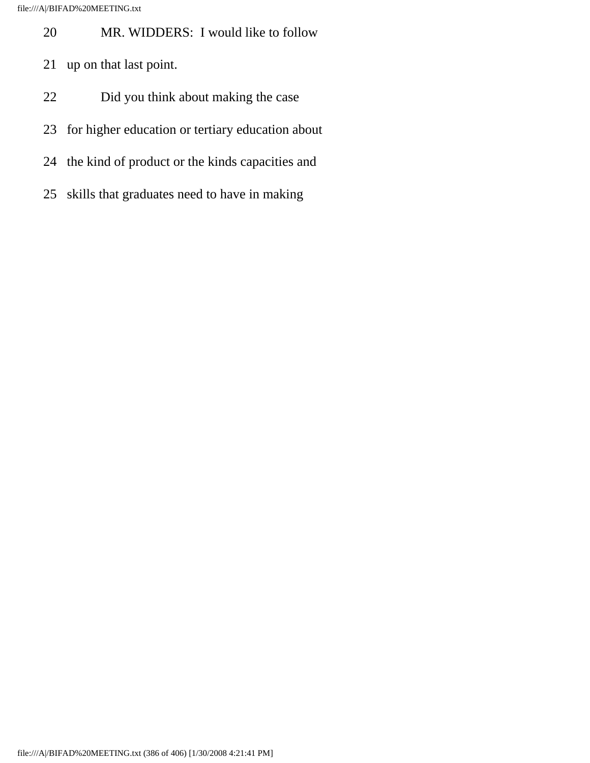20 MR. WIDDERS: I would like to follow

21 up on that last point.

22 Did you think about making the case

23 for higher education or tertiary education about

24 the kind of product or the kinds capacities and

25 skills that graduates need to have in making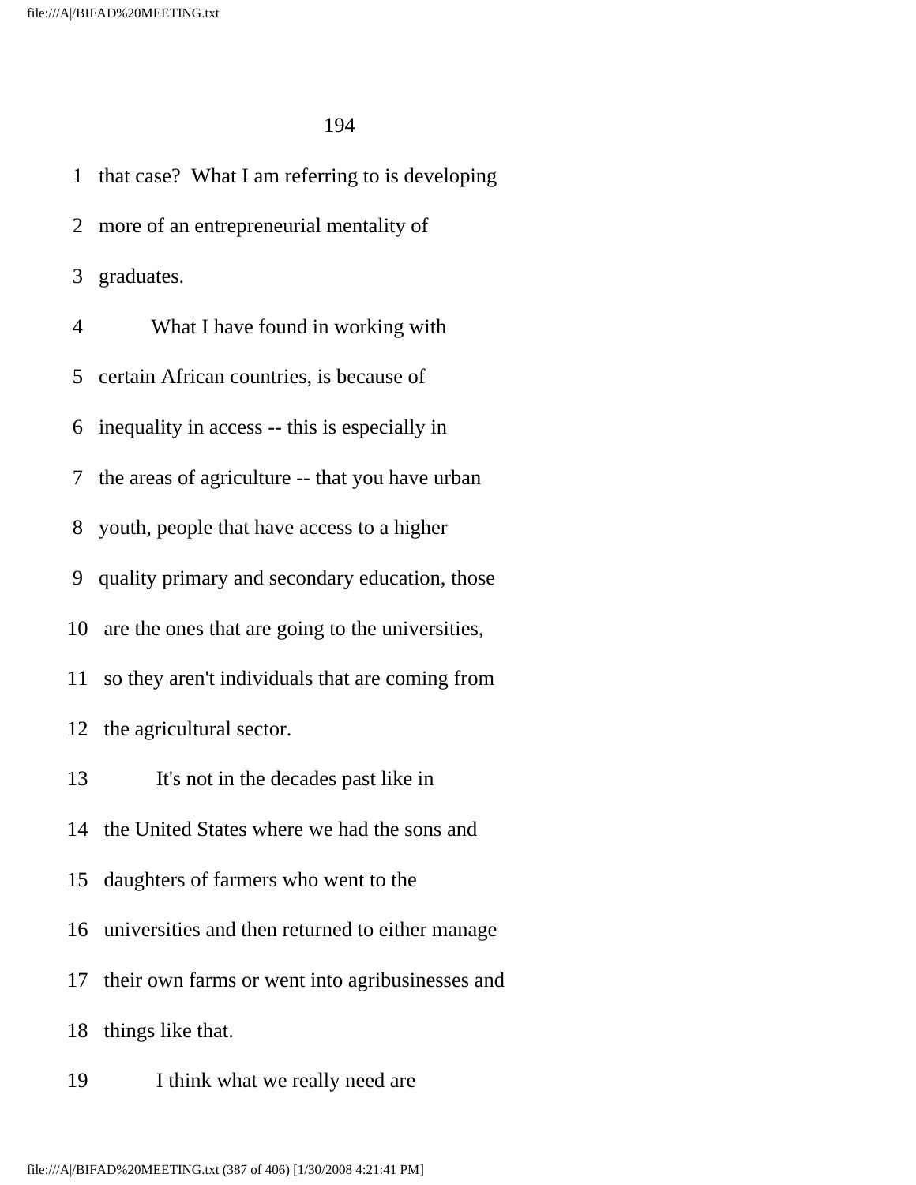1 that case? What I am referring to is developing
2 more of an entrepreneurial mentality of
3 graduates.
4 What I have found in working with
5 certain African countries, is because of
6 inequality in access -- this is especially in
7 the areas of agriculture -- that you have urban
8 youth, people that have access to a higher
9 quality primary and secondary education, those
10 are the ones that are going to the universities,
11 so they aren't individuals that are coming from
12 the agricultural sector.
13 It's not in the decades past like in
14 the United States where we had the sons and
15 daughters of farmers who went to the
16 universities and then returned to either manage
17 their own farms or went into agribusinesses and
18 things like that.
19 I think what we really need are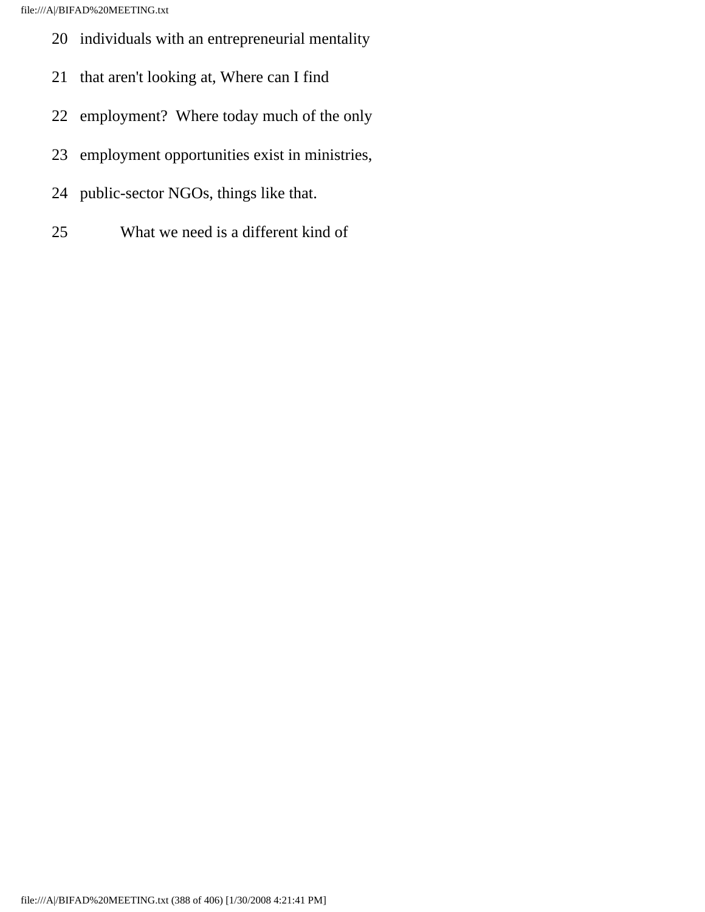20 individuals with an entrepreneurial mentality

21 that aren't looking at, Where can I find

22 employment? Where today much of the only

23 employment opportunities exist in ministries,

24 public-sector NGOs, things like that.

25 What we need is a different kind of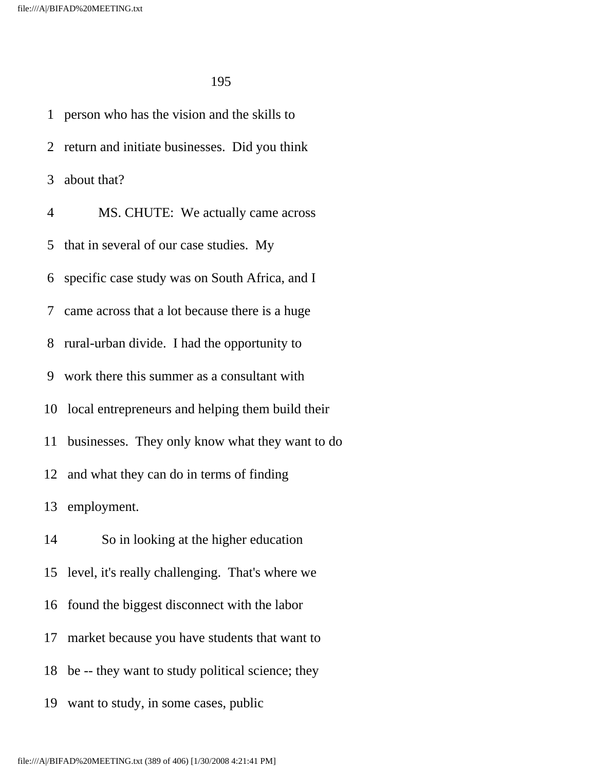1 person who has the vision and the skills to

2 return and initiate businesses. Did you think

3 about that?

4 MS. CHUTE: We actually came across

5 that in several of our case studies. My

6 specific case study was on South Africa, and I

7 came across that a lot because there is a huge

8 rural-urban divide. I had the opportunity to

9 work there this summer as a consultant with

10 local entrepreneurs and helping them build their

11 businesses. They only know what they want to do

12 and what they can do in terms of finding

13 employment.

14 So in looking at the higher education

15 level, it's really challenging. That's where we

16 found the biggest disconnect with the labor

17 market because you have students that want to

18 be -- they want to study political science; they

19 want to study, in some cases, public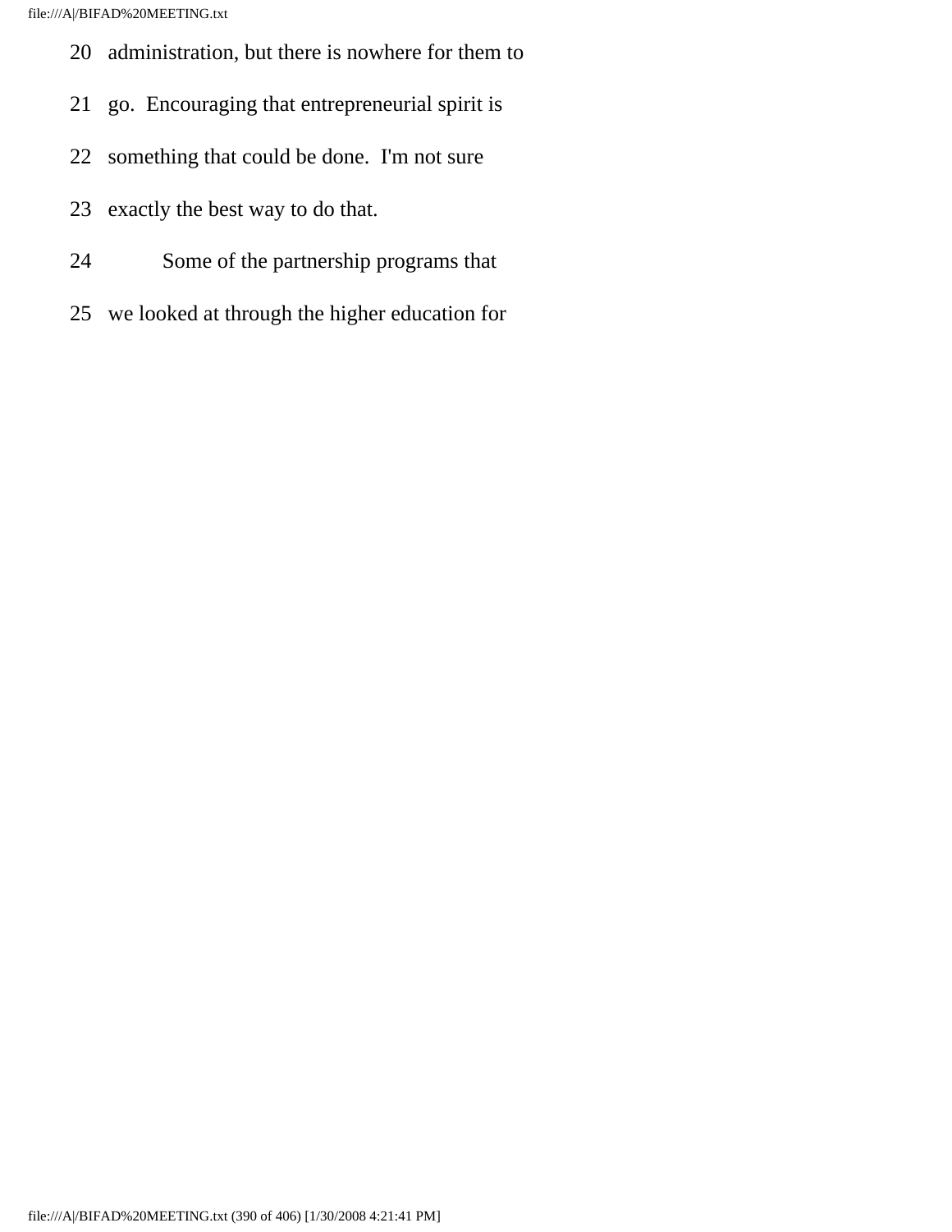20 administration, but there is nowhere for them to

21 go. Encouraging that entrepreneurial spirit is

22 something that could be done. I'm not sure

23 exactly the best way to do that.

24 Some of the partnership programs that

25 we looked at through the higher education for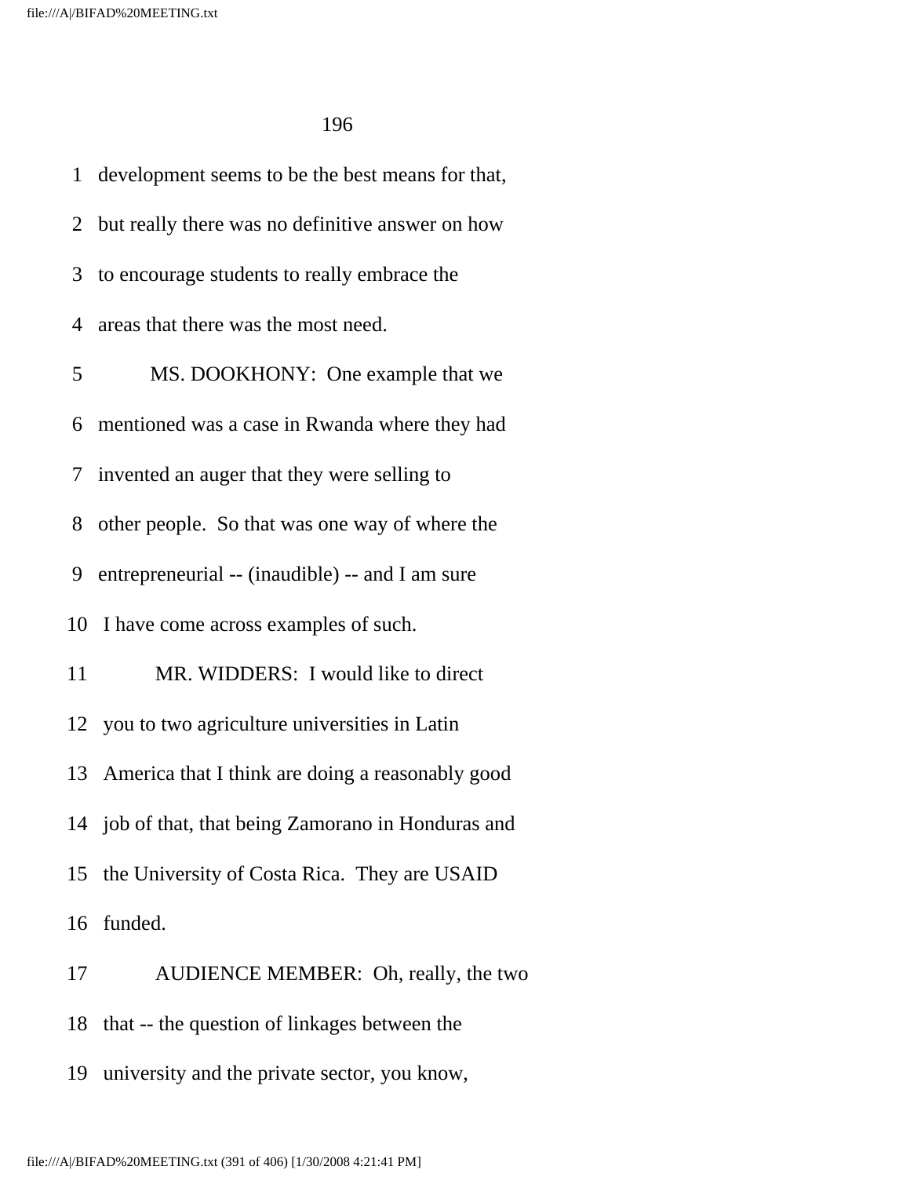development seems to be the best means for that, but really there was no definitive answer on how to encourage students to really embrace the areas that there was the most need.

MS. DOOKHONY: One example that we mentioned was a case in Rwanda where they had invented an auger that they were selling to other people. So that was one way of where the entrepreneurial -- (inaudible) -- and I am sure I have come across examples of such.

MR. WIDDERS: I would like to direct you to two agriculture universities in Latin America that I think are doing a reasonably good job of that, that being Zamorano in Honduras and the University of Costa Rica. They are USAID funded.

AUDIENCE MEMBER: Oh, really, the two that -- the question of linkages between the university and the private sector, you know,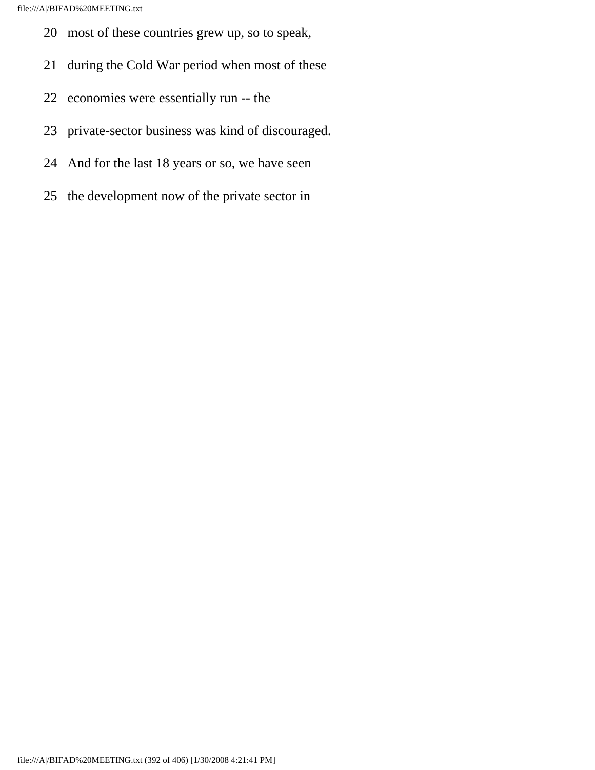20 most of these countries grew up, so to speak,

21 during the Cold War period when most of these

22 economies were essentially run -- the

23 private-sector business was kind of discouraged.

24 And for the last 18 years or so, we have seen

25 the development now of the private sector in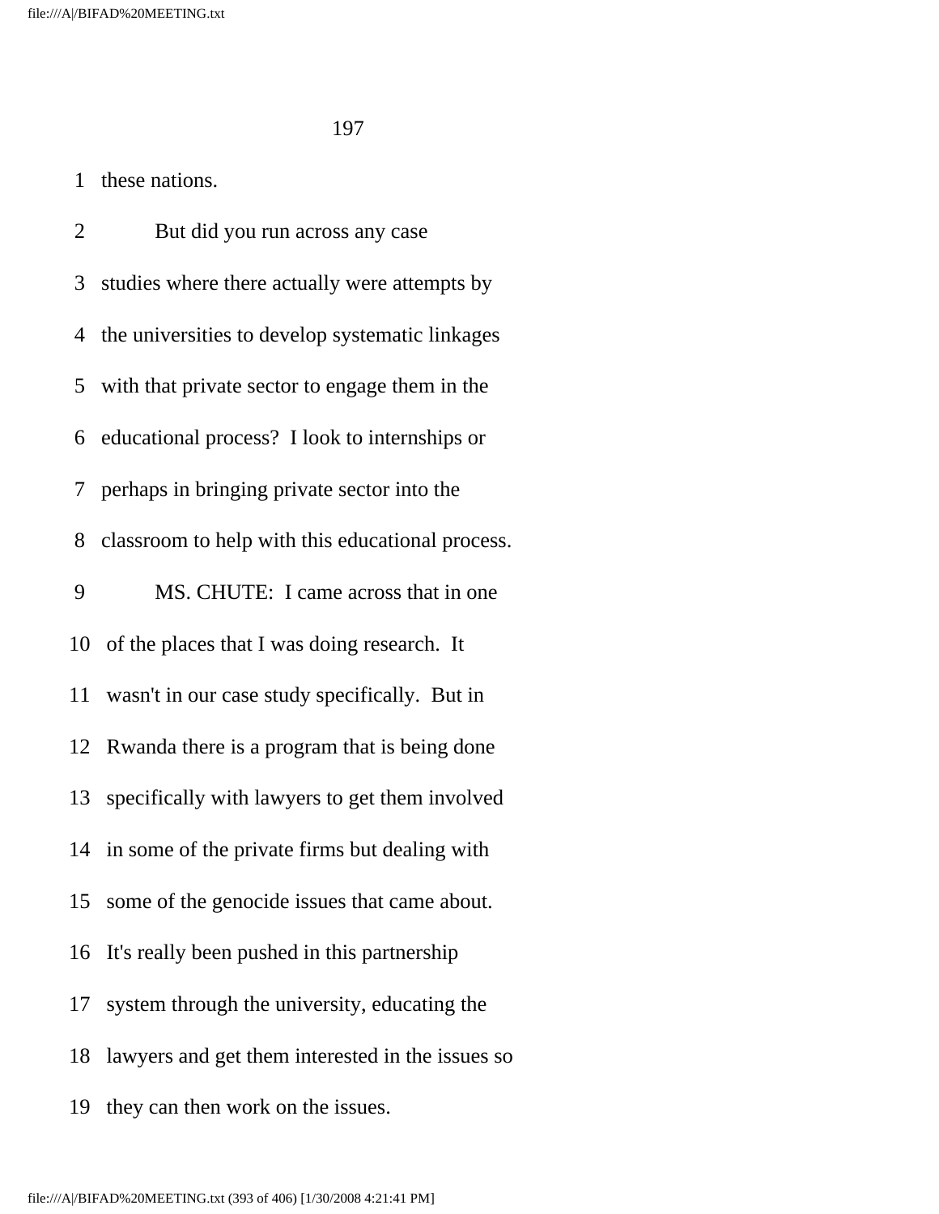1 these nations.

2 But did you run across any case

3 studies where there actually were attempts by

4 the universities to develop systematic linkages

5 with that private sector to engage them in the

6 educational process? I look to internships or

7 perhaps in bringing private sector into the

8 classroom to help with this educational process.

9 MS. CHUTE: I came across that in one

10 of the places that I was doing research. It

11 wasn't in our case study specifically. But in

12 Rwanda there is a program that is being done

13 specifically with lawyers to get them involved

14 in some of the private firms but dealing with

15 some of the genocide issues that came about.

16 It's really been pushed in this partnership

17 system through the university, educating the

18 lawyers and get them interested in the issues so

19 they can then work on the issues.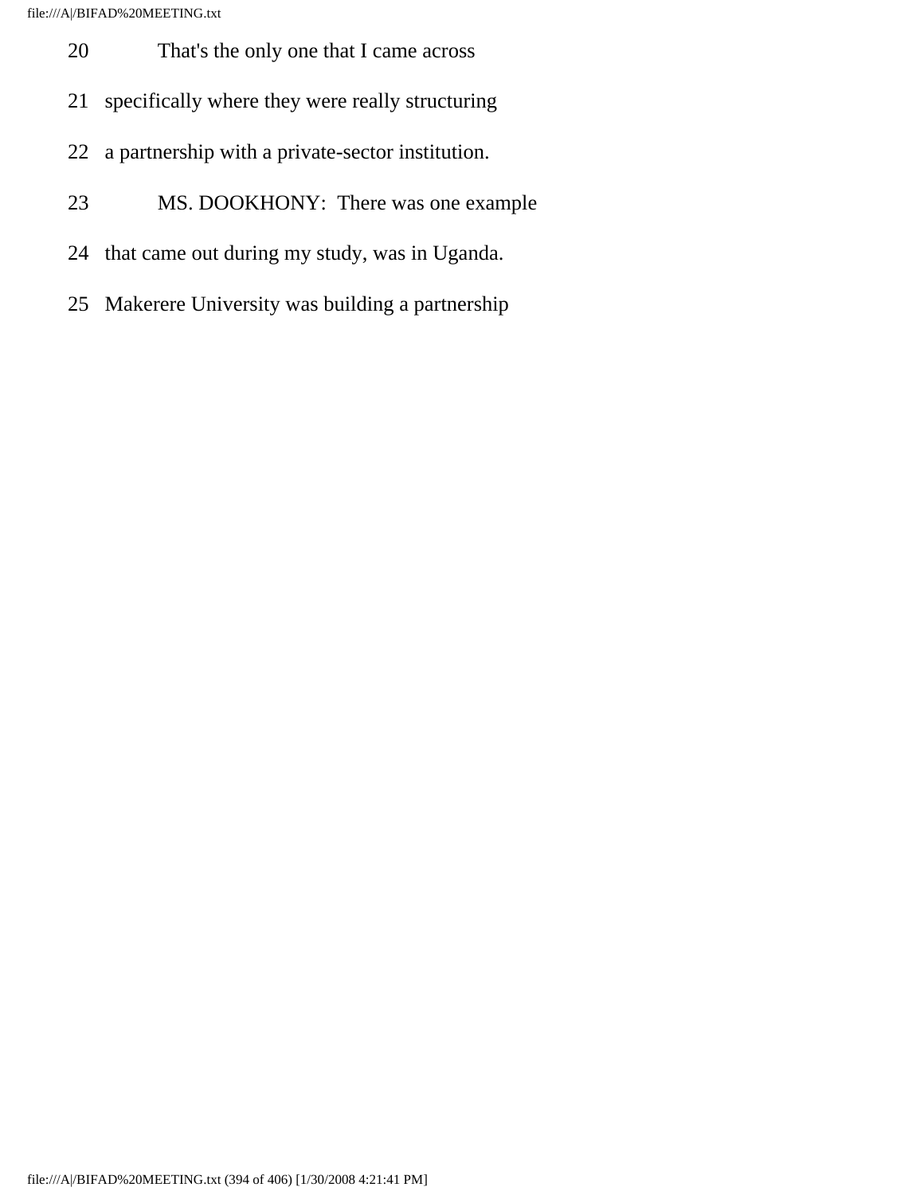20 That's the only one that I came across

21 specifically where they were really structuring

22 a partnership with a private-sector institution.

23 MS. DOOKHONY: There was one example

24 that came out during my study, was in Uganda.

25 Makerere University was building a partnership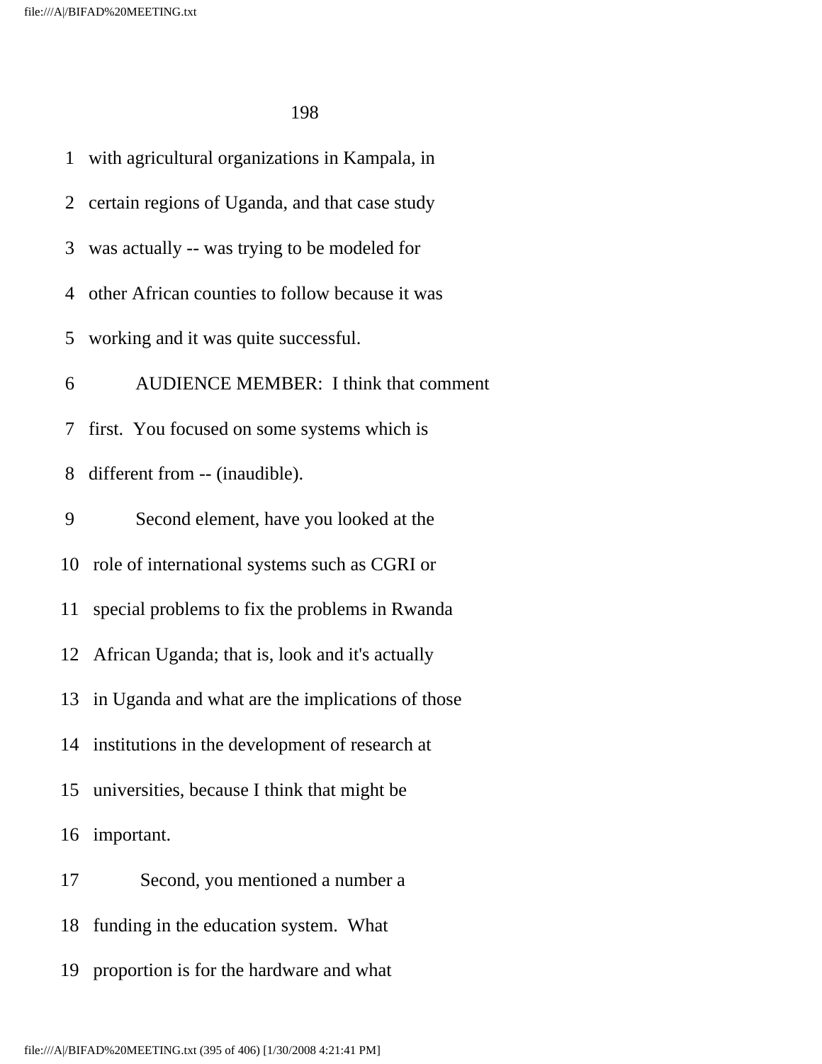1 with agricultural organizations in Kampala, in

2 certain regions of Uganda, and that case study

3 was actually -- was trying to be modeled for

4 other African counties to follow because it was

5 working and it was quite successful.

6 AUDIENCE MEMBER: I think that comment

7 first. You focused on some systems which is

8 different from -- (inaudible).

9 Second element, have you looked at the

10 role of international systems such as CGRI or

11 special problems to fix the problems in Rwanda

12 African Uganda; that is, look and it's actually

13 in Uganda and what are the implications of those

14 institutions in the development of research at

15 universities, because I think that might be

16 important.

17 Second, you mentioned a number a

18 funding in the education system. What

19 proportion is for the hardware and what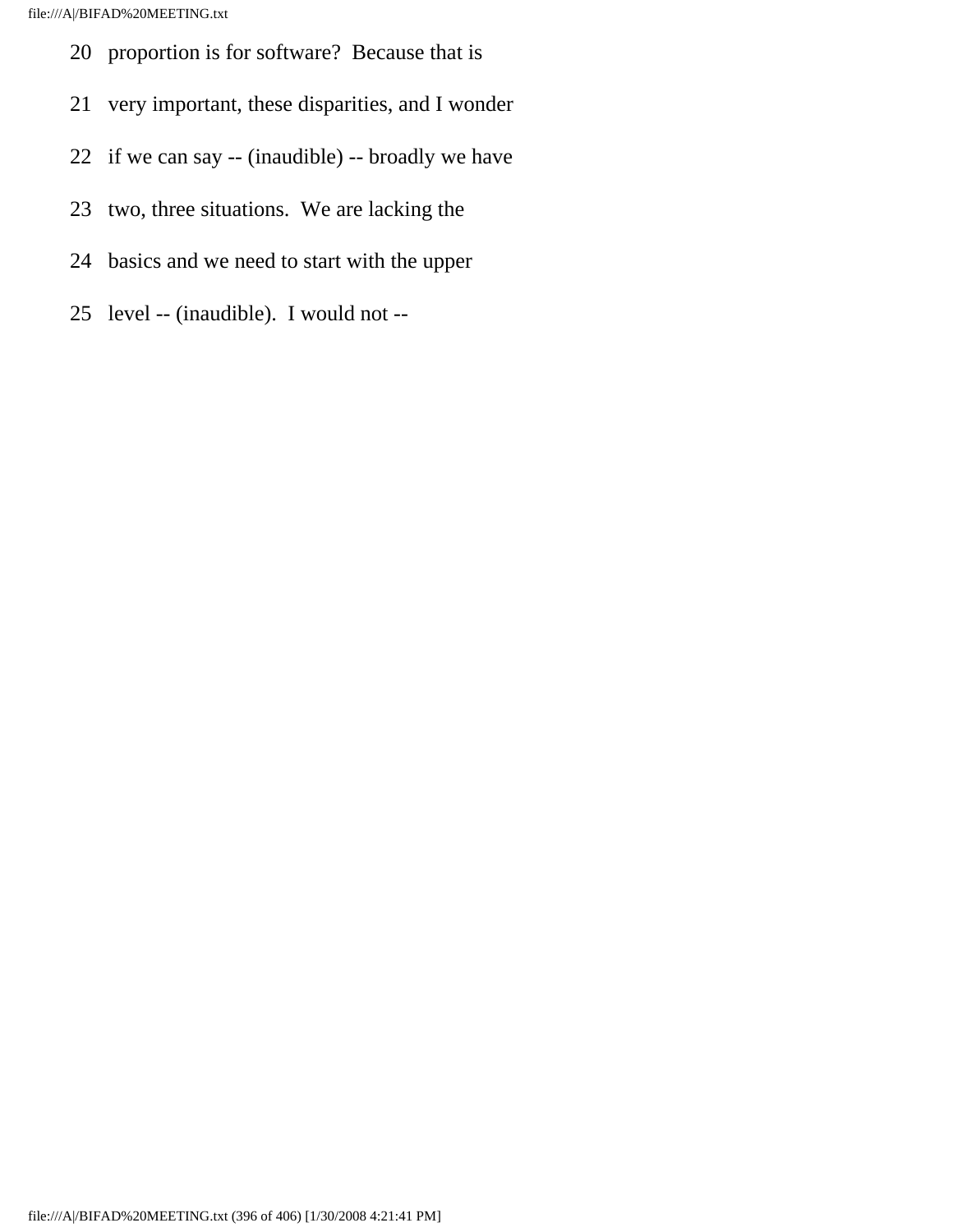20 proportion is for software? Because that is

21 very important, these disparities, and I wonder

22 if we can say -- (inaudible) -- broadly we have

23 two, three situations. We are lacking the

24 basics and we need to start with the upper

25 level -- (inaudible). I would not --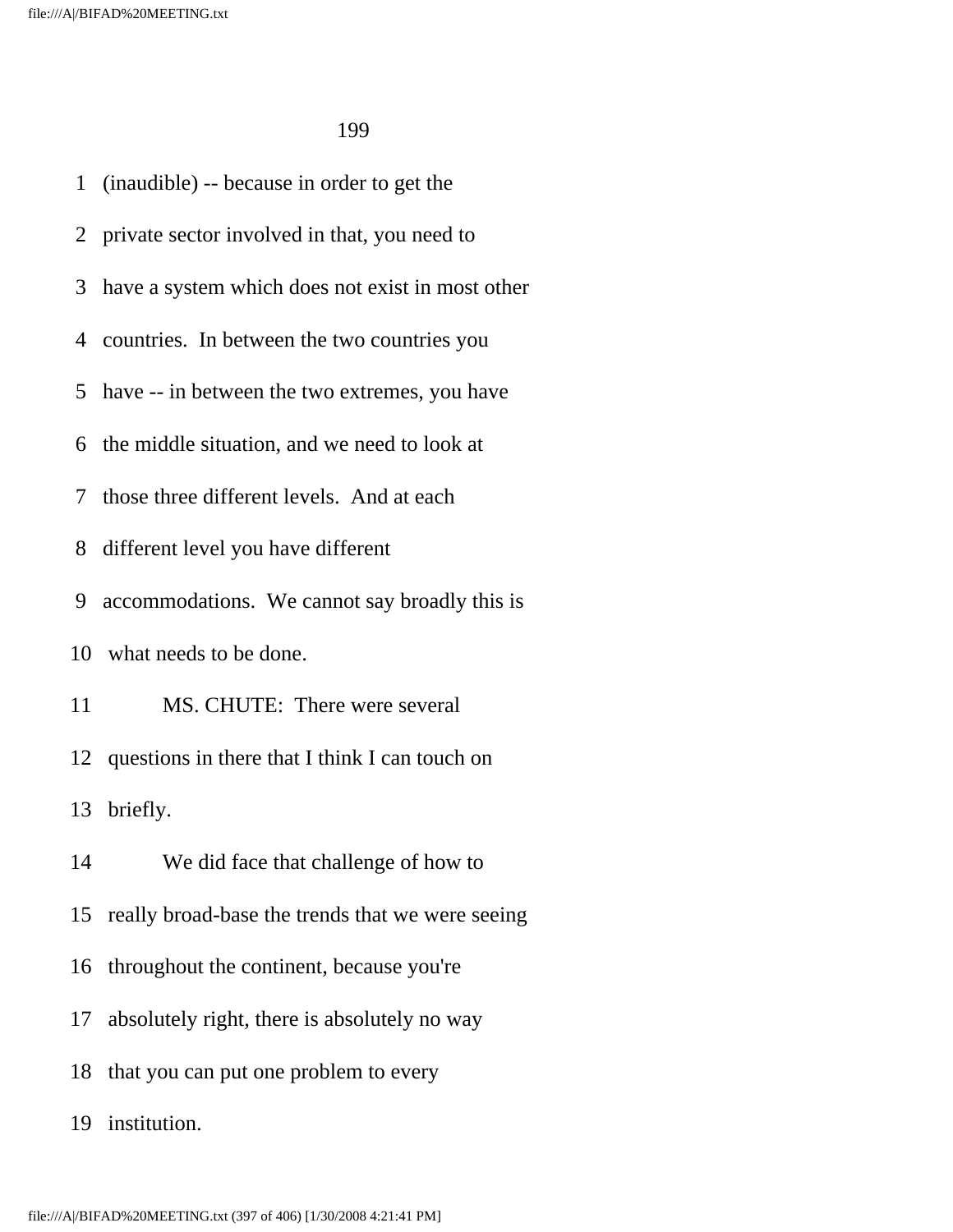(inaudible) -- because in order to get the private sector involved in that, you need to have a system which does not exist in most other countries. In between the two countries you have -- in between the two extremes, you have the middle situation, and we need to look at those three different levels. And at each different level you have different accommodations. We cannot say broadly this is what needs to be done.

MS. CHUTE: There were several questions in there that I think I can touch on briefly.

We did face that challenge of how to really broad-base the trends that we were seeing throughout the continent, because you're absolutely right, there is absolutely no way that you can put one problem to every institution.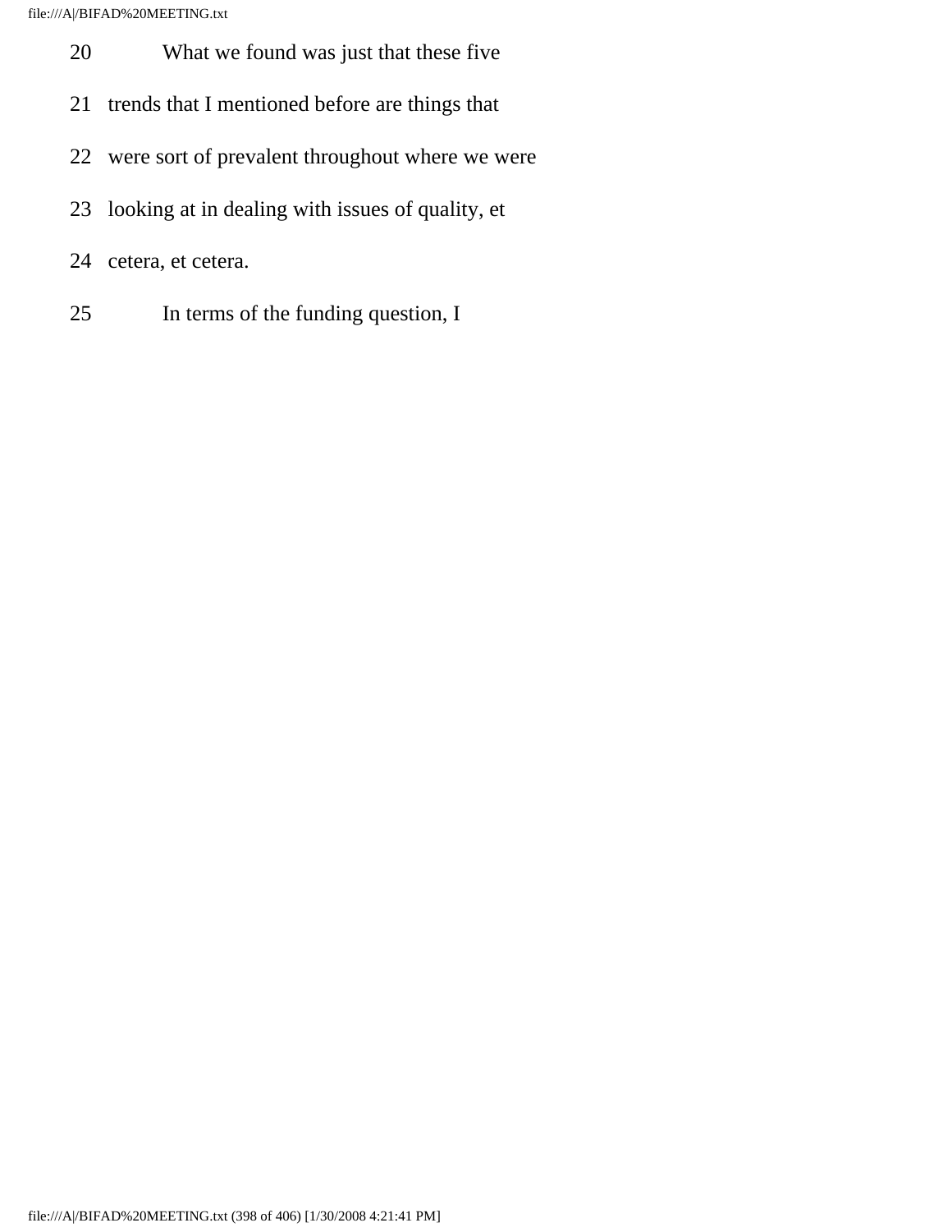20 What we found was just that these five

21 trends that I mentioned before are things that

22 were sort of prevalent throughout where we were

23 looking at in dealing with issues of quality, et

24 cetera, et cetera.

25 In terms of the funding question, I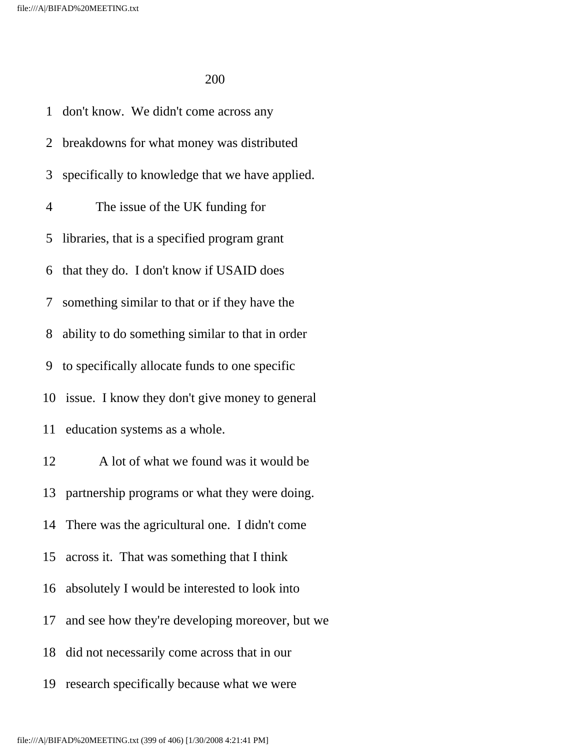1 don't know. We didn't come across any

2 breakdowns for what money was distributed

3 specifically to knowledge that we have applied.

4 The issue of the UK funding for

5 libraries, that is a specified program grant

6 that they do. I don't know if USAID does

7 something similar to that or if they have the

8 ability to do something similar to that in order

9 to specifically allocate funds to one specific

10 issue. I know they don't give money to general

11 education systems as a whole.

12 A lot of what we found was it would be

13 partnership programs or what they were doing.

14 There was the agricultural one. I didn't come

15 across it. That was something that I think

16 absolutely I would be interested to look into

17 and see how they're developing moreover, but we

18 did not necessarily come across that in our

19 research specifically because what we were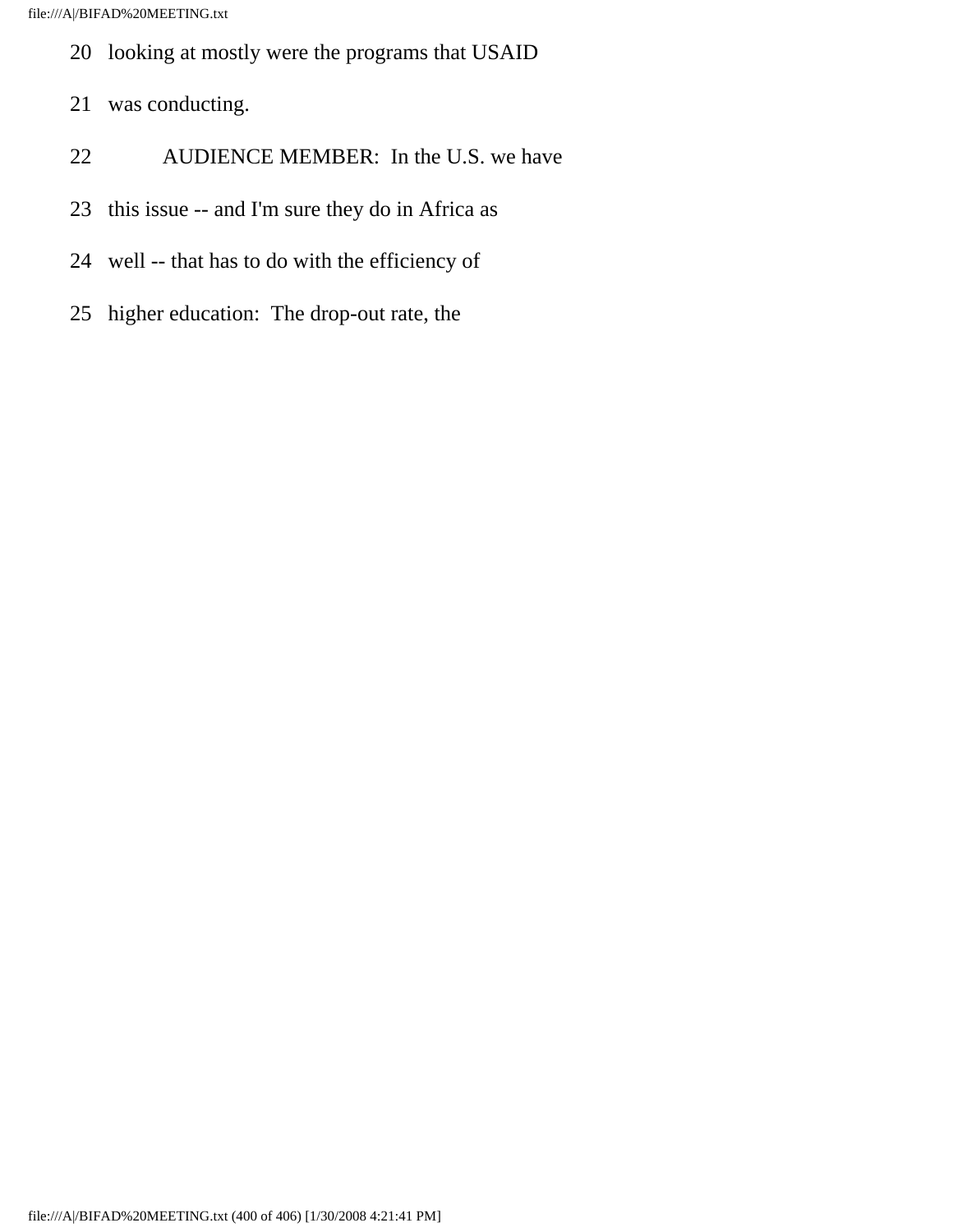20 looking at mostly were the programs that USAID

21 was conducting.

22 AUDIENCE MEMBER: In the U.S. we have

23 this issue -- and I'm sure they do in Africa as

24 well -- that has to do with the efficiency of

25 higher education: The drop-out rate, the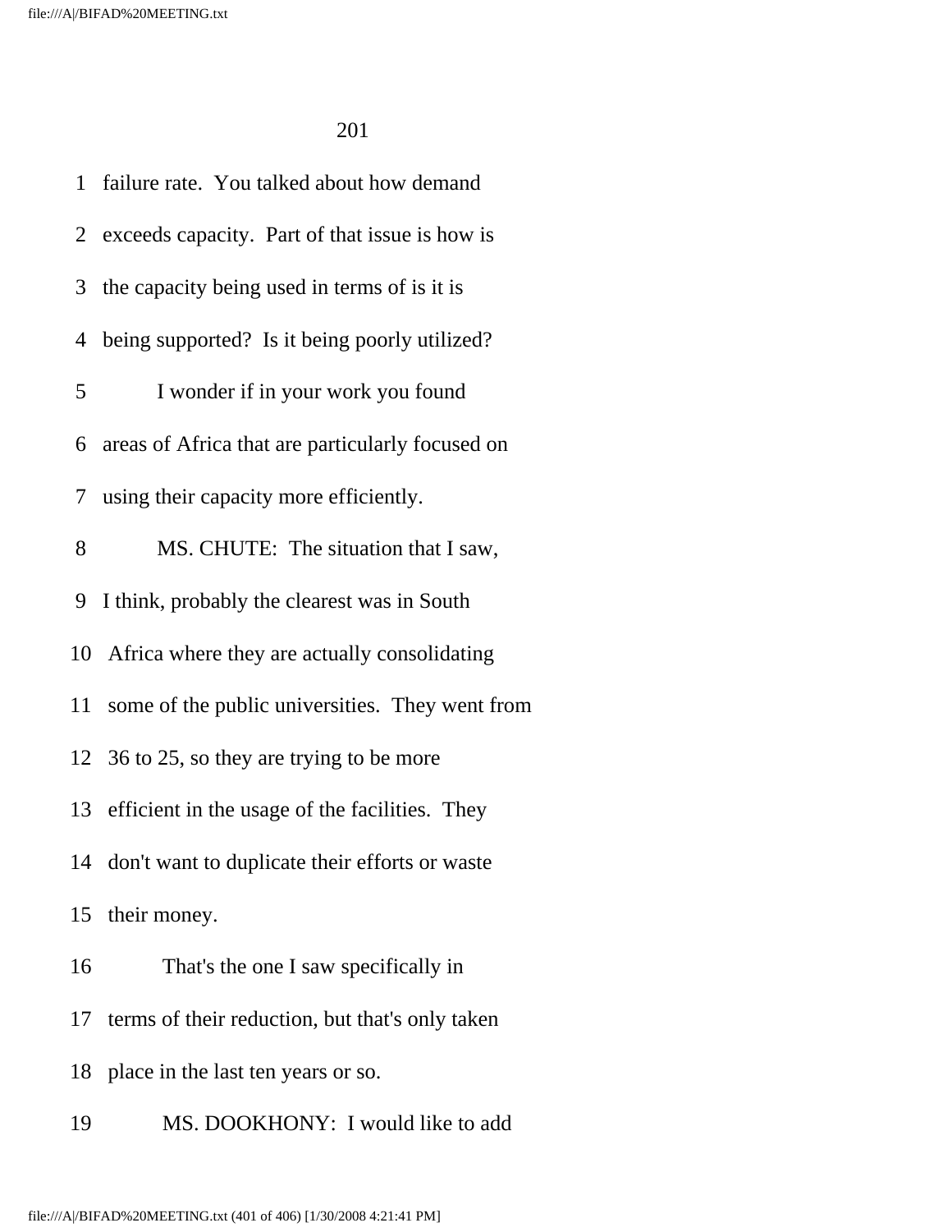failure rate. You talked about how demand exceeds capacity. Part of that issue is how is the capacity being used in terms of is it is being supported? Is it being poorly utilized?

I wonder if in your work you found areas of Africa that are particularly focused on using their capacity more efficiently.

MS. CHUTE: The situation that I saw, I think, probably the clearest was in South Africa where they are actually consolidating some of the public universities. They went from 36 to 25, so they are trying to be more efficient in the usage of the facilities. They don't want to duplicate their efforts or waste their money.

That's the one I saw specifically in terms of their reduction, but that's only taken place in the last ten years or so.

MS. DOOKHONY: I would like to add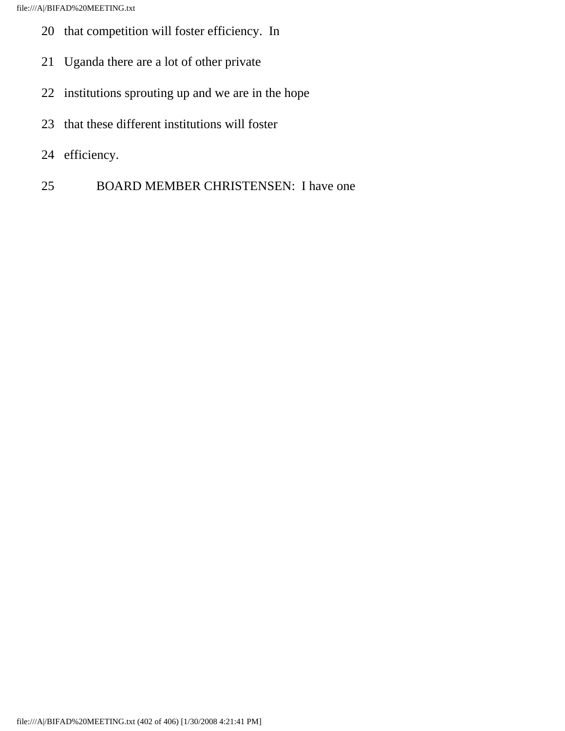20 that competition will foster efficiency. In

21 Uganda there are a lot of other private

22 institutions sprouting up and we are in the hope

23 that these different institutions will foster

24 efficiency.

25 BOARD MEMBER CHRISTENSEN: I have one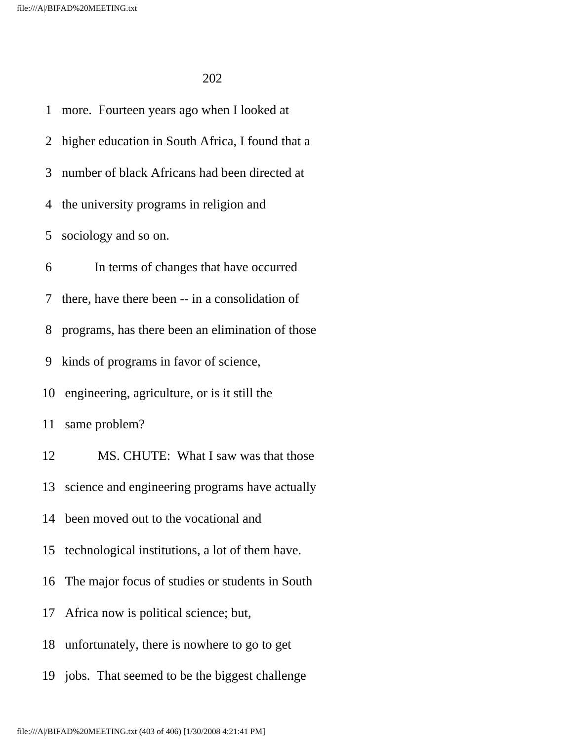more. Fourteen years ago when I looked at higher education in South Africa, I found that a number of black Africans had been directed at the university programs in religion and sociology and so on.

In terms of changes that have occurred there, have there been -- in a consolidation of programs, has there been an elimination of those kinds of programs in favor of science, engineering, agriculture, or is it still the same problem?

MS. CHUTE: What I saw was that those science and engineering programs have actually been moved out to the vocational and technological institutions, a lot of them have. The major focus of studies or students in South Africa now is political science; but, unfortunately, there is nowhere to go to get jobs. That seemed to be the biggest challenge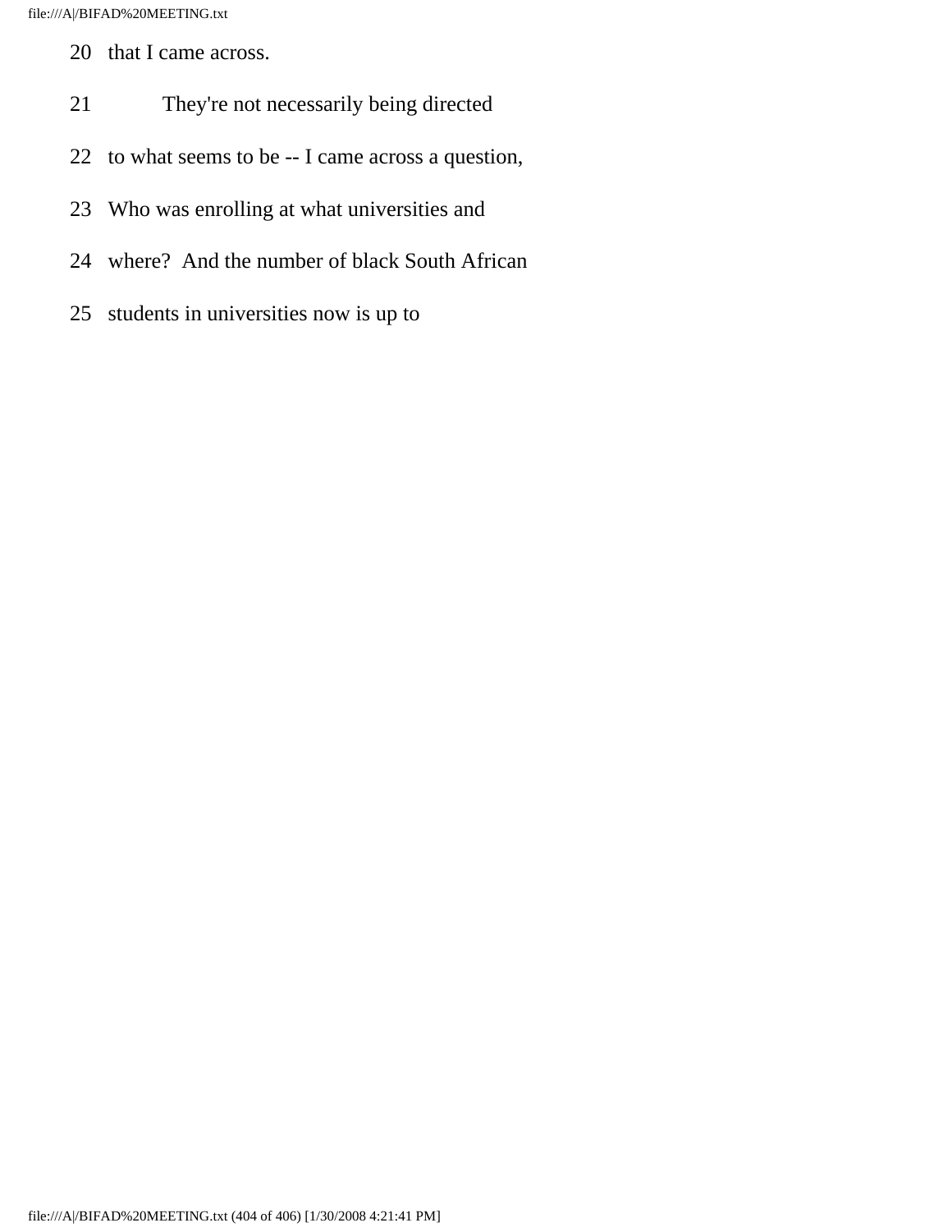20 that I came across.

21 They're not necessarily being directed

22 to what seems to be -- I came across a question,

23 Who was enrolling at what universities and

24 where? And the number of black South African

25 students in universities now is up to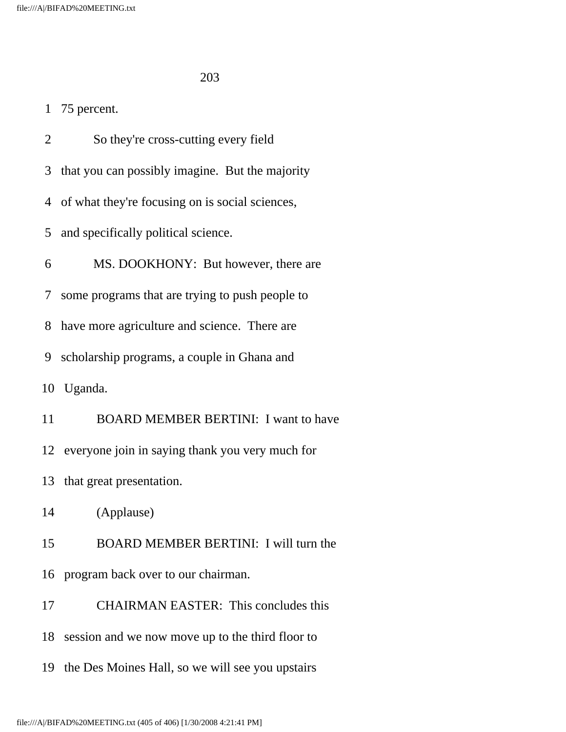1 75 percent.

2 So they're cross-cutting every field

3 that you can possibly imagine. But the majority

4 of what they're focusing on is social sciences,

5 and specifically political science.

6 MS. DOOKHONY: But however, there are

7 some programs that are trying to push people to

8 have more agriculture and science. There are

9 scholarship programs, a couple in Ghana and

10 Uganda.

11 BOARD MEMBER BERTINI: I want to have

12 everyone join in saying thank you very much for

13 that great presentation.

14 (Applause)

15 BOARD MEMBER BERTINI: I will turn the

16 program back over to our chairman.

17 CHAIRMAN EASTER: This concludes this

18 session and we now move up to the third floor to

19 the Des Moines Hall, so we will see you upstairs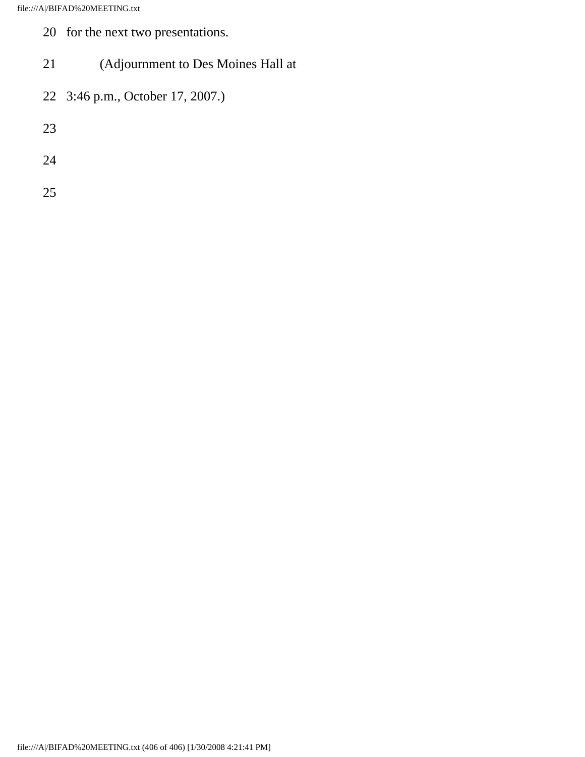20 for the next two presentations.

21 (Adjournment to Des Moines Hall at

22 3:46 p.m., October 17, 2007.)

23

24

25